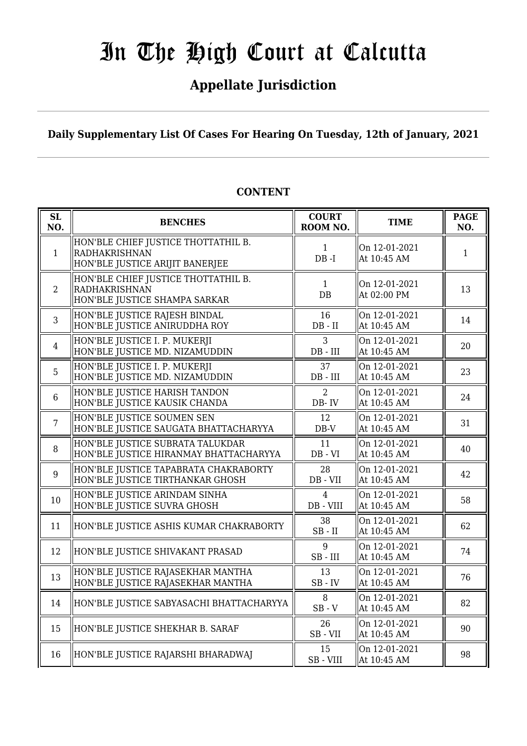# In The High Court at Calcutta

## Appellate Jurisdiction

**Daily Supplementary List Of Cases For Hearing On Tuesday, 12th of January, 2021**

**CONTENT**

| SL NO. | BENCHES | COURT ROOM NO. | TIME | PAGE NO. |
|---|---|---|---|---|
| 1 | HON'BLE CHIEF JUSTICE THOTTATHIL B. RADHAKRISHNAN<br>HON'BLE JUSTICE ARIJIT BANERJEE | 1<br>DB -I | On 12-01-2021<br>At 10:45 AM | 1 |
| 2 | HON'BLE CHIEF JUSTICE THOTTATHIL B. RADHAKRISHNAN<br>HON'BLE JUSTICE SHAMPA SARKAR | 1<br>DB | On 12-01-2021<br>At 02:00 PM | 13 |
| 3 | HON'BLE JUSTICE RAJESH BINDAL<br>HON'BLE JUSTICE ANIRUDDHA ROY | 16<br>DB - II | On 12-01-2021<br>At 10:45 AM | 14 |
| 4 | HON'BLE JUSTICE I. P. MUKERJI<br>HON'BLE JUSTICE MD. NIZAMUDDIN | 3<br>DB - III | On 12-01-2021<br>At 10:45 AM | 20 |
| 5 | HON'BLE JUSTICE I. P. MUKERJI<br>HON'BLE JUSTICE MD. NIZAMUDDIN | 37<br>DB - III | On 12-01-2021<br>At 10:45 AM | 23 |
| 6 | HON'BLE JUSTICE HARISH TANDON<br>HON'BLE JUSTICE KAUSIK CHANDA | 2<br>DB- IV | On 12-01-2021<br>At 10:45 AM | 24 |
| 7 | HON'BLE JUSTICE SOUMEN SEN<br>HON'BLE JUSTICE SAUGATA BHATTACHARYYA | 12<br>DB-V | On 12-01-2021<br>At 10:45 AM | 31 |
| 8 | HON'BLE JUSTICE SUBRATA TALUKDAR<br>HON'BLE JUSTICE HIRANMAY BHATTACHARYYA | 11<br>DB - VI | On 12-01-2021<br>At 10:45 AM | 40 |
| 9 | HON'BLE JUSTICE TAPABRATA CHAKRABORTY<br>HON'BLE JUSTICE TIRTHANKAR GHOSH | 28<br>DB - VII | On 12-01-2021<br>At 10:45 AM | 42 |
| 10 | HON'BLE JUSTICE ARINDAM SINHA<br>HON'BLE JUSTICE SUVRA GHOSH | 4<br>DB - VIII | On 12-01-2021<br>At 10:45 AM | 58 |
| 11 | HON'BLE JUSTICE ASHIS KUMAR CHAKRABORTY | 38<br>SB - II | On 12-01-2021<br>At 10:45 AM | 62 |
| 12 | HON'BLE JUSTICE SHIVAKANT PRASAD | 9<br>SB - III | On 12-01-2021<br>At 10:45 AM | 74 |
| 13 | HON'BLE JUSTICE RAJASEKHAR MANTHA<br>HON'BLE JUSTICE RAJASEKHAR MANTHA | 13<br>SB - IV | On 12-01-2021<br>At 10:45 AM | 76 |
| 14 | HON'BLE JUSTICE SABYASACHI BHATTACHARYYA | 8<br>SB - V | On 12-01-2021<br>At 10:45 AM | 82 |
| 15 | HON'BLE JUSTICE SHEKHAR B. SARAF | 26<br>SB - VII | On 12-01-2021<br>At 10:45 AM | 90 |
| 16 | HON'BLE JUSTICE RAJARSHI BHARADWAJ | 15<br>SB - VIII | On 12-01-2021<br>At 10:45 AM | 98 |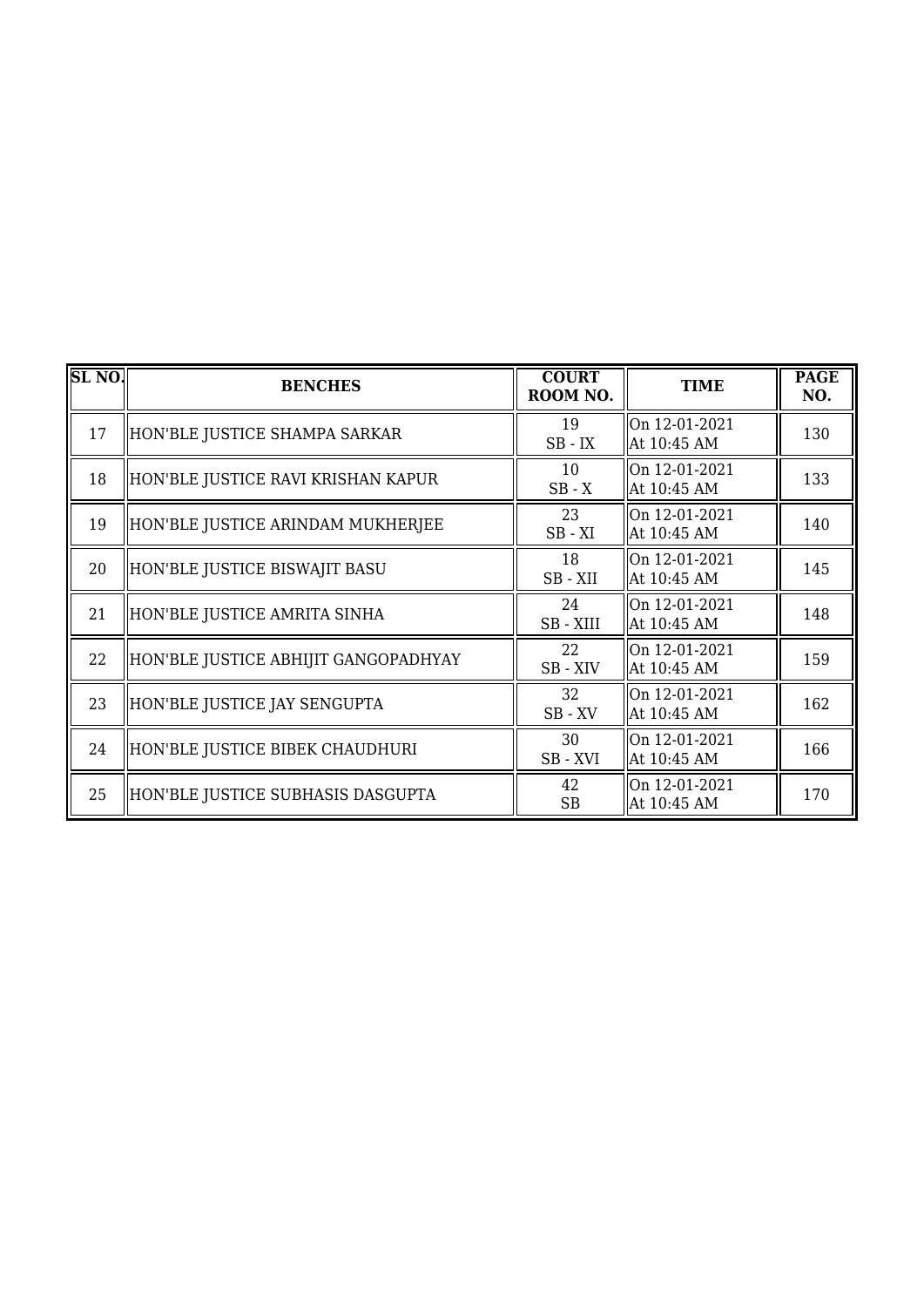| SL NO. | BENCHES | COURT ROOM NO. | TIME | PAGE NO. |
|---|---|---|---|---|
| 17 | HON'BLE JUSTICE SHAMPA SARKAR | 19<br>SB - IX | On 12-01-2021<br>At 10:45 AM | 130 |
| 18 | HON'BLE JUSTICE RAVI KRISHAN KAPUR | 10<br>SB - X | On 12-01-2021<br>At 10:45 AM | 133 |
| 19 | HON'BLE JUSTICE ARINDAM MUKHERJEE | 23<br>SB - XI | On 12-01-2021<br>At 10:45 AM | 140 |
| 20 | HON'BLE JUSTICE BISWAJIT BASU | 18<br>SB - XII | On 12-01-2021<br>At 10:45 AM | 145 |
| 21 | HON'BLE JUSTICE AMRITA SINHA | 24<br>SB - XIII | On 12-01-2021<br>At 10:45 AM | 148 |
| 22 | HON'BLE JUSTICE ABHIJIT GANGOPADHYAY | 22<br>SB - XIV | On 12-01-2021<br>At 10:45 AM | 159 |
| 23 | HON'BLE JUSTICE JAY SENGUPTA | 32<br>SB - XV | On 12-01-2021<br>At 10:45 AM | 162 |
| 24 | HON'BLE JUSTICE BIBEK CHAUDHURI | 30<br>SB - XVI | On 12-01-2021<br>At 10:45 AM | 166 |
| 25 | HON'BLE JUSTICE SUBHASIS DASGUPTA | 42<br>SB | On 12-01-2021<br>At 10:45 AM | 170 |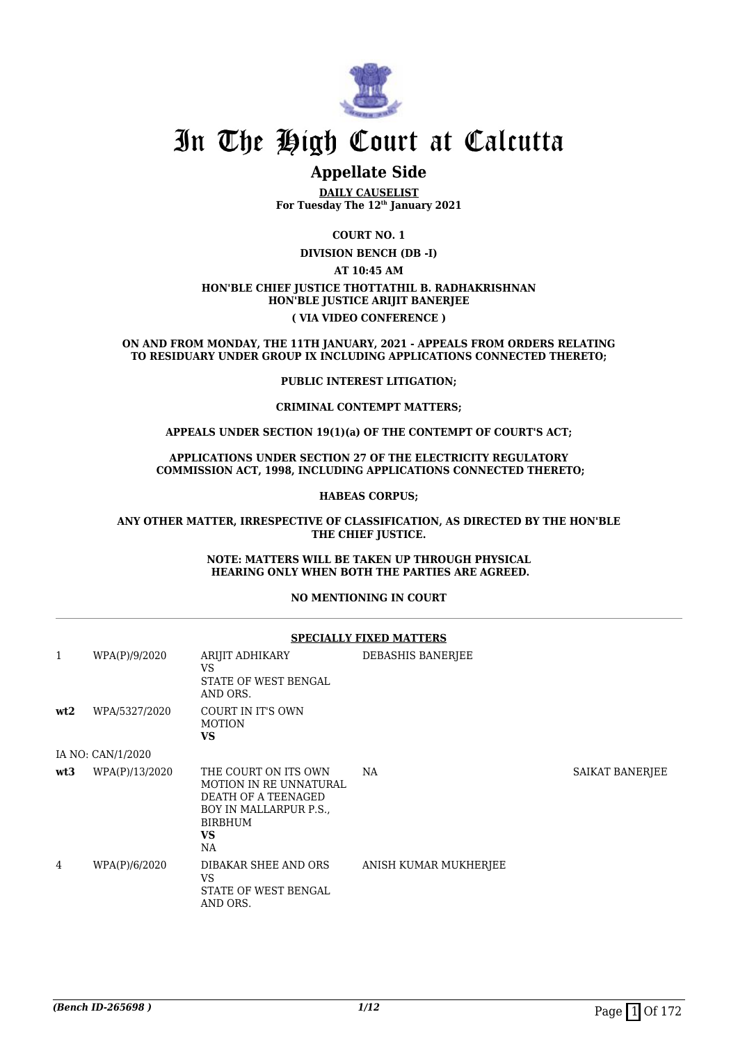# In The High Court at Calcutta

## Appellate Side

**DAILY CAUSELIST**
**For Tuesday The 12th January 2021**

**COURT NO. 1**

**DIVISION BENCH (DB -I)**

**AT 10:45 AM**

**HON'BLE CHIEF JUSTICE THOTTATHIL B. RADHAKRISHNAN**
**HON'BLE JUSTICE ARIJIT BANERJEE**

**( VIA VIDEO CONFERENCE )**

**ON AND FROM MONDAY, THE 11TH JANUARY, 2021 - APPEALS FROM ORDERS RELATING TO RESIDUARY UNDER GROUP IX INCLUDING APPLICATIONS CONNECTED THERETO;**

**PUBLIC INTEREST LITIGATION;**

**CRIMINAL CONTEMPT MATTERS;**

**APPEALS UNDER SECTION 19(1)(a) OF THE CONTEMPT OF COURT'S ACT;**

**APPLICATIONS UNDER SECTION 27 OF THE ELECTRICITY REGULATORY COMMISSION ACT, 1998, INCLUDING APPLICATIONS CONNECTED THERETO;**

**HABEAS CORPUS;**

**ANY OTHER MATTER, IRRESPECTIVE OF CLASSIFICATION, AS DIRECTED BY THE HON'BLE THE CHIEF JUSTICE.**

**NOTE: MATTERS WILL BE TAKEN UP THROUGH PHYSICAL HEARING ONLY WHEN BOTH THE PARTIES ARE AGREED.**

**NO MENTIONING IN COURT**

**SPECIALLY FIXED MATTERS**

| | | | | |
|---|---|---|---|---|
| 1 | WPA(P)/9/2020 | ARIJIT ADHIKARY VS STATE OF WEST BENGAL AND ORS. | DEBASHIS BANERJEE | |
| **wt2** | WPA/5327/2020 | COURT IN IT'S OWN MOTION **VS** | | |
| | IA NO: CAN/1/2020 | | | |
| **wt3** | WPA(P)/13/2020 | THE COURT ON ITS OWN MOTION IN RE UNNATURAL DEATH OF A TEENAGED BOY IN MALLARPUR P.S., BIRBHUM **VS** NA | NA | SAIKAT BANERJEE |
| 4 | WPA(P)/6/2020 | DIBAKAR SHEE AND ORS VS STATE OF WEST BENGAL AND ORS. | ANISH KUMAR MUKHERJEE | |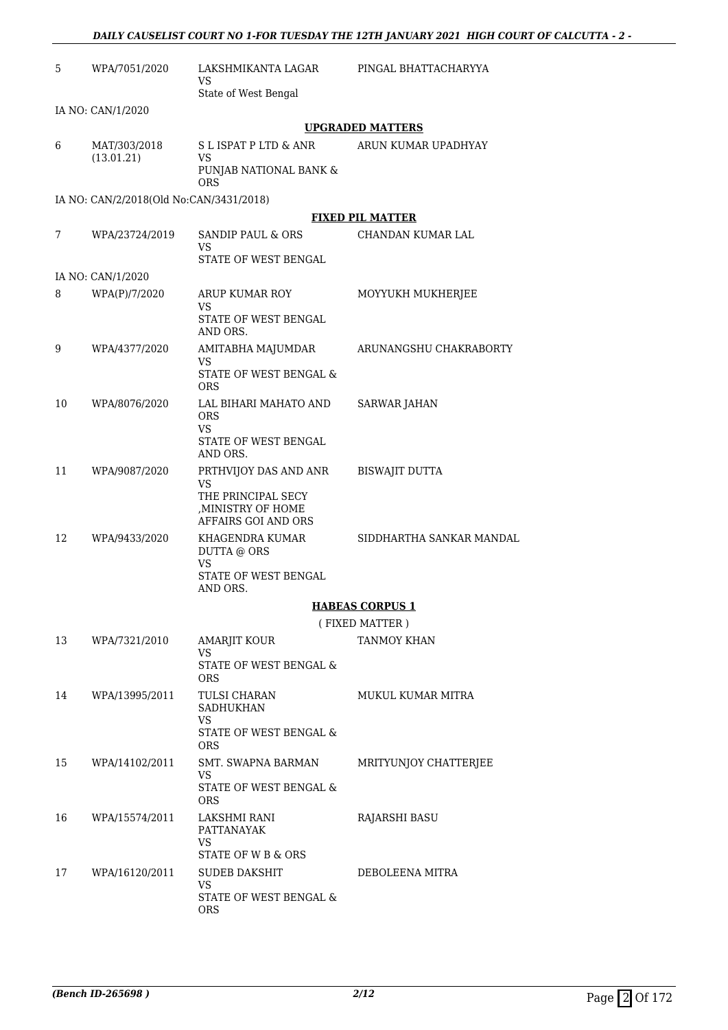| | | | |
|---|---|---|---|
| 5 | WPA/7051/2020 | LAKSHMIKANTA LAGAR<br>VS<br>State of West Bengal | PINGAL BHATTACHARYYA |
| | IA NO: CAN/1/2020 | | |

**UPGRADED MATTERS**

| | | | |
|---|---|---|---|
| 6 | MAT/303/2018<br>(13.01.21) | S L ISPAT P LTD & ANR<br>VS<br>PUNJAB NATIONAL BANK & ORS | ARUN KUMAR UPADHYAY |
| | IA NO: CAN/2/2018(Old No:CAN/3431/2018) | | |

**FIXED PIL MATTER**

| | | | |
|---|---|---|---|
| 7 | WPA/23724/2019 | SANDIP PAUL & ORS<br>VS<br>STATE OF WEST BENGAL | CHANDAN KUMAR LAL |
| | IA NO: CAN/1/2020 | | |
| 8 | WPA(P)/7/2020 | ARUP KUMAR ROY<br>VS<br>STATE OF WEST BENGAL AND ORS. | MOYYUKH MUKHERJEE |
| 9 | WPA/4377/2020 | AMITABHA MAJUMDAR<br>VS<br>STATE OF WEST BENGAL & ORS | ARUNANGSHU CHAKRABORTY |
| 10 | WPA/8076/2020 | LAL BIHARI MAHATO AND ORS<br>VS<br>STATE OF WEST BENGAL AND ORS. | SARWAR JAHAN |
| 11 | WPA/9087/2020 | PRTHVIJOY DAS AND ANR<br>VS<br>THE PRINCIPAL SECY ,MINISTRY OF HOME AFFAIRS GOI AND ORS | BISWAJIT DUTTA |
| 12 | WPA/9433/2020 | KHAGENDRA KUMAR DUTTA @ ORS<br>VS<br>STATE OF WEST BENGAL AND ORS. | SIDDHARTHA SANKAR MANDAL |

**HABEAS CORPUS 1**

( FIXED MATTER )

| | | | |
|---|---|---|---|
| 13 | WPA/7321/2010 | AMARJIT KOUR<br>VS<br>STATE OF WEST BENGAL & ORS | TANMOY KHAN |
| 14 | WPA/13995/2011 | TULSI CHARAN SADHUKHAN<br>VS<br>STATE OF WEST BENGAL & ORS | MUKUL KUMAR MITRA |
| 15 | WPA/14102/2011 | SMT. SWAPNA BARMAN<br>VS<br>STATE OF WEST BENGAL & ORS | MRITYUNJOY CHATTERJEE |
| 16 | WPA/15574/2011 | LAKSHMI RANI PATTANAYAK<br>VS<br>STATE OF W B & ORS | RAJARSHI BASU |
| 17 | WPA/16120/2011 | SUDEB DAKSHIT<br>VS<br>STATE OF WEST BENGAL & ORS | DEBOLEENA MITRA |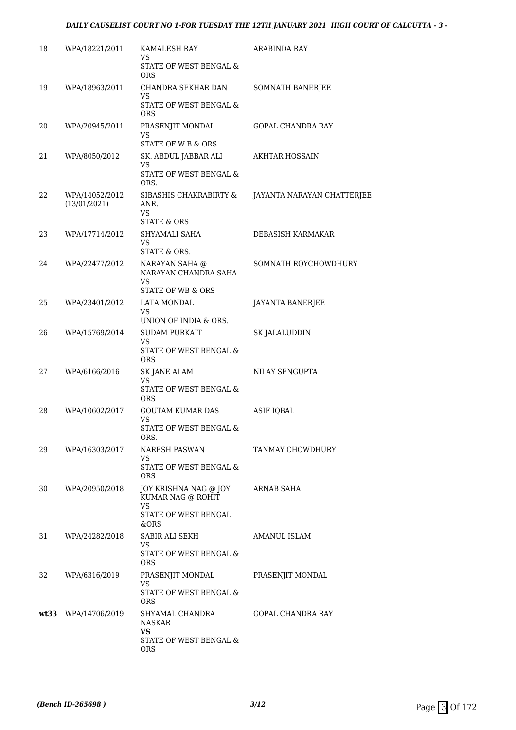| 18 | WPA/18221/2011 | KAMALESH RAY<br>VS<br>STATE OF WEST BENGAL & ORS | ARABINDA RAY |
|---|---|---|---|
| 19 | WPA/18963/2011 | CHANDRA SEKHAR DAN<br>VS<br>STATE OF WEST BENGAL & ORS | SOMNATH BANERJEE |
| 20 | WPA/20945/2011 | PRASENJIT MONDAL<br>VS<br>STATE OF W B & ORS | GOPAL CHANDRA RAY |
| 21 | WPA/8050/2012 | SK. ABDUL JABBAR ALI<br>VS<br>STATE OF WEST BENGAL & ORS. | AKHTAR HOSSAIN |
| 22 | WPA/14052/2012<br>(13/01/2021) | SIBASHIS CHAKRABIRTY & ANR.<br>VS<br>STATE & ORS | JAYANTA NARAYAN CHATTERJEE |
| 23 | WPA/17714/2012 | SHYAMALI SAHA<br>VS<br>STATE & ORS. | DEBASISH KARMAKAR |
| 24 | WPA/22477/2012 | NARAYAN SAHA @ NARAYAN CHANDRA SAHA<br>VS<br>STATE OF WB & ORS | SOMNATH ROYCHOWDHURY |
| 25 | WPA/23401/2012 | LATA MONDAL<br>VS<br>UNION OF INDIA & ORS. | JAYANTA BANERJEE |
| 26 | WPA/15769/2014 | SUDAM PURKAIT<br>VS<br>STATE OF WEST BENGAL & ORS | SK JALALUDDIN |
| 27 | WPA/6166/2016 | SK JANE ALAM<br>VS<br>STATE OF WEST BENGAL & ORS | NILAY SENGUPTA |
| 28 | WPA/10602/2017 | GOUTAM KUMAR DAS<br>VS<br>STATE OF WEST BENGAL & ORS. | ASIF IQBAL |
| 29 | WPA/16303/2017 | NARESH PASWAN<br>VS<br>STATE OF WEST BENGAL & ORS | TANMAY CHOWDHURY |
| 30 | WPA/20950/2018 | JOY KRISHNA NAG @ JOY KUMAR NAG @ ROHIT<br>VS<br>STATE OF WEST BENGAL &ORS | ARNAB SAHA |
| 31 | WPA/24282/2018 | SABIR ALI SEKH<br>VS<br>STATE OF WEST BENGAL & ORS | AMANUL ISLAM |
| 32 | WPA/6316/2019 | PRASENJIT MONDAL<br>VS<br>STATE OF WEST BENGAL & ORS | PRASENJIT MONDAL |
| **wt33** | WPA/14706/2019 | SHYAMAL CHANDRA NASKAR<br>**VS**<br>STATE OF WEST BENGAL & ORS | GOPAL CHANDRA RAY |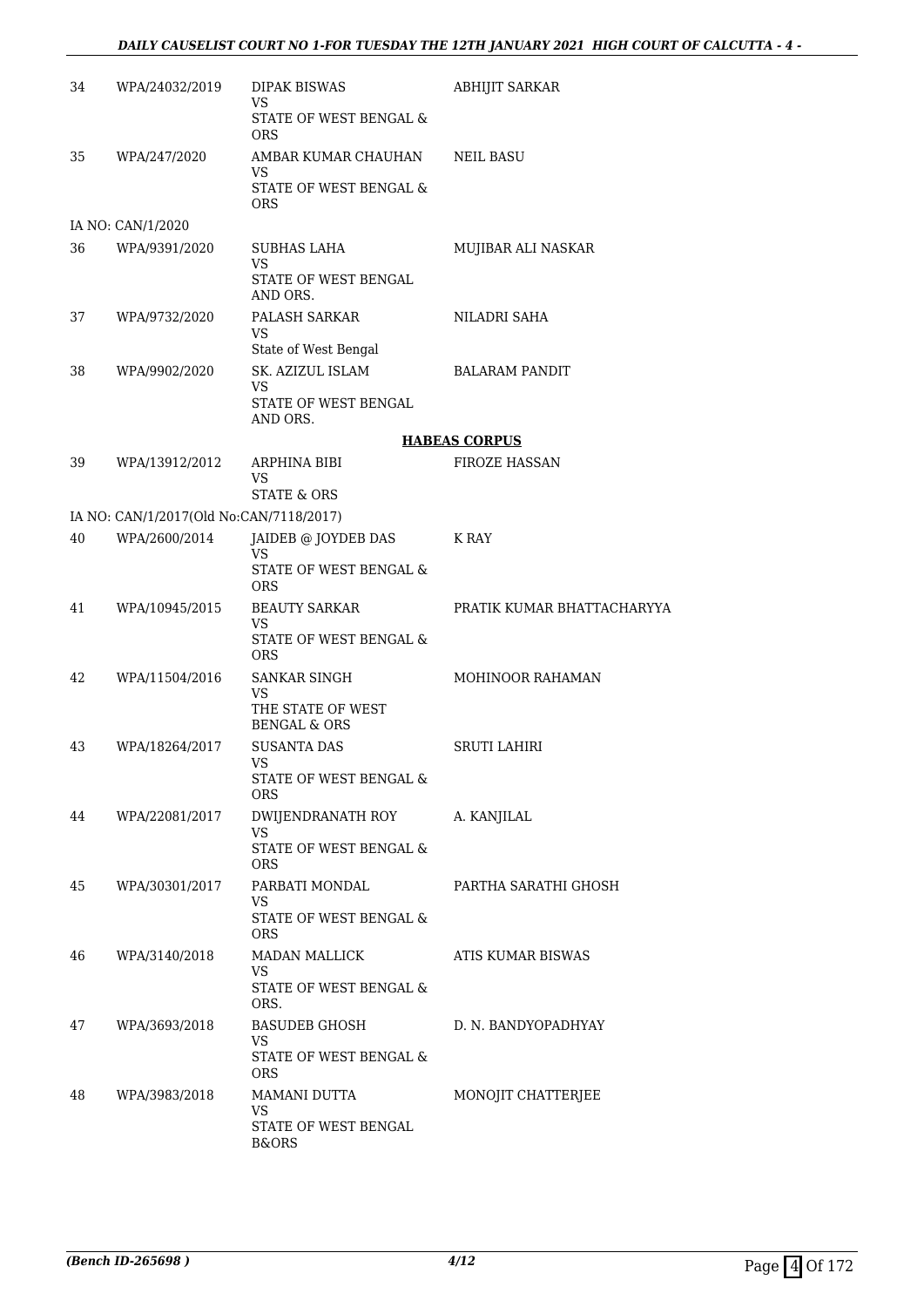| | | | |
|---|---|---|---|
| 34 | WPA/24032/2019 | DIPAK BISWAS<br>VS<br>STATE OF WEST BENGAL & ORS | ABHIJIT SARKAR |
| 35 | WPA/247/2020 | AMBAR KUMAR CHAUHAN<br>VS<br>STATE OF WEST BENGAL & ORS | NEIL BASU |
| IA NO: CAN/1/2020 | | | |
| 36 | WPA/9391/2020 | SUBHAS LAHA<br>VS<br>STATE OF WEST BENGAL AND ORS. | MUJIBAR ALI NASKAR |
| 37 | WPA/9732/2020 | PALASH SARKAR<br>VS<br>State of West Bengal | NILADRI SAHA |
| 38 | WPA/9902/2020 | SK. AZIZUL ISLAM<br>VS<br>STATE OF WEST BENGAL AND ORS. | BALARAM PANDIT |

**HABEAS CORPUS**

| | | | |
|---|---|---|---|
| 39 | WPA/13912/2012 | ARPHINA BIBI<br>VS<br>STATE & ORS | FIROZE HASSAN |
| IA NO: CAN/1/2017(Old No:CAN/7118/2017) | | | |
| 40 | WPA/2600/2014 | JAIDEB @ JOYDEB DAS<br>VS<br>STATE OF WEST BENGAL & ORS | K RAY |
| 41 | WPA/10945/2015 | BEAUTY SARKAR<br>VS<br>STATE OF WEST BENGAL & ORS | PRATIK KUMAR BHATTACHARYYA |
| 42 | WPA/11504/2016 | SANKAR SINGH<br>VS<br>THE STATE OF WEST BENGAL & ORS | MOHINOOR RAHAMAN |
| 43 | WPA/18264/2017 | SUSANTA DAS<br>VS<br>STATE OF WEST BENGAL & ORS | SRUTI LAHIRI |
| 44 | WPA/22081/2017 | DWIJENDRANATH ROY<br>VS<br>STATE OF WEST BENGAL & ORS | A. KANJILAL |
| 45 | WPA/30301/2017 | PARBATI MONDAL<br>VS<br>STATE OF WEST BENGAL & ORS | PARTHA SARATHI GHOSH |
| 46 | WPA/3140/2018 | MADAN MALLICK<br>VS<br>STATE OF WEST BENGAL & ORS. | ATIS KUMAR BISWAS |
| 47 | WPA/3693/2018 | BASUDEB GHOSH<br>VS<br>STATE OF WEST BENGAL & ORS | D. N. BANDYOPADHYAY |
| 48 | WPA/3983/2018 | MAMANI DUTTA<br>VS<br>STATE OF WEST BENGAL B&ORS | MONOJIT CHATTERJEE |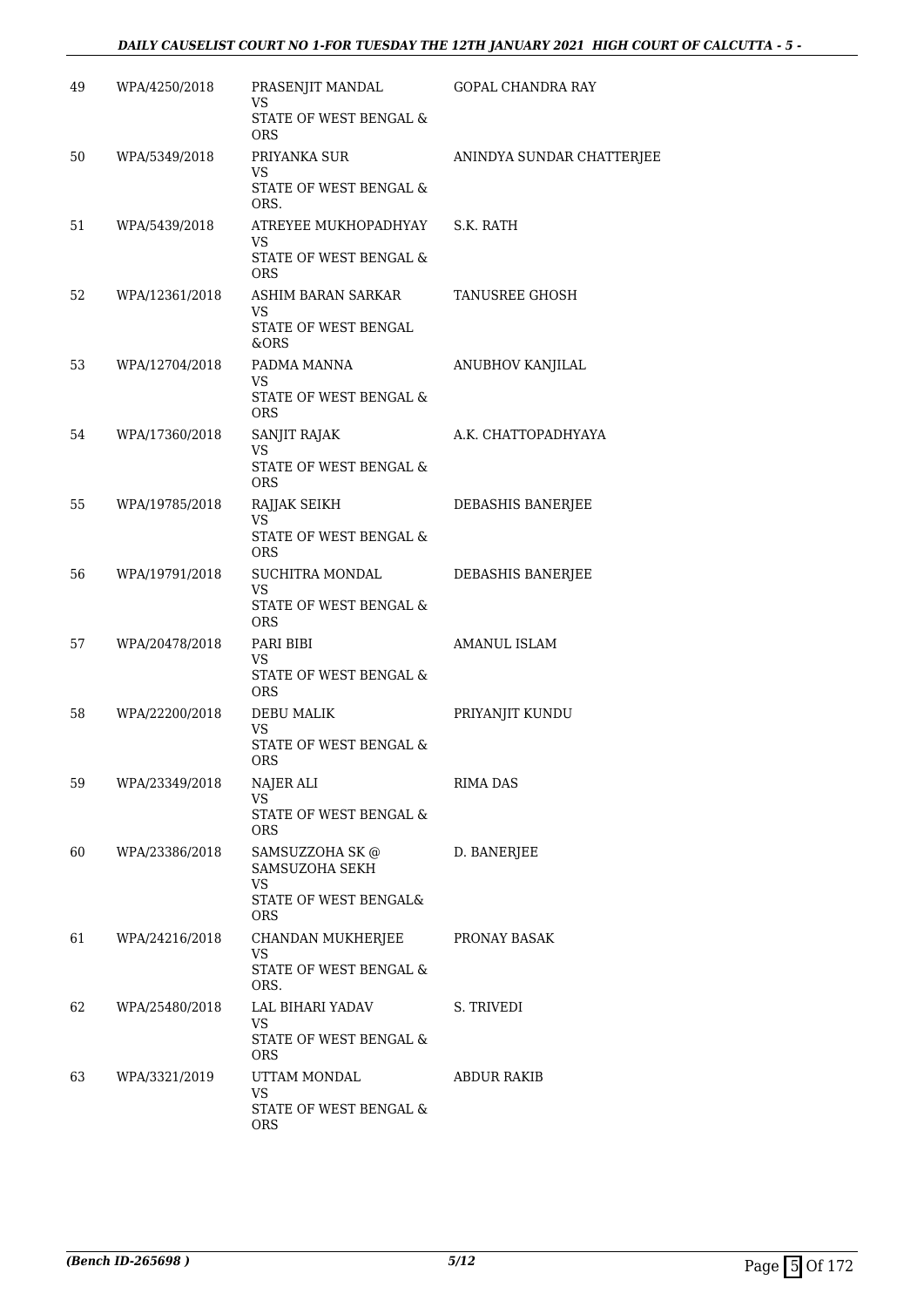| 49 | WPA/4250/2018 | PRASENJIT MANDAL<br>VS<br>STATE OF WEST BENGAL & ORS | GOPAL CHANDRA RAY |
|---|---|---|---|
| 50 | WPA/5349/2018 | PRIYANKA SUR<br>VS<br>STATE OF WEST BENGAL & ORS. | ANINDYA SUNDAR CHATTERJEE |
| 51 | WPA/5439/2018 | ATREYEE MUKHOPADHYAY<br>VS<br>STATE OF WEST BENGAL & ORS | S.K. RATH |
| 52 | WPA/12361/2018 | ASHIM BARAN SARKAR<br>VS<br>STATE OF WEST BENGAL &ORS | TANUSREE GHOSH |
| 53 | WPA/12704/2018 | PADMA MANNA<br>VS<br>STATE OF WEST BENGAL & ORS | ANUBHOV KANJILAL |
| 54 | WPA/17360/2018 | SANJIT RAJAK<br>VS<br>STATE OF WEST BENGAL & ORS | A.K. CHATTOPADHYAYA |
| 55 | WPA/19785/2018 | RAJJAK SEIKH<br>VS<br>STATE OF WEST BENGAL & ORS | DEBASHIS BANERJEE |
| 56 | WPA/19791/2018 | SUCHITRA MONDAL<br>VS<br>STATE OF WEST BENGAL & ORS | DEBASHIS BANERJEE |
| 57 | WPA/20478/2018 | PARI BIBI<br>VS<br>STATE OF WEST BENGAL & ORS | AMANUL ISLAM |
| 58 | WPA/22200/2018 | DEBU MALIK<br>VS<br>STATE OF WEST BENGAL & ORS | PRIYANJIT KUNDU |
| 59 | WPA/23349/2018 | NAJER ALI<br>VS<br>STATE OF WEST BENGAL & ORS | RIMA DAS |
| 60 | WPA/23386/2018 | SAMSUZZOHA SK @ SAMSUZOHA SEKH<br>VS<br>STATE OF WEST BENGAL& ORS | D. BANERJEE |
| 61 | WPA/24216/2018 | CHANDAN MUKHERJEE<br>VS<br>STATE OF WEST BENGAL & ORS. | PRONAY BASAK |
| 62 | WPA/25480/2018 | LAL BIHARI YADAV<br>VS<br>STATE OF WEST BENGAL & ORS | S. TRIVEDI |
| 63 | WPA/3321/2019 | UTTAM MONDAL<br>VS<br>STATE OF WEST BENGAL & ORS | ABDUR RAKIB |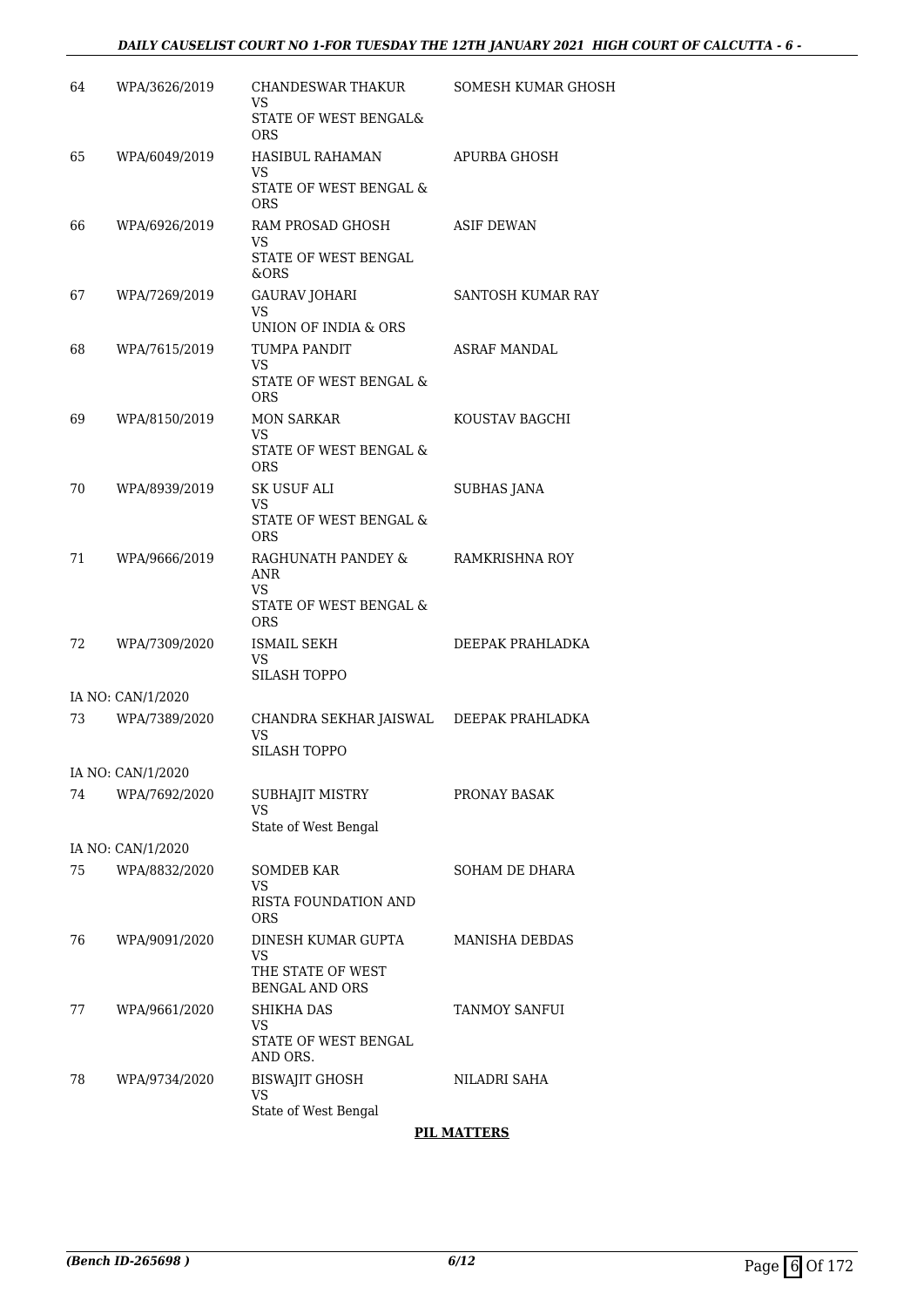| | | | |
|---|---|---|---|
| 64 | WPA/3626/2019 | CHANDESWAR THAKUR<br>VS<br>STATE OF WEST BENGAL&<br>ORS | SOMESH KUMAR GHOSH |
| 65 | WPA/6049/2019 | HASIBUL RAHAMAN<br>VS<br>STATE OF WEST BENGAL &<br>ORS | APURBA GHOSH |
| 66 | WPA/6926/2019 | RAM PROSAD GHOSH<br>VS<br>STATE OF WEST BENGAL<br>&ORS | ASIF DEWAN |
| 67 | WPA/7269/2019 | GAURAV JOHARI<br>VS<br>UNION OF INDIA & ORS | SANTOSH KUMAR RAY |
| 68 | WPA/7615/2019 | TUMPA PANDIT<br>VS<br>STATE OF WEST BENGAL &<br>ORS | ASRAF MANDAL |
| 69 | WPA/8150/2019 | MON SARKAR<br>VS<br>STATE OF WEST BENGAL &<br>ORS | KOUSTAV BAGCHI |
| 70 | WPA/8939/2019 | SK USUF ALI<br>VS<br>STATE OF WEST BENGAL &<br>ORS | SUBHAS JANA |
| 71 | WPA/9666/2019 | RAGHUNATH PANDEY &<br>ANR<br>VS<br>STATE OF WEST BENGAL &<br>ORS | RAMKRISHNA ROY |
| 72 | WPA/7309/2020 | ISMAIL SEKH<br>VS<br>SILASH TOPPO | DEEPAK PRAHLADKA |
| IA NO: CAN/1/2020 | | | |
| 73 | WPA/7389/2020 | CHANDRA SEKHAR JAISWAL<br>VS<br>SILASH TOPPO | DEEPAK PRAHLADKA |
| IA NO: CAN/1/2020 | | | |
| 74 | WPA/7692/2020 | SUBHAJIT MISTRY<br>VS<br>State of West Bengal | PRONAY BASAK |
| IA NO: CAN/1/2020 | | | |
| 75 | WPA/8832/2020 | SOMDEB KAR<br>VS<br>RISTA FOUNDATION AND<br>ORS | SOHAM DE DHARA |
| 76 | WPA/9091/2020 | DINESH KUMAR GUPTA<br>VS<br>THE STATE OF WEST<br>BENGAL AND ORS | MANISHA DEBDAS |
| 77 | WPA/9661/2020 | SHIKHA DAS<br>VS<br>STATE OF WEST BENGAL<br>AND ORS. | TANMOY SANFUI |
| 78 | WPA/9734/2020 | BISWAJIT GHOSH<br>VS<br>State of West Bengal | NILADRI SAHA |

**PIL MATTERS**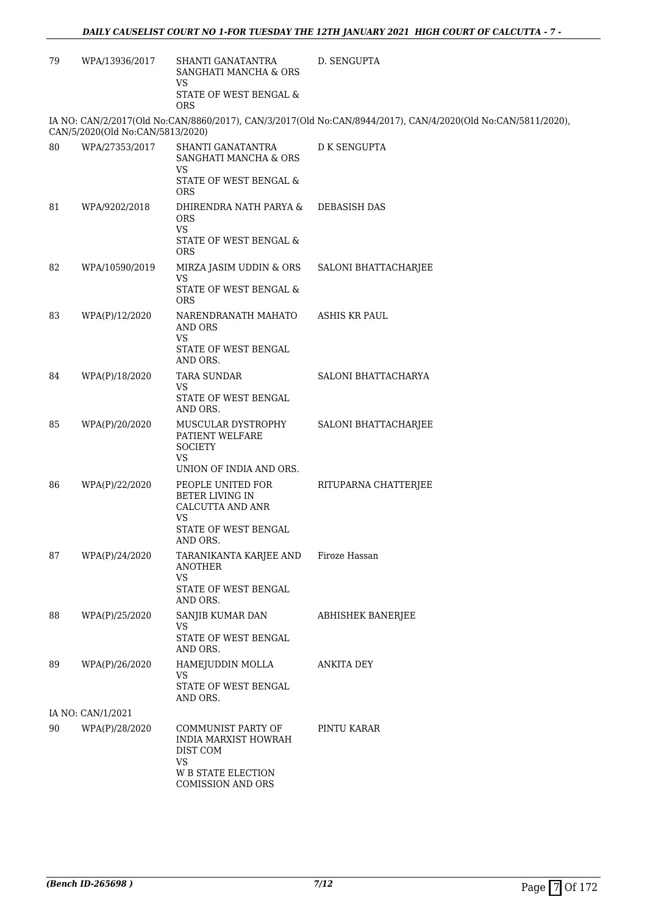| | | | |
|---|---|---|---|
| 79 | WPA/13936/2017 | SHANTI GANATANTRA SANGHATI MANCHA & ORS<br>VS<br>STATE OF WEST BENGAL & ORS | D. SENGUPTA |

IA NO: CAN/2/2017(Old No:CAN/8860/2017), CAN/3/2017(Old No:CAN/8944/2017), CAN/4/2020(Old No:CAN/5811/2020), CAN/5/2020(Old No:CAN/5813/2020)

| | | | |
|---|---|---|---|
| 80 | WPA/27353/2017 | SHANTI GANATANTRA SANGHATI MANCHA & ORS<br>VS<br>STATE OF WEST BENGAL & ORS | D K SENGUPTA |
| 81 | WPA/9202/2018 | DHIRENDRA NATH PARYA & ORS<br>VS<br>STATE OF WEST BENGAL & ORS | DEBASISH DAS |
| 82 | WPA/10590/2019 | MIRZA JASIM UDDIN & ORS<br>VS<br>STATE OF WEST BENGAL & ORS | SALONI BHATTACHARJEE |
| 83 | WPA(P)/12/2020 | NARENDRANATH MAHATO AND ORS<br>VS<br>STATE OF WEST BENGAL AND ORS. | ASHIS KR PAUL |
| 84 | WPA(P)/18/2020 | TARA SUNDAR<br>VS<br>STATE OF WEST BENGAL AND ORS. | SALONI BHATTACHARYA |
| 85 | WPA(P)/20/2020 | MUSCULAR DYSTROPHY PATIENT WELFARE SOCIETY<br>VS<br>UNION OF INDIA AND ORS. | SALONI BHATTACHARJEE |
| 86 | WPA(P)/22/2020 | PEOPLE UNITED FOR BETER LIVING IN CALCUTTA AND ANR<br>VS<br>STATE OF WEST BENGAL AND ORS. | RITUPARNA CHATTERJEE |
| 87 | WPA(P)/24/2020 | TARANIKANTA KARJEE AND ANOTHER<br>VS<br>STATE OF WEST BENGAL AND ORS. | Firoze Hassan |
| 88 | WPA(P)/25/2020 | SANJIB KUMAR DAN<br>VS<br>STATE OF WEST BENGAL AND ORS. | ABHISHEK BANERJEE |
| 89 | WPA(P)/26/2020 | HAMEJUDDIN MOLLA<br>VS<br>STATE OF WEST BENGAL AND ORS. | ANKITA DEY |

IA NO: CAN/1/2021

| | | | |
|---|---|---|---|
| 90 | WPA(P)/28/2020 | COMMUNIST PARTY OF INDIA MARXIST HOWRAH DIST COM<br>VS<br>W B STATE ELECTION COMISSION AND ORS | PINTU KARAR |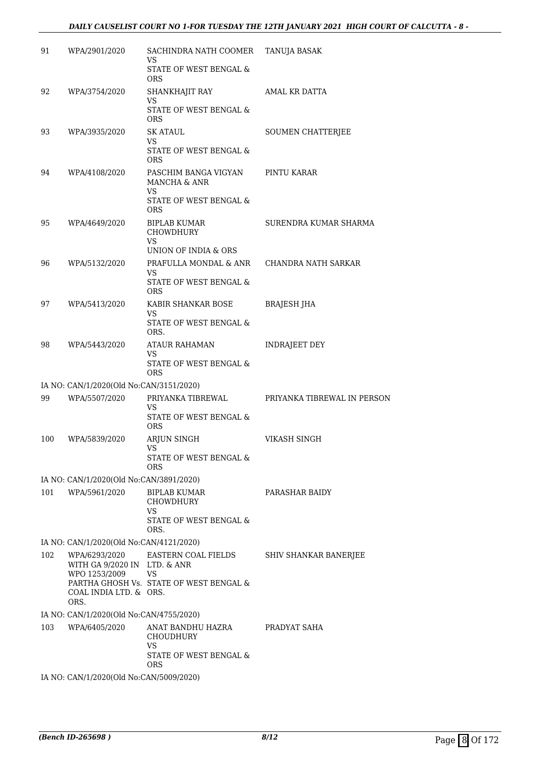| 91 | WPA/2901/2020 | SACHINDRA NATH COOMER VS STATE OF WEST BENGAL & ORS | TANUJA BASAK |
|---|---|---|---|
| 92 | WPA/3754/2020 | SHANKHAJIT RAY VS STATE OF WEST BENGAL & ORS | AMAL KR DATTA |
| 93 | WPA/3935/2020 | SK ATAUL VS STATE OF WEST BENGAL & ORS | SOUMEN CHATTERJEE |
| 94 | WPA/4108/2020 | PASCHIM BANGA VIGYAN MANCHA & ANR VS STATE OF WEST BENGAL & ORS | PINTU KARAR |
| 95 | WPA/4649/2020 | BIPLAB KUMAR CHOWDHURY VS UNION OF INDIA & ORS | SURENDRA KUMAR SHARMA |
| 96 | WPA/5132/2020 | PRAFULLA MONDAL & ANR VS STATE OF WEST BENGAL & ORS | CHANDRA NATH SARKAR |
| 97 | WPA/5413/2020 | KABIR SHANKAR BOSE VS STATE OF WEST BENGAL & ORS. | BRAJESH JHA |
| 98 | WPA/5443/2020 | ATAUR RAHAMAN VS STATE OF WEST BENGAL & ORS | INDRAJEET DEY |
| | IA NO: CAN/1/2020(Old No:CAN/3151/2020) | | |
| 99 | WPA/5507/2020 | PRIYANKA TIBREWAL VS STATE OF WEST BENGAL & ORS | PRIYANKA TIBREWAL IN PERSON |
| 100 | WPA/5839/2020 | ARJUN SINGH VS STATE OF WEST BENGAL & ORS | VIKASH SINGH |
| | IA NO: CAN/1/2020(Old No:CAN/3891/2020) | | |
| 101 | WPA/5961/2020 | BIPLAB KUMAR CHOWDHURY VS STATE OF WEST BENGAL & ORS. | PARASHAR BAIDY |
| | IA NO: CAN/1/2020(Old No:CAN/4121/2020) | | |
| 102 | WPA/6293/2020 WITH GA 9/2020 IN WPO 1253/2009 PARTHA GHOSH Vs. COAL INDIA LTD. & ORS. | EASTERN COAL FIELDS LTD. & ANR VS STATE OF WEST BENGAL & ORS. | SHIV SHANKAR BANERJEE |
| | IA NO: CAN/1/2020(Old No:CAN/4755/2020) | | |
| 103 | WPA/6405/2020 | ANAT BANDHU HAZRA CHOUDHURY VS STATE OF WEST BENGAL & ORS | PRADYAT SAHA |
| | IA NO: CAN/1/2020(Old No:CAN/5009/2020) | | |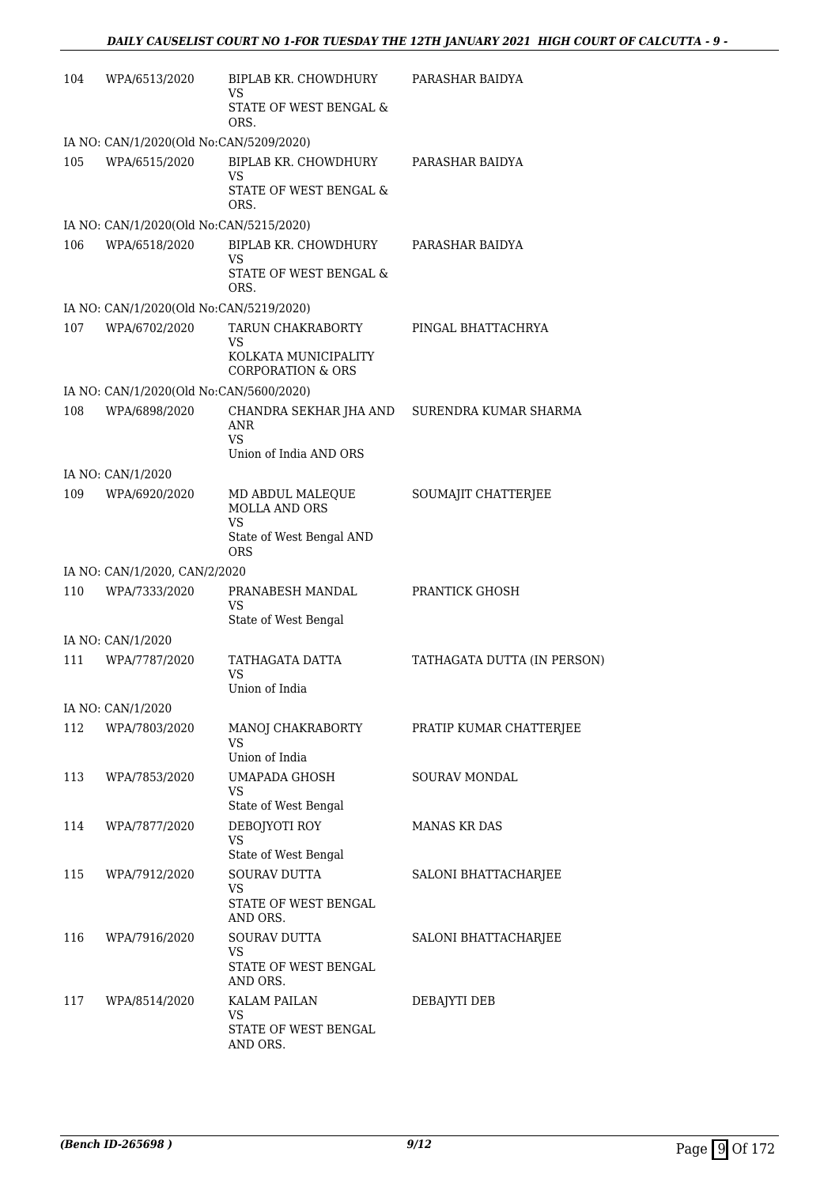| | | | |
|---|---|---|---|
| 104 | WPA/6513/2020 | BIPLAB KR. CHOWDHURY<br>VS<br>STATE OF WEST BENGAL & ORS. | PARASHAR BAIDYA |
| IA NO: CAN/1/2020(Old No:CAN/5209/2020) | | | |
| 105 | WPA/6515/2020 | BIPLAB KR. CHOWDHURY<br>VS<br>STATE OF WEST BENGAL & ORS. | PARASHAR BAIDYA |
| IA NO: CAN/1/2020(Old No:CAN/5215/2020) | | | |
| 106 | WPA/6518/2020 | BIPLAB KR. CHOWDHURY<br>VS<br>STATE OF WEST BENGAL & ORS. | PARASHAR BAIDYA |
| IA NO: CAN/1/2020(Old No:CAN/5219/2020) | | | |
| 107 | WPA/6702/2020 | TARUN CHAKRABORTY<br>VS<br>KOLKATA MUNICIPALITY CORPORATION & ORS | PINGAL BHATTACHRYA |
| IA NO: CAN/1/2020(Old No:CAN/5600/2020) | | | |
| 108 | WPA/6898/2020 | CHANDRA SEKHAR JHA AND ANR<br>VS<br>Union of India AND ORS | SURENDRA KUMAR SHARMA |
| IA NO: CAN/1/2020 | | | |
| 109 | WPA/6920/2020 | MD ABDUL MALEQUE MOLLA AND ORS<br>VS<br>State of West Bengal AND ORS | SOUMAJIT CHATTERJEE |
| IA NO: CAN/1/2020, CAN/2/2020 | | | |
| 110 | WPA/7333/2020 | PRANABESH MANDAL<br>VS<br>State of West Bengal | PRANTICK GHOSH |
| IA NO: CAN/1/2020 | | | |
| 111 | WPA/7787/2020 | TATHAGATA DATTA<br>VS<br>Union of India | TATHAGATA DUTTA (IN PERSON) |
| IA NO: CAN/1/2020 | | | |
| 112 | WPA/7803/2020 | MANOJ CHAKRABORTY<br>VS<br>Union of India | PRATIP KUMAR CHATTERJEE |
| 113 | WPA/7853/2020 | UMAPADA GHOSH<br>VS<br>State of West Bengal | SOURAV MONDAL |
| 114 | WPA/7877/2020 | DEBOJYOTI ROY<br>VS<br>State of West Bengal | MANAS KR DAS |
| 115 | WPA/7912/2020 | SOURAV DUTTA<br>VS<br>STATE OF WEST BENGAL AND ORS. | SALONI BHATTACHARJEE |
| 116 | WPA/7916/2020 | SOURAV DUTTA<br>VS<br>STATE OF WEST BENGAL AND ORS. | SALONI BHATTACHARJEE |
| 117 | WPA/8514/2020 | KALAM PAILAN<br>VS<br>STATE OF WEST BENGAL AND ORS. | DEBAJYTI DEB |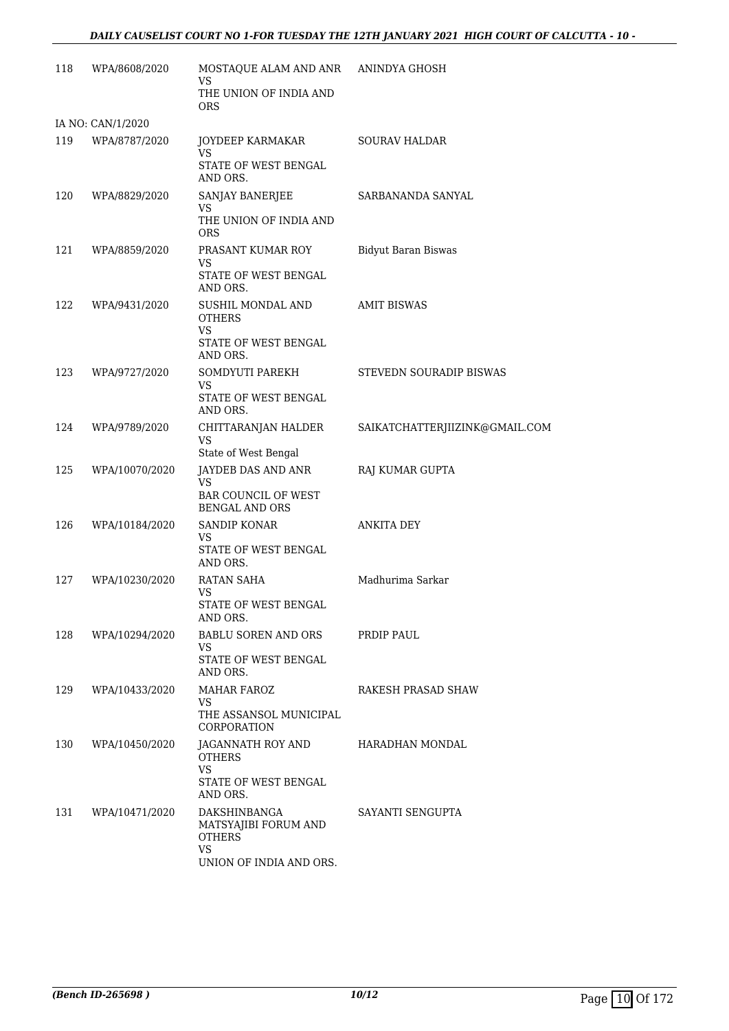| | | | |
|---|---|---|---|
| 118 | WPA/8608/2020 | MOSTAQUE ALAM AND ANR<br>VS<br>THE UNION OF INDIA AND ORS | ANINDYA GHOSH |
| IA NO: CAN/1/2020 | | | |
| 119 | WPA/8787/2020 | JOYDEEP KARMAKAR<br>VS<br>STATE OF WEST BENGAL AND ORS. | SOURAV HALDAR |
| 120 | WPA/8829/2020 | SANJAY BANERJEE<br>VS<br>THE UNION OF INDIA AND ORS | SARBANANDA SANYAL |
| 121 | WPA/8859/2020 | PRASANT KUMAR ROY<br>VS<br>STATE OF WEST BENGAL AND ORS. | Bidyut Baran Biswas |
| 122 | WPA/9431/2020 | SUSHIL MONDAL AND OTHERS<br>VS<br>STATE OF WEST BENGAL AND ORS. | AMIT BISWAS |
| 123 | WPA/9727/2020 | SOMDYUTI PAREKH<br>VS<br>STATE OF WEST BENGAL AND ORS. | STEVEDN SOURADIP BISWAS |
| 124 | WPA/9789/2020 | CHITTARANJAN HALDER<br>VS<br>State of West Bengal | SAIKATCHATTERJIIZINK@GMAIL.COM |
| 125 | WPA/10070/2020 | JAYDEB DAS AND ANR<br>VS<br>BAR COUNCIL OF WEST BENGAL AND ORS | RAJ KUMAR GUPTA |
| 126 | WPA/10184/2020 | SANDIP KONAR<br>VS<br>STATE OF WEST BENGAL AND ORS. | ANKITA DEY |
| 127 | WPA/10230/2020 | RATAN SAHA<br>VS<br>STATE OF WEST BENGAL AND ORS. | Madhurima Sarkar |
| 128 | WPA/10294/2020 | BABLU SOREN AND ORS<br>VS<br>STATE OF WEST BENGAL AND ORS. | PRDIP PAUL |
| 129 | WPA/10433/2020 | MAHAR FAROZ<br>VS<br>THE ASSANSOL MUNICIPAL CORPORATION | RAKESH PRASAD SHAW |
| 130 | WPA/10450/2020 | JAGANNATH ROY AND OTHERS<br>VS<br>STATE OF WEST BENGAL AND ORS. | HARADHAN MONDAL |
| 131 | WPA/10471/2020 | DAKSHINBANGA MATSYAJIBI FORUM AND OTHERS<br>VS<br>UNION OF INDIA AND ORS. | SAYANTI SENGUPTA |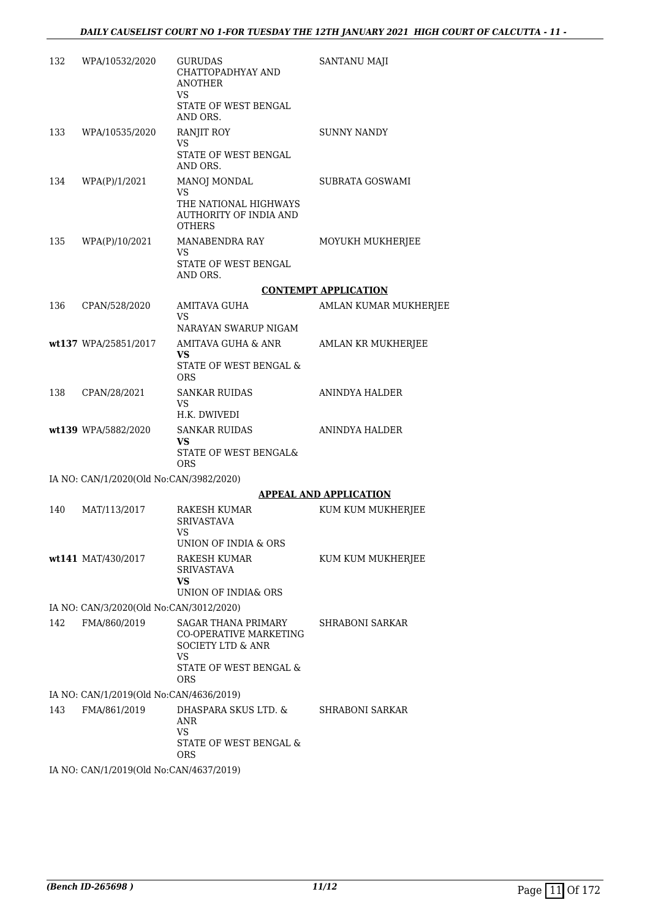| | | | |
|---|---|---|---|
| 132 | WPA/10532/2020 | GURUDAS CHATTOPADHYAY AND ANOTHER<br>VS<br>STATE OF WEST BENGAL AND ORS. | SANTANU MAJI |
| 133 | WPA/10535/2020 | RANJIT ROY<br>VS<br>STATE OF WEST BENGAL AND ORS. | SUNNY NANDY |
| 134 | WPA(P)/1/2021 | MANOJ MONDAL<br>VS<br>THE NATIONAL HIGHWAYS AUTHORITY OF INDIA AND OTHERS | SUBRATA GOSWAMI |
| 135 | WPA(P)/10/2021 | MANABENDRA RAY<br>VS<br>STATE OF WEST BENGAL AND ORS. | MOYUKH MUKHERJEE |

**CONTEMPT APPLICATION**

| | | | |
|---|---|---|---|
| 136 | CPAN/528/2020 | AMITAVA GUHA<br>VS<br>NARAYAN SWARUP NIGAM | AMLAN KUMAR MUKHERJEE |
| wt137 | WPA/25851/2017 | AMITAVA GUHA & ANR<br>**VS**<br>STATE OF WEST BENGAL & ORS | AMLAN KR MUKHERJEE |
| 138 | CPAN/28/2021 | SANKAR RUIDAS<br>VS<br>H.K. DWIVEDI | ANINDYA HALDER |
| wt139 | WPA/5882/2020 | SANKAR RUIDAS<br>**VS**<br>STATE OF WEST BENGAL& ORS | ANINDYA HALDER |

IA NO: CAN/1/2020(Old No:CAN/3982/2020)

**APPEAL AND APPLICATION**

| | | | |
|---|---|---|---|
| 140 | MAT/113/2017 | RAKESH KUMAR SRIVASTAVA<br>VS<br>UNION OF INDIA & ORS | KUM KUM MUKHERJEE |
| wt141 | MAT/430/2017 | RAKESH KUMAR SRIVASTAVA<br>**VS**<br>UNION OF INDIA& ORS | KUM KUM MUKHERJEE |

IA NO: CAN/3/2020(Old No:CAN/3012/2020)

| | | | |
|---|---|---|---|
| 142 | FMA/860/2019 | SAGAR THANA PRIMARY CO-OPERATIVE MARKETING SOCIETY LTD & ANR<br>VS<br>STATE OF WEST BENGAL & ORS | SHRABONI SARKAR |

IA NO: CAN/1/2019(Old No:CAN/4636/2019)

| | | | |
|---|---|---|---|
| 143 | FMA/861/2019 | DHASPARA SKUS LTD. & ANR<br>VS<br>STATE OF WEST BENGAL & ORS | SHRABONI SARKAR |

IA NO: CAN/1/2019(Old No:CAN/4637/2019)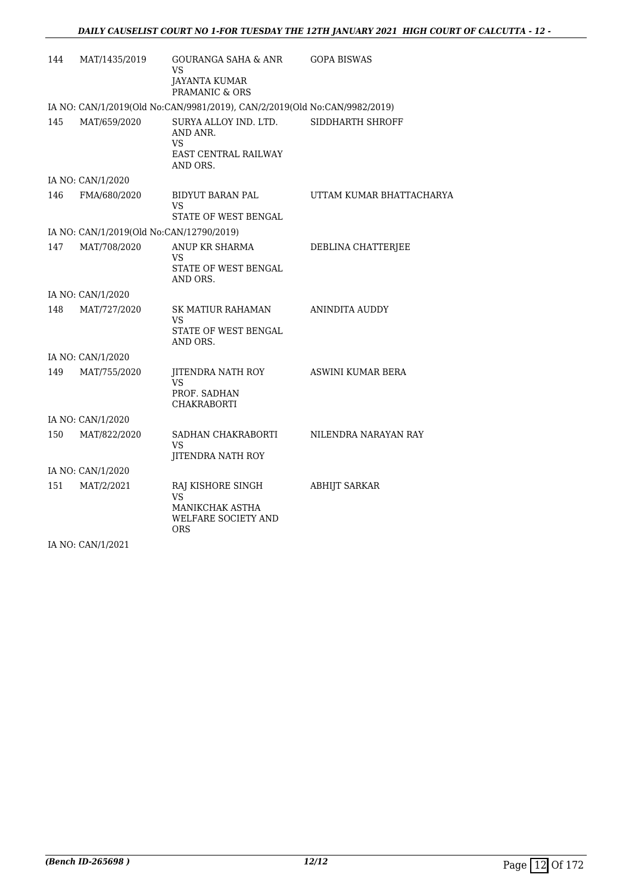| | | | |
|---|---|---|---|
| 144 | MAT/1435/2019 | GOURANGA SAHA & ANR<br>VS<br>JAYANTA KUMAR PRAMANIC & ORS | GOPA BISWAS |

IA NO: CAN/1/2019(Old No:CAN/9981/2019), CAN/2/2019(Old No:CAN/9982/2019)

| | | | |
|---|---|---|---|
| 145 | MAT/659/2020 | SURYA ALLOY IND. LTD. AND ANR.<br>VS<br>EAST CENTRAL RAILWAY AND ORS. | SIDDHARTH SHROFF |

IA NO: CAN/1/2020

| | | | |
|---|---|---|---|
| 146 | FMA/680/2020 | BIDYUT BARAN PAL<br>VS<br>STATE OF WEST BENGAL | UTTAM KUMAR BHATTACHARYA |

IA NO: CAN/1/2019(Old No:CAN/12790/2019)

| | | | |
|---|---|---|---|
| 147 | MAT/708/2020 | ANUP KR SHARMA<br>VS<br>STATE OF WEST BENGAL AND ORS. | DEBLINA CHATTERJEE |

IA NO: CAN/1/2020

| | | | |
|---|---|---|---|
| 148 | MAT/727/2020 | SK MATIUR RAHAMAN<br>VS<br>STATE OF WEST BENGAL AND ORS. | ANINDITA AUDDY |

IA NO: CAN/1/2020

| | | | |
|---|---|---|---|
| 149 | MAT/755/2020 | JITENDRA NATH ROY<br>VS<br>PROF. SADHAN CHAKRABORTI | ASWINI KUMAR BERA |

IA NO: CAN/1/2020

| | | | |
|---|---|---|---|
| 150 | MAT/822/2020 | SADHAN CHAKRABORTI<br>VS<br>JITENDRA NATH ROY | NILENDRA NARAYAN RAY |

IA NO: CAN/1/2020

| | | | |
|---|---|---|---|
| 151 | MAT/2/2021 | RAJ KISHORE SINGH<br>VS<br>MANIKCHAK ASTHA WELFARE SOCIETY AND ORS | ABHIJT SARKAR |

IA NO: CAN/1/2021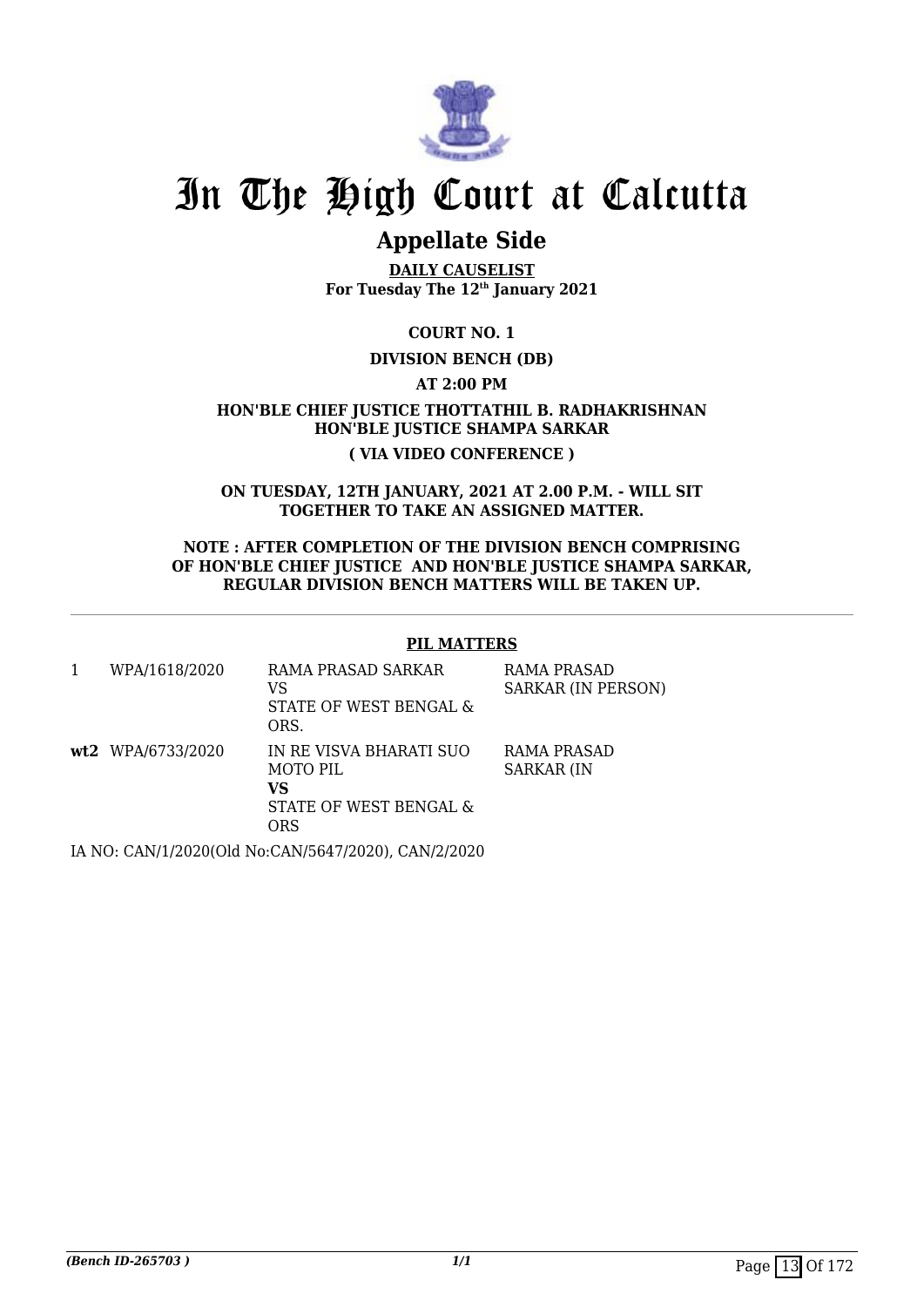# In The High Court at Calcutta

## Appellate Side

**DAILY CAUSELIST**
**For Tuesday The 12th January 2021**

**COURT NO. 1**

**DIVISION BENCH (DB)**

**AT 2:00 PM**

**HON'BLE CHIEF JUSTICE THOTTATHIL B. RADHAKRISHNAN**
**HON'BLE JUSTICE SHAMPA SARKAR**

**( VIA VIDEO CONFERENCE )**

**ON TUESDAY, 12TH JANUARY, 2021 AT 2.00 P.M. - WILL SIT TOGETHER TO TAKE AN ASSIGNED MATTER.**

**NOTE : AFTER COMPLETION OF THE DIVISION BENCH COMPRISING OF HON'BLE CHIEF JUSTICE AND HON'BLE JUSTICE SHAMPA SARKAR, REGULAR DIVISION BENCH MATTERS WILL BE TAKEN UP.**

**PIL MATTERS**

| | | | |
|---|---|---|---|
| 1 | WPA/1618/2020 | RAMA PRASAD SARKAR<br>VS<br>STATE OF WEST BENGAL & ORS. | RAMA PRASAD SARKAR (IN PERSON) |
| **wt2** | WPA/6733/2020 | IN RE VISVA BHARATI SUO MOTO PIL<br>**VS**<br>STATE OF WEST BENGAL & ORS | RAMA PRASAD SARKAR (IN |

IA NO: CAN/1/2020(Old No:CAN/5647/2020), CAN/2/2020

*(Bench ID-265703 )*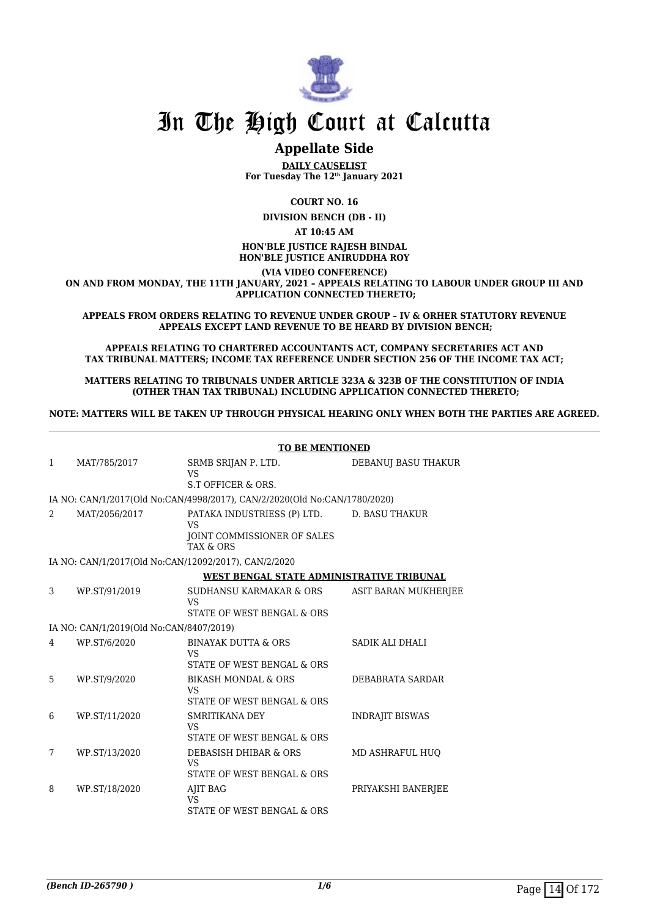# In The High Court at Calcutta

## Appellate Side

**DAILY CAUSELIST**
**For Tuesday The 12th January 2021**

**COURT NO. 16**

**DIVISION BENCH (DB - II)**

**AT 10:45 AM**

**HON'BLE JUSTICE RAJESH BINDAL**
**HON'BLE JUSTICE ANIRUDDHA ROY**

**(VIA VIDEO CONFERENCE)**
**ON AND FROM MONDAY, THE 11TH JANUARY, 2021 – APPEALS RELATING TO LABOUR UNDER GROUP III AND APPLICATION CONNECTED THERETO;**

**APPEALS FROM ORDERS RELATING TO REVENUE UNDER GROUP – IV & ORHER STATUTORY REVENUE APPEALS EXCEPT LAND REVENUE TO BE HEARD BY DIVISION BENCH;**

**APPEALS RELATING TO CHARTERED ACCOUNTANTS ACT, COMPANY SECRETARIES ACT AND TAX TRIBUNAL MATTERS; INCOME TAX REFERENCE UNDER SECTION 256 OF THE INCOME TAX ACT;**

**MATTERS RELATING TO TRIBUNALS UNDER ARTICLE 323A & 323B OF THE CONSTITUTION OF INDIA (OTHER THAN TAX TRIBUNAL) INCLUDING APPLICATION CONNECTED THERETO;**

**NOTE: MATTERS WILL BE TAKEN UP THROUGH PHYSICAL HEARING ONLY WHEN BOTH THE PARTIES ARE AGREED.**

**TO BE MENTIONED**

| | | | |
|---|---|---|---|
| 1 | MAT/785/2017 | SRMB SRIJAN P. LTD.<br>VS<br>S.T OFFICER & ORS. | DEBANUJ BASU THAKUR |
| | IA NO: CAN/1/2017(Old No:CAN/4998/2017), CAN/2/2020(Old No:CAN/1780/2020) | | |
| 2 | MAT/2056/2017 | PATAKA INDUSTRIESS (P) LTD.<br>VS<br>JOINT COMMISSIONER OF SALES TAX & ORS | D. BASU THAKUR |
| | IA NO: CAN/1/2017(Old No:CAN/12092/2017), CAN/2/2020 | | |

**WEST BENGAL STATE ADMINISTRATIVE TRIBUNAL**

| | | | |
|---|---|---|---|
| 3 | WP.ST/91/2019 | SUDHANSU KARMAKAR & ORS<br>VS<br>STATE OF WEST BENGAL & ORS | ASIT BARAN MUKHERJEE |
| | IA NO: CAN/1/2019(Old No:CAN/8407/2019) | | |
| 4 | WP.ST/6/2020 | BINAYAK DUTTA & ORS<br>VS<br>STATE OF WEST BENGAL & ORS | SADIK ALI DHALI |
| 5 | WP.ST/9/2020 | BIKASH MONDAL & ORS<br>VS<br>STATE OF WEST BENGAL & ORS | DEBABRATA SARDAR |
| 6 | WP.ST/11/2020 | SMRITIKANA DEY<br>VS<br>STATE OF WEST BENGAL & ORS | INDRAJIT BISWAS |
| 7 | WP.ST/13/2020 | DEBASISH DHIBAR & ORS<br>VS<br>STATE OF WEST BENGAL & ORS | MD ASHRAFUL HUQ |
| 8 | WP.ST/18/2020 | AJIT BAG<br>VS<br>STATE OF WEST BENGAL & ORS | PRIYAKSHI BANERJEE |

*(Bench ID-265790 )*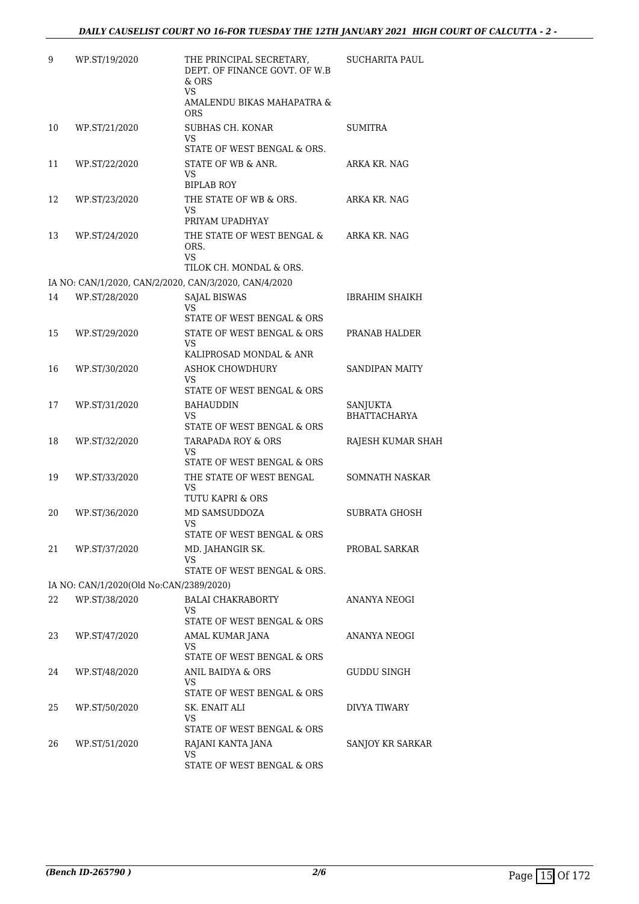| | | | |
|---|---|---|---|
| 9 | WP.ST/19/2020 | THE PRINCIPAL SECRETARY, DEPT. OF FINANCE GOVT. OF W.B & ORS<br>VS<br>AMALENDU BIKAS MAHAPATRA & ORS | SUCHARITA PAUL |
| 10 | WP.ST/21/2020 | SUBHAS CH. KONAR<br>VS<br>STATE OF WEST BENGAL & ORS. | SUMITRA |
| 11 | WP.ST/22/2020 | STATE OF WB & ANR.<br>VS<br>BIPLAB ROY | ARKA KR. NAG |
| 12 | WP.ST/23/2020 | THE STATE OF WB & ORS.<br>VS<br>PRIYAM UPADHYAY | ARKA KR. NAG |
| 13 | WP.ST/24/2020 | THE STATE OF WEST BENGAL & ORS.<br>VS<br>TILOK CH. MONDAL & ORS. | ARKA KR. NAG |
| | IA NO: CAN/1/2020, CAN/2/2020, CAN/3/2020, CAN/4/2020 | | |
| 14 | WP.ST/28/2020 | SAJAL BISWAS<br>VS<br>STATE OF WEST BENGAL & ORS | IBRAHIM SHAIKH |
| 15 | WP.ST/29/2020 | STATE OF WEST BENGAL & ORS<br>VS<br>KALIPROSAD MONDAL & ANR | PRANAB HALDER |
| 16 | WP.ST/30/2020 | ASHOK CHOWDHURY<br>VS<br>STATE OF WEST BENGAL & ORS | SANDIPAN MAITY |
| 17 | WP.ST/31/2020 | BAHAUDDIN<br>VS<br>STATE OF WEST BENGAL & ORS | SANJUKTA BHATTACHARYA |
| 18 | WP.ST/32/2020 | TARAPADA ROY & ORS<br>VS<br>STATE OF WEST BENGAL & ORS | RAJESH KUMAR SHAH |
| 19 | WP.ST/33/2020 | THE STATE OF WEST BENGAL<br>VS<br>TUTU KAPRI & ORS | SOMNATH NASKAR |
| 20 | WP.ST/36/2020 | MD SAMSUDDOZA<br>VS<br>STATE OF WEST BENGAL & ORS | SUBRATA GHOSH |
| 21 | WP.ST/37/2020 | MD. JAHANGIR SK.<br>VS<br>STATE OF WEST BENGAL & ORS. | PROBAL SARKAR |
| | IA NO: CAN/1/2020(Old No:CAN/2389/2020) | | |
| 22 | WP.ST/38/2020 | BALAI CHAKRABORTY<br>VS<br>STATE OF WEST BENGAL & ORS | ANANYA NEOGI |
| 23 | WP.ST/47/2020 | AMAL KUMAR JANA<br>VS<br>STATE OF WEST BENGAL & ORS | ANANYA NEOGI |
| 24 | WP.ST/48/2020 | ANIL BAIDYA & ORS<br>VS<br>STATE OF WEST BENGAL & ORS | GUDDU SINGH |
| 25 | WP.ST/50/2020 | SK. ENAIT ALI<br>VS<br>STATE OF WEST BENGAL & ORS | DIVYA TIWARY |
| 26 | WP.ST/51/2020 | RAJANI KANTA JANA<br>VS<br>STATE OF WEST BENGAL & ORS | SANJOY KR SARKAR |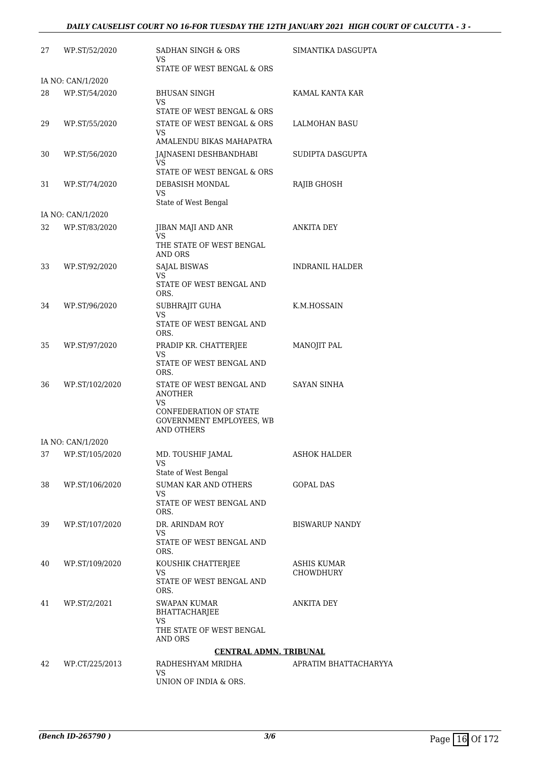| | | | |
|---|---|---|---|
| 27 | WP.ST/52/2020 | SADHAN SINGH & ORS<br>VS<br>STATE OF WEST BENGAL & ORS | SIMANTIKA DASGUPTA |
| | IA NO: CAN/1/2020 | | |
| 28 | WP.ST/54/2020 | BHUSAN SINGH<br>VS<br>STATE OF WEST BENGAL & ORS | KAMAL KANTA KAR |
| 29 | WP.ST/55/2020 | STATE OF WEST BENGAL & ORS<br>VS<br>AMALENDU BIKAS MAHAPATRA | LALMOHAN BASU |
| 30 | WP.ST/56/2020 | JAJNASENI DESHBANDHABI<br>VS<br>STATE OF WEST BENGAL & ORS | SUDIPTA DASGUPTA |
| 31 | WP.ST/74/2020 | DEBASISH MONDAL<br>VS<br>State of West Bengal | RAJIB GHOSH |
| | IA NO: CAN/1/2020 | | |
| 32 | WP.ST/83/2020 | JIBAN MAJI AND ANR<br>VS<br>THE STATE OF WEST BENGAL AND ORS | ANKITA DEY |
| 33 | WP.ST/92/2020 | SAJAL BISWAS<br>VS<br>STATE OF WEST BENGAL AND ORS. | INDRANIL HALDER |
| 34 | WP.ST/96/2020 | SUBHRAJIT GUHA<br>VS<br>STATE OF WEST BENGAL AND ORS. | K.M.HOSSAIN |
| 35 | WP.ST/97/2020 | PRADIP KR. CHATTERJEE<br>VS<br>STATE OF WEST BENGAL AND ORS. | MANOJIT PAL |
| 36 | WP.ST/102/2020 | STATE OF WEST BENGAL AND ANOTHER<br>VS<br>CONFEDERATION OF STATE GOVERNMENT EMPLOYEES, WB AND OTHERS | SAYAN SINHA |
| | IA NO: CAN/1/2020 | | |
| 37 | WP.ST/105/2020 | MD. TOUSHIF JAMAL<br>VS<br>State of West Bengal | ASHOK HALDER |
| 38 | WP.ST/106/2020 | SUMAN KAR AND OTHERS<br>VS<br>STATE OF WEST BENGAL AND ORS. | GOPAL DAS |
| 39 | WP.ST/107/2020 | DR. ARINDAM ROY<br>VS<br>STATE OF WEST BENGAL AND ORS. | BISWARUP NANDY |
| 40 | WP.ST/109/2020 | KOUSHIK CHATTERJEE<br>VS<br>STATE OF WEST BENGAL AND ORS. | ASHIS KUMAR CHOWDHURY |
| 41 | WP.ST/2/2021 | SWAPAN KUMAR BHATTACHARJEE<br>VS<br>THE STATE OF WEST BENGAL AND ORS | ANKITA DEY |

**CENTRAL ADMN. TRIBUNAL**

| | | | |
|---|---|---|---|
| 42 | WP.CT/225/2013 | RADHESHYAM MRIDHA<br>VS<br>UNION OF INDIA & ORS. | APRATIM BHATTACHARYYA |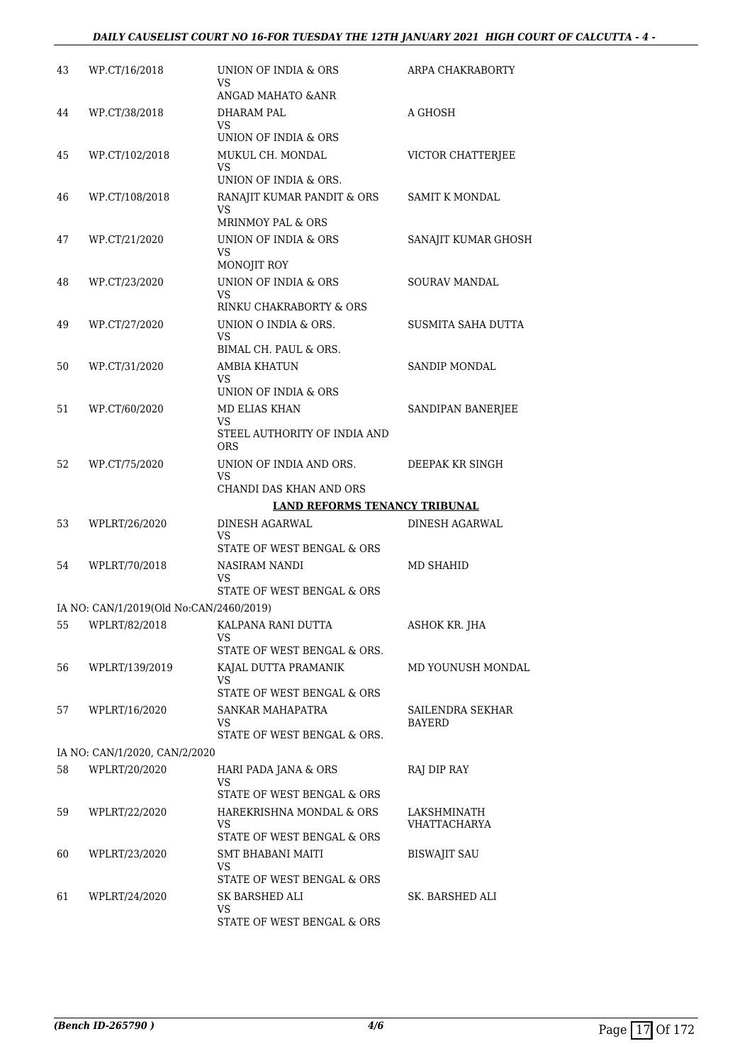| | | | |
|---|---|---|---|
| 43 | WP.CT/16/2018 | UNION OF INDIA & ORS<br>VS<br>ANGAD MAHATO &ANR | ARPA CHAKRABORTY |
| 44 | WP.CT/38/2018 | DHARAM PAL<br>VS<br>UNION OF INDIA & ORS | A GHOSH |
| 45 | WP.CT/102/2018 | MUKUL CH. MONDAL<br>VS<br>UNION OF INDIA & ORS. | VICTOR CHATTERJEE |
| 46 | WP.CT/108/2018 | RANAJIT KUMAR PANDIT & ORS<br>VS<br>MRINMOY PAL & ORS | SAMIT K MONDAL |
| 47 | WP.CT/21/2020 | UNION OF INDIA & ORS<br>VS<br>MONOJIT ROY | SANAJIT KUMAR GHOSH |
| 48 | WP.CT/23/2020 | UNION OF INDIA & ORS<br>VS<br>RINKU CHAKRABORTY & ORS | SOURAV MANDAL |
| 49 | WP.CT/27/2020 | UNION O INDIA & ORS.<br>VS<br>BIMAL CH. PAUL & ORS. | SUSMITA SAHA DUTTA |
| 50 | WP.CT/31/2020 | AMBIA KHATUN<br>VS<br>UNION OF INDIA & ORS | SANDIP MONDAL |
| 51 | WP.CT/60/2020 | MD ELIAS KHAN<br>VS<br>STEEL AUTHORITY OF INDIA AND ORS | SANDIPAN BANERJEE |
| 52 | WP.CT/75/2020 | UNION OF INDIA AND ORS.<br>VS<br>CHANDI DAS KHAN AND ORS | DEEPAK KR SINGH |

**LAND REFORMS TENANCY TRIBUNAL**

| | | | |
|---|---|---|---|
| 53 | WPLRT/26/2020 | DINESH AGARWAL<br>VS<br>STATE OF WEST BENGAL & ORS | DINESH AGARWAL |
| 54 | WPLRT/70/2018 | NASIRAM NANDI<br>VS<br>STATE OF WEST BENGAL & ORS | MD SHAHID |
| | IA NO: CAN/1/2019(Old No:CAN/2460/2019) | | |
| 55 | WPLRT/82/2018 | KALPANA RANI DUTTA<br>VS<br>STATE OF WEST BENGAL & ORS. | ASHOK KR. JHA |
| 56 | WPLRT/139/2019 | KAJAL DUTTA PRAMANIK<br>VS<br>STATE OF WEST BENGAL & ORS | MD YOUNUSH MONDAL |
| 57 | WPLRT/16/2020 | SANKAR MAHAPATRA<br>VS<br>STATE OF WEST BENGAL & ORS. | SAILENDRA SEKHAR BAYERD |
| | IA NO: CAN/1/2020, CAN/2/2020 | | |
| 58 | WPLRT/20/2020 | HARI PADA JANA & ORS<br>VS<br>STATE OF WEST BENGAL & ORS | RAJ DIP RAY |
| 59 | WPLRT/22/2020 | HAREKRISHNA MONDAL & ORS<br>VS<br>STATE OF WEST BENGAL & ORS | LAKSHMINATH VHATTACHARYA |
| 60 | WPLRT/23/2020 | SMT BHABANI MAITI<br>VS<br>STATE OF WEST BENGAL & ORS | BISWAJIT SAU |
| 61 | WPLRT/24/2020 | SK BARSHED ALI<br>VS<br>STATE OF WEST BENGAL & ORS | SK. BARSHED ALI |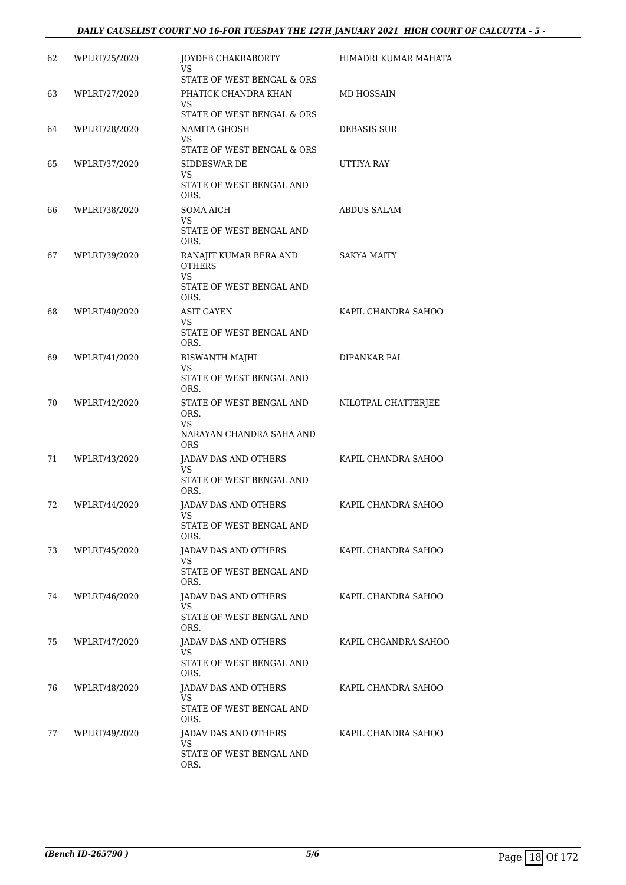| 62 | WPLRT/25/2020 | JOYDEB CHAKRABORTY<br>VS<br>STATE OF WEST BENGAL & ORS | HIMADRI KUMAR MAHATA |
|---|---|---|---|
| 63 | WPLRT/27/2020 | PHATICK CHANDRA KHAN<br>VS<br>STATE OF WEST BENGAL & ORS | MD HOSSAIN |
| 64 | WPLRT/28/2020 | NAMITA GHOSH<br>VS<br>STATE OF WEST BENGAL & ORS | DEBASIS SUR |
| 65 | WPLRT/37/2020 | SIDDESWAR DE<br>VS<br>STATE OF WEST BENGAL AND ORS. | UTTIYA RAY |
| 66 | WPLRT/38/2020 | SOMA AICH<br>VS<br>STATE OF WEST BENGAL AND ORS. | ABDUS SALAM |
| 67 | WPLRT/39/2020 | RANAJIT KUMAR BERA AND OTHERS<br>VS<br>STATE OF WEST BENGAL AND ORS. | SAKYA MAITY |
| 68 | WPLRT/40/2020 | ASIT GAYEN<br>VS<br>STATE OF WEST BENGAL AND ORS. | KAPIL CHANDRA SAHOO |
| 69 | WPLRT/41/2020 | BISWANTH MAJHI<br>VS<br>STATE OF WEST BENGAL AND ORS. | DIPANKAR PAL |
| 70 | WPLRT/42/2020 | STATE OF WEST BENGAL AND ORS.<br>VS<br>NARAYAN CHANDRA SAHA AND ORS | NILOTPAL CHATTERJEE |
| 71 | WPLRT/43/2020 | JADAV DAS AND OTHERS<br>VS<br>STATE OF WEST BENGAL AND ORS. | KAPIL CHANDRA SAHOO |
| 72 | WPLRT/44/2020 | JADAV DAS AND OTHERS<br>VS<br>STATE OF WEST BENGAL AND ORS. | KAPIL CHANDRA SAHOO |
| 73 | WPLRT/45/2020 | JADAV DAS AND OTHERS<br>VS<br>STATE OF WEST BENGAL AND ORS. | KAPIL CHANDRA SAHOO |
| 74 | WPLRT/46/2020 | JADAV DAS AND OTHERS<br>VS<br>STATE OF WEST BENGAL AND ORS. | KAPIL CHANDRA SAHOO |
| 75 | WPLRT/47/2020 | JADAV DAS AND OTHERS<br>VS<br>STATE OF WEST BENGAL AND ORS. | KAPIL CHGANDRA SAHOO |
| 76 | WPLRT/48/2020 | JADAV DAS AND OTHERS<br>VS<br>STATE OF WEST BENGAL AND ORS. | KAPIL CHANDRA SAHOO |
| 77 | WPLRT/49/2020 | JADAV DAS AND OTHERS<br>VS<br>STATE OF WEST BENGAL AND ORS. | KAPIL CHANDRA SAHOO |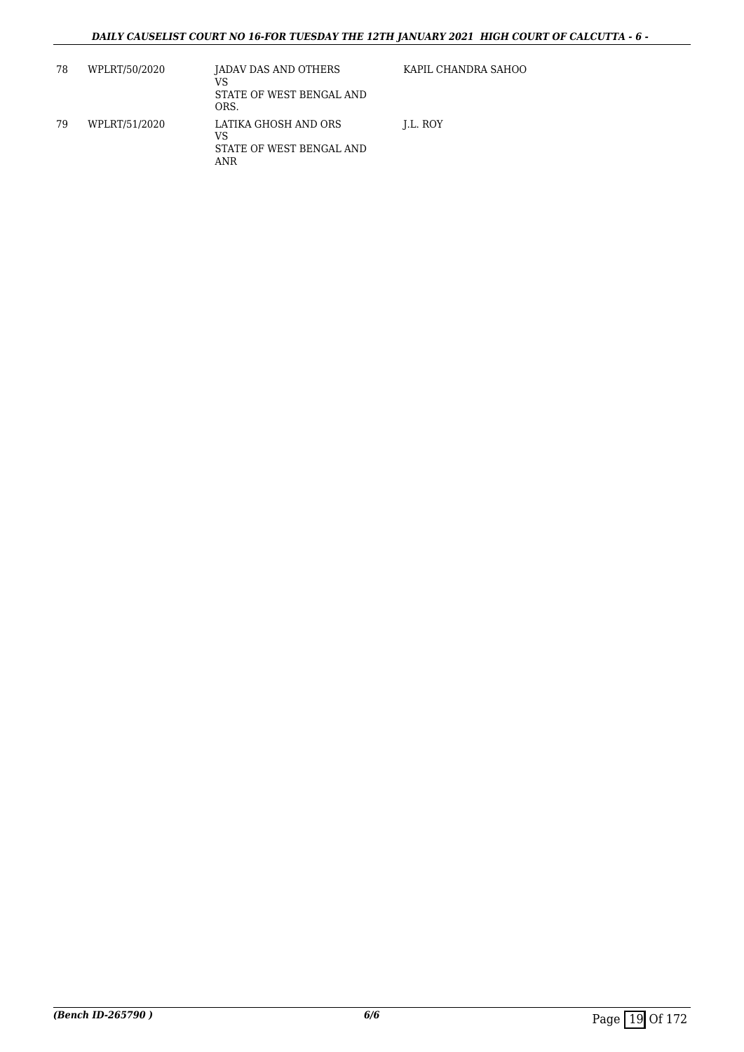| 78 | WPLRT/50/2020 | JADAV DAS AND OTHERS<br>VS<br>STATE OF WEST BENGAL AND ORS. | KAPIL CHANDRA SAHOO |
|---|---|---|---|
| 79 | WPLRT/51/2020 | LATIKA GHOSH AND ORS<br>VS<br>STATE OF WEST BENGAL AND ANR | J.L. ROY |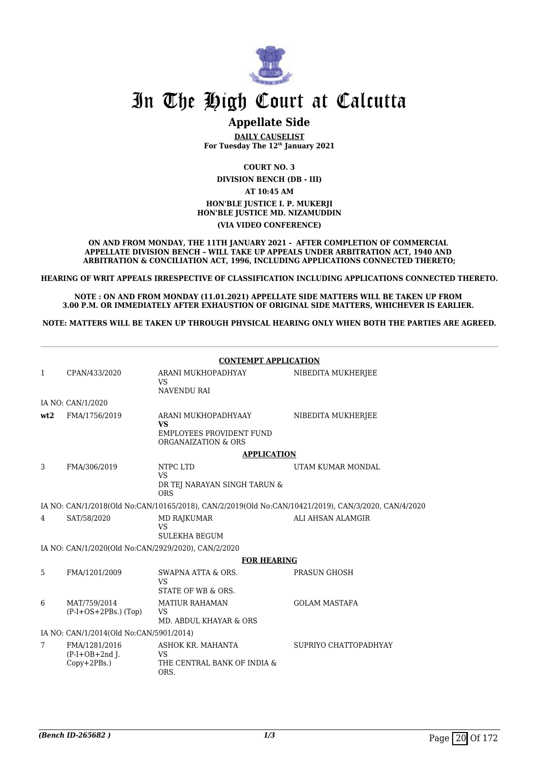# In The High Court at Calcutta

## Appellate Side

**DAILY CAUSELIST**
**For Tuesday The 12th January 2021**

**COURT NO. 3**
**DIVISION BENCH (DB - III)**
**AT 10:45 AM**
**HON'BLE JUSTICE I. P. MUKERJI**
**HON'BLE JUSTICE MD. NIZAMUDDIN**
**(VIA VIDEO CONFERENCE)**

**ON AND FROM MONDAY, THE 11TH JANUARY 2021 - AFTER COMPLETION OF COMMERCIAL APPELLATE DIVISION BENCH – WILL TAKE UP APPEALS UNDER ARBITRATION ACT, 1940 AND ARBITRATION & CONCILIATION ACT, 1996, INCLUDING APPLICATIONS CONNECTED THERETO;**

**HEARING OF WRIT APPEALS IRRESPECTIVE OF CLASSIFICATION INCLUDING APPLICATIONS CONNECTED THERETO.**

**NOTE : ON AND FROM MONDAY (11.01.2021) APPELLATE SIDE MATTERS WILL BE TAKEN UP FROM 3.00 P.M. OR IMMEDIATELY AFTER EXHAUSTION OF ORIGINAL SIDE MATTERS, WHICHEVER IS EARLIER.**

**NOTE: MATTERS WILL BE TAKEN UP THROUGH PHYSICAL HEARING ONLY WHEN BOTH THE PARTIES ARE AGREED.**

**CONTEMPT APPLICATION**

| | | | |
|---|---|---|---|
| 1 | CPAN/433/2020 | ARANI MUKHOPADHYAY<br>VS<br>NAVENDU RAI | NIBEDITA MUKHERJEE |
| | IA NO: CAN/1/2020 | | |
| **wt2** | FMA/1756/2019 | ARANI MUKHOPADHYAAY<br>**VS**<br>EMPLOYEES PROVIDENT FUND ORGANAIZATION & ORS | NIBEDITA MUKHERJEE |

**APPLICATION**

| | | | |
|---|---|---|---|
| 3 | FMA/306/2019 | NTPC LTD<br>VS<br>DR TEJ NARAYAN SINGH TARUN & ORS | UTAM KUMAR MONDAL |
| | IA NO: CAN/1/2018(Old No:CAN/10165/2018), CAN/2/2019(Old No:CAN/10421/2019), CAN/3/2020, CAN/4/2020 | | |
| 4 | SAT/58/2020 | MD RAJKUMAR<br>VS<br>SULEKHA BEGUM | ALI AHSAN ALAMGIR |
| | IA NO: CAN/1/2020(Old No:CAN/2929/2020), CAN/2/2020 | | |

**FOR HEARING**

| | | | |
|---|---|---|---|
| 5 | FMA/1201/2009 | SWAPNA ATTA & ORS.<br>VS<br>STATE OF WB & ORS. | PRASUN GHOSH |
| 6 | MAT/759/2014<br>(P-I+OS+2PBs.) (Top) | MATIUR RAHAMAN<br>VS<br>MD. ABDUL KHAYAR & ORS | GOLAM MASTAFA |
| | IA NO: CAN/1/2014(Old No:CAN/5901/2014) | | |
| 7 | FMA/1281/2016<br>(P-I+OB+2nd J. Copy+2PBs.) | ASHOK KR. MAHANTA<br>VS<br>THE CENTRAL BANK OF INDIA & ORS. | SUPRIYO CHATTOPADHYAY |

*(Bench ID-265682 )* 1/3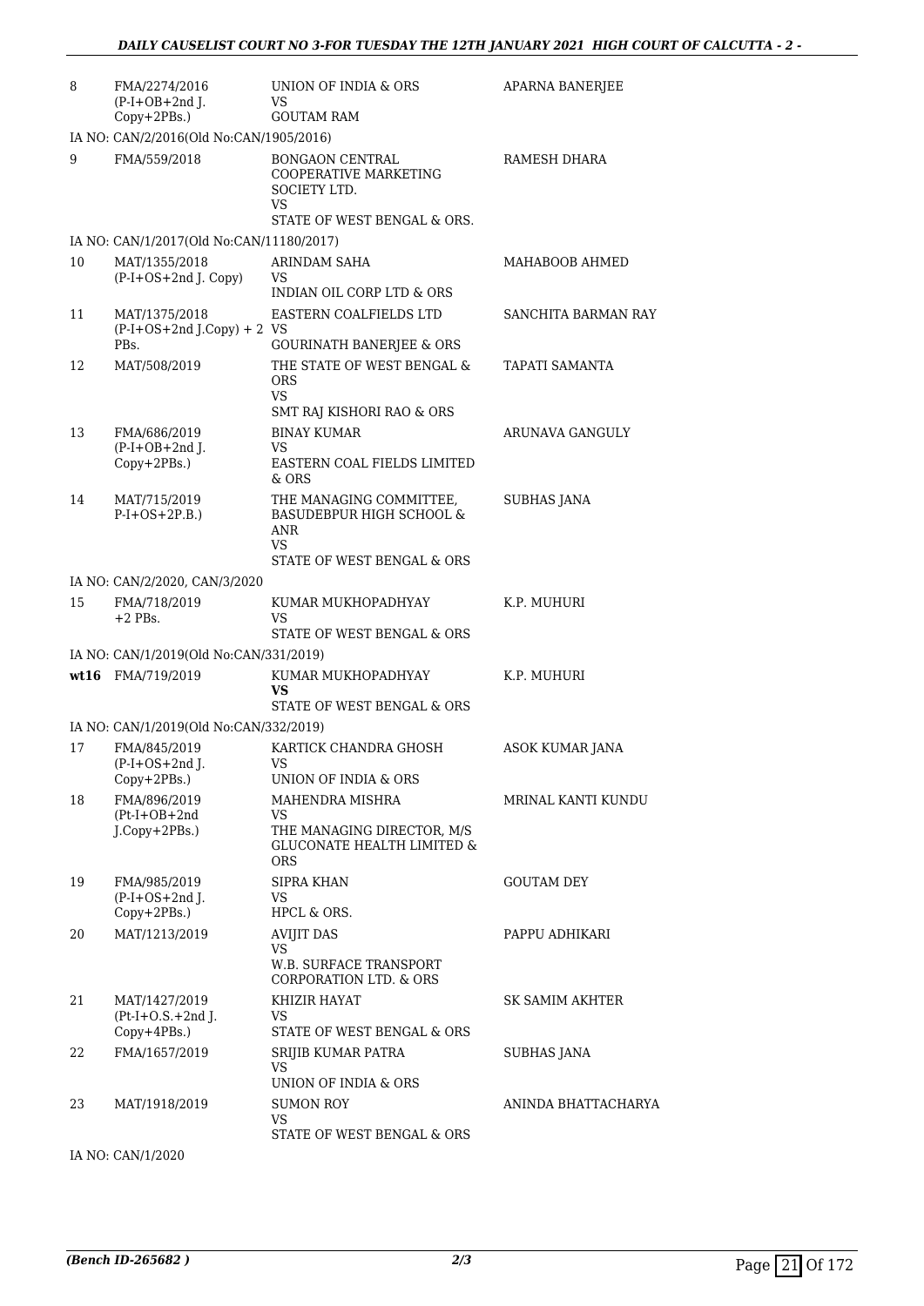| 8 | FMA/2274/2016 (P-I+OB+2nd J. Copy+2PBs.) | UNION OF INDIA & ORS VS GOUTAM RAM | APARNA BANERJEE |
|---|---|---|---|
| | IA NO: CAN/2/2016(Old No:CAN/1905/2016) | | |
| 9 | FMA/559/2018 | BONGAON CENTRAL COOPERATIVE MARKETING SOCIETY LTD. VS STATE OF WEST BENGAL & ORS. | RAMESH DHARA |
| | IA NO: CAN/1/2017(Old No:CAN/11180/2017) | | |
| 10 | MAT/1355/2018 (P-I+OS+2nd J. Copy) | ARINDAM SAHA VS INDIAN OIL CORP LTD & ORS | MAHABOOB AHMED |
| 11 | MAT/1375/2018 (P-I+OS+2nd J.Copy) + 2 PBs. | EASTERN COALFIELDS LTD VS GOURINATH BANERJEE & ORS | SANCHITA BARMAN RAY |
| 12 | MAT/508/2019 | THE STATE OF WEST BENGAL & ORS VS SMT RAJ KISHORI RAO & ORS | TAPATI SAMANTA |
| 13 | FMA/686/2019 (P-I+OB+2nd J. Copy+2PBs.) | BINAY KUMAR VS EASTERN COAL FIELDS LIMITED & ORS | ARUNAVA GANGULY |
| 14 | MAT/715/2019 P-I+OS+2P.B.) | THE MANAGING COMMITTEE, BASUDEBPUR HIGH SCHOOL & ANR VS STATE OF WEST BENGAL & ORS | SUBHAS JANA |
| | IA NO: CAN/2/2020, CAN/3/2020 | | |
| 15 | FMA/718/2019 +2 PBs. | KUMAR MUKHOPADHYAY VS STATE OF WEST BENGAL & ORS | K.P. MUHURI |
| | IA NO: CAN/1/2019(Old No:CAN/331/2019) | | |
| wt16 | FMA/719/2019 | KUMAR MUKHOPADHYAY **VS** STATE OF WEST BENGAL & ORS | K.P. MUHURI |
| | IA NO: CAN/1/2019(Old No:CAN/332/2019) | | |
| 17 | FMA/845/2019 (P-I+OS+2nd J. Copy+2PBs.) | KARTICK CHANDRA GHOSH VS UNION OF INDIA & ORS | ASOK KUMAR JANA |
| 18 | FMA/896/2019 (Pt-I+OB+2nd J.Copy+2PBs.) | MAHENDRA MISHRA VS THE MANAGING DIRECTOR, M/S GLUCONATE HEALTH LIMITED & ORS | MRINAL KANTI KUNDU |
| 19 | FMA/985/2019 (P-I+OS+2nd J. Copy+2PBs.) | SIPRA KHAN VS HPCL & ORS. | GOUTAM DEY |
| 20 | MAT/1213/2019 | AVIJIT DAS VS W.B. SURFACE TRANSPORT CORPORATION LTD. & ORS | PAPPU ADHIKARI |
| 21 | MAT/1427/2019 (Pt-I+O.S.+2nd J. Copy+4PBs.) | KHIZIR HAYAT VS STATE OF WEST BENGAL & ORS | SK SAMIM AKHTER |
| 22 | FMA/1657/2019 | SRIJIB KUMAR PATRA VS UNION OF INDIA & ORS | SUBHAS JANA |
| 23 | MAT/1918/2019 | SUMON ROY VS STATE OF WEST BENGAL & ORS | ANINDA BHATTACHARYA |
| | IA NO: CAN/1/2020 | | |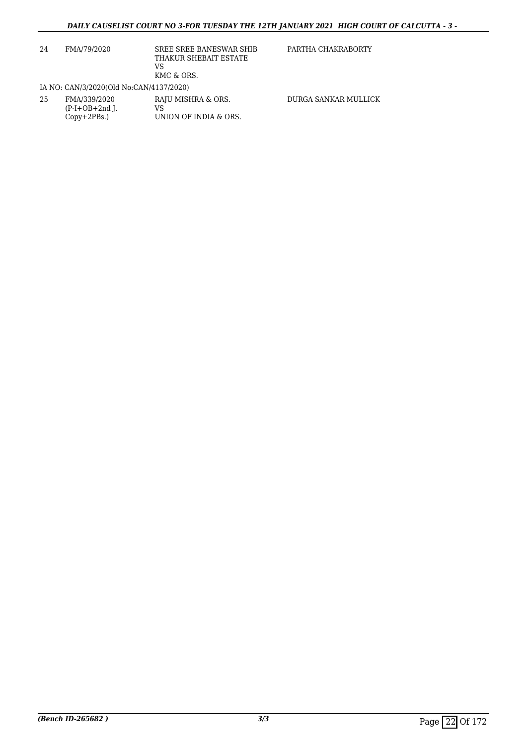| | | | |
|---|---|---|---|
| 24 | FMA/79/2020 | SREE SREE BANESWAR SHIB THAKUR SHEBAIT ESTATE<br>VS<br>KMC & ORS. | PARTHA CHAKRABORTY |

IA NO: CAN/3/2020(Old No:CAN/4137/2020)

| | | | |
|---|---|---|---|
| 25 | FMA/339/2020<br>(P-I+OB+2nd J. Copy+2PBs.) | RAJU MISHRA & ORS.<br>VS<br>UNION OF INDIA & ORS. | DURGA SANKAR MULLICK |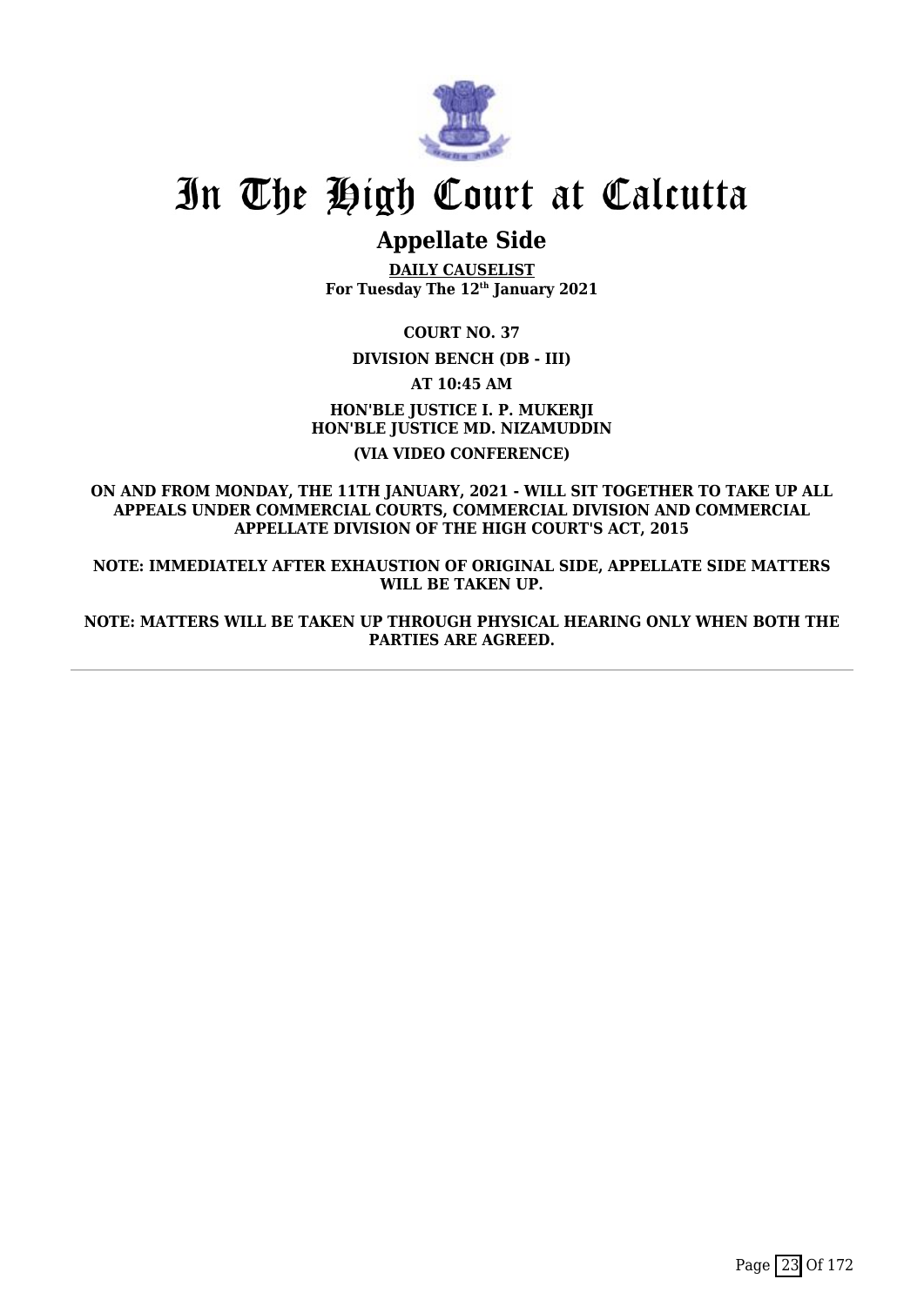# In The High Court at Calcutta

## Appellate Side

**DAILY CAUSELIST**
**For Tuesday The 12th January 2021**

**COURT NO. 37**

**DIVISION BENCH (DB - III)**

**AT 10:45 AM**

**HON'BLE JUSTICE I. P. MUKERJI**
**HON'BLE JUSTICE MD. NIZAMUDDIN**

**(VIA VIDEO CONFERENCE)**

**ON AND FROM MONDAY, THE 11TH JANUARY, 2021 - WILL SIT TOGETHER TO TAKE UP ALL APPEALS UNDER COMMERCIAL COURTS, COMMERCIAL DIVISION AND COMMERCIAL APPELLATE DIVISION OF THE HIGH COURT'S ACT, 2015**

**NOTE: IMMEDIATELY AFTER EXHAUSTION OF ORIGINAL SIDE, APPELLATE SIDE MATTERS WILL BE TAKEN UP.**

**NOTE: MATTERS WILL BE TAKEN UP THROUGH PHYSICAL HEARING ONLY WHEN BOTH THE PARTIES ARE AGREED.**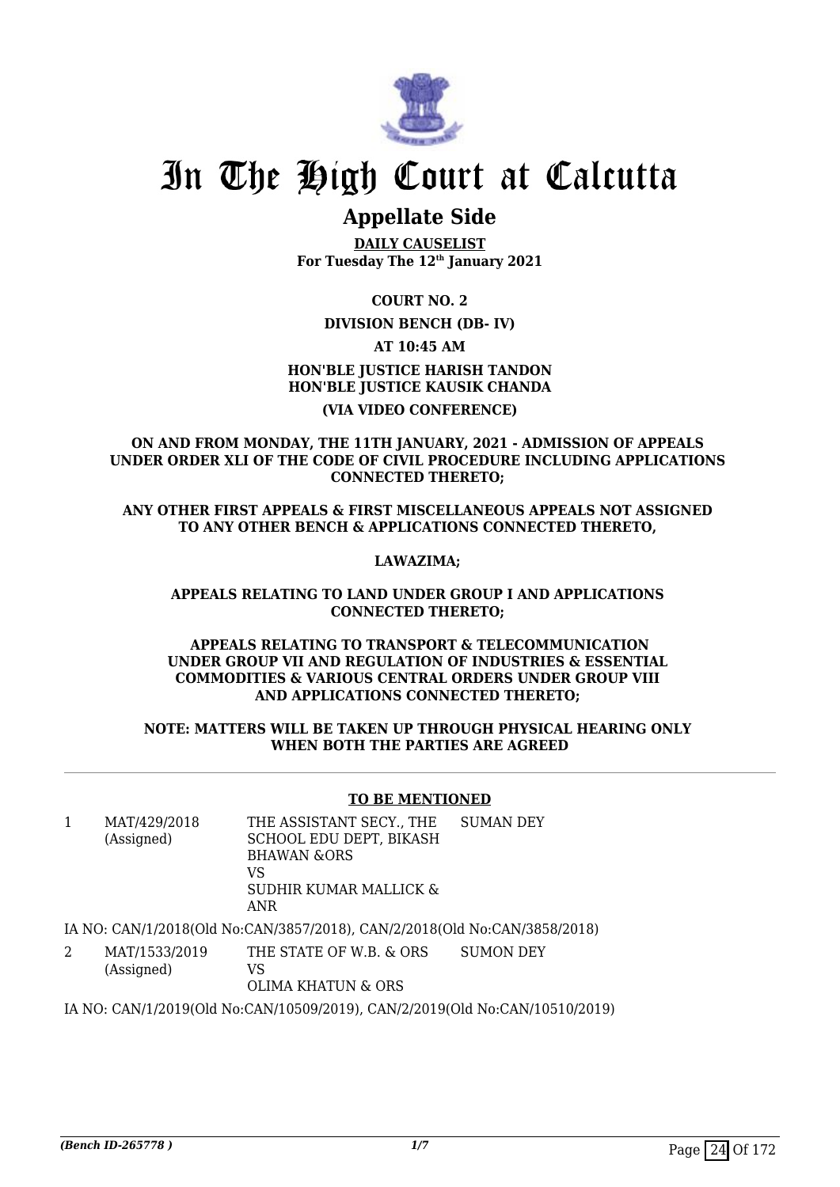# In The High Court at Calcutta

## Appellate Side

**DAILY CAUSELIST**
**For Tuesday The 12th January 2021**

**COURT NO. 2**

**DIVISION BENCH (DB- IV)**

**AT 10:45 AM**

**HON'BLE JUSTICE HARISH TANDON**
**HON'BLE JUSTICE KAUSIK CHANDA**

**(VIA VIDEO CONFERENCE)**

**ON AND FROM MONDAY, THE 11TH JANUARY, 2021 - ADMISSION OF APPEALS UNDER ORDER XLI OF THE CODE OF CIVIL PROCEDURE INCLUDING APPLICATIONS CONNECTED THERETO;**

**ANY OTHER FIRST APPEALS & FIRST MISCELLANEOUS APPEALS NOT ASSIGNED TO ANY OTHER BENCH & APPLICATIONS CONNECTED THERETO,**

**LAWAZIMA;**

**APPEALS RELATING TO LAND UNDER GROUP I AND APPLICATIONS CONNECTED THERETO;**

**APPEALS RELATING TO TRANSPORT & TELECOMMUNICATION UNDER GROUP VII AND REGULATION OF INDUSTRIES & ESSENTIAL COMMODITIES & VARIOUS CENTRAL ORDERS UNDER GROUP VIII AND APPLICATIONS CONNECTED THERETO;**

**NOTE: MATTERS WILL BE TAKEN UP THROUGH PHYSICAL HEARING ONLY WHEN BOTH THE PARTIES ARE AGREED**

---

**TO BE MENTIONED**

| | | | |
|---|---|---|---|
| 1 | MAT/429/2018 (Assigned) | THE ASSISTANT SECY., THE SCHOOL EDU DEPT, BIKASH BHAWAN &ORS VS SUDHIR KUMAR MALLICK & ANR | SUMAN DEY |

IA NO: CAN/1/2018(Old No:CAN/3857/2018), CAN/2/2018(Old No:CAN/3858/2018)

| | | | |
|---|---|---|---|
| 2 | MAT/1533/2019 (Assigned) | THE STATE OF W.B. & ORS VS OLIMA KHATUN & ORS | SUMON DEY |

IA NO: CAN/1/2019(Old No:CAN/10509/2019), CAN/2/2019(Old No:CAN/10510/2019)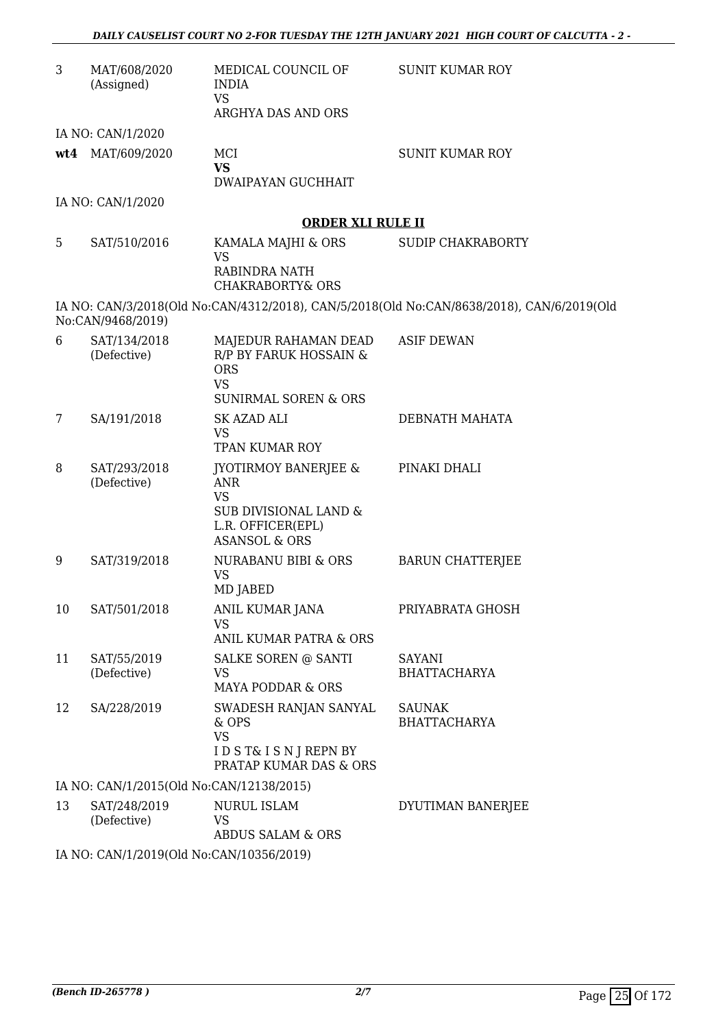| | | | |
|---|---|---|---|
| 3 | MAT/608/2020 (Assigned) | MEDICAL COUNCIL OF INDIA<br>VS<br>ARGHYA DAS AND ORS | SUNIT KUMAR ROY |

IA NO: CAN/1/2020

| | | | |
|---|---|---|---|
| **wt4** | MAT/609/2020 | MCI<br>**VS**<br>DWAIPAYAN GUCHHAIT | SUNIT KUMAR ROY |

IA NO: CAN/1/2020

**ORDER XLI RULE II**

| | | | |
|---|---|---|---|
| 5 | SAT/510/2016 | KAMALA MAJHI & ORS<br>VS<br>RABINDRA NATH CHAKRABORTY& ORS | SUDIP CHAKRABORTY |

IA NO: CAN/3/2018(Old No:CAN/4312/2018), CAN/5/2018(Old No:CAN/8638/2018), CAN/6/2019(Old No:CAN/9468/2019)

| | | | |
|---|---|---|---|
| 6 | SAT/134/2018 (Defective) | MAJEDUR RAHAMAN DEAD R/P BY FARUK HOSSAIN & ORS<br>VS<br>SUNIRMAL SOREN & ORS | ASIF DEWAN |
| 7 | SA/191/2018 | SK AZAD ALI<br>VS<br>TPAN KUMAR ROY | DEBNATH MAHATA |
| 8 | SAT/293/2018 (Defective) | JYOTIRMOY BANERJEE & ANR<br>VS<br>SUB DIVISIONAL LAND & L.R. OFFICER(EPL) ASANSOL & ORS | PINAKI DHALI |
| 9 | SAT/319/2018 | NURABANU BIBI & ORS<br>VS<br>MD JABED | BARUN CHATTERJEE |
| 10 | SAT/501/2018 | ANIL KUMAR JANA<br>VS<br>ANIL KUMAR PATRA & ORS | PRIYABRATA GHOSH |
| 11 | SAT/55/2019 (Defective) | SALKE SOREN @ SANTI<br>VS<br>MAYA PODDAR & ORS | SAYANI BHATTACHARYA |
| 12 | SA/228/2019 | SWADESH RANJAN SANYAL & OPS<br>VS<br>I D S T& I S N J REPN BY PRATAP KUMAR DAS & ORS | SAUNAK BHATTACHARYA |

IA NO: CAN/1/2015(Old No:CAN/12138/2015)

| | | | |
|---|---|---|---|
| 13 | SAT/248/2019 (Defective) | NURUL ISLAM<br>VS<br>ABDUS SALAM & ORS | DYUTIMAN BANERJEE |

IA NO: CAN/1/2019(Old No:CAN/10356/2019)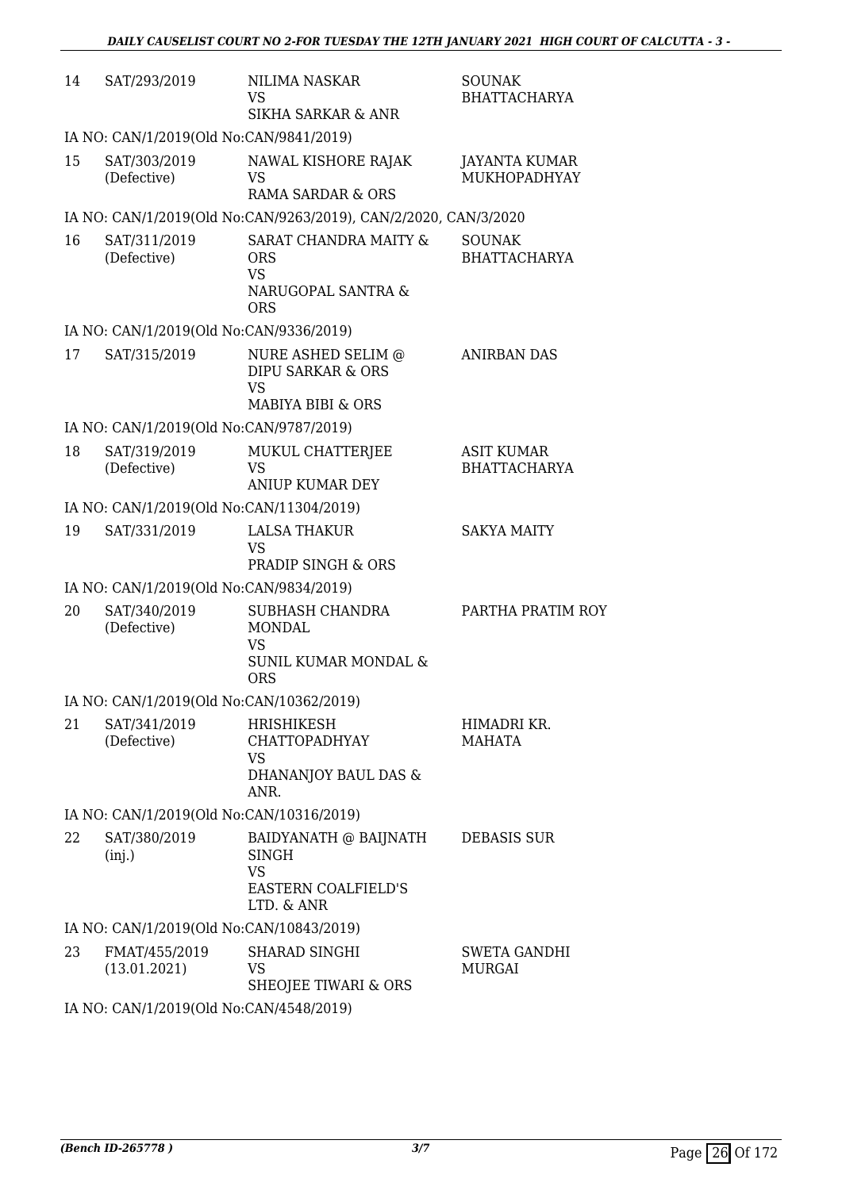| 14 | SAT/293/2019 | NILIMA NASKAR<br>VS<br>SIKHA SARKAR & ANR | SOUNAK BHATTACHARYA |
|---|---|---|---|
| | IA NO: CAN/1/2019(Old No:CAN/9841/2019) | | |
| 15 | SAT/303/2019<br>(Defective) | NAWAL KISHORE RAJAK<br>VS<br>RAMA SARDAR & ORS | JAYANTA KUMAR MUKHOPADHYAY |
| | IA NO: CAN/1/2019(Old No:CAN/9263/2019), CAN/2/2020, CAN/3/2020 | | |
| 16 | SAT/311/2019<br>(Defective) | SARAT CHANDRA MAITY & ORS<br>VS<br>NARUGOPAL SANTRA & ORS | SOUNAK BHATTACHARYA |
| | IA NO: CAN/1/2019(Old No:CAN/9336/2019) | | |
| 17 | SAT/315/2019 | NURE ASHED SELIM @ DIPU SARKAR & ORS<br>VS<br>MABIYA BIBI & ORS | ANIRBAN DAS |
| | IA NO: CAN/1/2019(Old No:CAN/9787/2019) | | |
| 18 | SAT/319/2019<br>(Defective) | MUKUL CHATTERJEE<br>VS<br>ANIUP KUMAR DEY | ASIT KUMAR BHATTACHARYA |
| | IA NO: CAN/1/2019(Old No:CAN/11304/2019) | | |
| 19 | SAT/331/2019 | LALSA THAKUR<br>VS<br>PRADIP SINGH & ORS | SAKYA MAITY |
| | IA NO: CAN/1/2019(Old No:CAN/9834/2019) | | |
| 20 | SAT/340/2019<br>(Defective) | SUBHASH CHANDRA MONDAL<br>VS<br>SUNIL KUMAR MONDAL & ORS | PARTHA PRATIM ROY |
| | IA NO: CAN/1/2019(Old No:CAN/10362/2019) | | |
| 21 | SAT/341/2019<br>(Defective) | HRISHIKESH CHATTOPADHYAY<br>VS<br>DHANANJOY BAUL DAS & ANR. | HIMADRI KR. MAHATA |
| | IA NO: CAN/1/2019(Old No:CAN/10316/2019) | | |
| 22 | SAT/380/2019<br>(inj.) | BAIDYANATH @ BAIJNATH SINGH<br>VS<br>EASTERN COALFIELD'S LTD. & ANR | DEBASIS SUR |
| | IA NO: CAN/1/2019(Old No:CAN/10843/2019) | | |
| 23 | FMAT/455/2019<br>(13.01.2021) | SHARAD SINGHI<br>VS<br>SHEOJEE TIWARI & ORS | SWETA GANDHI MURGAI |
| | IA NO: CAN/1/2019(Old No:CAN/4548/2019) | | |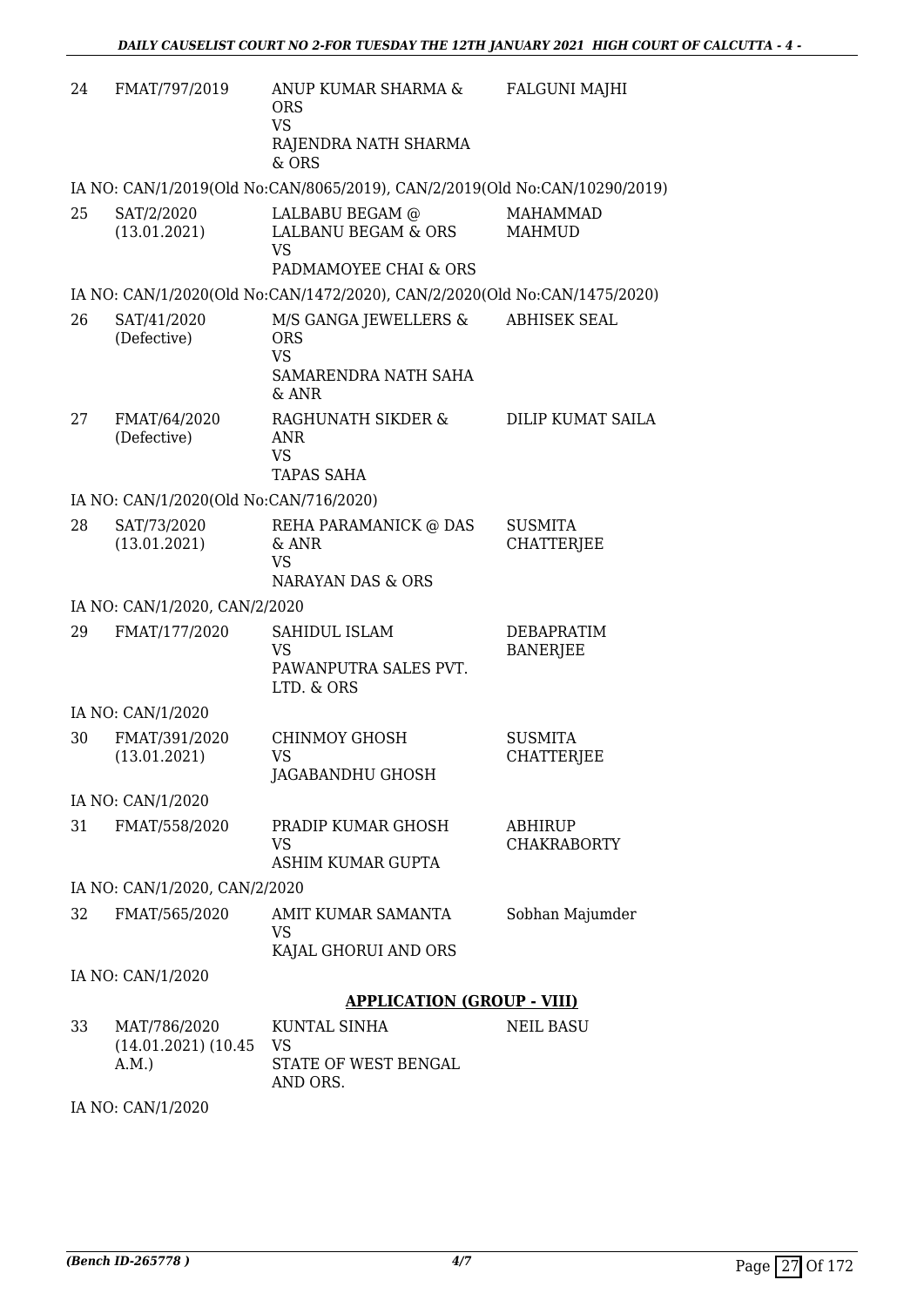| | | | |
|---|---|---|---|
| 24 | FMAT/797/2019 | ANUP KUMAR SHARMA & ORS<br>VS<br>RAJENDRA NATH SHARMA & ORS | FALGUNI MAJHI |

IA NO: CAN/1/2019(Old No:CAN/8065/2019), CAN/2/2019(Old No:CAN/10290/2019)

| | | | |
|---|---|---|---|
| 25 | SAT/2/2020<br>(13.01.2021) | LALBABU BEGAM @ LALBANU BEGAM & ORS<br>VS<br>PADMAMOYEE CHAI & ORS | MAHAMMAD MAHMUD |

IA NO: CAN/1/2020(Old No:CAN/1472/2020), CAN/2/2020(Old No:CAN/1475/2020)

| | | | |
|---|---|---|---|
| 26 | SAT/41/2020<br>(Defective) | M/S GANGA JEWELLERS & ORS<br>VS<br>SAMARENDRA NATH SAHA & ANR | ABHISEK SEAL |
| 27 | FMAT/64/2020<br>(Defective) | RAGHUNATH SIKDER & ANR<br>VS<br>TAPAS SAHA | DILIP KUMAT SAILA |

IA NO: CAN/1/2020(Old No:CAN/716/2020)

| | | | |
|---|---|---|---|
| 28 | SAT/73/2020<br>(13.01.2021) | REHA PARAMANICK @ DAS & ANR<br>VS<br>NARAYAN DAS & ORS | SUSMITA CHATTERJEE |

IA NO: CAN/1/2020, CAN/2/2020

| | | | |
|---|---|---|---|
| 29 | FMAT/177/2020 | SAHIDUL ISLAM<br>VS<br>PAWANPUTRA SALES PVT. LTD. & ORS | DEBAPRATIM BANERJEE |

IA NO: CAN/1/2020

| | | | |
|---|---|---|---|
| 30 | FMAT/391/2020<br>(13.01.2021) | CHINMOY GHOSH<br>VS<br>JAGABANDHU GHOSH | SUSMITA CHATTERJEE |

IA NO: CAN/1/2020

| | | | |
|---|---|---|---|
| 31 | FMAT/558/2020 | PRADIP KUMAR GHOSH<br>VS<br>ASHIM KUMAR GUPTA | ABHIRUP CHAKRABORTY |

IA NO: CAN/1/2020, CAN/2/2020

| | | | |
|---|---|---|---|
| 32 | FMAT/565/2020 | AMIT KUMAR SAMANTA<br>VS<br>KAJAL GHORUI AND ORS | Sobhan Majumder |

IA NO: CAN/1/2020

**APPLICATION (GROUP - VIII)**

| | | | |
|---|---|---|---|
| 33 | MAT/786/2020<br>(14.01.2021) (10.45 A.M.) | KUNTAL SINHA<br>VS<br>STATE OF WEST BENGAL AND ORS. | NEIL BASU |

IA NO: CAN/1/2020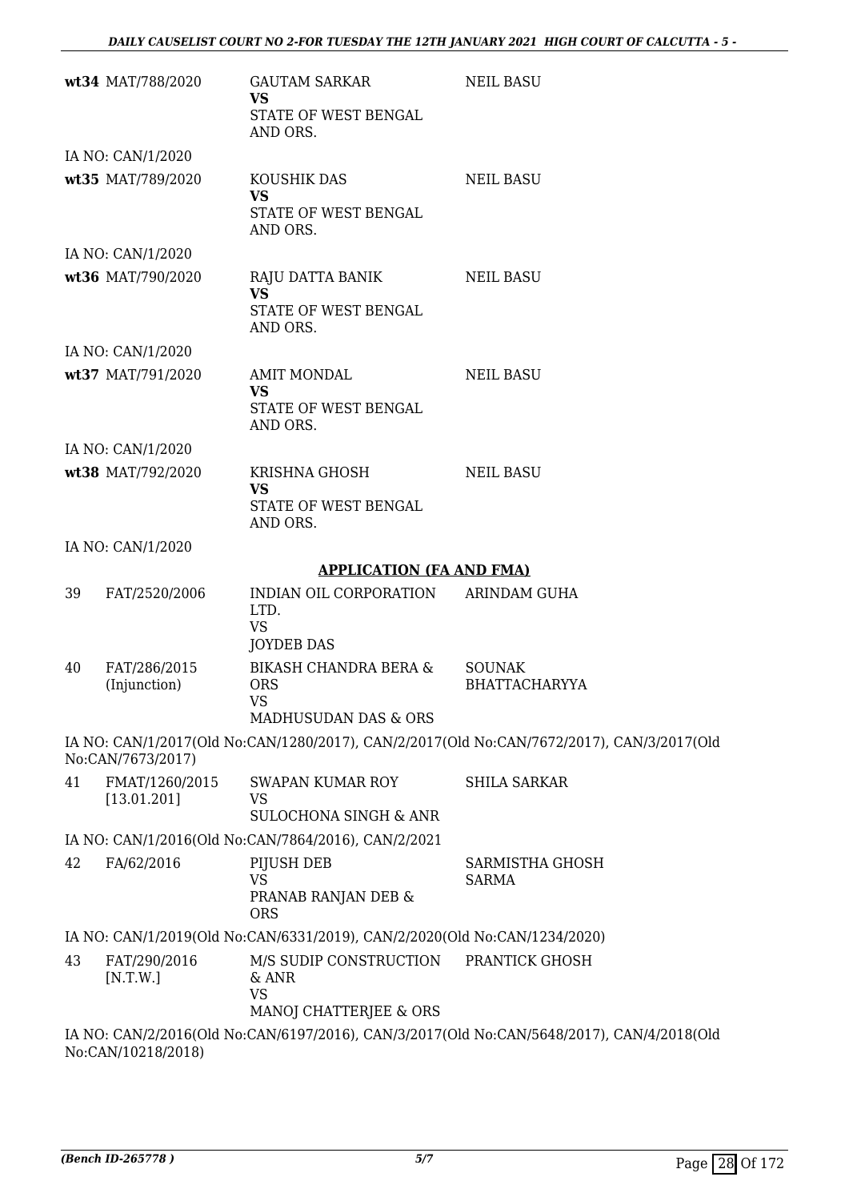| | | | |
|---|---|---|---|
| **wt34** | MAT/788/2020 | GAUTAM SARKAR<br>**VS**<br>STATE OF WEST BENGAL AND ORS. | NEIL BASU |

IA NO: CAN/1/2020

| | | | |
|---|---|---|---|
| **wt35** | MAT/789/2020 | KOUSHIK DAS<br>**VS**<br>STATE OF WEST BENGAL AND ORS. | NEIL BASU |

IA NO: CAN/1/2020

| | | | |
|---|---|---|---|
| **wt36** | MAT/790/2020 | RAJU DATTA BANIK<br>**VS**<br>STATE OF WEST BENGAL AND ORS. | NEIL BASU |

IA NO: CAN/1/2020

| | | | |
|---|---|---|---|
| **wt37** | MAT/791/2020 | AMIT MONDAL<br>**VS**<br>STATE OF WEST BENGAL AND ORS. | NEIL BASU |

IA NO: CAN/1/2020

| | | | |
|---|---|---|---|
| **wt38** | MAT/792/2020 | KRISHNA GHOSH<br>**VS**<br>STATE OF WEST BENGAL AND ORS. | NEIL BASU |

IA NO: CAN/1/2020

**APPLICATION (FA AND FMA)**

| | | | |
|---|---|---|---|
| 39 | FAT/2520/2006 | INDIAN OIL CORPORATION LTD.<br>VS<br>JOYDEB DAS | ARINDAM GUHA |
| 40 | FAT/286/2015 (Injunction) | BIKASH CHANDRA BERA & ORS<br>VS<br>MADHUSUDAN DAS & ORS | SOUNAK BHATTACHARYYA |

IA NO: CAN/1/2017(Old No:CAN/1280/2017), CAN/2/2017(Old No:CAN/7672/2017), CAN/3/2017(Old No:CAN/7673/2017)

| | | | |
|---|---|---|---|
| 41 | FMAT/1260/2015 [13.01.201] | SWAPAN KUMAR ROY<br>VS<br>SULOCHONA SINGH & ANR | SHILA SARKAR |

IA NO: CAN/1/2016(Old No:CAN/7864/2016), CAN/2/2021

| | | | |
|---|---|---|---|
| 42 | FA/62/2016 | PIJUSH DEB<br>VS<br>PRANAB RANJAN DEB & ORS | SARMISTHA GHOSH SARMA |

IA NO: CAN/1/2019(Old No:CAN/6331/2019), CAN/2/2020(Old No:CAN/1234/2020)

| | | | |
|---|---|---|---|
| 43 | FAT/290/2016 [N.T.W.] | M/S SUDIP CONSTRUCTION & ANR<br>VS<br>MANOJ CHATTERJEE & ORS | PRANTICK GHOSH |

IA NO: CAN/2/2016(Old No:CAN/6197/2016), CAN/3/2017(Old No:CAN/5648/2017), CAN/4/2018(Old No:CAN/10218/2018)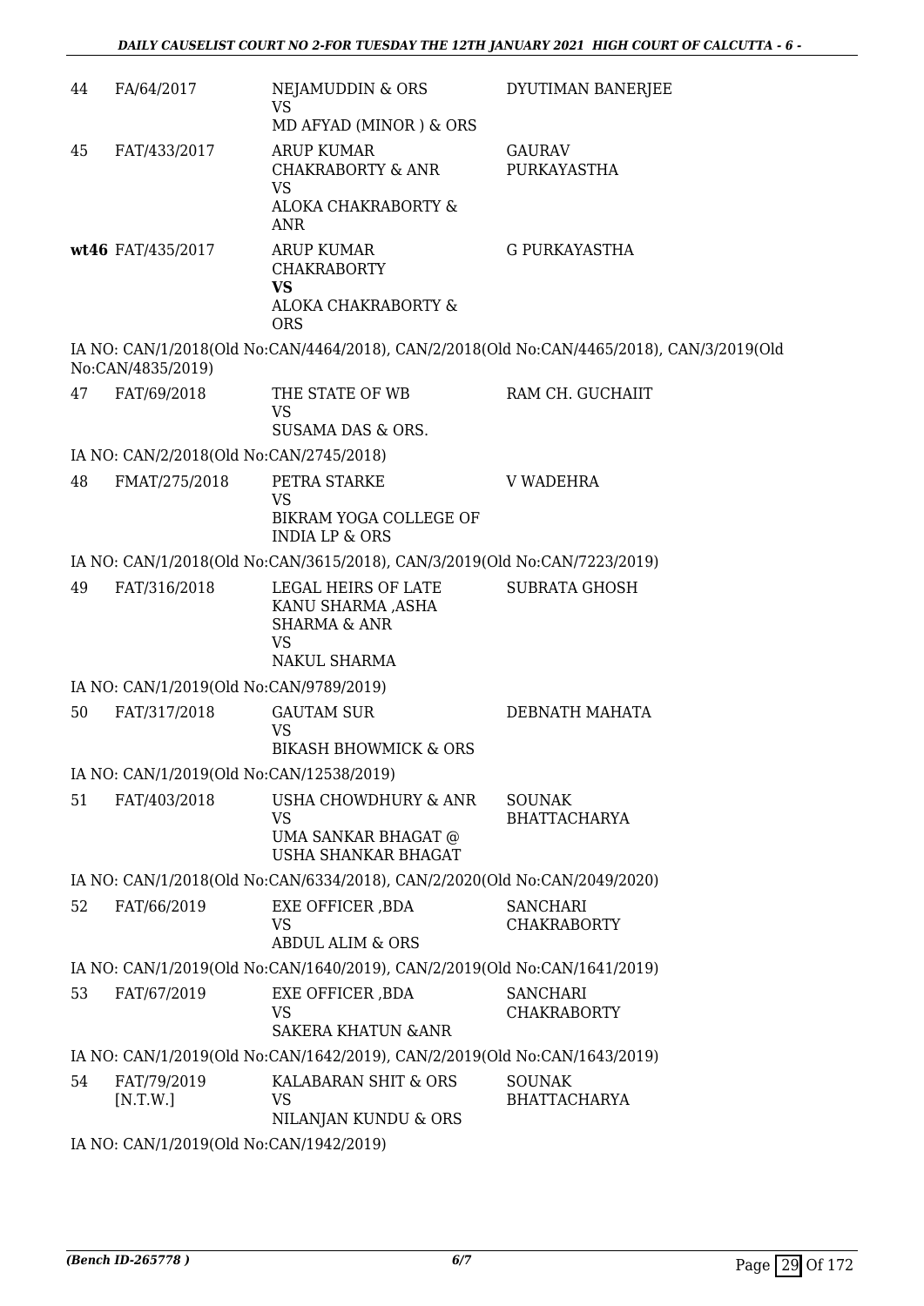| | | | |
|---|---|---|---|
| 44 | FA/64/2017 | NEJAMUDDIN & ORS<br>VS<br>MD AFYAD (MINOR ) & ORS | DYUTIMAN BANERJEE |
| 45 | FAT/433/2017 | ARUP KUMAR CHAKRABORTY & ANR<br>VS<br>ALOKA CHAKRABORTY & ANR | GAURAV PURKAYASTHA |
| **wt46** | FAT/435/2017 | ARUP KUMAR CHAKRABORTY<br>**VS**<br>ALOKA CHAKRABORTY & ORS | G PURKAYASTHA |

IA NO: CAN/1/2018(Old No:CAN/4464/2018), CAN/2/2018(Old No:CAN/4465/2018), CAN/3/2019(Old No:CAN/4835/2019)

| | | | |
|---|---|---|---|
| 47 | FAT/69/2018 | THE STATE OF WB<br>VS<br>SUSAMA DAS & ORS. | RAM CH. GUCHAIIT |

IA NO: CAN/2/2018(Old No:CAN/2745/2018)

| | | | |
|---|---|---|---|
| 48 | FMAT/275/2018 | PETRA STARKE<br>VS<br>BIKRAM YOGA COLLEGE OF INDIA LP & ORS | V WADEHRA |

IA NO: CAN/1/2018(Old No:CAN/3615/2018), CAN/3/2019(Old No:CAN/7223/2019)

| | | | |
|---|---|---|---|
| 49 | FAT/316/2018 | LEGAL HEIRS OF LATE KANU SHARMA ,ASHA SHARMA & ANR<br>VS<br>NAKUL SHARMA | SUBRATA GHOSH |

IA NO: CAN/1/2019(Old No:CAN/9789/2019)

| | | | |
|---|---|---|---|
| 50 | FAT/317/2018 | GAUTAM SUR<br>VS<br>BIKASH BHOWMICK & ORS | DEBNATH MAHATA |

IA NO: CAN/1/2019(Old No:CAN/12538/2019)

| | | | |
|---|---|---|---|
| 51 | FAT/403/2018 | USHA CHOWDHURY & ANR<br>VS<br>UMA SANKAR BHAGAT @ USHA SHANKAR BHAGAT | SOUNAK BHATTACHARYA |

IA NO: CAN/1/2018(Old No:CAN/6334/2018), CAN/2/2020(Old No:CAN/2049/2020)

| | | | |
|---|---|---|---|
| 52 | FAT/66/2019 | EXE OFFICER ,BDA<br>VS<br>ABDUL ALIM & ORS | SANCHARI CHAKRABORTY |

IA NO: CAN/1/2019(Old No:CAN/1640/2019), CAN/2/2019(Old No:CAN/1641/2019)

| | | | |
|---|---|---|---|
| 53 | FAT/67/2019 | EXE OFFICER ,BDA<br>VS<br>SAKERA KHATUN &ANR | SANCHARI CHAKRABORTY |

IA NO: CAN/1/2019(Old No:CAN/1642/2019), CAN/2/2019(Old No:CAN/1643/2019)

| | | | |
|---|---|---|---|
| 54 | FAT/79/2019 [N.T.W.] | KALABARAN SHIT & ORS<br>VS<br>NILANJAN KUNDU & ORS | SOUNAK BHATTACHARYA |

IA NO: CAN/1/2019(Old No:CAN/1942/2019)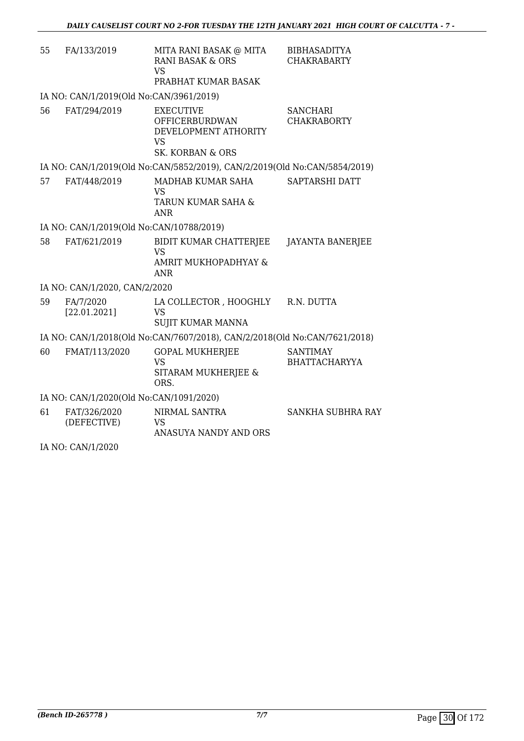| | | | |
|---|---|---|---|
| 55 | FA/133/2019 | MITA RANI BASAK @ MITA RANI BASAK & ORS<br>VS<br>PRABHAT KUMAR BASAK | BIBHASADITYA CHAKRABARTY |

IA NO: CAN/1/2019(Old No:CAN/3961/2019)

| | | | |
|---|---|---|---|
| 56 | FAT/294/2019 | EXECUTIVE OFFICERBURDWAN DEVELOPMENT ATHORITY<br>VS<br>SK. KORBAN & ORS | SANCHARI CHAKRABORTY |

IA NO: CAN/1/2019(Old No:CAN/5852/2019), CAN/2/2019(Old No:CAN/5854/2019)

| | | | |
|---|---|---|---|
| 57 | FAT/448/2019 | MADHAB KUMAR SAHA<br>VS<br>TARUN KUMAR SAHA & ANR | SAPTARSHI DATT |

IA NO: CAN/1/2019(Old No:CAN/10788/2019)

| | | | |
|---|---|---|---|
| 58 | FAT/621/2019 | BIDIT KUMAR CHATTERJEE<br>VS<br>AMRIT MUKHOPADHYAY & ANR | JAYANTA BANERJEE |

IA NO: CAN/1/2020, CAN/2/2020

| | | | |
|---|---|---|---|
| 59 | FA/7/2020<br>[22.01.2021] | LA COLLECTOR , HOOGHLY<br>VS<br>SUJIT KUMAR MANNA | R.N. DUTTA |

IA NO: CAN/1/2018(Old No:CAN/7607/2018), CAN/2/2018(Old No:CAN/7621/2018)

| | | | |
|---|---|---|---|
| 60 | FMAT/113/2020 | GOPAL MUKHERJEE<br>VS<br>SITARAM MUKHERJEE & ORS. | SANTIMAY BHATTACHARYYA |

IA NO: CAN/1/2020(Old No:CAN/1091/2020)

| | | | |
|---|---|---|---|
| 61 | FAT/326/2020<br>(DEFECTIVE) | NIRMAL SANTRA<br>VS<br>ANASUYA NANDY AND ORS | SANKHA SUBHRA RAY |

IA NO: CAN/1/2020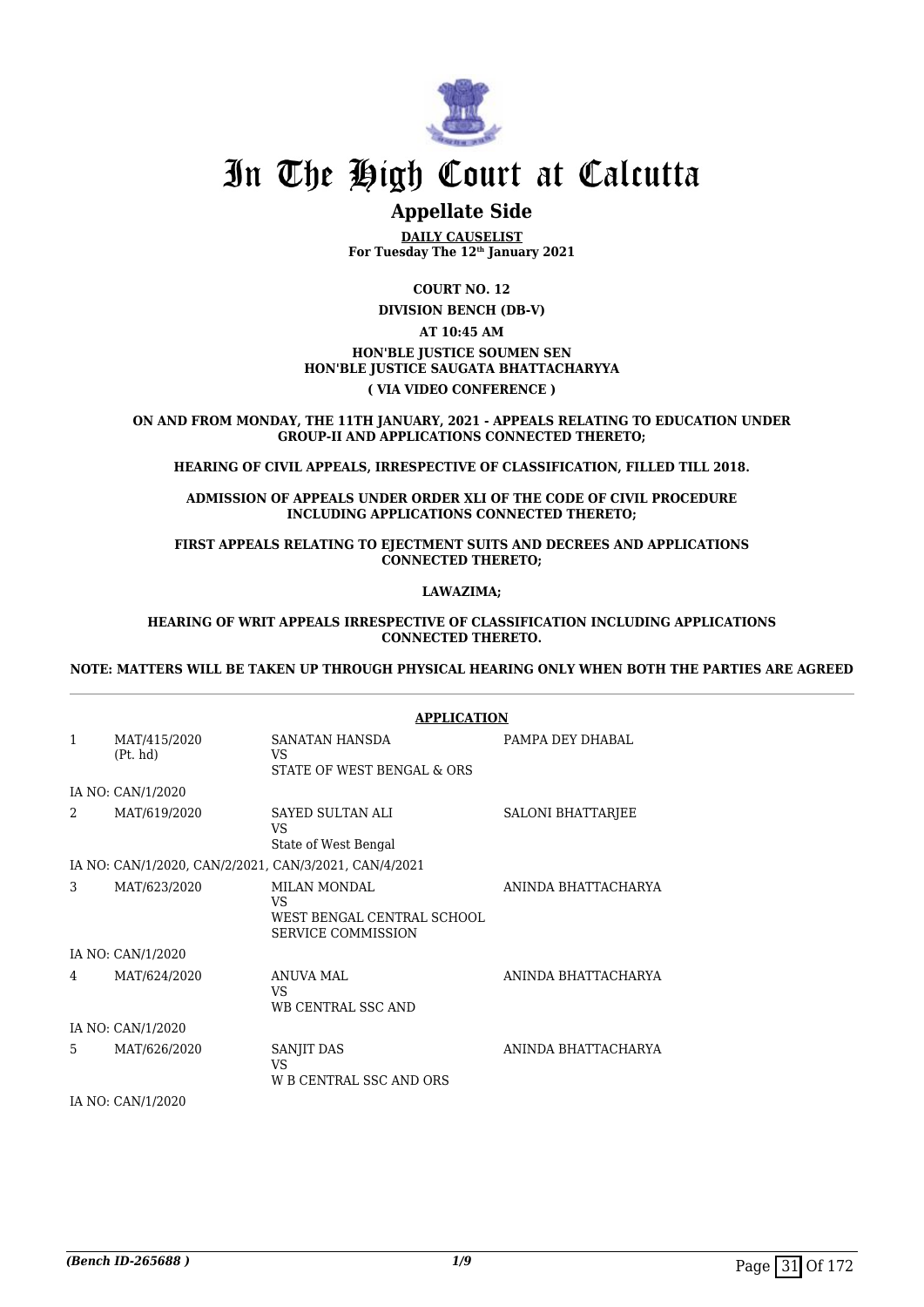# In The High Court at Calcutta

## Appellate Side

**DAILY CAUSELIST**
**For Tuesday The 12th January 2021**

**COURT NO. 12**

**DIVISION BENCH (DB-V)**

**AT 10:45 AM**

**HON'BLE JUSTICE SOUMEN SEN**
**HON'BLE JUSTICE SAUGATA BHATTACHARYYA**

**( VIA VIDEO CONFERENCE )**

**ON AND FROM MONDAY, THE 11TH JANUARY, 2021 - APPEALS RELATING TO EDUCATION UNDER GROUP-II AND APPLICATIONS CONNECTED THERETO;**

**HEARING OF CIVIL APPEALS, IRRESPECTIVE OF CLASSIFICATION, FILLED TILL 2018.**

**ADMISSION OF APPEALS UNDER ORDER XLI OF THE CODE OF CIVIL PROCEDURE INCLUDING APPLICATIONS CONNECTED THERETO;**

**FIRST APPEALS RELATING TO EJECTMENT SUITS AND DECREES AND APPLICATIONS CONNECTED THERETO;**

**LAWAZIMA;**

**HEARING OF WRIT APPEALS IRRESPECTIVE OF CLASSIFICATION INCLUDING APPLICATIONS CONNECTED THERETO.**

**NOTE: MATTERS WILL BE TAKEN UP THROUGH PHYSICAL HEARING ONLY WHEN BOTH THE PARTIES ARE AGREED**

**APPLICATION**

| | | | |
|---|---|---|---|
| 1 | MAT/415/2020 (Pt. hd) | SANATAN HANSDA VS STATE OF WEST BENGAL & ORS | PAMPA DEY DHABAL |
| | IA NO: CAN/1/2020 | | |
| 2 | MAT/619/2020 | SAYED SULTAN ALI VS State of West Bengal | SALONI BHATTARJEE |
| | IA NO: CAN/1/2020, CAN/2/2021, CAN/3/2021, CAN/4/2021 | | |
| 3 | MAT/623/2020 | MILAN MONDAL VS WEST BENGAL CENTRAL SCHOOL SERVICE COMMISSION | ANINDA BHATTACHARYA |
| | IA NO: CAN/1/2020 | | |
| 4 | MAT/624/2020 | ANUVA MAL VS WB CENTRAL SSC AND | ANINDA BHATTACHARYA |
| | IA NO: CAN/1/2020 | | |
| 5 | MAT/626/2020 | SANJIT DAS VS W B CENTRAL SSC AND ORS | ANINDA BHATTACHARYA |
| | IA NO: CAN/1/2020 | | |

*(Bench ID-265688 )* 1/9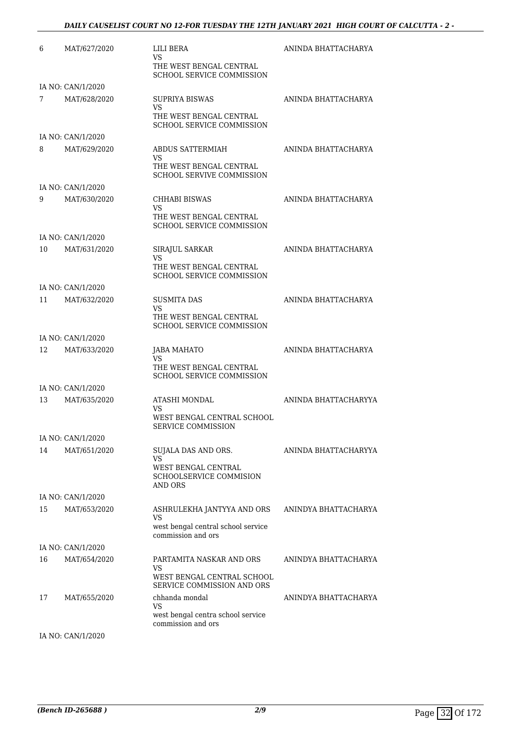| | | | |
|---|---|---|---|
| 6 | MAT/627/2020 | LILI BERA<br>VS<br>THE WEST BENGAL CENTRAL SCHOOL SERVICE COMMISSION | ANINDA BHATTACHARYA |
| | IA NO: CAN/1/2020 | | |
| 7 | MAT/628/2020 | SUPRIYA BISWAS<br>VS<br>THE WEST BENGAL CENTRAL SCHOOL SERVICE COMMISSION | ANINDA BHATTACHARYA |
| | IA NO: CAN/1/2020 | | |
| 8 | MAT/629/2020 | ABDUS SATTERMIAH<br>VS<br>THE WEST BENGAL CENTRAL SCHOOL SERVIVE COMMISSION | ANINDA BHATTACHARYA |
| | IA NO: CAN/1/2020 | | |
| 9 | MAT/630/2020 | CHHABI BISWAS<br>VS<br>THE WEST BENGAL CENTRAL SCHOOL SERVICE COMMISSION | ANINDA BHATTACHARYA |
| | IA NO: CAN/1/2020 | | |
| 10 | MAT/631/2020 | SIRAJUL SARKAR<br>VS<br>THE WEST BENGAL CENTRAL SCHOOL SERVICE COMMISSION | ANINDA BHATTACHARYA |
| | IA NO: CAN/1/2020 | | |
| 11 | MAT/632/2020 | SUSMITA DAS<br>VS<br>THE WEST BENGAL CENTRAL SCHOOL SERVICE COMMISSION | ANINDA BHATTACHARYA |
| | IA NO: CAN/1/2020 | | |
| 12 | MAT/633/2020 | JABA MAHATO<br>VS<br>THE WEST BENGAL CENTRAL SCHOOL SERVICE COMMISSION | ANINDA BHATTACHARYA |
| | IA NO: CAN/1/2020 | | |
| 13 | MAT/635/2020 | ATASHI MONDAL<br>VS<br>WEST BENGAL CENTRAL SCHOOL SERVICE COMMISSION | ANINDA BHATTACHARYYA |
| | IA NO: CAN/1/2020 | | |
| 14 | MAT/651/2020 | SUJALA DAS AND ORS.<br>VS<br>WEST BENGAL CENTRAL SCHOOLSERVICE COMMISION AND ORS | ANINDA BHATTACHARYYA |
| | IA NO: CAN/1/2020 | | |
| 15 | MAT/653/2020 | ASHRULEKHA JANTYYA AND ORS<br>VS<br>west bengal central school service commission and ors | ANINDYA BHATTACHARYA |
| | IA NO: CAN/1/2020 | | |
| 16 | MAT/654/2020 | PARTAMITA NASKAR AND ORS<br>VS<br>WEST BENGAL CENTRAL SCHOOL SERVICE COMMISSION AND ORS | ANINDYA BHATTACHARYA |
| 17 | MAT/655/2020 | chhanda mondal<br>VS<br>west bengal centra school service commission and ors | ANINDYA BHATTACHARYA |
| | IA NO: CAN/1/2020 | | |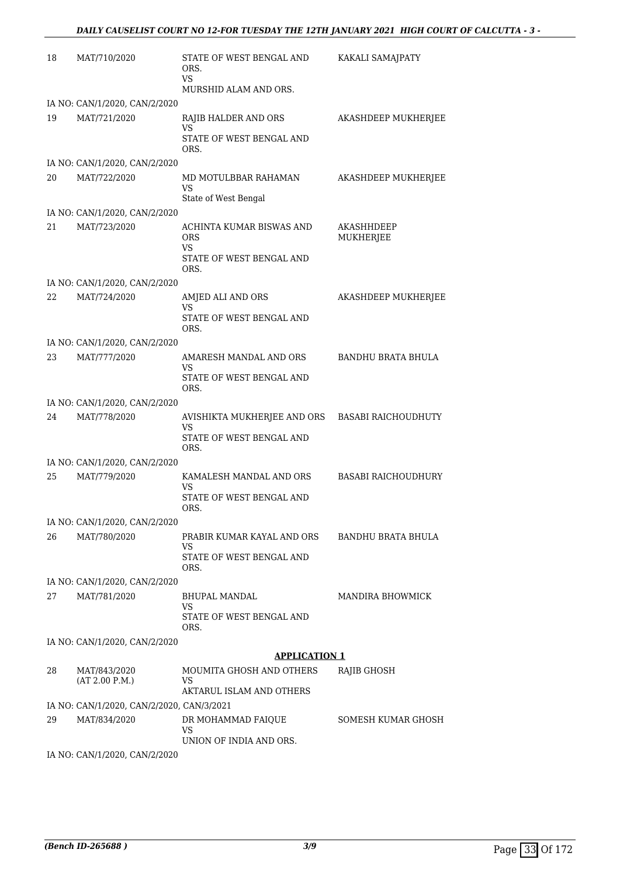| | | | |
|---|---|---|---|
| 18 | MAT/710/2020 | STATE OF WEST BENGAL AND ORS.<br>VS<br>MURSHID ALAM AND ORS. | KAKALI SAMAJPATY |
| | IA NO: CAN/1/2020, CAN/2/2020 | | |
| 19 | MAT/721/2020 | RAJIB HALDER AND ORS<br>VS<br>STATE OF WEST BENGAL AND ORS. | AKASHDEEP MUKHERJEE |
| | IA NO: CAN/1/2020, CAN/2/2020 | | |
| 20 | MAT/722/2020 | MD MOTULBBAR RAHAMAN<br>VS<br>State of West Bengal | AKASHDEEP MUKHERJEE |
| | IA NO: CAN/1/2020, CAN/2/2020 | | |
| 21 | MAT/723/2020 | ACHINTA KUMAR BISWAS AND ORS<br>VS<br>STATE OF WEST BENGAL AND ORS. | AKASHHDEEP MUKHERJEE |
| | IA NO: CAN/1/2020, CAN/2/2020 | | |
| 22 | MAT/724/2020 | AMJED ALI AND ORS<br>VS<br>STATE OF WEST BENGAL AND ORS. | AKASHDEEP MUKHERJEE |
| | IA NO: CAN/1/2020, CAN/2/2020 | | |
| 23 | MAT/777/2020 | AMARESH MANDAL AND ORS<br>VS<br>STATE OF WEST BENGAL AND ORS. | BANDHU BRATA BHULA |
| | IA NO: CAN/1/2020, CAN/2/2020 | | |
| 24 | MAT/778/2020 | AVISHIKTA MUKHERJEE AND ORS<br>VS<br>STATE OF WEST BENGAL AND ORS. | BASABI RAICHOUDHUTY |
| | IA NO: CAN/1/2020, CAN/2/2020 | | |
| 25 | MAT/779/2020 | KAMALESH MANDAL AND ORS<br>VS<br>STATE OF WEST BENGAL AND ORS. | BASABI RAICHOUDHURY |
| | IA NO: CAN/1/2020, CAN/2/2020 | | |
| 26 | MAT/780/2020 | PRABIR KUMAR KAYAL AND ORS<br>VS<br>STATE OF WEST BENGAL AND ORS. | BANDHU BRATA BHULA |
| | IA NO: CAN/1/2020, CAN/2/2020 | | |
| 27 | MAT/781/2020 | BHUPAL MANDAL<br>VS<br>STATE OF WEST BENGAL AND ORS. | MANDIRA BHOWMICK |
| | IA NO: CAN/1/2020, CAN/2/2020 | | |

**APPLICATION 1**

| | | | |
|---|---|---|---|
| 28 | MAT/843/2020<br>(AT 2.00 P.M.) | MOUMITA GHOSH AND OTHERS<br>VS<br>AKTARUL ISLAM AND OTHERS | RAJIB GHOSH |
| | IA NO: CAN/1/2020, CAN/2/2020, CAN/3/2021 | | |
| 29 | MAT/834/2020 | DR MOHAMMAD FAIQUE<br>VS<br>UNION OF INDIA AND ORS. | SOMESH KUMAR GHOSH |
| | IA NO: CAN/1/2020, CAN/2/2020 | | |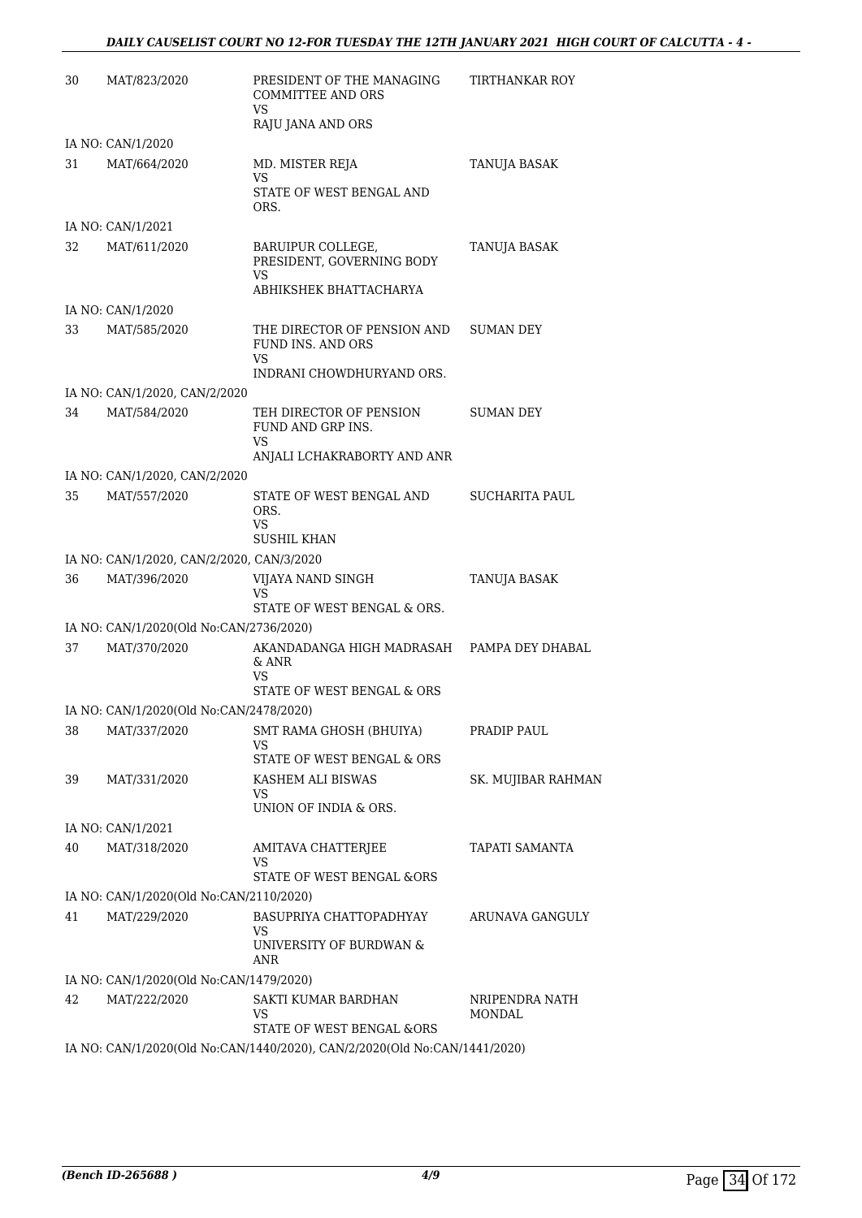| | | | |
|---|---|---|---|
| 30 | MAT/823/2020 | PRESIDENT OF THE MANAGING COMMITTEE AND ORS<br>VS<br>RAJU JANA AND ORS | TIRTHANKAR ROY |
| | IA NO: CAN/1/2020 | | |
| 31 | MAT/664/2020 | MD. MISTER REJA<br>VS<br>STATE OF WEST BENGAL AND ORS. | TANUJA BASAK |
| | IA NO: CAN/1/2021 | | |
| 32 | MAT/611/2020 | BARUIPUR COLLEGE, PRESIDENT, GOVERNING BODY<br>VS<br>ABHIKSHEK BHATTACHARYA | TANUJA BASAK |
| | IA NO: CAN/1/2020 | | |
| 33 | MAT/585/2020 | THE DIRECTOR OF PENSION AND FUND INS. AND ORS<br>VS<br>INDRANI CHOWDHURYAND ORS. | SUMAN DEY |
| | IA NO: CAN/1/2020, CAN/2/2020 | | |
| 34 | MAT/584/2020 | TEH DIRECTOR OF PENSION FUND AND GRP INS.<br>VS<br>ANJALI LCHAKRABORTY AND ANR | SUMAN DEY |
| | IA NO: CAN/1/2020, CAN/2/2020 | | |
| 35 | MAT/557/2020 | STATE OF WEST BENGAL AND ORS.<br>VS<br>SUSHIL KHAN | SUCHARITA PAUL |
| | IA NO: CAN/1/2020, CAN/2/2020, CAN/3/2020 | | |
| 36 | MAT/396/2020 | VIJAYA NAND SINGH<br>VS<br>STATE OF WEST BENGAL & ORS. | TANUJA BASAK |
| | IA NO: CAN/1/2020(Old No:CAN/2736/2020) | | |
| 37 | MAT/370/2020 | AKANDADANGA HIGH MADRASAH & ANR<br>VS<br>STATE OF WEST BENGAL & ORS | PAMPA DEY DHABAL |
| | IA NO: CAN/1/2020(Old No:CAN/2478/2020) | | |
| 38 | MAT/337/2020 | SMT RAMA GHOSH (BHUIYA)<br>VS<br>STATE OF WEST BENGAL & ORS | PRADIP PAUL |
| 39 | MAT/331/2020 | KASHEM ALI BISWAS<br>VS<br>UNION OF INDIA & ORS. | SK. MUJIBAR RAHMAN |
| | IA NO: CAN/1/2021 | | |
| 40 | MAT/318/2020 | AMITAVA CHATTERJEE<br>VS<br>STATE OF WEST BENGAL &ORS | TAPATI SAMANTA |
| | IA NO: CAN/1/2020(Old No:CAN/2110/2020) | | |
| 41 | MAT/229/2020 | BASUPRIYA CHATTOPADHYAY<br>VS<br>UNIVERSITY OF BURDWAN & ANR | ARUNAVA GANGULY |
| | IA NO: CAN/1/2020(Old No:CAN/1479/2020) | | |
| 42 | MAT/222/2020 | SAKTI KUMAR BARDHAN<br>VS<br>STATE OF WEST BENGAL &ORS | NRIPENDRA NATH MONDAL |
| | IA NO: CAN/1/2020(Old No:CAN/1440/2020), CAN/2/2020(Old No:CAN/1441/2020) | | |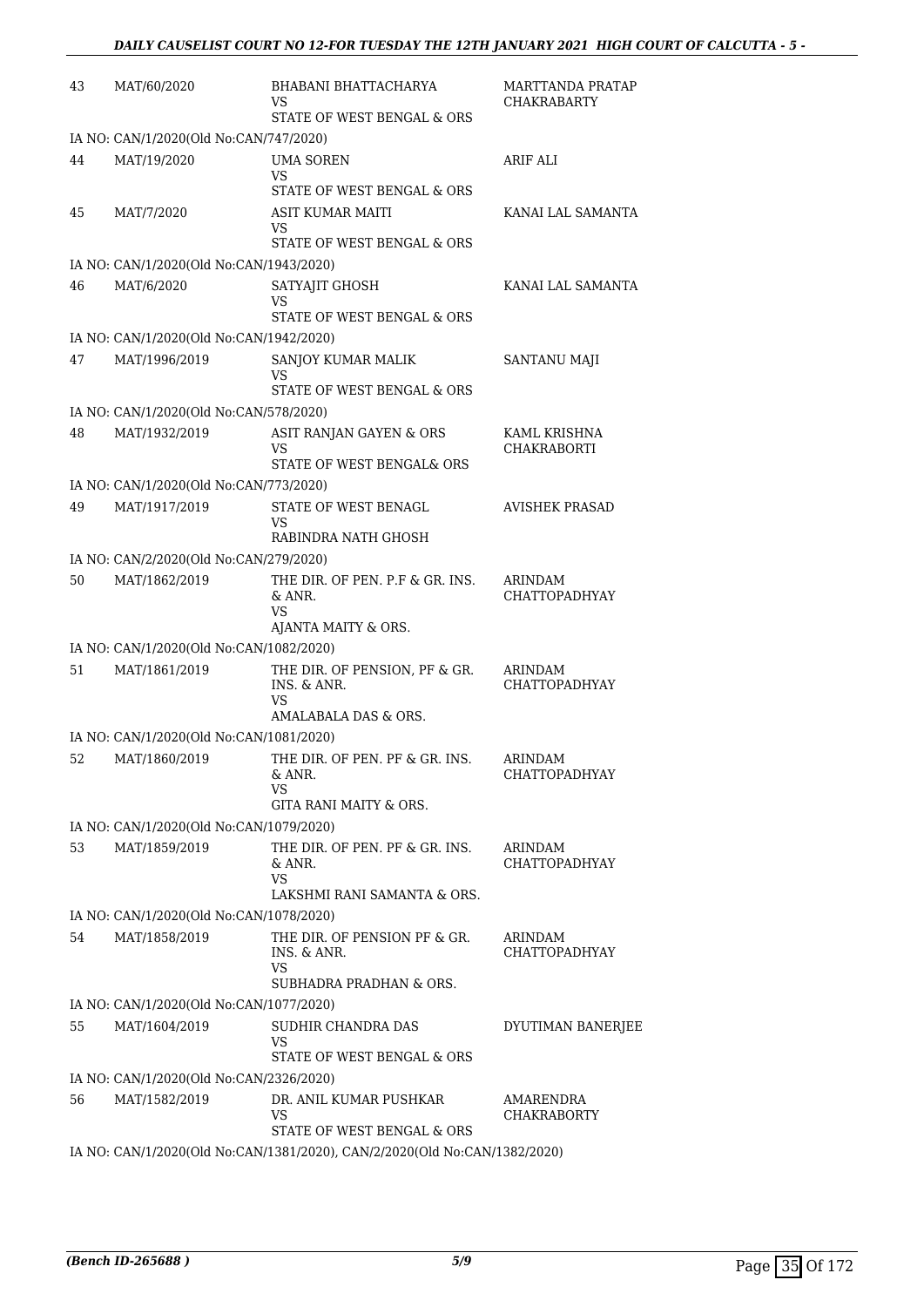| | | | |
|---|---|---|---|
| 43 | MAT/60/2020 | BHABANI BHATTACHARYA<br>VS<br>STATE OF WEST BENGAL & ORS | MARTTANDA PRATAP CHAKRABARTY |
| IA NO: CAN/1/2020(Old No:CAN/747/2020) | | | |
| 44 | MAT/19/2020 | UMA SOREN<br>VS<br>STATE OF WEST BENGAL & ORS | ARIF ALI |
| 45 | MAT/7/2020 | ASIT KUMAR MAITI<br>VS<br>STATE OF WEST BENGAL & ORS | KANAI LAL SAMANTA |
| IA NO: CAN/1/2020(Old No:CAN/1943/2020) | | | |
| 46 | MAT/6/2020 | SATYAJIT GHOSH<br>VS<br>STATE OF WEST BENGAL & ORS | KANAI LAL SAMANTA |
| IA NO: CAN/1/2020(Old No:CAN/1942/2020) | | | |
| 47 | MAT/1996/2019 | SANJOY KUMAR MALIK<br>VS<br>STATE OF WEST BENGAL & ORS | SANTANU MAJI |
| IA NO: CAN/1/2020(Old No:CAN/578/2020) | | | |
| 48 | MAT/1932/2019 | ASIT RANJAN GAYEN & ORS<br>VS<br>STATE OF WEST BENGAL& ORS | KAML KRISHNA CHAKRABORTI |
| IA NO: CAN/1/2020(Old No:CAN/773/2020) | | | |
| 49 | MAT/1917/2019 | STATE OF WEST BENAGL<br>VS<br>RABINDRA NATH GHOSH | AVISHEK PRASAD |
| IA NO: CAN/2/2020(Old No:CAN/279/2020) | | | |
| 50 | MAT/1862/2019 | THE DIR. OF PEN. P.F & GR. INS. & ANR.<br>VS<br>AJANTA MAITY & ORS. | ARINDAM CHATTOPADHYAY |
| IA NO: CAN/1/2020(Old No:CAN/1082/2020) | | | |
| 51 | MAT/1861/2019 | THE DIR. OF PENSION, PF & GR. INS. & ANR.<br>VS<br>AMALABALA DAS & ORS. | ARINDAM CHATTOPADHYAY |
| IA NO: CAN/1/2020(Old No:CAN/1081/2020) | | | |
| 52 | MAT/1860/2019 | THE DIR. OF PEN. PF & GR. INS. & ANR.<br>VS<br>GITA RANI MAITY & ORS. | ARINDAM CHATTOPADHYAY |
| IA NO: CAN/1/2020(Old No:CAN/1079/2020) | | | |
| 53 | MAT/1859/2019 | THE DIR. OF PEN. PF & GR. INS. & ANR.<br>VS<br>LAKSHMI RANI SAMANTA & ORS. | ARINDAM CHATTOPADHYAY |
| IA NO: CAN/1/2020(Old No:CAN/1078/2020) | | | |
| 54 | MAT/1858/2019 | THE DIR. OF PENSION PF & GR. INS. & ANR.<br>VS<br>SUBHADRA PRADHAN & ORS. | ARINDAM CHATTOPADHYAY |
| IA NO: CAN/1/2020(Old No:CAN/1077/2020) | | | |
| 55 | MAT/1604/2019 | SUDHIR CHANDRA DAS<br>VS<br>STATE OF WEST BENGAL & ORS | DYUTIMAN BANERJEE |
| IA NO: CAN/1/2020(Old No:CAN/2326/2020) | | | |
| 56 | MAT/1582/2019 | DR. ANIL KUMAR PUSHKAR<br>VS<br>STATE OF WEST BENGAL & ORS | AMARENDRA CHAKRABORTY |
| IA NO: CAN/1/2020(Old No:CAN/1381/2020), CAN/2/2020(Old No:CAN/1382/2020) | | | |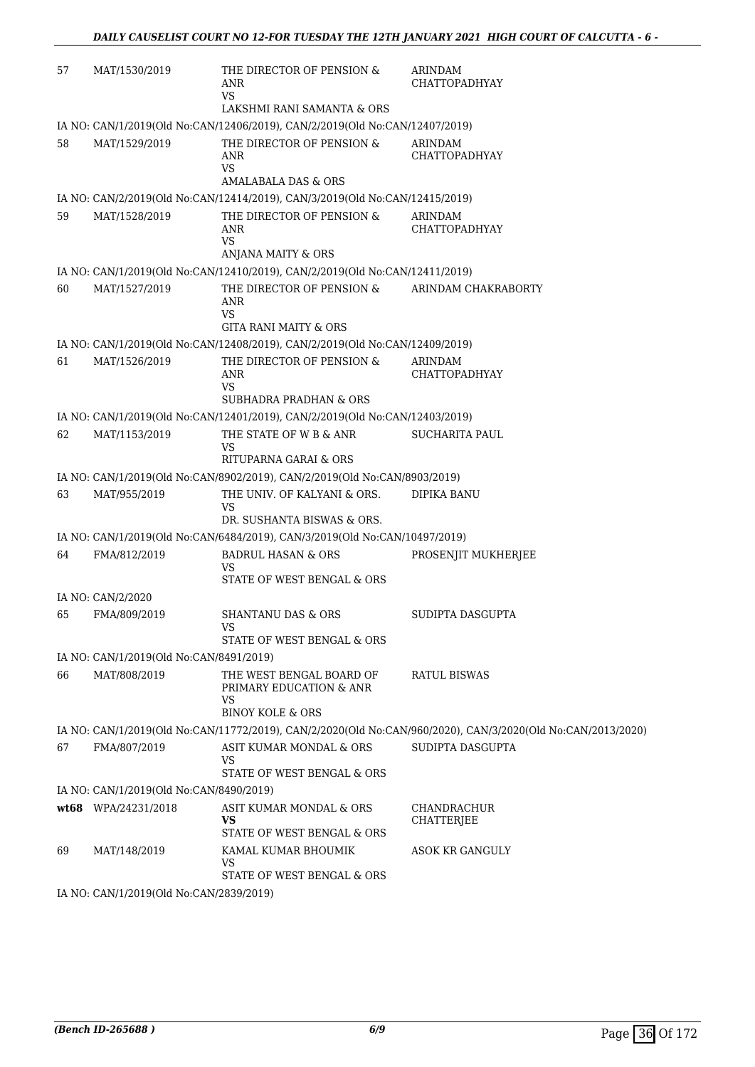| | | | |
|---|---|---|---|
| 57 | MAT/1530/2019 | THE DIRECTOR OF PENSION & ANR<br>VS<br>LAKSHMI RANI SAMANTA & ORS | ARINDAM CHATTOPADHYAY |
| IA NO: CAN/1/2019(Old No:CAN/12406/2019), CAN/2/2019(Old No:CAN/12407/2019) | | | |
| 58 | MAT/1529/2019 | THE DIRECTOR OF PENSION & ANR<br>VS<br>AMALABALA DAS & ORS | ARINDAM CHATTOPADHYAY |
| IA NO: CAN/2/2019(Old No:CAN/12414/2019), CAN/3/2019(Old No:CAN/12415/2019) | | | |
| 59 | MAT/1528/2019 | THE DIRECTOR OF PENSION & ANR<br>VS<br>ANJANA MAITY & ORS | ARINDAM CHATTOPADHYAY |
| IA NO: CAN/1/2019(Old No:CAN/12410/2019), CAN/2/2019(Old No:CAN/12411/2019) | | | |
| 60 | MAT/1527/2019 | THE DIRECTOR OF PENSION & ANR<br>VS<br>GITA RANI MAITY & ORS | ARINDAM CHAKRABORTY |
| IA NO: CAN/1/2019(Old No:CAN/12408/2019), CAN/2/2019(Old No:CAN/12409/2019) | | | |
| 61 | MAT/1526/2019 | THE DIRECTOR OF PENSION & ANR<br>VS<br>SUBHADRA PRADHAN & ORS | ARINDAM CHATTOPADHYAY |
| IA NO: CAN/1/2019(Old No:CAN/12401/2019), CAN/2/2019(Old No:CAN/12403/2019) | | | |
| 62 | MAT/1153/2019 | THE STATE OF W B & ANR<br>VS<br>RITUPARNA GARAI & ORS | SUCHARITA PAUL |
| IA NO: CAN/1/2019(Old No:CAN/8902/2019), CAN/2/2019(Old No:CAN/8903/2019) | | | |
| 63 | MAT/955/2019 | THE UNIV. OF KALYANI & ORS.<br>VS<br>DR. SUSHANTA BISWAS & ORS. | DIPIKA BANU |
| IA NO: CAN/1/2019(Old No:CAN/6484/2019), CAN/3/2019(Old No:CAN/10497/2019) | | | |
| 64 | FMA/812/2019 | BADRUL HASAN & ORS<br>VS<br>STATE OF WEST BENGAL & ORS | PROSENJIT MUKHERJEE |
| IA NO: CAN/2/2020 | | | |
| 65 | FMA/809/2019 | SHANTANU DAS & ORS<br>VS<br>STATE OF WEST BENGAL & ORS | SUDIPTA DASGUPTA |
| IA NO: CAN/1/2019(Old No:CAN/8491/2019) | | | |
| 66 | MAT/808/2019 | THE WEST BENGAL BOARD OF PRIMARY EDUCATION & ANR<br>VS<br>BINOY KOLE & ORS | RATUL BISWAS |
| IA NO: CAN/1/2019(Old No:CAN/11772/2019), CAN/2/2020(Old No:CAN/960/2020), CAN/3/2020(Old No:CAN/2013/2020) | | | |
| 67 | FMA/807/2019 | ASIT KUMAR MONDAL & ORS<br>VS<br>STATE OF WEST BENGAL & ORS | SUDIPTA DASGUPTA |
| IA NO: CAN/1/2019(Old No:CAN/8490/2019) | | | |
| **wt68** | WPA/24231/2018 | ASIT KUMAR MONDAL & ORS<br>**VS**<br>STATE OF WEST BENGAL & ORS | CHANDRACHUR CHATTERJEE |
| 69 | MAT/148/2019 | KAMAL KUMAR BHOUMIK<br>VS<br>STATE OF WEST BENGAL & ORS | ASOK KR GANGULY |
| IA NO: CAN/1/2019(Old No:CAN/2839/2019) | | | |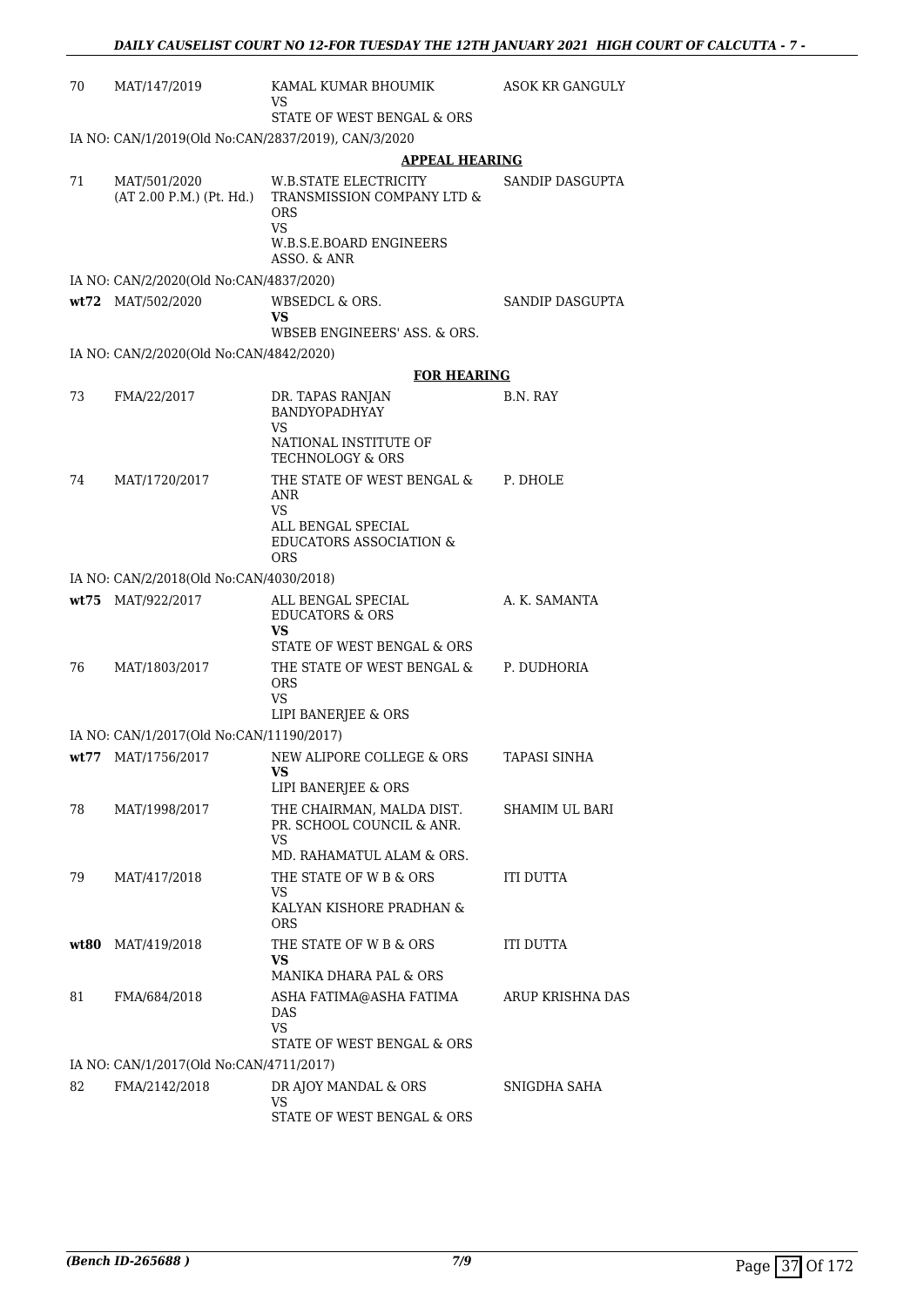| | | | |
|---|---|---|---|
| 70 | MAT/147/2019 | KAMAL KUMAR BHOUMIK<br>VS<br>STATE OF WEST BENGAL & ORS | ASOK KR GANGULY |
| | IA NO: CAN/1/2019(Old No:CAN/2837/2019), CAN/3/2020 | | |

**APPEAL HEARING**

| | | | |
|---|---|---|---|
| 71 | MAT/501/2020<br>(AT 2.00 P.M.) (Pt. Hd.) | W.B.STATE ELECTRICITY TRANSMISSION COMPANY LTD & ORS<br>VS<br>W.B.S.E.BOARD ENGINEERS ASSO. & ANR | SANDIP DASGUPTA |
| | IA NO: CAN/2/2020(Old No:CAN/4837/2020) | | |
| **wt72** | MAT/502/2020 | WBSEDCL & ORS.<br>**VS**<br>WBSEB ENGINEERS' ASS. & ORS. | SANDIP DASGUPTA |
| | IA NO: CAN/2/2020(Old No:CAN/4842/2020) | | |

**FOR HEARING**

| | | | |
|---|---|---|---|
| 73 | FMA/22/2017 | DR. TAPAS RANJAN BANDYOPADHYAY<br>VS<br>NATIONAL INSTITUTE OF TECHNOLOGY & ORS | B.N. RAY |
| 74 | MAT/1720/2017 | THE STATE OF WEST BENGAL & ANR<br>VS<br>ALL BENGAL SPECIAL EDUCATORS ASSOCIATION & ORS | P. DHOLE |
| | IA NO: CAN/2/2018(Old No:CAN/4030/2018) | | |
| **wt75** | MAT/922/2017 | ALL BENGAL SPECIAL EDUCATORS & ORS<br>**VS**<br>STATE OF WEST BENGAL & ORS | A. K. SAMANTA |
| 76 | MAT/1803/2017 | THE STATE OF WEST BENGAL & ORS<br>VS<br>LIPI BANERJEE & ORS | P. DUDHORIA |
| | IA NO: CAN/1/2017(Old No:CAN/11190/2017) | | |
| **wt77** | MAT/1756/2017 | NEW ALIPORE COLLEGE & ORS<br>**VS**<br>LIPI BANERJEE & ORS | TAPASI SINHA |
| 78 | MAT/1998/2017 | THE CHAIRMAN, MALDA DIST. PR. SCHOOL COUNCIL & ANR.<br>VS<br>MD. RAHAMATUL ALAM & ORS. | SHAMIM UL BARI |
| 79 | MAT/417/2018 | THE STATE OF W B & ORS<br>VS<br>KALYAN KISHORE PRADHAN & ORS | ITI DUTTA |
| **wt80** | MAT/419/2018 | THE STATE OF W B & ORS<br>**VS**<br>MANIKA DHARA PAL & ORS | ITI DUTTA |
| 81 | FMA/684/2018 | ASHA FATIMA@ASHA FATIMA DAS<br>VS<br>STATE OF WEST BENGAL & ORS | ARUP KRISHNA DAS |
| | IA NO: CAN/1/2017(Old No:CAN/4711/2017) | | |
| 82 | FMA/2142/2018 | DR AJOY MANDAL & ORS<br>VS<br>STATE OF WEST BENGAL & ORS | SNIGDHA SAHA |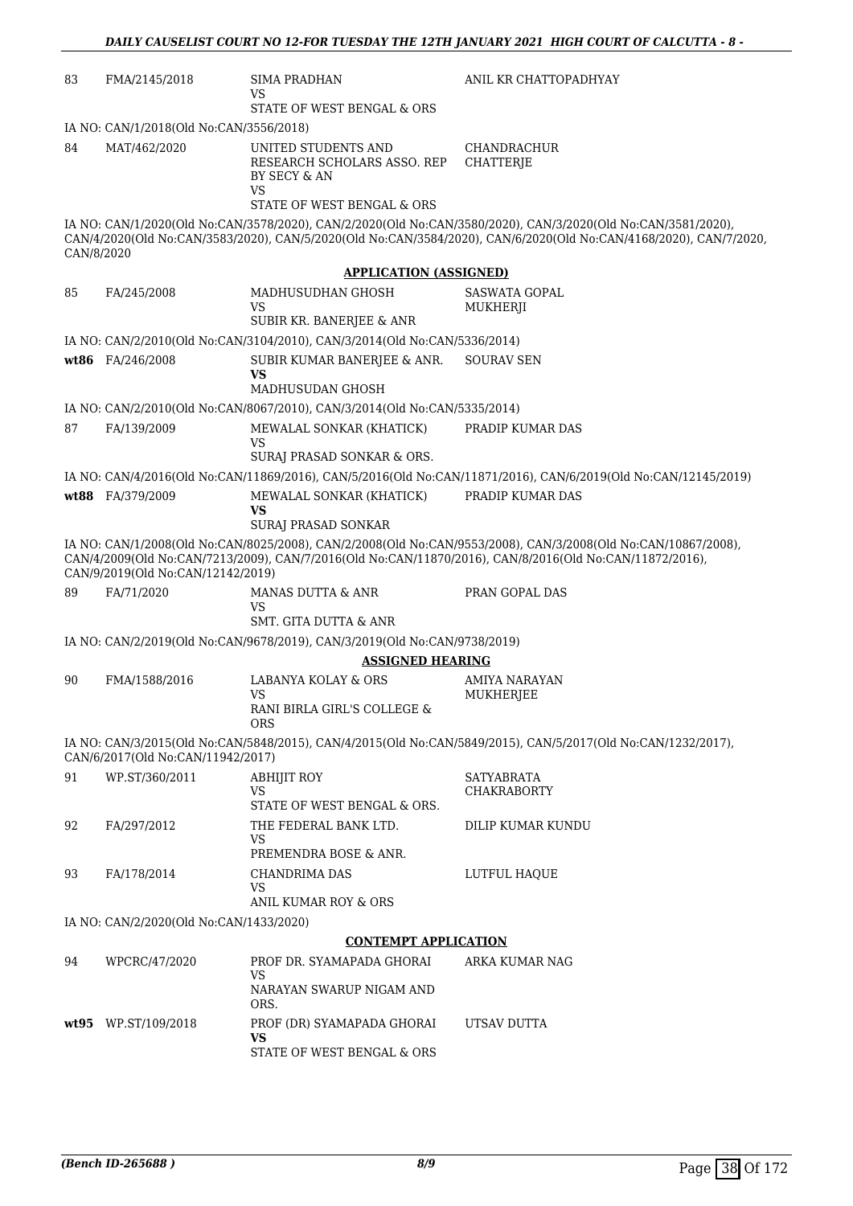| | | | |
|---|---|---|---|
| 83 | FMA/2145/2018 | SIMA PRADHAN<br>VS<br>STATE OF WEST BENGAL & ORS | ANIL KR CHATTOPADHYAY |

IA NO: CAN/1/2018(Old No:CAN/3556/2018)

| | | | |
|---|---|---|---|
| 84 | MAT/462/2020 | UNITED STUDENTS AND RESEARCH SCHOLARS ASSO. REP BY SECY & AN<br>VS<br>STATE OF WEST BENGAL & ORS | CHANDRACHUR CHATTERJE |

IA NO: CAN/1/2020(Old No:CAN/3578/2020), CAN/2/2020(Old No:CAN/3580/2020), CAN/3/2020(Old No:CAN/3581/2020), CAN/4/2020(Old No:CAN/3583/2020), CAN/5/2020(Old No:CAN/3584/2020), CAN/6/2020(Old No:CAN/4168/2020), CAN/7/2020, CAN/8/2020

**APPLICATION (ASSIGNED)**

| | | | |
|---|---|---|---|
| 85 | FA/245/2008 | MADHUSUDHAN GHOSH<br>VS<br>SUBIR KR. BANERJEE & ANR | SASWATA GOPAL MUKHERJI |

IA NO: CAN/2/2010(Old No:CAN/3104/2010), CAN/3/2014(Old No:CAN/5336/2014)

| | | | |
|---|---|---|---|
| **wt86** | FA/246/2008 | SUBIR KUMAR BANERJEE & ANR.<br>**VS**<br>MADHUSUDAN GHOSH | SOURAV SEN |

IA NO: CAN/2/2010(Old No:CAN/8067/2010), CAN/3/2014(Old No:CAN/5335/2014)

| | | | |
|---|---|---|---|
| 87 | FA/139/2009 | MEWALAL SONKAR (KHATICK)<br>VS<br>SURAJ PRASAD SONKAR & ORS. | PRADIP KUMAR DAS |

IA NO: CAN/4/2016(Old No:CAN/11869/2016), CAN/5/2016(Old No:CAN/11871/2016), CAN/6/2019(Old No:CAN/12145/2019)

| | | | |
|---|---|---|---|
| **wt88** | FA/379/2009 | MEWALAL SONKAR (KHATICK)<br>**VS**<br>SURAJ PRASAD SONKAR | PRADIP KUMAR DAS |

IA NO: CAN/1/2008(Old No:CAN/8025/2008), CAN/2/2008(Old No:CAN/9553/2008), CAN/3/2008(Old No:CAN/10867/2008), CAN/4/2009(Old No:CAN/7213/2009), CAN/7/2016(Old No:CAN/11870/2016), CAN/8/2016(Old No:CAN/11872/2016), CAN/9/2019(Old No:CAN/12142/2019)

| | | | |
|---|---|---|---|
| 89 | FA/71/2020 | MANAS DUTTA & ANR<br>VS<br>SMT. GITA DUTTA & ANR | PRAN GOPAL DAS |

IA NO: CAN/2/2019(Old No:CAN/9678/2019), CAN/3/2019(Old No:CAN/9738/2019)

**ASSIGNED HEARING**

| | | | |
|---|---|---|---|
| 90 | FMA/1588/2016 | LABANYA KOLAY & ORS<br>VS<br>RANI BIRLA GIRL'S COLLEGE & ORS | AMIYA NARAYAN MUKHERJEE |

IA NO: CAN/3/2015(Old No:CAN/5848/2015), CAN/4/2015(Old No:CAN/5849/2015), CAN/5/2017(Old No:CAN/1232/2017), CAN/6/2017(Old No:CAN/11942/2017)

| | | | |
|---|---|---|---|
| 91 | WP.ST/360/2011 | ABHIJIT ROY<br>VS<br>STATE OF WEST BENGAL & ORS. | SATYABRATA CHAKRABORTY |
| 92 | FA/297/2012 | THE FEDERAL BANK LTD.<br>VS<br>PREMENDRA BOSE & ANR. | DILIP KUMAR KUNDU |
| 93 | FA/178/2014 | CHANDRIMA DAS<br>VS<br>ANIL KUMAR ROY & ORS | LUTFUL HAQUE |

IA NO: CAN/2/2020(Old No:CAN/1433/2020)

**CONTEMPT APPLICATION**

| | | | |
|---|---|---|---|
| 94 | WPCRC/47/2020 | PROF DR. SYAMAPADA GHORAI<br>VS<br>NARAYAN SWARUP NIGAM AND ORS. | ARKA KUMAR NAG |
| **wt95** | WP.ST/109/2018 | PROF (DR) SYAMAPADA GHORAI<br>**VS**<br>STATE OF WEST BENGAL & ORS | UTSAV DUTTA |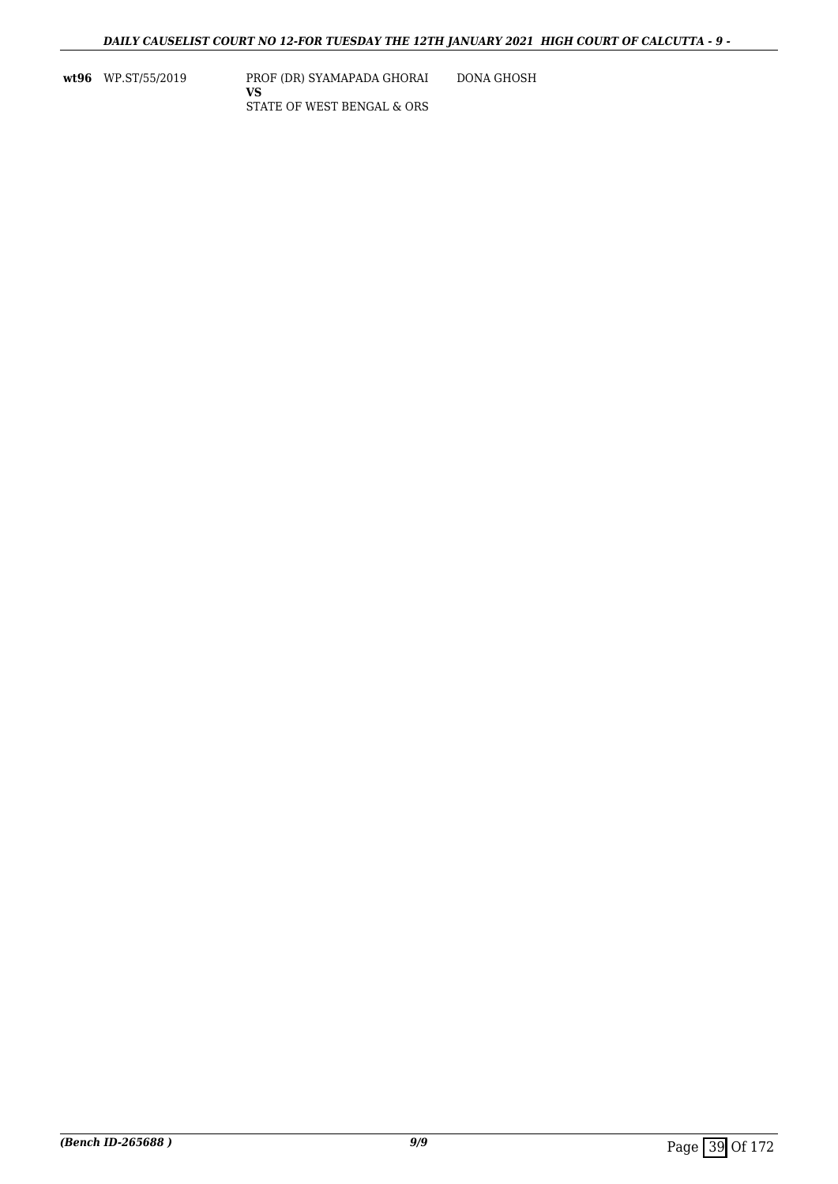| | | | |
|---|---|---|---|
| **wt96** | WP.ST/55/2019 | PROF (DR) SYAMAPADA GHORAI<br>**VS**<br>STATE OF WEST BENGAL & ORS | DONA GHOSH |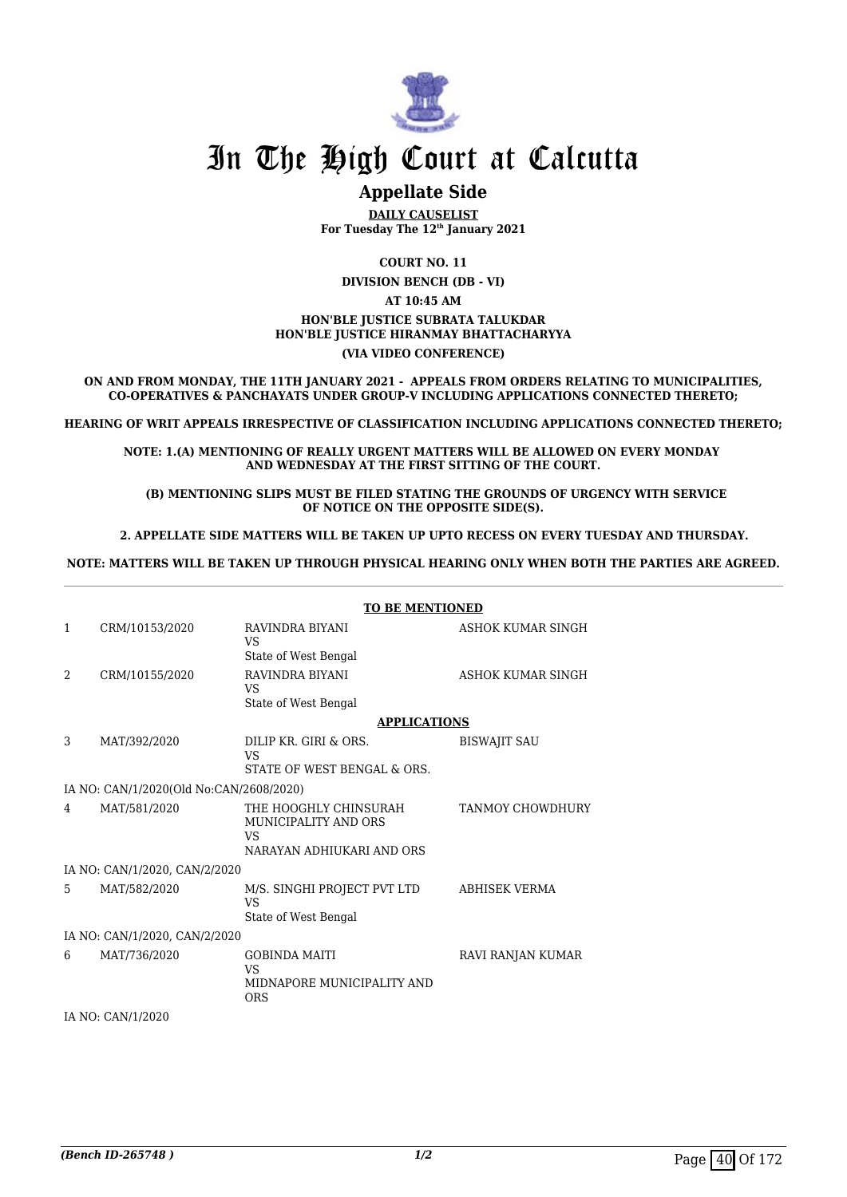# In The High Court at Calcutta

## Appellate Side

**DAILY CAUSELIST**
**For Tuesday The 12th January 2021**

**COURT NO. 11**

**DIVISION BENCH (DB - VI)**

**AT 10:45 AM**

**HON'BLE JUSTICE SUBRATA TALUKDAR**
**HON'BLE JUSTICE HIRANMAY BHATTACHARYYA**

**(VIA VIDEO CONFERENCE)**

**ON AND FROM MONDAY, THE 11TH JANUARY 2021 - APPEALS FROM ORDERS RELATING TO MUNICIPALITIES, CO-OPERATIVES & PANCHAYATS UNDER GROUP-V INCLUDING APPLICATIONS CONNECTED THERETO;**

**HEARING OF WRIT APPEALS IRRESPECTIVE OF CLASSIFICATION INCLUDING APPLICATIONS CONNECTED THERETO;**

**NOTE: 1.(A) MENTIONING OF REALLY URGENT MATTERS WILL BE ALLOWED ON EVERY MONDAY AND WEDNESDAY AT THE FIRST SITTING OF THE COURT.**

**(B) MENTIONING SLIPS MUST BE FILED STATING THE GROUNDS OF URGENCY WITH SERVICE OF NOTICE ON THE OPPOSITE SIDE(S).**

**2. APPELLATE SIDE MATTERS WILL BE TAKEN UP UPTO RECESS ON EVERY TUESDAY AND THURSDAY.**

**NOTE: MATTERS WILL BE TAKEN UP THROUGH PHYSICAL HEARING ONLY WHEN BOTH THE PARTIES ARE AGREED.**

**TO BE MENTIONED**

| | | | |
|---|---|---|---|
| 1 | CRM/10153/2020 | RAVINDRA BIYANI<br>VS<br>State of West Bengal | ASHOK KUMAR SINGH |
| 2 | CRM/10155/2020 | RAVINDRA BIYANI<br>VS<br>State of West Bengal | ASHOK KUMAR SINGH |

**APPLICATIONS**

| | | | |
|---|---|---|---|
| 3 | MAT/392/2020 | DILIP KR. GIRI & ORS.<br>VS<br>STATE OF WEST BENGAL & ORS. | BISWAJIT SAU |
| | IA NO: CAN/1/2020(Old No:CAN/2608/2020) | | |
| 4 | MAT/581/2020 | THE HOOGHLY CHINSURAH MUNICIPALITY AND ORS<br>VS<br>NARAYAN ADHIUKARI AND ORS | TANMOY CHOWDHURY |
| | IA NO: CAN/1/2020, CAN/2/2020 | | |
| 5 | MAT/582/2020 | M/S. SINGHI PROJECT PVT LTD<br>VS<br>State of West Bengal | ABHISEK VERMA |
| | IA NO: CAN/1/2020, CAN/2/2020 | | |
| 6 | MAT/736/2020 | GOBINDA MAITI<br>VS<br>MIDNAPORE MUNICIPALITY AND ORS | RAVI RANJAN KUMAR |
| | IA NO: CAN/1/2020 | | |

*(Bench ID-265748 )*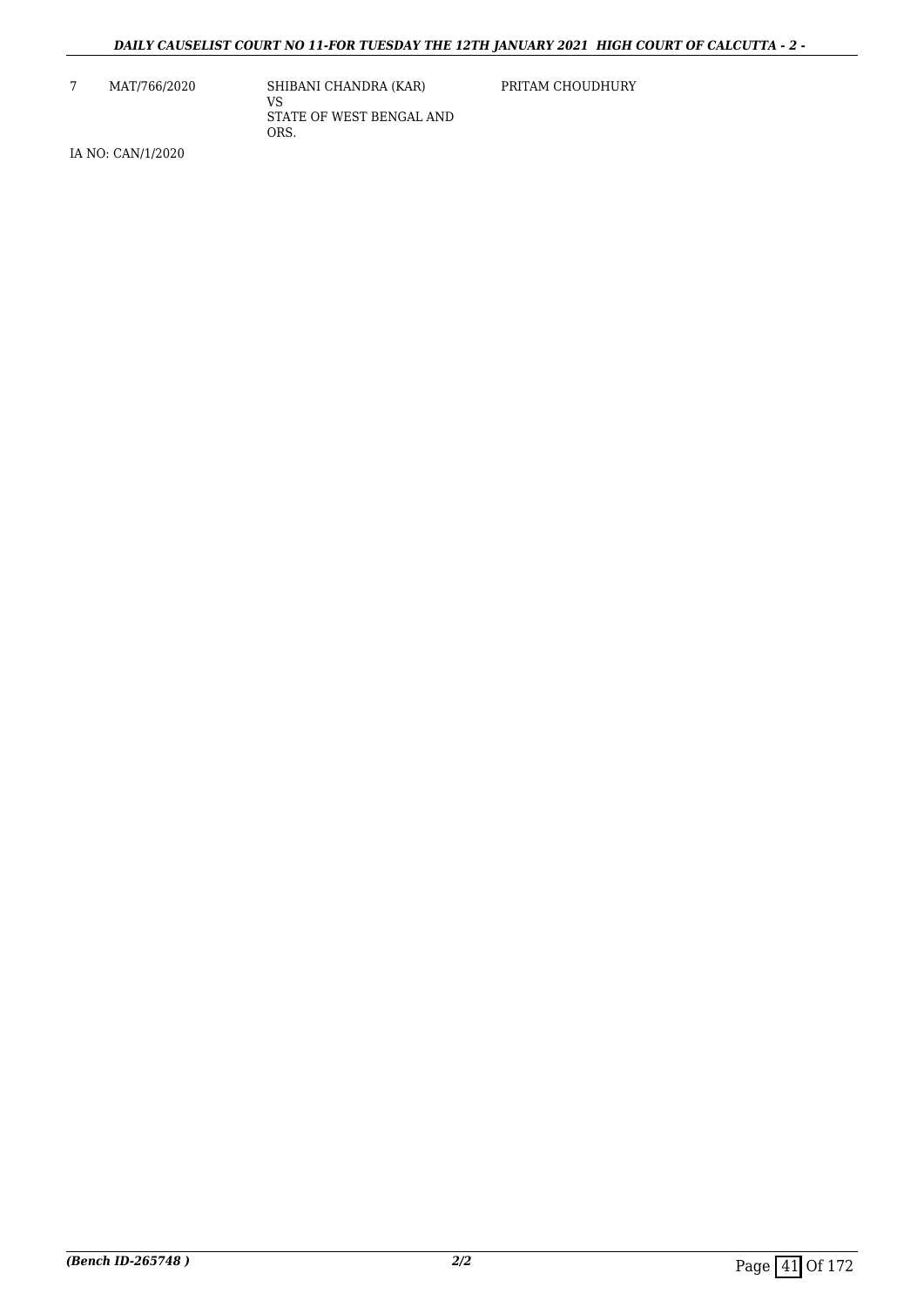| 7 | MAT/766/2020 | SHIBANI CHANDRA (KAR)<br>VS<br>STATE OF WEST BENGAL AND ORS. | PRITAM CHOUDHURY |
|---|---|---|---|

IA NO: CAN/1/2020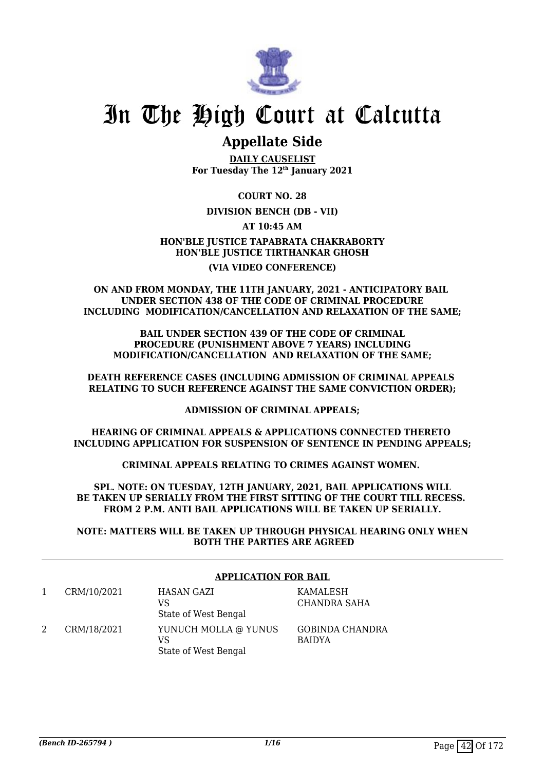# In The High Court at Calcutta

## Appellate Side

**DAILY CAUSELIST**
**For Tuesday The 12th January 2021**

**COURT NO. 28**

**DIVISION BENCH (DB - VII)**

**AT 10:45 AM**

**HON'BLE JUSTICE TAPABRATA CHAKRABORTY**
**HON'BLE JUSTICE TIRTHANKAR GHOSH**

**(VIA VIDEO CONFERENCE)**

**ON AND FROM MONDAY, THE 11TH JANUARY, 2021 - ANTICIPATORY BAIL UNDER SECTION 438 OF THE CODE OF CRIMINAL PROCEDURE INCLUDING MODIFICATION/CANCELLATION AND RELAXATION OF THE SAME;**

**BAIL UNDER SECTION 439 OF THE CODE OF CRIMINAL PROCEDURE (PUNISHMENT ABOVE 7 YEARS) INCLUDING MODIFICATION/CANCELLATION AND RELAXATION OF THE SAME;**

**DEATH REFERENCE CASES (INCLUDING ADMISSION OF CRIMINAL APPEALS RELATING TO SUCH REFERENCE AGAINST THE SAME CONVICTION ORDER);**

**ADMISSION OF CRIMINAL APPEALS;**

**HEARING OF CRIMINAL APPEALS & APPLICATIONS CONNECTED THERETO INCLUDING APPLICATION FOR SUSPENSION OF SENTENCE IN PENDING APPEALS;**

**CRIMINAL APPEALS RELATING TO CRIMES AGAINST WOMEN.**

**SPL. NOTE: ON TUESDAY, 12TH JANUARY, 2021, BAIL APPLICATIONS WILL BE TAKEN UP SERIALLY FROM THE FIRST SITTING OF THE COURT TILL RECESS. FROM 2 P.M. ANTI BAIL APPLICATIONS WILL BE TAKEN UP SERIALLY.**

**NOTE: MATTERS WILL BE TAKEN UP THROUGH PHYSICAL HEARING ONLY WHEN BOTH THE PARTIES ARE AGREED**

---

**APPLICATION FOR BAIL**

| | | | |
|---|---|---|---|
| 1 | CRM/10/2021 | HASAN GAZI<br>VS<br>State of West Bengal | KAMALESH CHANDRA SAHA |
| 2 | CRM/18/2021 | YUNUCH MOLLA @ YUNUS<br>VS<br>State of West Bengal | GOBINDA CHANDRA BAIDYA |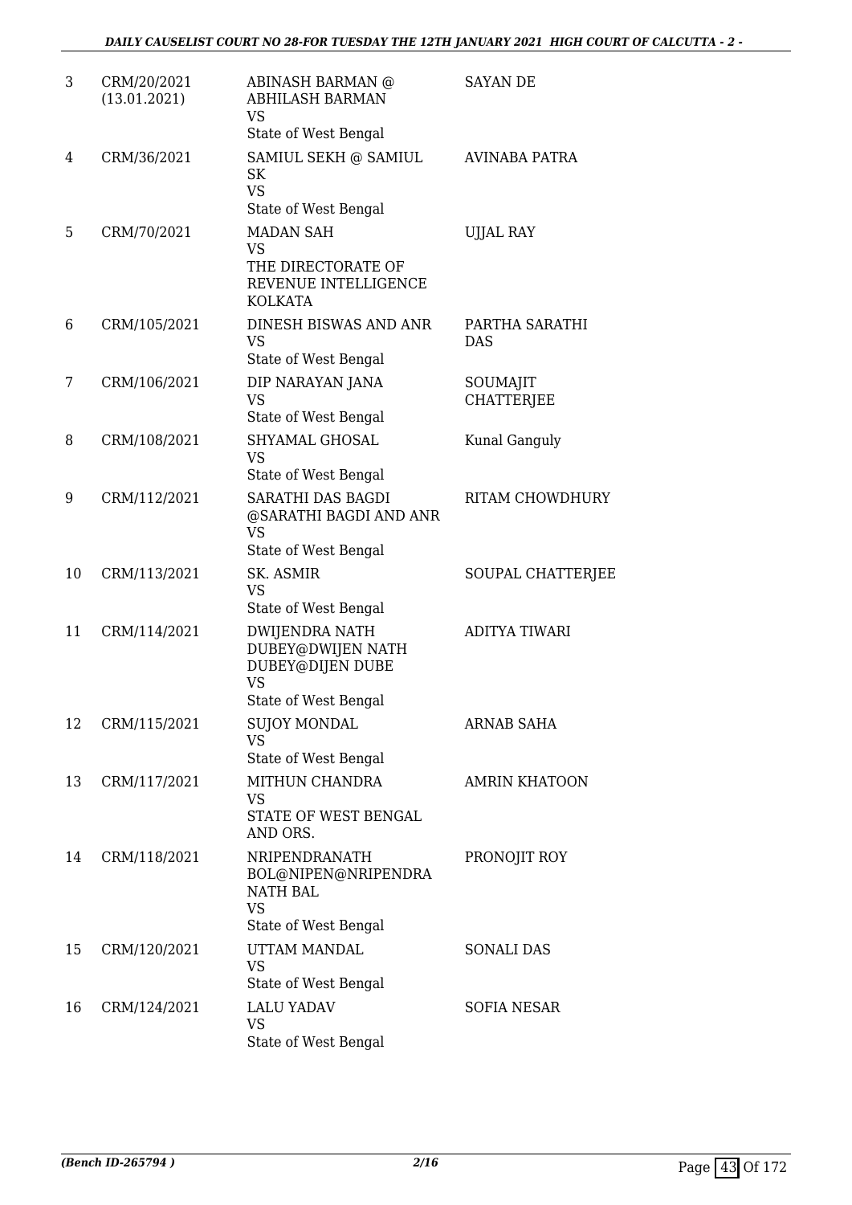| 3 | CRM/20/2021 (13.01.2021) | ABINASH BARMAN @ ABHILASH BARMAN VS State of West Bengal | SAYAN DE |
|---|---|---|---|
| 4 | CRM/36/2021 | SAMIUL SEKH @ SAMIUL SK VS State of West Bengal | AVINABA PATRA |
| 5 | CRM/70/2021 | MADAN SAH VS THE DIRECTORATE OF REVENUE INTELLIGENCE KOLKATA | UJJAL RAY |
| 6 | CRM/105/2021 | DINESH BISWAS AND ANR VS State of West Bengal | PARTHA SARATHI DAS |
| 7 | CRM/106/2021 | DIP NARAYAN JANA VS State of West Bengal | SOUMAJIT CHATTERJEE |
| 8 | CRM/108/2021 | SHYAMAL GHOSAL VS State of West Bengal | Kunal Ganguly |
| 9 | CRM/112/2021 | SARATHI DAS BAGDI @SARATHI BAGDI AND ANR VS State of West Bengal | RITAM CHOWDHURY |
| 10 | CRM/113/2021 | SK. ASMIR VS State of West Bengal | SOUPAL CHATTERJEE |
| 11 | CRM/114/2021 | DWIJENDRA NATH DUBEY@DWIJEN NATH DUBEY@DIJEN DUBE VS State of West Bengal | ADITYA TIWARI |
| 12 | CRM/115/2021 | SUJOY MONDAL VS State of West Bengal | ARNAB SAHA |
| 13 | CRM/117/2021 | MITHUN CHANDRA VS STATE OF WEST BENGAL AND ORS. | AMRIN KHATOON |
| 14 | CRM/118/2021 | NRIPENDRANATH BOL@NIPEN@NRIPENDRA NATH BAL VS State of West Bengal | PRONOJIT ROY |
| 15 | CRM/120/2021 | UTTAM MANDAL VS State of West Bengal | SONALI DAS |
| 16 | CRM/124/2021 | LALU YADAV VS State of West Bengal | SOFIA NESAR |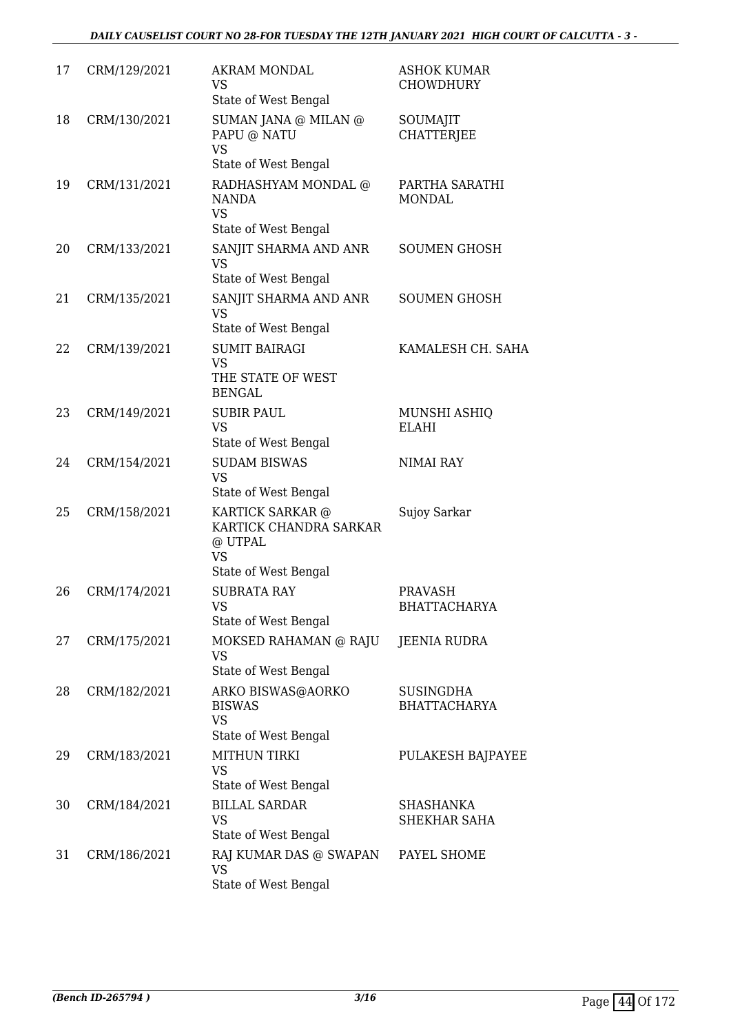| 17 | CRM/129/2021 | AKRAM MONDAL<br>VS<br>State of West Bengal | ASHOK KUMAR CHOWDHURY |
|---|---|---|---|
| 18 | CRM/130/2021 | SUMAN JANA @ MILAN @ PAPU @ NATU<br>VS<br>State of West Bengal | SOUMAJIT CHATTERJEE |
| 19 | CRM/131/2021 | RADHASHYAM MONDAL @ NANDA<br>VS<br>State of West Bengal | PARTHA SARATHI MONDAL |
| 20 | CRM/133/2021 | SANJIT SHARMA AND ANR<br>VS<br>State of West Bengal | SOUMEN GHOSH |
| 21 | CRM/135/2021 | SANJIT SHARMA AND ANR<br>VS<br>State of West Bengal | SOUMEN GHOSH |
| 22 | CRM/139/2021 | SUMIT BAIRAGI<br>VS<br>THE STATE OF WEST BENGAL | KAMALESH CH. SAHA |
| 23 | CRM/149/2021 | SUBIR PAUL<br>VS<br>State of West Bengal | MUNSHI ASHIQ ELAHI |
| 24 | CRM/154/2021 | SUDAM BISWAS<br>VS<br>State of West Bengal | NIMAI RAY |
| 25 | CRM/158/2021 | KARTICK SARKAR @ KARTICK CHANDRA SARKAR @ UTPAL<br>VS<br>State of West Bengal | Sujoy Sarkar |
| 26 | CRM/174/2021 | SUBRATA RAY<br>VS<br>State of West Bengal | PRAVASH BHATTACHARYA |
| 27 | CRM/175/2021 | MOKSED RAHAMAN @ RAJU<br>VS<br>State of West Bengal | JEENIA RUDRA |
| 28 | CRM/182/2021 | ARKO BISWAS@AORKO BISWAS<br>VS<br>State of West Bengal | SUSINGDHA BHATTACHARYA |
| 29 | CRM/183/2021 | MITHUN TIRKI<br>VS<br>State of West Bengal | PULAKESH BAJPAYEE |
| 30 | CRM/184/2021 | BILLAL SARDAR<br>VS<br>State of West Bengal | SHASHANKA SHEKHAR SAHA |
| 31 | CRM/186/2021 | RAJ KUMAR DAS @ SWAPAN<br>VS<br>State of West Bengal | PAYEL SHOME |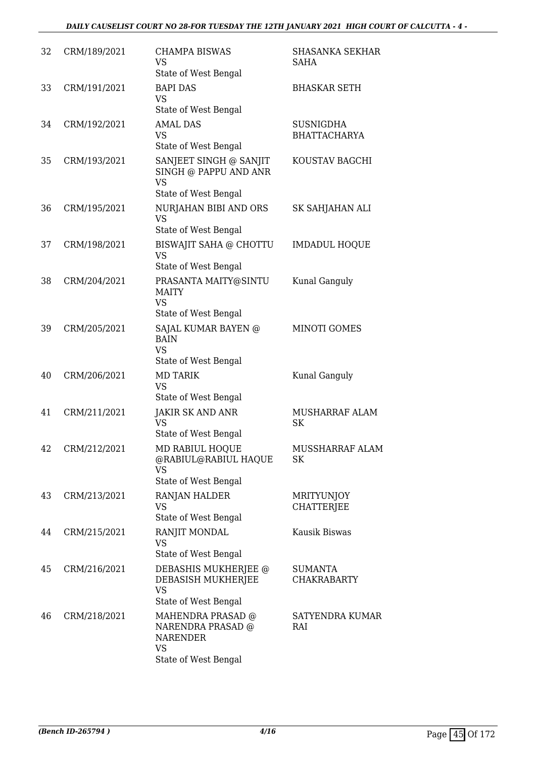| 32 | CRM/189/2021 | CHAMPA BISWAS<br>VS<br>State of West Bengal | SHASANKA SEKHAR SAHA |
|---|---|---|---|
| 33 | CRM/191/2021 | BAPI DAS<br>VS<br>State of West Bengal | BHASKAR SETH |
| 34 | CRM/192/2021 | AMAL DAS<br>VS<br>State of West Bengal | SUSNIGDHA BHATTACHARYA |
| 35 | CRM/193/2021 | SANJEET SINGH @ SANJIT SINGH @ PAPPU AND ANR<br>VS<br>State of West Bengal | KOUSTAV BAGCHI |
| 36 | CRM/195/2021 | NURJAHAN BIBI AND ORS<br>VS<br>State of West Bengal | SK SAHJAHAN ALI |
| 37 | CRM/198/2021 | BISWAJIT SAHA @ CHOTTU<br>VS<br>State of West Bengal | IMDADUL HOQUE |
| 38 | CRM/204/2021 | PRASANTA MAITY@SINTU MAITY<br>VS<br>State of West Bengal | Kunal Ganguly |
| 39 | CRM/205/2021 | SAJAL KUMAR BAYEN @ BAIN<br>VS<br>State of West Bengal | MINOTI GOMES |
| 40 | CRM/206/2021 | MD TARIK<br>VS<br>State of West Bengal | Kunal Ganguly |
| 41 | CRM/211/2021 | JAKIR SK AND ANR<br>VS<br>State of West Bengal | MUSHARRAF ALAM SK |
| 42 | CRM/212/2021 | MD RABIUL HOQUE @RABIUL@RABIUL HAQUE<br>VS<br>State of West Bengal | MUSSHARRAF ALAM SK |
| 43 | CRM/213/2021 | RANJAN HALDER<br>VS<br>State of West Bengal | MRITYUNJOY CHATTERJEE |
| 44 | CRM/215/2021 | RANJIT MONDAL<br>VS<br>State of West Bengal | Kausik Biswas |
| 45 | CRM/216/2021 | DEBASHIS MUKHERJEE @ DEBASISH MUKHERJEE<br>VS<br>State of West Bengal | SUMANTA CHAKRABARTY |
| 46 | CRM/218/2021 | MAHENDRA PRASAD @ NARENDRA PRASAD @ NARENDER<br>VS<br>State of West Bengal | SATYENDRA KUMAR RAI |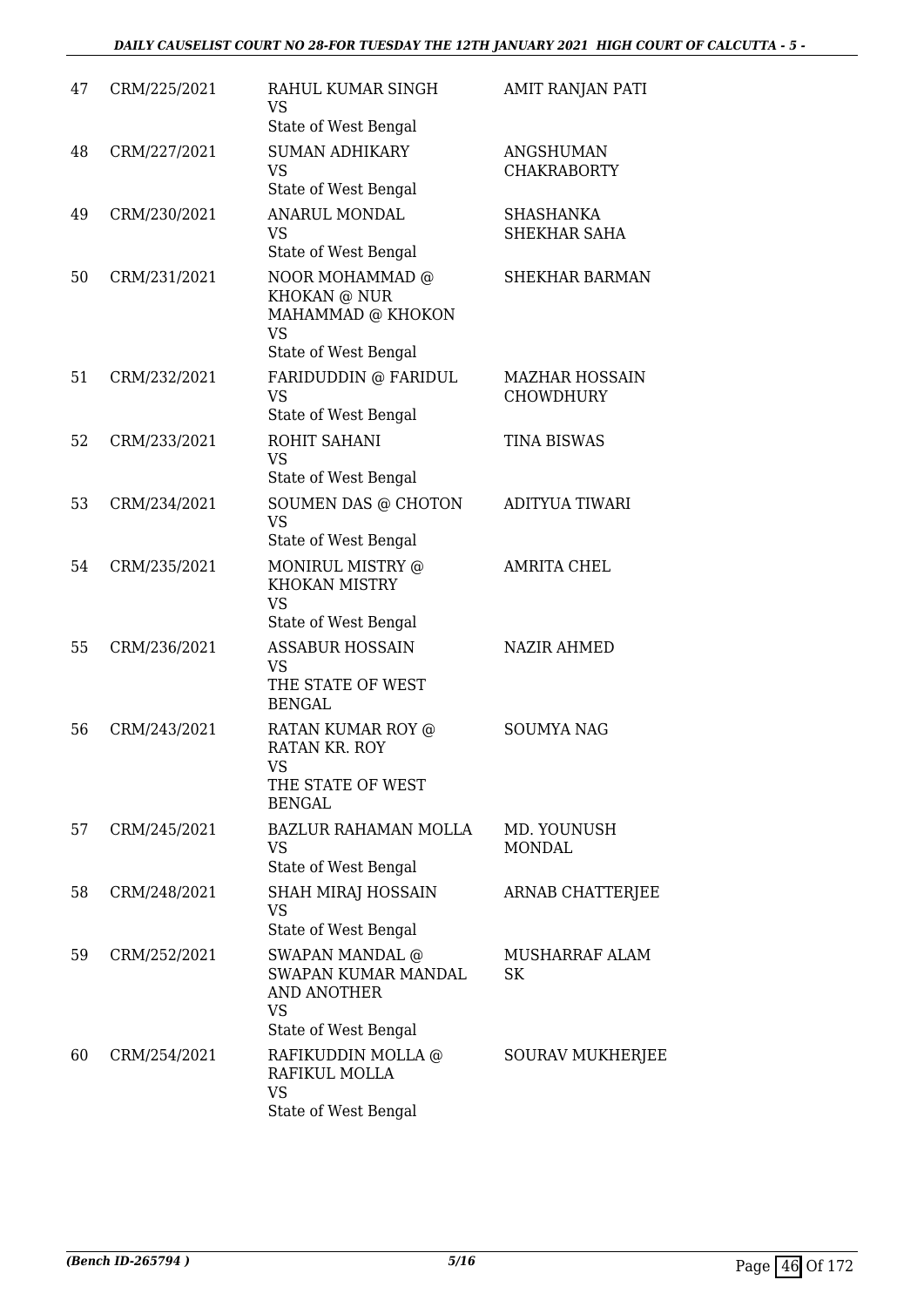| | | | |
|---|---|---|---|
| 47 | CRM/225/2021 | RAHUL KUMAR SINGH<br>VS<br>State of West Bengal | AMIT RANJAN PATI |
| 48 | CRM/227/2021 | SUMAN ADHIKARY<br>VS<br>State of West Bengal | ANGSHUMAN CHAKRABORTY |
| 49 | CRM/230/2021 | ANARUL MONDAL<br>VS<br>State of West Bengal | SHASHANKA SHEKHAR SAHA |
| 50 | CRM/231/2021 | NOOR MOHAMMAD @ KHOKAN @ NUR MAHAMMAD @ KHOKON<br>VS<br>State of West Bengal | SHEKHAR BARMAN |
| 51 | CRM/232/2021 | FARIDUDDIN @ FARIDUL<br>VS<br>State of West Bengal | MAZHAR HOSSAIN CHOWDHURY |
| 52 | CRM/233/2021 | ROHIT SAHANI<br>VS<br>State of West Bengal | TINA BISWAS |
| 53 | CRM/234/2021 | SOUMEN DAS @ CHOTON<br>VS<br>State of West Bengal | ADITYUA TIWARI |
| 54 | CRM/235/2021 | MONIRUL MISTRY @ KHOKAN MISTRY<br>VS<br>State of West Bengal | AMRITA CHEL |
| 55 | CRM/236/2021 | ASSABUR HOSSAIN<br>VS<br>THE STATE OF WEST BENGAL | NAZIR AHMED |
| 56 | CRM/243/2021 | RATAN KUMAR ROY @ RATAN KR. ROY<br>VS<br>THE STATE OF WEST BENGAL | SOUMYA NAG |
| 57 | CRM/245/2021 | BAZLUR RAHAMAN MOLLA<br>VS<br>State of West Bengal | MD. YOUNUSH MONDAL |
| 58 | CRM/248/2021 | SHAH MIRAJ HOSSAIN<br>VS<br>State of West Bengal | ARNAB CHATTERJEE |
| 59 | CRM/252/2021 | SWAPAN MANDAL @ SWAPAN KUMAR MANDAL AND ANOTHER<br>VS<br>State of West Bengal | MUSHARRAF ALAM SK |
| 60 | CRM/254/2021 | RAFIKUDDIN MOLLA @ RAFIKUL MOLLA<br>VS<br>State of West Bengal | SOURAV MUKHERJEE |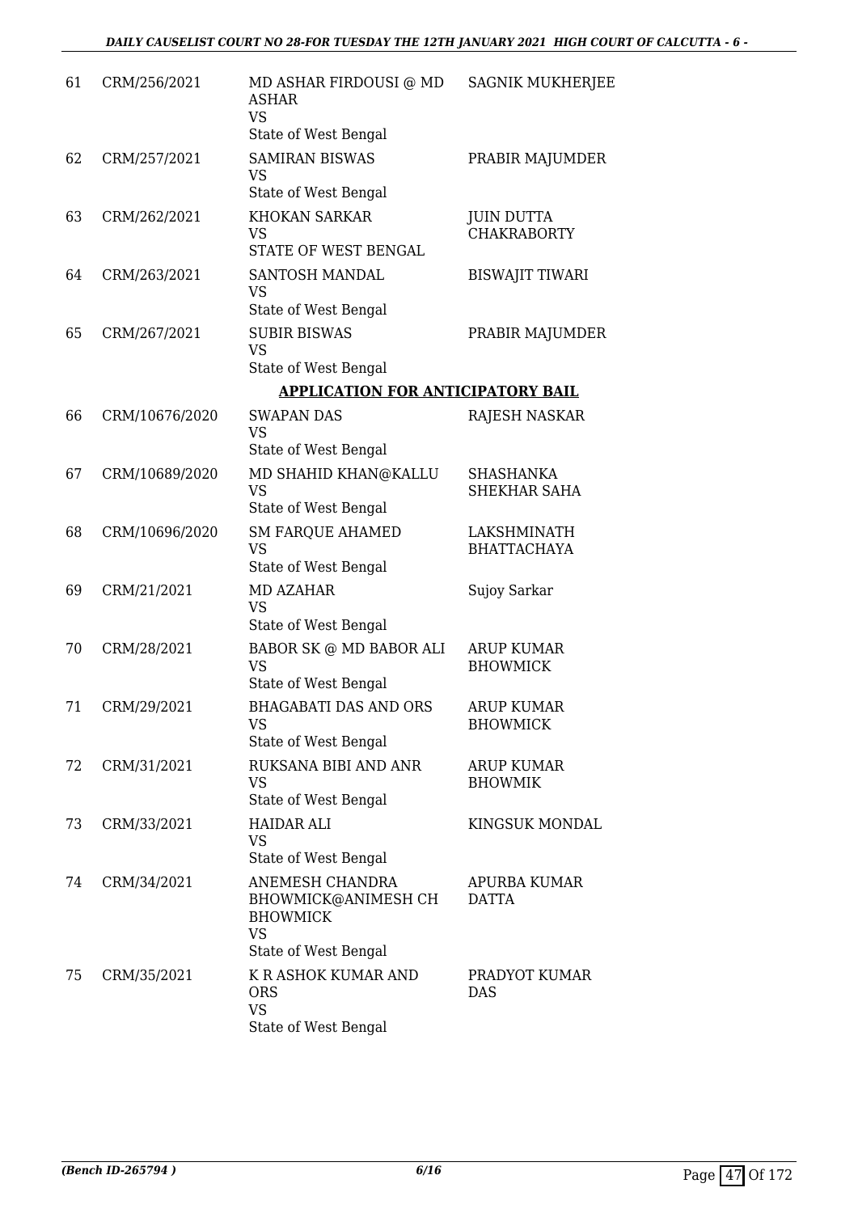| 61 | CRM/256/2021 | MD ASHAR FIRDOUSI @ MD ASHAR<br>VS<br>State of West Bengal | SAGNIK MUKHERJEE |
|---|---|---|---|
| 62 | CRM/257/2021 | SAMIRAN BISWAS<br>VS<br>State of West Bengal | PRABIR MAJUMDER |
| 63 | CRM/262/2021 | KHOKAN SARKAR<br>VS<br>STATE OF WEST BENGAL | JUIN DUTTA CHAKRABORTY |
| 64 | CRM/263/2021 | SANTOSH MANDAL<br>VS<br>State of West Bengal | BISWAJIT TIWARI |
| 65 | CRM/267/2021 | SUBIR BISWAS<br>VS<br>State of West Bengal | PRABIR MAJUMDER |

**APPLICATION FOR ANTICIPATORY BAIL**

| 66 | CRM/10676/2020 | SWAPAN DAS<br>VS<br>State of West Bengal | RAJESH NASKAR |
|---|---|---|---|
| 67 | CRM/10689/2020 | MD SHAHID KHAN@KALLU<br>VS<br>State of West Bengal | SHASHANKA SHEKHAR SAHA |
| 68 | CRM/10696/2020 | SM FARQUE AHAMED<br>VS<br>State of West Bengal | LAKSHMINATH BHATTACHAYA |
| 69 | CRM/21/2021 | MD AZAHAR<br>VS<br>State of West Bengal | Sujoy Sarkar |
| 70 | CRM/28/2021 | BABOR SK @ MD BABOR ALI<br>VS<br>State of West Bengal | ARUP KUMAR BHOWMICK |
| 71 | CRM/29/2021 | BHAGABATI DAS AND ORS<br>VS<br>State of West Bengal | ARUP KUMAR BHOWMICK |
| 72 | CRM/31/2021 | RUKSANA BIBI AND ANR<br>VS<br>State of West Bengal | ARUP KUMAR BHOWMIK |
| 73 | CRM/33/2021 | HAIDAR ALI<br>VS<br>State of West Bengal | KINGSUK MONDAL |
| 74 | CRM/34/2021 | ANEMESH CHANDRA BHOWMICK@ANIMESH CH BHOWMICK<br>VS<br>State of West Bengal | APURBA KUMAR DATTA |
| 75 | CRM/35/2021 | K R ASHOK KUMAR AND ORS<br>VS<br>State of West Bengal | PRADYOT KUMAR DAS |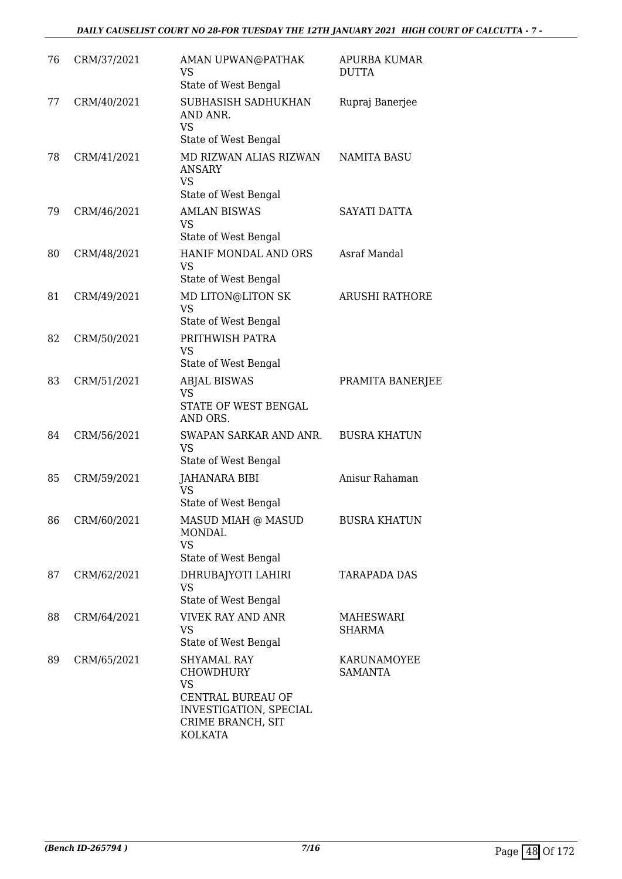| | | | |
|---|---|---|---|
| 76 | CRM/37/2021 | AMAN UPWAN@PATHAK<br>VS<br>State of West Bengal | APURBA KUMAR DUTTA |
| 77 | CRM/40/2021 | SUBHASISH SADHUKHAN AND ANR.<br>VS<br>State of West Bengal | Rupraj Banerjee |
| 78 | CRM/41/2021 | MD RIZWAN ALIAS RIZWAN ANSARY<br>VS<br>State of West Bengal | NAMITA BASU |
| 79 | CRM/46/2021 | AMLAN BISWAS<br>VS<br>State of West Bengal | SAYATI DATTA |
| 80 | CRM/48/2021 | HANIF MONDAL AND ORS<br>VS<br>State of West Bengal | Asraf Mandal |
| 81 | CRM/49/2021 | MD LITON@LITON SK<br>VS<br>State of West Bengal | ARUSHI RATHORE |
| 82 | CRM/50/2021 | PRITHWISH PATRA<br>VS<br>State of West Bengal | |
| 83 | CRM/51/2021 | ABJAL BISWAS<br>VS<br>STATE OF WEST BENGAL AND ORS. | PRAMITA BANERJEE |
| 84 | CRM/56/2021 | SWAPAN SARKAR AND ANR.<br>VS<br>State of West Bengal | BUSRA KHATUN |
| 85 | CRM/59/2021 | JAHANARA BIBI<br>VS<br>State of West Bengal | Anisur Rahaman |
| 86 | CRM/60/2021 | MASUD MIAH @ MASUD MONDAL<br>VS<br>State of West Bengal | BUSRA KHATUN |
| 87 | CRM/62/2021 | DHRUBAJYOTI LAHIRI<br>VS<br>State of West Bengal | TARAPADA DAS |
| 88 | CRM/64/2021 | VIVEK RAY AND ANR<br>VS<br>State of West Bengal | MAHESWARI SHARMA |
| 89 | CRM/65/2021 | SHYAMAL RAY CHOWDHURY<br>VS<br>CENTRAL BUREAU OF INVESTIGATION, SPECIAL CRIME BRANCH, SIT KOLKATA | KARUNAMOYEE SAMANTA |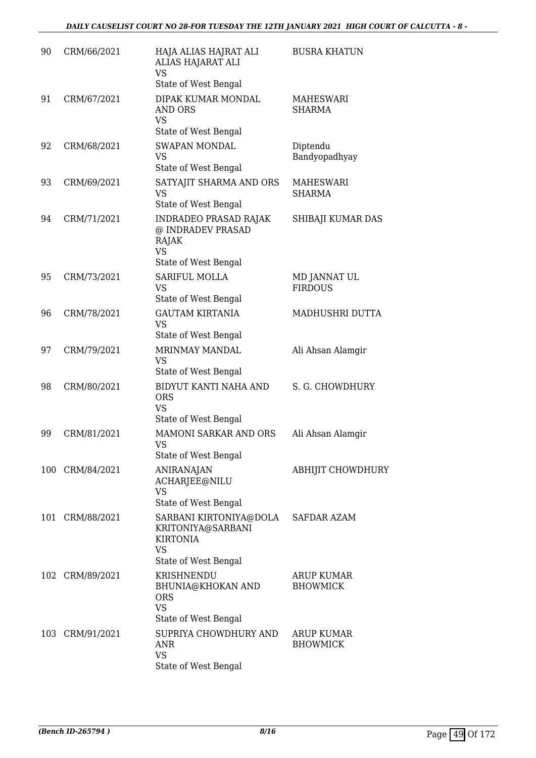| | | | |
|---|---|---|---|
| 90 | CRM/66/2021 | HAJA ALIAS HAJRAT ALI ALIAS HAJARAT ALI<br>VS<br>State of West Bengal | BUSRA KHATUN |
| 91 | CRM/67/2021 | DIPAK KUMAR MONDAL AND ORS<br>VS<br>State of West Bengal | MAHESWARI SHARMA |
| 92 | CRM/68/2021 | SWAPAN MONDAL<br>VS<br>State of West Bengal | Diptendu Bandyopadhyay |
| 93 | CRM/69/2021 | SATYAJIT SHARMA AND ORS<br>VS<br>State of West Bengal | MAHESWARI SHARMA |
| 94 | CRM/71/2021 | INDRADEO PRASAD RAJAK @ INDRADEV PRASAD RAJAK<br>VS<br>State of West Bengal | SHIBAJI KUMAR DAS |
| 95 | CRM/73/2021 | SARIFUL MOLLA<br>VS<br>State of West Bengal | MD JANNAT UL FIRDOUS |
| 96 | CRM/78/2021 | GAUTAM KIRTANIA<br>VS<br>State of West Bengal | MADHUSHRI DUTTA |
| 97 | CRM/79/2021 | MRINMAY MANDAL<br>VS<br>State of West Bengal | Ali Ahsan Alamgir |
| 98 | CRM/80/2021 | BIDYUT KANTI NAHA AND ORS<br>VS<br>State of West Bengal | S. G. CHOWDHURY |
| 99 | CRM/81/2021 | MAMONI SARKAR AND ORS<br>VS<br>State of West Bengal | Ali Ahsan Alamgir |
| 100 | CRM/84/2021 | ANIRANAJAN ACHARJEE@NILU<br>VS<br>State of West Bengal | ABHIJIT CHOWDHURY |
| 101 | CRM/88/2021 | SARBANI KIRTONIYA@DOLA KRITONIYA@SARBANI KIRTONIA<br>VS<br>State of West Bengal | SAFDAR AZAM |
| 102 | CRM/89/2021 | KRISHNENDU BHUNIA@KHOKAN AND ORS<br>VS<br>State of West Bengal | ARUP KUMAR BHOWMICK |
| 103 | CRM/91/2021 | SUPRIYA CHOWDHURY AND ANR<br>VS<br>State of West Bengal | ARUP KUMAR BHOWMICK |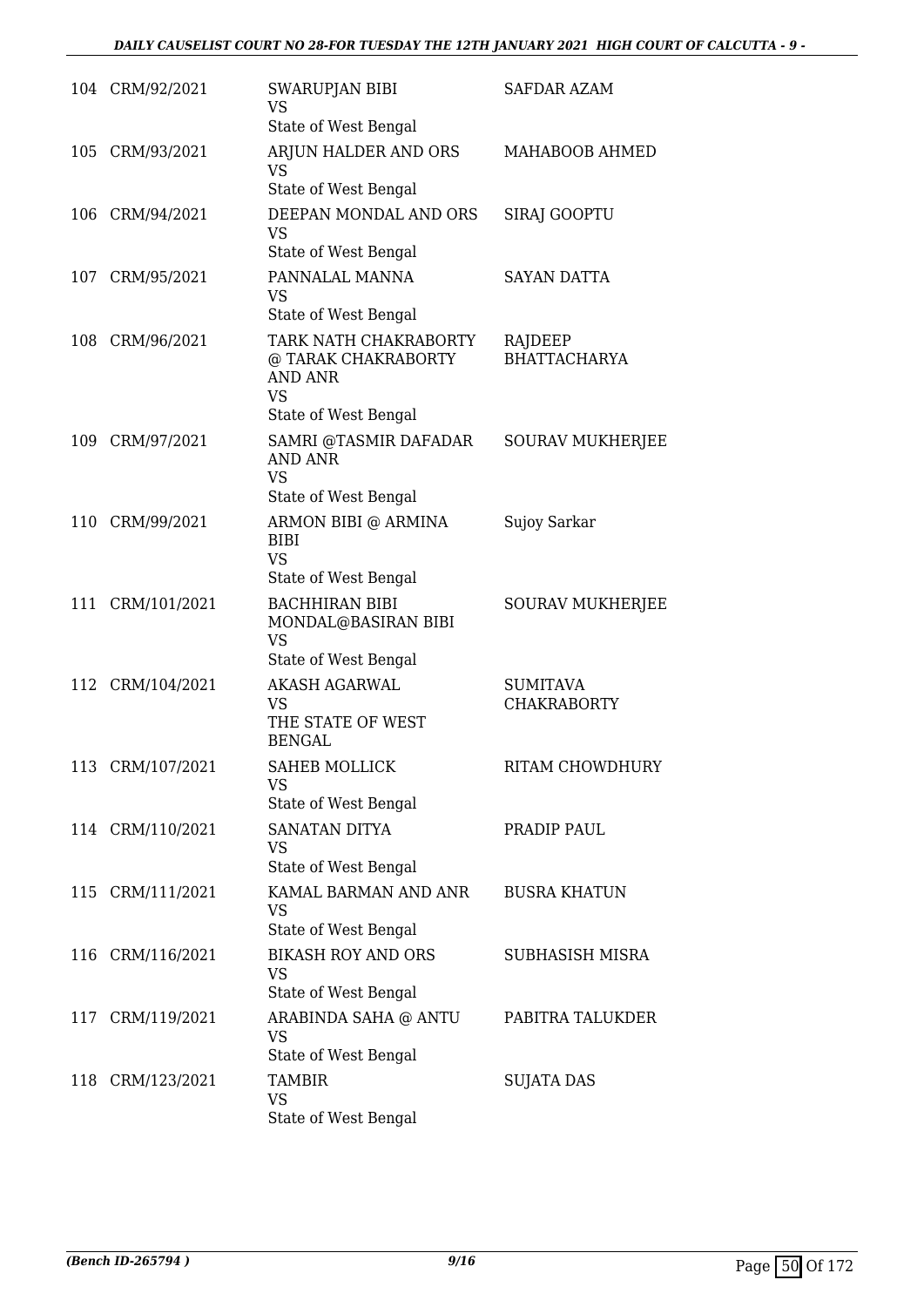| | | | |
|---|---|---|---|
| 104 | CRM/92/2021 | SWARUPJAN BIBI<br>VS<br>State of West Bengal | SAFDAR AZAM |
| 105 | CRM/93/2021 | ARJUN HALDER AND ORS<br>VS<br>State of West Bengal | MAHABOOB AHMED |
| 106 | CRM/94/2021 | DEEPAN MONDAL AND ORS<br>VS<br>State of West Bengal | SIRAJ GOOPTU |
| 107 | CRM/95/2021 | PANNALAL MANNA<br>VS<br>State of West Bengal | SAYAN DATTA |
| 108 | CRM/96/2021 | TARK NATH CHAKRABORTY @ TARAK CHAKRABORTY AND ANR<br>VS<br>State of West Bengal | RAJDEEP BHATTACHARYA |
| 109 | CRM/97/2021 | SAMRI @TASMIR DAFADAR AND ANR<br>VS<br>State of West Bengal | SOURAV MUKHERJEE |
| 110 | CRM/99/2021 | ARMON BIBI @ ARMINA BIBI<br>VS<br>State of West Bengal | Sujoy Sarkar |
| 111 | CRM/101/2021 | BACHHIRAN BIBI MONDAL@BASIRAN BIBI<br>VS<br>State of West Bengal | SOURAV MUKHERJEE |
| 112 | CRM/104/2021 | AKASH AGARWAL<br>VS<br>THE STATE OF WEST BENGAL | SUMITAVA CHAKRABORTY |
| 113 | CRM/107/2021 | SAHEB MOLLICK<br>VS<br>State of West Bengal | RITAM CHOWDHURY |
| 114 | CRM/110/2021 | SANATAN DITYA<br>VS<br>State of West Bengal | PRADIP PAUL |
| 115 | CRM/111/2021 | KAMAL BARMAN AND ANR<br>VS<br>State of West Bengal | BUSRA KHATUN |
| 116 | CRM/116/2021 | BIKASH ROY AND ORS<br>VS<br>State of West Bengal | SUBHASISH MISRA |
| 117 | CRM/119/2021 | ARABINDA SAHA @ ANTU<br>VS<br>State of West Bengal | PABITRA TALUKDER |
| 118 | CRM/123/2021 | TAMBIR<br>VS<br>State of West Bengal | SUJATA DAS |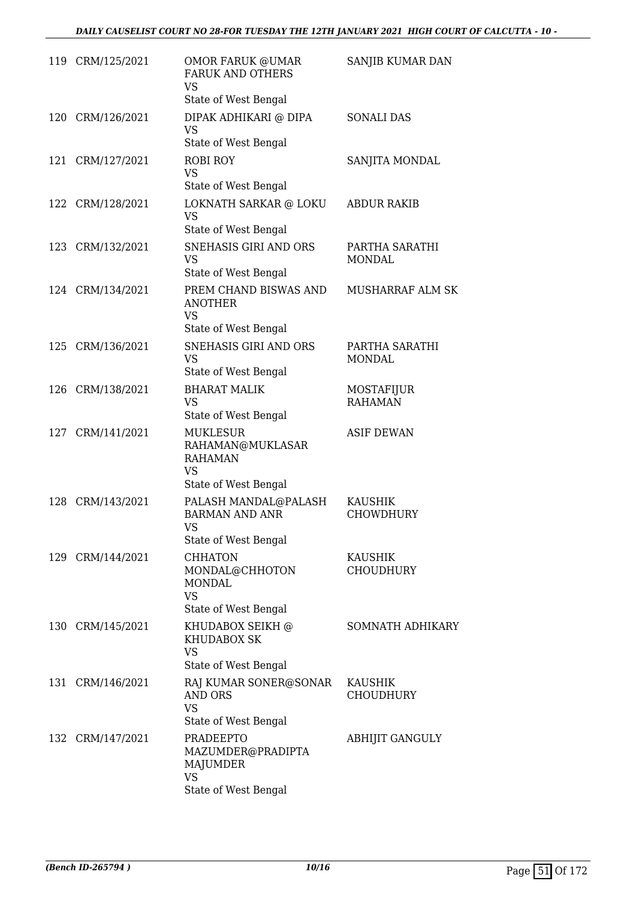| | | | |
|---|---|---|---|
| 119 | CRM/125/2021 | OMOR FARUK @UMAR FARUK AND OTHERS<br>VS<br>State of West Bengal | SANJIB KUMAR DAN |
| 120 | CRM/126/2021 | DIPAK ADHIKARI @ DIPA<br>VS<br>State of West Bengal | SONALI DAS |
| 121 | CRM/127/2021 | ROBI ROY<br>VS<br>State of West Bengal | SANJITA MONDAL |
| 122 | CRM/128/2021 | LOKNATH SARKAR @ LOKU<br>VS<br>State of West Bengal | ABDUR RAKIB |
| 123 | CRM/132/2021 | SNEHASIS GIRI AND ORS<br>VS<br>State of West Bengal | PARTHA SARATHI MONDAL |
| 124 | CRM/134/2021 | PREM CHAND BISWAS AND ANOTHER<br>VS<br>State of West Bengal | MUSHARRAF ALM SK |
| 125 | CRM/136/2021 | SNEHASIS GIRI AND ORS<br>VS<br>State of West Bengal | PARTHA SARATHI MONDAL |
| 126 | CRM/138/2021 | BHARAT MALIK<br>VS<br>State of West Bengal | MOSTAFIJUR RAHAMAN |
| 127 | CRM/141/2021 | MUKLESUR RAHAMAN@MUKLASAR RAHAMAN<br>VS<br>State of West Bengal | ASIF DEWAN |
| 128 | CRM/143/2021 | PALASH MANDAL@PALASH BARMAN AND ANR<br>VS<br>State of West Bengal | KAUSHIK CHOWDHURY |
| 129 | CRM/144/2021 | CHHATON MONDAL@CHHOTON MONDAL<br>VS<br>State of West Bengal | KAUSHIK CHOUDHURY |
| 130 | CRM/145/2021 | KHUDABOX SEIKH @ KHUDABOX SK<br>VS<br>State of West Bengal | SOMNATH ADHIKARY |
| 131 | CRM/146/2021 | RAJ KUMAR SONER@SONAR AND ORS<br>VS<br>State of West Bengal | KAUSHIK CHOUDHURY |
| 132 | CRM/147/2021 | PRADEEPTO MAZUMDER@PRADIPTA MAJUMDER<br>VS<br>State of West Bengal | ABHIJIT GANGULY |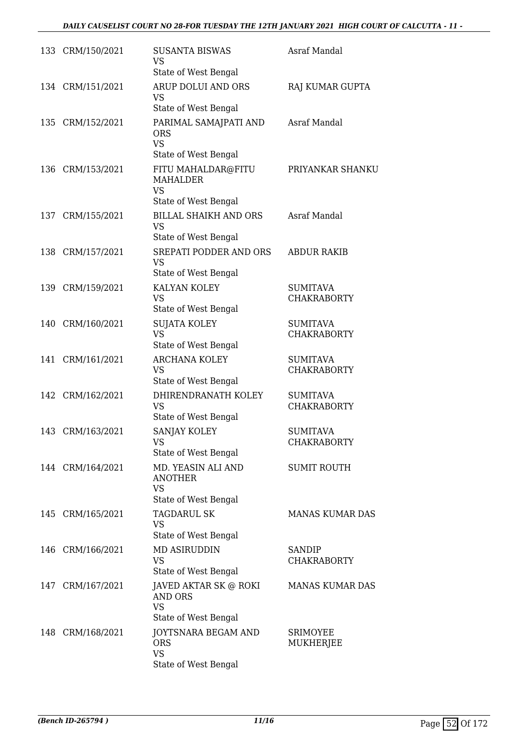| | | | |
|---|---|---|---|
| 133 | CRM/150/2021 | SUSANTA BISWAS<br>VS<br>State of West Bengal | Asraf Mandal |
| 134 | CRM/151/2021 | ARUP DOLUI AND ORS<br>VS<br>State of West Bengal | RAJ KUMAR GUPTA |
| 135 | CRM/152/2021 | PARIMAL SAMAJPATI AND ORS<br>VS<br>State of West Bengal | Asraf Mandal |
| 136 | CRM/153/2021 | FITU MAHALDAR@FITU MAHALDER<br>VS<br>State of West Bengal | PRIYANKAR SHANKU |
| 137 | CRM/155/2021 | BILLAL SHAIKH AND ORS<br>VS<br>State of West Bengal | Asraf Mandal |
| 138 | CRM/157/2021 | SREPATI PODDER AND ORS<br>VS<br>State of West Bengal | ABDUR RAKIB |
| 139 | CRM/159/2021 | KALYAN KOLEY<br>VS<br>State of West Bengal | SUMITAVA CHAKRABORTY |
| 140 | CRM/160/2021 | SUJATA KOLEY<br>VS<br>State of West Bengal | SUMITAVA CHAKRABORTY |
| 141 | CRM/161/2021 | ARCHANA KOLEY<br>VS<br>State of West Bengal | SUMITAVA CHAKRABORTY |
| 142 | CRM/162/2021 | DHIRENDRANATH KOLEY<br>VS<br>State of West Bengal | SUMITAVA CHAKRABORTY |
| 143 | CRM/163/2021 | SANJAY KOLEY<br>VS<br>State of West Bengal | SUMITAVA CHAKRABORTY |
| 144 | CRM/164/2021 | MD. YEASIN ALI AND ANOTHER<br>VS<br>State of West Bengal | SUMIT ROUTH |
| 145 | CRM/165/2021 | TAGDARUL SK<br>VS<br>State of West Bengal | MANAS KUMAR DAS |
| 146 | CRM/166/2021 | MD ASIRUDDIN<br>VS<br>State of West Bengal | SANDIP CHAKRABORTY |
| 147 | CRM/167/2021 | JAVED AKTAR SK @ ROKI AND ORS<br>VS<br>State of West Bengal | MANAS KUMAR DAS |
| 148 | CRM/168/2021 | JOYTSNARA BEGAM AND ORS<br>VS<br>State of West Bengal | SRIMOYEE MUKHERJEE |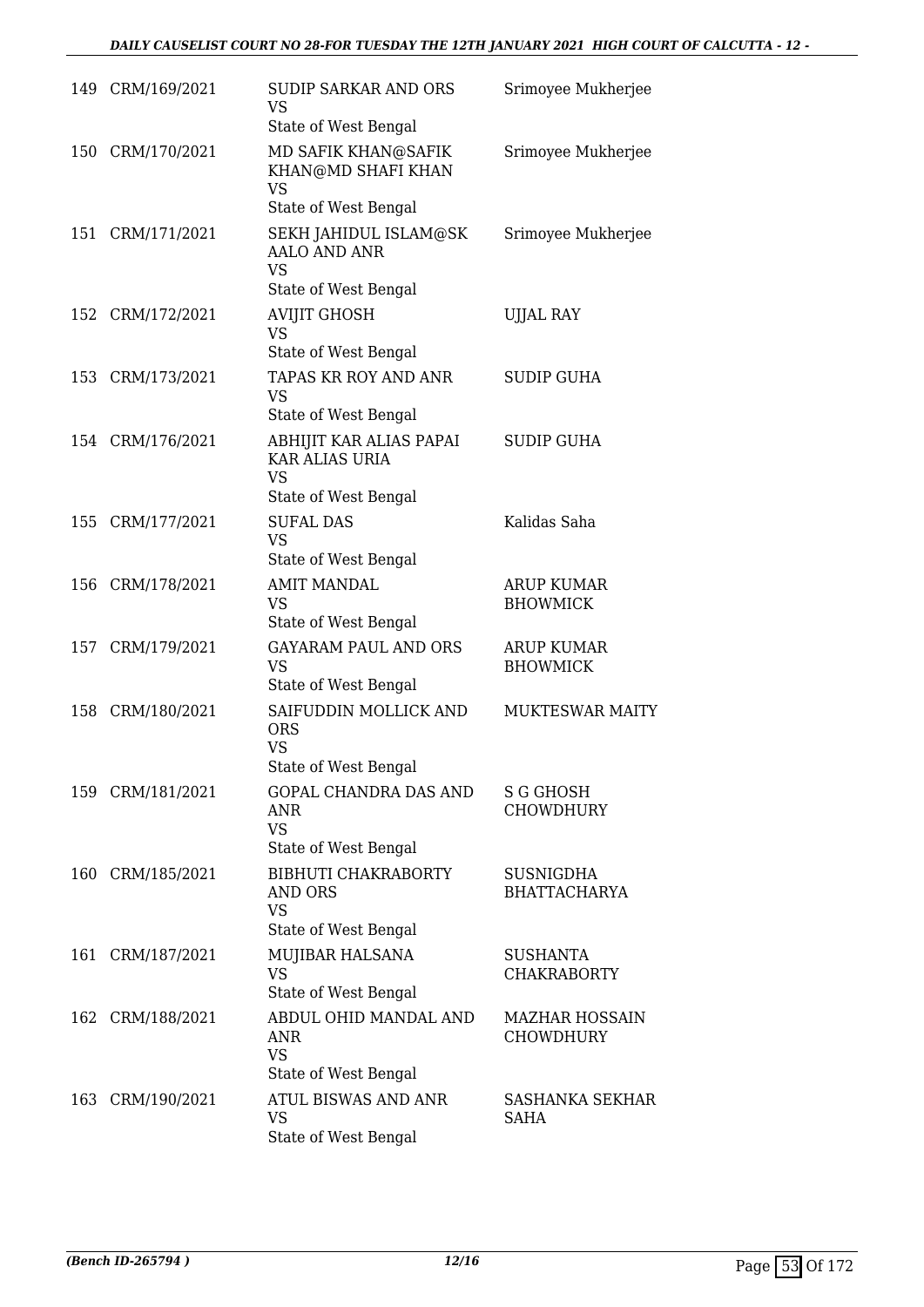| | | | |
|---|---|---|---|
| 149 | CRM/169/2021 | SUDIP SARKAR AND ORS<br>VS<br>State of West Bengal | Srimoyee Mukherjee |
| 150 | CRM/170/2021 | MD SAFIK KHAN@SAFIK KHAN@MD SHAFI KHAN<br>VS<br>State of West Bengal | Srimoyee Mukherjee |
| 151 | CRM/171/2021 | SEKH JAHIDUL ISLAM@SK AALO AND ANR<br>VS<br>State of West Bengal | Srimoyee Mukherjee |
| 152 | CRM/172/2021 | AVIJIT GHOSH<br>VS<br>State of West Bengal | UJJAL RAY |
| 153 | CRM/173/2021 | TAPAS KR ROY AND ANR<br>VS<br>State of West Bengal | SUDIP GUHA |
| 154 | CRM/176/2021 | ABHIJIT KAR ALIAS PAPAI KAR ALIAS URIA<br>VS<br>State of West Bengal | SUDIP GUHA |
| 155 | CRM/177/2021 | SUFAL DAS<br>VS<br>State of West Bengal | Kalidas Saha |
| 156 | CRM/178/2021 | AMIT MANDAL<br>VS<br>State of West Bengal | ARUP KUMAR BHOWMICK |
| 157 | CRM/179/2021 | GAYARAM PAUL AND ORS<br>VS<br>State of West Bengal | ARUP KUMAR BHOWMICK |
| 158 | CRM/180/2021 | SAIFUDDIN MOLLICK AND ORS<br>VS<br>State of West Bengal | MUKTESWAR MAITY |
| 159 | CRM/181/2021 | GOPAL CHANDRA DAS AND ANR<br>VS<br>State of West Bengal | S G GHOSH CHOWDHURY |
| 160 | CRM/185/2021 | BIBHUTI CHAKRABORTY AND ORS<br>VS<br>State of West Bengal | SUSNIGDHA BHATTACHARYA |
| 161 | CRM/187/2021 | MUJIBAR HALSANA<br>VS<br>State of West Bengal | SUSHANTA CHAKRABORTY |
| 162 | CRM/188/2021 | ABDUL OHID MANDAL AND ANR<br>VS<br>State of West Bengal | MAZHAR HOSSAIN CHOWDHURY |
| 163 | CRM/190/2021 | ATUL BISWAS AND ANR<br>VS<br>State of West Bengal | SASHANKA SEKHAR SAHA |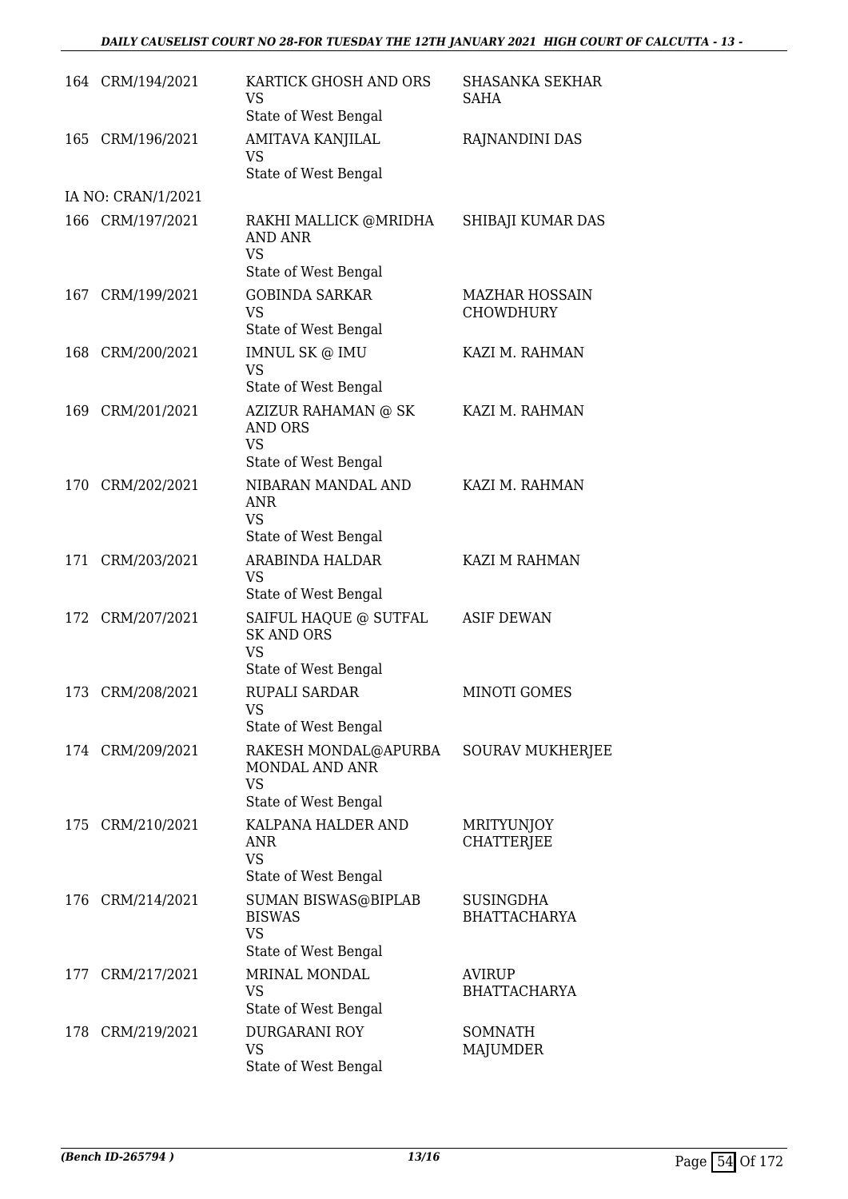| | | | |
|---|---|---|---|
| 164 | CRM/194/2021 | KARTICK GHOSH AND ORS<br>VS<br>State of West Bengal | SHASANKA SEKHAR SAHA |
| 165 | CRM/196/2021 | AMITAVA KANJILAL<br>VS<br>State of West Bengal | RAJNANDINI DAS |
| | IA NO: CRAN/1/2021 | | |
| 166 | CRM/197/2021 | RAKHI MALLICK @MRIDHA AND ANR<br>VS<br>State of West Bengal | SHIBAJI KUMAR DAS |
| 167 | CRM/199/2021 | GOBINDA SARKAR<br>VS<br>State of West Bengal | MAZHAR HOSSAIN CHOWDHURY |
| 168 | CRM/200/2021 | IMNUL SK @ IMU<br>VS<br>State of West Bengal | KAZI M. RAHMAN |
| 169 | CRM/201/2021 | AZIZUR RAHAMAN @ SK AND ORS<br>VS<br>State of West Bengal | KAZI M. RAHMAN |
| 170 | CRM/202/2021 | NIBARAN MANDAL AND ANR<br>VS<br>State of West Bengal | KAZI M. RAHMAN |
| 171 | CRM/203/2021 | ARABINDA HALDAR<br>VS<br>State of West Bengal | KAZI M RAHMAN |
| 172 | CRM/207/2021 | SAIFUL HAQUE @ SUTFAL SK AND ORS<br>VS<br>State of West Bengal | ASIF DEWAN |
| 173 | CRM/208/2021 | RUPALI SARDAR<br>VS<br>State of West Bengal | MINOTI GOMES |
| 174 | CRM/209/2021 | RAKESH MONDAL@APURBA MONDAL AND ANR<br>VS<br>State of West Bengal | SOURAV MUKHERJEE |
| 175 | CRM/210/2021 | KALPANA HALDER AND ANR<br>VS<br>State of West Bengal | MRITYUNJOY CHATTERJEE |
| 176 | CRM/214/2021 | SUMAN BISWAS@BIPLAB BISWAS<br>VS<br>State of West Bengal | SUSINGDHA BHATTACHARYA |
| 177 | CRM/217/2021 | MRINAL MONDAL<br>VS<br>State of West Bengal | AVIRUP BHATTACHARYA |
| 178 | CRM/219/2021 | DURGARANI ROY<br>VS<br>State of West Bengal | SOMNATH MAJUMDER |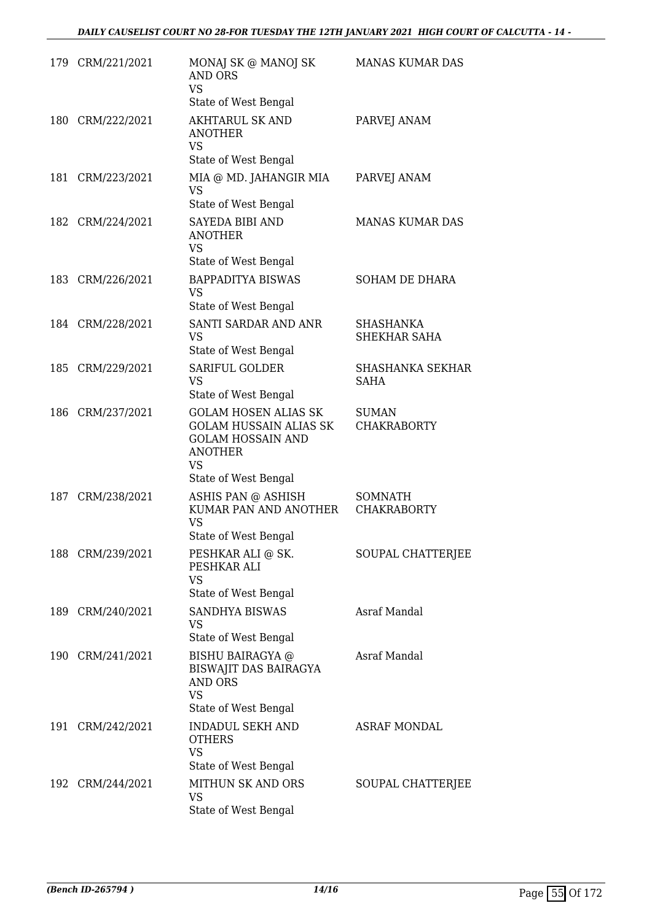| | | | |
|---|---|---|---|
| 179 | CRM/221/2021 | MONAJ SK @ MANOJ SK AND ORS<br>VS<br>State of West Bengal | MANAS KUMAR DAS |
| 180 | CRM/222/2021 | AKHTARUL SK AND ANOTHER<br>VS<br>State of West Bengal | PARVEJ ANAM |
| 181 | CRM/223/2021 | MIA @ MD. JAHANGIR MIA<br>VS<br>State of West Bengal | PARVEJ ANAM |
| 182 | CRM/224/2021 | SAYEDA BIBI AND ANOTHER<br>VS<br>State of West Bengal | MANAS KUMAR DAS |
| 183 | CRM/226/2021 | BAPPADITYA BISWAS<br>VS<br>State of West Bengal | SOHAM DE DHARA |
| 184 | CRM/228/2021 | SANTI SARDAR AND ANR<br>VS<br>State of West Bengal | SHASHANKA SHEKHAR SAHA |
| 185 | CRM/229/2021 | SARIFUL GOLDER<br>VS<br>State of West Bengal | SHASHANKA SEKHAR SAHA |
| 186 | CRM/237/2021 | GOLAM HOSEN ALIAS SK GOLAM HUSSAIN ALIAS SK GOLAM HOSSAIN AND ANOTHER<br>VS<br>State of West Bengal | SUMAN CHAKRABORTY |
| 187 | CRM/238/2021 | ASHIS PAN @ ASHISH KUMAR PAN AND ANOTHER<br>VS<br>State of West Bengal | SOMNATH CHAKRABORTY |
| 188 | CRM/239/2021 | PESHKAR ALI @ SK. PESHKAR ALI<br>VS<br>State of West Bengal | SOUPAL CHATTERJEE |
| 189 | CRM/240/2021 | SANDHYA BISWAS<br>VS<br>State of West Bengal | Asraf Mandal |
| 190 | CRM/241/2021 | BISHU BAIRAGYA @ BISWAJIT DAS BAIRAGYA AND ORS<br>VS<br>State of West Bengal | Asraf Mandal |
| 191 | CRM/242/2021 | INDADUL SEKH AND OTHERS<br>VS<br>State of West Bengal | ASRAF MONDAL |
| 192 | CRM/244/2021 | MITHUN SK AND ORS<br>VS<br>State of West Bengal | SOUPAL CHATTERJEE |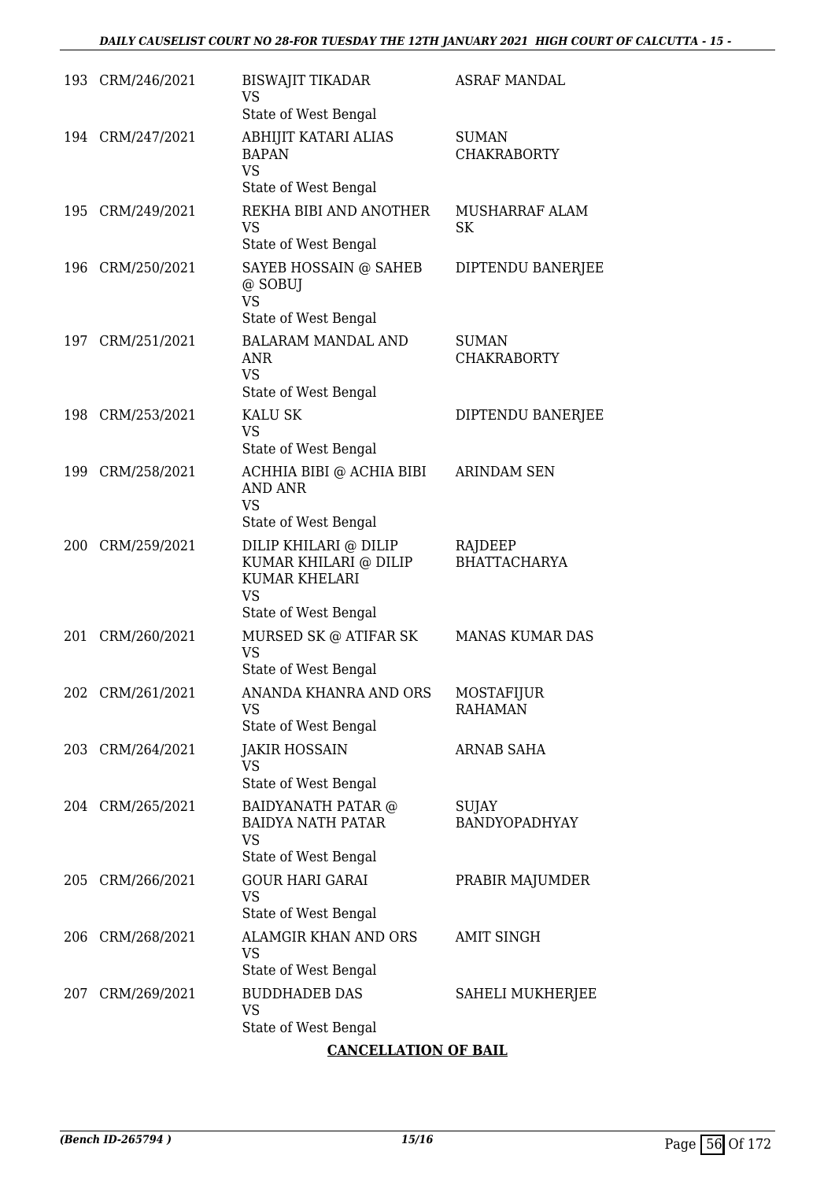| | | | |
|---|---|---|---|
| 193 | CRM/246/2021 | BISWAJIT TIKADAR<br>VS<br>State of West Bengal | ASRAF MANDAL |
| 194 | CRM/247/2021 | ABHIJIT KATARI ALIAS BAPAN<br>VS<br>State of West Bengal | SUMAN CHAKRABORTY |
| 195 | CRM/249/2021 | REKHA BIBI AND ANOTHER<br>VS<br>State of West Bengal | MUSHARRAF ALAM SK |
| 196 | CRM/250/2021 | SAYEB HOSSAIN @ SAHEB @ SOBUJ<br>VS<br>State of West Bengal | DIPTENDU BANERJEE |
| 197 | CRM/251/2021 | BALARAM MANDAL AND ANR<br>VS<br>State of West Bengal | SUMAN CHAKRABORTY |
| 198 | CRM/253/2021 | KALU SK<br>VS<br>State of West Bengal | DIPTENDU BANERJEE |
| 199 | CRM/258/2021 | ACHHIA BIBI @ ACHIA BIBI AND ANR<br>VS<br>State of West Bengal | ARINDAM SEN |
| 200 | CRM/259/2021 | DILIP KHILARI @ DILIP KUMAR KHILARI @ DILIP KUMAR KHELARI<br>VS<br>State of West Bengal | RAJDEEP BHATTACHARYA |
| 201 | CRM/260/2021 | MURSED SK @ ATIFAR SK<br>VS<br>State of West Bengal | MANAS KUMAR DAS |
| 202 | CRM/261/2021 | ANANDA KHANRA AND ORS<br>VS<br>State of West Bengal | MOSTAFIJUR RAHAMAN |
| 203 | CRM/264/2021 | JAKIR HOSSAIN<br>VS<br>State of West Bengal | ARNAB SAHA |
| 204 | CRM/265/2021 | BAIDYANATH PATAR @ BAIDYA NATH PATAR<br>VS<br>State of West Bengal | SUJAY BANDYOPADHYAY |
| 205 | CRM/266/2021 | GOUR HARI GARAI<br>VS<br>State of West Bengal | PRABIR MAJUMDER |
| 206 | CRM/268/2021 | ALAMGIR KHAN AND ORS<br>VS<br>State of West Bengal | AMIT SINGH |
| 207 | CRM/269/2021 | BUDDHADEB DAS<br>VS<br>State of West Bengal | SAHELI MUKHERJEE |

**CANCELLATION OF BAIL**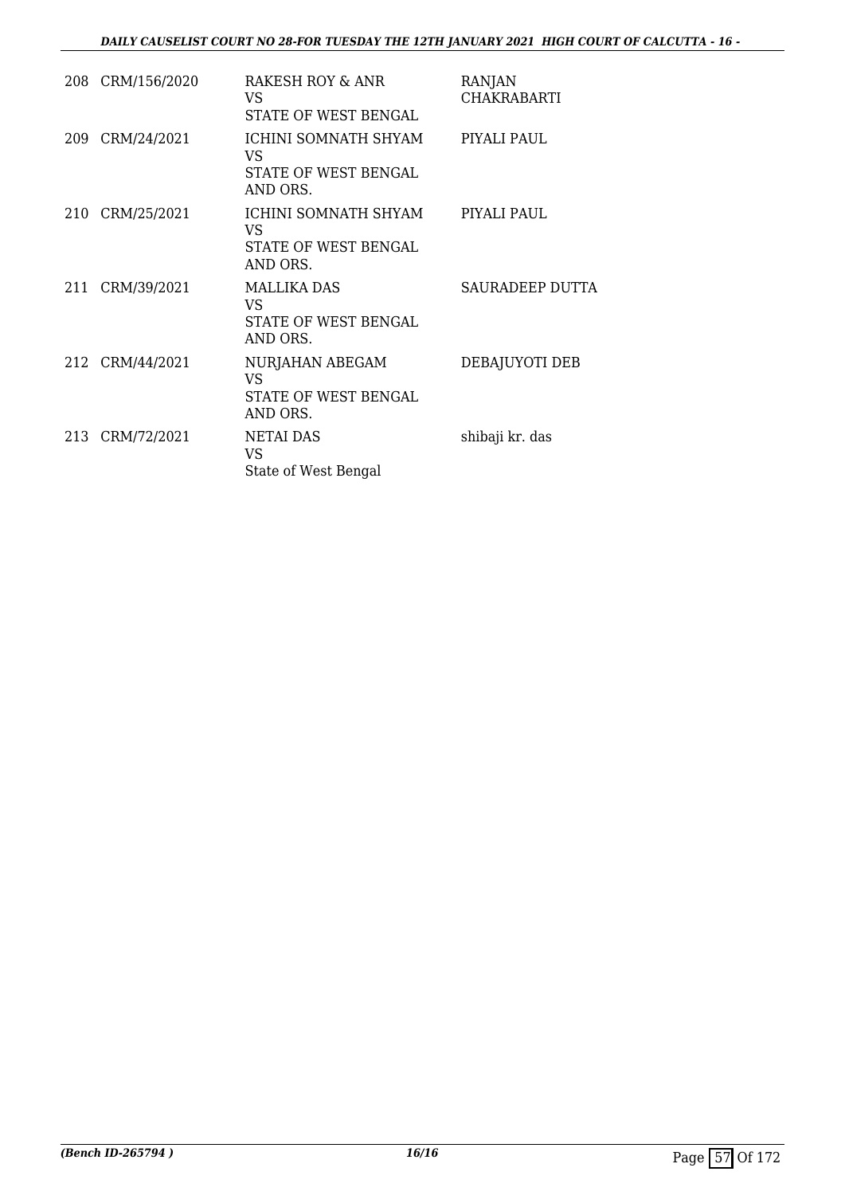| | | | |
|---|---|---|---|
| 208 | CRM/156/2020 | RAKESH ROY & ANR<br>VS<br>STATE OF WEST BENGAL | RANJAN CHAKRABARTI |
| 209 | CRM/24/2021 | ICHINI SOMNATH SHYAM<br>VS<br>STATE OF WEST BENGAL AND ORS. | PIYALI PAUL |
| 210 | CRM/25/2021 | ICHINI SOMNATH SHYAM<br>VS<br>STATE OF WEST BENGAL AND ORS. | PIYALI PAUL |
| 211 | CRM/39/2021 | MALLIKA DAS<br>VS<br>STATE OF WEST BENGAL AND ORS. | SAURADEEP DUTTA |
| 212 | CRM/44/2021 | NURJAHAN ABEGAM<br>VS<br>STATE OF WEST BENGAL AND ORS. | DEBAJUYOTI DEB |
| 213 | CRM/72/2021 | NETAI DAS<br>VS<br>State of West Bengal | shibaji kr. das |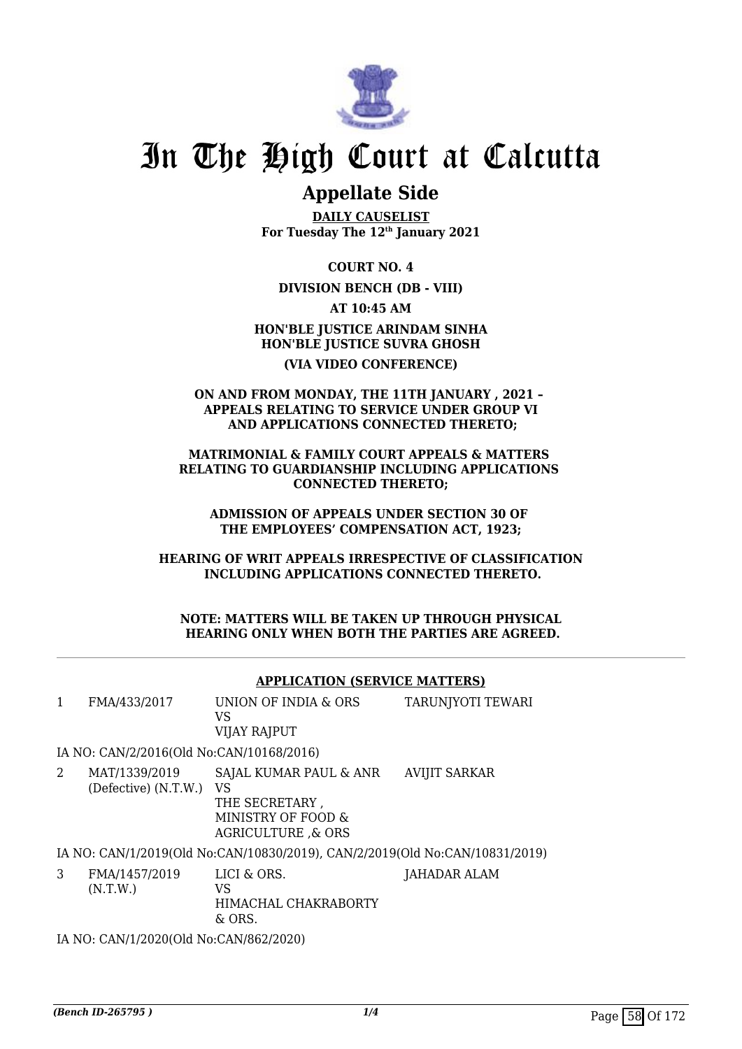# In The High Court at Calcutta

## Appellate Side

**DAILY CAUSELIST**
**For Tuesday The 12th January 2021**

**COURT NO. 4**

**DIVISION BENCH (DB - VIII)**

**AT 10:45 AM**

**HON'BLE JUSTICE ARINDAM SINHA**
**HON'BLE JUSTICE SUVRA GHOSH**

**(VIA VIDEO CONFERENCE)**

**ON AND FROM MONDAY, THE 11TH JANUARY , 2021 – APPEALS RELATING TO SERVICE UNDER GROUP VI AND APPLICATIONS CONNECTED THERETO;**

**MATRIMONIAL & FAMILY COURT APPEALS & MATTERS RELATING TO GUARDIANSHIP INCLUDING APPLICATIONS CONNECTED THERETO;**

**ADMISSION OF APPEALS UNDER SECTION 30 OF THE EMPLOYEES' COMPENSATION ACT, 1923;**

**HEARING OF WRIT APPEALS IRRESPECTIVE OF CLASSIFICATION INCLUDING APPLICATIONS CONNECTED THERETO.**

**NOTE: MATTERS WILL BE TAKEN UP THROUGH PHYSICAL HEARING ONLY WHEN BOTH THE PARTIES ARE AGREED.**

**APPLICATION (SERVICE MATTERS)**

| | | | |
|---|---|---|---|
| 1 | FMA/433/2017 | UNION OF INDIA & ORS<br>VS<br>VIJAY RAJPUT | TARUNJYOTI TEWARI |

IA NO: CAN/2/2016(Old No:CAN/10168/2016)

| | | | |
|---|---|---|---|
| 2 | MAT/1339/2019<br>(Defective) (N.T.W.) | SAJAL KUMAR PAUL & ANR<br>VS<br>THE SECRETARY , MINISTRY OF FOOD & AGRICULTURE ,& ORS | AVIJIT SARKAR |

IA NO: CAN/1/2019(Old No:CAN/10830/2019), CAN/2/2019(Old No:CAN/10831/2019)

| | | | |
|---|---|---|---|
| 3 | FMA/1457/2019<br>(N.T.W.) | LICI & ORS.<br>VS<br>HIMACHAL CHAKRABORTY & ORS. | JAHADAR ALAM |

IA NO: CAN/1/2020(Old No:CAN/862/2020)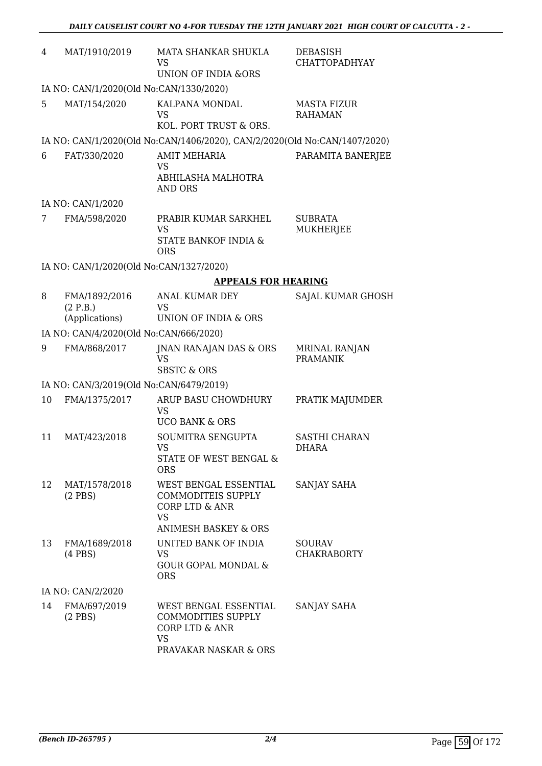| | | | |
|---|---|---|---|
| 4 | MAT/1910/2019 | MATA SHANKAR SHUKLA<br>VS<br>UNION OF INDIA &ORS | DEBASISH CHATTOPADHYAY |
| | IA NO: CAN/1/2020(Old No:CAN/1330/2020) | | |
| 5 | MAT/154/2020 | KALPANA MONDAL<br>VS<br>KOL. PORT TRUST & ORS. | MASTA FIZUR RAHAMAN |
| | IA NO: CAN/1/2020(Old No:CAN/1406/2020), CAN/2/2020(Old No:CAN/1407/2020) | | |
| 6 | FAT/330/2020 | AMIT MEHARIA<br>VS<br>ABHILASHA MALHOTRA AND ORS | PARAMITA BANERJEE |
| | IA NO: CAN/1/2020 | | |
| 7 | FMA/598/2020 | PRABIR KUMAR SARKHEL<br>VS<br>STATE BANKOF INDIA & ORS | SUBRATA MUKHERJEE |
| | IA NO: CAN/1/2020(Old No:CAN/1327/2020) | | |

## APPEALS FOR HEARING

| | | | |
|---|---|---|---|
| 8 | FMA/1892/2016 (2 P.B.) (Applications) | ANAL KUMAR DEY<br>VS<br>UNION OF INDIA & ORS | SAJAL KUMAR GHOSH |
| | IA NO: CAN/4/2020(Old No:CAN/666/2020) | | |
| 9 | FMA/868/2017 | JNAN RANAJAN DAS & ORS<br>VS<br>SBSTC & ORS | MRINAL RANJAN PRAMANIK |
| | IA NO: CAN/3/2019(Old No:CAN/6479/2019) | | |
| 10 | FMA/1375/2017 | ARUP BASU CHOWDHURY<br>VS<br>UCO BANK & ORS | PRATIK MAJUMDER |
| 11 | MAT/423/2018 | SOUMITRA SENGUPTA<br>VS<br>STATE OF WEST BENGAL & ORS | SASTHI CHARAN DHARA |
| 12 | MAT/1578/2018 (2 PBS) | WEST BENGAL ESSENTIAL COMMODITEIS SUPPLY CORP LTD & ANR<br>VS<br>ANIMESH BASKEY & ORS | SANJAY SAHA |
| 13 | FMA/1689/2018 (4 PBS) | UNITED BANK OF INDIA<br>VS<br>GOUR GOPAL MONDAL & ORS | SOURAV CHAKRABORTY |
| | IA NO: CAN/2/2020 | | |
| 14 | FMA/697/2019 (2 PBS) | WEST BENGAL ESSENTIAL COMMODITIES SUPPLY CORP LTD & ANR<br>VS<br>PRAVAKAR NASKAR & ORS | SANJAY SAHA |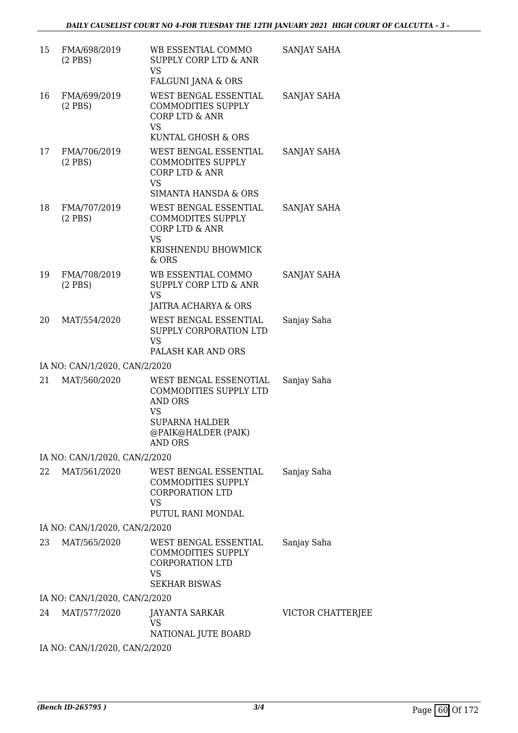| | | | |
|---|---|---|---|
| 15 | FMA/698/2019 (2 PBS) | WB ESSENTIAL COMMO SUPPLY CORP LTD & ANR VS FALGUNI JANA & ORS | SANJAY SAHA |
| 16 | FMA/699/2019 (2 PBS) | WEST BENGAL ESSENTIAL COMMODITIES SUPPLY CORP LTD & ANR VS KUNTAL GHOSH & ORS | SANJAY SAHA |
| 17 | FMA/706/2019 (2 PBS) | WEST BENGAL ESSENTIAL COMMODITES SUPPLY CORP LTD & ANR VS SIMANTA HANSDA & ORS | SANJAY SAHA |
| 18 | FMA/707/2019 (2 PBS) | WEST BENGAL ESSENTIAL COMMODITES SUPPLY CORP LTD & ANR VS KRISHNENDU BHOWMICK & ORS | SANJAY SAHA |
| 19 | FMA/708/2019 (2 PBS) | WB ESSENTIAL COMMO SUPPLY CORP LTD & ANR VS JAITRA ACHARYA & ORS | SANJAY SAHA |
| 20 | MAT/554/2020 | WEST BENGAL ESSENTIAL SUPPLY CORPORATION LTD VS PALASH KAR AND ORS | Sanjay Saha |
| | IA NO: CAN/1/2020, CAN/2/2020 | | |
| 21 | MAT/560/2020 | WEST BENGAL ESSENOTIAL COMMODITIES SUPPLY LTD AND ORS VS SUPARNA HALDER @PAIK@HALDER (PAIK) AND ORS | Sanjay Saha |
| | IA NO: CAN/1/2020, CAN/2/2020 | | |
| 22 | MAT/561/2020 | WEST BENGAL ESSENTIAL COMMODITIES SUPPLY CORPORATION LTD VS PUTUL RANI MONDAL | Sanjay Saha |
| | IA NO: CAN/1/2020, CAN/2/2020 | | |
| 23 | MAT/565/2020 | WEST BENGAL ESSENTIAL COMMODITIES SUPPLY CORPORATION LTD VS SEKHAR BISWAS | Sanjay Saha |
| | IA NO: CAN/1/2020, CAN/2/2020 | | |
| 24 | MAT/577/2020 | JAYANTA SARKAR VS NATIONAL JUTE BOARD | VICTOR CHATTERJEE |
| | IA NO: CAN/1/2020, CAN/2/2020 | | |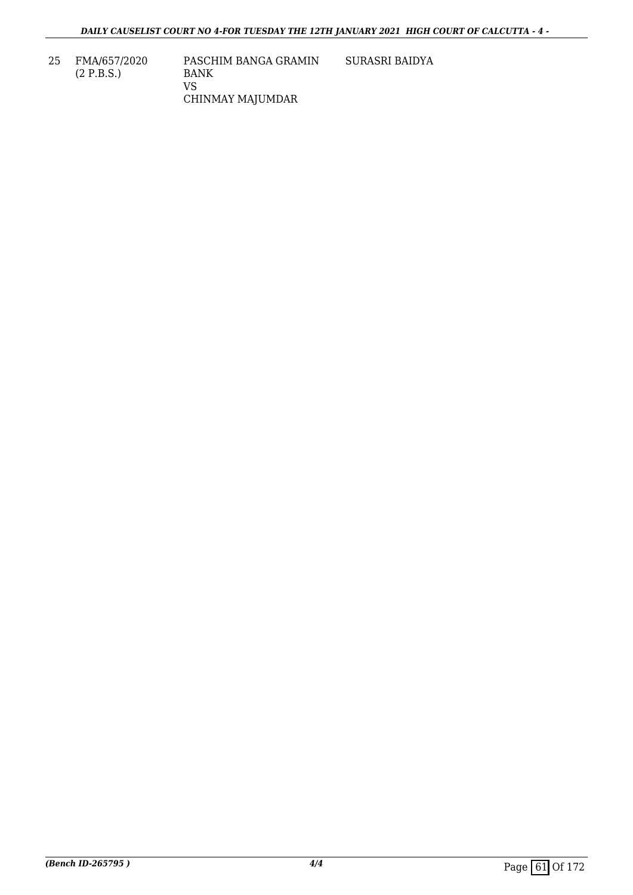| 25 | FMA/657/2020<br>(2 P.B.S.) | PASCHIM BANGA GRAMIN BANK<br>VS<br>CHINMAY MAJUMDAR | SURASRI BAIDYA |
|---|---|---|---|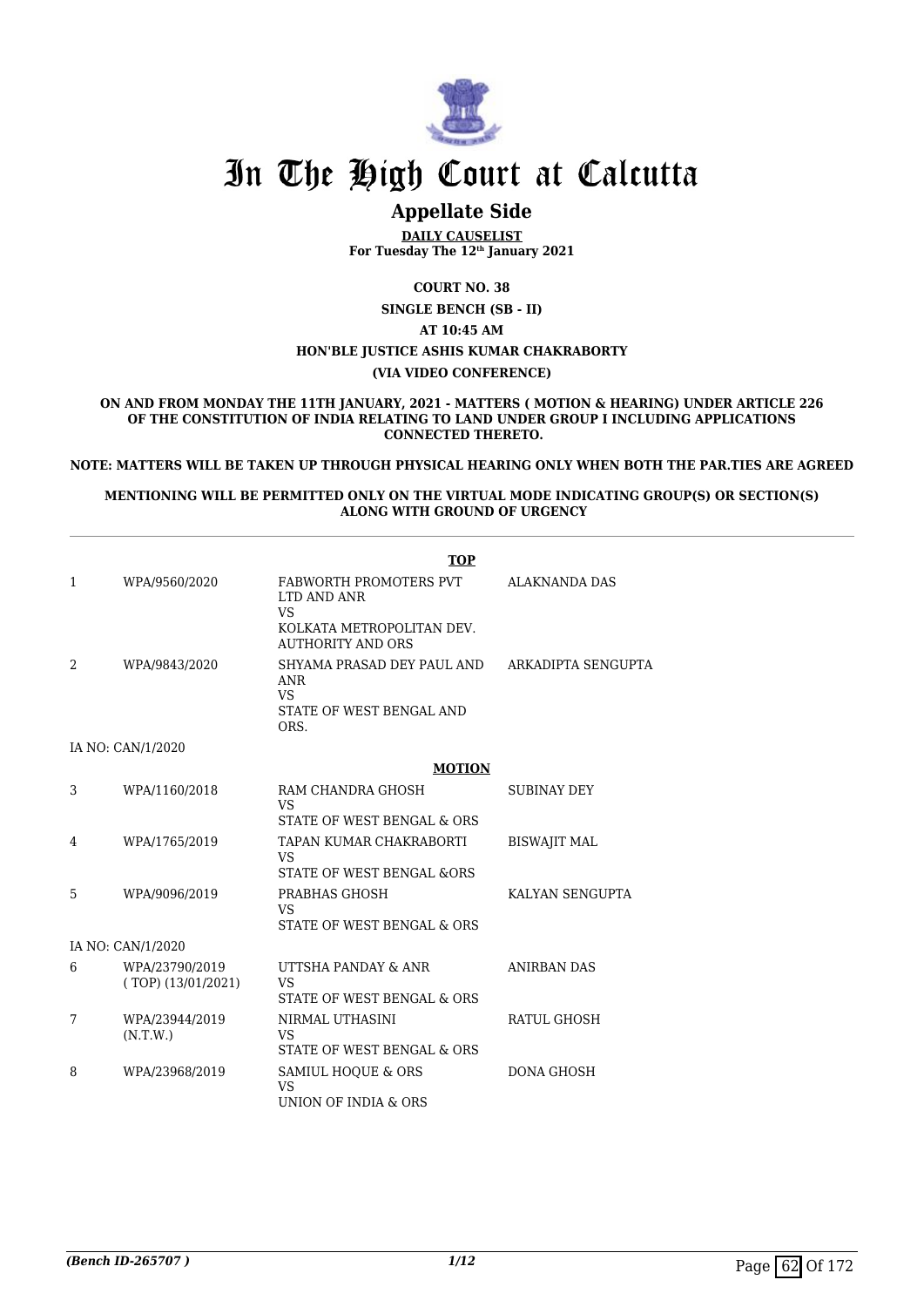# In The High Court at Calcutta

## Appellate Side

**DAILY CAUSELIST**
**For Tuesday The 12th January 2021**

**COURT NO. 38**

**SINGLE BENCH (SB - II)**

**AT 10:45 AM**

**HON'BLE JUSTICE ASHIS KUMAR CHAKRABORTY**

**(VIA VIDEO CONFERENCE)**

**ON AND FROM MONDAY THE 11TH JANUARY, 2021 - MATTERS ( MOTION & HEARING) UNDER ARTICLE 226 OF THE CONSTITUTION OF INDIA RELATING TO LAND UNDER GROUP I INCLUDING APPLICATIONS CONNECTED THERETO.**

**NOTE: MATTERS WILL BE TAKEN UP THROUGH PHYSICAL HEARING ONLY WHEN BOTH THE PAR.TIES ARE AGREED**

**MENTIONING WILL BE PERMITTED ONLY ON THE VIRTUAL MODE INDICATING GROUP(S) OR SECTION(S) ALONG WITH GROUND OF URGENCY**

**TOP**

| | | | |
|---|---|---|---|
| 1 | WPA/9560/2020 | FABWORTH PROMOTERS PVT LTD AND ANR<br>VS<br>KOLKATA METROPOLITAN DEV. AUTHORITY AND ORS | ALAKNANDA DAS |
| 2 | WPA/9843/2020 | SHYAMA PRASAD DEY PAUL AND ANR<br>VS<br>STATE OF WEST BENGAL AND ORS. | ARKADIPTA SENGUPTA |

IA NO: CAN/1/2020

**MOTION**

| | | | |
|---|---|---|---|
| 3 | WPA/1160/2018 | RAM CHANDRA GHOSH<br>VS<br>STATE OF WEST BENGAL & ORS | SUBINAY DEY |
| 4 | WPA/1765/2019 | TAPAN KUMAR CHAKRABORTI<br>VS<br>STATE OF WEST BENGAL &ORS | BISWAJIT MAL |
| 5 | WPA/9096/2019 | PRABHAS GHOSH<br>VS<br>STATE OF WEST BENGAL & ORS | KALYAN SENGUPTA |

IA NO: CAN/1/2020

| | | | |
|---|---|---|---|
| 6 | WPA/23790/2019 ( TOP) (13/01/2021) | UTTSHA PANDAY & ANR<br>VS<br>STATE OF WEST BENGAL & ORS | ANIRBAN DAS |
| 7 | WPA/23944/2019 (N.T.W.) | NIRMAL UTHASINI<br>VS<br>STATE OF WEST BENGAL & ORS | RATUL GHOSH |
| 8 | WPA/23968/2019 | SAMIUL HOQUE & ORS<br>VS<br>UNION OF INDIA & ORS | DONA GHOSH |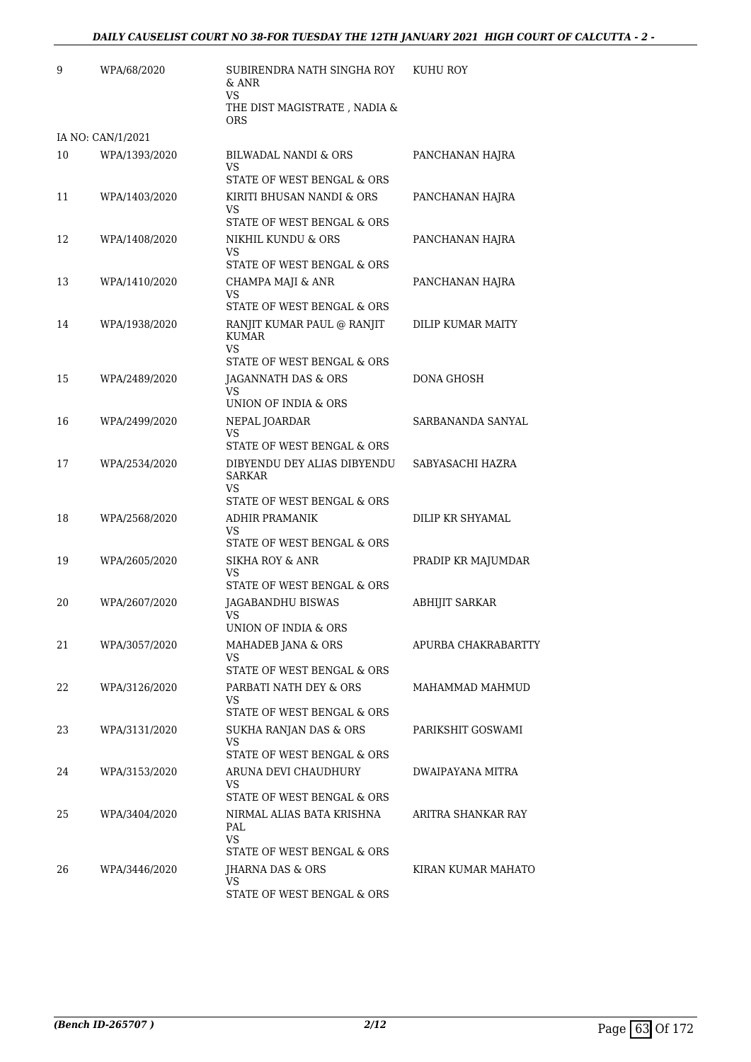| | | | |
|---|---|---|---|
| 9 | WPA/68/2020 | SUBIRENDRA NATH SINGHA ROY & ANR<br>VS<br>THE DIST MAGISTRATE , NADIA & ORS | KUHU ROY |
| IA NO: CAN/1/2021 | | | |
| 10 | WPA/1393/2020 | BILWADAL NANDI & ORS<br>VS<br>STATE OF WEST BENGAL & ORS | PANCHANAN HAJRA |
| 11 | WPA/1403/2020 | KIRITI BHUSAN NANDI & ORS<br>VS<br>STATE OF WEST BENGAL & ORS | PANCHANAN HAJRA |
| 12 | WPA/1408/2020 | NIKHIL KUNDU & ORS<br>VS<br>STATE OF WEST BENGAL & ORS | PANCHANAN HAJRA |
| 13 | WPA/1410/2020 | CHAMPA MAJI & ANR<br>VS<br>STATE OF WEST BENGAL & ORS | PANCHANAN HAJRA |
| 14 | WPA/1938/2020 | RANJIT KUMAR PAUL @ RANJIT KUMAR<br>VS<br>STATE OF WEST BENGAL & ORS | DILIP KUMAR MAITY |
| 15 | WPA/2489/2020 | JAGANNATH DAS & ORS<br>VS<br>UNION OF INDIA & ORS | DONA GHOSH |
| 16 | WPA/2499/2020 | NEPAL JOARDAR<br>VS<br>STATE OF WEST BENGAL & ORS | SARBANANDA SANYAL |
| 17 | WPA/2534/2020 | DIBYENDU DEY ALIAS DIBYENDU SARKAR<br>VS<br>STATE OF WEST BENGAL & ORS | SABYASACHI HAZRA |
| 18 | WPA/2568/2020 | ADHIR PRAMANIK<br>VS<br>STATE OF WEST BENGAL & ORS | DILIP KR SHYAMAL |
| 19 | WPA/2605/2020 | SIKHA ROY & ANR<br>VS<br>STATE OF WEST BENGAL & ORS | PRADIP KR MAJUMDAR |
| 20 | WPA/2607/2020 | JAGABANDHU BISWAS<br>VS<br>UNION OF INDIA & ORS | ABHIJIT SARKAR |
| 21 | WPA/3057/2020 | MAHADEB JANA & ORS<br>VS<br>STATE OF WEST BENGAL & ORS | APURBA CHAKRABARTTY |
| 22 | WPA/3126/2020 | PARBATI NATH DEY & ORS<br>VS<br>STATE OF WEST BENGAL & ORS | MAHAMMAD MAHMUD |
| 23 | WPA/3131/2020 | SUKHA RANJAN DAS & ORS<br>VS<br>STATE OF WEST BENGAL & ORS | PARIKSHIT GOSWAMI |
| 24 | WPA/3153/2020 | ARUNA DEVI CHAUDHURY<br>VS<br>STATE OF WEST BENGAL & ORS | DWAIPAYANA MITRA |
| 25 | WPA/3404/2020 | NIRMAL ALIAS BATA KRISHNA PAL<br>VS<br>STATE OF WEST BENGAL & ORS | ARITRA SHANKAR RAY |
| 26 | WPA/3446/2020 | JHARNA DAS & ORS<br>VS<br>STATE OF WEST BENGAL & ORS | KIRAN KUMAR MAHATO |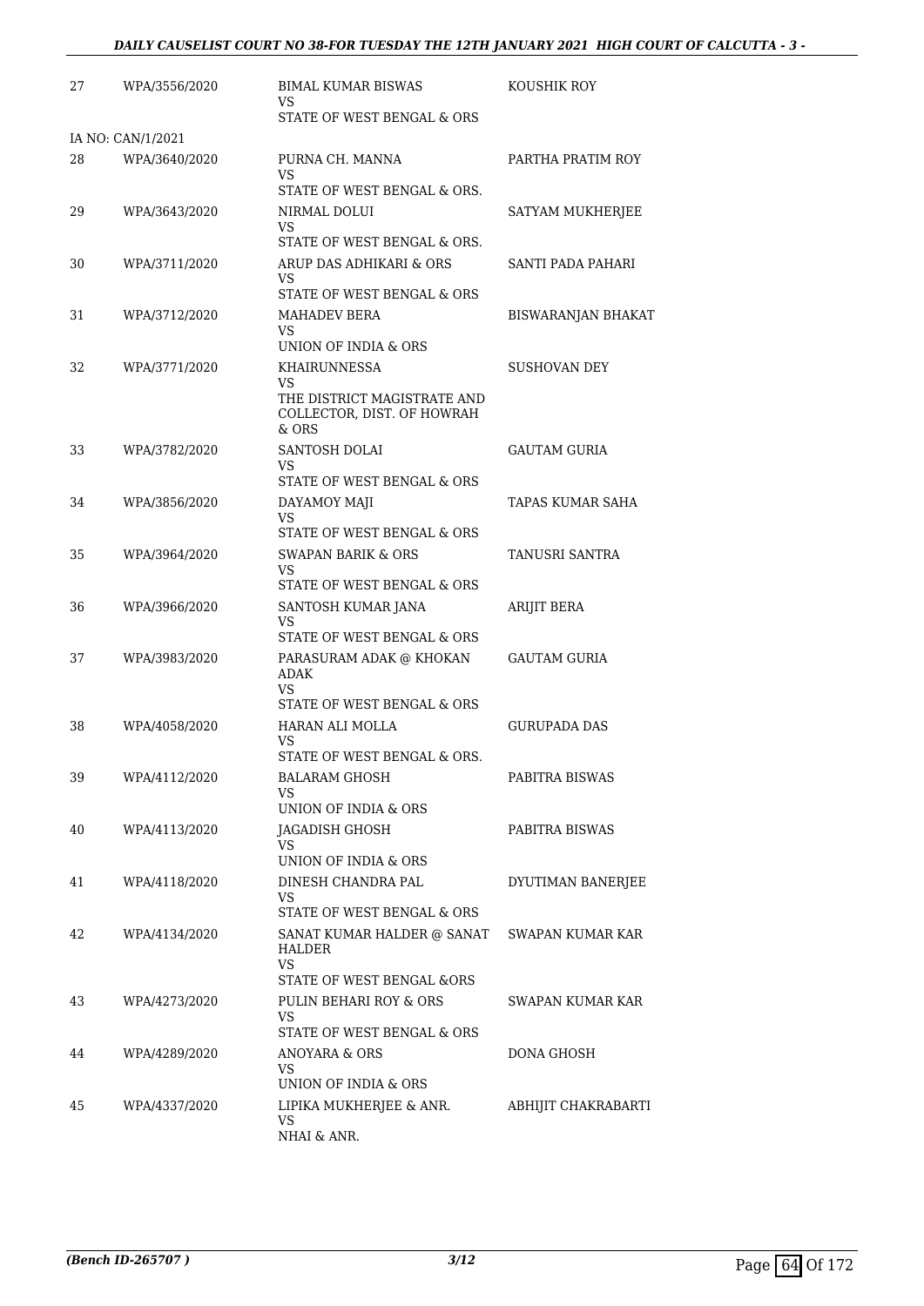| | | | |
|---|---|---|---|
| 27 | WPA/3556/2020 | BIMAL KUMAR BISWAS<br>VS<br>STATE OF WEST BENGAL & ORS | KOUSHIK ROY |
| IA NO: CAN/1/2021 | | | |
| 28 | WPA/3640/2020 | PURNA CH. MANNA<br>VS<br>STATE OF WEST BENGAL & ORS. | PARTHA PRATIM ROY |
| 29 | WPA/3643/2020 | NIRMAL DOLUI<br>VS<br>STATE OF WEST BENGAL & ORS. | SATYAM MUKHERJEE |
| 30 | WPA/3711/2020 | ARUP DAS ADHIKARI & ORS<br>VS<br>STATE OF WEST BENGAL & ORS | SANTI PADA PAHARI |
| 31 | WPA/3712/2020 | MAHADEV BERA<br>VS<br>UNION OF INDIA & ORS | BISWARANJAN BHAKAT |
| 32 | WPA/3771/2020 | KHAIRUNNESSA<br>VS<br>THE DISTRICT MAGISTRATE AND COLLECTOR, DIST. OF HOWRAH & ORS | SUSHOVAN DEY |
| 33 | WPA/3782/2020 | SANTOSH DOLAI<br>VS<br>STATE OF WEST BENGAL & ORS | GAUTAM GURIA |
| 34 | WPA/3856/2020 | DAYAMOY MAJI<br>VS<br>STATE OF WEST BENGAL & ORS | TAPAS KUMAR SAHA |
| 35 | WPA/3964/2020 | SWAPAN BARIK & ORS<br>VS<br>STATE OF WEST BENGAL & ORS | TANUSRI SANTRA |
| 36 | WPA/3966/2020 | SANTOSH KUMAR JANA<br>VS<br>STATE OF WEST BENGAL & ORS | ARIJIT BERA |
| 37 | WPA/3983/2020 | PARASURAM ADAK @ KHOKAN ADAK<br>VS<br>STATE OF WEST BENGAL & ORS | GAUTAM GURIA |
| 38 | WPA/4058/2020 | HARAN ALI MOLLA<br>VS<br>STATE OF WEST BENGAL & ORS. | GURUPADA DAS |
| 39 | WPA/4112/2020 | BALARAM GHOSH<br>VS<br>UNION OF INDIA & ORS | PABITRA BISWAS |
| 40 | WPA/4113/2020 | JAGADISH GHOSH<br>VS<br>UNION OF INDIA & ORS | PABITRA BISWAS |
| 41 | WPA/4118/2020 | DINESH CHANDRA PAL<br>VS<br>STATE OF WEST BENGAL & ORS | DYUTIMAN BANERJEE |
| 42 | WPA/4134/2020 | SANAT KUMAR HALDER @ SANAT HALDER<br>VS<br>STATE OF WEST BENGAL &ORS | SWAPAN KUMAR KAR |
| 43 | WPA/4273/2020 | PULIN BEHARI ROY & ORS<br>VS<br>STATE OF WEST BENGAL & ORS | SWAPAN KUMAR KAR |
| 44 | WPA/4289/2020 | ANOYARA & ORS<br>VS<br>UNION OF INDIA & ORS | DONA GHOSH |
| 45 | WPA/4337/2020 | LIPIKA MUKHERJEE & ANR.<br>VS<br>NHAI & ANR. | ABHIJIT CHAKRABARTI |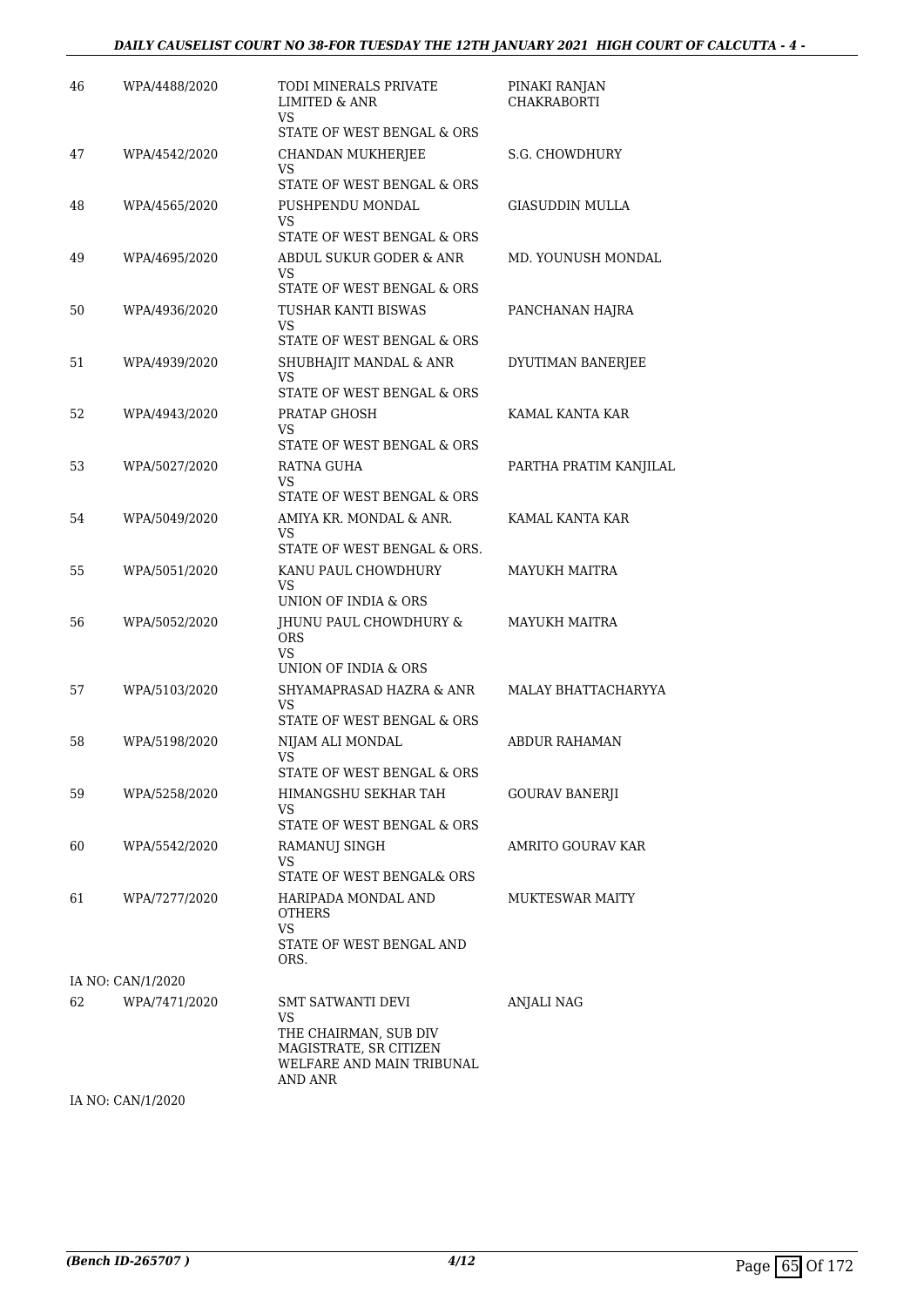| | | | |
|---|---|---|---|
| 46 | WPA/4488/2020 | TODI MINERALS PRIVATE LIMITED & ANR<br>VS<br>STATE OF WEST BENGAL & ORS | PINAKI RANJAN CHAKRABORTI |
| 47 | WPA/4542/2020 | CHANDAN MUKHERJEE<br>VS<br>STATE OF WEST BENGAL & ORS | S.G. CHOWDHURY |
| 48 | WPA/4565/2020 | PUSHPENDU MONDAL<br>VS<br>STATE OF WEST BENGAL & ORS | GIASUDDIN MULLA |
| 49 | WPA/4695/2020 | ABDUL SUKUR GODER & ANR<br>VS<br>STATE OF WEST BENGAL & ORS | MD. YOUNUSH MONDAL |
| 50 | WPA/4936/2020 | TUSHAR KANTI BISWAS<br>VS<br>STATE OF WEST BENGAL & ORS | PANCHANAN HAJRA |
| 51 | WPA/4939/2020 | SHUBHAJIT MANDAL & ANR<br>VS<br>STATE OF WEST BENGAL & ORS | DYUTIMAN BANERJEE |
| 52 | WPA/4943/2020 | PRATAP GHOSH<br>VS<br>STATE OF WEST BENGAL & ORS | KAMAL KANTA KAR |
| 53 | WPA/5027/2020 | RATNA GUHA<br>VS<br>STATE OF WEST BENGAL & ORS | PARTHA PRATIM KANJILAL |
| 54 | WPA/5049/2020 | AMIYA KR. MONDAL & ANR.<br>VS<br>STATE OF WEST BENGAL & ORS. | KAMAL KANTA KAR |
| 55 | WPA/5051/2020 | KANU PAUL CHOWDHURY<br>VS<br>UNION OF INDIA & ORS | MAYUKH MAITRA |
| 56 | WPA/5052/2020 | JHUNU PAUL CHOWDHURY & ORS<br>VS<br>UNION OF INDIA & ORS | MAYUKH MAITRA |
| 57 | WPA/5103/2020 | SHYAMAPRASAD HAZRA & ANR<br>VS<br>STATE OF WEST BENGAL & ORS | MALAY BHATTACHARYYA |
| 58 | WPA/5198/2020 | NIJAM ALI MONDAL<br>VS<br>STATE OF WEST BENGAL & ORS | ABDUR RAHAMAN |
| 59 | WPA/5258/2020 | HIMANGSHU SEKHAR TAH<br>VS<br>STATE OF WEST BENGAL & ORS | GOURAV BANERJI |
| 60 | WPA/5542/2020 | RAMANUJ SINGH<br>VS<br>STATE OF WEST BENGAL& ORS | AMRITO GOURAV KAR |
| 61 | WPA/7277/2020 | HARIPADA MONDAL AND OTHERS<br>VS<br>STATE OF WEST BENGAL AND ORS. | MUKTESWAR MAITY |
| IA NO: CAN/1/2020 | | | |
| 62 | WPA/7471/2020 | SMT SATWANTI DEVI<br>VS<br>THE CHAIRMAN, SUB DIV MAGISTRATE, SR CITIZEN WELFARE AND MAIN TRIBUNAL AND ANR | ANJALI NAG |
| IA NO: CAN/1/2020 | | | |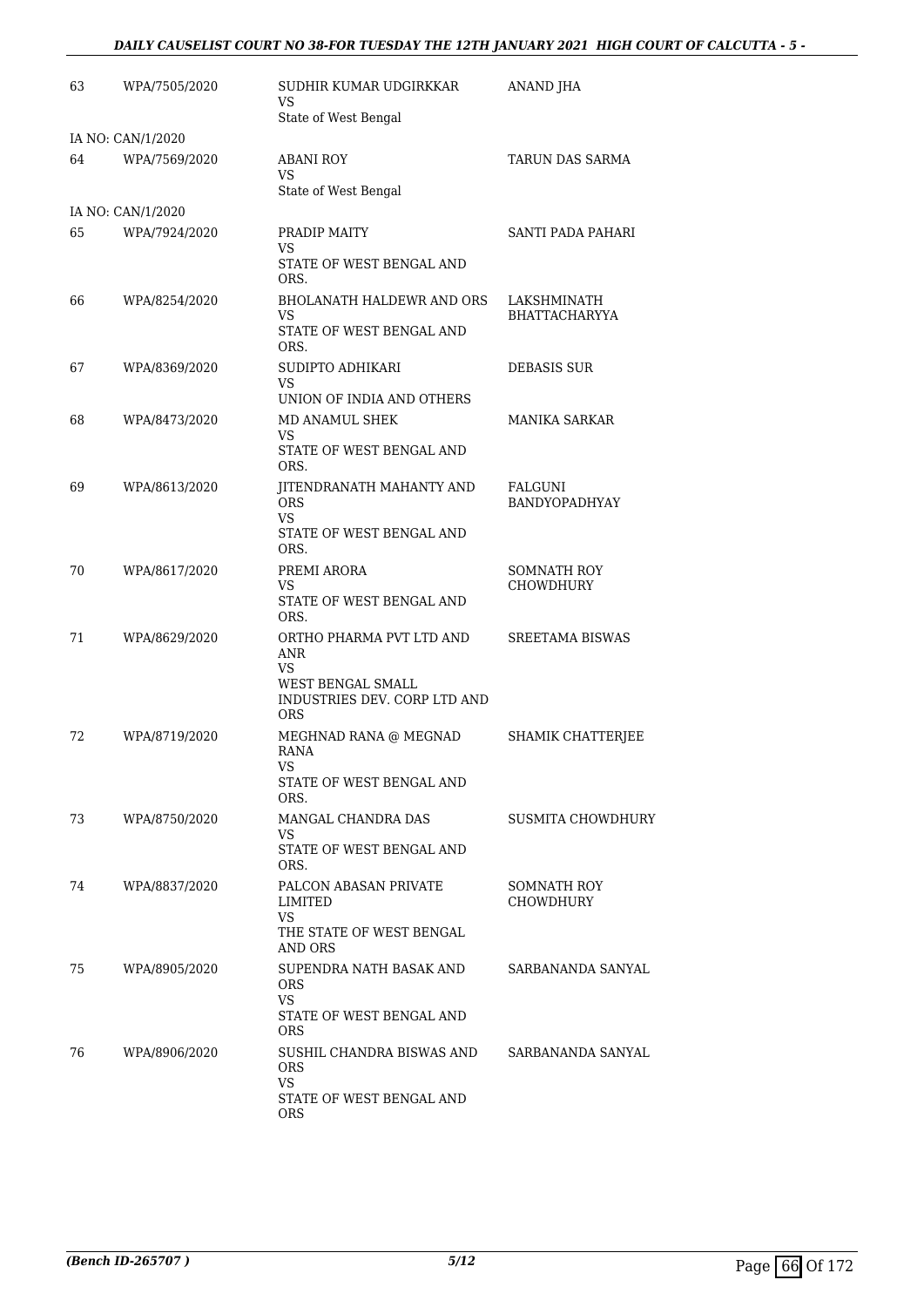| | | | |
|---|---|---|---|
| 63 | WPA/7505/2020 | SUDHIR KUMAR UDGIRKKAR<br>VS<br>State of West Bengal | ANAND JHA |
| IA NO: CAN/1/2020 | | | |
| 64 | WPA/7569/2020 | ABANI ROY<br>VS<br>State of West Bengal | TARUN DAS SARMA |
| IA NO: CAN/1/2020 | | | |
| 65 | WPA/7924/2020 | PRADIP MAITY<br>VS<br>STATE OF WEST BENGAL AND ORS. | SANTI PADA PAHARI |
| 66 | WPA/8254/2020 | BHOLANATH HALDEWR AND ORS<br>VS<br>STATE OF WEST BENGAL AND ORS. | LAKSHMINATH BHATTACHARYYA |
| 67 | WPA/8369/2020 | SUDIPTO ADHIKARI<br>VS<br>UNION OF INDIA AND OTHERS | DEBASIS SUR |
| 68 | WPA/8473/2020 | MD ANAMUL SHEK<br>VS<br>STATE OF WEST BENGAL AND ORS. | MANIKA SARKAR |
| 69 | WPA/8613/2020 | JITENDRANATH MAHANTY AND ORS<br>VS<br>STATE OF WEST BENGAL AND ORS. | FALGUNI BANDYOPADHYAY |
| 70 | WPA/8617/2020 | PREMI ARORA<br>VS<br>STATE OF WEST BENGAL AND ORS. | SOMNATH ROY CHOWDHURY |
| 71 | WPA/8629/2020 | ORTHO PHARMA PVT LTD AND ANR<br>VS<br>WEST BENGAL SMALL INDUSTRIES DEV. CORP LTD AND ORS | SREETAMA BISWAS |
| 72 | WPA/8719/2020 | MEGHNAD RANA @ MEGNAD RANA<br>VS<br>STATE OF WEST BENGAL AND ORS. | SHAMIK CHATTERJEE |
| 73 | WPA/8750/2020 | MANGAL CHANDRA DAS<br>VS<br>STATE OF WEST BENGAL AND ORS. | SUSMITA CHOWDHURY |
| 74 | WPA/8837/2020 | PALCON ABASAN PRIVATE LIMITED<br>VS<br>THE STATE OF WEST BENGAL AND ORS | SOMNATH ROY CHOWDHURY |
| 75 | WPA/8905/2020 | SUPENDRA NATH BASAK AND ORS<br>VS<br>STATE OF WEST BENGAL AND ORS | SARBANANDA SANYAL |
| 76 | WPA/8906/2020 | SUSHIL CHANDRA BISWAS AND ORS<br>VS<br>STATE OF WEST BENGAL AND ORS | SARBANANDA SANYAL |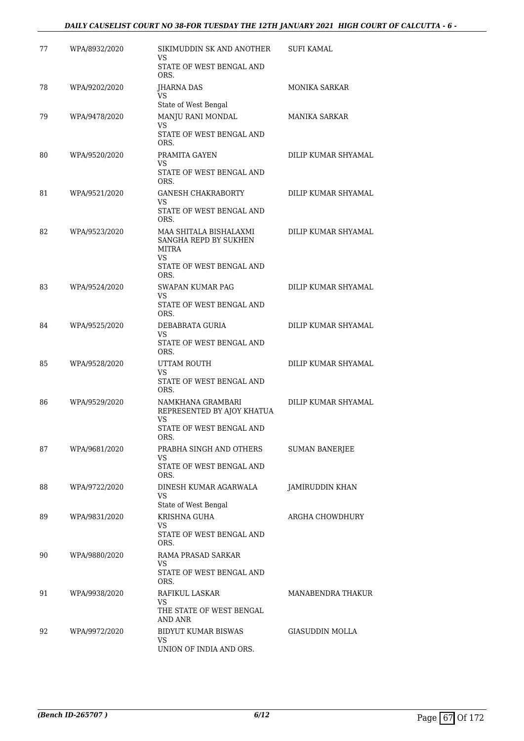| 77 | WPA/8932/2020 | SIKIMUDDIN SK AND ANOTHER<br>VS<br>STATE OF WEST BENGAL AND ORS. | SUFI KAMAL |
|---|---|---|---|
| 78 | WPA/9202/2020 | JHARNA DAS<br>VS<br>State of West Bengal | MONIKA SARKAR |
| 79 | WPA/9478/2020 | MANJU RANI MONDAL<br>VS<br>STATE OF WEST BENGAL AND ORS. | MANIKA SARKAR |
| 80 | WPA/9520/2020 | PRAMITA GAYEN<br>VS<br>STATE OF WEST BENGAL AND ORS. | DILIP KUMAR SHYAMAL |
| 81 | WPA/9521/2020 | GANESH CHAKRABORTY<br>VS<br>STATE OF WEST BENGAL AND ORS. | DILIP KUMAR SHYAMAL |
| 82 | WPA/9523/2020 | MAA SHITALA BISHALAXMI SANGHA REPD BY SUKHEN MITRA<br>VS<br>STATE OF WEST BENGAL AND ORS. | DILIP KUMAR SHYAMAL |
| 83 | WPA/9524/2020 | SWAPAN KUMAR PAG<br>VS<br>STATE OF WEST BENGAL AND ORS. | DILIP KUMAR SHYAMAL |
| 84 | WPA/9525/2020 | DEBABRATA GURIA<br>VS<br>STATE OF WEST BENGAL AND ORS. | DILIP KUMAR SHYAMAL |
| 85 | WPA/9528/2020 | UTTAM ROUTH<br>VS<br>STATE OF WEST BENGAL AND ORS. | DILIP KUMAR SHYAMAL |
| 86 | WPA/9529/2020 | NAMKHANA GRAMBARI REPRESENTED BY AJOY KHATUA<br>VS<br>STATE OF WEST BENGAL AND ORS. | DILIP KUMAR SHYAMAL |
| 87 | WPA/9681/2020 | PRABHA SINGH AND OTHERS<br>VS<br>STATE OF WEST BENGAL AND ORS. | SUMAN BANERJEE |
| 88 | WPA/9722/2020 | DINESH KUMAR AGARWALA<br>VS<br>State of West Bengal | JAMIRUDDIN KHAN |
| 89 | WPA/9831/2020 | KRISHNA GUHA<br>VS<br>STATE OF WEST BENGAL AND ORS. | ARGHA CHOWDHURY |
| 90 | WPA/9880/2020 | RAMA PRASAD SARKAR<br>VS<br>STATE OF WEST BENGAL AND ORS. | |
| 91 | WPA/9938/2020 | RAFIKUL LASKAR<br>VS<br>THE STATE OF WEST BENGAL AND ANR | MANABENDRA THAKUR |
| 92 | WPA/9972/2020 | BIDYUT KUMAR BISWAS<br>VS<br>UNION OF INDIA AND ORS. | GIASUDDIN MOLLA |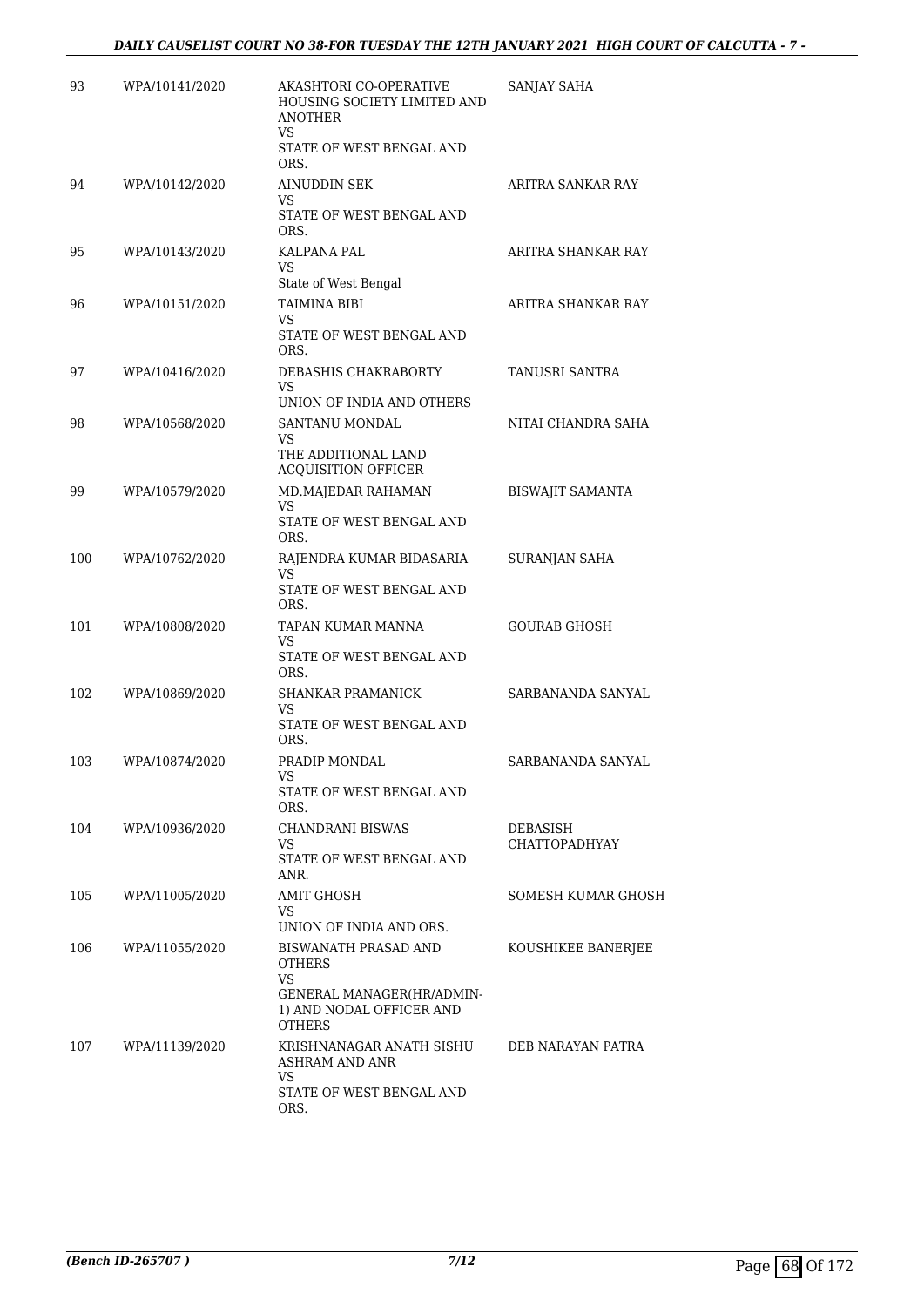| | | | |
|---|---|---|---|
| 93 | WPA/10141/2020 | AKASHTORI CO-OPERATIVE HOUSING SOCIETY LIMITED AND ANOTHER<br>VS<br>STATE OF WEST BENGAL AND ORS. | SANJAY SAHA |
| 94 | WPA/10142/2020 | AINUDDIN SEK<br>VS<br>STATE OF WEST BENGAL AND ORS. | ARITRA SANKAR RAY |
| 95 | WPA/10143/2020 | KALPANA PAL<br>VS<br>State of West Bengal | ARITRA SHANKAR RAY |
| 96 | WPA/10151/2020 | TAIMINA BIBI<br>VS<br>STATE OF WEST BENGAL AND ORS. | ARITRA SHANKAR RAY |
| 97 | WPA/10416/2020 | DEBASHIS CHAKRABORTY<br>VS<br>UNION OF INDIA AND OTHERS | TANUSRI SANTRA |
| 98 | WPA/10568/2020 | SANTANU MONDAL<br>VS<br>THE ADDITIONAL LAND ACQUISITION OFFICER | NITAI CHANDRA SAHA |
| 99 | WPA/10579/2020 | MD.MAJEDAR RAHAMAN<br>VS<br>STATE OF WEST BENGAL AND ORS. | BISWAJIT SAMANTA |
| 100 | WPA/10762/2020 | RAJENDRA KUMAR BIDASARIA<br>VS<br>STATE OF WEST BENGAL AND ORS. | SURANJAN SAHA |
| 101 | WPA/10808/2020 | TAPAN KUMAR MANNA<br>VS<br>STATE OF WEST BENGAL AND ORS. | GOURAB GHOSH |
| 102 | WPA/10869/2020 | SHANKAR PRAMANICK<br>VS<br>STATE OF WEST BENGAL AND ORS. | SARBANANDA SANYAL |
| 103 | WPA/10874/2020 | PRADIP MONDAL<br>VS<br>STATE OF WEST BENGAL AND ORS. | SARBANANDA SANYAL |
| 104 | WPA/10936/2020 | CHANDRANI BISWAS<br>VS<br>STATE OF WEST BENGAL AND ANR. | DEBASISH CHATTOPADHYAY |
| 105 | WPA/11005/2020 | AMIT GHOSH<br>VS<br>UNION OF INDIA AND ORS. | SOMESH KUMAR GHOSH |
| 106 | WPA/11055/2020 | BISWANATH PRASAD AND OTHERS<br>VS<br>GENERAL MANAGER(HR/ADMIN-1) AND NODAL OFFICER AND OTHERS | KOUSHIKEE BANERJEE |
| 107 | WPA/11139/2020 | KRISHNANAGAR ANATH SISHU ASHRAM AND ANR<br>VS<br>STATE OF WEST BENGAL AND ORS. | DEB NARAYAN PATRA |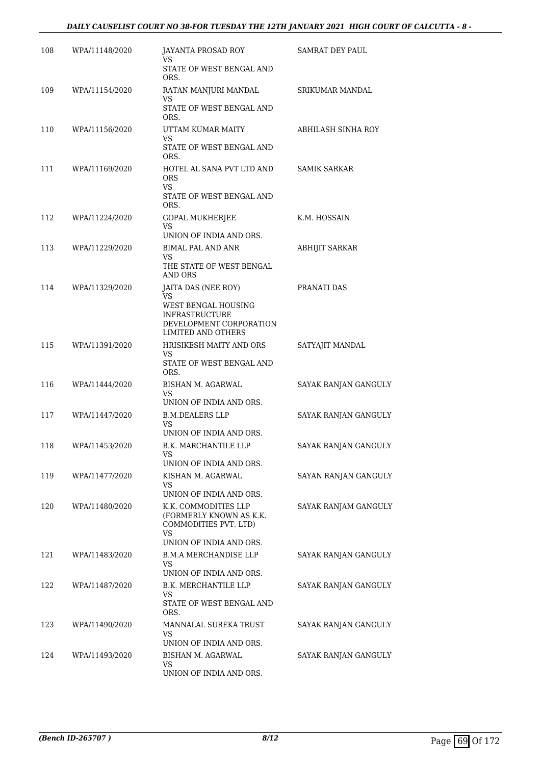| 108 | WPA/11148/2020 | JAYANTA PROSAD ROY<br>VS<br>STATE OF WEST BENGAL AND ORS. | SAMRAT DEY PAUL |
|---|---|---|---|
| 109 | WPA/11154/2020 | RATAN MANJURI MANDAL<br>VS<br>STATE OF WEST BENGAL AND ORS. | SRIKUMAR MANDAL |
| 110 | WPA/11156/2020 | UTTAM KUMAR MAITY<br>VS<br>STATE OF WEST BENGAL AND ORS. | ABHILASH SINHA ROY |
| 111 | WPA/11169/2020 | HOTEL AL SANA PVT LTD AND ORS<br>VS<br>STATE OF WEST BENGAL AND ORS. | SAMIK SARKAR |
| 112 | WPA/11224/2020 | GOPAL MUKHERJEE<br>VS<br>UNION OF INDIA AND ORS. | K.M. HOSSAIN |
| 113 | WPA/11229/2020 | BIMAL PAL AND ANR<br>VS<br>THE STATE OF WEST BENGAL AND ORS | ABHIJIT SARKAR |
| 114 | WPA/11329/2020 | JAITA DAS (NEE ROY)<br>VS<br>WEST BENGAL HOUSING INFRASTRUCTURE DEVELOPMENT CORPORATION LIMITED AND OTHERS | PRANATI DAS |
| 115 | WPA/11391/2020 | HRISIKESH MAITY AND ORS<br>VS<br>STATE OF WEST BENGAL AND ORS. | SATYAJIT MANDAL |
| 116 | WPA/11444/2020 | BISHAN M. AGARWAL<br>VS<br>UNION OF INDIA AND ORS. | SAYAK RANJAN GANGULY |
| 117 | WPA/11447/2020 | B.M.DEALERS LLP<br>VS<br>UNION OF INDIA AND ORS. | SAYAK RANJAN GANGULY |
| 118 | WPA/11453/2020 | B.K. MARCHANTILE LLP<br>VS<br>UNION OF INDIA AND ORS. | SAYAK RANJAN GANGULY |
| 119 | WPA/11477/2020 | KISHAN M. AGARWAL<br>VS<br>UNION OF INDIA AND ORS. | SAYAN RANJAN GANGULY |
| 120 | WPA/11480/2020 | K.K. COMMODITIES LLP (FORMERLY KNOWN AS K.K. COMMODITIES PVT. LTD)<br>VS<br>UNION OF INDIA AND ORS. | SAYAK RANJAM GANGULY |
| 121 | WPA/11483/2020 | B.M.A MERCHANDISE LLP<br>VS<br>UNION OF INDIA AND ORS. | SAYAK RANJAN GANGULY |
| 122 | WPA/11487/2020 | B.K. MERCHANTILE LLP<br>VS<br>STATE OF WEST BENGAL AND ORS. | SAYAK RANJAN GANGULY |
| 123 | WPA/11490/2020 | MANNALAL SUREKA TRUST<br>VS<br>UNION OF INDIA AND ORS. | SAYAK RANJAN GANGULY |
| 124 | WPA/11493/2020 | BISHAN M. AGARWAL<br>VS<br>UNION OF INDIA AND ORS. | SAYAK RANJAN GANGULY |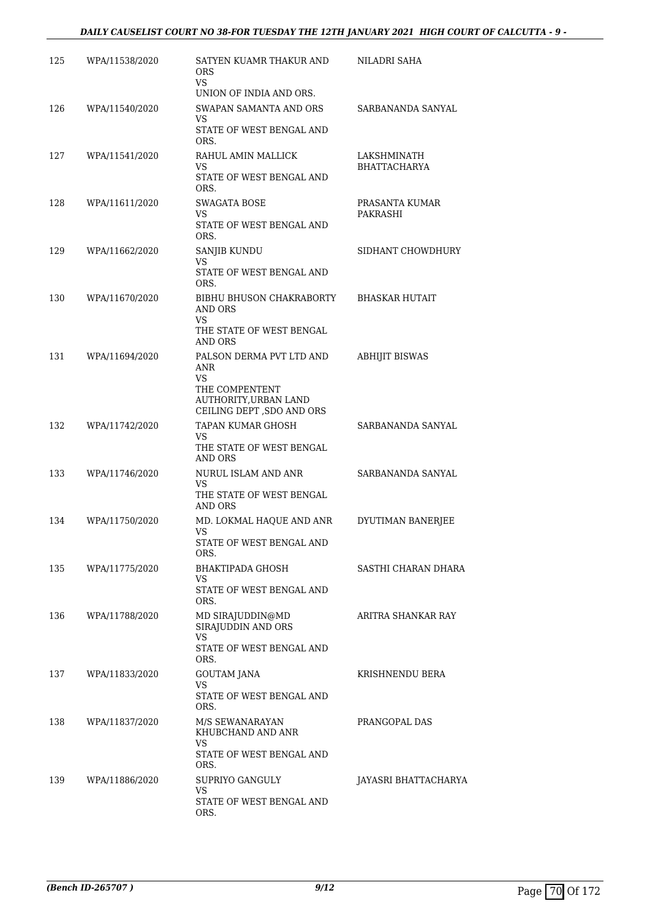| | | | |
|---|---|---|---|
| 125 | WPA/11538/2020 | SATYEN KUAMR THAKUR AND ORS<br>VS<br>UNION OF INDIA AND ORS. | NILADRI SAHA |
| 126 | WPA/11540/2020 | SWAPAN SAMANTA AND ORS<br>VS<br>STATE OF WEST BENGAL AND ORS. | SARBANANDA SANYAL |
| 127 | WPA/11541/2020 | RAHUL AMIN MALLICK<br>VS<br>STATE OF WEST BENGAL AND ORS. | LAKSHMINATH BHATTACHARYA |
| 128 | WPA/11611/2020 | SWAGATA BOSE<br>VS<br>STATE OF WEST BENGAL AND ORS. | PRASANTA KUMAR PAKRASHI |
| 129 | WPA/11662/2020 | SANJIB KUNDU<br>VS<br>STATE OF WEST BENGAL AND ORS. | SIDHANT CHOWDHURY |
| 130 | WPA/11670/2020 | BIBHU BHUSON CHAKRABORTY AND ORS<br>VS<br>THE STATE OF WEST BENGAL AND ORS | BHASKAR HUTAIT |
| 131 | WPA/11694/2020 | PALSON DERMA PVT LTD AND ANR<br>VS<br>THE COMPENTENT AUTHORITY,URBAN LAND CEILING DEPT ,SDO AND ORS | ABHIJIT BISWAS |
| 132 | WPA/11742/2020 | TAPAN KUMAR GHOSH<br>VS<br>THE STATE OF WEST BENGAL AND ORS | SARBANANDA SANYAL |
| 133 | WPA/11746/2020 | NURUL ISLAM AND ANR<br>VS<br>THE STATE OF WEST BENGAL AND ORS | SARBANANDA SANYAL |
| 134 | WPA/11750/2020 | MD. LOKMAL HAQUE AND ANR<br>VS<br>STATE OF WEST BENGAL AND ORS. | DYUTIMAN BANERJEE |
| 135 | WPA/11775/2020 | BHAKTIPADA GHOSH<br>VS<br>STATE OF WEST BENGAL AND ORS. | SASTHI CHARAN DHARA |
| 136 | WPA/11788/2020 | MD SIRAJUDDIN@MD SIRAJUDDIN AND ORS<br>VS<br>STATE OF WEST BENGAL AND ORS. | ARITRA SHANKAR RAY |
| 137 | WPA/11833/2020 | GOUTAM JANA<br>VS<br>STATE OF WEST BENGAL AND ORS. | KRISHNENDU BERA |
| 138 | WPA/11837/2020 | M/S SEWANARAYAN KHUBCHAND AND ANR<br>VS<br>STATE OF WEST BENGAL AND ORS. | PRANGOPAL DAS |
| 139 | WPA/11886/2020 | SUPRIYO GANGULY<br>VS<br>STATE OF WEST BENGAL AND ORS. | JAYASRI BHATTACHARYA |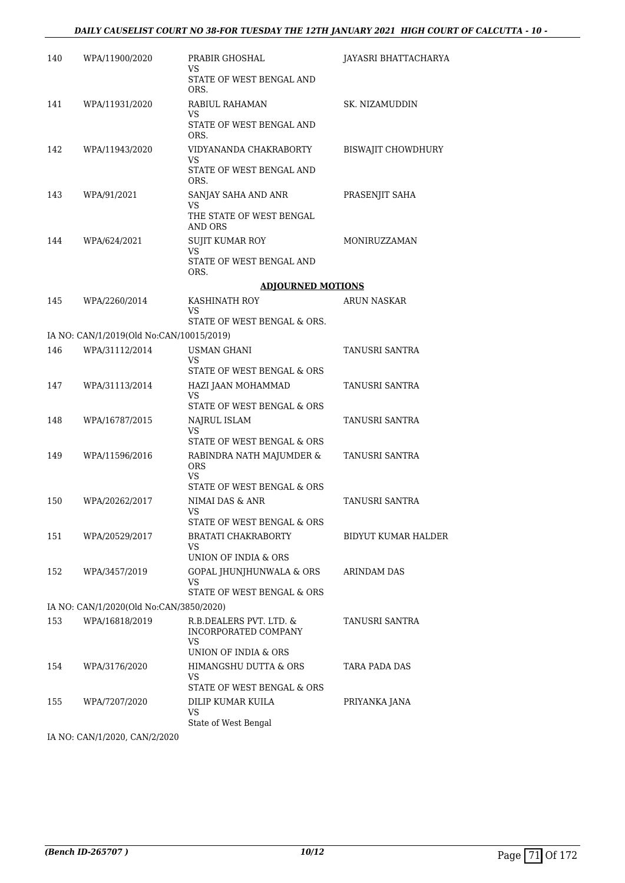| | | | |
|---|---|---|---|
| 140 | WPA/11900/2020 | PRABIR GHOSHAL<br>VS<br>STATE OF WEST BENGAL AND ORS. | JAYASRI BHATTACHARYA |
| 141 | WPA/11931/2020 | RABIUL RAHAMAN<br>VS<br>STATE OF WEST BENGAL AND ORS. | SK. NIZAMUDDIN |
| 142 | WPA/11943/2020 | VIDYANANDA CHAKRABORTY<br>VS<br>STATE OF WEST BENGAL AND ORS. | BISWAJIT CHOWDHURY |
| 143 | WPA/91/2021 | SANJAY SAHA AND ANR<br>VS<br>THE STATE OF WEST BENGAL AND ORS | PRASENJIT SAHA |
| 144 | WPA/624/2021 | SUJIT KUMAR ROY<br>VS<br>STATE OF WEST BENGAL AND ORS. | MONIRUZZAMAN |

**ADJOURNED MOTIONS**

| | | | |
|---|---|---|---|
| 145 | WPA/2260/2014 | KASHINATH ROY<br>VS<br>STATE OF WEST BENGAL & ORS. | ARUN NASKAR |
| | IA NO: CAN/1/2019(Old No:CAN/10015/2019) | | |
| 146 | WPA/31112/2014 | USMAN GHANI<br>VS<br>STATE OF WEST BENGAL & ORS | TANUSRI SANTRA |
| 147 | WPA/31113/2014 | HAZI JAAN MOHAMMAD<br>VS<br>STATE OF WEST BENGAL & ORS | TANUSRI SANTRA |
| 148 | WPA/16787/2015 | NAJRUL ISLAM<br>VS<br>STATE OF WEST BENGAL & ORS | TANUSRI SANTRA |
| 149 | WPA/11596/2016 | RABINDRA NATH MAJUMDER & ORS<br>VS<br>STATE OF WEST BENGAL & ORS | TANUSRI SANTRA |
| 150 | WPA/20262/2017 | NIMAI DAS & ANR<br>VS<br>STATE OF WEST BENGAL & ORS | TANUSRI SANTRA |
| 151 | WPA/20529/2017 | BRATATI CHAKRABORTY<br>VS<br>UNION OF INDIA & ORS | BIDYUT KUMAR HALDER |
| 152 | WPA/3457/2019 | GOPAL JHUNJHUNWALA & ORS<br>VS<br>STATE OF WEST BENGAL & ORS | ARINDAM DAS |
| | IA NO: CAN/1/2020(Old No:CAN/3850/2020) | | |
| 153 | WPA/16818/2019 | R.B.DEALERS PVT. LTD. & INCORPORATED COMPANY<br>VS<br>UNION OF INDIA & ORS | TANUSRI SANTRA |
| 154 | WPA/3176/2020 | HIMANGSHU DUTTA & ORS<br>VS<br>STATE OF WEST BENGAL & ORS | TARA PADA DAS |
| 155 | WPA/7207/2020 | DILIP KUMAR KUILA<br>VS<br>State of West Bengal | PRIYANKA JANA |
| | IA NO: CAN/1/2020, CAN/2/2020 | | |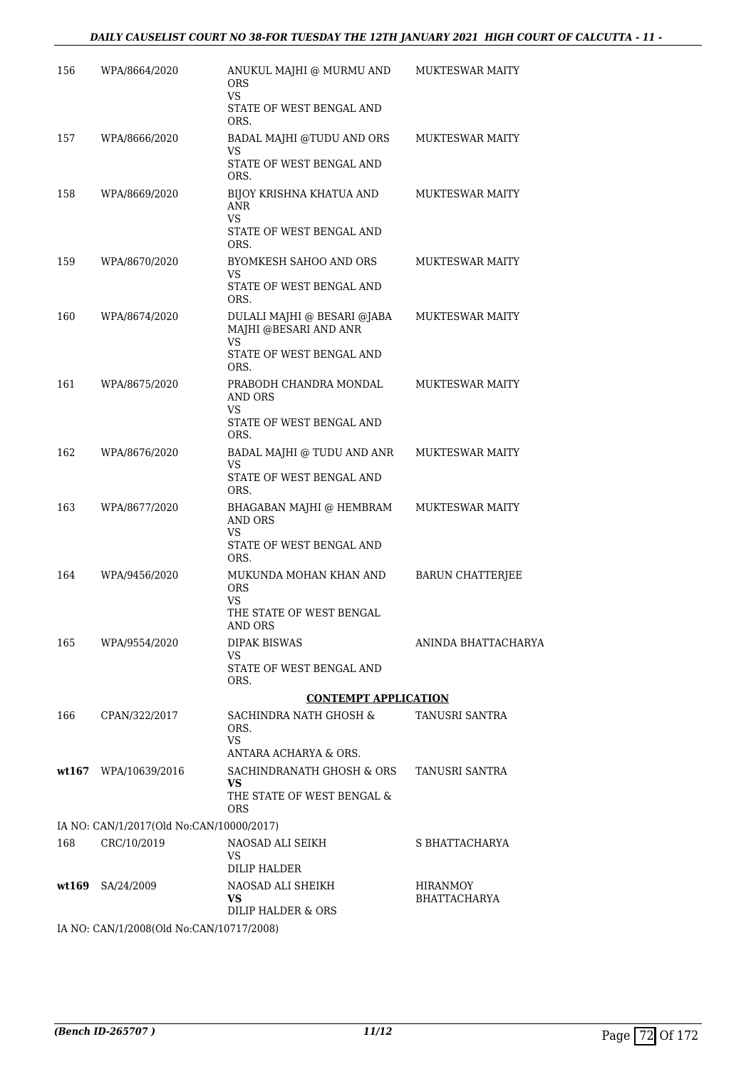| | | | |
|---|---|---|---|
| 156 | WPA/8664/2020 | ANUKUL MAJHI @ MURMU AND ORS<br>VS<br>STATE OF WEST BENGAL AND ORS. | MUKTESWAR MAITY |
| 157 | WPA/8666/2020 | BADAL MAJHI @TUDU AND ORS<br>VS<br>STATE OF WEST BENGAL AND ORS. | MUKTESWAR MAITY |
| 158 | WPA/8669/2020 | BIJOY KRISHNA KHATUA AND ANR<br>VS<br>STATE OF WEST BENGAL AND ORS. | MUKTESWAR MAITY |
| 159 | WPA/8670/2020 | BYOMKESH SAHOO AND ORS<br>VS<br>STATE OF WEST BENGAL AND ORS. | MUKTESWAR MAITY |
| 160 | WPA/8674/2020 | DULALI MAJHI @ BESARI @JABA MAJHI @BESARI AND ANR<br>VS<br>STATE OF WEST BENGAL AND ORS. | MUKTESWAR MAITY |
| 161 | WPA/8675/2020 | PRABODH CHANDRA MONDAL AND ORS<br>VS<br>STATE OF WEST BENGAL AND ORS. | MUKTESWAR MAITY |
| 162 | WPA/8676/2020 | BADAL MAJHI @ TUDU AND ANR<br>VS<br>STATE OF WEST BENGAL AND ORS. | MUKTESWAR MAITY |
| 163 | WPA/8677/2020 | BHAGABAN MAJHI @ HEMBRAM AND ORS<br>VS<br>STATE OF WEST BENGAL AND ORS. | MUKTESWAR MAITY |
| 164 | WPA/9456/2020 | MUKUNDA MOHAN KHAN AND ORS<br>VS<br>THE STATE OF WEST BENGAL AND ORS | BARUN CHATTERJEE |
| 165 | WPA/9554/2020 | DIPAK BISWAS<br>VS<br>STATE OF WEST BENGAL AND ORS. | ANINDA BHATTACHARYA |

**CONTEMPT APPLICATION**

| | | | |
|---|---|---|---|
| 166 | CPAN/322/2017 | SACHINDRA NATH GHOSH & ORS.<br>VS<br>ANTARA ACHARYA & ORS. | TANUSRI SANTRA |
| **wt167** | WPA/10639/2016 | SACHINDRANATH GHOSH & ORS<br>**VS**<br>THE STATE OF WEST BENGAL & ORS | TANUSRI SANTRA |

IA NO: CAN/1/2017(Old No:CAN/10000/2017)

| | | | |
|---|---|---|---|
| 168 | CRC/10/2019 | NAOSAD ALI SEIKH<br>VS<br>DILIP HALDER | S BHATTACHARYA |
| **wt169** | SA/24/2009 | NAOSAD ALI SHEIKH<br>**VS**<br>DILIP HALDER & ORS | HIRANMOY BHATTACHARYA |

IA NO: CAN/1/2008(Old No:CAN/10717/2008)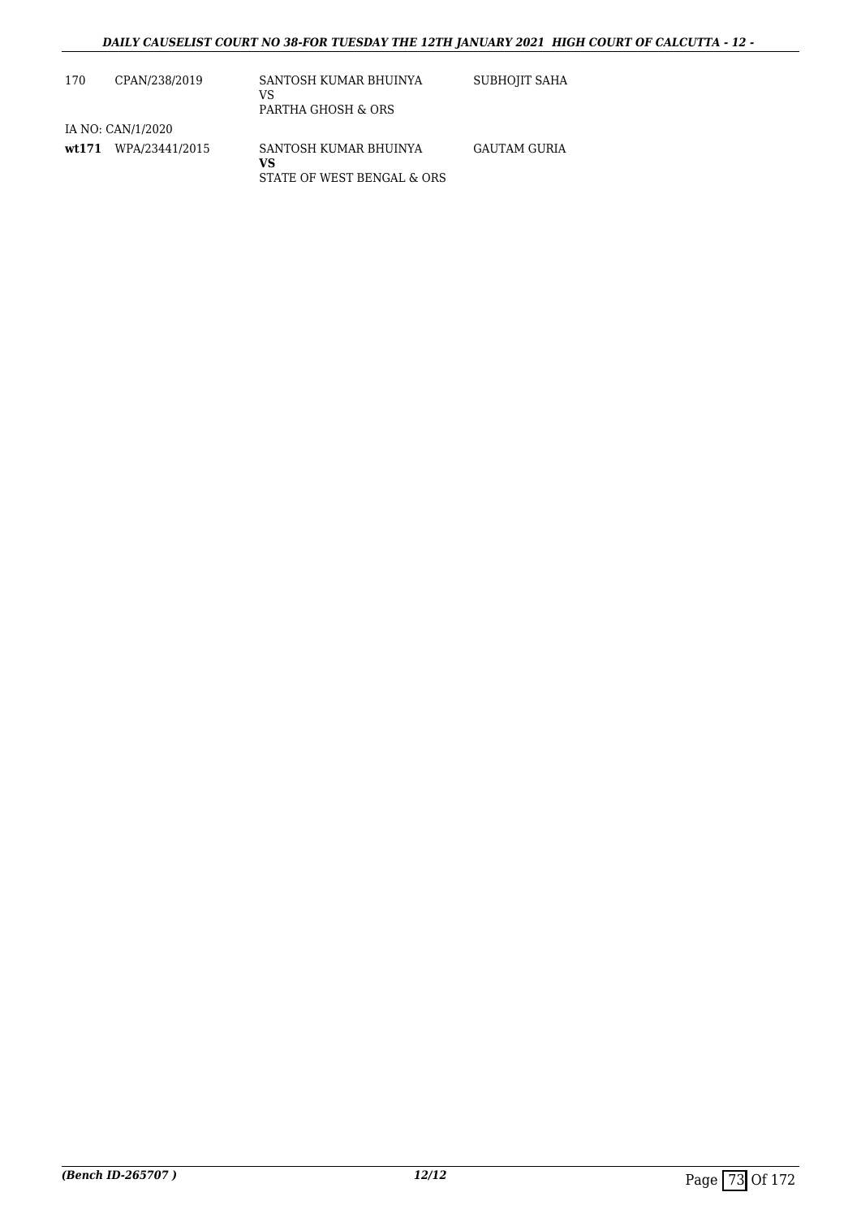| | | | |
|---|---|---|---|
| 170 | CPAN/238/2019 | SANTOSH KUMAR BHUINYA<br>VS<br>PARTHA GHOSH & ORS | SUBHOJIT SAHA |
| | IA NO: CAN/1/2020 | | |
| **wt171** | WPA/23441/2015 | SANTOSH KUMAR BHUINYA<br>**VS**<br>STATE OF WEST BENGAL & ORS | GAUTAM GURIA |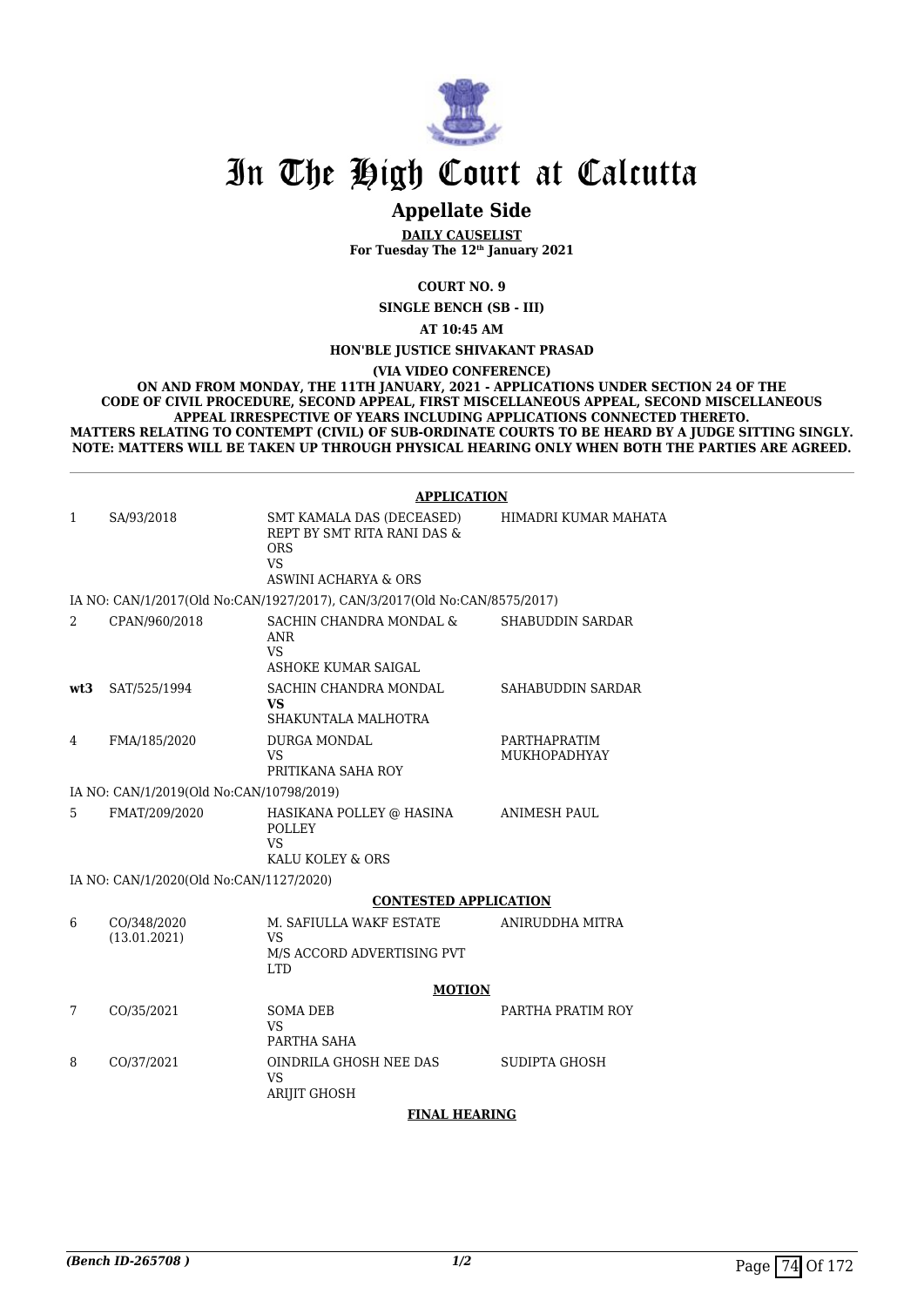# In The High Court at Calcutta

## Appellate Side

**DAILY CAUSELIST**
**For Tuesday The 12th January 2021**

**COURT NO. 9**

**SINGLE BENCH (SB - III)**

**AT 10:45 AM**

**HON'BLE JUSTICE SHIVAKANT PRASAD**

**(VIA VIDEO CONFERENCE)**

**ON AND FROM MONDAY, THE 11TH JANUARY, 2021 - APPLICATIONS UNDER SECTION 24 OF THE CODE OF CIVIL PROCEDURE, SECOND APPEAL, FIRST MISCELLANEOUS APPEAL, SECOND MISCELLANEOUS APPEAL IRRESPECTIVE OF YEARS INCLUDING APPLICATIONS CONNECTED THERETO. MATTERS RELATING TO CONTEMPT (CIVIL) OF SUB-ORDINATE COURTS TO BE HEARD BY A JUDGE SITTING SINGLY. NOTE: MATTERS WILL BE TAKEN UP THROUGH PHYSICAL HEARING ONLY WHEN BOTH THE PARTIES ARE AGREED.**

**APPLICATION**

| | | | |
|---|---|---|---|
| 1 | SA/93/2018 | SMT KAMALA DAS (DECEASED) REPT BY SMT RITA RANI DAS & ORS<br>VS<br>ASWINI ACHARYA & ORS | HIMADRI KUMAR MAHATA |
| | IA NO: CAN/1/2017(Old No:CAN/1927/2017), CAN/3/2017(Old No:CAN/8575/2017) | | |
| 2 | CPAN/960/2018 | SACHIN CHANDRA MONDAL & ANR<br>VS<br>ASHOKE KUMAR SAIGAL | SHABUDDIN SARDAR |
| **wt3** | SAT/525/1994 | SACHIN CHANDRA MONDAL<br>**VS**<br>SHAKUNTALA MALHOTRA | SAHABUDDIN SARDAR |
| 4 | FMA/185/2020 | DURGA MONDAL<br>VS<br>PRITIKANA SAHA ROY | PARTHAPRATIM MUKHOPADHYAY |
| | IA NO: CAN/1/2019(Old No:CAN/10798/2019) | | |
| 5 | FMAT/209/2020 | HASIKANA POLLEY @ HASINA POLLEY<br>VS<br>KALU KOLEY & ORS | ANIMESH PAUL |
| | IA NO: CAN/1/2020(Old No:CAN/1127/2020) | | |

**CONTESTED APPLICATION**

| | | | |
|---|---|---|---|
| 6 | CO/348/2020<br>(13.01.2021) | M. SAFIULLA WAKF ESTATE<br>VS<br>M/S ACCORD ADVERTISING PVT LTD | ANIRUDDHA MITRA |

**MOTION**

| | | | |
|---|---|---|---|
| 7 | CO/35/2021 | SOMA DEB<br>VS<br>PARTHA SAHA | PARTHA PRATIM ROY |
| 8 | CO/37/2021 | OINDRILA GHOSH NEE DAS<br>VS<br>ARIJIT GHOSH | SUDIPTA GHOSH |

**FINAL HEARING**

*(Bench ID-265708 )* 1/2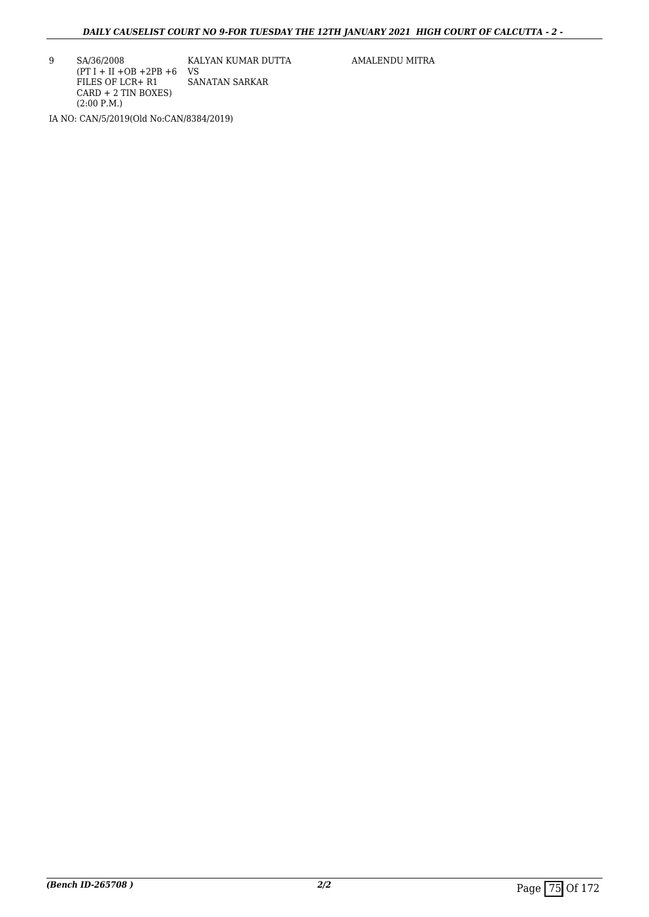| 9 | SA/36/2008 (PT I + II +OB +2PB +6 FILES OF LCR+ R1 CARD + 2 TIN BOXES) (2:00 P.M.) | KALYAN KUMAR DUTTA VS SANATAN SARKAR | AMALENDU MITRA |
|---|---|---|---|

IA NO: CAN/5/2019(Old No:CAN/8384/2019)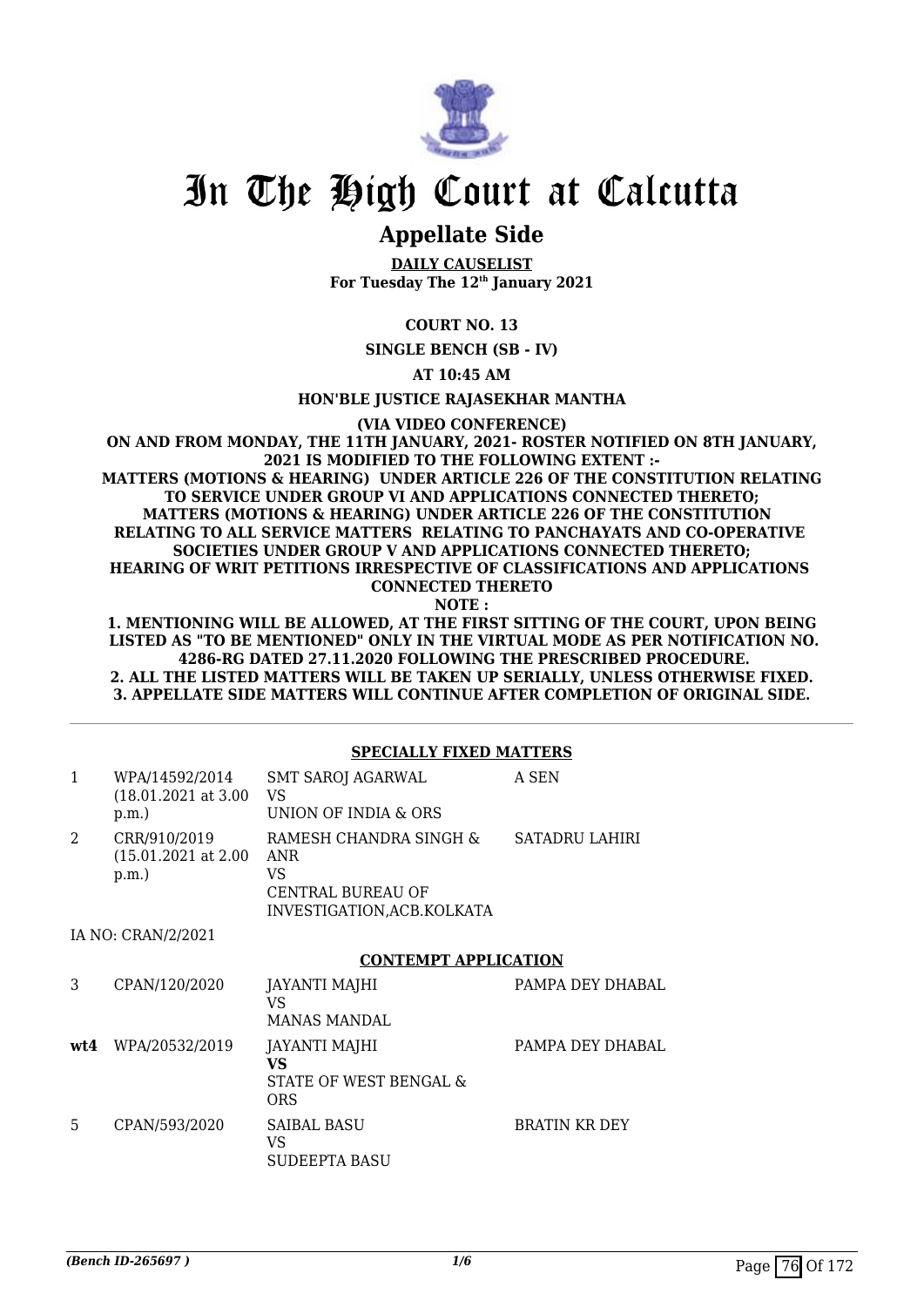# In The High Court at Calcutta

## Appellate Side

**DAILY CAUSELIST**
**For Tuesday The 12th January 2021**

**COURT NO. 13**

**SINGLE BENCH (SB - IV)**

**AT 10:45 AM**

**HON'BLE JUSTICE RAJASEKHAR MANTHA**

**(VIA VIDEO CONFERENCE)**

**ON AND FROM MONDAY, THE 11TH JANUARY, 2021- ROSTER NOTIFIED ON 8TH JANUARY, 2021 IS MODIFIED TO THE FOLLOWING EXTENT :-**
**MATTERS (MOTIONS & HEARING) UNDER ARTICLE 226 OF THE CONSTITUTION RELATING TO SERVICE UNDER GROUP VI AND APPLICATIONS CONNECTED THERETO;**
**MATTERS (MOTIONS & HEARING) UNDER ARTICLE 226 OF THE CONSTITUTION RELATING TO ALL SERVICE MATTERS RELATING TO PANCHAYATS AND CO-OPERATIVE SOCIETIES UNDER GROUP V AND APPLICATIONS CONNECTED THERETO;**
**HEARING OF WRIT PETITIONS IRRESPECTIVE OF CLASSIFICATIONS AND APPLICATIONS CONNECTED THERETO**

**NOTE :**

**1. MENTIONING WILL BE ALLOWED, AT THE FIRST SITTING OF THE COURT, UPON BEING LISTED AS "TO BE MENTIONED" ONLY IN THE VIRTUAL MODE AS PER NOTIFICATION NO. 4286-RG DATED 27.11.2020 FOLLOWING THE PRESCRIBED PROCEDURE.**
**2. ALL THE LISTED MATTERS WILL BE TAKEN UP SERIALLY, UNLESS OTHERWISE FIXED.**
**3. APPELLATE SIDE MATTERS WILL CONTINUE AFTER COMPLETION OF ORIGINAL SIDE.**

**SPECIALLY FIXED MATTERS**

| | | | |
|---|---|---|---|
| 1 | WPA/14592/2014 (18.01.2021 at 3.00 p.m.) | SMT SAROJ AGARWAL VS UNION OF INDIA & ORS | A SEN |
| 2 | CRR/910/2019 (15.01.2021 at 2.00 p.m.) | RAMESH CHANDRA SINGH & ANR VS CENTRAL BUREAU OF INVESTIGATION,ACB.KOLKATA | SATADRU LAHIRI |

IA NO: CRAN/2/2021

**CONTEMPT APPLICATION**

| | | | |
|---|---|---|---|
| 3 | CPAN/120/2020 | JAYANTI MAJHI VS MANAS MANDAL | PAMPA DEY DHABAL |
| **wt4** | WPA/20532/2019 | JAYANTI MAJHI **VS** STATE OF WEST BENGAL & ORS | PAMPA DEY DHABAL |
| 5 | CPAN/593/2020 | SAIBAL BASU VS SUDEEPTA BASU | BRATIN KR DEY |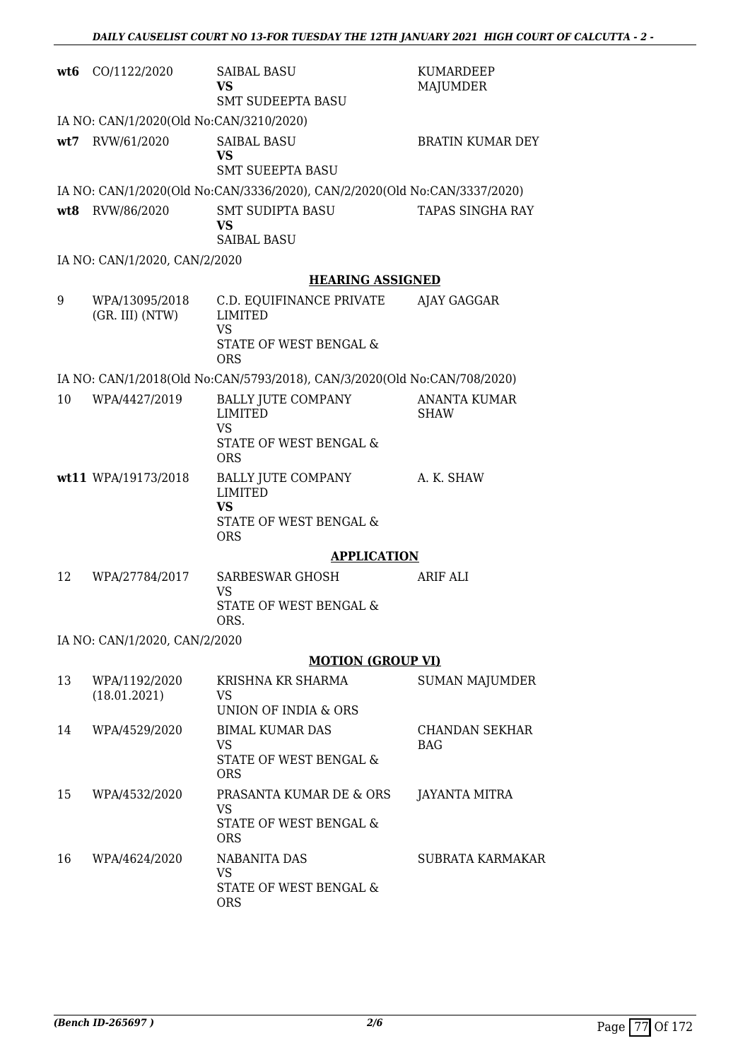| | | | |
|---|---|---|---|
| **wt6** | CO/1122/2020 | SAIBAL BASU **VS** SMT SUDEEPTA BASU | KUMARDEEP MAJUMDER |

IA NO: CAN/1/2020(Old No:CAN/3210/2020)

| | | | |
|---|---|---|---|
| **wt7** | RVW/61/2020 | SAIBAL BASU **VS** SMT SUEEPTA BASU | BRATIN KUMAR DEY |

IA NO: CAN/1/2020(Old No:CAN/3336/2020), CAN/2/2020(Old No:CAN/3337/2020)

| | | | |
|---|---|---|---|
| **wt8** | RVW/86/2020 | SMT SUDIPTA BASU **VS** SAIBAL BASU | TAPAS SINGHA RAY |

IA NO: CAN/1/2020, CAN/2/2020

## HEARING ASSIGNED

| | | | |
|---|---|---|---|
| 9 | WPA/13095/2018 (GR. III) (NTW) | C.D. EQUIFINANCE PRIVATE LIMITED VS STATE OF WEST BENGAL & ORS | AJAY GAGGAR |

IA NO: CAN/1/2018(Old No:CAN/5793/2018), CAN/3/2020(Old No:CAN/708/2020)

| | | | |
|---|---|---|---|
| 10 | WPA/4427/2019 | BALLY JUTE COMPANY LIMITED VS STATE OF WEST BENGAL & ORS | ANANTA KUMAR SHAW |
| **wt11** | WPA/19173/2018 | BALLY JUTE COMPANY LIMITED **VS** STATE OF WEST BENGAL & ORS | A. K. SHAW |

## APPLICATION

| | | | |
|---|---|---|---|
| 12 | WPA/27784/2017 | SARBESWAR GHOSH VS STATE OF WEST BENGAL & ORS. | ARIF ALI |

IA NO: CAN/1/2020, CAN/2/2020

## MOTION (GROUP VI)

| | | | |
|---|---|---|---|
| 13 | WPA/1192/2020 (18.01.2021) | KRISHNA KR SHARMA VS UNION OF INDIA & ORS | SUMAN MAJUMDER |
| 14 | WPA/4529/2020 | BIMAL KUMAR DAS VS STATE OF WEST BENGAL & ORS | CHANDAN SEKHAR BAG |
| 15 | WPA/4532/2020 | PRASANTA KUMAR DE & ORS VS STATE OF WEST BENGAL & ORS | JAYANTA MITRA |
| 16 | WPA/4624/2020 | NABANITA DAS VS STATE OF WEST BENGAL & ORS | SUBRATA KARMAKAR |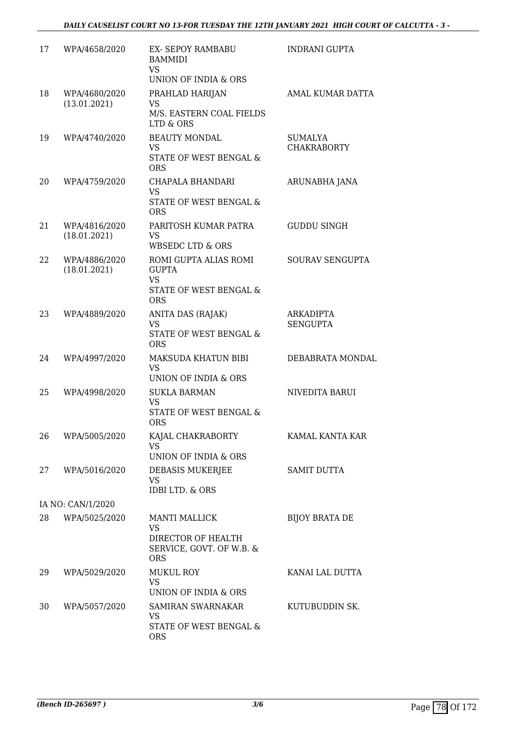| | | | |
|---|---|---|---|
| 17 | WPA/4658/2020 | EX- SEPOY RAMBABU BAMMIDI<br>VS<br>UNION OF INDIA & ORS | INDRANI GUPTA |
| 18 | WPA/4680/2020<br>(13.01.2021) | PRAHLAD HARIJAN<br>VS<br>M/S. EASTERN COAL FIELDS LTD & ORS | AMAL KUMAR DATTA |
| 19 | WPA/4740/2020 | BEAUTY MONDAL<br>VS<br>STATE OF WEST BENGAL & ORS | SUMALYA CHAKRABORTY |
| 20 | WPA/4759/2020 | CHAPALA BHANDARI<br>VS<br>STATE OF WEST BENGAL & ORS | ARUNABHA JANA |
| 21 | WPA/4816/2020<br>(18.01.2021) | PARITOSH KUMAR PATRA<br>VS<br>WBSEDC LTD & ORS | GUDDU SINGH |
| 22 | WPA/4886/2020<br>(18.01.2021) | ROMI GUPTA ALIAS ROMI GUPTA<br>VS<br>STATE OF WEST BENGAL & ORS | SOURAV SENGUPTA |
| 23 | WPA/4889/2020 | ANITA DAS (RAJAK)<br>VS<br>STATE OF WEST BENGAL & ORS | ARKADIPTA SENGUPTA |
| 24 | WPA/4997/2020 | MAKSUDA KHATUN BIBI<br>VS<br>UNION OF INDIA & ORS | DEBABRATA MONDAL |
| 25 | WPA/4998/2020 | SUKLA BARMAN<br>VS<br>STATE OF WEST BENGAL & ORS | NIVEDITA BARUI |
| 26 | WPA/5005/2020 | KAJAL CHAKRABORTY<br>VS<br>UNION OF INDIA & ORS | KAMAL KANTA KAR |
| 27 | WPA/5016/2020 | DEBASIS MUKERJEE<br>VS<br>IDBI LTD. & ORS | SAMIT DUTTA |
| | IA NO: CAN/1/2020 | | |
| 28 | WPA/5025/2020 | MANTI MALLICK<br>VS<br>DIRECTOR OF HEALTH SERVICE, GOVT. OF W.B. & ORS | BIJOY BRATA DE |
| 29 | WPA/5029/2020 | MUKUL ROY<br>VS<br>UNION OF INDIA & ORS | KANAI LAL DUTTA |
| 30 | WPA/5057/2020 | SAMIRAN SWARNAKAR<br>VS<br>STATE OF WEST BENGAL & ORS | KUTUBUDDIN SK. |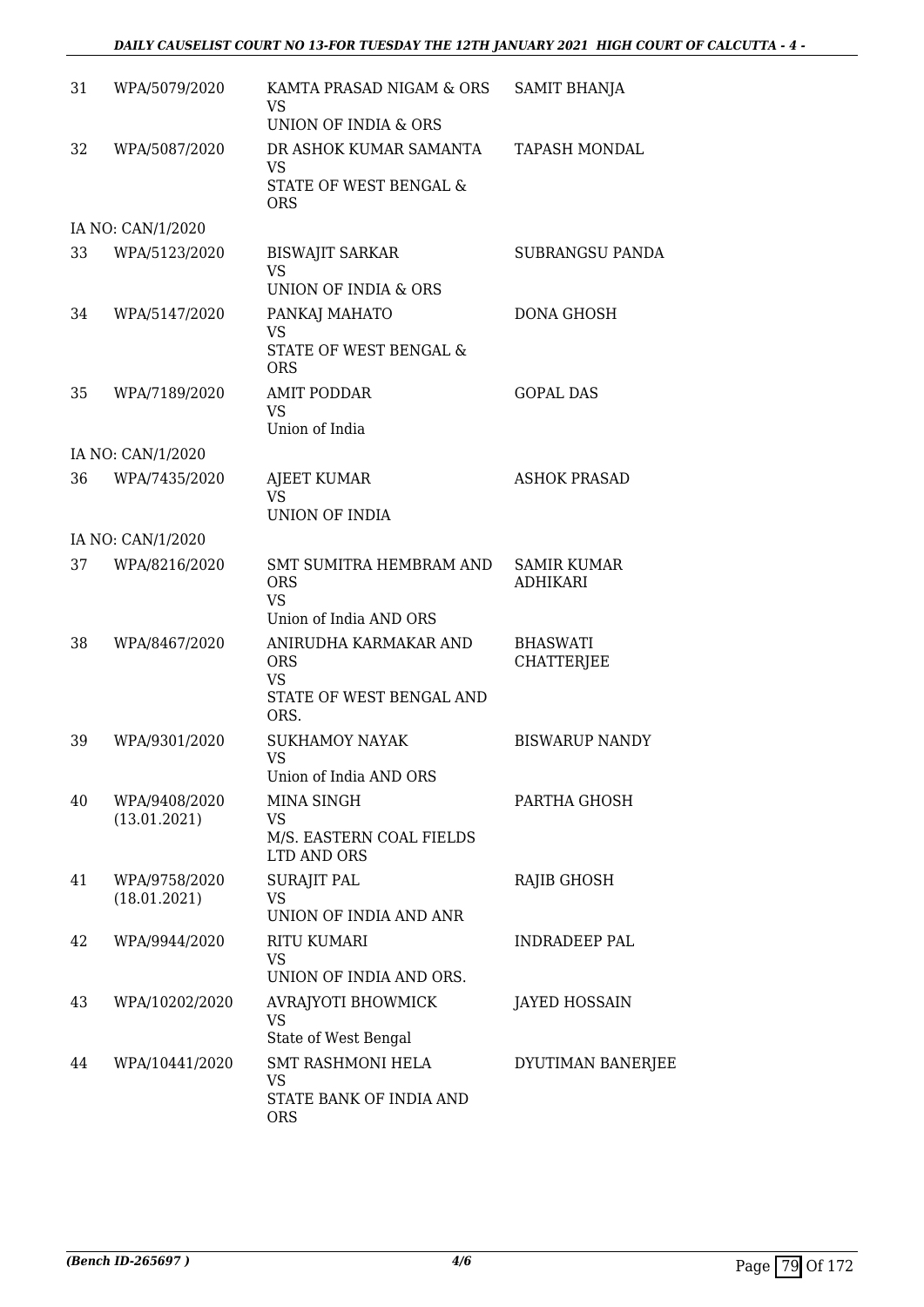| | | | |
|---|---|---|---|
| 31 | WPA/5079/2020 | KAMTA PRASAD NIGAM & ORS<br>VS<br>UNION OF INDIA & ORS | SAMIT BHANJA |
| 32 | WPA/5087/2020 | DR ASHOK KUMAR SAMANTA<br>VS<br>STATE OF WEST BENGAL & ORS | TAPASH MONDAL |
| | IA NO: CAN/1/2020 | | |
| 33 | WPA/5123/2020 | BISWAJIT SARKAR<br>VS<br>UNION OF INDIA & ORS | SUBRANGSU PANDA |
| 34 | WPA/5147/2020 | PANKAJ MAHATO<br>VS<br>STATE OF WEST BENGAL & ORS | DONA GHOSH |
| 35 | WPA/7189/2020 | AMIT PODDAR<br>VS<br>Union of India | GOPAL DAS |
| | IA NO: CAN/1/2020 | | |
| 36 | WPA/7435/2020 | AJEET KUMAR<br>VS<br>UNION OF INDIA | ASHOK PRASAD |
| | IA NO: CAN/1/2020 | | |
| 37 | WPA/8216/2020 | SMT SUMITRA HEMBRAM AND ORS<br>VS<br>Union of India AND ORS | SAMIR KUMAR ADHIKARI |
| 38 | WPA/8467/2020 | ANIRUDHA KARMAKAR AND ORS<br>VS<br>STATE OF WEST BENGAL AND ORS. | BHASWATI CHATTERJEE |
| 39 | WPA/9301/2020 | SUKHAMOY NAYAK<br>VS<br>Union of India AND ORS | BISWARUP NANDY |
| 40 | WPA/9408/2020 (13.01.2021) | MINA SINGH<br>VS<br>M/S. EASTERN COAL FIELDS LTD AND ORS | PARTHA GHOSH |
| 41 | WPA/9758/2020 (18.01.2021) | SURAJIT PAL<br>VS<br>UNION OF INDIA AND ANR | RAJIB GHOSH |
| 42 | WPA/9944/2020 | RITU KUMARI<br>VS<br>UNION OF INDIA AND ORS. | INDRADEEP PAL |
| 43 | WPA/10202/2020 | AVRAJYOTI BHOWMICK<br>VS<br>State of West Bengal | JAYED HOSSAIN |
| 44 | WPA/10441/2020 | SMT RASHMONI HELA<br>VS<br>STATE BANK OF INDIA AND ORS | DYUTIMAN BANERJEE |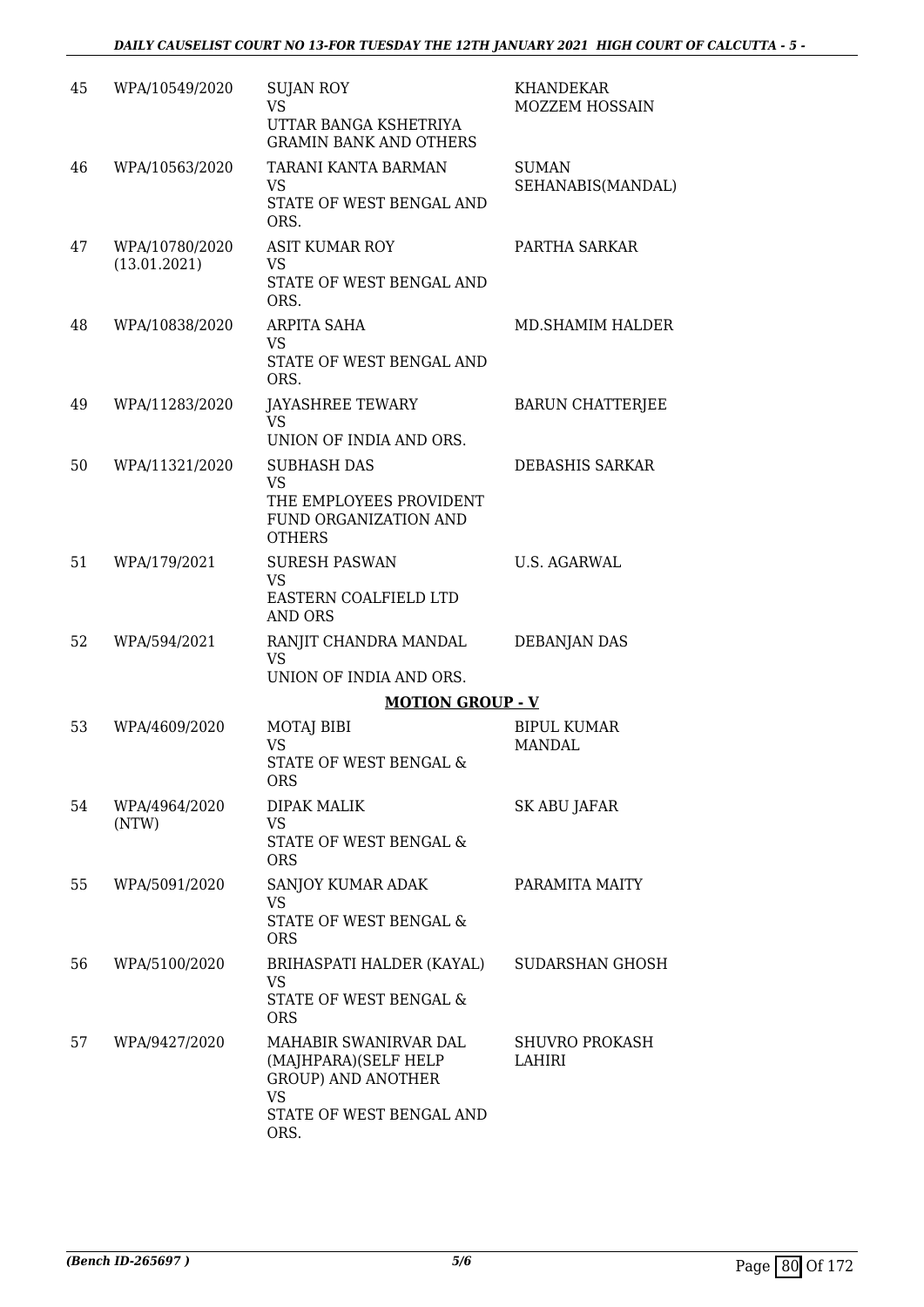| | | | |
|---|---|---|---|
| 45 | WPA/10549/2020 | SUJAN ROY<br>VS<br>UTTAR BANGA KSHETRIYA GRAMIN BANK AND OTHERS | KHANDEKAR MOZZEM HOSSAIN |
| 46 | WPA/10563/2020 | TARANI KANTA BARMAN<br>VS<br>STATE OF WEST BENGAL AND ORS. | SUMAN SEHANABIS(MANDAL) |
| 47 | WPA/10780/2020 (13.01.2021) | ASIT KUMAR ROY<br>VS<br>STATE OF WEST BENGAL AND ORS. | PARTHA SARKAR |
| 48 | WPA/10838/2020 | ARPITA SAHA<br>VS<br>STATE OF WEST BENGAL AND ORS. | MD.SHAMIM HALDER |
| 49 | WPA/11283/2020 | JAYASHREE TEWARY<br>VS<br>UNION OF INDIA AND ORS. | BARUN CHATTERJEE |
| 50 | WPA/11321/2020 | SUBHASH DAS<br>VS<br>THE EMPLOYEES PROVIDENT FUND ORGANIZATION AND OTHERS | DEBASHIS SARKAR |
| 51 | WPA/179/2021 | SURESH PASWAN<br>VS<br>EASTERN COALFIELD LTD AND ORS | U.S. AGARWAL |
| 52 | WPA/594/2021 | RANJIT CHANDRA MANDAL<br>VS<br>UNION OF INDIA AND ORS. | DEBANJAN DAS |

**MOTION GROUP - V**

| | | | |
|---|---|---|---|
| 53 | WPA/4609/2020 | MOTAJ BIBI<br>VS<br>STATE OF WEST BENGAL & ORS | BIPUL KUMAR MANDAL |
| 54 | WPA/4964/2020 (NTW) | DIPAK MALIK<br>VS<br>STATE OF WEST BENGAL & ORS | SK ABU JAFAR |
| 55 | WPA/5091/2020 | SANJOY KUMAR ADAK<br>VS<br>STATE OF WEST BENGAL & ORS | PARAMITA MAITY |
| 56 | WPA/5100/2020 | BRIHASPATI HALDER (KAYAL)<br>VS<br>STATE OF WEST BENGAL & ORS | SUDARSHAN GHOSH |
| 57 | WPA/9427/2020 | MAHABIR SWANIRVAR DAL (MAJHPARA)(SELF HELP GROUP) AND ANOTHER<br>VS<br>STATE OF WEST BENGAL AND ORS. | SHUVRO PROKASH LAHIRI |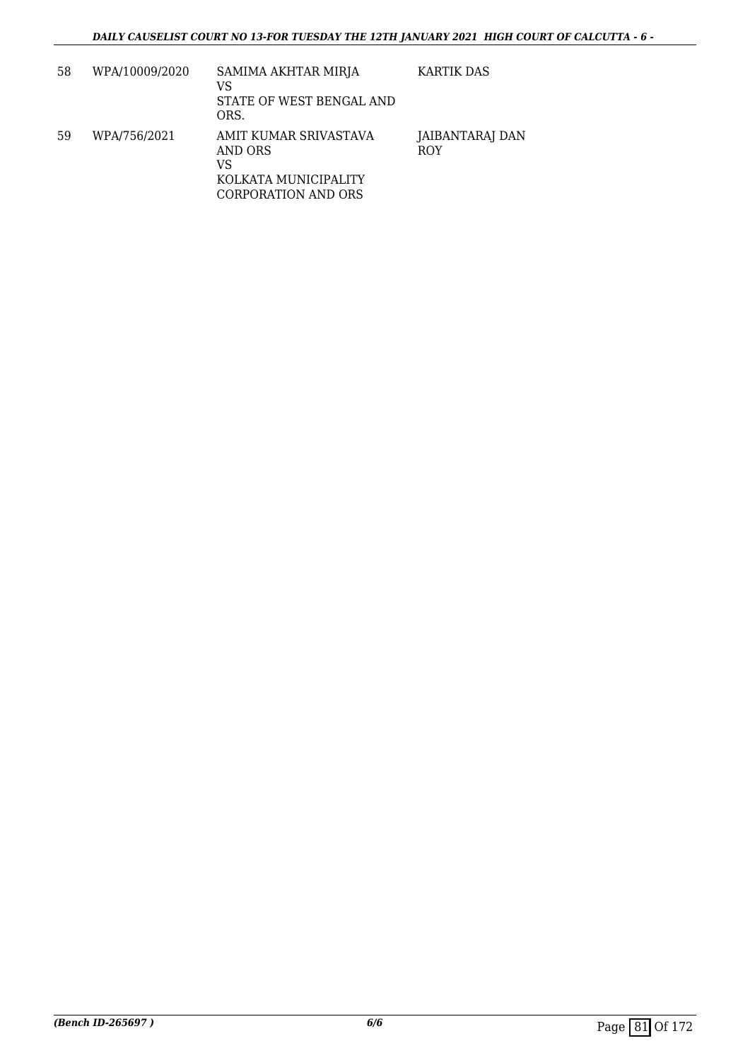| 58 | WPA/10009/2020 | SAMIMA AKHTAR MIRJA<br>VS<br>STATE OF WEST BENGAL AND ORS. | KARTIK DAS |
|---|---|---|---|
| 59 | WPA/756/2021 | AMIT KUMAR SRIVASTAVA AND ORS<br>VS<br>KOLKATA MUNICIPALITY CORPORATION AND ORS | JAIBANTARAJ DAN ROY |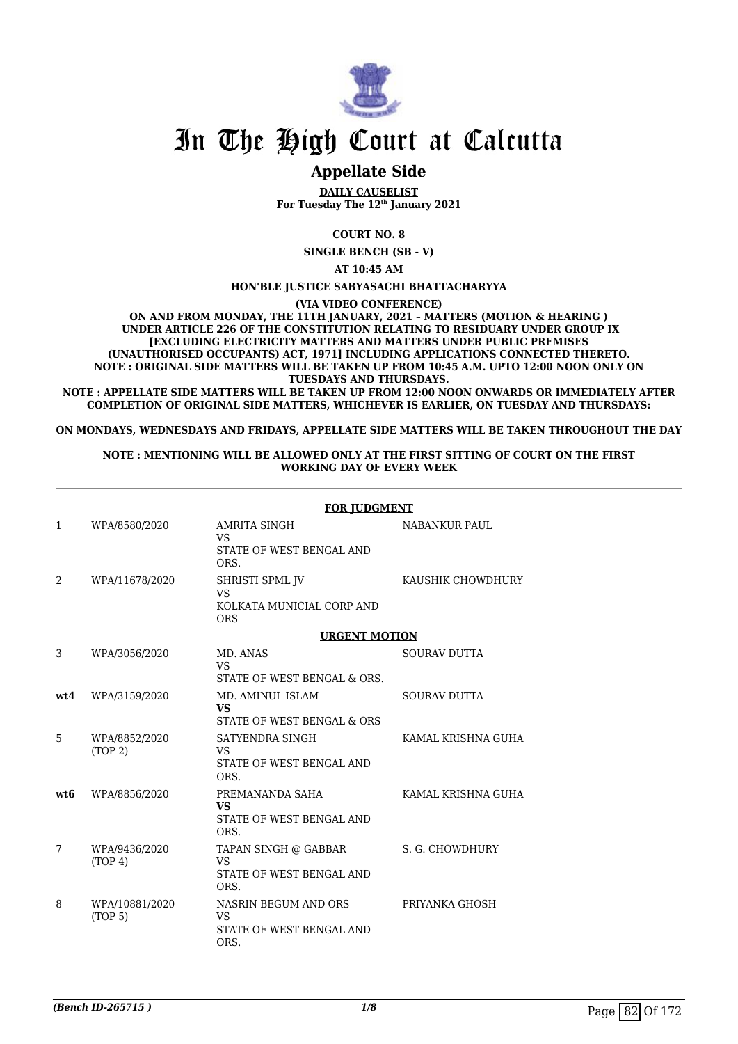# In The High Court at Calcutta

## Appellate Side

**DAILY CAUSELIST**
**For Tuesday The 12th January 2021**

**COURT NO. 8**

**SINGLE BENCH (SB - V)**

**AT 10:45 AM**

**HON'BLE JUSTICE SABYASACHI BHATTACHARYYA**

**(VIA VIDEO CONFERENCE)**

**ON AND FROM MONDAY, THE 11TH JANUARY, 2021 – MATTERS (MOTION & HEARING ) UNDER ARTICLE 226 OF THE CONSTITUTION RELATING TO RESIDUARY UNDER GROUP IX [EXCLUDING ELECTRICITY MATTERS AND MATTERS UNDER PUBLIC PREMISES (UNAUTHORISED OCCUPANTS) ACT, 1971] INCLUDING APPLICATIONS CONNECTED THERETO. NOTE : ORIGINAL SIDE MATTERS WILL BE TAKEN UP FROM 10:45 A.M. UPTO 12:00 NOON ONLY ON TUESDAYS AND THURSDAYS.**

**NOTE : APPELLATE SIDE MATTERS WILL BE TAKEN UP FROM 12:00 NOON ONWARDS OR IMMEDIATELY AFTER COMPLETION OF ORIGINAL SIDE MATTERS, WHICHEVER IS EARLIER, ON TUESDAY AND THURSDAYS:**

**ON MONDAYS, WEDNESDAYS AND FRIDAYS, APPELLATE SIDE MATTERS WILL BE TAKEN THROUGHOUT THE DAY**

**NOTE : MENTIONING WILL BE ALLOWED ONLY AT THE FIRST SITTING OF COURT ON THE FIRST WORKING DAY OF EVERY WEEK**

**FOR JUDGMENT**

| | | | |
|---|---|---|---|
| 1 | WPA/8580/2020 | AMRITA SINGH<br>VS<br>STATE OF WEST BENGAL AND ORS. | NABANKUR PAUL |
| 2 | WPA/11678/2020 | SHRISTI SPML JV<br>VS<br>KOLKATA MUNICIAL CORP AND ORS | KAUSHIK CHOWDHURY |

**URGENT MOTION**

| | | | |
|---|---|---|---|
| 3 | WPA/3056/2020 | MD. ANAS<br>VS<br>STATE OF WEST BENGAL & ORS. | SOURAV DUTTA |
| **wt4** | WPA/3159/2020 | MD. AMINUL ISLAM<br>**VS**<br>STATE OF WEST BENGAL & ORS | SOURAV DUTTA |
| 5 | WPA/8852/2020<br>(TOP 2) | SATYENDRA SINGH<br>VS<br>STATE OF WEST BENGAL AND ORS. | KAMAL KRISHNA GUHA |
| **wt6** | WPA/8856/2020 | PREMANANDA SAHA<br>**VS**<br>STATE OF WEST BENGAL AND ORS. | KAMAL KRISHNA GUHA |
| 7 | WPA/9436/2020<br>(TOP 4) | TAPAN SINGH @ GABBAR<br>VS<br>STATE OF WEST BENGAL AND ORS. | S. G. CHOWDHURY |
| 8 | WPA/10881/2020<br>(TOP 5) | NASRIN BEGUM AND ORS<br>VS<br>STATE OF WEST BENGAL AND ORS. | PRIYANKA GHOSH |

*(Bench ID-265715 )*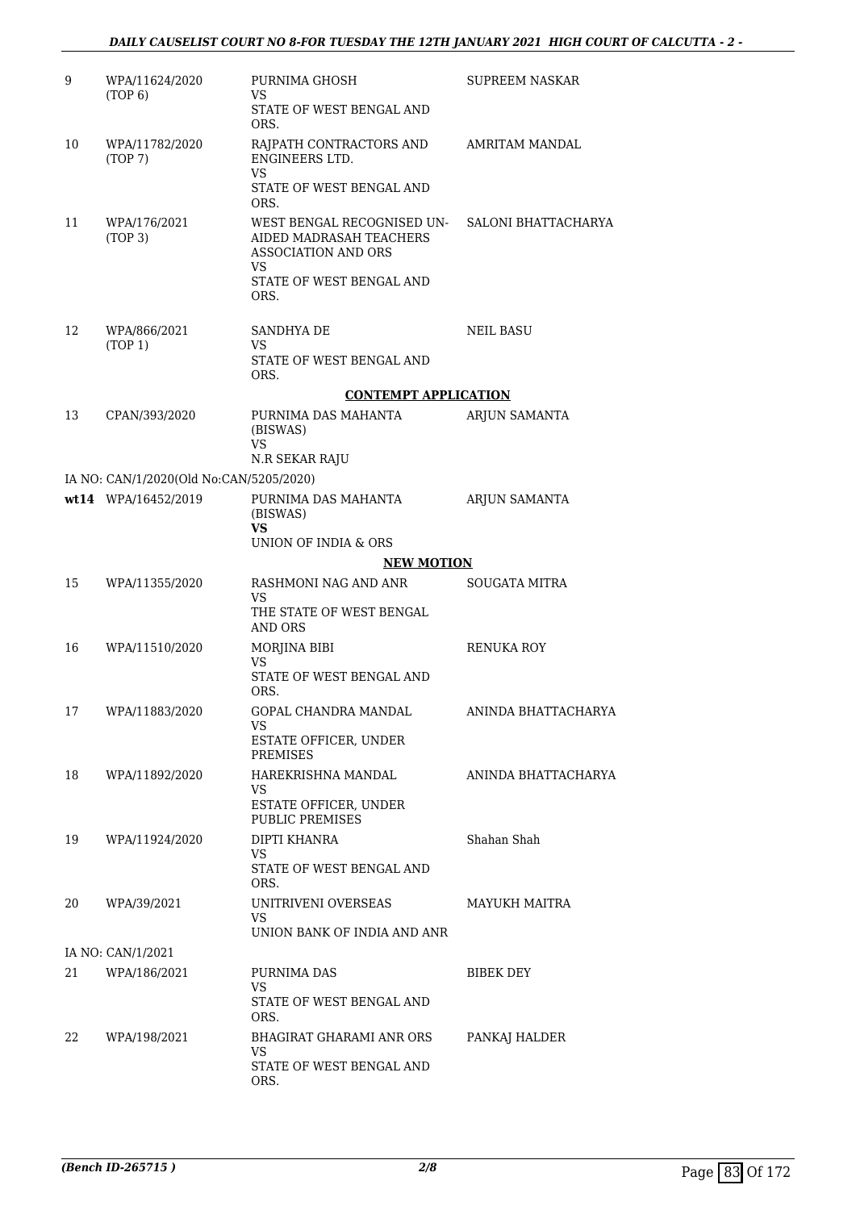| | | | |
|---|---|---|---|
| 9 | WPA/11624/2020 (TOP 6) | PURNIMA GHOSH<br>VS<br>STATE OF WEST BENGAL AND ORS. | SUPREEM NASKAR |
| 10 | WPA/11782/2020 (TOP 7) | RAJPATH CONTRACTORS AND ENGINEERS LTD.<br>VS<br>STATE OF WEST BENGAL AND ORS. | AMRITAM MANDAL |
| 11 | WPA/176/2021 (TOP 3) | WEST BENGAL RECOGNISED UN-AIDED MADRASAH TEACHERS ASSOCIATION AND ORS<br>VS<br>STATE OF WEST BENGAL AND ORS. | SALONI BHATTACHARYA |
| 12 | WPA/866/2021 (TOP 1) | SANDHYA DE<br>VS<br>STATE OF WEST BENGAL AND ORS. | NEIL BASU |

## CONTEMPT APPLICATION

| | | | |
|---|---|---|---|
| 13 | CPAN/393/2020 | PURNIMA DAS MAHANTA (BISWAS)<br>VS<br>N.R SEKAR RAJU | ARJUN SAMANTA |
| | IA NO: CAN/1/2020(Old No:CAN/5205/2020) | | |
| **wt14** | WPA/16452/2019 | PURNIMA DAS MAHANTA (BISWAS)<br>**VS**<br>UNION OF INDIA & ORS | ARJUN SAMANTA |

## NEW MOTION

| | | | |
|---|---|---|---|
| 15 | WPA/11355/2020 | RASHMONI NAG AND ANR<br>VS<br>THE STATE OF WEST BENGAL AND ORS | SOUGATA MITRA |
| 16 | WPA/11510/2020 | MORJINA BIBI<br>VS<br>STATE OF WEST BENGAL AND ORS. | RENUKA ROY |
| 17 | WPA/11883/2020 | GOPAL CHANDRA MANDAL<br>VS<br>ESTATE OFFICER, UNDER PREMISES | ANINDA BHATTACHARYA |
| 18 | WPA/11892/2020 | HAREKRISHNA MANDAL<br>VS<br>ESTATE OFFICER, UNDER PUBLIC PREMISES | ANINDA BHATTACHARYA |
| 19 | WPA/11924/2020 | DIPTI KHANRA<br>VS<br>STATE OF WEST BENGAL AND ORS. | Shahan Shah |
| 20 | WPA/39/2021 | UNITRIVENI OVERSEAS<br>VS<br>UNION BANK OF INDIA AND ANR | MAYUKH MAITRA |
| | IA NO: CAN/1/2021 | | |
| 21 | WPA/186/2021 | PURNIMA DAS<br>VS<br>STATE OF WEST BENGAL AND ORS. | BIBEK DEY |
| 22 | WPA/198/2021 | BHAGIRAT GHARAMI ANR ORS<br>VS<br>STATE OF WEST BENGAL AND ORS. | PANKAJ HALDER |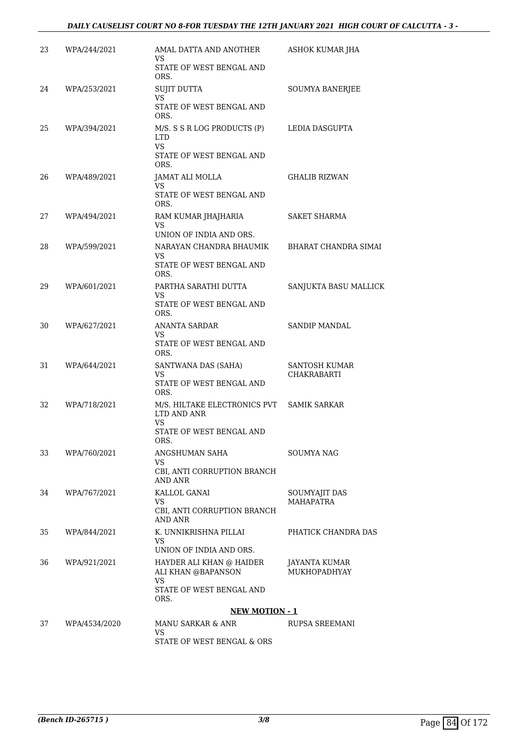| | | | |
|---|---|---|---|
| 23 | WPA/244/2021 | AMAL DATTA AND ANOTHER<br>VS<br>STATE OF WEST BENGAL AND ORS. | ASHOK KUMAR JHA |
| 24 | WPA/253/2021 | SUJIT DUTTA<br>VS<br>STATE OF WEST BENGAL AND ORS. | SOUMYA BANERJEE |
| 25 | WPA/394/2021 | M/S. S S R LOG PRODUCTS (P) LTD<br>VS<br>STATE OF WEST BENGAL AND ORS. | LEDIA DASGUPTA |
| 26 | WPA/489/2021 | JAMAT ALI MOLLA<br>VS<br>STATE OF WEST BENGAL AND ORS. | GHALIB RIZWAN |
| 27 | WPA/494/2021 | RAM KUMAR JHAJHARIA<br>VS<br>UNION OF INDIA AND ORS. | SAKET SHARMA |
| 28 | WPA/599/2021 | NARAYAN CHANDRA BHAUMIK<br>VS<br>STATE OF WEST BENGAL AND ORS. | BHARAT CHANDRA SIMAI |
| 29 | WPA/601/2021 | PARTHA SARATHI DUTTA<br>VS<br>STATE OF WEST BENGAL AND ORS. | SANJUKTA BASU MALLICK |
| 30 | WPA/627/2021 | ANANTA SARDAR<br>VS<br>STATE OF WEST BENGAL AND ORS. | SANDIP MANDAL |
| 31 | WPA/644/2021 | SANTWANA DAS (SAHA)<br>VS<br>STATE OF WEST BENGAL AND ORS. | SANTOSH KUMAR CHAKRABARTI |
| 32 | WPA/718/2021 | M/S. HILTAKE ELECTRONICS PVT LTD AND ANR<br>VS<br>STATE OF WEST BENGAL AND ORS. | SAMIK SARKAR |
| 33 | WPA/760/2021 | ANGSHUMAN SAHA<br>VS<br>CBI, ANTI CORRUPTION BRANCH AND ANR | SOUMYA NAG |
| 34 | WPA/767/2021 | KALLOL GANAI<br>VS<br>CBI, ANTI CORRUPTION BRANCH AND ANR | SOUMYAJIT DAS MAHAPATRA |
| 35 | WPA/844/2021 | K. UNNIKRISHNA PILLAI<br>VS<br>UNION OF INDIA AND ORS. | PHATICK CHANDRA DAS |
| 36 | WPA/921/2021 | HAYDER ALI KHAN @ HAIDER ALI KHAN @BAPANSON<br>VS<br>STATE OF WEST BENGAL AND ORS. | JAYANTA KUMAR MUKHOPADHYAY |

**NEW MOTION - 1**

| | | | |
|---|---|---|---|
| 37 | WPA/4534/2020 | MANU SARKAR & ANR<br>VS<br>STATE OF WEST BENGAL & ORS | RUPSA SREEMANI |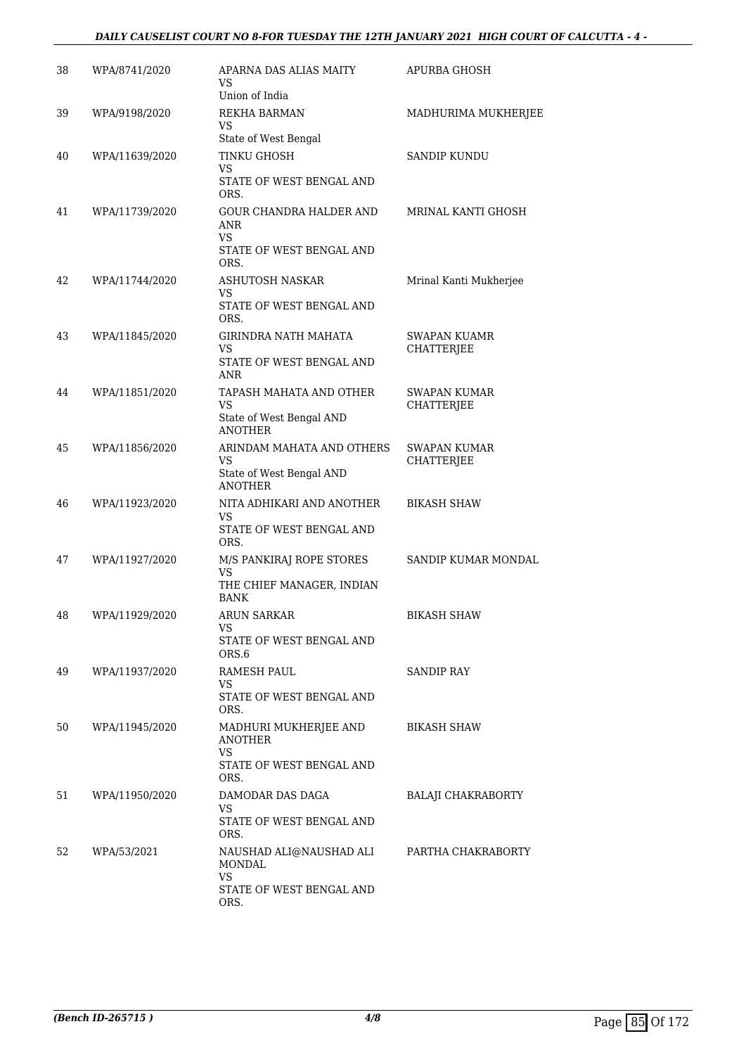| 38 | WPA/8741/2020 | APARNA DAS ALIAS MAITY<br>VS<br>Union of India | APURBA GHOSH |
|---|---|---|---|
| 39 | WPA/9198/2020 | REKHA BARMAN<br>VS<br>State of West Bengal | MADHURIMA MUKHERJEE |
| 40 | WPA/11639/2020 | TINKU GHOSH<br>VS<br>STATE OF WEST BENGAL AND ORS. | SANDIP KUNDU |
| 41 | WPA/11739/2020 | GOUR CHANDRA HALDER AND ANR<br>VS<br>STATE OF WEST BENGAL AND ORS. | MRINAL KANTI GHOSH |
| 42 | WPA/11744/2020 | ASHUTOSH NASKAR<br>VS<br>STATE OF WEST BENGAL AND ORS. | Mrinal Kanti Mukherjee |
| 43 | WPA/11845/2020 | GIRINDRA NATH MAHATA<br>VS<br>STATE OF WEST BENGAL AND ANR | SWAPAN KUAMR CHATTERJEE |
| 44 | WPA/11851/2020 | TAPASH MAHATA AND OTHER<br>VS<br>State of West Bengal AND ANOTHER | SWAPAN KUMAR CHATTERJEE |
| 45 | WPA/11856/2020 | ARINDAM MAHATA AND OTHERS<br>VS<br>State of West Bengal AND ANOTHER | SWAPAN KUMAR CHATTERJEE |
| 46 | WPA/11923/2020 | NITA ADHIKARI AND ANOTHER<br>VS<br>STATE OF WEST BENGAL AND ORS. | BIKASH SHAW |
| 47 | WPA/11927/2020 | M/S PANKIRAJ ROPE STORES<br>VS<br>THE CHIEF MANAGER, INDIAN BANK | SANDIP KUMAR MONDAL |
| 48 | WPA/11929/2020 | ARUN SARKAR<br>VS<br>STATE OF WEST BENGAL AND ORS.6 | BIKASH SHAW |
| 49 | WPA/11937/2020 | RAMESH PAUL<br>VS<br>STATE OF WEST BENGAL AND ORS. | SANDIP RAY |
| 50 | WPA/11945/2020 | MADHURI MUKHERJEE AND ANOTHER<br>VS<br>STATE OF WEST BENGAL AND ORS. | BIKASH SHAW |
| 51 | WPA/11950/2020 | DAMODAR DAS DAGA<br>VS<br>STATE OF WEST BENGAL AND ORS. | BALAJI CHAKRABORTY |
| 52 | WPA/53/2021 | NAUSHAD ALI@NAUSHAD ALI MONDAL<br>VS<br>STATE OF WEST BENGAL AND ORS. | PARTHA CHAKRABORTY |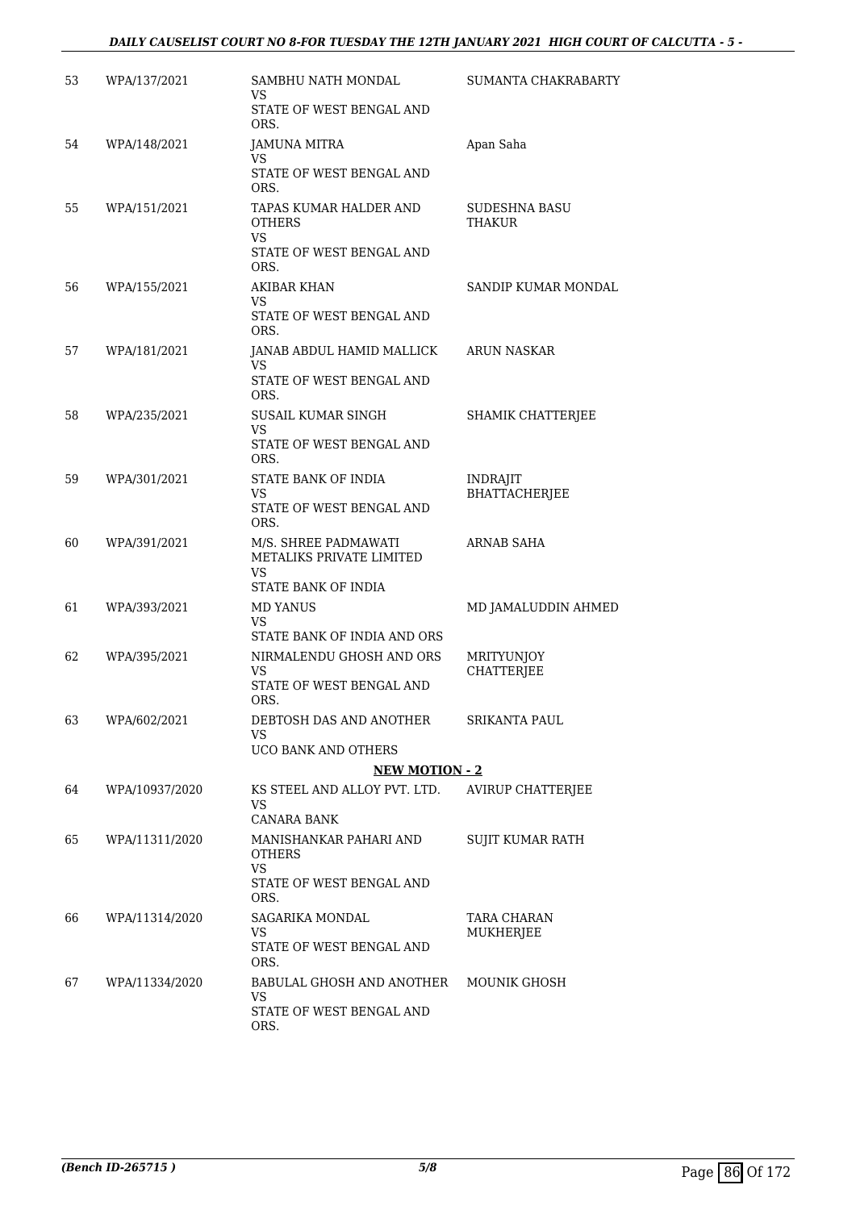| | | | |
|---|---|---|---|
| 53 | WPA/137/2021 | SAMBHU NATH MONDAL<br>VS<br>STATE OF WEST BENGAL AND ORS. | SUMANTA CHAKRABARTY |
| 54 | WPA/148/2021 | JAMUNA MITRA<br>VS<br>STATE OF WEST BENGAL AND ORS. | Apan Saha |
| 55 | WPA/151/2021 | TAPAS KUMAR HALDER AND OTHERS<br>VS<br>STATE OF WEST BENGAL AND ORS. | SUDESHNA BASU THAKUR |
| 56 | WPA/155/2021 | AKIBAR KHAN<br>VS<br>STATE OF WEST BENGAL AND ORS. | SANDIP KUMAR MONDAL |
| 57 | WPA/181/2021 | JANAB ABDUL HAMID MALLICK<br>VS<br>STATE OF WEST BENGAL AND ORS. | ARUN NASKAR |
| 58 | WPA/235/2021 | SUSAIL KUMAR SINGH<br>VS<br>STATE OF WEST BENGAL AND ORS. | SHAMIK CHATTERJEE |
| 59 | WPA/301/2021 | STATE BANK OF INDIA<br>VS<br>STATE OF WEST BENGAL AND ORS. | INDRAJIT BHATTACHERJEE |
| 60 | WPA/391/2021 | M/S. SHREE PADMAWATI METALIKS PRIVATE LIMITED<br>VS<br>STATE BANK OF INDIA | ARNAB SAHA |
| 61 | WPA/393/2021 | MD YANUS<br>VS<br>STATE BANK OF INDIA AND ORS | MD JAMALUDDIN AHMED |
| 62 | WPA/395/2021 | NIRMALENDU GHOSH AND ORS<br>VS<br>STATE OF WEST BENGAL AND ORS. | MRITYUNJOY CHATTERJEE |
| 63 | WPA/602/2021 | DEBTOSH DAS AND ANOTHER<br>VS<br>UCO BANK AND OTHERS | SRIKANTA PAUL |

**NEW MOTION - 2**

| | | | |
|---|---|---|---|
| 64 | WPA/10937/2020 | KS STEEL AND ALLOY PVT. LTD.<br>VS<br>CANARA BANK | AVIRUP CHATTERJEE |
| 65 | WPA/11311/2020 | MANISHANKAR PAHARI AND OTHERS<br>VS<br>STATE OF WEST BENGAL AND ORS. | SUJIT KUMAR RATH |
| 66 | WPA/11314/2020 | SAGARIKA MONDAL<br>VS<br>STATE OF WEST BENGAL AND ORS. | TARA CHARAN MUKHERJEE |
| 67 | WPA/11334/2020 | BABULAL GHOSH AND ANOTHER<br>VS<br>STATE OF WEST BENGAL AND ORS. | MOUNIK GHOSH |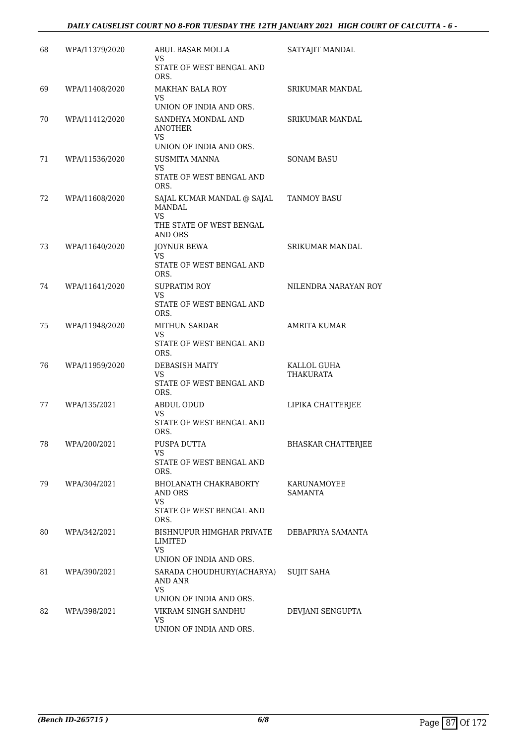| | | | |
|---|---|---|---|
| 68 | WPA/11379/2020 | ABUL BASAR MOLLA<br>VS<br>STATE OF WEST BENGAL AND ORS. | SATYAJIT MANDAL |
| 69 | WPA/11408/2020 | MAKHAN BALA ROY<br>VS<br>UNION OF INDIA AND ORS. | SRIKUMAR MANDAL |
| 70 | WPA/11412/2020 | SANDHYA MONDAL AND ANOTHER<br>VS<br>UNION OF INDIA AND ORS. | SRIKUMAR MANDAL |
| 71 | WPA/11536/2020 | SUSMITA MANNA<br>VS<br>STATE OF WEST BENGAL AND ORS. | SONAM BASU |
| 72 | WPA/11608/2020 | SAJAL KUMAR MANDAL @ SAJAL MANDAL<br>VS<br>THE STATE OF WEST BENGAL AND ORS | TANMOY BASU |
| 73 | WPA/11640/2020 | JOYNUR BEWA<br>VS<br>STATE OF WEST BENGAL AND ORS. | SRIKUMAR MANDAL |
| 74 | WPA/11641/2020 | SUPRATIM ROY<br>VS<br>STATE OF WEST BENGAL AND ORS. | NILENDRA NARAYAN ROY |
| 75 | WPA/11948/2020 | MITHUN SARDAR<br>VS<br>STATE OF WEST BENGAL AND ORS. | AMRITA KUMAR |
| 76 | WPA/11959/2020 | DEBASISH MAITY<br>VS<br>STATE OF WEST BENGAL AND ORS. | KALLOL GUHA THAKURATA |
| 77 | WPA/135/2021 | ABDUL ODUD<br>VS<br>STATE OF WEST BENGAL AND ORS. | LIPIKA CHATTERJEE |
| 78 | WPA/200/2021 | PUSPA DUTTA<br>VS<br>STATE OF WEST BENGAL AND ORS. | BHASKAR CHATTERJEE |
| 79 | WPA/304/2021 | BHOLANATH CHAKRABORTY AND ORS<br>VS<br>STATE OF WEST BENGAL AND ORS. | KARUNAMOYEE SAMANTA |
| 80 | WPA/342/2021 | BISHNUPUR HIMGHAR PRIVATE LIMITED<br>VS<br>UNION OF INDIA AND ORS. | DEBAPRIYA SAMANTA |
| 81 | WPA/390/2021 | SARADA CHOUDHURY(ACHARYA) AND ANR<br>VS<br>UNION OF INDIA AND ORS. | SUJIT SAHA |
| 82 | WPA/398/2021 | VIKRAM SINGH SANDHU<br>VS<br>UNION OF INDIA AND ORS. | DEVJANI SENGUPTA |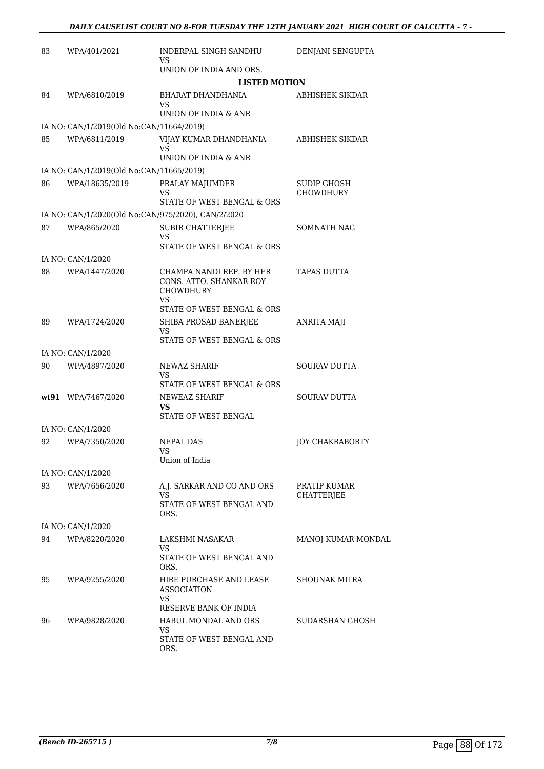| | | | |
|---|---|---|---|
| 83 | WPA/401/2021 | INDERPAL SINGH SANDHU<br>VS<br>UNION OF INDIA AND ORS. | DENJANI SENGUPTA |

**LISTED MOTION**

| | | | |
|---|---|---|---|
| 84 | WPA/6810/2019 | BHARAT DHANDHANIA<br>VS<br>UNION OF INDIA & ANR | ABHISHEK SIKDAR |
| IA NO: CAN/1/2019(Old No:CAN/11664/2019) | | | |
| 85 | WPA/6811/2019 | VIJAY KUMAR DHANDHANIA<br>VS<br>UNION OF INDIA & ANR | ABHISHEK SIKDAR |
| IA NO: CAN/1/2019(Old No:CAN/11665/2019) | | | |
| 86 | WPA/18635/2019 | PRALAY MAJUMDER<br>VS<br>STATE OF WEST BENGAL & ORS | SUDIP GHOSH CHOWDHURY |
| IA NO: CAN/1/2020(Old No:CAN/975/2020), CAN/2/2020 | | | |
| 87 | WPA/865/2020 | SUBIR CHATTERJEE<br>VS<br>STATE OF WEST BENGAL & ORS | SOMNATH NAG |
| IA NO: CAN/1/2020 | | | |
| 88 | WPA/1447/2020 | CHAMPA NANDI REP. BY HER CONS. ATTO. SHANKAR ROY CHOWDHURY<br>VS<br>STATE OF WEST BENGAL & ORS | TAPAS DUTTA |
| 89 | WPA/1724/2020 | SHIBA PROSAD BANERJEE<br>VS<br>STATE OF WEST BENGAL & ORS | ANRITA MAJI |
| IA NO: CAN/1/2020 | | | |
| 90 | WPA/4897/2020 | NEWAZ SHARIF<br>VS<br>STATE OF WEST BENGAL & ORS | SOURAV DUTTA |
| **wt91** | WPA/7467/2020 | NEWEAZ SHARIF<br>**VS**<br>STATE OF WEST BENGAL | SOURAV DUTTA |
| IA NO: CAN/1/2020 | | | |
| 92 | WPA/7350/2020 | NEPAL DAS<br>VS<br>Union of India | JOY CHAKRABORTY |
| IA NO: CAN/1/2020 | | | |
| 93 | WPA/7656/2020 | A.J. SARKAR AND CO AND ORS<br>VS<br>STATE OF WEST BENGAL AND ORS. | PRATIP KUMAR CHATTERJEE |
| IA NO: CAN/1/2020 | | | |
| 94 | WPA/8220/2020 | LAKSHMI NASAKAR<br>VS<br>STATE OF WEST BENGAL AND ORS. | MANOJ KUMAR MONDAL |
| 95 | WPA/9255/2020 | HIRE PURCHASE AND LEASE ASSOCIATION<br>VS<br>RESERVE BANK OF INDIA | SHOUNAK MITRA |
| 96 | WPA/9828/2020 | HABUL MONDAL AND ORS<br>VS<br>STATE OF WEST BENGAL AND ORS. | SUDARSHAN GHOSH |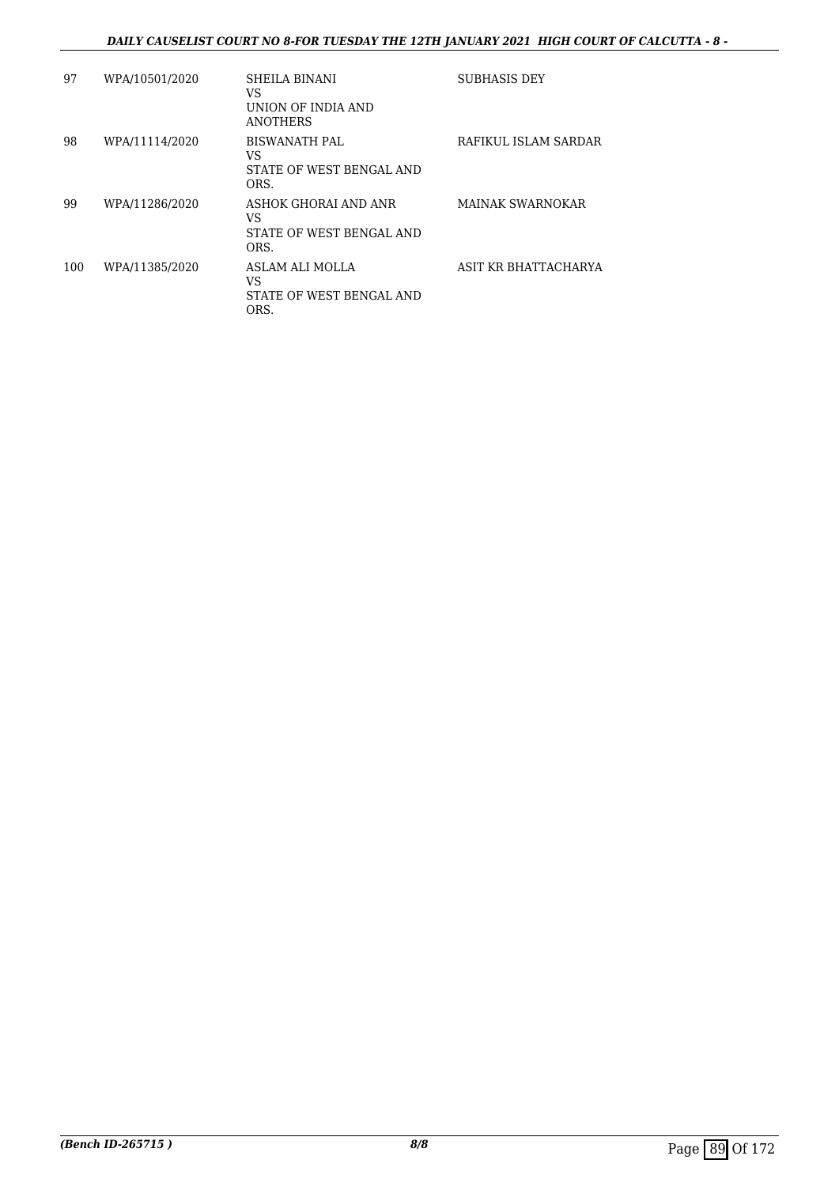| | | | |
|---|---|---|---|
| 97 | WPA/10501/2020 | SHEILA BINANI<br>VS<br>UNION OF INDIA AND ANOTHERS | SUBHASIS DEY |
| 98 | WPA/11114/2020 | BISWANATH PAL<br>VS<br>STATE OF WEST BENGAL AND ORS. | RAFIKUL ISLAM SARDAR |
| 99 | WPA/11286/2020 | ASHOK GHORAI AND ANR<br>VS<br>STATE OF WEST BENGAL AND ORS. | MAINAK SWARNOKAR |
| 100 | WPA/11385/2020 | ASLAM ALI MOLLA<br>VS<br>STATE OF WEST BENGAL AND ORS. | ASIT KR BHATTACHARYA |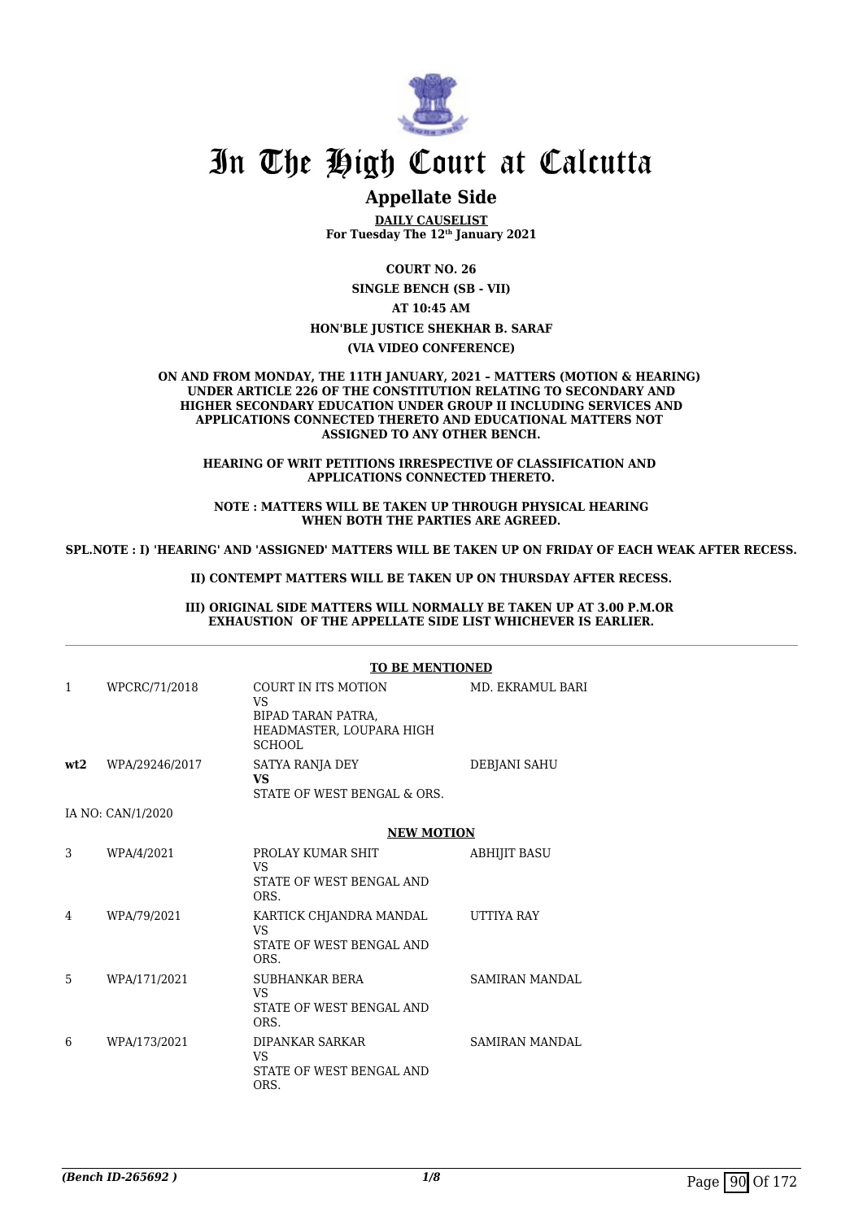# In The High Court at Calcutta

## Appellate Side

**DAILY CAUSELIST**
**For Tuesday The 12th January 2021**

**COURT NO. 26**

**SINGLE BENCH (SB - VII)**

**AT 10:45 AM**

**HON'BLE JUSTICE SHEKHAR B. SARAF**

**(VIA VIDEO CONFERENCE)**

**ON AND FROM MONDAY, THE 11TH JANUARY, 2021 – MATTERS (MOTION & HEARING) UNDER ARTICLE 226 OF THE CONSTITUTION RELATING TO SECONDARY AND HIGHER SECONDARY EDUCATION UNDER GROUP II INCLUDING SERVICES AND APPLICATIONS CONNECTED THERETO AND EDUCATIONAL MATTERS NOT ASSIGNED TO ANY OTHER BENCH.**

**HEARING OF WRIT PETITIONS IRRESPECTIVE OF CLASSIFICATION AND APPLICATIONS CONNECTED THERETO.**

**NOTE : MATTERS WILL BE TAKEN UP THROUGH PHYSICAL HEARING WHEN BOTH THE PARTIES ARE AGREED.**

**SPL.NOTE : I) 'HEARING' AND 'ASSIGNED' MATTERS WILL BE TAKEN UP ON FRIDAY OF EACH WEAK AFTER RECESS.**

**II) CONTEMPT MATTERS WILL BE TAKEN UP ON THURSDAY AFTER RECESS.**

**III) ORIGINAL SIDE MATTERS WILL NORMALLY BE TAKEN UP AT 3.00 P.M.OR EXHAUSTION OF THE APPELLATE SIDE LIST WHICHEVER IS EARLIER.**

**TO BE MENTIONED**

| | | | |
|---|---|---|---|
| 1 | WPCRC/71/2018 | COURT IN ITS MOTION<br>VS<br>BIPAD TARAN PATRA, HEADMASTER, LOUPARA HIGH SCHOOL | MD. EKRAMUL BARI |
| **wt2** | WPA/29246/2017 | SATYA RANJA DEY<br>**VS**<br>STATE OF WEST BENGAL & ORS. | DEBJANI SAHU |
| | IA NO: CAN/1/2020 | | |

**NEW MOTION**

| | | | |
|---|---|---|---|
| 3 | WPA/4/2021 | PROLAY KUMAR SHIT<br>VS<br>STATE OF WEST BENGAL AND ORS. | ABHIJIT BASU |
| 4 | WPA/79/2021 | KARTICK CHJANDRA MANDAL<br>VS<br>STATE OF WEST BENGAL AND ORS. | UTTIYA RAY |
| 5 | WPA/171/2021 | SUBHANKAR BERA<br>VS<br>STATE OF WEST BENGAL AND ORS. | SAMIRAN MANDAL |
| 6 | WPA/173/2021 | DIPANKAR SARKAR<br>VS<br>STATE OF WEST BENGAL AND ORS. | SAMIRAN MANDAL |

*(Bench ID-265692 )*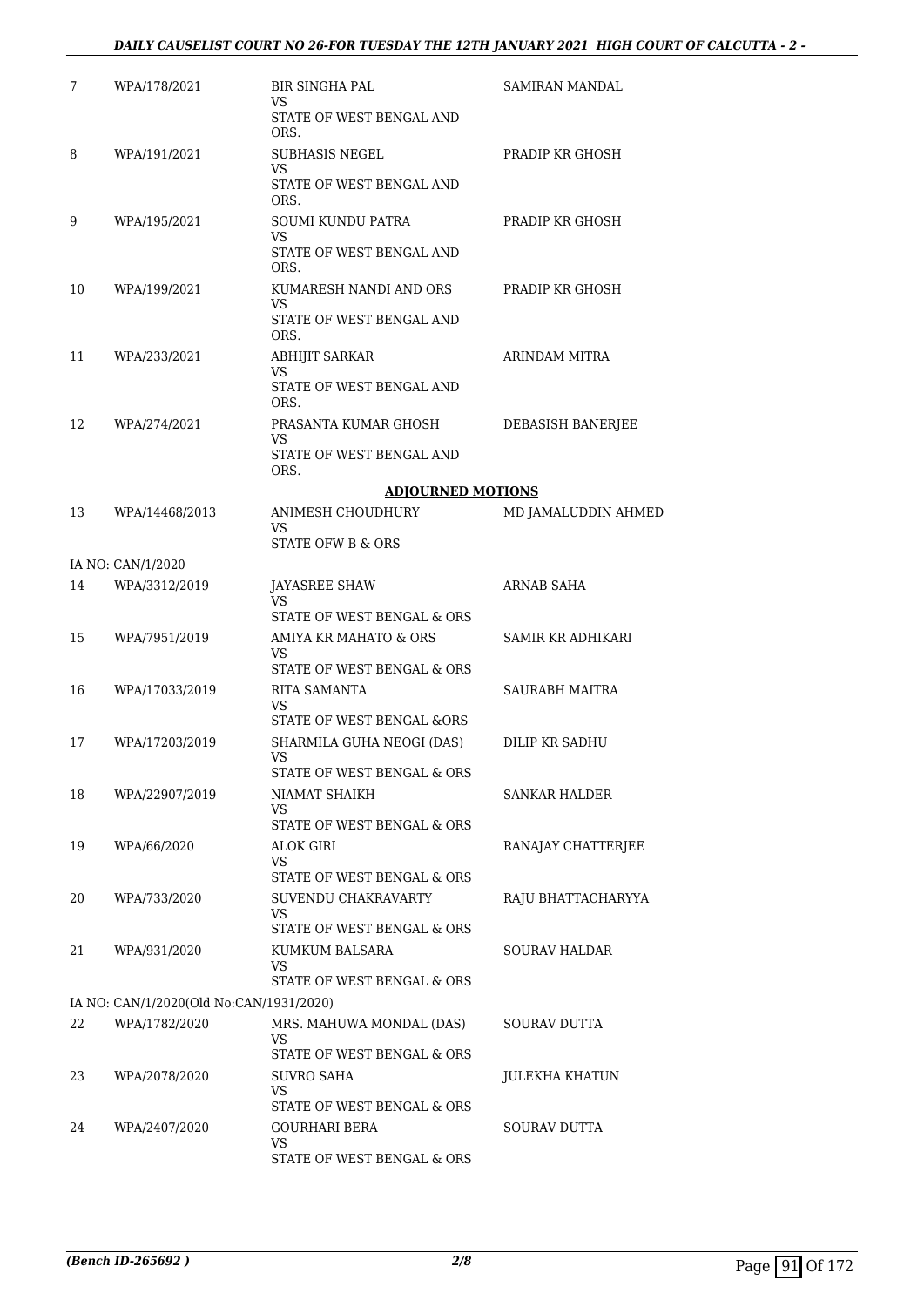| | | | |
|---|---|---|---|
| 7 | WPA/178/2021 | BIR SINGHA PAL<br>VS<br>STATE OF WEST BENGAL AND ORS. | SAMIRAN MANDAL |
| 8 | WPA/191/2021 | SUBHASIS NEGEL<br>VS<br>STATE OF WEST BENGAL AND ORS. | PRADIP KR GHOSH |
| 9 | WPA/195/2021 | SOUMI KUNDU PATRA<br>VS<br>STATE OF WEST BENGAL AND ORS. | PRADIP KR GHOSH |
| 10 | WPA/199/2021 | KUMARESH NANDI AND ORS<br>VS<br>STATE OF WEST BENGAL AND ORS. | PRADIP KR GHOSH |
| 11 | WPA/233/2021 | ABHIJIT SARKAR<br>VS<br>STATE OF WEST BENGAL AND ORS. | ARINDAM MITRA |
| 12 | WPA/274/2021 | PRASANTA KUMAR GHOSH<br>VS<br>STATE OF WEST BENGAL AND ORS. | DEBASISH BANERJEE |

**ADJOURNED MOTIONS**

| | | | |
|---|---|---|---|
| 13 | WPA/14468/2013 | ANIMESH CHOUDHURY<br>VS<br>STATE OFW B & ORS | MD JAMALUDDIN AHMED |
| IA NO: CAN/1/2020 | | | |
| 14 | WPA/3312/2019 | JAYASREE SHAW<br>VS<br>STATE OF WEST BENGAL & ORS | ARNAB SAHA |
| 15 | WPA/7951/2019 | AMIYA KR MAHATO & ORS<br>VS<br>STATE OF WEST BENGAL & ORS | SAMIR KR ADHIKARI |
| 16 | WPA/17033/2019 | RITA SAMANTA<br>VS<br>STATE OF WEST BENGAL &ORS | SAURABH MAITRA |
| 17 | WPA/17203/2019 | SHARMILA GUHA NEOGI (DAS)<br>VS<br>STATE OF WEST BENGAL & ORS | DILIP KR SADHU |
| 18 | WPA/22907/2019 | NIAMAT SHAIKH<br>VS<br>STATE OF WEST BENGAL & ORS | SANKAR HALDER |
| 19 | WPA/66/2020 | ALOK GIRI<br>VS<br>STATE OF WEST BENGAL & ORS | RANAJAY CHATTERJEE |
| 20 | WPA/733/2020 | SUVENDU CHAKRAVARTY<br>VS<br>STATE OF WEST BENGAL & ORS | RAJU BHATTACHARYYA |
| 21 | WPA/931/2020 | KUMKUM BALSARA<br>VS<br>STATE OF WEST BENGAL & ORS | SOURAV HALDAR |
| IA NO: CAN/1/2020(Old No:CAN/1931/2020) | | | |
| 22 | WPA/1782/2020 | MRS. MAHUWA MONDAL (DAS)<br>VS<br>STATE OF WEST BENGAL & ORS | SOURAV DUTTA |
| 23 | WPA/2078/2020 | SUVRO SAHA<br>VS<br>STATE OF WEST BENGAL & ORS | JULEKHA KHATUN |
| 24 | WPA/2407/2020 | GOURHARI BERA<br>VS<br>STATE OF WEST BENGAL & ORS | SOURAV DUTTA |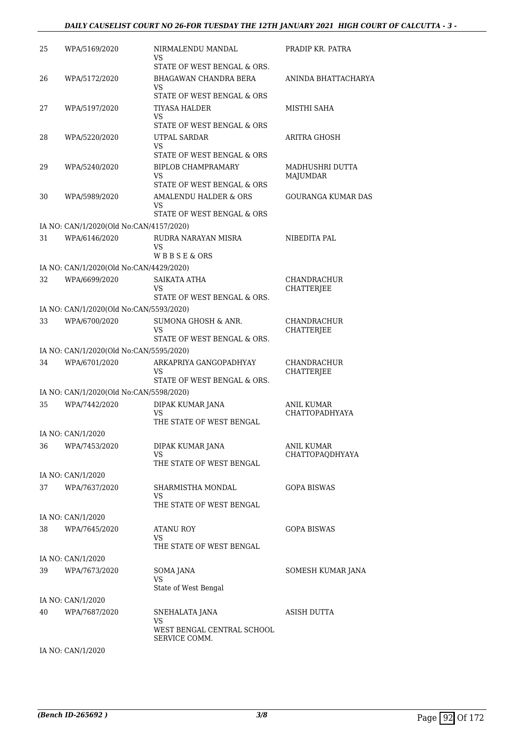| | | | |
|---|---|---|---|
| 25 | WPA/5169/2020 | NIRMALENDU MANDAL<br>VS<br>STATE OF WEST BENGAL & ORS. | PRADIP KR. PATRA |
| 26 | WPA/5172/2020 | BHAGAWAN CHANDRA BERA<br>VS<br>STATE OF WEST BENGAL & ORS | ANINDA BHATTACHARYA |
| 27 | WPA/5197/2020 | TIYASA HALDER<br>VS<br>STATE OF WEST BENGAL & ORS | MISTHI SAHA |
| 28 | WPA/5220/2020 | UTPAL SARDAR<br>VS<br>STATE OF WEST BENGAL & ORS | ARITRA GHOSH |
| 29 | WPA/5240/2020 | BIPLOB CHAMPRAMARY<br>VS<br>STATE OF WEST BENGAL & ORS | MADHUSHRI DUTTA MAJUMDAR |
| 30 | WPA/5989/2020 | AMALENDU HALDER & ORS<br>VS<br>STATE OF WEST BENGAL & ORS | GOURANGA KUMAR DAS |
| | IA NO: CAN/1/2020(Old No:CAN/4157/2020) | | |
| 31 | WPA/6146/2020 | RUDRA NARAYAN MISRA<br>VS<br>W B B S E & ORS | NIBEDITA PAL |
| | IA NO: CAN/1/2020(Old No:CAN/4429/2020) | | |
| 32 | WPA/6699/2020 | SAIKATA ATHA<br>VS<br>STATE OF WEST BENGAL & ORS. | CHANDRACHUR CHATTERJEE |
| | IA NO: CAN/1/2020(Old No:CAN/5593/2020) | | |
| 33 | WPA/6700/2020 | SUMONA GHOSH & ANR.<br>VS<br>STATE OF WEST BENGAL & ORS. | CHANDRACHUR CHATTERJEE |
| | IA NO: CAN/1/2020(Old No:CAN/5595/2020) | | |
| 34 | WPA/6701/2020 | ARKAPRIYA GANGOPADHYAY<br>VS<br>STATE OF WEST BENGAL & ORS. | CHANDRACHUR CHATTERJEE |
| | IA NO: CAN/1/2020(Old No:CAN/5598/2020) | | |
| 35 | WPA/7442/2020 | DIPAK KUMAR JANA<br>VS<br>THE STATE OF WEST BENGAL | ANIL KUMAR CHATTOPADHYAYA |
| | IA NO: CAN/1/2020 | | |
| 36 | WPA/7453/2020 | DIPAK KUMAR JANA<br>VS<br>THE STATE OF WEST BENGAL | ANIL KUMAR CHATTOPAQDHYAYA |
| | IA NO: CAN/1/2020 | | |
| 37 | WPA/7637/2020 | SHARMISTHA MONDAL<br>VS<br>THE STATE OF WEST BENGAL | GOPA BISWAS |
| | IA NO: CAN/1/2020 | | |
| 38 | WPA/7645/2020 | ATANU ROY<br>VS<br>THE STATE OF WEST BENGAL | GOPA BISWAS |
| | IA NO: CAN/1/2020 | | |
| 39 | WPA/7673/2020 | SOMA JANA<br>VS<br>State of West Bengal | SOMESH KUMAR JANA |
| | IA NO: CAN/1/2020 | | |
| 40 | WPA/7687/2020 | SNEHALATA JANA<br>VS<br>WEST BENGAL CENTRAL SCHOOL SERVICE COMM. | ASISH DUTTA |
| | IA NO: CAN/1/2020 | | |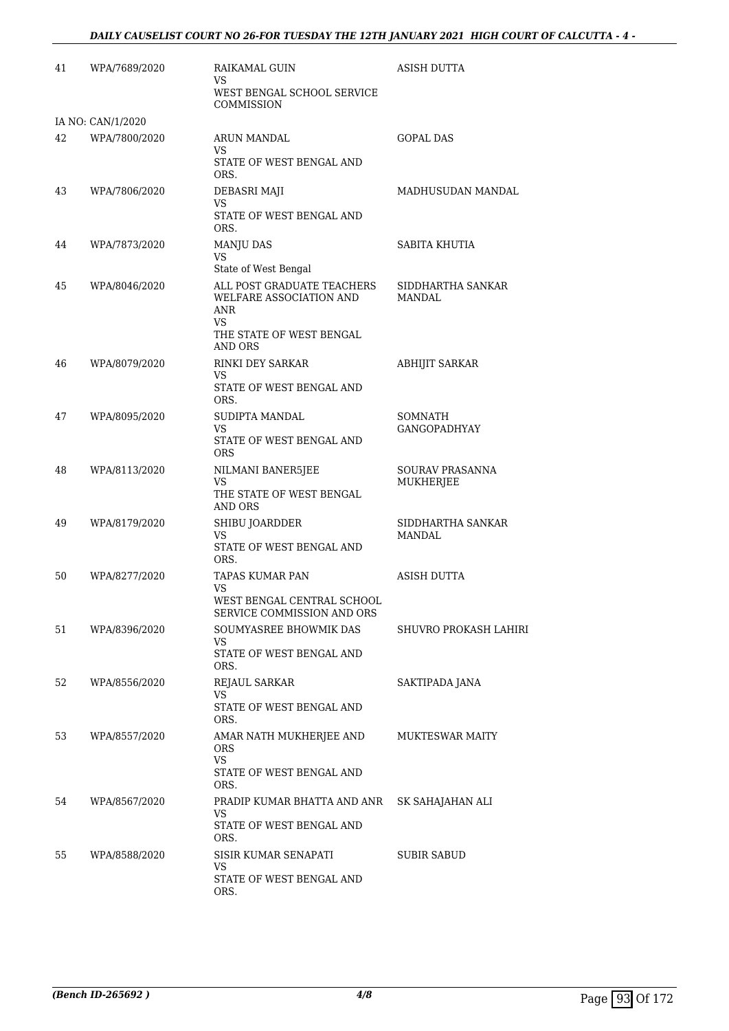| | | | |
|---|---|---|---|
| 41 | WPA/7689/2020 | RAIKAMAL GUIN<br>VS<br>WEST BENGAL SCHOOL SERVICE COMMISSION | ASISH DUTTA |
| IA NO: CAN/1/2020 | | | |
| 42 | WPA/7800/2020 | ARUN MANDAL<br>VS<br>STATE OF WEST BENGAL AND ORS. | GOPAL DAS |
| 43 | WPA/7806/2020 | DEBASRI MAJI<br>VS<br>STATE OF WEST BENGAL AND ORS. | MADHUSUDAN MANDAL |
| 44 | WPA/7873/2020 | MANJU DAS<br>VS<br>State of West Bengal | SABITA KHUTIA |
| 45 | WPA/8046/2020 | ALL POST GRADUATE TEACHERS WELFARE ASSOCIATION AND ANR<br>VS<br>THE STATE OF WEST BENGAL AND ORS | SIDDHARTHA SANKAR MANDAL |
| 46 | WPA/8079/2020 | RINKI DEY SARKAR<br>VS<br>STATE OF WEST BENGAL AND ORS. | ABHIJIT SARKAR |
| 47 | WPA/8095/2020 | SUDIPTA MANDAL<br>VS<br>STATE OF WEST BENGAL AND ORS | SOMNATH GANGOPADHYAY |
| 48 | WPA/8113/2020 | NILMANI BANER5JEE<br>VS<br>THE STATE OF WEST BENGAL AND ORS | SOURAV PRASANNA MUKHERJEE |
| 49 | WPA/8179/2020 | SHIBU JOARDDER<br>VS<br>STATE OF WEST BENGAL AND ORS. | SIDDHARTHA SANKAR MANDAL |
| 50 | WPA/8277/2020 | TAPAS KUMAR PAN<br>VS<br>WEST BENGAL CENTRAL SCHOOL SERVICE COMMISSION AND ORS | ASISH DUTTA |
| 51 | WPA/8396/2020 | SOUMYASREE BHOWMIK DAS<br>VS<br>STATE OF WEST BENGAL AND ORS. | SHUVRO PROKASH LAHIRI |
| 52 | WPA/8556/2020 | REJAUL SARKAR<br>VS<br>STATE OF WEST BENGAL AND ORS. | SAKTIPADA JANA |
| 53 | WPA/8557/2020 | AMAR NATH MUKHERJEE AND ORS<br>VS<br>STATE OF WEST BENGAL AND ORS. | MUKTESWAR MAITY |
| 54 | WPA/8567/2020 | PRADIP KUMAR BHATTA AND ANR<br>VS<br>STATE OF WEST BENGAL AND ORS. | SK SAHAJAHAN ALI |
| 55 | WPA/8588/2020 | SISIR KUMAR SENAPATI<br>VS<br>STATE OF WEST BENGAL AND ORS. | SUBIR SABUD |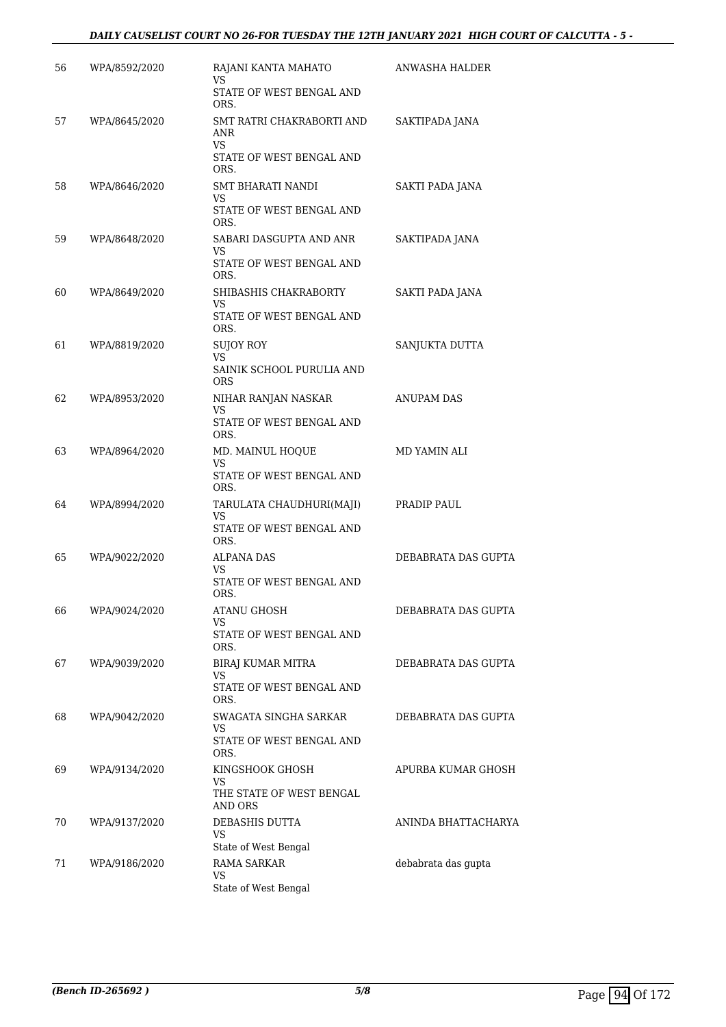| 56 | WPA/8592/2020 | RAJANI KANTA MAHATO<br>VS<br>STATE OF WEST BENGAL AND ORS. | ANWASHA HALDER |
|---|---|---|---|
| 57 | WPA/8645/2020 | SMT RATRI CHAKRABORTI AND ANR<br>VS<br>STATE OF WEST BENGAL AND ORS. | SAKTIPADA JANA |
| 58 | WPA/8646/2020 | SMT BHARATI NANDI<br>VS<br>STATE OF WEST BENGAL AND ORS. | SAKTI PADA JANA |
| 59 | WPA/8648/2020 | SABARI DASGUPTA AND ANR<br>VS<br>STATE OF WEST BENGAL AND ORS. | SAKTIPADA JANA |
| 60 | WPA/8649/2020 | SHIBASHIS CHAKRABORTY<br>VS<br>STATE OF WEST BENGAL AND ORS. | SAKTI PADA JANA |
| 61 | WPA/8819/2020 | SUJOY ROY<br>VS<br>SAINIK SCHOOL PURULIA AND ORS | SANJUKTA DUTTA |
| 62 | WPA/8953/2020 | NIHAR RANJAN NASKAR<br>VS<br>STATE OF WEST BENGAL AND ORS. | ANUPAM DAS |
| 63 | WPA/8964/2020 | MD. MAINUL HOQUE<br>VS<br>STATE OF WEST BENGAL AND ORS. | MD YAMIN ALI |
| 64 | WPA/8994/2020 | TARULATA CHAUDHURI(MAJI)<br>VS<br>STATE OF WEST BENGAL AND ORS. | PRADIP PAUL |
| 65 | WPA/9022/2020 | ALPANA DAS<br>VS<br>STATE OF WEST BENGAL AND ORS. | DEBABRATA DAS GUPTA |
| 66 | WPA/9024/2020 | ATANU GHOSH<br>VS<br>STATE OF WEST BENGAL AND ORS. | DEBABRATA DAS GUPTA |
| 67 | WPA/9039/2020 | BIRAJ KUMAR MITRA<br>VS<br>STATE OF WEST BENGAL AND ORS. | DEBABRATA DAS GUPTA |
| 68 | WPA/9042/2020 | SWAGATA SINGHA SARKAR<br>VS<br>STATE OF WEST BENGAL AND ORS. | DEBABRATA DAS GUPTA |
| 69 | WPA/9134/2020 | KINGSHOOK GHOSH<br>VS<br>THE STATE OF WEST BENGAL AND ORS | APURBA KUMAR GHOSH |
| 70 | WPA/9137/2020 | DEBASHIS DUTTA<br>VS<br>State of West Bengal | ANINDA BHATTACHARYA |
| 71 | WPA/9186/2020 | RAMA SARKAR<br>VS<br>State of West Bengal | debabrata das gupta |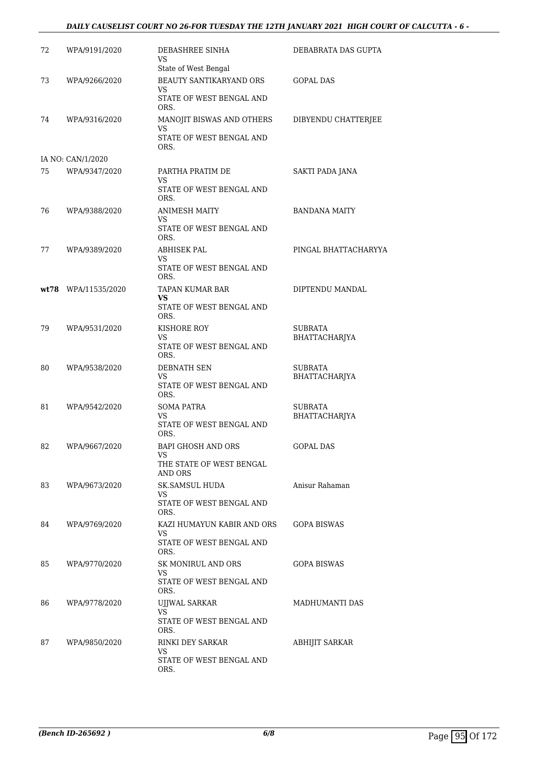| | | | |
|---|---|---|---|
| 72 | WPA/9191/2020 | DEBASHREE SINHA<br>VS<br>State of West Bengal | DEBABRATA DAS GUPTA |
| 73 | WPA/9266/2020 | BEAUTY SANTIKARYAND ORS<br>VS<br>STATE OF WEST BENGAL AND ORS. | GOPAL DAS |
| 74 | WPA/9316/2020 | MANOJIT BISWAS AND OTHERS<br>VS<br>STATE OF WEST BENGAL AND ORS. | DIBYENDU CHATTERJEE |
| | IA NO: CAN/1/2020 | | |
| 75 | WPA/9347/2020 | PARTHA PRATIM DE<br>VS<br>STATE OF WEST BENGAL AND ORS. | SAKTI PADA JANA |
| 76 | WPA/9388/2020 | ANIMESH MAITY<br>VS<br>STATE OF WEST BENGAL AND ORS. | BANDANA MAITY |
| 77 | WPA/9389/2020 | ABHISEK PAL<br>VS<br>STATE OF WEST BENGAL AND ORS. | PINGAL BHATTACHARYYA |
| **wt78** | WPA/11535/2020 | TAPAN KUMAR BAR<br>**VS**<br>STATE OF WEST BENGAL AND ORS. | DIPTENDU MANDAL |
| 79 | WPA/9531/2020 | KISHORE ROY<br>VS<br>STATE OF WEST BENGAL AND ORS. | SUBRATA BHATTACHARJYA |
| 80 | WPA/9538/2020 | DEBNATH SEN<br>VS<br>STATE OF WEST BENGAL AND ORS. | SUBRATA BHATTACHARJYA |
| 81 | WPA/9542/2020 | SOMA PATRA<br>VS<br>STATE OF WEST BENGAL AND ORS. | SUBRATA BHATTACHARJYA |
| 82 | WPA/9667/2020 | BAPI GHOSH AND ORS<br>VS<br>THE STATE OF WEST BENGAL AND ORS | GOPAL DAS |
| 83 | WPA/9673/2020 | SK.SAMSUL HUDA<br>VS<br>STATE OF WEST BENGAL AND ORS. | Anisur Rahaman |
| 84 | WPA/9769/2020 | KAZI HUMAYUN KABIR AND ORS<br>VS<br>STATE OF WEST BENGAL AND ORS. | GOPA BISWAS |
| 85 | WPA/9770/2020 | SK MONIRUL AND ORS<br>VS<br>STATE OF WEST BENGAL AND ORS. | GOPA BISWAS |
| 86 | WPA/9778/2020 | UJJWAL SARKAR<br>VS<br>STATE OF WEST BENGAL AND ORS. | MADHUMANTI DAS |
| 87 | WPA/9850/2020 | RINKI DEY SARKAR<br>VS<br>STATE OF WEST BENGAL AND ORS. | ABHIJIT SARKAR |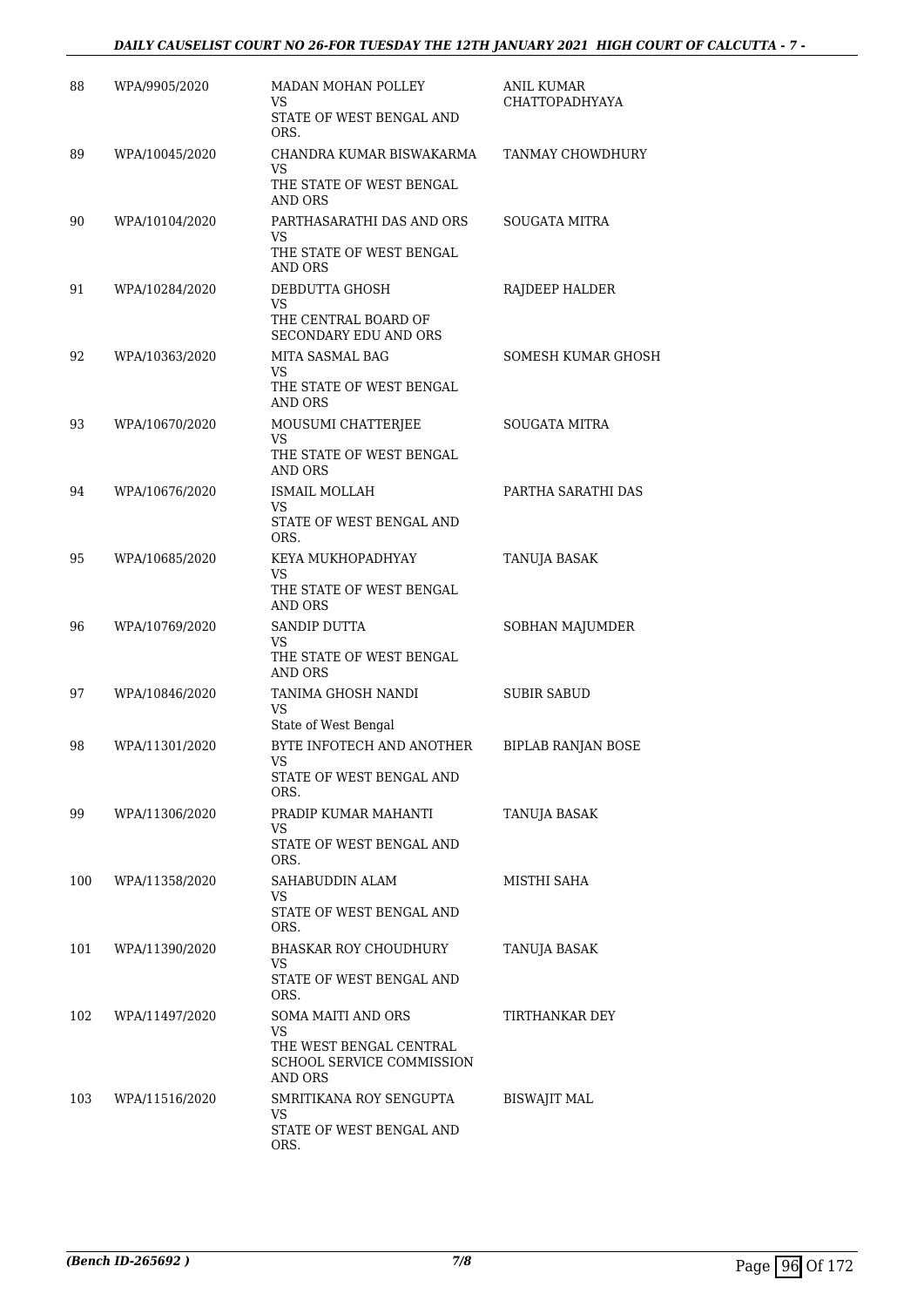| 88 | WPA/9905/2020 | MADAN MOHAN POLLEY<br>VS<br>STATE OF WEST BENGAL AND ORS. | ANIL KUMAR CHATTOPADHYAYA |
|---|---|---|---|
| 89 | WPA/10045/2020 | CHANDRA KUMAR BISWAKARMA<br>VS<br>THE STATE OF WEST BENGAL AND ORS | TANMAY CHOWDHURY |
| 90 | WPA/10104/2020 | PARTHASARATHI DAS AND ORS<br>VS<br>THE STATE OF WEST BENGAL AND ORS | SOUGATA MITRA |
| 91 | WPA/10284/2020 | DEBDUTTA GHOSH<br>VS<br>THE CENTRAL BOARD OF SECONDARY EDU AND ORS | RAJDEEP HALDER |
| 92 | WPA/10363/2020 | MITA SASMAL BAG<br>VS<br>THE STATE OF WEST BENGAL AND ORS | SOMESH KUMAR GHOSH |
| 93 | WPA/10670/2020 | MOUSUMI CHATTERJEE<br>VS<br>THE STATE OF WEST BENGAL AND ORS | SOUGATA MITRA |
| 94 | WPA/10676/2020 | ISMAIL MOLLAH<br>VS<br>STATE OF WEST BENGAL AND ORS. | PARTHA SARATHI DAS |
| 95 | WPA/10685/2020 | KEYA MUKHOPADHYAY<br>VS<br>THE STATE OF WEST BENGAL AND ORS | TANUJA BASAK |
| 96 | WPA/10769/2020 | SANDIP DUTTA<br>VS<br>THE STATE OF WEST BENGAL AND ORS | SOBHAN MAJUMDER |
| 97 | WPA/10846/2020 | TANIMA GHOSH NANDI<br>VS<br>State of West Bengal | SUBIR SABUD |
| 98 | WPA/11301/2020 | BYTE INFOTECH AND ANOTHER<br>VS<br>STATE OF WEST BENGAL AND ORS. | BIPLAB RANJAN BOSE |
| 99 | WPA/11306/2020 | PRADIP KUMAR MAHANTI<br>VS<br>STATE OF WEST BENGAL AND ORS. | TANUJA BASAK |
| 100 | WPA/11358/2020 | SAHABUDDIN ALAM<br>VS<br>STATE OF WEST BENGAL AND ORS. | MISTHI SAHA |
| 101 | WPA/11390/2020 | BHASKAR ROY CHOUDHURY<br>VS<br>STATE OF WEST BENGAL AND ORS. | TANUJA BASAK |
| 102 | WPA/11497/2020 | SOMA MAITI AND ORS<br>VS<br>THE WEST BENGAL CENTRAL SCHOOL SERVICE COMMISSION AND ORS | TIRTHANKAR DEY |
| 103 | WPA/11516/2020 | SMRITIKANA ROY SENGUPTA<br>VS<br>STATE OF WEST BENGAL AND ORS. | BISWAJIT MAL |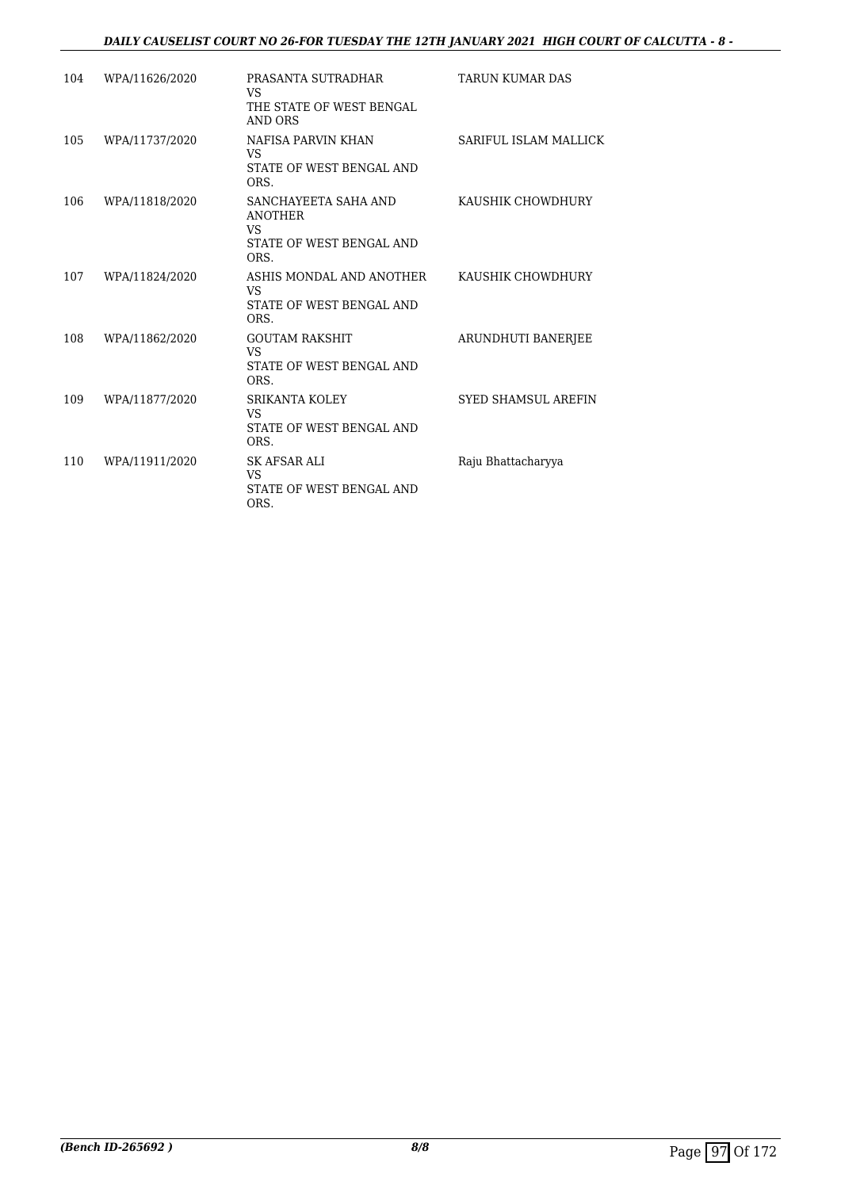| 104 | WPA/11626/2020 | PRASANTA SUTRADHAR<br>VS<br>THE STATE OF WEST BENGAL AND ORS | TARUN KUMAR DAS |
|---|---|---|---|
| 105 | WPA/11737/2020 | NAFISA PARVIN KHAN<br>VS<br>STATE OF WEST BENGAL AND ORS. | SARIFUL ISLAM MALLICK |
| 106 | WPA/11818/2020 | SANCHAYEETA SAHA AND ANOTHER<br>VS<br>STATE OF WEST BENGAL AND ORS. | KAUSHIK CHOWDHURY |
| 107 | WPA/11824/2020 | ASHIS MONDAL AND ANOTHER<br>VS<br>STATE OF WEST BENGAL AND ORS. | KAUSHIK CHOWDHURY |
| 108 | WPA/11862/2020 | GOUTAM RAKSHIT<br>VS<br>STATE OF WEST BENGAL AND ORS. | ARUNDHUTI BANERJEE |
| 109 | WPA/11877/2020 | SRIKANTA KOLEY<br>VS<br>STATE OF WEST BENGAL AND ORS. | SYED SHAMSUL AREFIN |
| 110 | WPA/11911/2020 | SK AFSAR ALI<br>VS<br>STATE OF WEST BENGAL AND ORS. | Raju Bhattacharyya |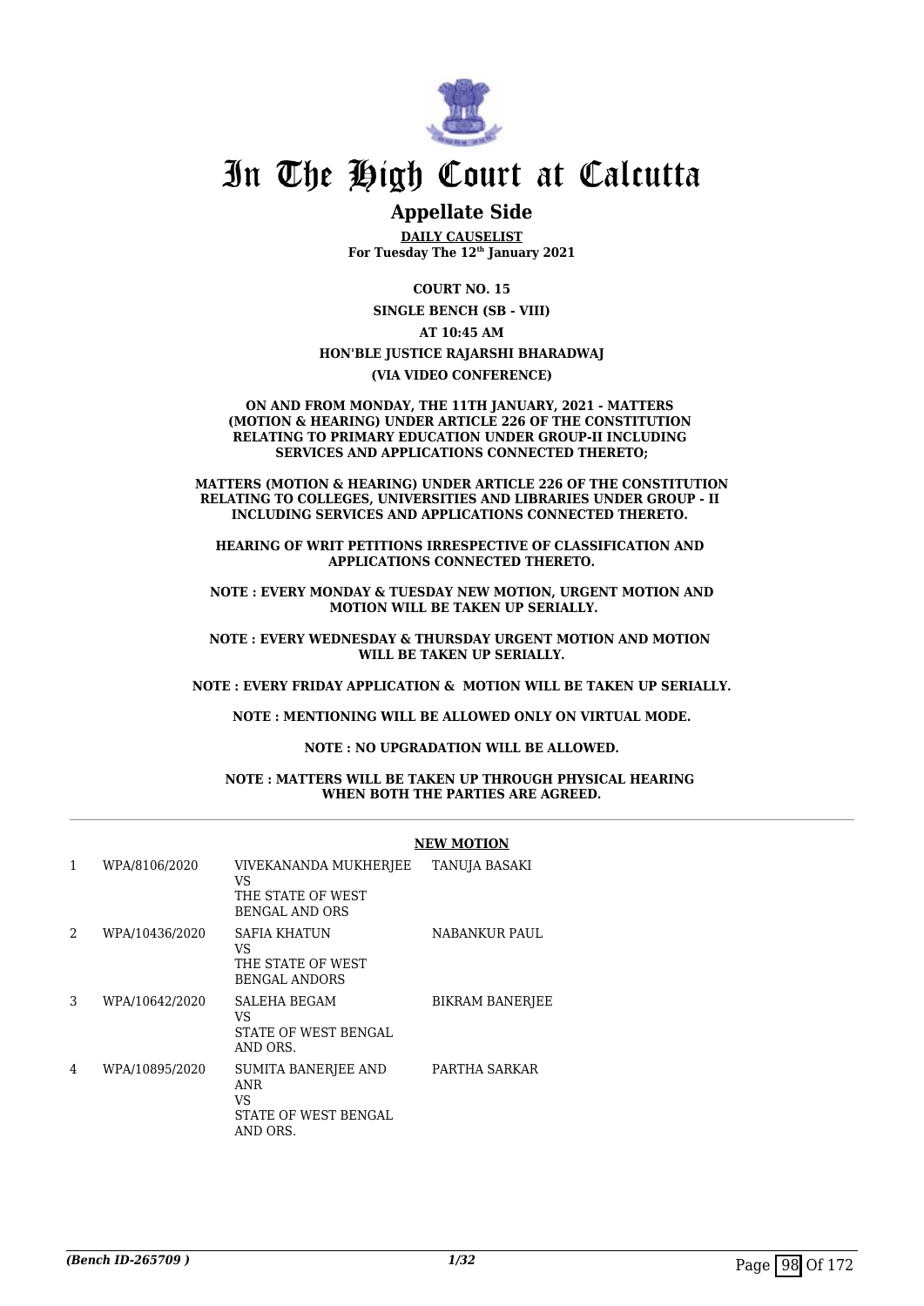# In The High Court at Calcutta

## Appellate Side

**DAILY CAUSELIST**
**For Tuesday The 12th January 2021**

**COURT NO. 15**

**SINGLE BENCH (SB - VIII)**

**AT 10:45 AM**

**HON'BLE JUSTICE RAJARSHI BHARADWAJ**

**(VIA VIDEO CONFERENCE)**

**ON AND FROM MONDAY, THE 11TH JANUARY, 2021 - MATTERS (MOTION & HEARING) UNDER ARTICLE 226 OF THE CONSTITUTION RELATING TO PRIMARY EDUCATION UNDER GROUP-II INCLUDING SERVICES AND APPLICATIONS CONNECTED THERETO;**

**MATTERS (MOTION & HEARING) UNDER ARTICLE 226 OF THE CONSTITUTION RELATING TO COLLEGES, UNIVERSITIES AND LIBRARIES UNDER GROUP - II INCLUDING SERVICES AND APPLICATIONS CONNECTED THERETO.**

**HEARING OF WRIT PETITIONS IRRESPECTIVE OF CLASSIFICATION AND APPLICATIONS CONNECTED THERETO.**

**NOTE : EVERY MONDAY & TUESDAY NEW MOTION, URGENT MOTION AND MOTION WILL BE TAKEN UP SERIALLY.**

**NOTE : EVERY WEDNESDAY & THURSDAY URGENT MOTION AND MOTION WILL BE TAKEN UP SERIALLY.**

**NOTE : EVERY FRIDAY APPLICATION & MOTION WILL BE TAKEN UP SERIALLY.**

**NOTE : MENTIONING WILL BE ALLOWED ONLY ON VIRTUAL MODE.**

**NOTE : NO UPGRADATION WILL BE ALLOWED.**

**NOTE : MATTERS WILL BE TAKEN UP THROUGH PHYSICAL HEARING WHEN BOTH THE PARTIES ARE AGREED.**

**NEW MOTION**

| | | | |
|---|---|---|---|
| 1 | WPA/8106/2020 | VIVEKANANDA MUKHERJEE VS THE STATE OF WEST BENGAL AND ORS | TANUJA BASAKI |
| 2 | WPA/10436/2020 | SAFIA KHATUN VS THE STATE OF WEST BENGAL ANDORS | NABANKUR PAUL |
| 3 | WPA/10642/2020 | SALEHA BEGAM VS STATE OF WEST BENGAL AND ORS. | BIKRAM BANERJEE |
| 4 | WPA/10895/2020 | SUMITA BANERJEE AND ANR VS STATE OF WEST BENGAL AND ORS. | PARTHA SARKAR |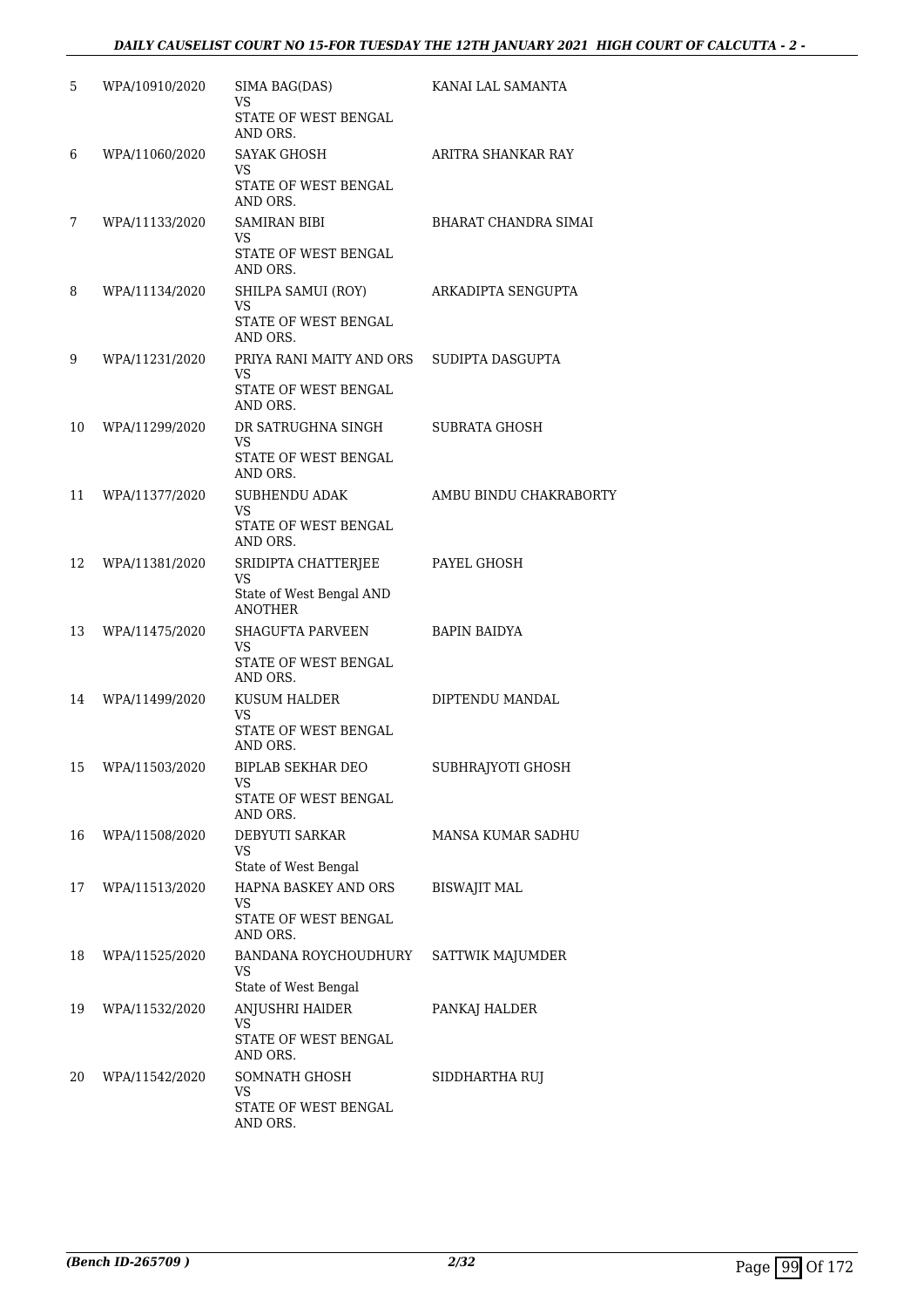| | | | |
|---|---|---|---|
| 5 | WPA/10910/2020 | SIMA BAG(DAS)<br>VS<br>STATE OF WEST BENGAL AND ORS. | KANAI LAL SAMANTA |
| 6 | WPA/11060/2020 | SAYAK GHOSH<br>VS<br>STATE OF WEST BENGAL AND ORS. | ARITRA SHANKAR RAY |
| 7 | WPA/11133/2020 | SAMIRAN BIBI<br>VS<br>STATE OF WEST BENGAL AND ORS. | BHARAT CHANDRA SIMAI |
| 8 | WPA/11134/2020 | SHILPA SAMUI (ROY)<br>VS<br>STATE OF WEST BENGAL AND ORS. | ARKADIPTA SENGUPTA |
| 9 | WPA/11231/2020 | PRIYA RANI MAITY AND ORS<br>VS<br>STATE OF WEST BENGAL AND ORS. | SUDIPTA DASGUPTA |
| 10 | WPA/11299/2020 | DR SATRUGHNA SINGH<br>VS<br>STATE OF WEST BENGAL AND ORS. | SUBRATA GHOSH |
| 11 | WPA/11377/2020 | SUBHENDU ADAK<br>VS<br>STATE OF WEST BENGAL AND ORS. | AMBU BINDU CHAKRABORTY |
| 12 | WPA/11381/2020 | SRIDIPTA CHATTERJEE<br>VS<br>State of West Bengal AND ANOTHER | PAYEL GHOSH |
| 13 | WPA/11475/2020 | SHAGUFTA PARVEEN<br>VS<br>STATE OF WEST BENGAL AND ORS. | BAPIN BAIDYA |
| 14 | WPA/11499/2020 | KUSUM HALDER<br>VS<br>STATE OF WEST BENGAL AND ORS. | DIPTENDU MANDAL |
| 15 | WPA/11503/2020 | BIPLAB SEKHAR DEO<br>VS<br>STATE OF WEST BENGAL AND ORS. | SUBHRAJYOTI GHOSH |
| 16 | WPA/11508/2020 | DEBYUTI SARKAR<br>VS<br>State of West Bengal | MANSA KUMAR SADHU |
| 17 | WPA/11513/2020 | HAPNA BASKEY AND ORS<br>VS<br>STATE OF WEST BENGAL AND ORS. | BISWAJIT MAL |
| 18 | WPA/11525/2020 | BANDANA ROYCHOUDHURY<br>VS<br>State of West Bengal | SATTWIK MAJUMDER |
| 19 | WPA/11532/2020 | ANJUSHRI HAlDER<br>VS<br>STATE OF WEST BENGAL AND ORS. | PANKAJ HALDER |
| 20 | WPA/11542/2020 | SOMNATH GHOSH<br>VS<br>STATE OF WEST BENGAL AND ORS. | SIDDHARTHA RUJ |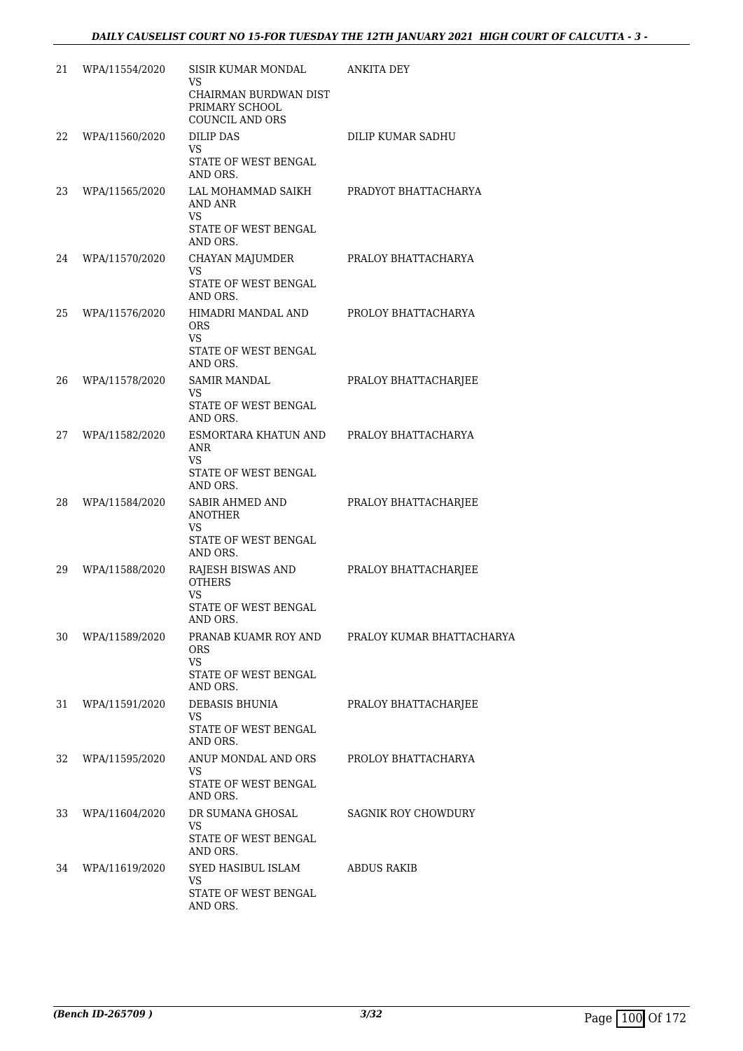| | | | |
|---|---|---|---|
| 21 | WPA/11554/2020 | SISIR KUMAR MONDAL<br>VS<br>CHAIRMAN BURDWAN DIST PRIMARY SCHOOL COUNCIL AND ORS | ANKITA DEY |
| 22 | WPA/11560/2020 | DILIP DAS<br>VS<br>STATE OF WEST BENGAL AND ORS. | DILIP KUMAR SADHU |
| 23 | WPA/11565/2020 | LAL MOHAMMAD SAIKH AND ANR<br>VS<br>STATE OF WEST BENGAL AND ORS. | PRADYOT BHATTACHARYA |
| 24 | WPA/11570/2020 | CHAYAN MAJUMDER<br>VS<br>STATE OF WEST BENGAL AND ORS. | PRALOY BHATTACHARYA |
| 25 | WPA/11576/2020 | HIMADRI MANDAL AND ORS<br>VS<br>STATE OF WEST BENGAL AND ORS. | PROLOY BHATTACHARYA |
| 26 | WPA/11578/2020 | SAMIR MANDAL<br>VS<br>STATE OF WEST BENGAL AND ORS. | PRALOY BHATTACHARJEE |
| 27 | WPA/11582/2020 | ESMORTARA KHATUN AND ANR<br>VS<br>STATE OF WEST BENGAL AND ORS. | PRALOY BHATTACHARYA |
| 28 | WPA/11584/2020 | SABIR AHMED AND ANOTHER<br>VS<br>STATE OF WEST BENGAL AND ORS. | PRALOY BHATTACHARJEE |
| 29 | WPA/11588/2020 | RAJESH BISWAS AND OTHERS<br>VS<br>STATE OF WEST BENGAL AND ORS. | PRALOY BHATTACHARJEE |
| 30 | WPA/11589/2020 | PRANAB KUAMR ROY AND ORS<br>VS<br>STATE OF WEST BENGAL AND ORS. | PRALOY KUMAR BHATTACHARYA |
| 31 | WPA/11591/2020 | DEBASIS BHUNIA<br>VS<br>STATE OF WEST BENGAL AND ORS. | PRALOY BHATTACHARJEE |
| 32 | WPA/11595/2020 | ANUP MONDAL AND ORS<br>VS<br>STATE OF WEST BENGAL AND ORS. | PROLOY BHATTACHARYA |
| 33 | WPA/11604/2020 | DR SUMANA GHOSAL<br>VS<br>STATE OF WEST BENGAL AND ORS. | SAGNIK ROY CHOWDURY |
| 34 | WPA/11619/2020 | SYED HASIBUL ISLAM<br>VS<br>STATE OF WEST BENGAL AND ORS. | ABDUS RAKIB |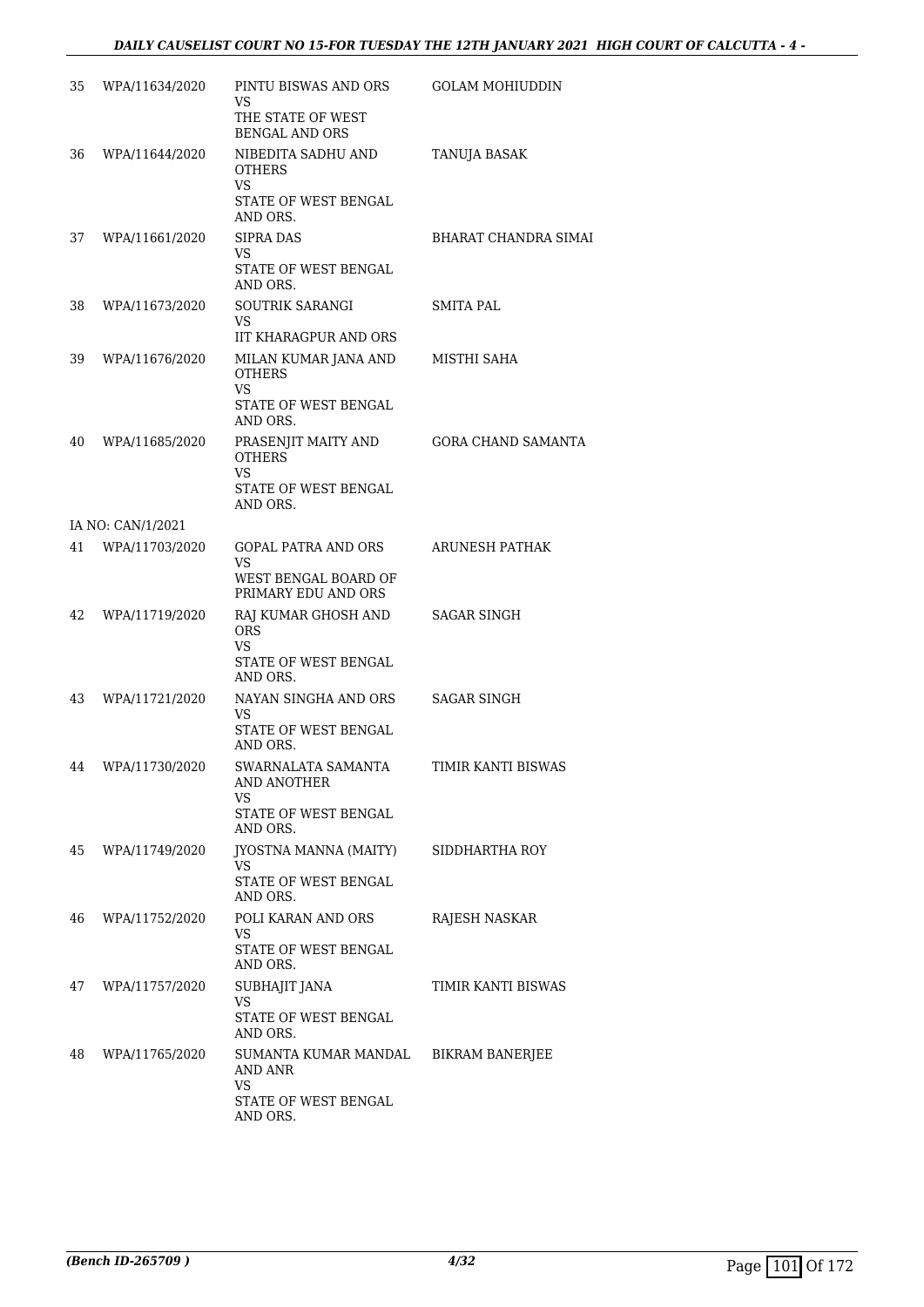| | | | |
|---|---|---|---|
| 35 | WPA/11634/2020 | PINTU BISWAS AND ORS<br>VS<br>THE STATE OF WEST BENGAL AND ORS | GOLAM MOHIUDDIN |
| 36 | WPA/11644/2020 | NIBEDITA SADHU AND OTHERS<br>VS<br>STATE OF WEST BENGAL AND ORS. | TANUJA BASAK |
| 37 | WPA/11661/2020 | SIPRA DAS<br>VS<br>STATE OF WEST BENGAL AND ORS. | BHARAT CHANDRA SIMAI |
| 38 | WPA/11673/2020 | SOUTRIK SARANGI<br>VS<br>IIT KHARAGPUR AND ORS | SMITA PAL |
| 39 | WPA/11676/2020 | MILAN KUMAR JANA AND OTHERS<br>VS<br>STATE OF WEST BENGAL AND ORS. | MISTHI SAHA |
| 40 | WPA/11685/2020 | PRASENJIT MAITY AND OTHERS<br>VS<br>STATE OF WEST BENGAL AND ORS. | GORA CHAND SAMANTA |
| | IA NO: CAN/1/2021 | | |
| 41 | WPA/11703/2020 | GOPAL PATRA AND ORS<br>VS<br>WEST BENGAL BOARD OF PRIMARY EDU AND ORS | ARUNESH PATHAK |
| 42 | WPA/11719/2020 | RAJ KUMAR GHOSH AND ORS<br>VS<br>STATE OF WEST BENGAL AND ORS. | SAGAR SINGH |
| 43 | WPA/11721/2020 | NAYAN SINGHA AND ORS<br>VS<br>STATE OF WEST BENGAL AND ORS. | SAGAR SINGH |
| 44 | WPA/11730/2020 | SWARNALATA SAMANTA AND ANOTHER<br>VS<br>STATE OF WEST BENGAL AND ORS. | TIMIR KANTI BISWAS |
| 45 | WPA/11749/2020 | JYOSTNA MANNA (MAITY)<br>VS<br>STATE OF WEST BENGAL AND ORS. | SIDDHARTHA ROY |
| 46 | WPA/11752/2020 | POLI KARAN AND ORS<br>VS<br>STATE OF WEST BENGAL AND ORS. | RAJESH NASKAR |
| 47 | WPA/11757/2020 | SUBHAJIT JANA<br>VS<br>STATE OF WEST BENGAL AND ORS. | TIMIR KANTI BISWAS |
| 48 | WPA/11765/2020 | SUMANTA KUMAR MANDAL AND ANR<br>VS<br>STATE OF WEST BENGAL AND ORS. | BIKRAM BANERJEE |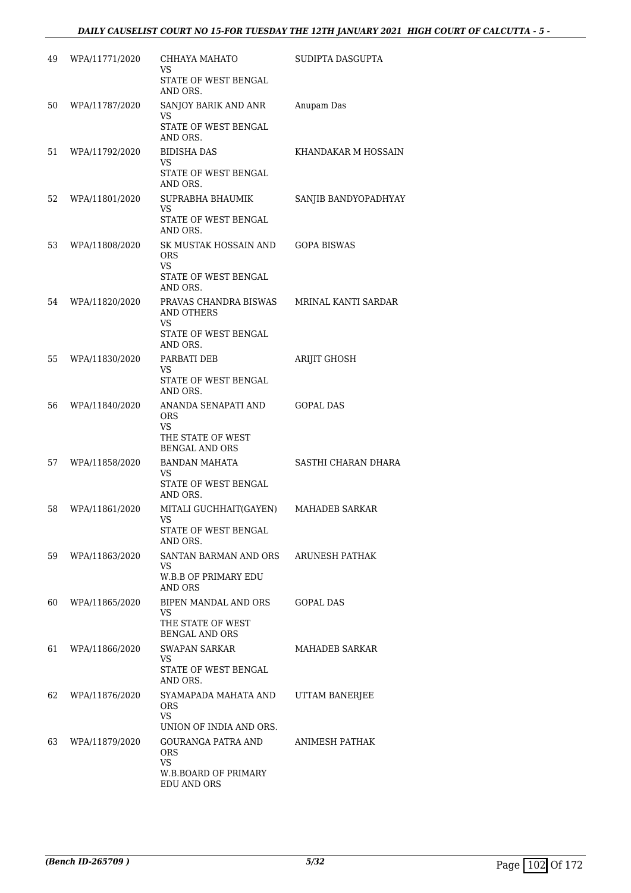| | | | |
|---|---|---|---|
| 49 | WPA/11771/2020 | CHHAYA MAHATO<br>VS<br>STATE OF WEST BENGAL AND ORS. | SUDIPTA DASGUPTA |
| 50 | WPA/11787/2020 | SANJOY BARIK AND ANR<br>VS<br>STATE OF WEST BENGAL AND ORS. | Anupam Das |
| 51 | WPA/11792/2020 | BIDISHA DAS<br>VS<br>STATE OF WEST BENGAL AND ORS. | KHANDAKAR M HOSSAIN |
| 52 | WPA/11801/2020 | SUPRABHA BHAUMIK<br>VS<br>STATE OF WEST BENGAL AND ORS. | SANJIB BANDYOPADHYAY |
| 53 | WPA/11808/2020 | SK MUSTAK HOSSAIN AND ORS<br>VS<br>STATE OF WEST BENGAL AND ORS. | GOPA BISWAS |
| 54 | WPA/11820/2020 | PRAVAS CHANDRA BISWAS AND OTHERS<br>VS<br>STATE OF WEST BENGAL AND ORS. | MRINAL KANTI SARDAR |
| 55 | WPA/11830/2020 | PARBATI DEB<br>VS<br>STATE OF WEST BENGAL AND ORS. | ARIJIT GHOSH |
| 56 | WPA/11840/2020 | ANANDA SENAPATI AND ORS<br>VS<br>THE STATE OF WEST BENGAL AND ORS | GOPAL DAS |
| 57 | WPA/11858/2020 | BANDAN MAHATA<br>VS<br>STATE OF WEST BENGAL AND ORS. | SASTHI CHARAN DHARA |
| 58 | WPA/11861/2020 | MITALI GUCHHAIT(GAYEN)<br>VS<br>STATE OF WEST BENGAL AND ORS. | MAHADEB SARKAR |
| 59 | WPA/11863/2020 | SANTAN BARMAN AND ORS<br>VS<br>W.B.B OF PRIMARY EDU AND ORS | ARUNESH PATHAK |
| 60 | WPA/11865/2020 | BIPEN MANDAL AND ORS<br>VS<br>THE STATE OF WEST BENGAL AND ORS | GOPAL DAS |
| 61 | WPA/11866/2020 | SWAPAN SARKAR<br>VS<br>STATE OF WEST BENGAL AND ORS. | MAHADEB SARKAR |
| 62 | WPA/11876/2020 | SYAMAPADA MAHATA AND ORS<br>VS<br>UNION OF INDIA AND ORS. | UTTAM BANERJEE |
| 63 | WPA/11879/2020 | GOURANGA PATRA AND ORS<br>VS<br>W.B.BOARD OF PRIMARY EDU AND ORS | ANIMESH PATHAK |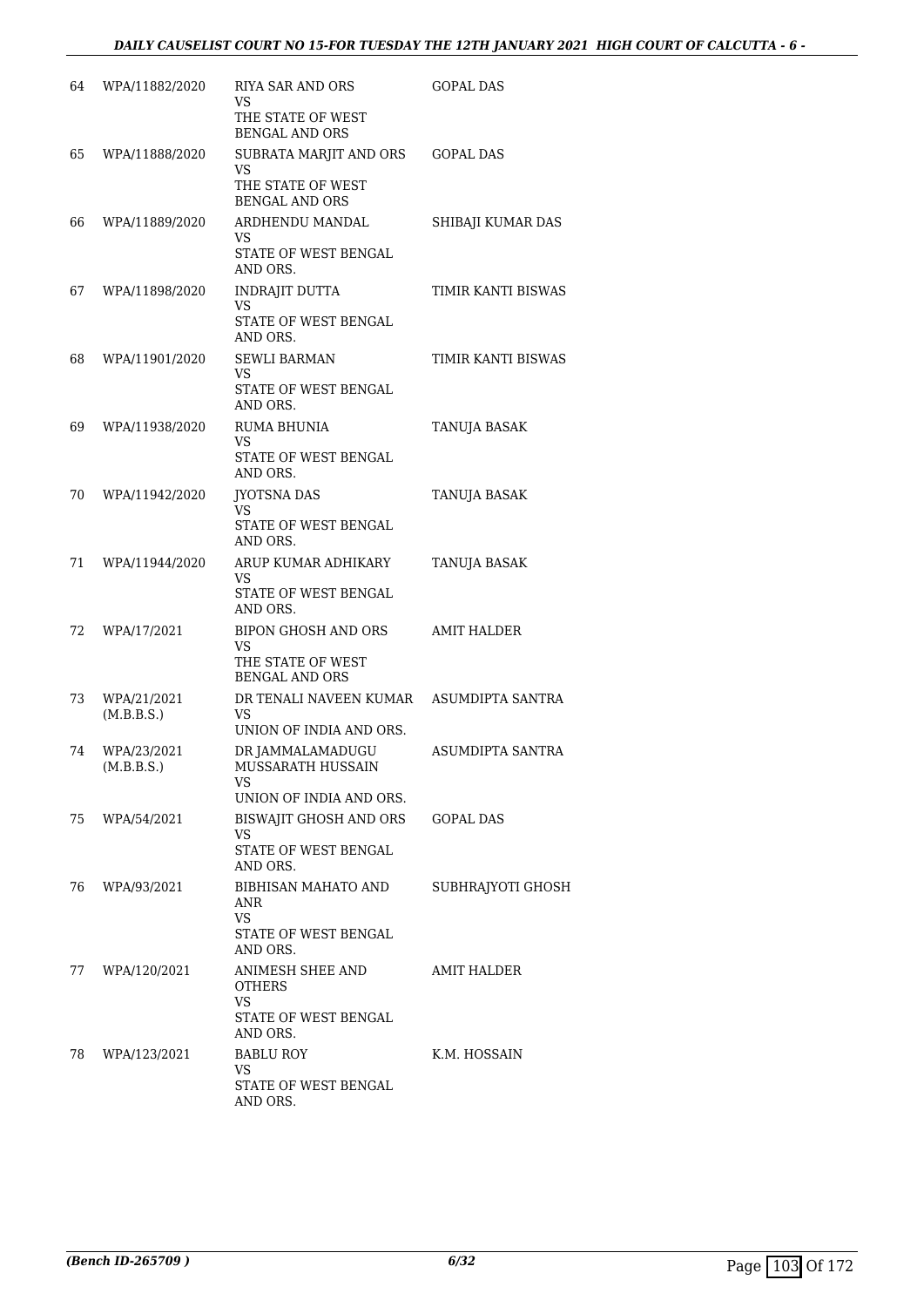| | | | |
|---|---|---|---|
| 64 | WPA/11882/2020 | RIYA SAR AND ORS<br>VS<br>THE STATE OF WEST BENGAL AND ORS | GOPAL DAS |
| 65 | WPA/11888/2020 | SUBRATA MARJIT AND ORS<br>VS<br>THE STATE OF WEST BENGAL AND ORS | GOPAL DAS |
| 66 | WPA/11889/2020 | ARDHENDU MANDAL<br>VS<br>STATE OF WEST BENGAL AND ORS. | SHIBAJI KUMAR DAS |
| 67 | WPA/11898/2020 | INDRAJIT DUTTA<br>VS<br>STATE OF WEST BENGAL AND ORS. | TIMIR KANTI BISWAS |
| 68 | WPA/11901/2020 | SEWLI BARMAN<br>VS<br>STATE OF WEST BENGAL AND ORS. | TIMIR KANTI BISWAS |
| 69 | WPA/11938/2020 | RUMA BHUNIA<br>VS<br>STATE OF WEST BENGAL AND ORS. | TANUJA BASAK |
| 70 | WPA/11942/2020 | JYOTSNA DAS<br>VS<br>STATE OF WEST BENGAL AND ORS. | TANUJA BASAK |
| 71 | WPA/11944/2020 | ARUP KUMAR ADHIKARY<br>VS<br>STATE OF WEST BENGAL AND ORS. | TANUJA BASAK |
| 72 | WPA/17/2021 | BIPON GHOSH AND ORS<br>VS<br>THE STATE OF WEST BENGAL AND ORS | AMIT HALDER |
| 73 | WPA/21/2021 (M.B.B.S.) | DR TENALI NAVEEN KUMAR<br>VS<br>UNION OF INDIA AND ORS. | ASUMDIPTA SANTRA |
| 74 | WPA/23/2021 (M.B.B.S.) | DR JAMMALAMADUGU MUSSARATH HUSSAIN<br>VS<br>UNION OF INDIA AND ORS. | ASUMDIPTA SANTRA |
| 75 | WPA/54/2021 | BISWAJIT GHOSH AND ORS<br>VS<br>STATE OF WEST BENGAL AND ORS. | GOPAL DAS |
| 76 | WPA/93/2021 | BIBHISAN MAHATO AND ANR<br>VS<br>STATE OF WEST BENGAL AND ORS. | SUBHRAJYOTI GHOSH |
| 77 | WPA/120/2021 | ANIMESH SHEE AND OTHERS<br>VS<br>STATE OF WEST BENGAL AND ORS. | AMIT HALDER |
| 78 | WPA/123/2021 | BABLU ROY<br>VS<br>STATE OF WEST BENGAL AND ORS. | K.M. HOSSAIN |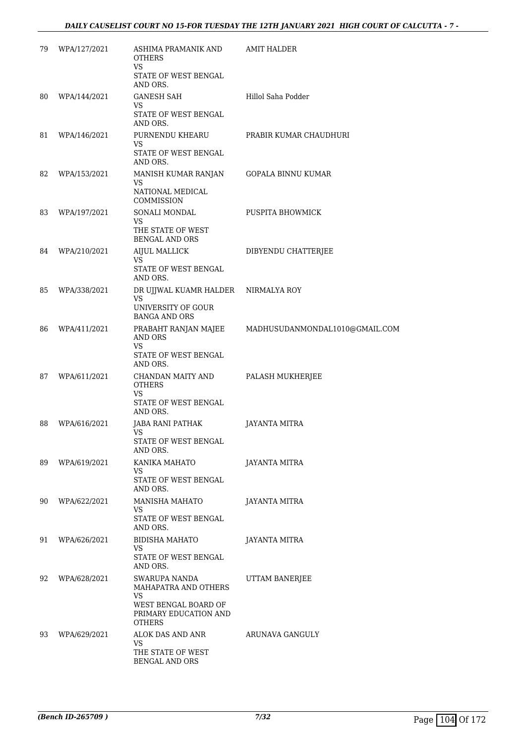| | | | |
|---|---|---|---|
| 79 | WPA/127/2021 | ASHIMA PRAMANIK AND OTHERS<br>VS<br>STATE OF WEST BENGAL AND ORS. | AMIT HALDER |
| 80 | WPA/144/2021 | GANESH SAH<br>VS<br>STATE OF WEST BENGAL AND ORS. | Hillol Saha Podder |
| 81 | WPA/146/2021 | PURNENDU KHEARU<br>VS<br>STATE OF WEST BENGAL AND ORS. | PRABIR KUMAR CHAUDHURI |
| 82 | WPA/153/2021 | MANISH KUMAR RANJAN<br>VS<br>NATIONAL MEDICAL COMMISSION | GOPALA BINNU KUMAR |
| 83 | WPA/197/2021 | SONALI MONDAL<br>VS<br>THE STATE OF WEST BENGAL AND ORS | PUSPITA BHOWMICK |
| 84 | WPA/210/2021 | AIJUL MALLICK<br>VS<br>STATE OF WEST BENGAL AND ORS. | DIBYENDU CHATTERJEE |
| 85 | WPA/338/2021 | DR UJJWAL KUAMR HALDER<br>VS<br>UNIVERSITY OF GOUR BANGA AND ORS | NIRMALYA ROY |
| 86 | WPA/411/2021 | PRABAHT RANJAN MAJEE AND ORS<br>VS<br>STATE OF WEST BENGAL AND ORS. | MADHUSUDANMONDAL1010@GMAIL.COM |
| 87 | WPA/611/2021 | CHANDAN MAITY AND OTHERS<br>VS<br>STATE OF WEST BENGAL AND ORS. | PALASH MUKHERJEE |
| 88 | WPA/616/2021 | JABA RANI PATHAK<br>VS<br>STATE OF WEST BENGAL AND ORS. | JAYANTA MITRA |
| 89 | WPA/619/2021 | KANIKA MAHATO<br>VS<br>STATE OF WEST BENGAL AND ORS. | JAYANTA MITRA |
| 90 | WPA/622/2021 | MANISHA MAHATO<br>VS<br>STATE OF WEST BENGAL AND ORS. | JAYANTA MITRA |
| 91 | WPA/626/2021 | BIDISHA MAHATO<br>VS<br>STATE OF WEST BENGAL AND ORS. | JAYANTA MITRA |
| 92 | WPA/628/2021 | SWARUPA NANDA MAHAPATRA AND OTHERS<br>VS<br>WEST BENGAL BOARD OF PRIMARY EDUCATION AND OTHERS | UTTAM BANERJEE |
| 93 | WPA/629/2021 | ALOK DAS AND ANR<br>VS<br>THE STATE OF WEST BENGAL AND ORS | ARUNAVA GANGULY |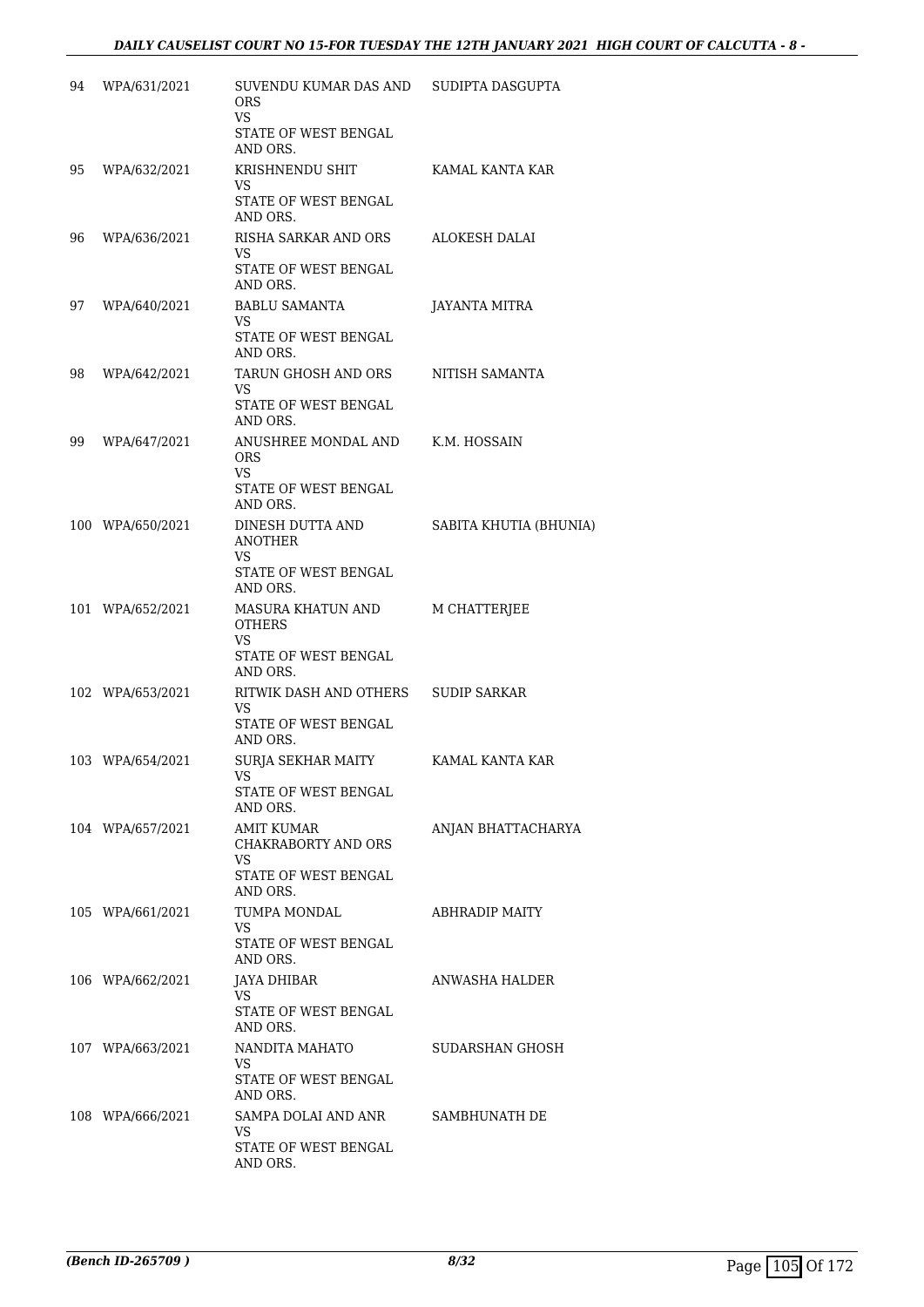| | | | |
|---|---|---|---|
| 94 | WPA/631/2021 | SUVENDU KUMAR DAS AND ORS<br>VS<br>STATE OF WEST BENGAL AND ORS. | SUDIPTA DASGUPTA |
| 95 | WPA/632/2021 | KRISHNENDU SHIT<br>VS<br>STATE OF WEST BENGAL AND ORS. | KAMAL KANTA KAR |
| 96 | WPA/636/2021 | RISHA SARKAR AND ORS<br>VS<br>STATE OF WEST BENGAL AND ORS. | ALOKESH DALAI |
| 97 | WPA/640/2021 | BABLU SAMANTA<br>VS<br>STATE OF WEST BENGAL AND ORS. | JAYANTA MITRA |
| 98 | WPA/642/2021 | TARUN GHOSH AND ORS<br>VS<br>STATE OF WEST BENGAL AND ORS. | NITISH SAMANTA |
| 99 | WPA/647/2021 | ANUSHREE MONDAL AND ORS<br>VS<br>STATE OF WEST BENGAL AND ORS. | K.M. HOSSAIN |
| 100 | WPA/650/2021 | DINESH DUTTA AND ANOTHER<br>VS<br>STATE OF WEST BENGAL AND ORS. | SABITA KHUTIA (BHUNIA) |
| 101 | WPA/652/2021 | MASURA KHATUN AND OTHERS<br>VS<br>STATE OF WEST BENGAL AND ORS. | M CHATTERJEE |
| 102 | WPA/653/2021 | RITWIK DASH AND OTHERS<br>VS<br>STATE OF WEST BENGAL AND ORS. | SUDIP SARKAR |
| 103 | WPA/654/2021 | SURJA SEKHAR MAITY<br>VS<br>STATE OF WEST BENGAL AND ORS. | KAMAL KANTA KAR |
| 104 | WPA/657/2021 | AMIT KUMAR CHAKRABORTY AND ORS<br>VS<br>STATE OF WEST BENGAL AND ORS. | ANJAN BHATTACHARYA |
| 105 | WPA/661/2021 | TUMPA MONDAL<br>VS<br>STATE OF WEST BENGAL AND ORS. | ABHRADIP MAITY |
| 106 | WPA/662/2021 | JAYA DHIBAR<br>VS<br>STATE OF WEST BENGAL AND ORS. | ANWASHA HALDER |
| 107 | WPA/663/2021 | NANDITA MAHATO<br>VS<br>STATE OF WEST BENGAL AND ORS. | SUDARSHAN GHOSH |
| 108 | WPA/666/2021 | SAMPA DOLAI AND ANR<br>VS<br>STATE OF WEST BENGAL AND ORS. | SAMBHUNATH DE |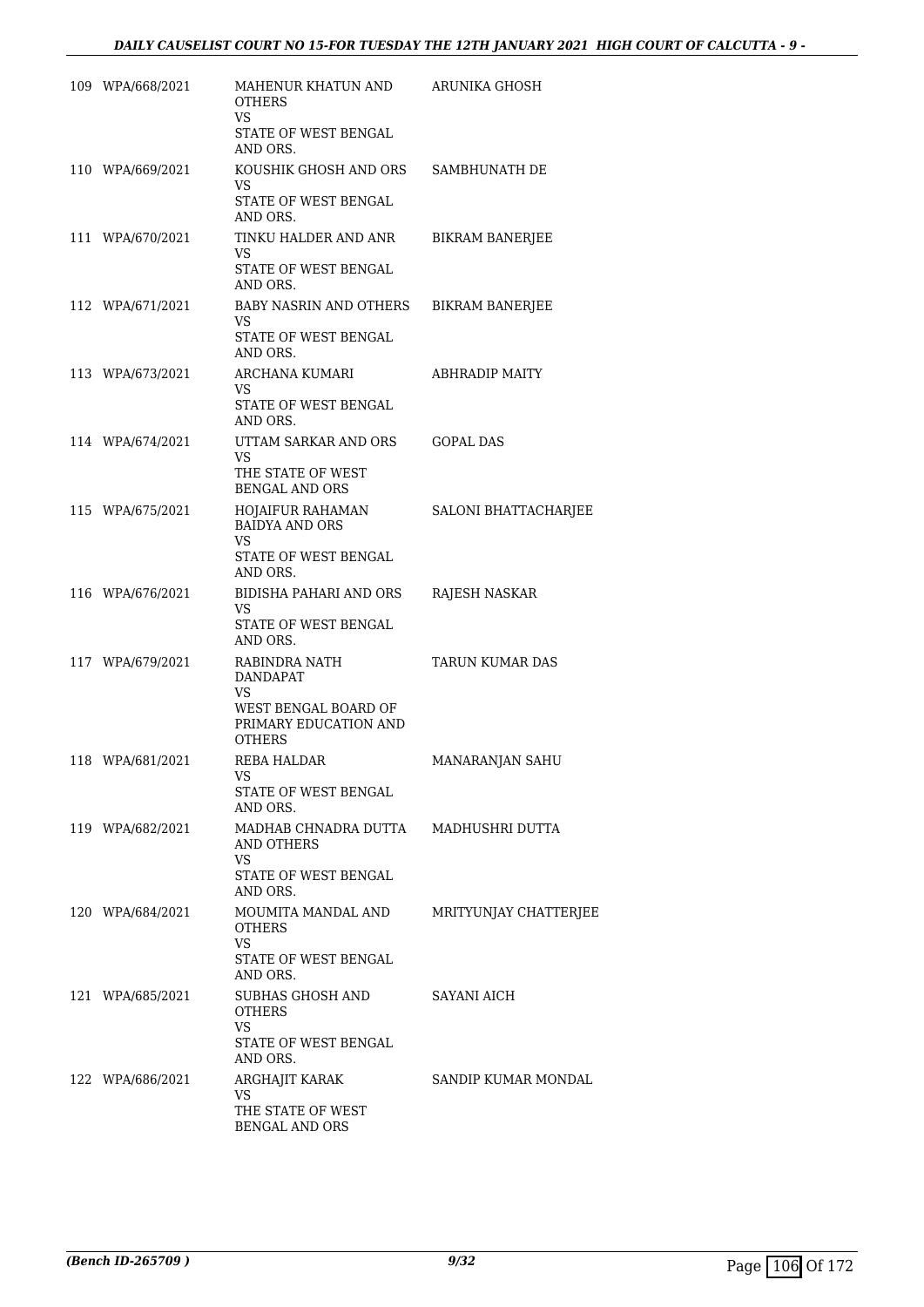| | | | |
|---|---|---|---|
| 109 | WPA/668/2021 | MAHENUR KHATUN AND OTHERS<br>VS<br>STATE OF WEST BENGAL AND ORS. | ARUNIKA GHOSH |
| 110 | WPA/669/2021 | KOUSHIK GHOSH AND ORS<br>VS<br>STATE OF WEST BENGAL AND ORS. | SAMBHUNATH DE |
| 111 | WPA/670/2021 | TINKU HALDER AND ANR<br>VS<br>STATE OF WEST BENGAL AND ORS. | BIKRAM BANERJEE |
| 112 | WPA/671/2021 | BABY NASRIN AND OTHERS<br>VS<br>STATE OF WEST BENGAL AND ORS. | BIKRAM BANERJEE |
| 113 | WPA/673/2021 | ARCHANA KUMARI<br>VS<br>STATE OF WEST BENGAL AND ORS. | ABHRADIP MAITY |
| 114 | WPA/674/2021 | UTTAM SARKAR AND ORS<br>VS<br>THE STATE OF WEST BENGAL AND ORS | GOPAL DAS |
| 115 | WPA/675/2021 | HOJAIFUR RAHAMAN BAIDYA AND ORS<br>VS<br>STATE OF WEST BENGAL AND ORS. | SALONI BHATTACHARJEE |
| 116 | WPA/676/2021 | BIDISHA PAHARI AND ORS<br>VS<br>STATE OF WEST BENGAL AND ORS. | RAJESH NASKAR |
| 117 | WPA/679/2021 | RABINDRA NATH DANDAPAT<br>VS<br>WEST BENGAL BOARD OF PRIMARY EDUCATION AND OTHERS | TARUN KUMAR DAS |
| 118 | WPA/681/2021 | REBA HALDAR<br>VS<br>STATE OF WEST BENGAL AND ORS. | MANARANJAN SAHU |
| 119 | WPA/682/2021 | MADHAB CHNADRA DUTTA AND OTHERS<br>VS<br>STATE OF WEST BENGAL AND ORS. | MADHUSHRI DUTTA |
| 120 | WPA/684/2021 | MOUMITA MANDAL AND OTHERS<br>VS<br>STATE OF WEST BENGAL AND ORS. | MRITYUNJAY CHATTERJEE |
| 121 | WPA/685/2021 | SUBHAS GHOSH AND OTHERS<br>VS<br>STATE OF WEST BENGAL AND ORS. | SAYANI AICH |
| 122 | WPA/686/2021 | ARGHAJIT KARAK<br>VS<br>THE STATE OF WEST BENGAL AND ORS | SANDIP KUMAR MONDAL |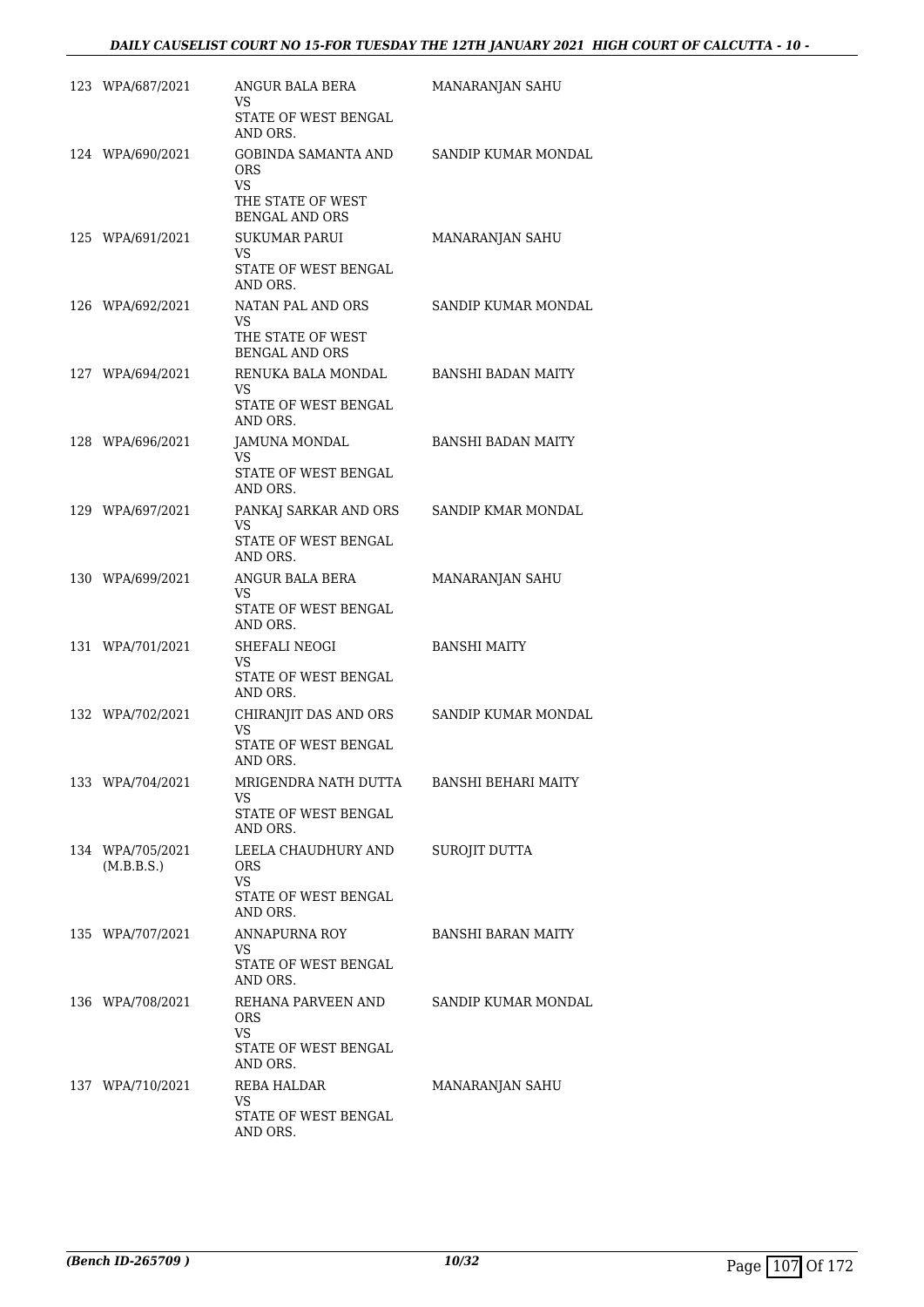| | | | |
|---|---|---|---|
| 123 | WPA/687/2021 | ANGUR BALA BERA<br>VS<br>STATE OF WEST BENGAL AND ORS. | MANARANJAN SAHU |
| 124 | WPA/690/2021 | GOBINDA SAMANTA AND ORS<br>VS<br>THE STATE OF WEST BENGAL AND ORS | SANDIP KUMAR MONDAL |
| 125 | WPA/691/2021 | SUKUMAR PARUI<br>VS<br>STATE OF WEST BENGAL AND ORS. | MANARANJAN SAHU |
| 126 | WPA/692/2021 | NATAN PAL AND ORS<br>VS<br>THE STATE OF WEST BENGAL AND ORS | SANDIP KUMAR MONDAL |
| 127 | WPA/694/2021 | RENUKA BALA MONDAL<br>VS<br>STATE OF WEST BENGAL AND ORS. | BANSHI BADAN MAITY |
| 128 | WPA/696/2021 | JAMUNA MONDAL<br>VS<br>STATE OF WEST BENGAL AND ORS. | BANSHI BADAN MAITY |
| 129 | WPA/697/2021 | PANKAJ SARKAR AND ORS<br>VS<br>STATE OF WEST BENGAL AND ORS. | SANDIP KMAR MONDAL |
| 130 | WPA/699/2021 | ANGUR BALA BERA<br>VS<br>STATE OF WEST BENGAL AND ORS. | MANARANJAN SAHU |
| 131 | WPA/701/2021 | SHEFALI NEOGI<br>VS<br>STATE OF WEST BENGAL AND ORS. | BANSHI MAITY |
| 132 | WPA/702/2021 | CHIRANJIT DAS AND ORS<br>VS<br>STATE OF WEST BENGAL AND ORS. | SANDIP KUMAR MONDAL |
| 133 | WPA/704/2021 | MRIGENDRA NATH DUTTA<br>VS<br>STATE OF WEST BENGAL AND ORS. | BANSHI BEHARI MAITY |
| 134 | WPA/705/2021<br>(M.B.B.S.) | LEELA CHAUDHURY AND ORS<br>VS<br>STATE OF WEST BENGAL AND ORS. | SUROJIT DUTTA |
| 135 | WPA/707/2021 | ANNAPURNA ROY<br>VS<br>STATE OF WEST BENGAL AND ORS. | BANSHI BARAN MAITY |
| 136 | WPA/708/2021 | REHANA PARVEEN AND ORS<br>VS<br>STATE OF WEST BENGAL AND ORS. | SANDIP KUMAR MONDAL |
| 137 | WPA/710/2021 | REBA HALDAR<br>VS<br>STATE OF WEST BENGAL AND ORS. | MANARANJAN SAHU |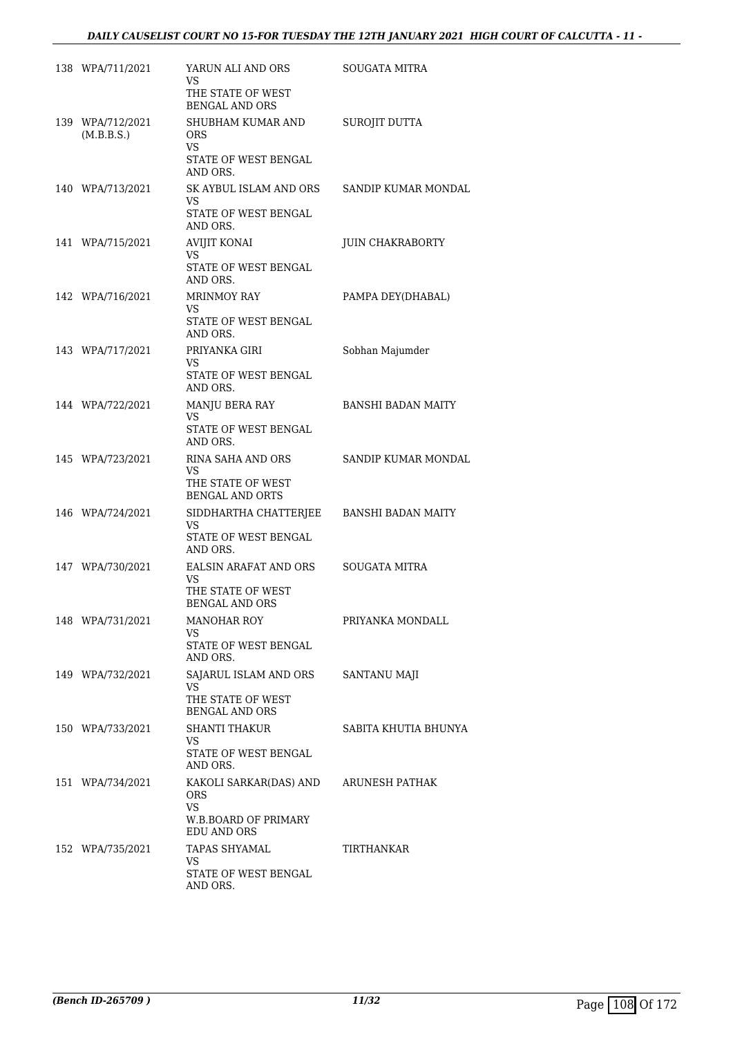| | | | |
|---|---|---|---|
| 138 | WPA/711/2021 | YARUN ALI AND ORS<br>VS<br>THE STATE OF WEST BENGAL AND ORS | SOUGATA MITRA |
| 139 | WPA/712/2021<br>(M.B.B.S.) | SHUBHAM KUMAR AND ORS<br>VS<br>STATE OF WEST BENGAL AND ORS. | SUROJIT DUTTA |
| 140 | WPA/713/2021 | SK AYBUL ISLAM AND ORS<br>VS<br>STATE OF WEST BENGAL AND ORS. | SANDIP KUMAR MONDAL |
| 141 | WPA/715/2021 | AVIJIT KONAI<br>VS<br>STATE OF WEST BENGAL AND ORS. | JUIN CHAKRABORTY |
| 142 | WPA/716/2021 | MRINMOY RAY<br>VS<br>STATE OF WEST BENGAL AND ORS. | PAMPA DEY(DHABAL) |
| 143 | WPA/717/2021 | PRIYANKA GIRI<br>VS<br>STATE OF WEST BENGAL AND ORS. | Sobhan Majumder |
| 144 | WPA/722/2021 | MANJU BERA RAY<br>VS<br>STATE OF WEST BENGAL AND ORS. | BANSHI BADAN MAITY |
| 145 | WPA/723/2021 | RINA SAHA AND ORS<br>VS<br>THE STATE OF WEST BENGAL AND ORTS | SANDIP KUMAR MONDAL |
| 146 | WPA/724/2021 | SIDDHARTHA CHATTERJEE<br>VS<br>STATE OF WEST BENGAL AND ORS. | BANSHI BADAN MAITY |
| 147 | WPA/730/2021 | EALSIN ARAFAT AND ORS<br>VS<br>THE STATE OF WEST BENGAL AND ORS | SOUGATA MITRA |
| 148 | WPA/731/2021 | MANOHAR ROY<br>VS<br>STATE OF WEST BENGAL AND ORS. | PRIYANKA MONDALL |
| 149 | WPA/732/2021 | SAJARUL ISLAM AND ORS<br>VS<br>THE STATE OF WEST BENGAL AND ORS | SANTANU MAJI |
| 150 | WPA/733/2021 | SHANTI THAKUR<br>VS<br>STATE OF WEST BENGAL AND ORS. | SABITA KHUTIA BHUNYA |
| 151 | WPA/734/2021 | KAKOLI SARKAR(DAS) AND ORS<br>VS<br>W.B.BOARD OF PRIMARY EDU AND ORS | ARUNESH PATHAK |
| 152 | WPA/735/2021 | TAPAS SHYAMAL<br>VS<br>STATE OF WEST BENGAL AND ORS. | TIRTHANKAR |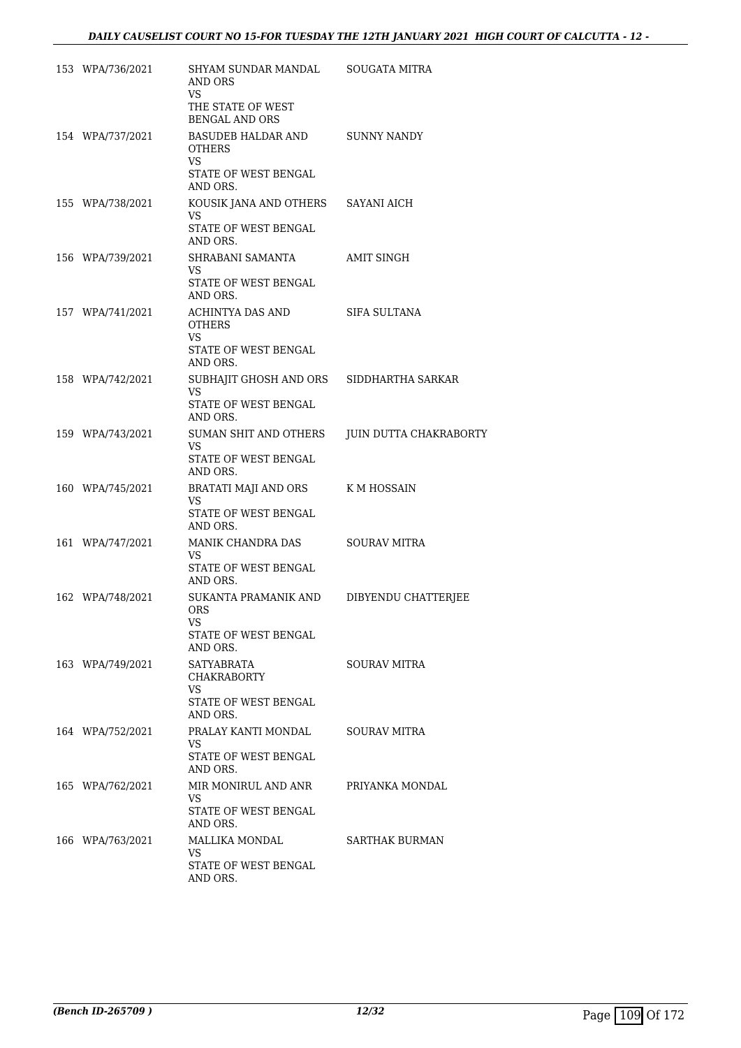| | | | |
|---|---|---|---|
| 153 | WPA/736/2021 | SHYAM SUNDAR MANDAL AND ORS<br>VS<br>THE STATE OF WEST BENGAL AND ORS | SOUGATA MITRA |
| 154 | WPA/737/2021 | BASUDEB HALDAR AND OTHERS<br>VS<br>STATE OF WEST BENGAL AND ORS. | SUNNY NANDY |
| 155 | WPA/738/2021 | KOUSIK JANA AND OTHERS<br>VS<br>STATE OF WEST BENGAL AND ORS. | SAYANI AICH |
| 156 | WPA/739/2021 | SHRABANI SAMANTA<br>VS<br>STATE OF WEST BENGAL AND ORS. | AMIT SINGH |
| 157 | WPA/741/2021 | ACHINTYA DAS AND OTHERS<br>VS<br>STATE OF WEST BENGAL AND ORS. | SIFA SULTANA |
| 158 | WPA/742/2021 | SUBHAJIT GHOSH AND ORS<br>VS<br>STATE OF WEST BENGAL AND ORS. | SIDDHARTHA SARKAR |
| 159 | WPA/743/2021 | SUMAN SHIT AND OTHERS<br>VS<br>STATE OF WEST BENGAL AND ORS. | JUIN DUTTA CHAKRABORTY |
| 160 | WPA/745/2021 | BRATATI MAJI AND ORS<br>VS<br>STATE OF WEST BENGAL AND ORS. | K M HOSSAIN |
| 161 | WPA/747/2021 | MANIK CHANDRA DAS<br>VS<br>STATE OF WEST BENGAL AND ORS. | SOURAV MITRA |
| 162 | WPA/748/2021 | SUKANTA PRAMANIK AND ORS<br>VS<br>STATE OF WEST BENGAL AND ORS. | DIBYENDU CHATTERJEE |
| 163 | WPA/749/2021 | SATYABRATA CHAKRABORTY<br>VS<br>STATE OF WEST BENGAL AND ORS. | SOURAV MITRA |
| 164 | WPA/752/2021 | PRALAY KANTI MONDAL<br>VS<br>STATE OF WEST BENGAL AND ORS. | SOURAV MITRA |
| 165 | WPA/762/2021 | MIR MONIRUL AND ANR<br>VS<br>STATE OF WEST BENGAL AND ORS. | PRIYANKA MONDAL |
| 166 | WPA/763/2021 | MALLIKA MONDAL<br>VS<br>STATE OF WEST BENGAL AND ORS. | SARTHAK BURMAN |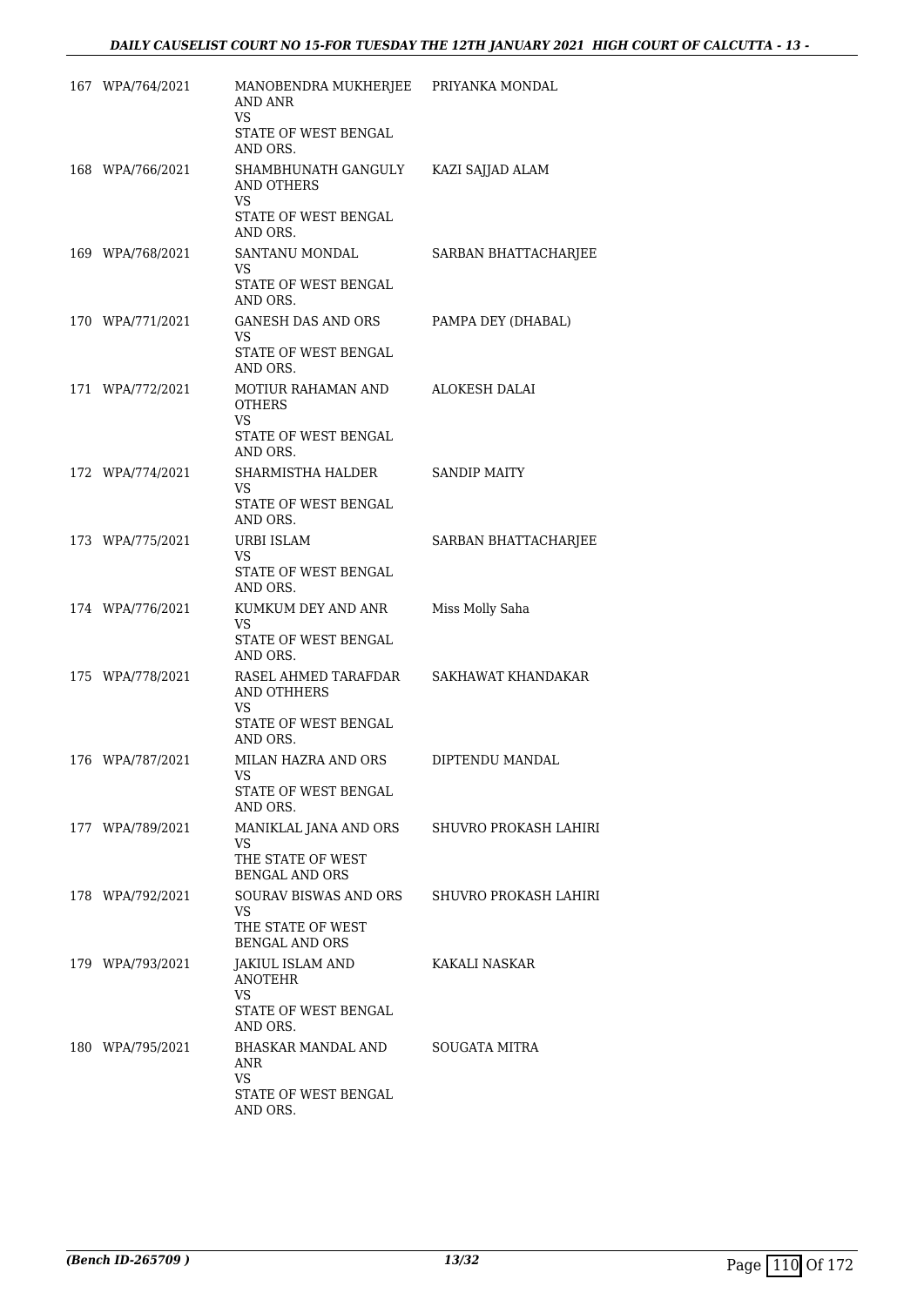| | | | |
|---|---|---|---|
| 167 | WPA/764/2021 | MANOBENDRA MUKHERJEE AND ANR<br>VS<br>STATE OF WEST BENGAL AND ORS. | PRIYANKA MONDAL |
| 168 | WPA/766/2021 | SHAMBHUNATH GANGULY AND OTHERS<br>VS<br>STATE OF WEST BENGAL AND ORS. | KAZI SAJJAD ALAM |
| 169 | WPA/768/2021 | SANTANU MONDAL<br>VS<br>STATE OF WEST BENGAL AND ORS. | SARBAN BHATTACHARJEE |
| 170 | WPA/771/2021 | GANESH DAS AND ORS<br>VS<br>STATE OF WEST BENGAL AND ORS. | PAMPA DEY (DHABAL) |
| 171 | WPA/772/2021 | MOTIUR RAHAMAN AND OTHERS<br>VS<br>STATE OF WEST BENGAL AND ORS. | ALOKESH DALAI |
| 172 | WPA/774/2021 | SHARMISTHA HALDER<br>VS<br>STATE OF WEST BENGAL AND ORS. | SANDIP MAITY |
| 173 | WPA/775/2021 | URBI ISLAM<br>VS<br>STATE OF WEST BENGAL AND ORS. | SARBAN BHATTACHARJEE |
| 174 | WPA/776/2021 | KUMKUM DEY AND ANR<br>VS<br>STATE OF WEST BENGAL AND ORS. | Miss Molly Saha |
| 175 | WPA/778/2021 | RASEL AHMED TARAFDAR AND OTHHERS<br>VS<br>STATE OF WEST BENGAL AND ORS. | SAKHAWAT KHANDAKAR |
| 176 | WPA/787/2021 | MILAN HAZRA AND ORS<br>VS<br>STATE OF WEST BENGAL AND ORS. | DIPTENDU MANDAL |
| 177 | WPA/789/2021 | MANIKLAL JANA AND ORS<br>VS<br>THE STATE OF WEST BENGAL AND ORS | SHUVRO PROKASH LAHIRI |
| 178 | WPA/792/2021 | SOURAV BISWAS AND ORS<br>VS<br>THE STATE OF WEST BENGAL AND ORS | SHUVRO PROKASH LAHIRI |
| 179 | WPA/793/2021 | JAKIUL ISLAM AND ANOTEHR<br>VS<br>STATE OF WEST BENGAL AND ORS. | KAKALI NASKAR |
| 180 | WPA/795/2021 | BHASKAR MANDAL AND ANR<br>VS<br>STATE OF WEST BENGAL AND ORS. | SOUGATA MITRA |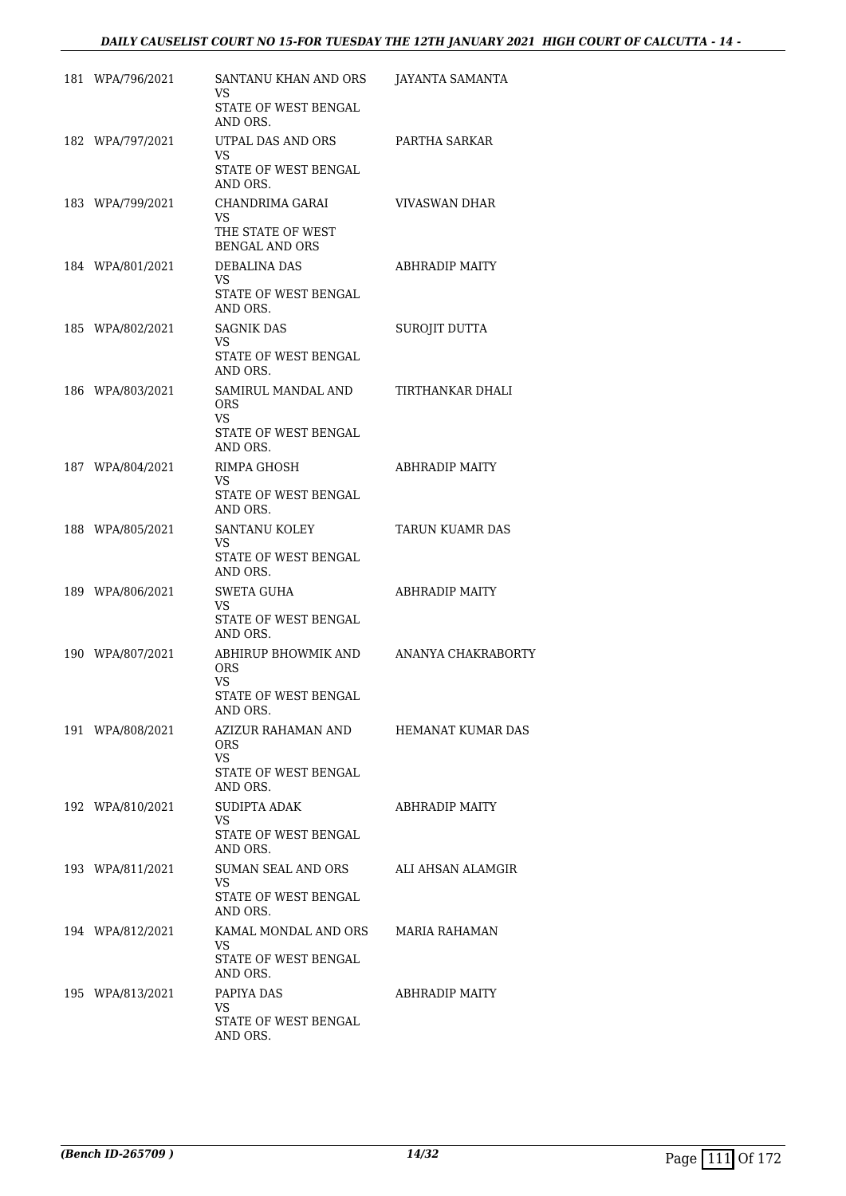| | | | |
|---|---|---|---|
| 181 | WPA/796/2021 | SANTANU KHAN AND ORS<br>VS<br>STATE OF WEST BENGAL AND ORS. | JAYANTA SAMANTA |
| 182 | WPA/797/2021 | UTPAL DAS AND ORS<br>VS<br>STATE OF WEST BENGAL AND ORS. | PARTHA SARKAR |
| 183 | WPA/799/2021 | CHANDRIMA GARAI<br>VS<br>THE STATE OF WEST BENGAL AND ORS | VIVASWAN DHAR |
| 184 | WPA/801/2021 | DEBALINA DAS<br>VS<br>STATE OF WEST BENGAL AND ORS. | ABHRADIP MAITY |
| 185 | WPA/802/2021 | SAGNIK DAS<br>VS<br>STATE OF WEST BENGAL AND ORS. | SUROJIT DUTTA |
| 186 | WPA/803/2021 | SAMIRUL MANDAL AND ORS<br>VS<br>STATE OF WEST BENGAL AND ORS. | TIRTHANKAR DHALI |
| 187 | WPA/804/2021 | RIMPA GHOSH<br>VS<br>STATE OF WEST BENGAL AND ORS. | ABHRADIP MAITY |
| 188 | WPA/805/2021 | SANTANU KOLEY<br>VS<br>STATE OF WEST BENGAL AND ORS. | TARUN KUAMR DAS |
| 189 | WPA/806/2021 | SWETA GUHA<br>VS<br>STATE OF WEST BENGAL AND ORS. | ABHRADIP MAITY |
| 190 | WPA/807/2021 | ABHIRUP BHOWMIK AND ORS<br>VS<br>STATE OF WEST BENGAL AND ORS. | ANANYA CHAKRABORTY |
| 191 | WPA/808/2021 | AZIZUR RAHAMAN AND ORS<br>VS<br>STATE OF WEST BENGAL AND ORS. | HEMANAT KUMAR DAS |
| 192 | WPA/810/2021 | SUDIPTA ADAK<br>VS<br>STATE OF WEST BENGAL AND ORS. | ABHRADIP MAITY |
| 193 | WPA/811/2021 | SUMAN SEAL AND ORS<br>VS<br>STATE OF WEST BENGAL AND ORS. | ALI AHSAN ALAMGIR |
| 194 | WPA/812/2021 | KAMAL MONDAL AND ORS<br>VS<br>STATE OF WEST BENGAL AND ORS. | MARIA RAHAMAN |
| 195 | WPA/813/2021 | PAPIYA DAS<br>VS<br>STATE OF WEST BENGAL AND ORS. | ABHRADIP MAITY |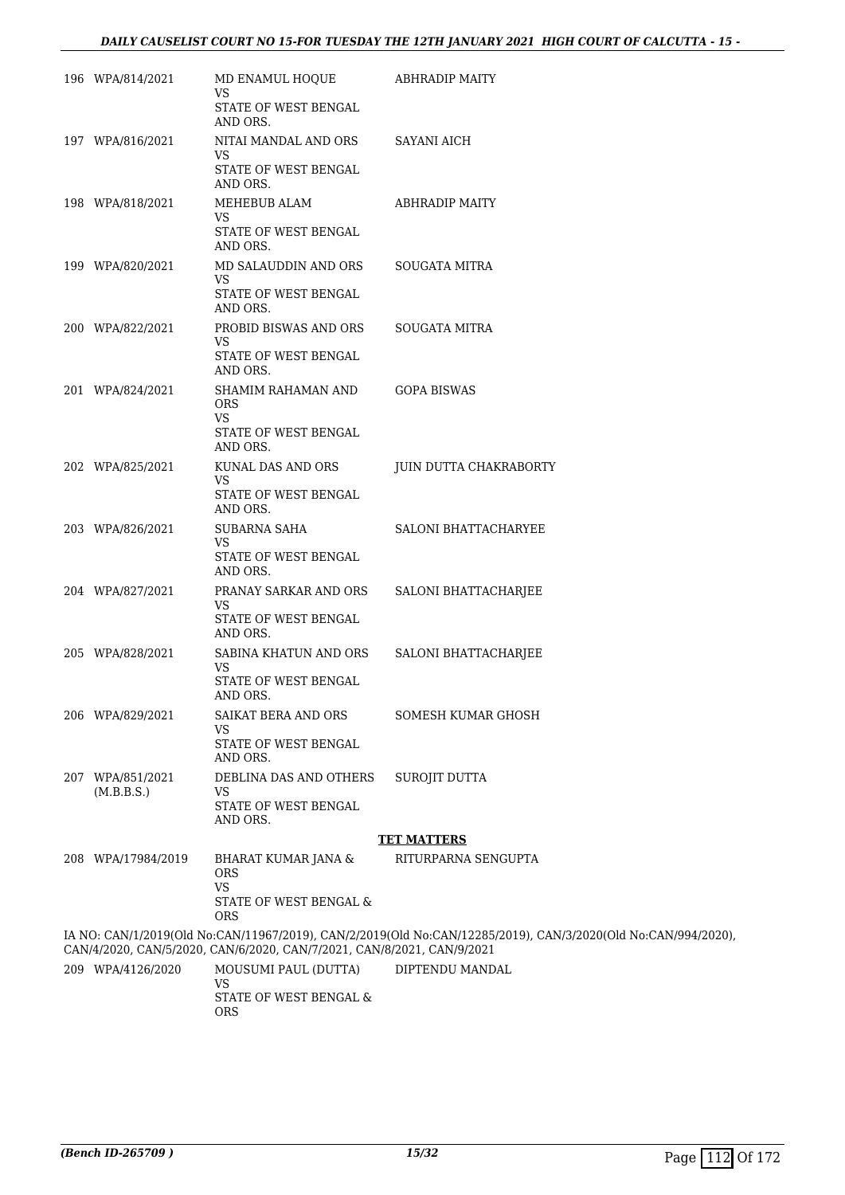| | | | |
|---|---|---|---|
| 196 | WPA/814/2021 | MD ENAMUL HOQUE<br>VS<br>STATE OF WEST BENGAL AND ORS. | ABHRADIP MAITY |
| 197 | WPA/816/2021 | NITAI MANDAL AND ORS<br>VS<br>STATE OF WEST BENGAL AND ORS. | SAYANI AICH |
| 198 | WPA/818/2021 | MEHEBUB ALAM<br>VS<br>STATE OF WEST BENGAL AND ORS. | ABHRADIP MAITY |
| 199 | WPA/820/2021 | MD SALAUDDIN AND ORS<br>VS<br>STATE OF WEST BENGAL AND ORS. | SOUGATA MITRA |
| 200 | WPA/822/2021 | PROBID BISWAS AND ORS<br>VS<br>STATE OF WEST BENGAL AND ORS. | SOUGATA MITRA |
| 201 | WPA/824/2021 | SHAMIM RAHAMAN AND ORS<br>VS<br>STATE OF WEST BENGAL AND ORS. | GOPA BISWAS |
| 202 | WPA/825/2021 | KUNAL DAS AND ORS<br>VS<br>STATE OF WEST BENGAL AND ORS. | JUIN DUTTA CHAKRABORTY |
| 203 | WPA/826/2021 | SUBARNA SAHA<br>VS<br>STATE OF WEST BENGAL AND ORS. | SALONI BHATTACHARYEE |
| 204 | WPA/827/2021 | PRANAY SARKAR AND ORS<br>VS<br>STATE OF WEST BENGAL AND ORS. | SALONI BHATTACHARJEE |
| 205 | WPA/828/2021 | SABINA KHATUN AND ORS<br>VS<br>STATE OF WEST BENGAL AND ORS. | SALONI BHATTACHARJEE |
| 206 | WPA/829/2021 | SAIKAT BERA AND ORS<br>VS<br>STATE OF WEST BENGAL AND ORS. | SOMESH KUMAR GHOSH |
| 207 | WPA/851/2021 (M.B.B.S.) | DEBLINA DAS AND OTHERS<br>VS<br>STATE OF WEST BENGAL AND ORS. | SUROJIT DUTTA |

**TET MATTERS**

| | | | |
|---|---|---|---|
| 208 | WPA/17984/2019 | BHARAT KUMAR JANA & ORS<br>VS<br>STATE OF WEST BENGAL & ORS | RITURPARNA SENGUPTA |

IA NO: CAN/1/2019(Old No:CAN/11967/2019), CAN/2/2019(Old No:CAN/12285/2019), CAN/3/2020(Old No:CAN/994/2020), CAN/4/2020, CAN/5/2020, CAN/6/2020, CAN/7/2021, CAN/8/2021, CAN/9/2021

| | | | |
|---|---|---|---|
| 209 | WPA/4126/2020 | MOUSUMI PAUL (DUTTA)<br>VS<br>STATE OF WEST BENGAL & ORS | DIPTENDU MANDAL |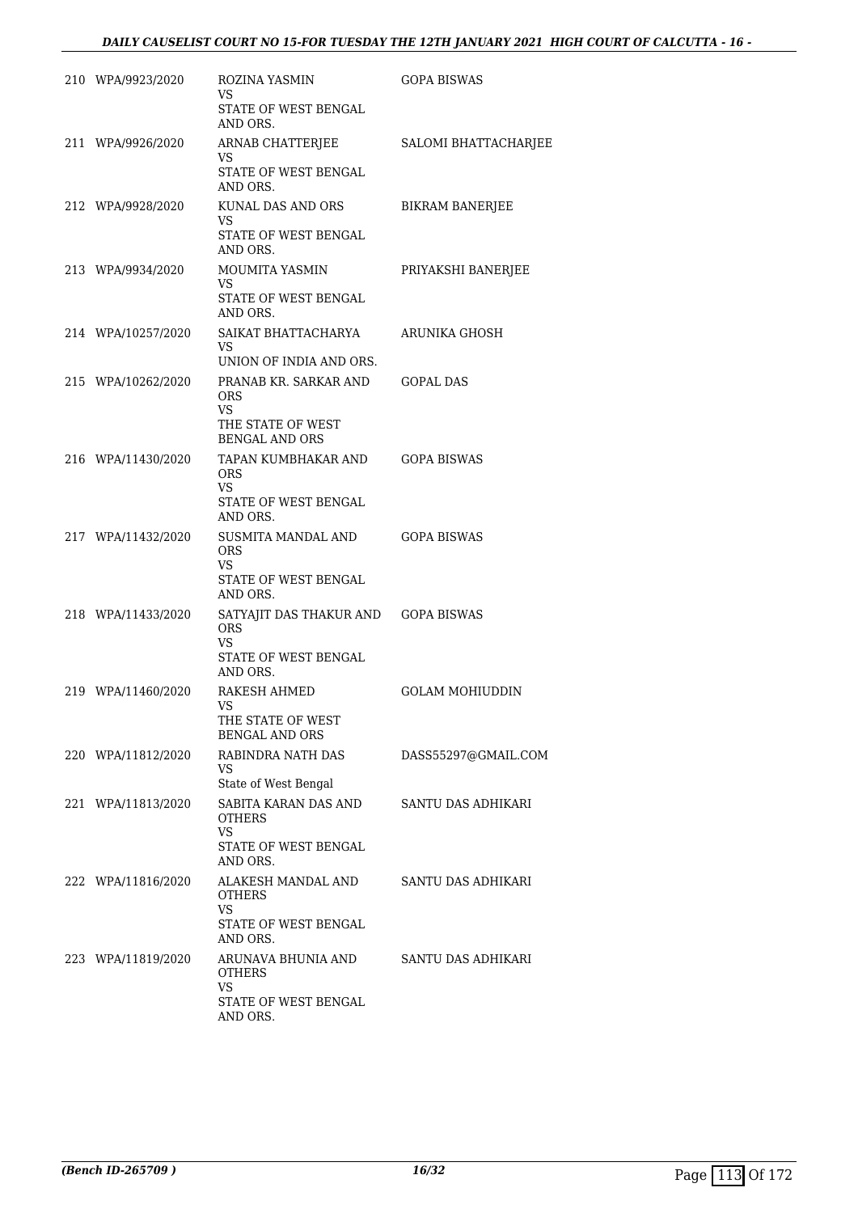| | | | |
|---|---|---|---|
| 210 | WPA/9923/2020 | ROZINA YASMIN<br>VS<br>STATE OF WEST BENGAL AND ORS. | GOPA BISWAS |
| 211 | WPA/9926/2020 | ARNAB CHATTERJEE<br>VS<br>STATE OF WEST BENGAL AND ORS. | SALOMI BHATTACHARJEE |
| 212 | WPA/9928/2020 | KUNAL DAS AND ORS<br>VS<br>STATE OF WEST BENGAL AND ORS. | BIKRAM BANERJEE |
| 213 | WPA/9934/2020 | MOUMITA YASMIN<br>VS<br>STATE OF WEST BENGAL AND ORS. | PRIYAKSHI BANERJEE |
| 214 | WPA/10257/2020 | SAIKAT BHATTACHARYA<br>VS<br>UNION OF INDIA AND ORS. | ARUNIKA GHOSH |
| 215 | WPA/10262/2020 | PRANAB KR. SARKAR AND ORS<br>VS<br>THE STATE OF WEST BENGAL AND ORS | GOPAL DAS |
| 216 | WPA/11430/2020 | TAPAN KUMBHAKAR AND ORS<br>VS<br>STATE OF WEST BENGAL AND ORS. | GOPA BISWAS |
| 217 | WPA/11432/2020 | SUSMITA MANDAL AND ORS<br>VS<br>STATE OF WEST BENGAL AND ORS. | GOPA BISWAS |
| 218 | WPA/11433/2020 | SATYAJIT DAS THAKUR AND ORS<br>VS<br>STATE OF WEST BENGAL AND ORS. | GOPA BISWAS |
| 219 | WPA/11460/2020 | RAKESH AHMED<br>VS<br>THE STATE OF WEST BENGAL AND ORS | GOLAM MOHIUDDIN |
| 220 | WPA/11812/2020 | RABINDRA NATH DAS<br>VS<br>State of West Bengal | DASS55297@GMAIL.COM |
| 221 | WPA/11813/2020 | SABITA KARAN DAS AND OTHERS<br>VS<br>STATE OF WEST BENGAL AND ORS. | SANTU DAS ADHIKARI |
| 222 | WPA/11816/2020 | ALAKESH MANDAL AND OTHERS<br>VS<br>STATE OF WEST BENGAL AND ORS. | SANTU DAS ADHIKARI |
| 223 | WPA/11819/2020 | ARUNAVA BHUNIA AND OTHERS<br>VS<br>STATE OF WEST BENGAL AND ORS. | SANTU DAS ADHIKARI |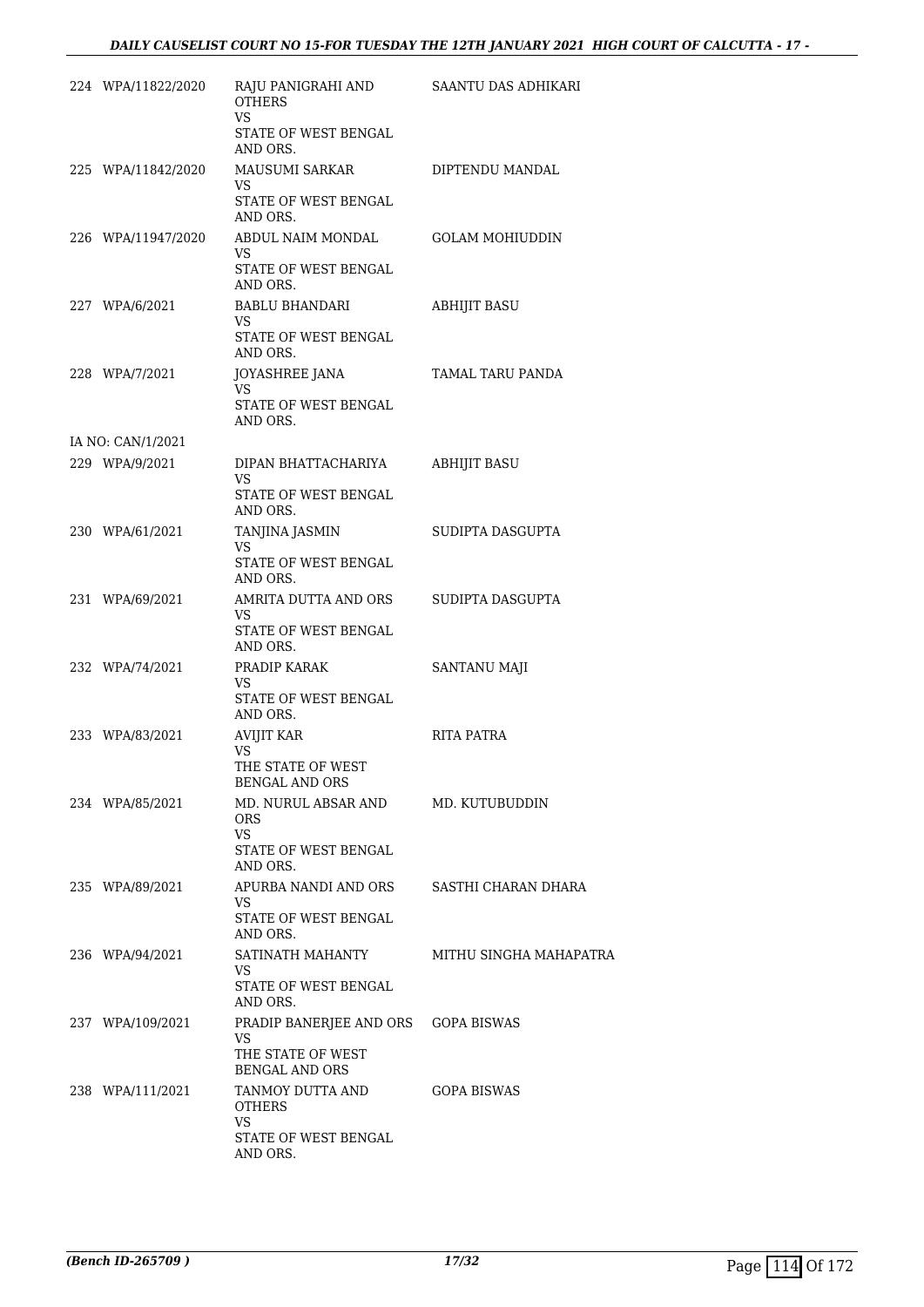| | | | |
|---|---|---|---|
| 224 | WPA/11822/2020 | RAJU PANIGRAHI AND OTHERS<br>VS<br>STATE OF WEST BENGAL AND ORS. | SAANTU DAS ADHIKARI |
| 225 | WPA/11842/2020 | MAUSUMI SARKAR<br>VS<br>STATE OF WEST BENGAL AND ORS. | DIPTENDU MANDAL |
| 226 | WPA/11947/2020 | ABDUL NAIM MONDAL<br>VS<br>STATE OF WEST BENGAL AND ORS. | GOLAM MOHIUDDIN |
| 227 | WPA/6/2021 | BABLU BHANDARI<br>VS<br>STATE OF WEST BENGAL AND ORS. | ABHIJIT BASU |
| 228 | WPA/7/2021 | JOYASHREE JANA<br>VS<br>STATE OF WEST BENGAL AND ORS. | TAMAL TARU PANDA |
| IA NO: CAN/1/2021 | | | |
| 229 | WPA/9/2021 | DIPAN BHATTACHARIYA<br>VS<br>STATE OF WEST BENGAL AND ORS. | ABHIJIT BASU |
| 230 | WPA/61/2021 | TANJINA JASMIN<br>VS<br>STATE OF WEST BENGAL AND ORS. | SUDIPTA DASGUPTA |
| 231 | WPA/69/2021 | AMRITA DUTTA AND ORS<br>VS<br>STATE OF WEST BENGAL AND ORS. | SUDIPTA DASGUPTA |
| 232 | WPA/74/2021 | PRADIP KARAK<br>VS<br>STATE OF WEST BENGAL AND ORS. | SANTANU MAJI |
| 233 | WPA/83/2021 | AVIJIT KAR<br>VS<br>THE STATE OF WEST BENGAL AND ORS | RITA PATRA |
| 234 | WPA/85/2021 | MD. NURUL ABSAR AND ORS<br>VS<br>STATE OF WEST BENGAL AND ORS. | MD. KUTUBUDDIN |
| 235 | WPA/89/2021 | APURBA NANDI AND ORS<br>VS<br>STATE OF WEST BENGAL AND ORS. | SASTHI CHARAN DHARA |
| 236 | WPA/94/2021 | SATINATH MAHANTY<br>VS<br>STATE OF WEST BENGAL AND ORS. | MITHU SINGHA MAHAPATRA |
| 237 | WPA/109/2021 | PRADIP BANERJEE AND ORS<br>VS<br>THE STATE OF WEST BENGAL AND ORS | GOPA BISWAS |
| 238 | WPA/111/2021 | TANMOY DUTTA AND OTHERS<br>VS<br>STATE OF WEST BENGAL AND ORS. | GOPA BISWAS |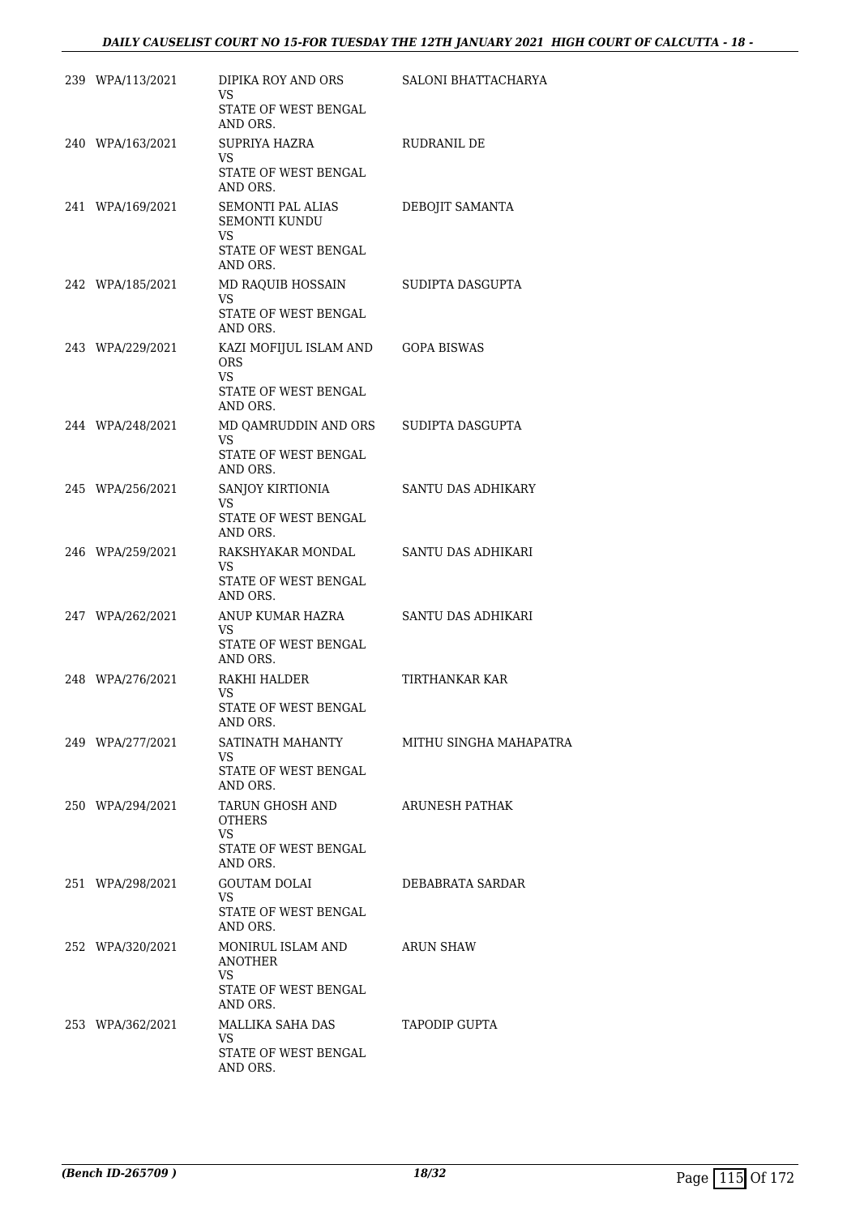| | | | |
|---|---|---|---|
| 239 | WPA/113/2021 | DIPIKA ROY AND ORS<br>VS<br>STATE OF WEST BENGAL AND ORS. | SALONI BHATTACHARYA |
| 240 | WPA/163/2021 | SUPRIYA HAZRA<br>VS<br>STATE OF WEST BENGAL AND ORS. | RUDRANIL DE |
| 241 | WPA/169/2021 | SEMONTI PAL ALIAS SEMONTI KUNDU<br>VS<br>STATE OF WEST BENGAL AND ORS. | DEBOJIT SAMANTA |
| 242 | WPA/185/2021 | MD RAQUIB HOSSAIN<br>VS<br>STATE OF WEST BENGAL AND ORS. | SUDIPTA DASGUPTA |
| 243 | WPA/229/2021 | KAZI MOFIJUL ISLAM AND ORS<br>VS<br>STATE OF WEST BENGAL AND ORS. | GOPA BISWAS |
| 244 | WPA/248/2021 | MD QAMRUDDIN AND ORS<br>VS<br>STATE OF WEST BENGAL AND ORS. | SUDIPTA DASGUPTA |
| 245 | WPA/256/2021 | SANJOY KIRTIONIA<br>VS<br>STATE OF WEST BENGAL AND ORS. | SANTU DAS ADHIKARY |
| 246 | WPA/259/2021 | RAKSHYAKAR MONDAL<br>VS<br>STATE OF WEST BENGAL AND ORS. | SANTU DAS ADHIKARI |
| 247 | WPA/262/2021 | ANUP KUMAR HAZRA<br>VS<br>STATE OF WEST BENGAL AND ORS. | SANTU DAS ADHIKARI |
| 248 | WPA/276/2021 | RAKHI HALDER<br>VS<br>STATE OF WEST BENGAL AND ORS. | TIRTHANKAR KAR |
| 249 | WPA/277/2021 | SATINATH MAHANTY<br>VS<br>STATE OF WEST BENGAL AND ORS. | MITHU SINGHA MAHAPATRA |
| 250 | WPA/294/2021 | TARUN GHOSH AND OTHERS<br>VS<br>STATE OF WEST BENGAL AND ORS. | ARUNESH PATHAK |
| 251 | WPA/298/2021 | GOUTAM DOLAI<br>VS<br>STATE OF WEST BENGAL AND ORS. | DEBABRATA SARDAR |
| 252 | WPA/320/2021 | MONIRUL ISLAM AND ANOTHER<br>VS<br>STATE OF WEST BENGAL AND ORS. | ARUN SHAW |
| 253 | WPA/362/2021 | MALLIKA SAHA DAS<br>VS<br>STATE OF WEST BENGAL AND ORS. | TAPODIP GUPTA |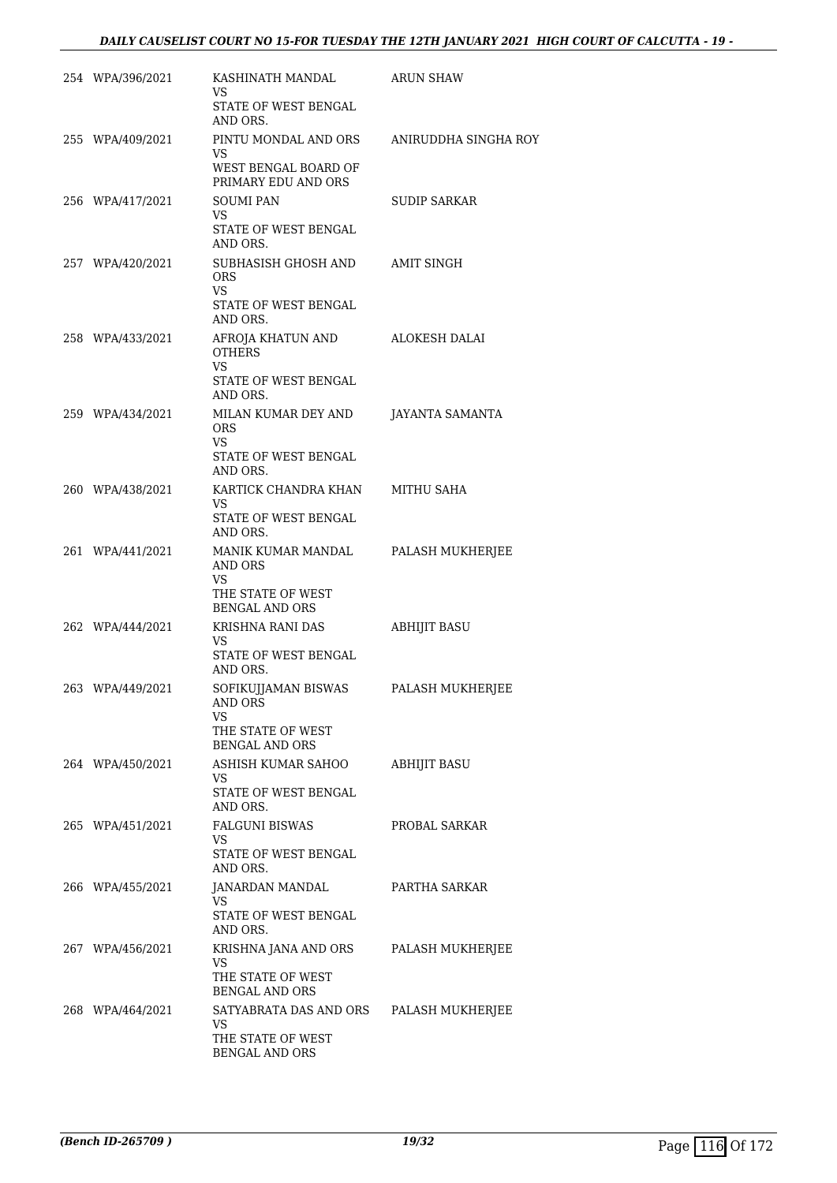| | | | |
|---|---|---|---|
| 254 | WPA/396/2021 | KASHINATH MANDAL<br>VS<br>STATE OF WEST BENGAL AND ORS. | ARUN SHAW |
| 255 | WPA/409/2021 | PINTU MONDAL AND ORS<br>VS<br>WEST BENGAL BOARD OF PRIMARY EDU AND ORS | ANIRUDDHA SINGHA ROY |
| 256 | WPA/417/2021 | SOUMI PAN<br>VS<br>STATE OF WEST BENGAL AND ORS. | SUDIP SARKAR |
| 257 | WPA/420/2021 | SUBHASISH GHOSH AND ORS<br>VS<br>STATE OF WEST BENGAL AND ORS. | AMIT SINGH |
| 258 | WPA/433/2021 | AFROJA KHATUN AND OTHERS<br>VS<br>STATE OF WEST BENGAL AND ORS. | ALOKESH DALAI |
| 259 | WPA/434/2021 | MILAN KUMAR DEY AND ORS<br>VS<br>STATE OF WEST BENGAL AND ORS. | JAYANTA SAMANTA |
| 260 | WPA/438/2021 | KARTICK CHANDRA KHAN<br>VS<br>STATE OF WEST BENGAL AND ORS. | MITHU SAHA |
| 261 | WPA/441/2021 | MANIK KUMAR MANDAL AND ORS<br>VS<br>THE STATE OF WEST BENGAL AND ORS | PALASH MUKHERJEE |
| 262 | WPA/444/2021 | KRISHNA RANI DAS<br>VS<br>STATE OF WEST BENGAL AND ORS. | ABHIJIT BASU |
| 263 | WPA/449/2021 | SOFIKUJJAMAN BISWAS AND ORS<br>VS<br>THE STATE OF WEST BENGAL AND ORS | PALASH MUKHERJEE |
| 264 | WPA/450/2021 | ASHISH KUMAR SAHOO<br>VS<br>STATE OF WEST BENGAL AND ORS. | ABHIJIT BASU |
| 265 | WPA/451/2021 | FALGUNI BISWAS<br>VS<br>STATE OF WEST BENGAL AND ORS. | PROBAL SARKAR |
| 266 | WPA/455/2021 | JANARDAN MANDAL<br>VS<br>STATE OF WEST BENGAL AND ORS. | PARTHA SARKAR |
| 267 | WPA/456/2021 | KRISHNA JANA AND ORS<br>VS<br>THE STATE OF WEST BENGAL AND ORS | PALASH MUKHERJEE |
| 268 | WPA/464/2021 | SATYABRATA DAS AND ORS<br>VS<br>THE STATE OF WEST BENGAL AND ORS | PALASH MUKHERJEE |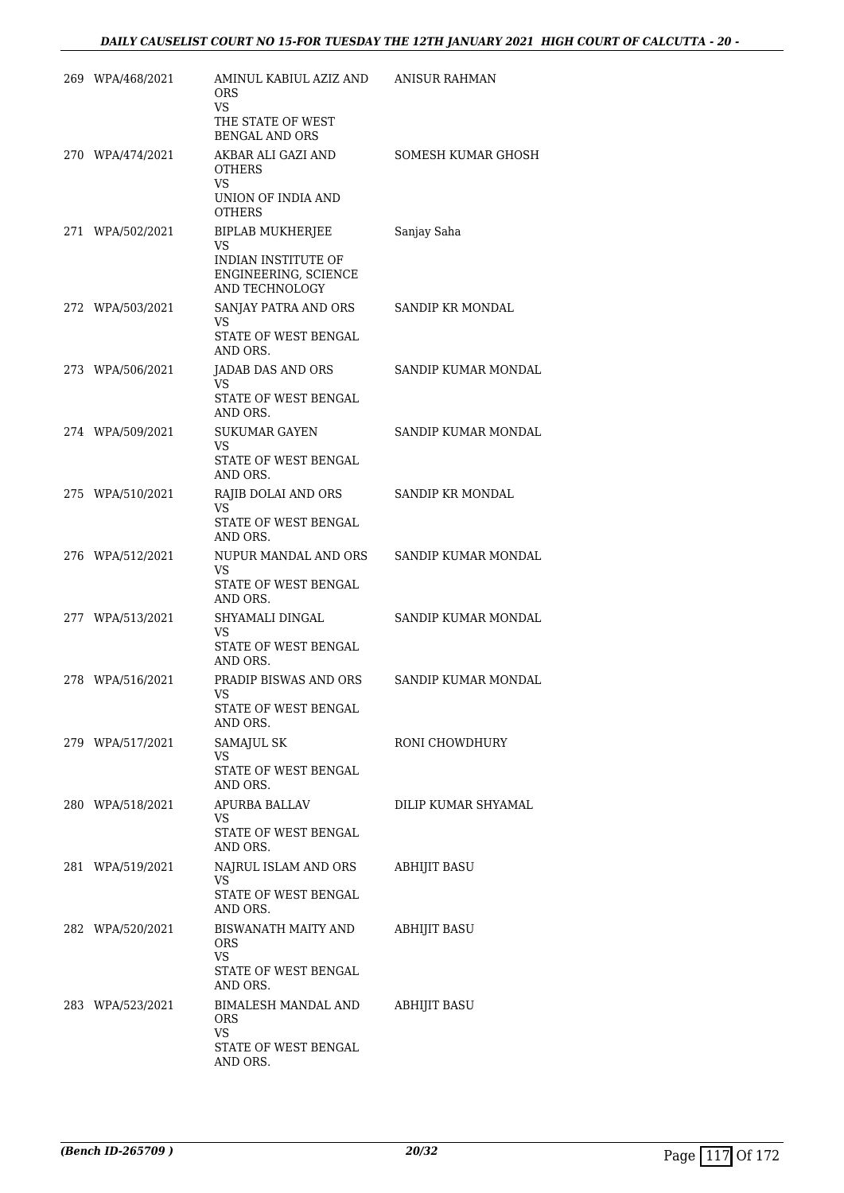| | | | |
|---|---|---|---|
| 269 | WPA/468/2021 | AMINUL KABIUL AZIZ AND ORS<br>VS<br>THE STATE OF WEST BENGAL AND ORS | ANISUR RAHMAN |
| 270 | WPA/474/2021 | AKBAR ALI GAZI AND OTHERS<br>VS<br>UNION OF INDIA AND OTHERS | SOMESH KUMAR GHOSH |
| 271 | WPA/502/2021 | BIPLAB MUKHERJEE<br>VS<br>INDIAN INSTITUTE OF ENGINEERING, SCIENCE AND TECHNOLOGY | Sanjay Saha |
| 272 | WPA/503/2021 | SANJAY PATRA AND ORS<br>VS<br>STATE OF WEST BENGAL AND ORS. | SANDIP KR MONDAL |
| 273 | WPA/506/2021 | JADAB DAS AND ORS<br>VS<br>STATE OF WEST BENGAL AND ORS. | SANDIP KUMAR MONDAL |
| 274 | WPA/509/2021 | SUKUMAR GAYEN<br>VS<br>STATE OF WEST BENGAL AND ORS. | SANDIP KUMAR MONDAL |
| 275 | WPA/510/2021 | RAJIB DOLAI AND ORS<br>VS<br>STATE OF WEST BENGAL AND ORS. | SANDIP KR MONDAL |
| 276 | WPA/512/2021 | NUPUR MANDAL AND ORS<br>VS<br>STATE OF WEST BENGAL AND ORS. | SANDIP KUMAR MONDAL |
| 277 | WPA/513/2021 | SHYAMALI DINGAL<br>VS<br>STATE OF WEST BENGAL AND ORS. | SANDIP KUMAR MONDAL |
| 278 | WPA/516/2021 | PRADIP BISWAS AND ORS<br>VS<br>STATE OF WEST BENGAL AND ORS. | SANDIP KUMAR MONDAL |
| 279 | WPA/517/2021 | SAMAJUL SK<br>VS<br>STATE OF WEST BENGAL AND ORS. | RONI CHOWDHURY |
| 280 | WPA/518/2021 | APURBA BALLAV<br>VS<br>STATE OF WEST BENGAL AND ORS. | DILIP KUMAR SHYAMAL |
| 281 | WPA/519/2021 | NAJRUL ISLAM AND ORS<br>VS<br>STATE OF WEST BENGAL AND ORS. | ABHIJIT BASU |
| 282 | WPA/520/2021 | BISWANATH MAITY AND ORS<br>VS<br>STATE OF WEST BENGAL AND ORS. | ABHIJIT BASU |
| 283 | WPA/523/2021 | BIMALESH MANDAL AND ORS<br>VS<br>STATE OF WEST BENGAL AND ORS. | ABHIJIT BASU |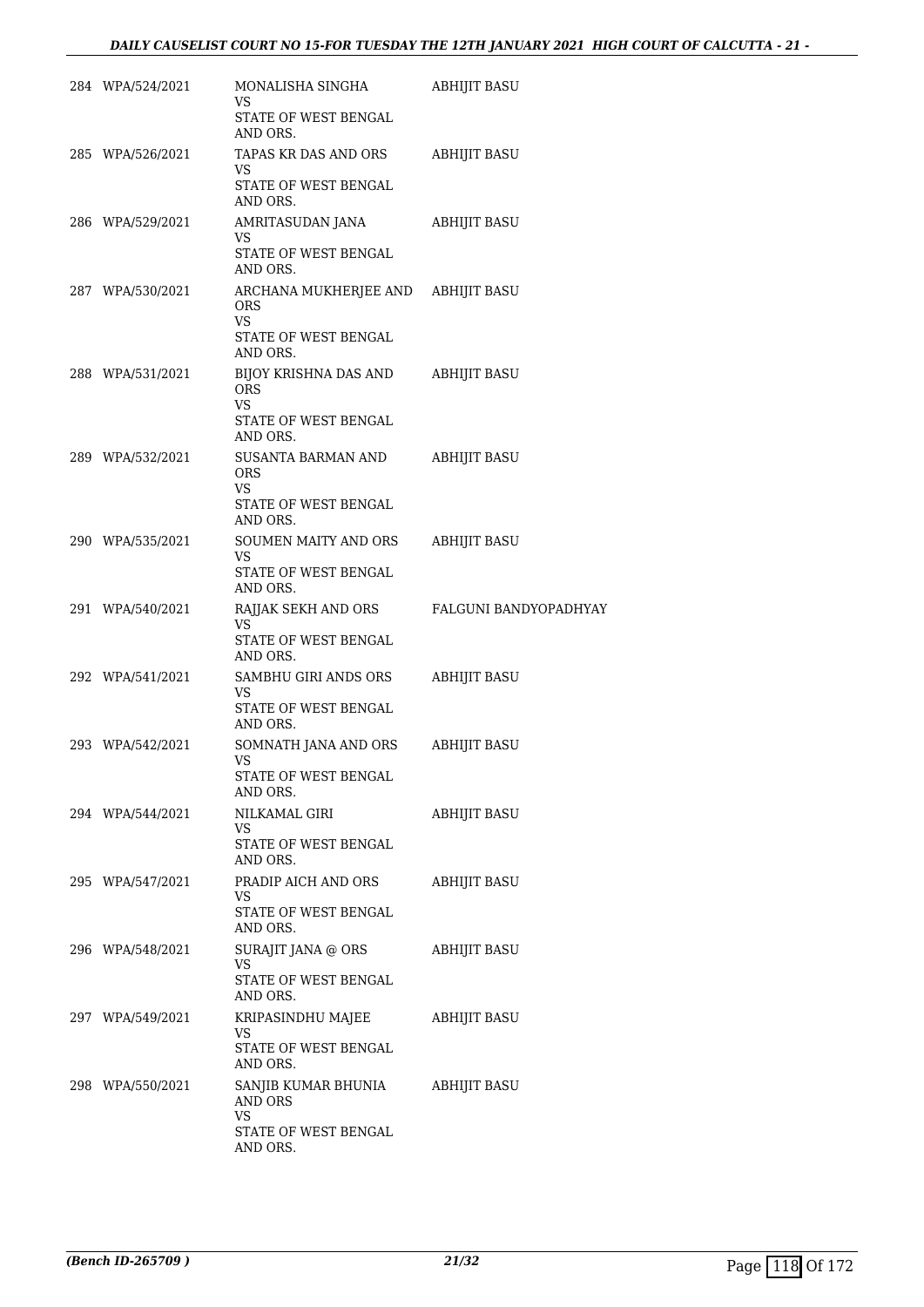| | | | |
|---|---|---|---|
| 284 | WPA/524/2021 | MONALISHA SINGHA<br>VS<br>STATE OF WEST BENGAL AND ORS. | ABHIJIT BASU |
| 285 | WPA/526/2021 | TAPAS KR DAS AND ORS<br>VS<br>STATE OF WEST BENGAL AND ORS. | ABHIJIT BASU |
| 286 | WPA/529/2021 | AMRITASUDAN JANA<br>VS<br>STATE OF WEST BENGAL AND ORS. | ABHIJIT BASU |
| 287 | WPA/530/2021 | ARCHANA MUKHERJEE AND ORS<br>VS<br>STATE OF WEST BENGAL AND ORS. | ABHIJIT BASU |
| 288 | WPA/531/2021 | BIJOY KRISHNA DAS AND ORS<br>VS<br>STATE OF WEST BENGAL AND ORS. | ABHIJIT BASU |
| 289 | WPA/532/2021 | SUSANTA BARMAN AND ORS<br>VS<br>STATE OF WEST BENGAL AND ORS. | ABHIJIT BASU |
| 290 | WPA/535/2021 | SOUMEN MAITY AND ORS<br>VS<br>STATE OF WEST BENGAL AND ORS. | ABHIJIT BASU |
| 291 | WPA/540/2021 | RAJJAK SEKH AND ORS<br>VS<br>STATE OF WEST BENGAL AND ORS. | FALGUNI BANDYOPADHYAY |
| 292 | WPA/541/2021 | SAMBHU GIRI ANDS ORS<br>VS<br>STATE OF WEST BENGAL AND ORS. | ABHIJIT BASU |
| 293 | WPA/542/2021 | SOMNATH JANA AND ORS<br>VS<br>STATE OF WEST BENGAL AND ORS. | ABHIJIT BASU |
| 294 | WPA/544/2021 | NILKAMAL GIRI<br>VS<br>STATE OF WEST BENGAL AND ORS. | ABHIJIT BASU |
| 295 | WPA/547/2021 | PRADIP AICH AND ORS<br>VS<br>STATE OF WEST BENGAL AND ORS. | ABHIJIT BASU |
| 296 | WPA/548/2021 | SURAJIT JANA @ ORS<br>VS<br>STATE OF WEST BENGAL AND ORS. | ABHIJIT BASU |
| 297 | WPA/549/2021 | KRIPASINDHU MAJEE<br>VS<br>STATE OF WEST BENGAL AND ORS. | ABHIJIT BASU |
| 298 | WPA/550/2021 | SANJIB KUMAR BHUNIA AND ORS<br>VS<br>STATE OF WEST BENGAL AND ORS. | ABHIJIT BASU |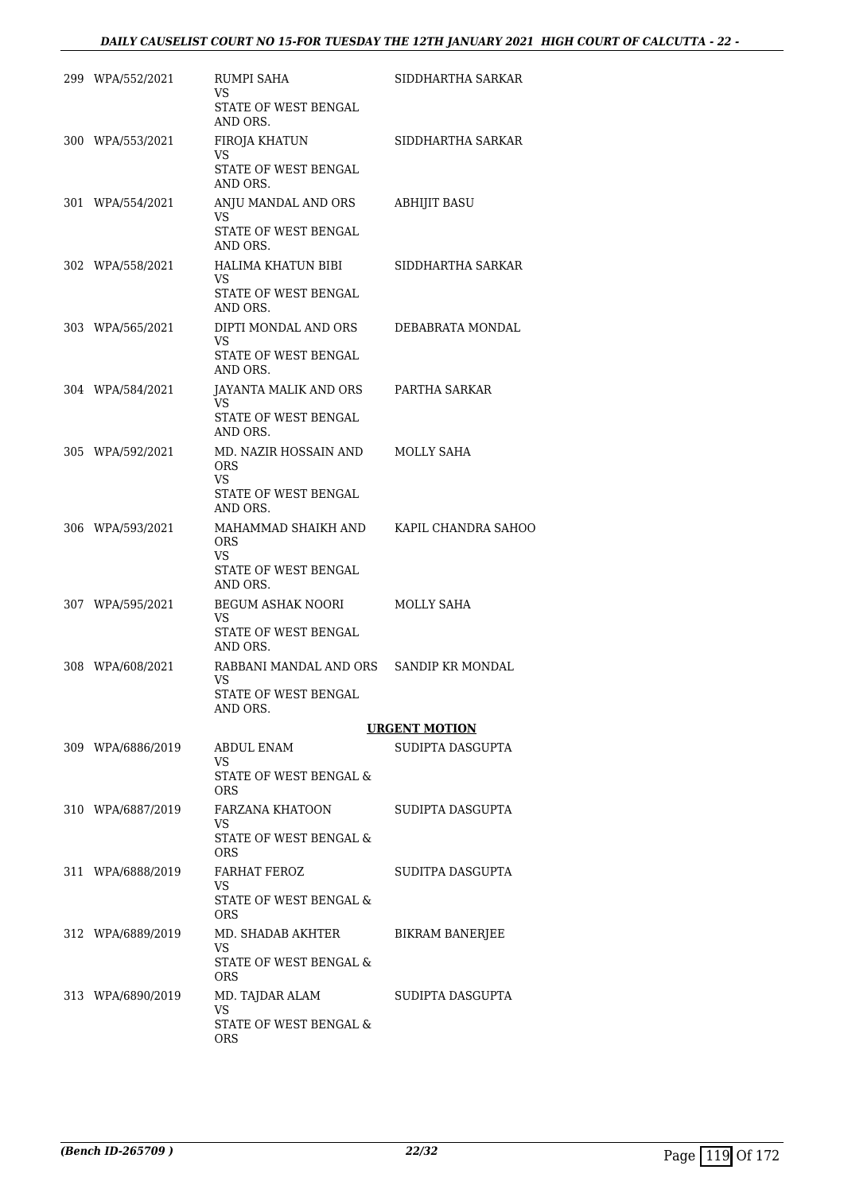| | | | |
|---|---|---|---|
| 299 | WPA/552/2021 | RUMPI SAHA<br>VS<br>STATE OF WEST BENGAL AND ORS. | SIDDHARTHA SARKAR |
| 300 | WPA/553/2021 | FIROJA KHATUN<br>VS<br>STATE OF WEST BENGAL AND ORS. | SIDDHARTHA SARKAR |
| 301 | WPA/554/2021 | ANJU MANDAL AND ORS<br>VS<br>STATE OF WEST BENGAL AND ORS. | ABHIJIT BASU |
| 302 | WPA/558/2021 | HALIMA KHATUN BIBI<br>VS<br>STATE OF WEST BENGAL AND ORS. | SIDDHARTHA SARKAR |
| 303 | WPA/565/2021 | DIPTI MONDAL AND ORS<br>VS<br>STATE OF WEST BENGAL AND ORS. | DEBABRATA MONDAL |
| 304 | WPA/584/2021 | JAYANTA MALIK AND ORS<br>VS<br>STATE OF WEST BENGAL AND ORS. | PARTHA SARKAR |
| 305 | WPA/592/2021 | MD. NAZIR HOSSAIN AND ORS<br>VS<br>STATE OF WEST BENGAL AND ORS. | MOLLY SAHA |
| 306 | WPA/593/2021 | MAHAMMAD SHAIKH AND ORS<br>VS<br>STATE OF WEST BENGAL AND ORS. | KAPIL CHANDRA SAHOO |
| 307 | WPA/595/2021 | BEGUM ASHAK NOORI<br>VS<br>STATE OF WEST BENGAL AND ORS. | MOLLY SAHA |
| 308 | WPA/608/2021 | RABBANI MANDAL AND ORS<br>VS<br>STATE OF WEST BENGAL AND ORS. | SANDIP KR MONDAL |

**URGENT MOTION**

| | | | |
|---|---|---|---|
| 309 | WPA/6886/2019 | ABDUL ENAM<br>VS<br>STATE OF WEST BENGAL & ORS | SUDIPTA DASGUPTA |
| 310 | WPA/6887/2019 | FARZANA KHATOON<br>VS<br>STATE OF WEST BENGAL & ORS | SUDIPTA DASGUPTA |
| 311 | WPA/6888/2019 | FARHAT FEROZ<br>VS<br>STATE OF WEST BENGAL & ORS | SUDITPA DASGUPTA |
| 312 | WPA/6889/2019 | MD. SHADAB AKHTER<br>VS<br>STATE OF WEST BENGAL & ORS | BIKRAM BANERJEE |
| 313 | WPA/6890/2019 | MD. TAJDAR ALAM<br>VS<br>STATE OF WEST BENGAL & ORS | SUDIPTA DASGUPTA |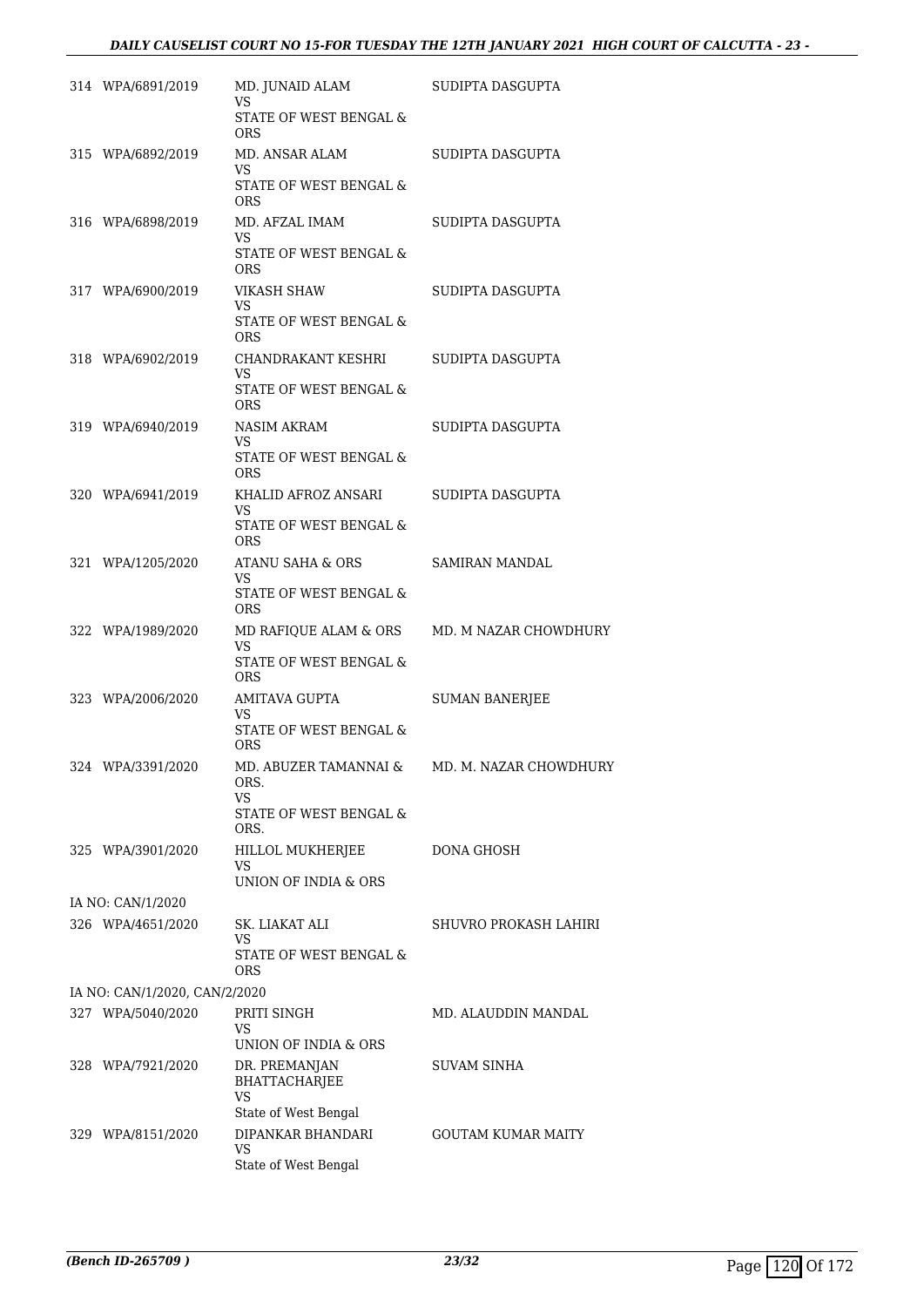| | | | |
|---|---|---|---|
| 314 | WPA/6891/2019 | MD. JUNAID ALAM<br>VS<br>STATE OF WEST BENGAL & ORS | SUDIPTA DASGUPTA |
| 315 | WPA/6892/2019 | MD. ANSAR ALAM<br>VS<br>STATE OF WEST BENGAL & ORS | SUDIPTA DASGUPTA |
| 316 | WPA/6898/2019 | MD. AFZAL IMAM<br>VS<br>STATE OF WEST BENGAL & ORS | SUDIPTA DASGUPTA |
| 317 | WPA/6900/2019 | VIKASH SHAW<br>VS<br>STATE OF WEST BENGAL & ORS | SUDIPTA DASGUPTA |
| 318 | WPA/6902/2019 | CHANDRAKANT KESHRI<br>VS<br>STATE OF WEST BENGAL & ORS | SUDIPTA DASGUPTA |
| 319 | WPA/6940/2019 | NASIM AKRAM<br>VS<br>STATE OF WEST BENGAL & ORS | SUDIPTA DASGUPTA |
| 320 | WPA/6941/2019 | KHALID AFROZ ANSARI<br>VS<br>STATE OF WEST BENGAL & ORS | SUDIPTA DASGUPTA |
| 321 | WPA/1205/2020 | ATANU SAHA & ORS<br>VS<br>STATE OF WEST BENGAL & ORS | SAMIRAN MANDAL |
| 322 | WPA/1989/2020 | MD RAFIQUE ALAM & ORS<br>VS<br>STATE OF WEST BENGAL & ORS | MD. M NAZAR CHOWDHURY |
| 323 | WPA/2006/2020 | AMITAVA GUPTA<br>VS<br>STATE OF WEST BENGAL & ORS | SUMAN BANERJEE |
| 324 | WPA/3391/2020 | MD. ABUZER TAMANNAI & ORS.<br>VS<br>STATE OF WEST BENGAL & ORS. | MD. M. NAZAR CHOWDHURY |
| 325 | WPA/3901/2020 | HILLOL MUKHERJEE<br>VS<br>UNION OF INDIA & ORS | DONA GHOSH |
| | IA NO: CAN/1/2020 | | |
| 326 | WPA/4651/2020 | SK. LIAKAT ALI<br>VS<br>STATE OF WEST BENGAL & ORS | SHUVRO PROKASH LAHIRI |
| | IA NO: CAN/1/2020, CAN/2/2020 | | |
| 327 | WPA/5040/2020 | PRITI SINGH<br>VS<br>UNION OF INDIA & ORS | MD. ALAUDDIN MANDAL |
| 328 | WPA/7921/2020 | DR. PREMANJAN BHATTACHARJEE<br>VS<br>State of West Bengal | SUVAM SINHA |
| 329 | WPA/8151/2020 | DIPANKAR BHANDARI<br>VS<br>State of West Bengal | GOUTAM KUMAR MAITY |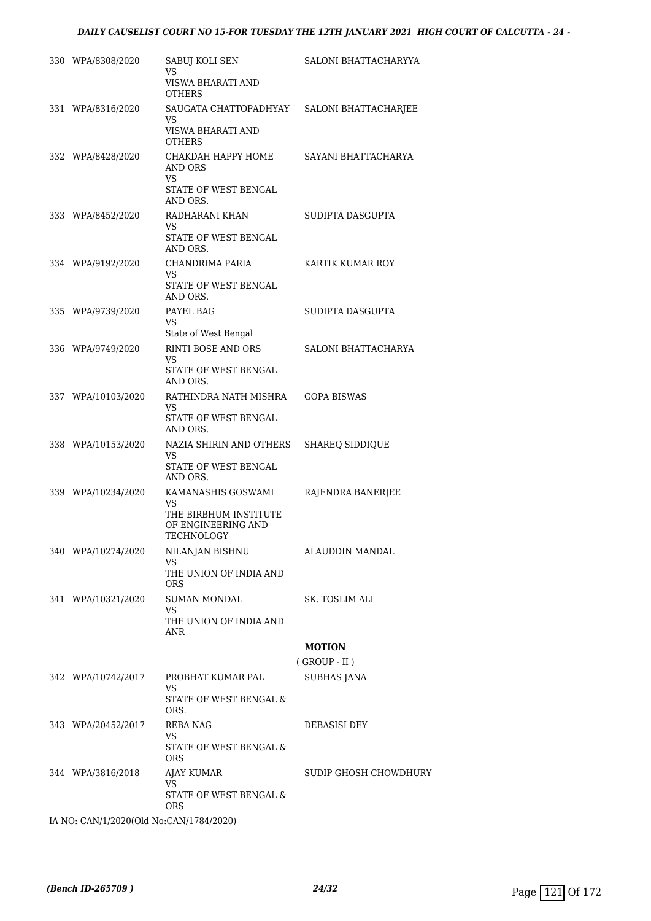| | | | |
|---|---|---|---|
| 330 | WPA/8308/2020 | SABUJ KOLI SEN<br>VS<br>VISWA BHARATI AND OTHERS | SALONI BHATTACHARYYA |
| 331 | WPA/8316/2020 | SAUGATA CHATTOPADHYAY<br>VS<br>VISWA BHARATI AND OTHERS | SALONI BHATTACHARJEE |
| 332 | WPA/8428/2020 | CHAKDAH HAPPY HOME AND ORS<br>VS<br>STATE OF WEST BENGAL AND ORS. | SAYANI BHATTACHARYA |
| 333 | WPA/8452/2020 | RADHARANI KHAN<br>VS<br>STATE OF WEST BENGAL AND ORS. | SUDIPTA DASGUPTA |
| 334 | WPA/9192/2020 | CHANDRIMA PARIA<br>VS<br>STATE OF WEST BENGAL AND ORS. | KARTIK KUMAR ROY |
| 335 | WPA/9739/2020 | PAYEL BAG<br>VS<br>State of West Bengal | SUDIPTA DASGUPTA |
| 336 | WPA/9749/2020 | RINTI BOSE AND ORS<br>VS<br>STATE OF WEST BENGAL AND ORS. | SALONI BHATTACHARYA |
| 337 | WPA/10103/2020 | RATHINDRA NATH MISHRA<br>VS<br>STATE OF WEST BENGAL AND ORS. | GOPA BISWAS |
| 338 | WPA/10153/2020 | NAZIA SHIRIN AND OTHERS<br>VS<br>STATE OF WEST BENGAL AND ORS. | SHAREQ SIDDIQUE |
| 339 | WPA/10234/2020 | KAMANASHIS GOSWAMI<br>VS<br>THE BIRBHUM INSTITUTE OF ENGINEERING AND TECHNOLOGY | RAJENDRA BANERJEE |
| 340 | WPA/10274/2020 | NILANJAN BISHNU<br>VS<br>THE UNION OF INDIA AND ORS | ALAUDDIN MANDAL |
| 341 | WPA/10321/2020 | SUMAN MONDAL<br>VS<br>THE UNION OF INDIA AND ANR | SK. TOSLIM ALI |

**MOTION**

( GROUP - II )

| | | | |
|---|---|---|---|
| 342 | WPA/10742/2017 | PROBHAT KUMAR PAL<br>VS<br>STATE OF WEST BENGAL & ORS. | SUBHAS JANA |
| 343 | WPA/20452/2017 | REBA NAG<br>VS<br>STATE OF WEST BENGAL & ORS | DEBASISI DEY |
| 344 | WPA/3816/2018 | AJAY KUMAR<br>VS<br>STATE OF WEST BENGAL & ORS | SUDIP GHOSH CHOWDHURY |

IA NO: CAN/1/2020(Old No:CAN/1784/2020)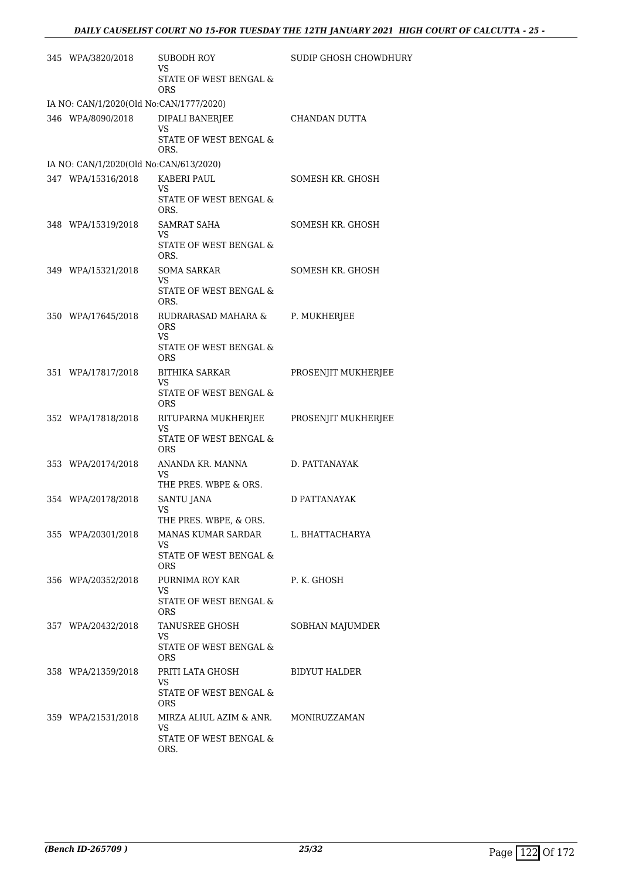| | | | |
|---|---|---|---|
| 345 | WPA/3820/2018 | SUBODH ROY<br>VS<br>STATE OF WEST BENGAL & ORS | SUDIP GHOSH CHOWDHURY |
| IA NO: CAN/1/2020(Old No:CAN/1777/2020) | | | |
| 346 | WPA/8090/2018 | DIPALI BANERJEE<br>VS<br>STATE OF WEST BENGAL & ORS. | CHANDAN DUTTA |
| IA NO: CAN/1/2020(Old No:CAN/613/2020) | | | |
| 347 | WPA/15316/2018 | KABERI PAUL<br>VS<br>STATE OF WEST BENGAL & ORS. | SOMESH KR. GHOSH |
| 348 | WPA/15319/2018 | SAMRAT SAHA<br>VS<br>STATE OF WEST BENGAL & ORS. | SOMESH KR. GHOSH |
| 349 | WPA/15321/2018 | SOMA SARKAR<br>VS<br>STATE OF WEST BENGAL & ORS. | SOMESH KR. GHOSH |
| 350 | WPA/17645/2018 | RUDRARASAD MAHARA & ORS<br>VS<br>STATE OF WEST BENGAL & ORS | P. MUKHERJEE |
| 351 | WPA/17817/2018 | BITHIKA SARKAR<br>VS<br>STATE OF WEST BENGAL & ORS | PROSENJIT MUKHERJEE |
| 352 | WPA/17818/2018 | RITUPARNA MUKHERJEE<br>VS<br>STATE OF WEST BENGAL & ORS | PROSENJIT MUKHERJEE |
| 353 | WPA/20174/2018 | ANANDA KR. MANNA<br>VS<br>THE PRES. WBPE & ORS. | D. PATTANAYAK |
| 354 | WPA/20178/2018 | SANTU JANA<br>VS<br>THE PRES. WBPE, & ORS. | D PATTANAYAK |
| 355 | WPA/20301/2018 | MANAS KUMAR SARDAR<br>VS<br>STATE OF WEST BENGAL & ORS | L. BHATTACHARYA |
| 356 | WPA/20352/2018 | PURNIMA ROY KAR<br>VS<br>STATE OF WEST BENGAL & ORS | P. K. GHOSH |
| 357 | WPA/20432/2018 | TANUSREE GHOSH<br>VS<br>STATE OF WEST BENGAL & ORS | SOBHAN MAJUMDER |
| 358 | WPA/21359/2018 | PRITI LATA GHOSH<br>VS<br>STATE OF WEST BENGAL & ORS | BIDYUT HALDER |
| 359 | WPA/21531/2018 | MIRZA ALIUL AZIM & ANR.<br>VS<br>STATE OF WEST BENGAL & ORS. | MONIRUZZAMAN |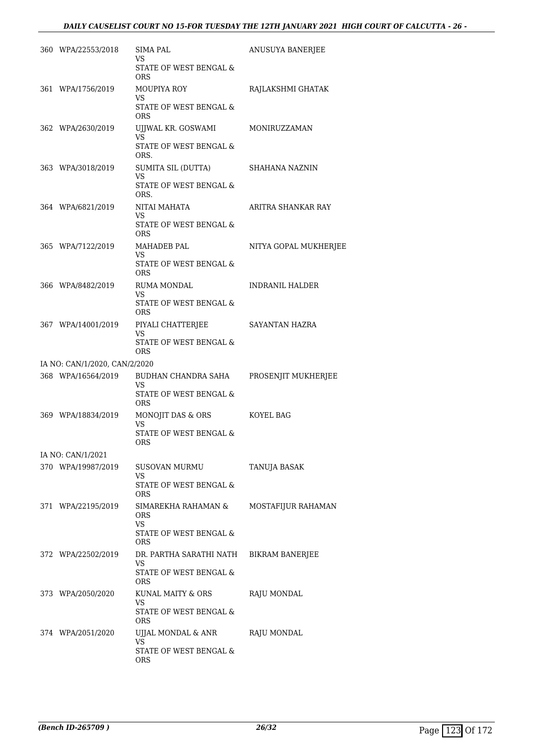| | | | |
|---|---|---|---|
| 360 | WPA/22553/2018 | SIMA PAL<br>VS<br>STATE OF WEST BENGAL & ORS | ANUSUYA BANERJEE |
| 361 | WPA/1756/2019 | MOUPIYA ROY<br>VS<br>STATE OF WEST BENGAL & ORS | RAJLAKSHMI GHATAK |
| 362 | WPA/2630/2019 | UJJWAL KR. GOSWAMI<br>VS<br>STATE OF WEST BENGAL & ORS. | MONIRUZZAMAN |
| 363 | WPA/3018/2019 | SUMITA SIL (DUTTA)<br>VS<br>STATE OF WEST BENGAL & ORS. | SHAHANA NAZNIN |
| 364 | WPA/6821/2019 | NITAI MAHATA<br>VS<br>STATE OF WEST BENGAL & ORS | ARITRA SHANKAR RAY |
| 365 | WPA/7122/2019 | MAHADEB PAL<br>VS<br>STATE OF WEST BENGAL & ORS | NITYA GOPAL MUKHERJEE |
| 366 | WPA/8482/2019 | RUMA MONDAL<br>VS<br>STATE OF WEST BENGAL & ORS | INDRANIL HALDER |
| 367 | WPA/14001/2019 | PIYALI CHATTERJEE<br>VS<br>STATE OF WEST BENGAL & ORS | SAYANTAN HAZRA |
| | IA NO: CAN/1/2020, CAN/2/2020 | | |
| 368 | WPA/16564/2019 | BUDHAN CHANDRA SAHA<br>VS<br>STATE OF WEST BENGAL & ORS | PROSENJIT MUKHERJEE |
| 369 | WPA/18834/2019 | MONOJIT DAS & ORS<br>VS<br>STATE OF WEST BENGAL & ORS | KOYEL BAG |
| | IA NO: CAN/1/2021 | | |
| 370 | WPA/19987/2019 | SUSOVAN MURMU<br>VS<br>STATE OF WEST BENGAL & ORS | TANUJA BASAK |
| 371 | WPA/22195/2019 | SIMAREKHA RAHAMAN & ORS<br>VS<br>STATE OF WEST BENGAL & ORS | MOSTAFIJUR RAHAMAN |
| 372 | WPA/22502/2019 | DR. PARTHA SARATHI NATH<br>VS<br>STATE OF WEST BENGAL & ORS | BIKRAM BANERJEE |
| 373 | WPA/2050/2020 | KUNAL MAITY & ORS<br>VS<br>STATE OF WEST BENGAL & ORS | RAJU MONDAL |
| 374 | WPA/2051/2020 | UJJAL MONDAL & ANR<br>VS<br>STATE OF WEST BENGAL & ORS | RAJU MONDAL |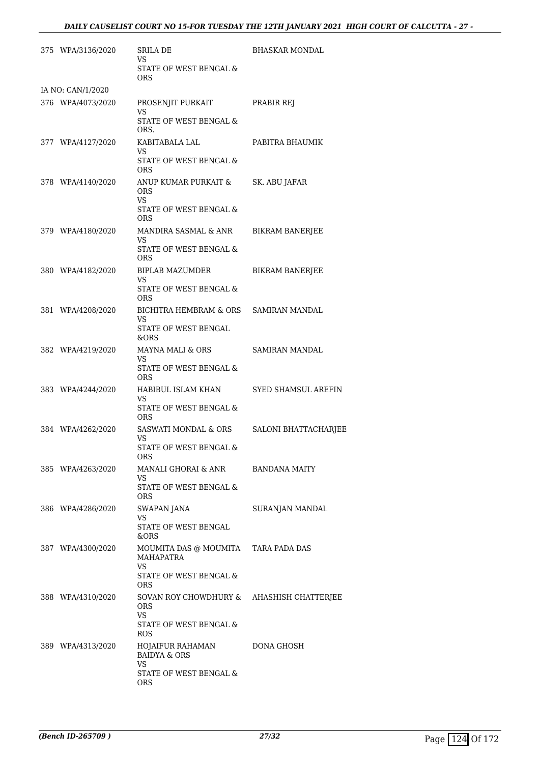| | | | |
|---|---|---|---|
| 375 | WPA/3136/2020 | SRILA DE<br>VS<br>STATE OF WEST BENGAL & ORS | BHASKAR MONDAL |
| | IA NO: CAN/1/2020 | | |
| 376 | WPA/4073/2020 | PROSENJIT PURKAIT<br>VS<br>STATE OF WEST BENGAL & ORS. | PRABIR REJ |
| 377 | WPA/4127/2020 | KABITABALA LAL<br>VS<br>STATE OF WEST BENGAL & ORS | PABITRA BHAUMIK |
| 378 | WPA/4140/2020 | ANUP KUMAR PURKAIT & ORS<br>VS<br>STATE OF WEST BENGAL & ORS | SK. ABU JAFAR |
| 379 | WPA/4180/2020 | MANDIRA SASMAL & ANR<br>VS<br>STATE OF WEST BENGAL & ORS | BIKRAM BANERJEE |
| 380 | WPA/4182/2020 | BIPLAB MAZUMDER<br>VS<br>STATE OF WEST BENGAL & ORS | BIKRAM BANERJEE |
| 381 | WPA/4208/2020 | BICHITRA HEMBRAM & ORS<br>VS<br>STATE OF WEST BENGAL &ORS | SAMIRAN MANDAL |
| 382 | WPA/4219/2020 | MAYNA MALI & ORS<br>VS<br>STATE OF WEST BENGAL & ORS | SAMIRAN MANDAL |
| 383 | WPA/4244/2020 | HABIBUL ISLAM KHAN<br>VS<br>STATE OF WEST BENGAL & ORS | SYED SHAMSUL AREFIN |
| 384 | WPA/4262/2020 | SASWATI MONDAL & ORS<br>VS<br>STATE OF WEST BENGAL & ORS | SALONI BHATTACHARJEE |
| 385 | WPA/4263/2020 | MANALI GHORAI & ANR<br>VS<br>STATE OF WEST BENGAL & ORS | BANDANA MAITY |
| 386 | WPA/4286/2020 | SWAPAN JANA<br>VS<br>STATE OF WEST BENGAL &ORS | SURANJAN MANDAL |
| 387 | WPA/4300/2020 | MOUMITA DAS @ MOUMITA MAHAPATRA<br>VS<br>STATE OF WEST BENGAL & ORS | TARA PADA DAS |
| 388 | WPA/4310/2020 | SOVAN ROY CHOWDHURY & ORS<br>VS<br>STATE OF WEST BENGAL & ROS | AHASHISH CHATTERJEE |
| 389 | WPA/4313/2020 | HOJAIFUR RAHAMAN BAIDYA & ORS<br>VS<br>STATE OF WEST BENGAL & ORS | DONA GHOSH |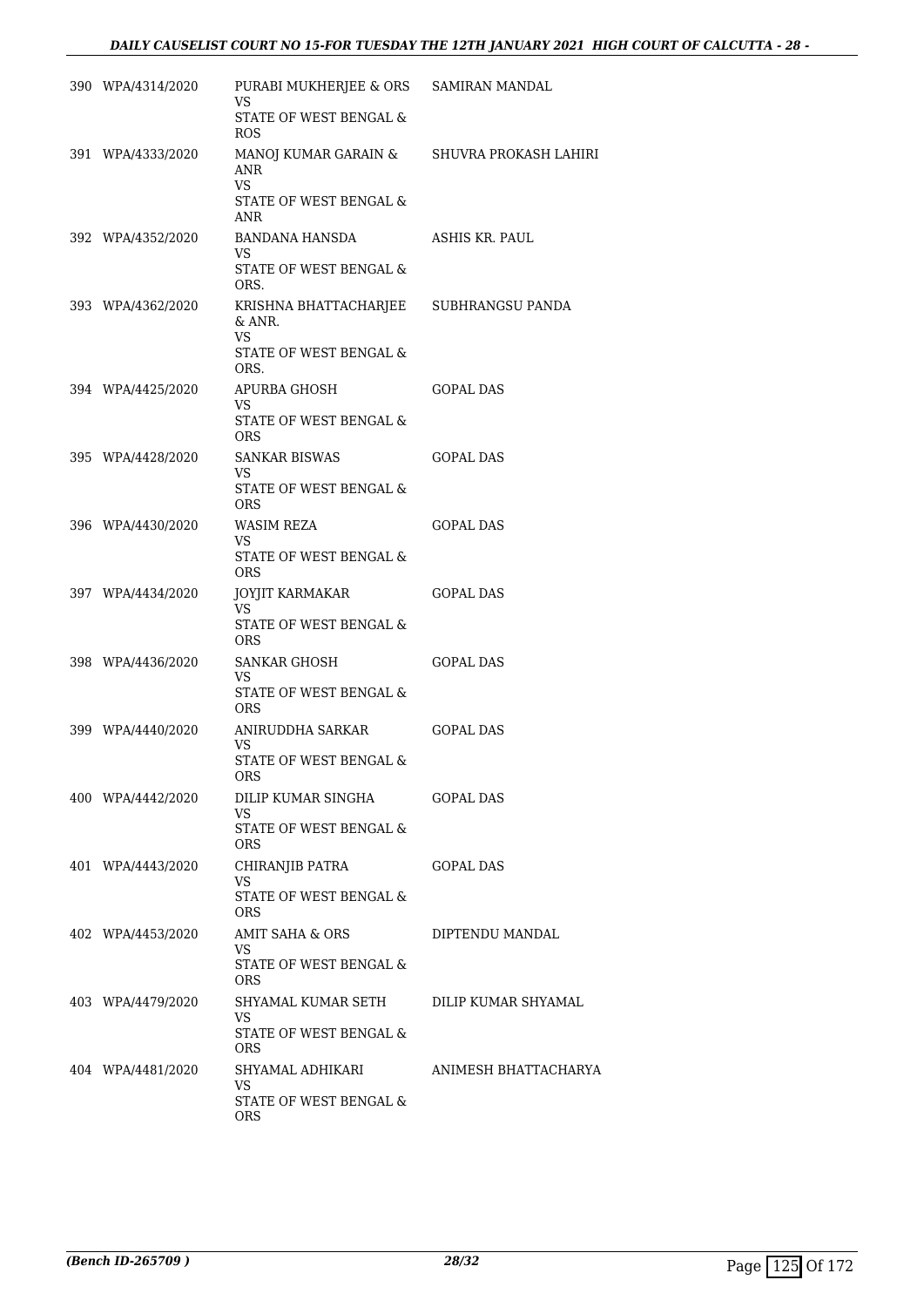| | | | |
|---|---|---|---|
| 390 | WPA/4314/2020 | PURABI MUKHERJEE & ORS<br>VS<br>STATE OF WEST BENGAL & ROS | SAMIRAN MANDAL |
| 391 | WPA/4333/2020 | MANOJ KUMAR GARAIN & ANR<br>VS<br>STATE OF WEST BENGAL & ANR | SHUVRA PROKASH LAHIRI |
| 392 | WPA/4352/2020 | BANDANA HANSDA<br>VS<br>STATE OF WEST BENGAL & ORS. | ASHIS KR. PAUL |
| 393 | WPA/4362/2020 | KRISHNA BHATTACHARJEE & ANR.<br>VS<br>STATE OF WEST BENGAL & ORS. | SUBHRANGSU PANDA |
| 394 | WPA/4425/2020 | APURBA GHOSH<br>VS<br>STATE OF WEST BENGAL & ORS | GOPAL DAS |
| 395 | WPA/4428/2020 | SANKAR BISWAS<br>VS<br>STATE OF WEST BENGAL & ORS | GOPAL DAS |
| 396 | WPA/4430/2020 | WASIM REZA<br>VS<br>STATE OF WEST BENGAL & ORS | GOPAL DAS |
| 397 | WPA/4434/2020 | JOYJIT KARMAKAR<br>VS<br>STATE OF WEST BENGAL & ORS | GOPAL DAS |
| 398 | WPA/4436/2020 | SANKAR GHOSH<br>VS<br>STATE OF WEST BENGAL & ORS | GOPAL DAS |
| 399 | WPA/4440/2020 | ANIRUDDHA SARKAR<br>VS<br>STATE OF WEST BENGAL & ORS | GOPAL DAS |
| 400 | WPA/4442/2020 | DILIP KUMAR SINGHA<br>VS<br>STATE OF WEST BENGAL & ORS | GOPAL DAS |
| 401 | WPA/4443/2020 | CHIRANJIB PATRA<br>VS<br>STATE OF WEST BENGAL & ORS | GOPAL DAS |
| 402 | WPA/4453/2020 | AMIT SAHA & ORS<br>VS<br>STATE OF WEST BENGAL & ORS | DIPTENDU MANDAL |
| 403 | WPA/4479/2020 | SHYAMAL KUMAR SETH<br>VS<br>STATE OF WEST BENGAL & ORS | DILIP KUMAR SHYAMAL |
| 404 | WPA/4481/2020 | SHYAMAL ADHIKARI<br>VS<br>STATE OF WEST BENGAL & ORS | ANIMESH BHATTACHARYA |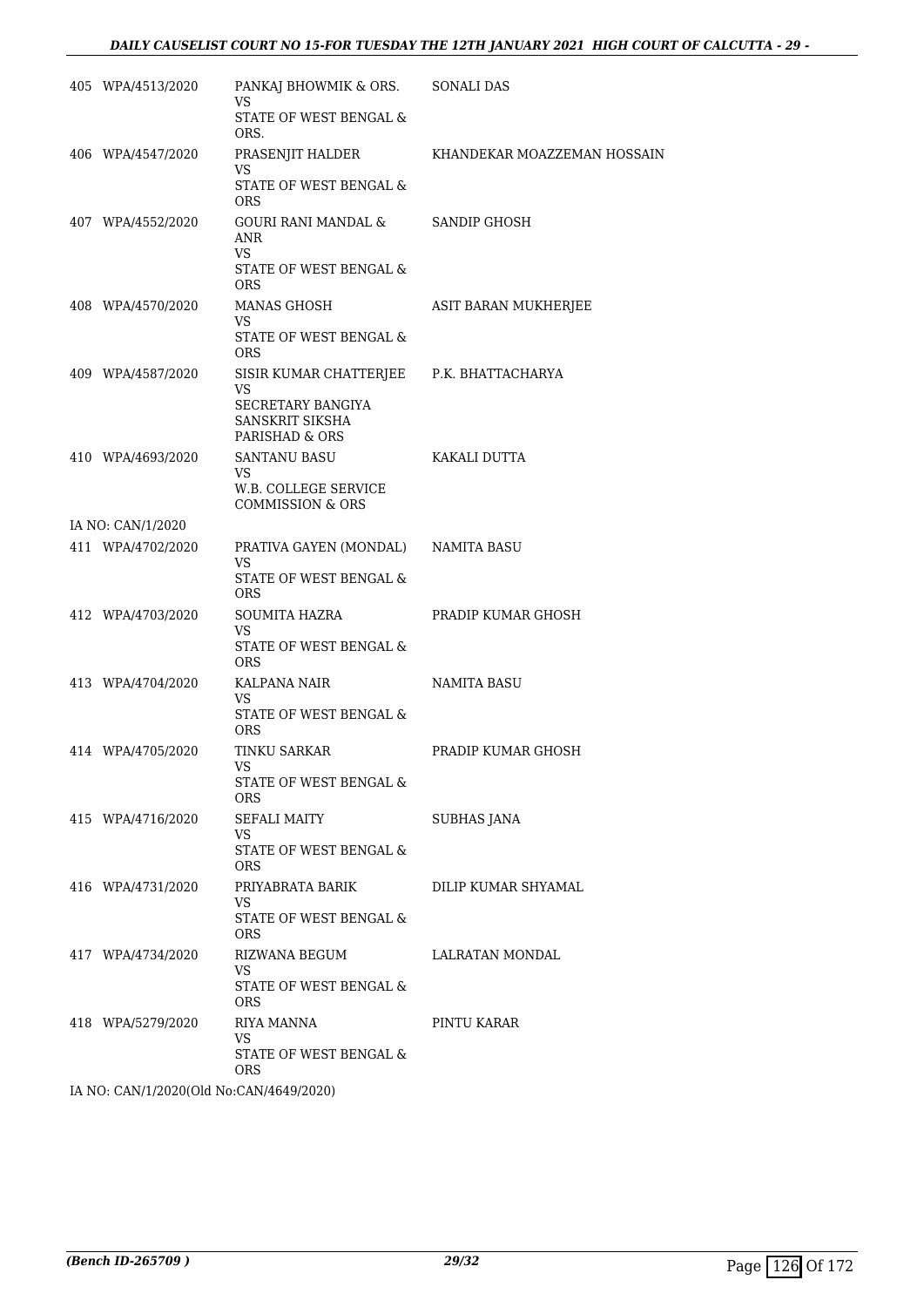| | | | |
|---|---|---|---|
| 405 | WPA/4513/2020 | PANKAJ BHOWMIK & ORS.<br>VS<br>STATE OF WEST BENGAL & ORS. | SONALI DAS |
| 406 | WPA/4547/2020 | PRASENJIT HALDER<br>VS<br>STATE OF WEST BENGAL & ORS | KHANDEKAR MOAZZEMAN HOSSAIN |
| 407 | WPA/4552/2020 | GOURI RANI MANDAL & ANR<br>VS<br>STATE OF WEST BENGAL & ORS | SANDIP GHOSH |
| 408 | WPA/4570/2020 | MANAS GHOSH<br>VS<br>STATE OF WEST BENGAL & ORS | ASIT BARAN MUKHERJEE |
| 409 | WPA/4587/2020 | SISIR KUMAR CHATTERJEE<br>VS<br>SECRETARY BANGIYA SANSKRIT SIKSHA PARISHAD & ORS | P.K. BHATTACHARYA |
| 410 | WPA/4693/2020 | SANTANU BASU<br>VS<br>W.B. COLLEGE SERVICE COMMISSION & ORS | KAKALI DUTTA |
| | IA NO: CAN/1/2020 | | |
| 411 | WPA/4702/2020 | PRATIVA GAYEN (MONDAL)<br>VS<br>STATE OF WEST BENGAL & ORS | NAMITA BASU |
| 412 | WPA/4703/2020 | SOUMITA HAZRA<br>VS<br>STATE OF WEST BENGAL & ORS | PRADIP KUMAR GHOSH |
| 413 | WPA/4704/2020 | KALPANA NAIR<br>VS<br>STATE OF WEST BENGAL & ORS | NAMITA BASU |
| 414 | WPA/4705/2020 | TINKU SARKAR<br>VS<br>STATE OF WEST BENGAL & ORS | PRADIP KUMAR GHOSH |
| 415 | WPA/4716/2020 | SEFALI MAITY<br>VS<br>STATE OF WEST BENGAL & ORS | SUBHAS JANA |
| 416 | WPA/4731/2020 | PRIYABRATA BARIK<br>VS<br>STATE OF WEST BENGAL & ORS | DILIP KUMAR SHYAMAL |
| 417 | WPA/4734/2020 | RIZWANA BEGUM<br>VS<br>STATE OF WEST BENGAL & ORS | LALRATAN MONDAL |
| 418 | WPA/5279/2020 | RIYA MANNA<br>VS<br>STATE OF WEST BENGAL & ORS | PINTU KARAR |
| | IA NO: CAN/1/2020(Old No:CAN/4649/2020) | | |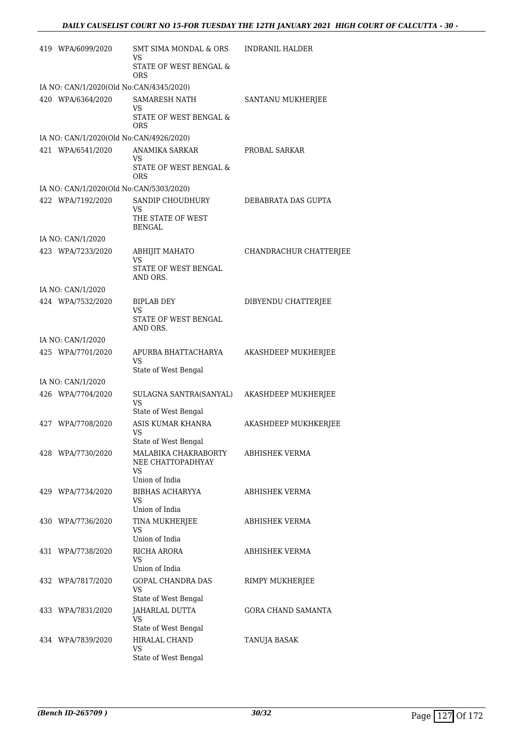| | | | |
|---|---|---|---|
| 419 | WPA/6099/2020 | SMT SIMA MONDAL & ORS<br>VS<br>STATE OF WEST BENGAL & ORS | INDRANIL HALDER |
| | IA NO: CAN/1/2020(Old No:CAN/4345/2020) | | |
| 420 | WPA/6364/2020 | SAMARESH NATH<br>VS<br>STATE OF WEST BENGAL & ORS | SANTANU MUKHERJEE |
| | IA NO: CAN/1/2020(Old No:CAN/4926/2020) | | |
| 421 | WPA/6541/2020 | ANAMIKA SARKAR<br>VS<br>STATE OF WEST BENGAL & ORS | PROBAL SARKAR |
| | IA NO: CAN/1/2020(Old No:CAN/5303/2020) | | |
| 422 | WPA/7192/2020 | SANDIP CHOUDHURY<br>VS<br>THE STATE OF WEST BENGAL | DEBABRATA DAS GUPTA |
| | IA NO: CAN/1/2020 | | |
| 423 | WPA/7233/2020 | ABHIJIT MAHATO<br>VS<br>STATE OF WEST BENGAL AND ORS. | CHANDRACHUR CHATTERJEE |
| | IA NO: CAN/1/2020 | | |
| 424 | WPA/7532/2020 | BIPLAB DEY<br>VS<br>STATE OF WEST BENGAL AND ORS. | DIBYENDU CHATTERJEE |
| | IA NO: CAN/1/2020 | | |
| 425 | WPA/7701/2020 | APURBA BHATTACHARYA<br>VS<br>State of West Bengal | AKASHDEEP MUKHERJEE |
| | IA NO: CAN/1/2020 | | |
| 426 | WPA/7704/2020 | SULAGNA SANTRA(SANYAL)<br>VS<br>State of West Bengal | AKASHDEEP MUKHERJEE |
| 427 | WPA/7708/2020 | ASIS KUMAR KHANRA<br>VS<br>State of West Bengal | AKASHDEEP MUKHKERJEE |
| 428 | WPA/7730/2020 | MALABIKA CHAKRABORTY NEE CHATTOPADHYAY<br>VS<br>Union of India | ABHISHEK VERMA |
| 429 | WPA/7734/2020 | BIBHAS ACHARYYA<br>VS<br>Union of India | ABHISHEK VERMA |
| 430 | WPA/7736/2020 | TINA MUKHERJEE<br>VS<br>Union of India | ABHISHEK VERMA |
| 431 | WPA/7738/2020 | RICHA ARORA<br>VS<br>Union of India | ABHISHEK VERMA |
| 432 | WPA/7817/2020 | GOPAL CHANDRA DAS<br>VS<br>State of West Bengal | RIMPY MUKHERJEE |
| 433 | WPA/7831/2020 | JAHARLAL DUTTA<br>VS<br>State of West Bengal | GORA CHAND SAMANTA |
| 434 | WPA/7839/2020 | HIRALAL CHAND<br>VS<br>State of West Bengal | TANUJA BASAK |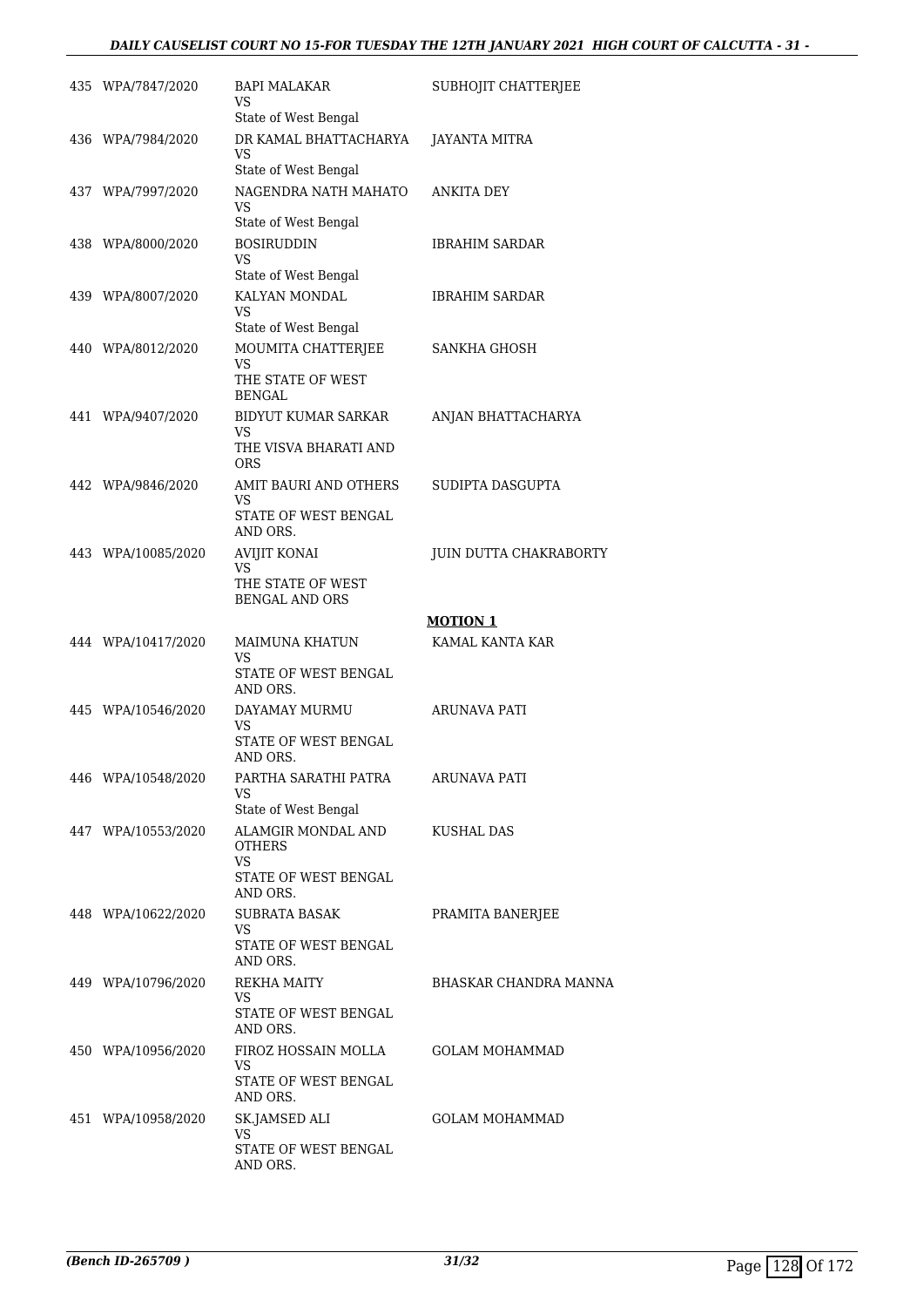| | | | |
|---|---|---|---|
| 435 | WPA/7847/2020 | BAPI MALAKAR<br>VS<br>State of West Bengal | SUBHOJIT CHATTERJEE |
| 436 | WPA/7984/2020 | DR KAMAL BHATTACHARYA<br>VS<br>State of West Bengal | JAYANTA MITRA |
| 437 | WPA/7997/2020 | NAGENDRA NATH MAHATO<br>VS<br>State of West Bengal | ANKITA DEY |
| 438 | WPA/8000/2020 | BOSIRUDDIN<br>VS<br>State of West Bengal | IBRAHIM SARDAR |
| 439 | WPA/8007/2020 | KALYAN MONDAL<br>VS<br>State of West Bengal | IBRAHIM SARDAR |
| 440 | WPA/8012/2020 | MOUMITA CHATTERJEE<br>VS<br>THE STATE OF WEST BENGAL | SANKHA GHOSH |
| 441 | WPA/9407/2020 | BIDYUT KUMAR SARKAR<br>VS<br>THE VISVA BHARATI AND ORS | ANJAN BHATTACHARYA |
| 442 | WPA/9846/2020 | AMIT BAURI AND OTHERS<br>VS<br>STATE OF WEST BENGAL AND ORS. | SUDIPTA DASGUPTA |
| 443 | WPA/10085/2020 | AVIJIT KONAI<br>VS<br>THE STATE OF WEST BENGAL AND ORS | JUIN DUTTA CHAKRABORTY |

**MOTION 1**

| | | | |
|---|---|---|---|
| 444 | WPA/10417/2020 | MAIMUNA KHATUN<br>VS<br>STATE OF WEST BENGAL AND ORS. | KAMAL KANTA KAR |
| 445 | WPA/10546/2020 | DAYAMAY MURMU<br>VS<br>STATE OF WEST BENGAL AND ORS. | ARUNAVA PATI |
| 446 | WPA/10548/2020 | PARTHA SARATHI PATRA<br>VS<br>State of West Bengal | ARUNAVA PATI |
| 447 | WPA/10553/2020 | ALAMGIR MONDAL AND OTHERS<br>VS<br>STATE OF WEST BENGAL AND ORS. | KUSHAL DAS |
| 448 | WPA/10622/2020 | SUBRATA BASAK<br>VS<br>STATE OF WEST BENGAL AND ORS. | PRAMITA BANERJEE |
| 449 | WPA/10796/2020 | REKHA MAITY<br>VS<br>STATE OF WEST BENGAL AND ORS. | BHASKAR CHANDRA MANNA |
| 450 | WPA/10956/2020 | FIROZ HOSSAIN MOLLA<br>VS<br>STATE OF WEST BENGAL AND ORS. | GOLAM MOHAMMAD |
| 451 | WPA/10958/2020 | SK.JAMSED ALI<br>VS<br>STATE OF WEST BENGAL AND ORS. | GOLAM MOHAMMAD |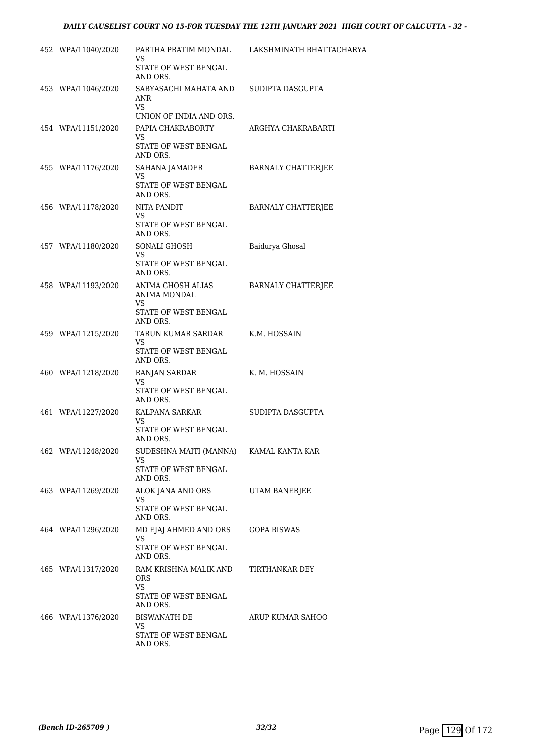| | | | |
|---|---|---|---|
| 452 | WPA/11040/2020 | PARTHA PRATIM MONDAL<br>VS<br>STATE OF WEST BENGAL AND ORS. | LAKSHMINATH BHATTACHARYA |
| 453 | WPA/11046/2020 | SABYASACHI MAHATA AND ANR<br>VS<br>UNION OF INDIA AND ORS. | SUDIPTA DASGUPTA |
| 454 | WPA/11151/2020 | PAPIA CHAKRABORTY<br>VS<br>STATE OF WEST BENGAL AND ORS. | ARGHYA CHAKRABARTI |
| 455 | WPA/11176/2020 | SAHANA JAMADER<br>VS<br>STATE OF WEST BENGAL AND ORS. | BARNALY CHATTERJEE |
| 456 | WPA/11178/2020 | NITA PANDIT<br>VS<br>STATE OF WEST BENGAL AND ORS. | BARNALY CHATTERJEE |
| 457 | WPA/11180/2020 | SONALI GHOSH<br>VS<br>STATE OF WEST BENGAL AND ORS. | Baidurya Ghosal |
| 458 | WPA/11193/2020 | ANIMA GHOSH ALIAS ANIMA MONDAL<br>VS<br>STATE OF WEST BENGAL AND ORS. | BARNALY CHATTERJEE |
| 459 | WPA/11215/2020 | TARUN KUMAR SARDAR<br>VS<br>STATE OF WEST BENGAL AND ORS. | K.M. HOSSAIN |
| 460 | WPA/11218/2020 | RANJAN SARDAR<br>VS<br>STATE OF WEST BENGAL AND ORS. | K. M. HOSSAIN |
| 461 | WPA/11227/2020 | KALPANA SARKAR<br>VS<br>STATE OF WEST BENGAL AND ORS. | SUDIPTA DASGUPTA |
| 462 | WPA/11248/2020 | SUDESHNA MAITI (MANNA)<br>VS<br>STATE OF WEST BENGAL AND ORS. | KAMAL KANTA KAR |
| 463 | WPA/11269/2020 | ALOK JANA AND ORS<br>VS<br>STATE OF WEST BENGAL AND ORS. | UTAM BANERJEE |
| 464 | WPA/11296/2020 | MD EJAJ AHMED AND ORS<br>VS<br>STATE OF WEST BENGAL AND ORS. | GOPA BISWAS |
| 465 | WPA/11317/2020 | RAM KRISHNA MALIK AND ORS<br>VS<br>STATE OF WEST BENGAL AND ORS. | TIRTHANKAR DEY |
| 466 | WPA/11376/2020 | BISWANATH DE<br>VS<br>STATE OF WEST BENGAL AND ORS. | ARUP KUMAR SAHOO |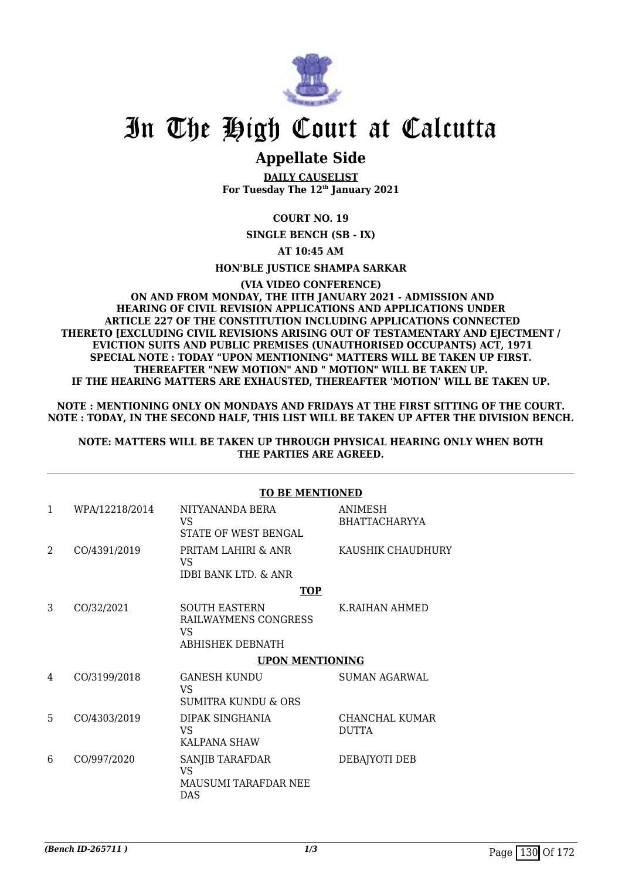# In The High Court at Calcutta

## Appellate Side

**DAILY CAUSELIST**
**For Tuesday The 12th January 2021**

**COURT NO. 19**

**SINGLE BENCH (SB - IX)**

**AT 10:45 AM**

**HON'BLE JUSTICE SHAMPA SARKAR**

**(VIA VIDEO CONFERENCE)**
**ON AND FROM MONDAY, THE IITH JANUARY 2021 - ADMISSION AND HEARING OF CIVIL REVISION APPLICATIONS AND APPLICATIONS UNDER ARTICLE 227 OF THE CONSTITUTION INCLUDING APPLICATIONS CONNECTED THERETO [EXCLUDING CIVIL REVISIONS ARISING OUT OF TESTAMENTARY AND EJECTMENT / EVICTION SUITS AND PUBLIC PREMISES (UNAUTHORISED OCCUPANTS) ACT, 1971**
**SPECIAL NOTE : TODAY "UPON MENTIONING" MATTERS WILL BE TAKEN UP FIRST. THEREAFTER "NEW MOTION" AND " MOTION" WILL BE TAKEN UP.**
**IF THE HEARING MATTERS ARE EXHAUSTED, THEREAFTER 'MOTION' WILL BE TAKEN UP.**

**NOTE : MENTIONING ONLY ON MONDAYS AND FRIDAYS AT THE FIRST SITTING OF THE COURT.**
**NOTE : TODAY, IN THE SECOND HALF, THIS LIST WILL BE TAKEN UP AFTER THE DIVISION BENCH.**

**NOTE: MATTERS WILL BE TAKEN UP THROUGH PHYSICAL HEARING ONLY WHEN BOTH THE PARTIES ARE AGREED.**

**TO BE MENTIONED**

| | | | |
|---|---|---|---|
| 1 | WPA/12218/2014 | NITYANANDA BERA<br>VS<br>STATE OF WEST BENGAL | ANIMESH BHATTACHARYYA |
| 2 | CO/4391/2019 | PRITAM LAHIRI & ANR<br>VS<br>IDBI BANK LTD. & ANR | KAUSHIK CHAUDHURY |

**TOP**

| | | | |
|---|---|---|---|
| 3 | CO/32/2021 | SOUTH EASTERN RAILWAYMENS CONGRESS<br>VS<br>ABHISHEK DEBNATH | K.RAIHAN AHMED |

**UPON MENTIONING**

| | | | |
|---|---|---|---|
| 4 | CO/3199/2018 | GANESH KUNDU<br>VS<br>SUMITRA KUNDU & ORS | SUMAN AGARWAL |
| 5 | CO/4303/2019 | DIPAK SINGHANIA<br>VS<br>KALPANA SHAW | CHANCHAL KUMAR DUTTA |
| 6 | CO/997/2020 | SANJIB TARAFDAR<br>VS<br>MAUSUMI TARAFDAR NEE DAS | DEBAJYOTI DEB |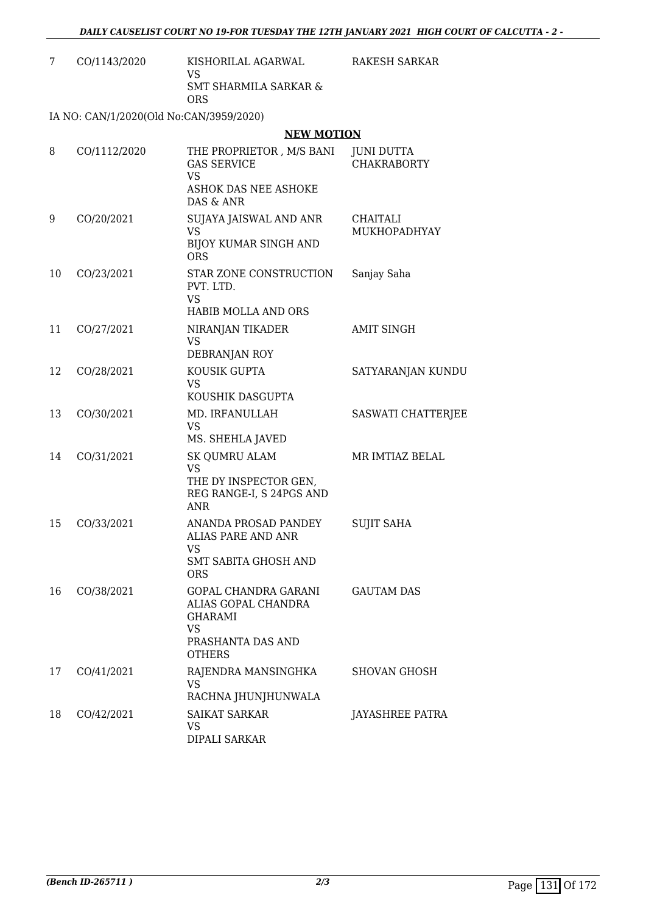| | | | |
|---|---|---|---|
| 7 | CO/1143/2020 | KISHORILAL AGARWAL<br>VS<br>SMT SHARMILA SARKAR & ORS | RAKESH SARKAR |

IA NO: CAN/1/2020(Old No:CAN/3959/2020)

## NEW MOTION

| | | | |
|---|---|---|---|
| 8 | CO/1112/2020 | THE PROPRIETOR , M/S BANI GAS SERVICE<br>VS<br>ASHOK DAS NEE ASHOKE DAS & ANR | JUNI DUTTA CHAKRABORTY |
| 9 | CO/20/2021 | SUJAYA JAISWAL AND ANR<br>VS<br>BIJOY KUMAR SINGH AND ORS | CHAITALI MUKHOPADHYAY |
| 10 | CO/23/2021 | STAR ZONE CONSTRUCTION PVT. LTD.<br>VS<br>HABIB MOLLA AND ORS | Sanjay Saha |
| 11 | CO/27/2021 | NIRANJAN TIKADER<br>VS<br>DEBRANJAN ROY | AMIT SINGH |
| 12 | CO/28/2021 | KOUSIK GUPTA<br>VS<br>KOUSHIK DASGUPTA | SATYARANJAN KUNDU |
| 13 | CO/30/2021 | MD. IRFANULLAH<br>VS<br>MS. SHEHLA JAVED | SASWATI CHATTERJEE |
| 14 | CO/31/2021 | SK QUMRU ALAM<br>VS<br>THE DY INSPECTOR GEN, REG RANGE-I, S 24PGS AND ANR | MR IMTIAZ BELAL |
| 15 | CO/33/2021 | ANANDA PROSAD PANDEY ALIAS PARE AND ANR<br>VS<br>SMT SABITA GHOSH AND ORS | SUJIT SAHA |
| 16 | CO/38/2021 | GOPAL CHANDRA GARANI ALIAS GOPAL CHANDRA GHARAMI<br>VS<br>PRASHANTA DAS AND OTHERS | GAUTAM DAS |
| 17 | CO/41/2021 | RAJENDRA MANSINGHKA<br>VS<br>RACHNA JHUNJHUNWALA | SHOVAN GHOSH |
| 18 | CO/42/2021 | SAIKAT SARKAR<br>VS<br>DIPALI SARKAR | JAYASHREE PATRA |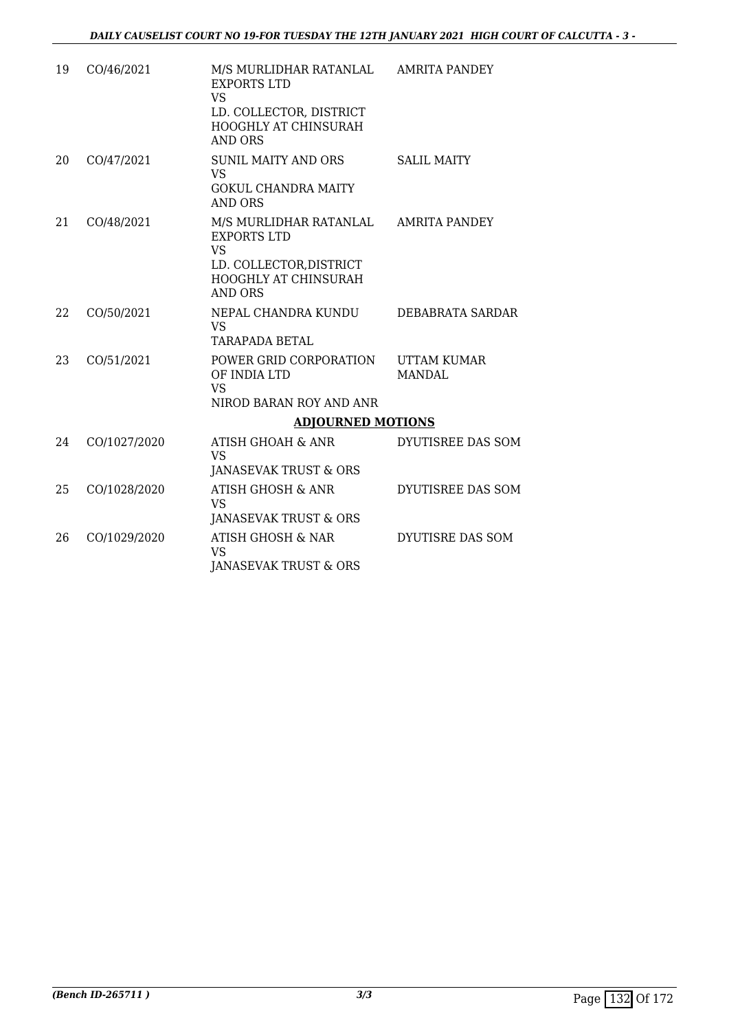| | | | |
|---|---|---|---|
| 19 | CO/46/2021 | M/S MURLIDHAR RATANLAL EXPORTS LTD<br>VS<br>LD. COLLECTOR, DISTRICT HOOGHLY AT CHINSURAH AND ORS | AMRITA PANDEY |
| 20 | CO/47/2021 | SUNIL MAITY AND ORS<br>VS<br>GOKUL CHANDRA MAITY AND ORS | SALIL MAITY |
| 21 | CO/48/2021 | M/S MURLIDHAR RATANLAL EXPORTS LTD<br>VS<br>LD. COLLECTOR,DISTRICT HOOGHLY AT CHINSURAH AND ORS | AMRITA PANDEY |
| 22 | CO/50/2021 | NEPAL CHANDRA KUNDU<br>VS<br>TARAPADA BETAL | DEBABRATA SARDAR |
| 23 | CO/51/2021 | POWER GRID CORPORATION OF INDIA LTD<br>VS<br>NIROD BARAN ROY AND ANR | UTTAM KUMAR MANDAL |

## ADJOURNED MOTIONS

| | | | |
|---|---|---|---|
| 24 | CO/1027/2020 | ATISH GHOAH & ANR<br>VS<br>JANASEVAK TRUST & ORS | DYUTISREE DAS SOM |
| 25 | CO/1028/2020 | ATISH GHOSH & ANR<br>VS<br>JANASEVAK TRUST & ORS | DYUTISREE DAS SOM |
| 26 | CO/1029/2020 | ATISH GHOSH & NAR<br>VS<br>JANASEVAK TRUST & ORS | DYUTISRE DAS SOM |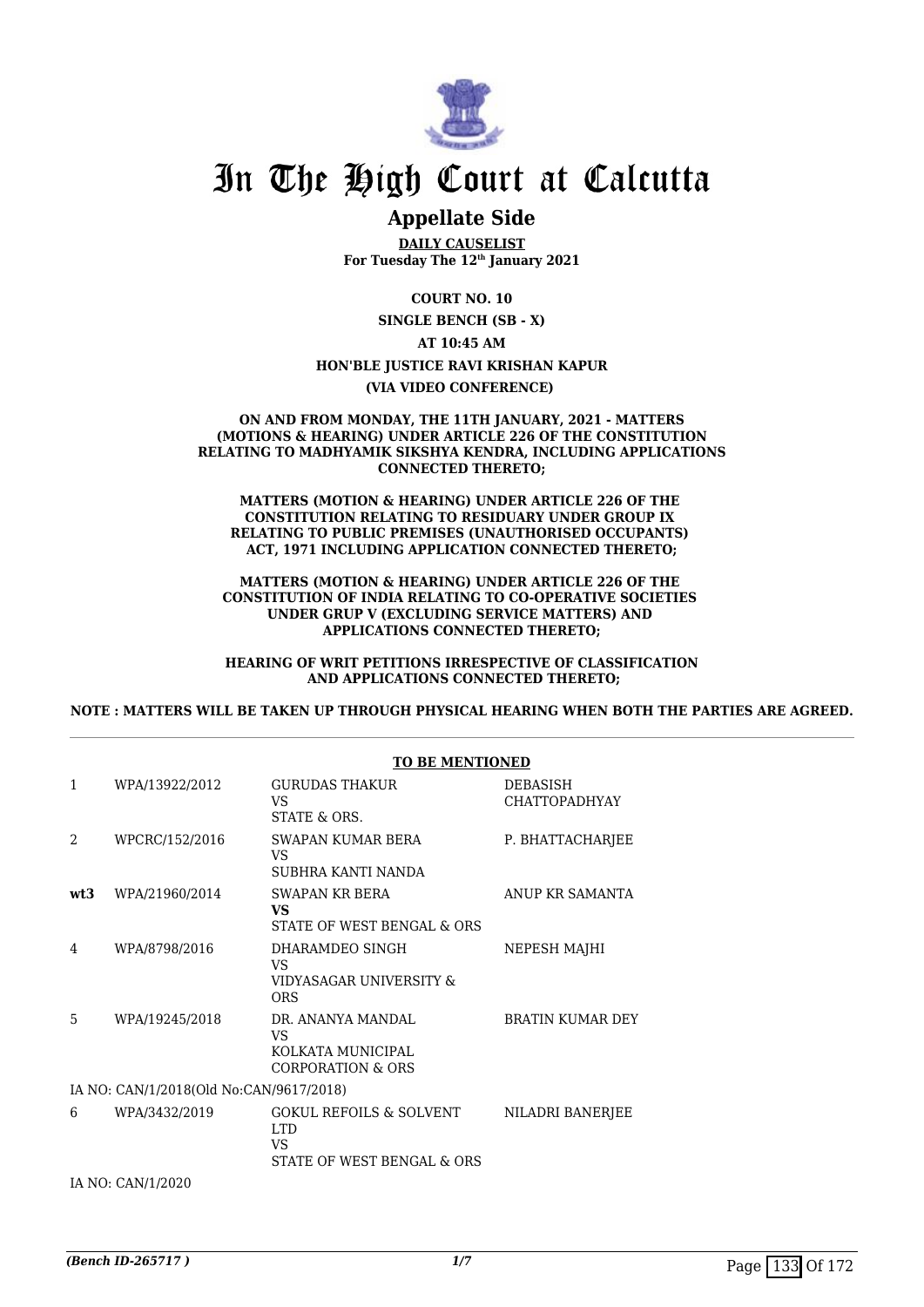# In The High Court at Calcutta

## Appellate Side

**DAILY CAUSELIST**
**For Tuesday The 12th January 2021**

**COURT NO. 10**

**SINGLE BENCH (SB - X)**

**AT 10:45 AM**

**HON'BLE JUSTICE RAVI KRISHAN KAPUR**

**(VIA VIDEO CONFERENCE)**

**ON AND FROM MONDAY, THE 11TH JANUARY, 2021 - MATTERS (MOTIONS & HEARING) UNDER ARTICLE 226 OF THE CONSTITUTION RELATING TO MADHYAMIK SIKSHYA KENDRA, INCLUDING APPLICATIONS CONNECTED THERETO;**

**MATTERS (MOTION & HEARING) UNDER ARTICLE 226 OF THE CONSTITUTION RELATING TO RESIDUARY UNDER GROUP IX RELATING TO PUBLIC PREMISES (UNAUTHORISED OCCUPANTS) ACT, 1971 INCLUDING APPLICATION CONNECTED THERETO;**

**MATTERS (MOTION & HEARING) UNDER ARTICLE 226 OF THE CONSTITUTION OF INDIA RELATING TO CO-OPERATIVE SOCIETIES UNDER GRUP V (EXCLUDING SERVICE MATTERS) AND APPLICATIONS CONNECTED THERETO;**

**HEARING OF WRIT PETITIONS IRRESPECTIVE OF CLASSIFICATION AND APPLICATIONS CONNECTED THERETO;**

**NOTE : MATTERS WILL BE TAKEN UP THROUGH PHYSICAL HEARING WHEN BOTH THE PARTIES ARE AGREED.**

**TO BE MENTIONED**

| | | | |
|---|---|---|---|
| 1 | WPA/13922/2012 | GURUDAS THAKUR<br>VS<br>STATE & ORS. | DEBASISH CHATTOPADHYAY |
| 2 | WPCRC/152/2016 | SWAPAN KUMAR BERA<br>VS<br>SUBHRA KANTI NANDA | P. BHATTACHARJEE |
| **wt3** | WPA/21960/2014 | SWAPAN KR BERA<br>**VS**<br>STATE OF WEST BENGAL & ORS | ANUP KR SAMANTA |
| 4 | WPA/8798/2016 | DHARAMDEO SINGH<br>VS<br>VIDYASAGAR UNIVERSITY & ORS | NEPESH MAJHI |
| 5 | WPA/19245/2018 | DR. ANANYA MANDAL<br>VS<br>KOLKATA MUNICIPAL CORPORATION & ORS | BRATIN KUMAR DEY |
| IA NO: CAN/1/2018(Old No:CAN/9617/2018) | | | |
| 6 | WPA/3432/2019 | GOKUL REFOILS & SOLVENT LTD<br>VS<br>STATE OF WEST BENGAL & ORS | NILADRI BANERJEE |
| IA NO: CAN/1/2020 | | | |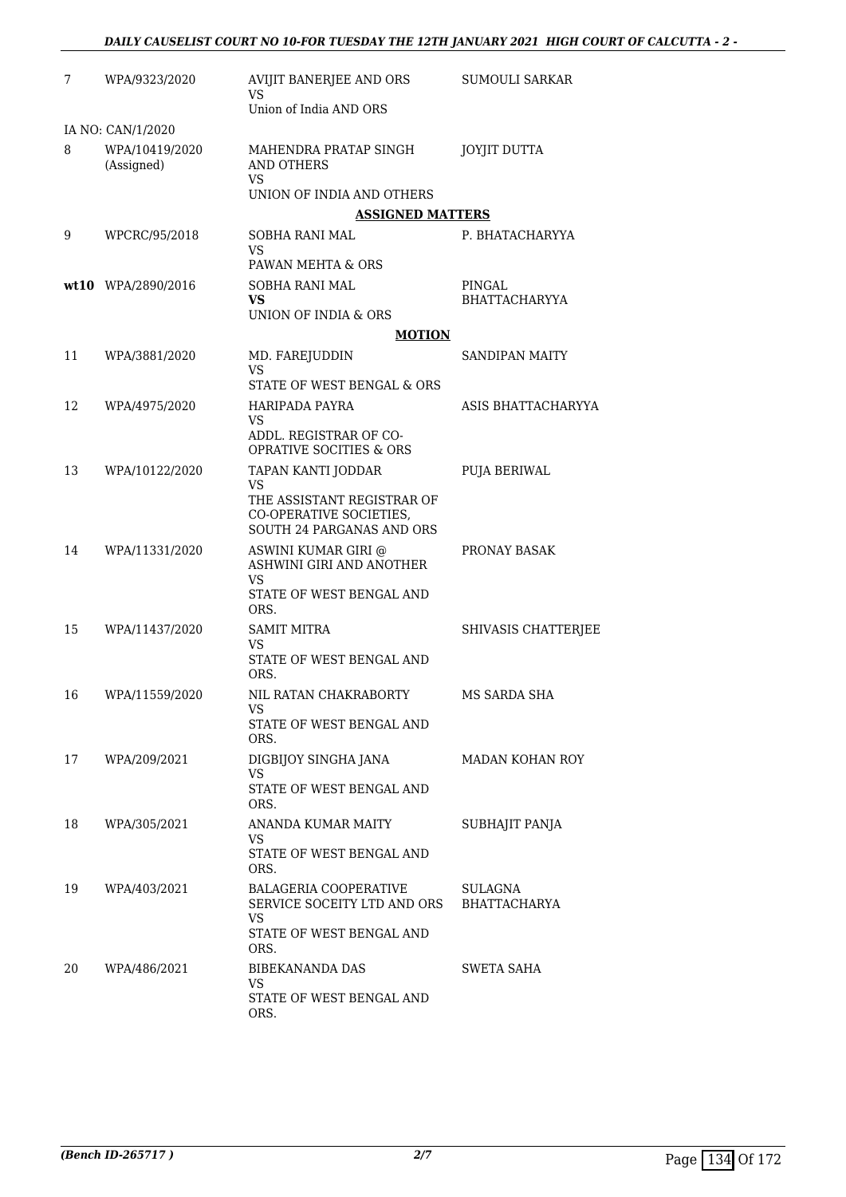| | | | |
|---|---|---|---|
| 7 | WPA/9323/2020 | AVIJIT BANERJEE AND ORS<br>VS<br>Union of India AND ORS | SUMOULI SARKAR |
| | IA NO: CAN/1/2020 | | |
| 8 | WPA/10419/2020<br>(Assigned) | MAHENDRA PRATAP SINGH AND OTHERS<br>VS<br>UNION OF INDIA AND OTHERS | JOYJIT DUTTA |
| | | **ASSIGNED MATTERS** | |
| 9 | WPCRC/95/2018 | SOBHA RANI MAL<br>VS<br>PAWAN MEHTA & ORS | P. BHATACHARYYA |
| **wt10** | WPA/2890/2016 | SOBHA RANI MAL<br>**VS**<br>UNION OF INDIA & ORS | PINGAL BHATTACHARYYA |
| | | **MOTION** | |
| 11 | WPA/3881/2020 | MD. FAREJUDDIN<br>VS<br>STATE OF WEST BENGAL & ORS | SANDIPAN MAITY |
| 12 | WPA/4975/2020 | HARIPADA PAYRA<br>VS<br>ADDL. REGISTRAR OF CO-OPRATIVE SOCITIES & ORS | ASIS BHATTACHARYYA |
| 13 | WPA/10122/2020 | TAPAN KANTI JODDAR<br>VS<br>THE ASSISTANT REGISTRAR OF CO-OPERATIVE SOCIETIES, SOUTH 24 PARGANAS AND ORS | PUJA BERIWAL |
| 14 | WPA/11331/2020 | ASWINI KUMAR GIRI @ ASHWINI GIRI AND ANOTHER<br>VS<br>STATE OF WEST BENGAL AND ORS. | PRONAY BASAK |
| 15 | WPA/11437/2020 | SAMIT MITRA<br>VS<br>STATE OF WEST BENGAL AND ORS. | SHIVASIS CHATTERJEE |
| 16 | WPA/11559/2020 | NIL RATAN CHAKRABORTY<br>VS<br>STATE OF WEST BENGAL AND ORS. | MS SARDA SHA |
| 17 | WPA/209/2021 | DIGBIJOY SINGHA JANA<br>VS<br>STATE OF WEST BENGAL AND ORS. | MADAN KOHAN ROY |
| 18 | WPA/305/2021 | ANANDA KUMAR MAITY<br>VS<br>STATE OF WEST BENGAL AND ORS. | SUBHAJIT PANJA |
| 19 | WPA/403/2021 | BALAGERIA COOPERATIVE SERVICE SOCEITY LTD AND ORS<br>VS<br>STATE OF WEST BENGAL AND ORS. | SULAGNA BHATTACHARYA |
| 20 | WPA/486/2021 | BIBEKANANDA DAS<br>VS<br>STATE OF WEST BENGAL AND ORS. | SWETA SAHA |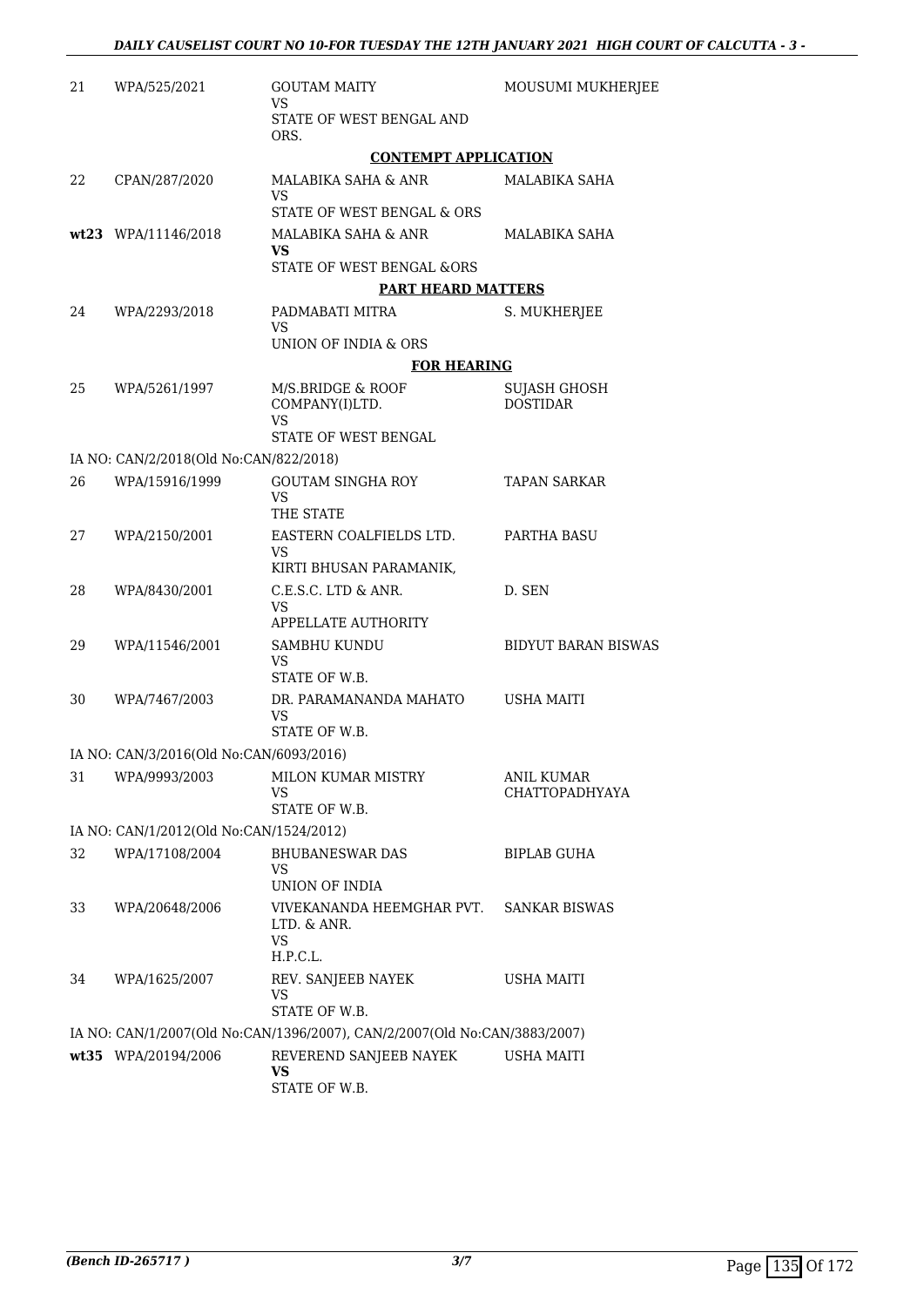| | | | |
|---|---|---|---|
| 21 | WPA/525/2021 | GOUTAM MAITY<br>VS<br>STATE OF WEST BENGAL AND ORS. | MOUSUMI MUKHERJEE |

**CONTEMPT APPLICATION**

| | | | |
|---|---|---|---|
| 22 | CPAN/287/2020 | MALABIKA SAHA & ANR<br>VS<br>STATE OF WEST BENGAL & ORS | MALABIKA SAHA |
| wt23 | WPA/11146/2018 | MALABIKA SAHA & ANR<br>**VS**<br>STATE OF WEST BENGAL &ORS | MALABIKA SAHA |

**PART HEARD MATTERS**

| | | | |
|---|---|---|---|
| 24 | WPA/2293/2018 | PADMABATI MITRA<br>VS<br>UNION OF INDIA & ORS | S. MUKHERJEE |

**FOR HEARING**

| | | | |
|---|---|---|---|
| 25 | WPA/5261/1997 | M/S.BRIDGE & ROOF COMPANY(I)LTD.<br>VS<br>STATE OF WEST BENGAL | SUJASH GHOSH DOSTIDAR |
| | IA NO: CAN/2/2018(Old No:CAN/822/2018) | | |
| 26 | WPA/15916/1999 | GOUTAM SINGHA ROY<br>VS<br>THE STATE | TAPAN SARKAR |
| 27 | WPA/2150/2001 | EASTERN COALFIELDS LTD.<br>VS<br>KIRTI BHUSAN PARAMANIK, | PARTHA BASU |
| 28 | WPA/8430/2001 | C.E.S.C. LTD & ANR.<br>VS<br>APPELLATE AUTHORITY | D. SEN |
| 29 | WPA/11546/2001 | SAMBHU KUNDU<br>VS<br>STATE OF W.B. | BIDYUT BARAN BISWAS |
| 30 | WPA/7467/2003 | DR. PARAMANANDA MAHATO<br>VS<br>STATE OF W.B. | USHA MAITI |
| | IA NO: CAN/3/2016(Old No:CAN/6093/2016) | | |
| 31 | WPA/9993/2003 | MILON KUMAR MISTRY<br>VS<br>STATE OF W.B. | ANIL KUMAR CHATTOPADHYAYA |
| | IA NO: CAN/1/2012(Old No:CAN/1524/2012) | | |
| 32 | WPA/17108/2004 | BHUBANESWAR DAS<br>VS<br>UNION OF INDIA | BIPLAB GUHA |
| 33 | WPA/20648/2006 | VIVEKANANDA HEEMGHAR PVT. LTD. & ANR.<br>VS<br>H.P.C.L. | SANKAR BISWAS |
| 34 | WPA/1625/2007 | REV. SANJEEB NAYEK<br>VS<br>STATE OF W.B. | USHA MAITI |
| | IA NO: CAN/1/2007(Old No:CAN/1396/2007), CAN/2/2007(Old No:CAN/3883/2007) | | |
| wt35 | WPA/20194/2006 | REVEREND SANJEEB NAYEK<br>**VS**<br>STATE OF W.B. | USHA MAITI |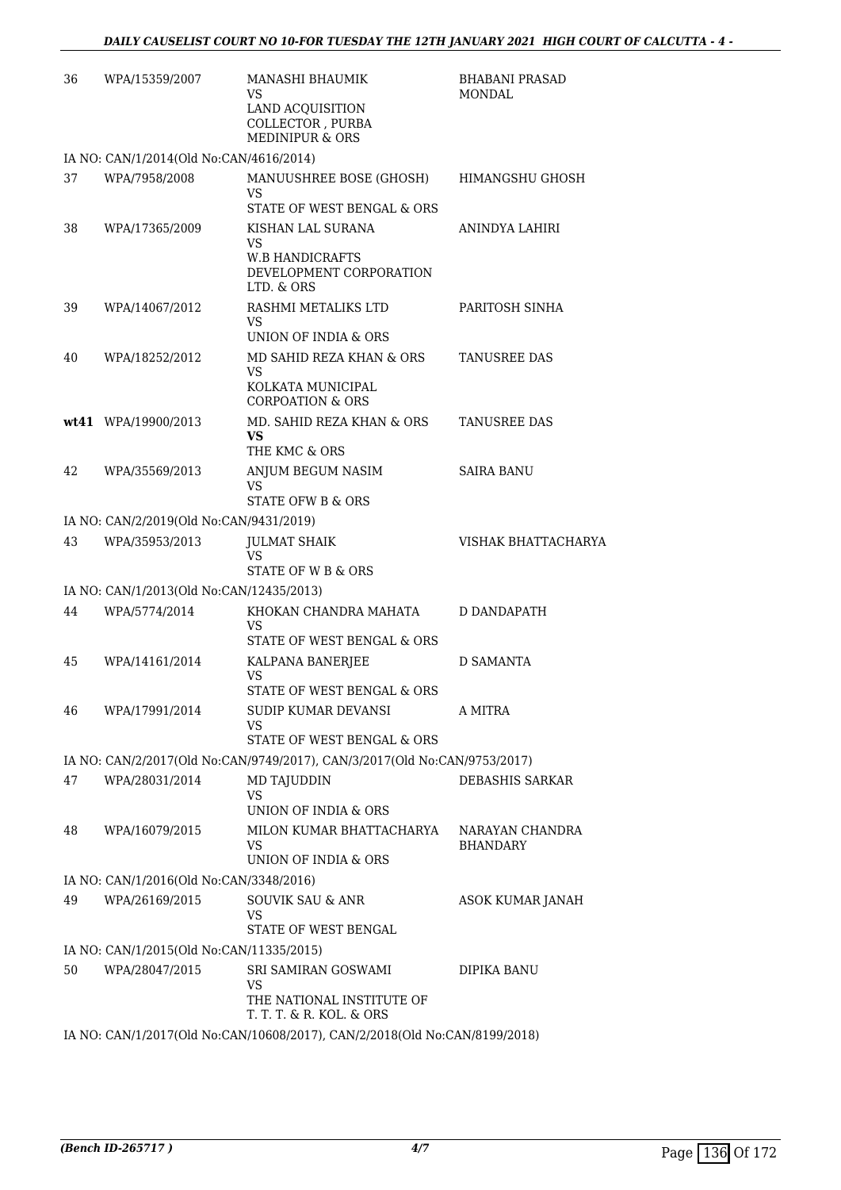| | | | |
|---|---|---|---|
| 36 | WPA/15359/2007 | MANASHI BHAUMIK<br>VS<br>LAND ACQUISITION COLLECTOR , PURBA MEDINIPUR & ORS | BHABANI PRASAD MONDAL |
| | IA NO: CAN/1/2014(Old No:CAN/4616/2014) | | |
| 37 | WPA/7958/2008 | MANUUSHREE BOSE (GHOSH)<br>VS<br>STATE OF WEST BENGAL & ORS | HIMANGSHU GHOSH |
| 38 | WPA/17365/2009 | KISHAN LAL SURANA<br>VS<br>W.B HANDICRAFTS DEVELOPMENT CORPORATION LTD. & ORS | ANINDYA LAHIRI |
| 39 | WPA/14067/2012 | RASHMI METALIKS LTD<br>VS<br>UNION OF INDIA & ORS | PARITOSH SINHA |
| 40 | WPA/18252/2012 | MD SAHID REZA KHAN & ORS<br>VS<br>KOLKATA MUNICIPAL CORPOATION & ORS | TANUSREE DAS |
| **wt41** | WPA/19900/2013 | MD. SAHID REZA KHAN & ORS<br>**VS**<br>THE KMC & ORS | TANUSREE DAS |
| 42 | WPA/35569/2013 | ANJUM BEGUM NASIM<br>VS<br>STATE OFW B & ORS | SAIRA BANU |
| | IA NO: CAN/2/2019(Old No:CAN/9431/2019) | | |
| 43 | WPA/35953/2013 | JULMAT SHAIK<br>VS<br>STATE OF W B & ORS | VISHAK BHATTACHARYA |
| | IA NO: CAN/1/2013(Old No:CAN/12435/2013) | | |
| 44 | WPA/5774/2014 | KHOKAN CHANDRA MAHATA<br>VS<br>STATE OF WEST BENGAL & ORS | D DANDAPATH |
| 45 | WPA/14161/2014 | KALPANA BANERJEE<br>VS<br>STATE OF WEST BENGAL & ORS | D SAMANTA |
| 46 | WPA/17991/2014 | SUDIP KUMAR DEVANSI<br>VS<br>STATE OF WEST BENGAL & ORS | A MITRA |
| | IA NO: CAN/2/2017(Old No:CAN/9749/2017), CAN/3/2017(Old No:CAN/9753/2017) | | |
| 47 | WPA/28031/2014 | MD TAJUDDIN<br>VS<br>UNION OF INDIA & ORS | DEBASHIS SARKAR |
| 48 | WPA/16079/2015 | MILON KUMAR BHATTACHARYA<br>VS<br>UNION OF INDIA & ORS | NARAYAN CHANDRA BHANDARY |
| | IA NO: CAN/1/2016(Old No:CAN/3348/2016) | | |
| 49 | WPA/26169/2015 | SOUVIK SAU & ANR<br>VS<br>STATE OF WEST BENGAL | ASOK KUMAR JANAH |
| | IA NO: CAN/1/2015(Old No:CAN/11335/2015) | | |
| 50 | WPA/28047/2015 | SRI SAMIRAN GOSWAMI<br>VS<br>THE NATIONAL INSTITUTE OF T. T. T. & R. KOL. & ORS | DIPIKA BANU |
| | IA NO: CAN/1/2017(Old No:CAN/10608/2017), CAN/2/2018(Old No:CAN/8199/2018) | | |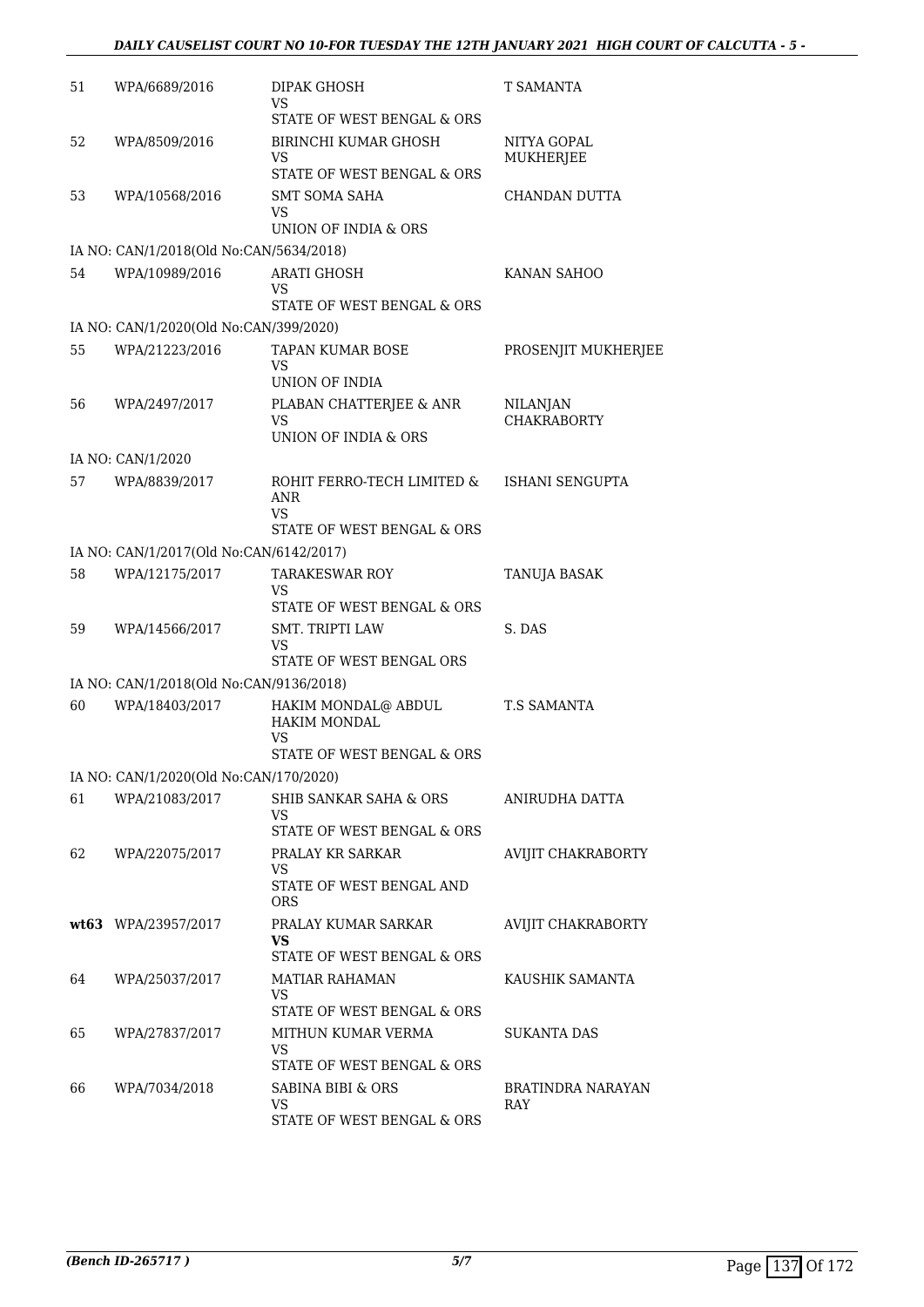| | | | |
|---|---|---|---|
| 51 | WPA/6689/2016 | DIPAK GHOSH<br>VS<br>STATE OF WEST BENGAL & ORS | T SAMANTA |
| 52 | WPA/8509/2016 | BIRINCHI KUMAR GHOSH<br>VS<br>STATE OF WEST BENGAL & ORS | NITYA GOPAL MUKHERJEE |
| 53 | WPA/10568/2016 | SMT SOMA SAHA<br>VS<br>UNION OF INDIA & ORS | CHANDAN DUTTA |
| | IA NO: CAN/1/2018(Old No:CAN/5634/2018) | | |
| 54 | WPA/10989/2016 | ARATI GHOSH<br>VS<br>STATE OF WEST BENGAL & ORS | KANAN SAHOO |
| | IA NO: CAN/1/2020(Old No:CAN/399/2020) | | |
| 55 | WPA/21223/2016 | TAPAN KUMAR BOSE<br>VS<br>UNION OF INDIA | PROSENJIT MUKHERJEE |
| 56 | WPA/2497/2017 | PLABAN CHATTERJEE & ANR<br>VS<br>UNION OF INDIA & ORS | NILANJAN CHAKRABORTY |
| | IA NO: CAN/1/2020 | | |
| 57 | WPA/8839/2017 | ROHIT FERRO-TECH LIMITED & ANR<br>VS<br>STATE OF WEST BENGAL & ORS | ISHANI SENGUPTA |
| | IA NO: CAN/1/2017(Old No:CAN/6142/2017) | | |
| 58 | WPA/12175/2017 | TARAKESWAR ROY<br>VS<br>STATE OF WEST BENGAL & ORS | TANUJA BASAK |
| 59 | WPA/14566/2017 | SMT. TRIPTI LAW<br>VS<br>STATE OF WEST BENGAL ORS | S. DAS |
| | IA NO: CAN/1/2018(Old No:CAN/9136/2018) | | |
| 60 | WPA/18403/2017 | HAKIM MONDAL@ ABDUL HAKIM MONDAL<br>VS<br>STATE OF WEST BENGAL & ORS | T.S SAMANTA |
| | IA NO: CAN/1/2020(Old No:CAN/170/2020) | | |
| 61 | WPA/21083/2017 | SHIB SANKAR SAHA & ORS<br>VS<br>STATE OF WEST BENGAL & ORS | ANIRUDHA DATTA |
| 62 | WPA/22075/2017 | PRALAY KR SARKAR<br>VS<br>STATE OF WEST BENGAL AND ORS | AVIJIT CHAKRABORTY |
| **wt63** | WPA/23957/2017 | PRALAY KUMAR SARKAR<br>**VS**<br>STATE OF WEST BENGAL & ORS | AVIJIT CHAKRABORTY |
| 64 | WPA/25037/2017 | MATIAR RAHAMAN<br>VS<br>STATE OF WEST BENGAL & ORS | KAUSHIK SAMANTA |
| 65 | WPA/27837/2017 | MITHUN KUMAR VERMA<br>VS<br>STATE OF WEST BENGAL & ORS | SUKANTA DAS |
| 66 | WPA/7034/2018 | SABINA BIBI & ORS<br>VS<br>STATE OF WEST BENGAL & ORS | BRATINDRA NARAYAN RAY |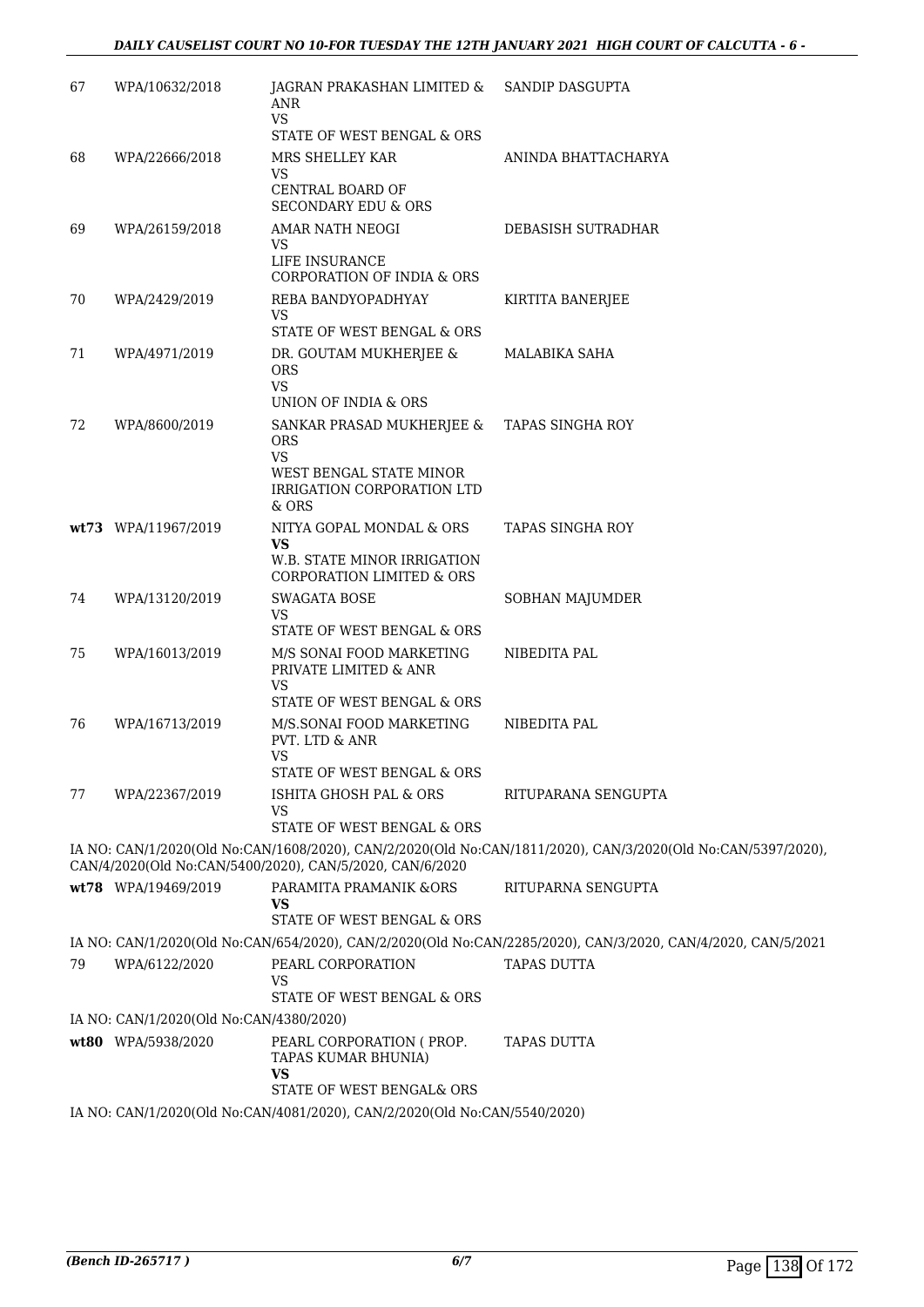| | | | |
|---|---|---|---|
| 67 | WPA/10632/2018 | JAGRAN PRAKASHAN LIMITED & ANR<br>VS<br>STATE OF WEST BENGAL & ORS | SANDIP DASGUPTA |
| 68 | WPA/22666/2018 | MRS SHELLEY KAR<br>VS<br>CENTRAL BOARD OF SECONDARY EDU & ORS | ANINDA BHATTACHARYA |
| 69 | WPA/26159/2018 | AMAR NATH NEOGI<br>VS<br>LIFE INSURANCE CORPORATION OF INDIA & ORS | DEBASISH SUTRADHAR |
| 70 | WPA/2429/2019 | REBA BANDYOPADHYAY<br>VS<br>STATE OF WEST BENGAL & ORS | KIRTITA BANERJEE |
| 71 | WPA/4971/2019 | DR. GOUTAM MUKHERJEE & ORS<br>VS<br>UNION OF INDIA & ORS | MALABIKA SAHA |
| 72 | WPA/8600/2019 | SANKAR PRASAD MUKHERJEE & ORS<br>VS<br>WEST BENGAL STATE MINOR IRRIGATION CORPORATION LTD & ORS | TAPAS SINGHA ROY |
| **wt73** | WPA/11967/2019 | NITYA GOPAL MONDAL & ORS<br>**VS**<br>W.B. STATE MINOR IRRIGATION CORPORATION LIMITED & ORS | TAPAS SINGHA ROY |
| 74 | WPA/13120/2019 | SWAGATA BOSE<br>VS<br>STATE OF WEST BENGAL & ORS | SOBHAN MAJUMDER |
| 75 | WPA/16013/2019 | M/S SONAI FOOD MARKETING PRIVATE LIMITED & ANR<br>VS<br>STATE OF WEST BENGAL & ORS | NIBEDITA PAL |
| 76 | WPA/16713/2019 | M/S.SONAI FOOD MARKETING PVT. LTD & ANR<br>VS<br>STATE OF WEST BENGAL & ORS | NIBEDITA PAL |
| 77 | WPA/22367/2019 | ISHITA GHOSH PAL & ORS<br>VS<br>STATE OF WEST BENGAL & ORS | RITUPARANA SENGUPTA |

IA NO: CAN/1/2020(Old No:CAN/1608/2020), CAN/2/2020(Old No:CAN/1811/2020), CAN/3/2020(Old No:CAN/5397/2020), CAN/4/2020(Old No:CAN/5400/2020), CAN/5/2020, CAN/6/2020

| | | | |
|---|---|---|---|
| **wt78** | WPA/19469/2019 | PARAMITA PRAMANIK &ORS<br>**VS**<br>STATE OF WEST BENGAL & ORS | RITUPARNA SENGUPTA |

IA NO: CAN/1/2020(Old No:CAN/654/2020), CAN/2/2020(Old No:CAN/2285/2020), CAN/3/2020, CAN/4/2020, CAN/5/2021

| | | | |
|---|---|---|---|
| 79 | WPA/6122/2020 | PEARL CORPORATION<br>VS<br>STATE OF WEST BENGAL & ORS | TAPAS DUTTA |

IA NO: CAN/1/2020(Old No:CAN/4380/2020)

| | | | |
|---|---|---|---|
| **wt80** | WPA/5938/2020 | PEARL CORPORATION ( PROP. TAPAS KUMAR BHUNIA)<br>**VS**<br>STATE OF WEST BENGAL& ORS | TAPAS DUTTA |

IA NO: CAN/1/2020(Old No:CAN/4081/2020), CAN/2/2020(Old No:CAN/5540/2020)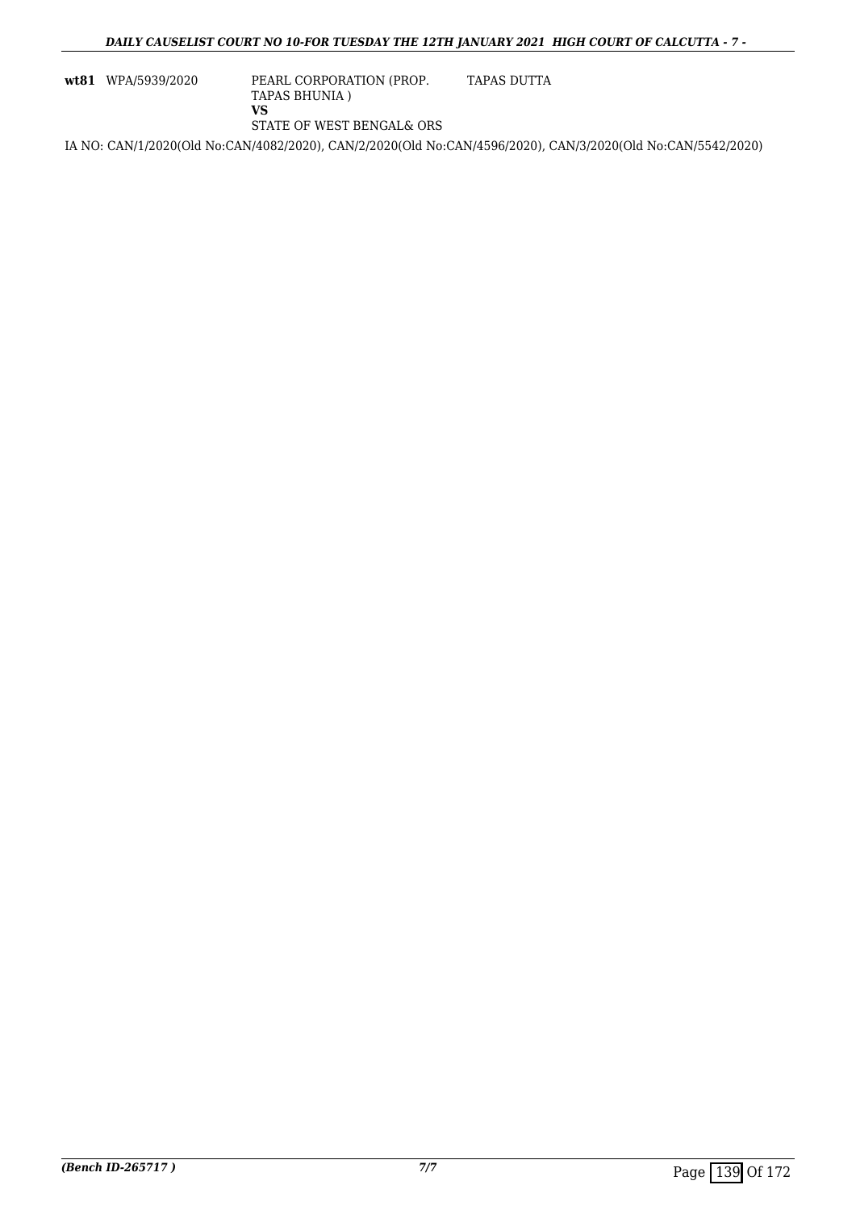| | | | |
|---|---|---|---|
| **wt81** | WPA/5939/2020 | PEARL CORPORATION (PROP. TAPAS BHUNIA ) **VS** STATE OF WEST BENGAL& ORS | TAPAS DUTTA |

IA NO: CAN/1/2020(Old No:CAN/4082/2020), CAN/2/2020(Old No:CAN/4596/2020), CAN/3/2020(Old No:CAN/5542/2020)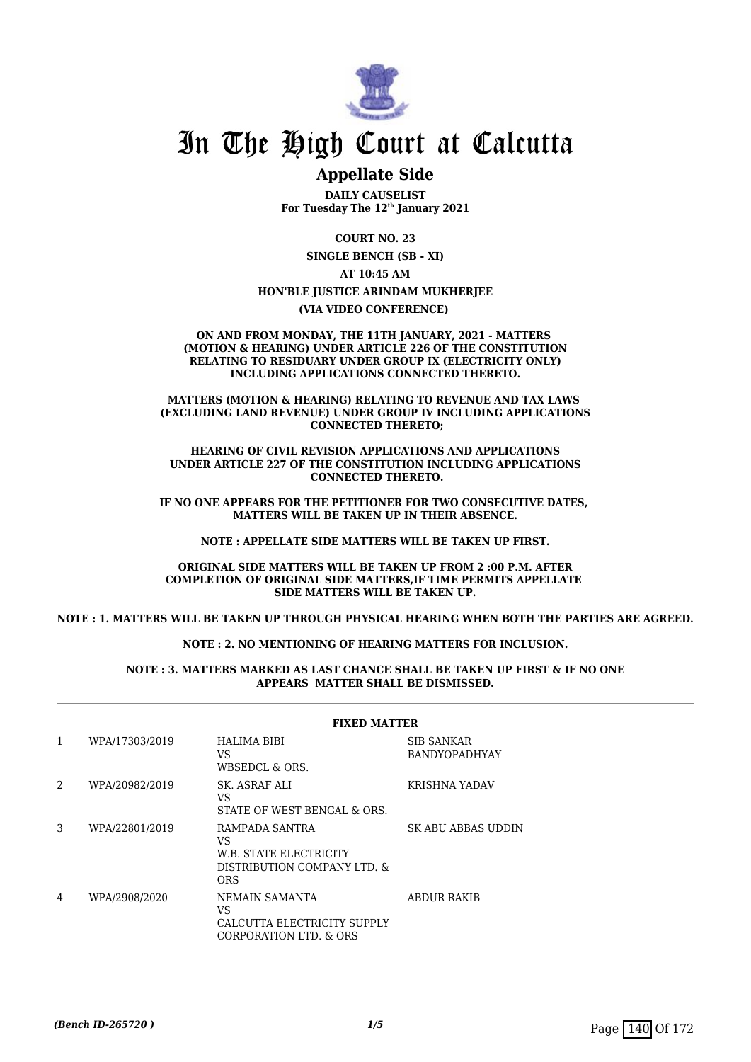# In The High Court at Calcutta

## Appellate Side

**DAILY CAUSELIST**
**For Tuesday The 12th January 2021**

**COURT NO. 23**

**SINGLE BENCH (SB - XI)**

**AT 10:45 AM**

**HON'BLE JUSTICE ARINDAM MUKHERJEE**

**(VIA VIDEO CONFERENCE)**

**ON AND FROM MONDAY, THE 11TH JANUARY, 2021 - MATTERS (MOTION & HEARING) UNDER ARTICLE 226 OF THE CONSTITUTION RELATING TO RESIDUARY UNDER GROUP IX (ELECTRICITY ONLY) INCLUDING APPLICATIONS CONNECTED THERETO.**

**MATTERS (MOTION & HEARING) RELATING TO REVENUE AND TAX LAWS (EXCLUDING LAND REVENUE) UNDER GROUP IV INCLUDING APPLICATIONS CONNECTED THERETO;**

**HEARING OF CIVIL REVISION APPLICATIONS AND APPLICATIONS UNDER ARTICLE 227 OF THE CONSTITUTION INCLUDING APPLICATIONS CONNECTED THERETO.**

**IF NO ONE APPEARS FOR THE PETITIONER FOR TWO CONSECUTIVE DATES, MATTERS WILL BE TAKEN UP IN THEIR ABSENCE.**

**NOTE : APPELLATE SIDE MATTERS WILL BE TAKEN UP FIRST.**

**ORIGINAL SIDE MATTERS WILL BE TAKEN UP FROM 2 :00 P.M. AFTER COMPLETION OF ORIGINAL SIDE MATTERS,IF TIME PERMITS APPELLATE SIDE MATTERS WILL BE TAKEN UP.**

**NOTE : 1. MATTERS WILL BE TAKEN UP THROUGH PHYSICAL HEARING WHEN BOTH THE PARTIES ARE AGREED.**

**NOTE : 2. NO MENTIONING OF HEARING MATTERS FOR INCLUSION.**

**NOTE : 3. MATTERS MARKED AS LAST CHANCE SHALL BE TAKEN UP FIRST & IF NO ONE APPEARS MATTER SHALL BE DISMISSED.**

**FIXED MATTER**

| | | | |
|---|---|---|---|
| 1 | WPA/17303/2019 | HALIMA BIBI<br>VS<br>WBSEDCL & ORS. | SIB SANKAR BANDYOPADHYAY |
| 2 | WPA/20982/2019 | SK. ASRAF ALI<br>VS<br>STATE OF WEST BENGAL & ORS. | KRISHNA YADAV |
| 3 | WPA/22801/2019 | RAMPADA SANTRA<br>VS<br>W.B. STATE ELECTRICITY DISTRIBUTION COMPANY LTD. & ORS | SK ABU ABBAS UDDIN |
| 4 | WPA/2908/2020 | NEMAIN SAMANTA<br>VS<br>CALCUTTA ELECTRICITY SUPPLY CORPORATION LTD. & ORS | ABDUR RAKIB |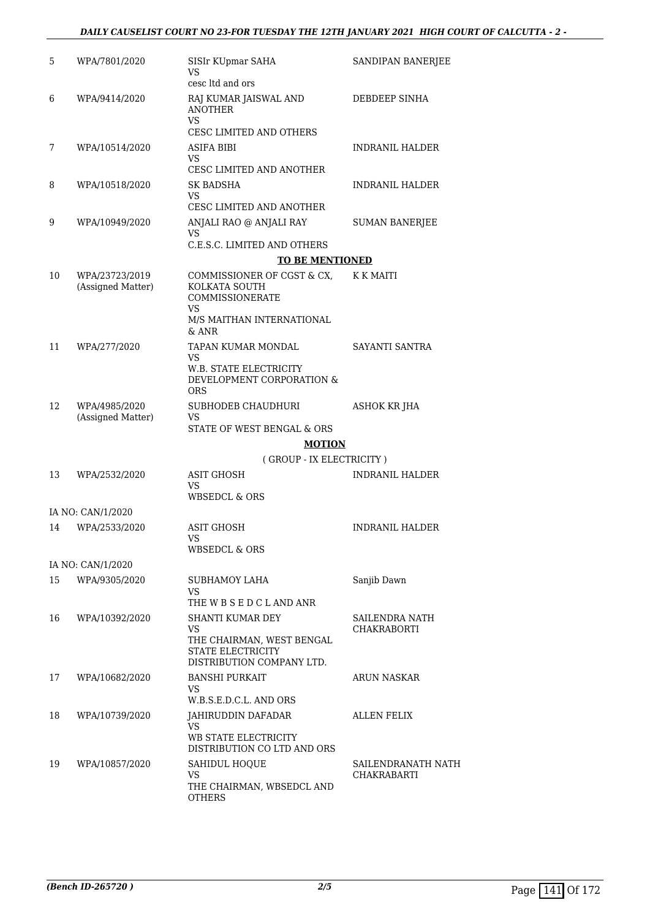| | | | |
|---|---|---|---|
| 5 | WPA/7801/2020 | SISIr KUpmar SAHA<br>VS<br>cesc ltd and ors | SANDIPAN BANERJEE |
| 6 | WPA/9414/2020 | RAJ KUMAR JAISWAL AND ANOTHER<br>VS<br>CESC LIMITED AND OTHERS | DEBDEEP SINHA |
| 7 | WPA/10514/2020 | ASIFA BIBI<br>VS<br>CESC LIMITED AND ANOTHER | INDRANIL HALDER |
| 8 | WPA/10518/2020 | SK BADSHA<br>VS<br>CESC LIMITED AND ANOTHER | INDRANIL HALDER |
| 9 | WPA/10949/2020 | ANJALI RAO @ ANJALI RAY<br>VS<br>C.E.S.C. LIMITED AND OTHERS | SUMAN BANERJEE |

**TO BE MENTIONED**

| | | | |
|---|---|---|---|
| 10 | WPA/23723/2019<br>(Assigned Matter) | COMMISSIONER OF CGST & CX, KOLKATA SOUTH COMMISSIONERATE<br>VS<br>M/S MAITHAN INTERNATIONAL & ANR | K K MAITI |
| 11 | WPA/277/2020 | TAPAN KUMAR MONDAL<br>VS<br>W.B. STATE ELECTRICITY DEVELOPMENT CORPORATION & ORS | SAYANTI SANTRA |
| 12 | WPA/4985/2020<br>(Assigned Matter) | SUBHODEB CHAUDHURI<br>VS<br>STATE OF WEST BENGAL & ORS | ASHOK KR JHA |

**MOTION**

( GROUP - IX ELECTRICITY )

| | | | |
|---|---|---|---|
| 13 | WPA/2532/2020 | ASIT GHOSH<br>VS<br>WBSEDCL & ORS | INDRANIL HALDER |
| | IA NO: CAN/1/2020 | | |
| 14 | WPA/2533/2020 | ASIT GHOSH<br>VS<br>WBSEDCL & ORS | INDRANIL HALDER |
| | IA NO: CAN/1/2020 | | |
| 15 | WPA/9305/2020 | SUBHAMOY LAHA<br>VS<br>THE W B S E D C L AND ANR | Sanjib Dawn |
| 16 | WPA/10392/2020 | SHANTI KUMAR DEY<br>VS<br>THE CHAIRMAN, WEST BENGAL STATE ELECTRICITY DISTRIBUTION COMPANY LTD. | SAILENDRA NATH CHAKRABORTI |
| 17 | WPA/10682/2020 | BANSHI PURKAIT<br>VS<br>W.B.S.E.D.C.L. AND ORS | ARUN NASKAR |
| 18 | WPA/10739/2020 | JAHIRUDDIN DAFADAR<br>VS<br>WB STATE ELECTRICITY DISTRIBUTION CO LTD AND ORS | ALLEN FELIX |
| 19 | WPA/10857/2020 | SAHIDUL HOQUE<br>VS<br>THE CHAIRMAN, WBSEDCL AND OTHERS | SAILENDRANATH NATH CHAKRABARTI |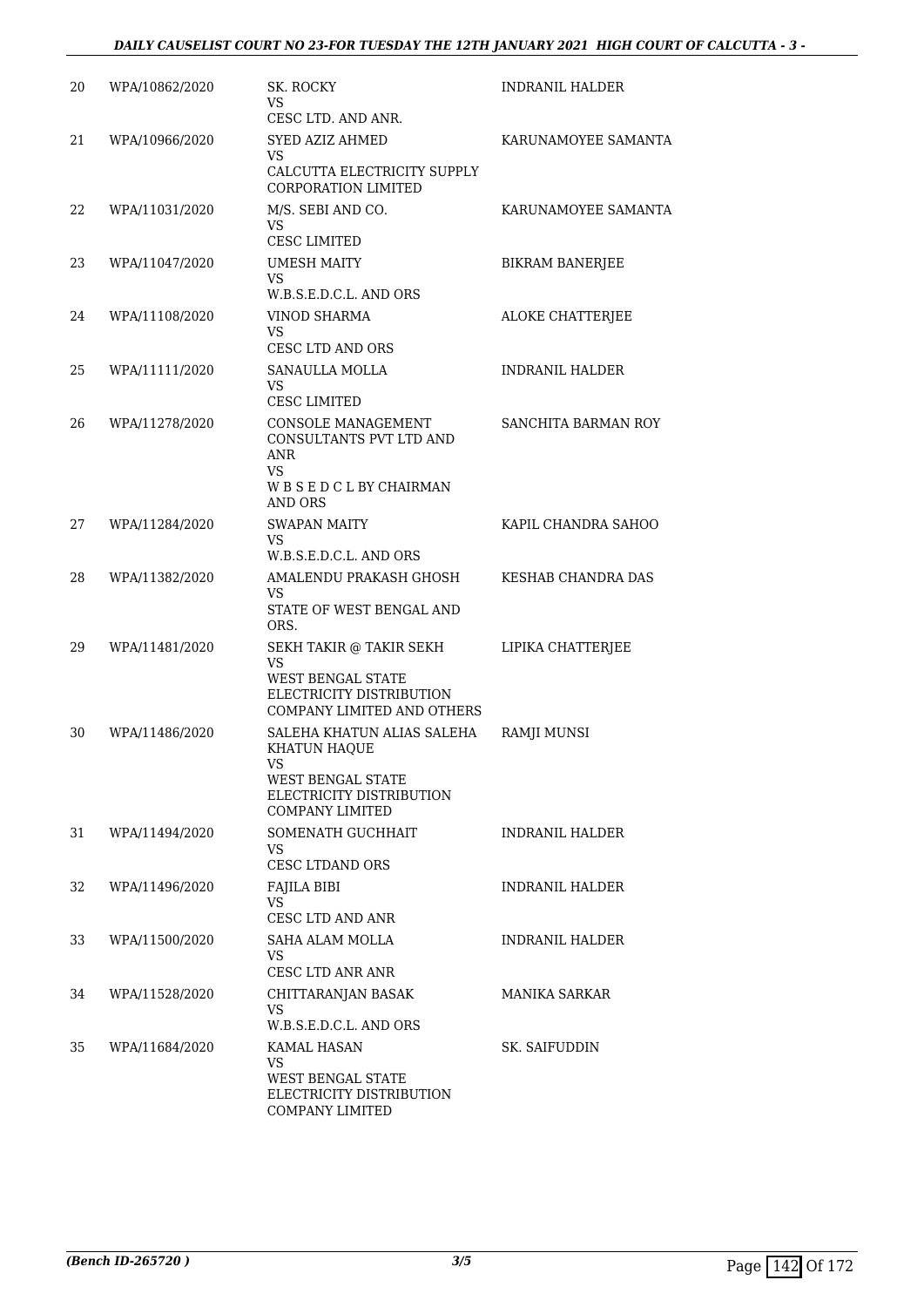| | | | |
|---|---|---|---|
| 20 | WPA/10862/2020 | SK. ROCKY<br>VS<br>CESC LTD. AND ANR. | INDRANIL HALDER |
| 21 | WPA/10966/2020 | SYED AZIZ AHMED<br>VS<br>CALCUTTA ELECTRICITY SUPPLY CORPORATION LIMITED | KARUNAMOYEE SAMANTA |
| 22 | WPA/11031/2020 | M/S. SEBI AND CO.<br>VS<br>CESC LIMITED | KARUNAMOYEE SAMANTA |
| 23 | WPA/11047/2020 | UMESH MAITY<br>VS<br>W.B.S.E.D.C.L. AND ORS | BIKRAM BANERJEE |
| 24 | WPA/11108/2020 | VINOD SHARMA<br>VS<br>CESC LTD AND ORS | ALOKE CHATTERJEE |
| 25 | WPA/11111/2020 | SANAULLA MOLLA<br>VS<br>CESC LIMITED | INDRANIL HALDER |
| 26 | WPA/11278/2020 | CONSOLE MANAGEMENT CONSULTANTS PVT LTD AND ANR<br>VS<br>W B S E D C L BY CHAIRMAN AND ORS | SANCHITA BARMAN ROY |
| 27 | WPA/11284/2020 | SWAPAN MAITY<br>VS<br>W.B.S.E.D.C.L. AND ORS | KAPIL CHANDRA SAHOO |
| 28 | WPA/11382/2020 | AMALENDU PRAKASH GHOSH<br>VS<br>STATE OF WEST BENGAL AND ORS. | KESHAB CHANDRA DAS |
| 29 | WPA/11481/2020 | SEKH TAKIR @ TAKIR SEKH<br>VS<br>WEST BENGAL STATE ELECTRICITY DISTRIBUTION COMPANY LIMITED AND OTHERS | LIPIKA CHATTERJEE |
| 30 | WPA/11486/2020 | SALEHA KHATUN ALIAS SALEHA KHATUN HAQUE<br>VS<br>WEST BENGAL STATE ELECTRICITY DISTRIBUTION COMPANY LIMITED | RAMJI MUNSI |
| 31 | WPA/11494/2020 | SOMENATH GUCHHAIT<br>VS<br>CESC LTDAND ORS | INDRANIL HALDER |
| 32 | WPA/11496/2020 | FAJILA BIBI<br>VS<br>CESC LTD AND ANR | INDRANIL HALDER |
| 33 | WPA/11500/2020 | SAHA ALAM MOLLA<br>VS<br>CESC LTD ANR ANR | INDRANIL HALDER |
| 34 | WPA/11528/2020 | CHITTARANJAN BASAK<br>VS<br>W.B.S.E.D.C.L. AND ORS | MANIKA SARKAR |
| 35 | WPA/11684/2020 | KAMAL HASAN<br>VS<br>WEST BENGAL STATE ELECTRICITY DISTRIBUTION COMPANY LIMITED | SK. SAIFUDDIN |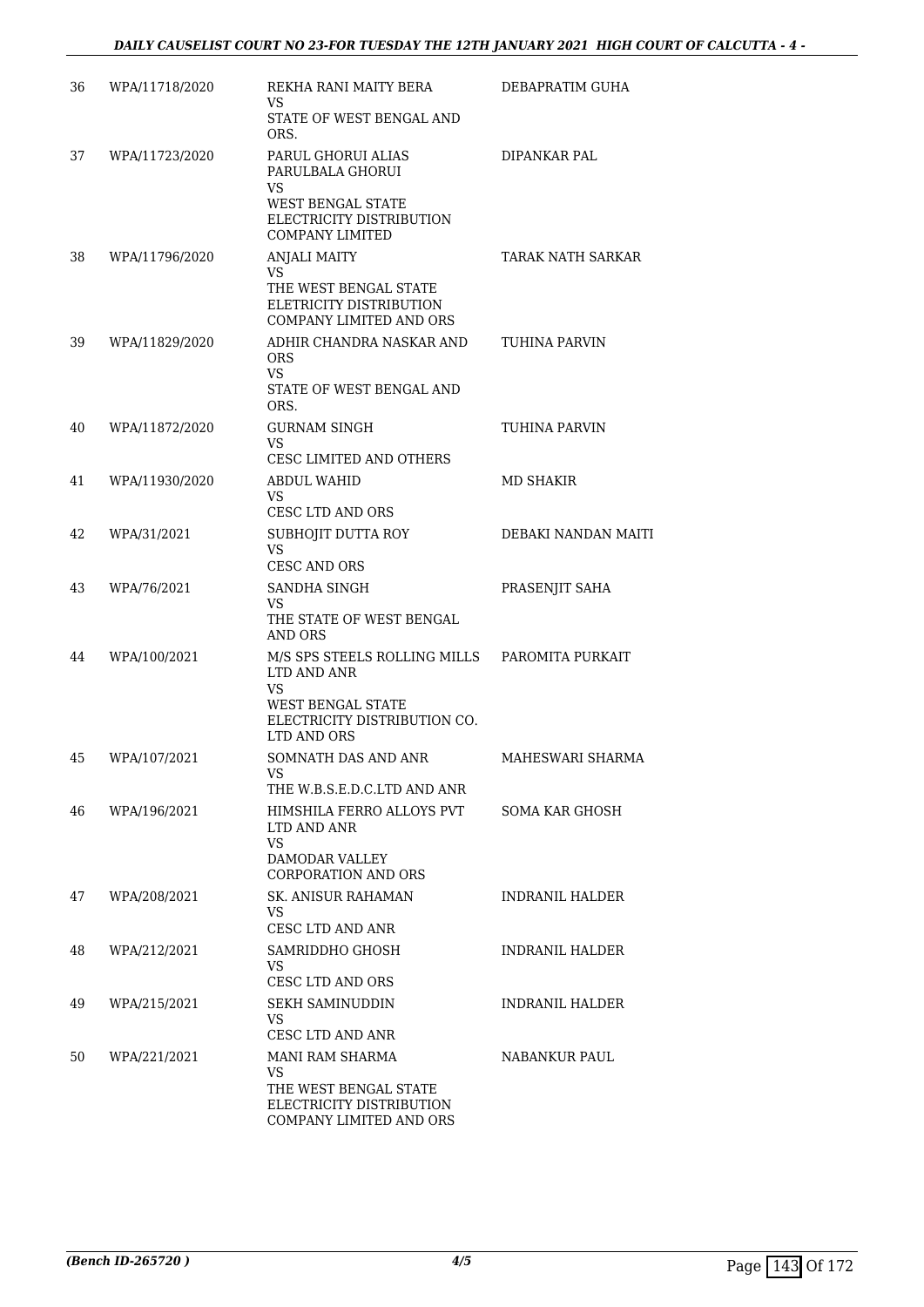| | | | |
|---|---|---|---|
| 36 | WPA/11718/2020 | REKHA RANI MAITY BERA<br>VS<br>STATE OF WEST BENGAL AND ORS. | DEBAPRATIM GUHA |
| 37 | WPA/11723/2020 | PARUL GHORUI ALIAS PARULBALA GHORUI<br>VS<br>WEST BENGAL STATE ELECTRICITY DISTRIBUTION COMPANY LIMITED | DIPANKAR PAL |
| 38 | WPA/11796/2020 | ANJALI MAITY<br>VS<br>THE WEST BENGAL STATE ELETRICITY DISTRIBUTION COMPANY LIMITED AND ORS | TARAK NATH SARKAR |
| 39 | WPA/11829/2020 | ADHIR CHANDRA NASKAR AND ORS<br>VS<br>STATE OF WEST BENGAL AND ORS. | TUHINA PARVIN |
| 40 | WPA/11872/2020 | GURNAM SINGH<br>VS<br>CESC LIMITED AND OTHERS | TUHINA PARVIN |
| 41 | WPA/11930/2020 | ABDUL WAHID<br>VS<br>CESC LTD AND ORS | MD SHAKIR |
| 42 | WPA/31/2021 | SUBHOJIT DUTTA ROY<br>VS<br>CESC AND ORS | DEBAKI NANDAN MAITI |
| 43 | WPA/76/2021 | SANDHA SINGH<br>VS<br>THE STATE OF WEST BENGAL AND ORS | PRASENJIT SAHA |
| 44 | WPA/100/2021 | M/S SPS STEELS ROLLING MILLS LTD AND ANR<br>VS<br>WEST BENGAL STATE ELECTRICITY DISTRIBUTION CO. LTD AND ORS | PAROMITA PURKAIT |
| 45 | WPA/107/2021 | SOMNATH DAS AND ANR<br>VS<br>THE W.B.S.E.D.C.LTD AND ANR | MAHESWARI SHARMA |
| 46 | WPA/196/2021 | HIMSHILA FERRO ALLOYS PVT LTD AND ANR<br>VS<br>DAMODAR VALLEY CORPORATION AND ORS | SOMA KAR GHOSH |
| 47 | WPA/208/2021 | SK. ANISUR RAHAMAN<br>VS<br>CESC LTD AND ANR | INDRANIL HALDER |
| 48 | WPA/212/2021 | SAMRIDDHO GHOSH<br>VS<br>CESC LTD AND ORS | INDRANIL HALDER |
| 49 | WPA/215/2021 | SEKH SAMINUDDIN<br>VS<br>CESC LTD AND ANR | INDRANIL HALDER |
| 50 | WPA/221/2021 | MANI RAM SHARMA<br>VS<br>THE WEST BENGAL STATE ELECTRICITY DISTRIBUTION COMPANY LIMITED AND ORS | NABANKUR PAUL |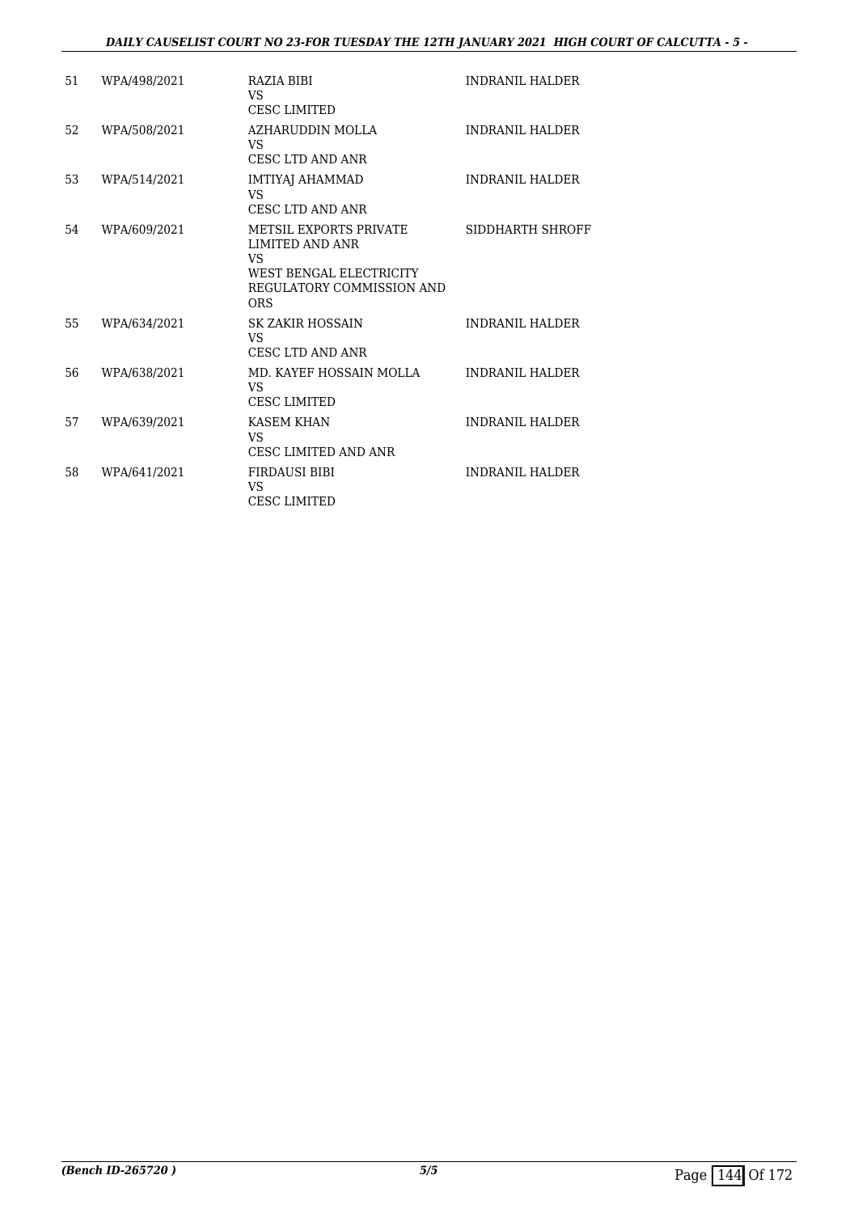| | | | |
|---|---|---|---|
| 51 | WPA/498/2021 | RAZIA BIBI<br>VS<br>CESC LIMITED | INDRANIL HALDER |
| 52 | WPA/508/2021 | AZHARUDDIN MOLLA<br>VS<br>CESC LTD AND ANR | INDRANIL HALDER |
| 53 | WPA/514/2021 | IMTIYAJ AHAMMAD<br>VS<br>CESC LTD AND ANR | INDRANIL HALDER |
| 54 | WPA/609/2021 | METSIL EXPORTS PRIVATE LIMITED AND ANR<br>VS<br>WEST BENGAL ELECTRICITY REGULATORY COMMISSION AND ORS | SIDDHARTH SHROFF |
| 55 | WPA/634/2021 | SK ZAKIR HOSSAIN<br>VS<br>CESC LTD AND ANR | INDRANIL HALDER |
| 56 | WPA/638/2021 | MD. KAYEF HOSSAIN MOLLA<br>VS<br>CESC LIMITED | INDRANIL HALDER |
| 57 | WPA/639/2021 | KASEM KHAN<br>VS<br>CESC LIMITED AND ANR | INDRANIL HALDER |
| 58 | WPA/641/2021 | FIRDAUSI BIBI<br>VS<br>CESC LIMITED | INDRANIL HALDER |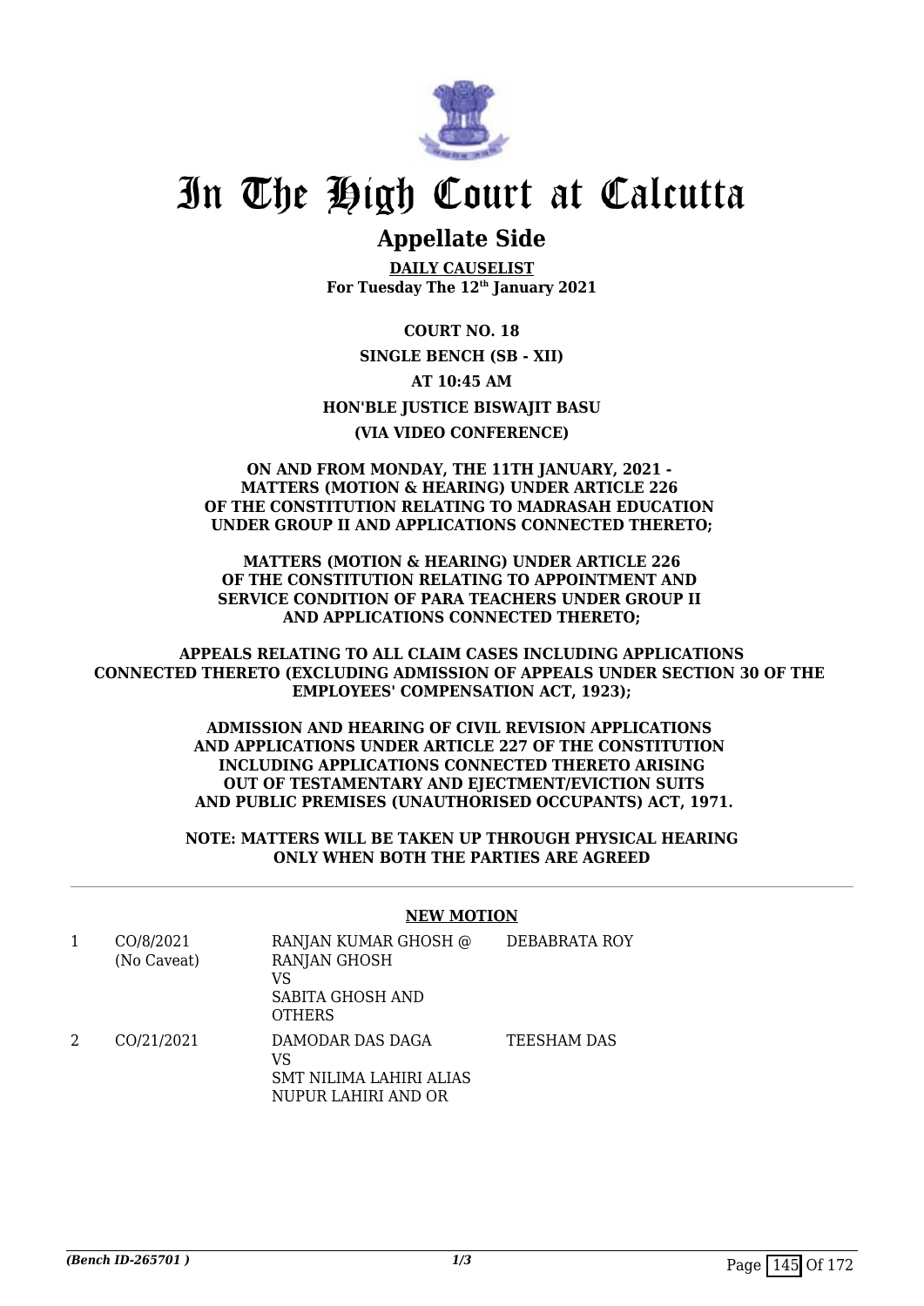# In The High Court at Calcutta

## Appellate Side

**DAILY CAUSELIST**
**For Tuesday The 12th January 2021**

**COURT NO. 18**

**SINGLE BENCH (SB - XII)**

**AT 10:45 AM**

**HON'BLE JUSTICE BISWAJIT BASU**

**(VIA VIDEO CONFERENCE)**

**ON AND FROM MONDAY, THE 11TH JANUARY, 2021 - MATTERS (MOTION & HEARING) UNDER ARTICLE 226 OF THE CONSTITUTION RELATING TO MADRASAH EDUCATION UNDER GROUP II AND APPLICATIONS CONNECTED THERETO;**

**MATTERS (MOTION & HEARING) UNDER ARTICLE 226 OF THE CONSTITUTION RELATING TO APPOINTMENT AND SERVICE CONDITION OF PARA TEACHERS UNDER GROUP II AND APPLICATIONS CONNECTED THERETO;**

**APPEALS RELATING TO ALL CLAIM CASES INCLUDING APPLICATIONS CONNECTED THERETO (EXCLUDING ADMISSION OF APPEALS UNDER SECTION 30 OF THE EMPLOYEES' COMPENSATION ACT, 1923);**

**ADMISSION AND HEARING OF CIVIL REVISION APPLICATIONS AND APPLICATIONS UNDER ARTICLE 227 OF THE CONSTITUTION INCLUDING APPLICATIONS CONNECTED THERETO ARISING OUT OF TESTAMENTARY AND EJECTMENT/EVICTION SUITS AND PUBLIC PREMISES (UNAUTHORISED OCCUPANTS) ACT, 1971.**

**NOTE: MATTERS WILL BE TAKEN UP THROUGH PHYSICAL HEARING ONLY WHEN BOTH THE PARTIES ARE AGREED**

**NEW MOTION**

| | | | |
|---|---|---|---|
| 1 | CO/8/2021 (No Caveat) | RANJAN KUMAR GHOSH @ RANJAN GHOSH VS SABITA GHOSH AND OTHERS | DEBABRATA ROY |
| 2 | CO/21/2021 | DAMODAR DAS DAGA VS SMT NILIMA LAHIRI ALIAS NUPUR LAHIRI AND OR | TEESHAM DAS |

*(Bench ID-265701 )*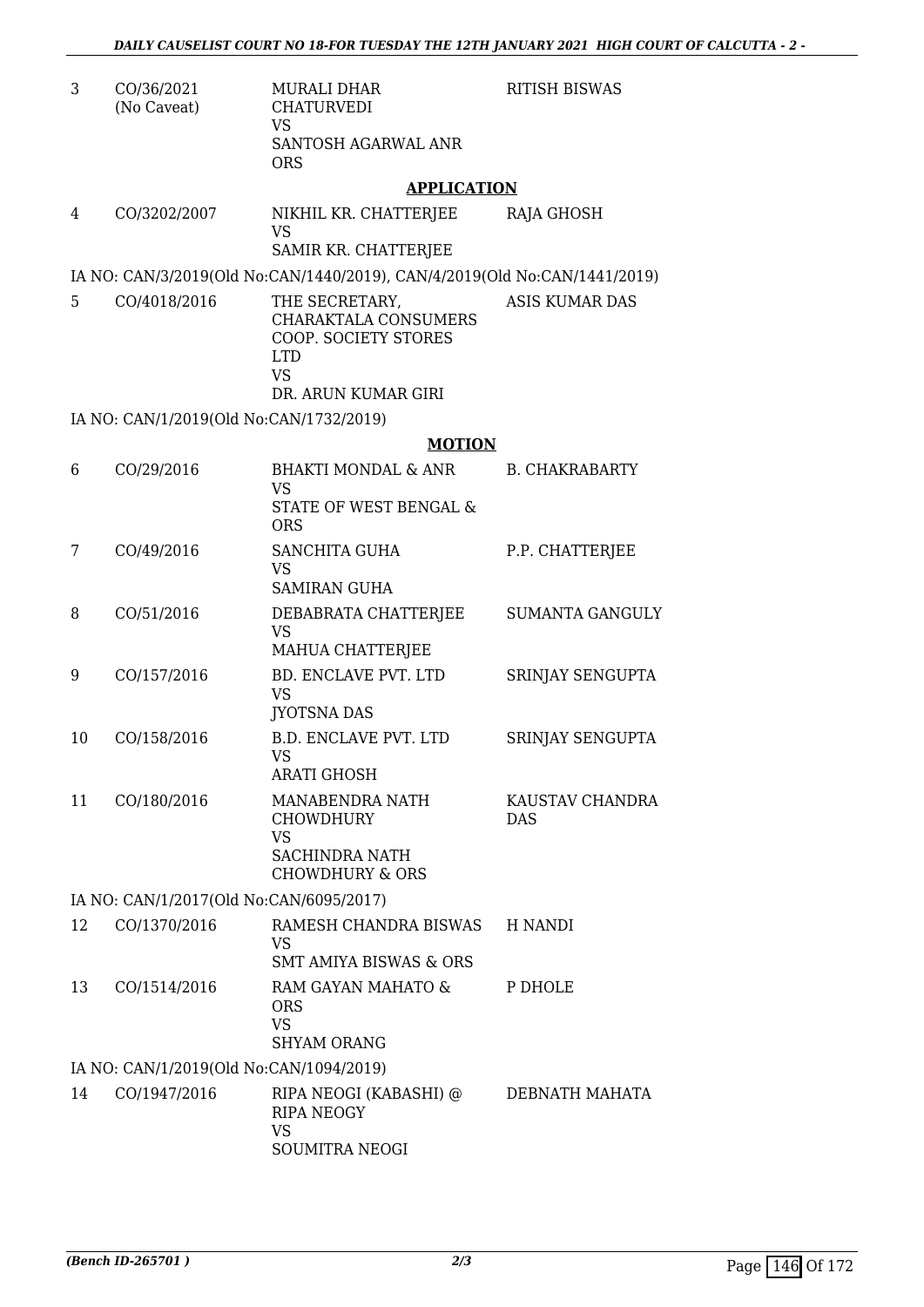| | | | |
|---|---|---|---|
| 3 | CO/36/2021 (No Caveat) | MURALI DHAR CHATURVEDI VS SANTOSH AGARWAL ANR ORS | RITISH BISWAS |

**APPLICATION**

| | | | |
|---|---|---|---|
| 4 | CO/3202/2007 | NIKHIL KR. CHATTERJEE VS SAMIR KR. CHATTERJEE | RAJA GHOSH |

IA NO: CAN/3/2019(Old No:CAN/1440/2019), CAN/4/2019(Old No:CAN/1441/2019)

| | | | |
|---|---|---|---|
| 5 | CO/4018/2016 | THE SECRETARY, CHARAKTALA CONSUMERS COOP. SOCIETY STORES LTD VS DR. ARUN KUMAR GIRI | ASIS KUMAR DAS |

IA NO: CAN/1/2019(Old No:CAN/1732/2019)

**MOTION**

| | | | |
|---|---|---|---|
| 6 | CO/29/2016 | BHAKTI MONDAL & ANR VS STATE OF WEST BENGAL & ORS | B. CHAKRABARTY |
| 7 | CO/49/2016 | SANCHITA GUHA VS SAMIRAN GUHA | P.P. CHATTERJEE |
| 8 | CO/51/2016 | DEBABRATA CHATTERJEE VS MAHUA CHATTERJEE | SUMANTA GANGULY |
| 9 | CO/157/2016 | BD. ENCLAVE PVT. LTD VS JYOTSNA DAS | SRINJAY SENGUPTA |
| 10 | CO/158/2016 | B.D. ENCLAVE PVT. LTD VS ARATI GHOSH | SRINJAY SENGUPTA |
| 11 | CO/180/2016 | MANABENDRA NATH CHOWDHURY VS SACHINDRA NATH CHOWDHURY & ORS | KAUSTAV CHANDRA DAS |

IA NO: CAN/1/2017(Old No:CAN/6095/2017)

| | | | |
|---|---|---|---|
| 12 | CO/1370/2016 | RAMESH CHANDRA BISWAS VS SMT AMIYA BISWAS & ORS | H NANDI |
| 13 | CO/1514/2016 | RAM GAYAN MAHATO & ORS VS SHYAM ORANG | P DHOLE |

IA NO: CAN/1/2019(Old No:CAN/1094/2019)

| | | | |
|---|---|---|---|
| 14 | CO/1947/2016 | RIPA NEOGI (KABASHI) @ RIPA NEOGY VS SOUMITRA NEOGI | DEBNATH MAHATA |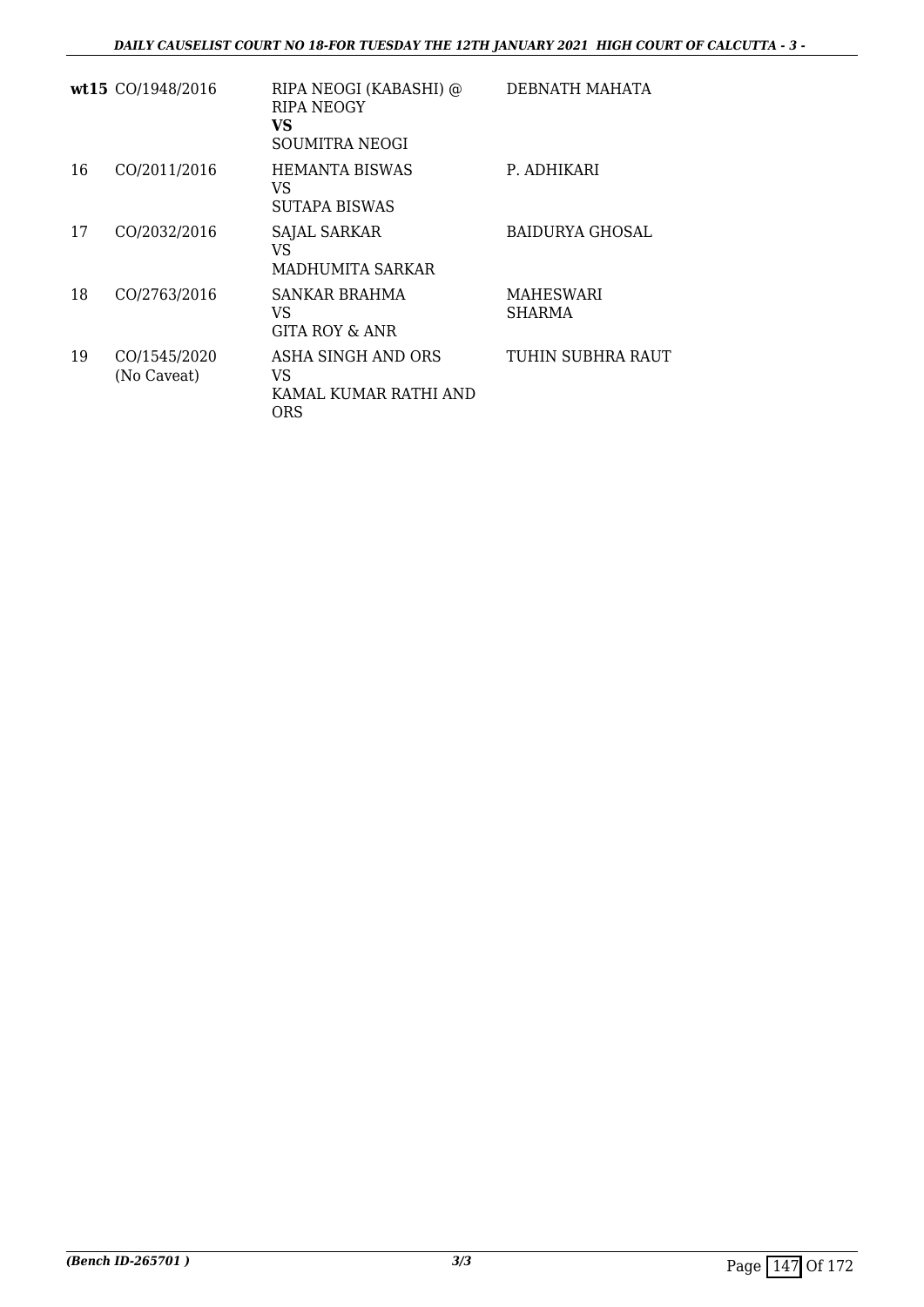| | | | |
|---|---|---|---|
| **wt15** | CO/1948/2016 | RIPA NEOGI (KABASHI) @ RIPA NEOGY<br>**VS**<br>SOUMITRA NEOGI | DEBNATH MAHATA |
| 16 | CO/2011/2016 | HEMANTA BISWAS<br>VS<br>SUTAPA BISWAS | P. ADHIKARI |
| 17 | CO/2032/2016 | SAJAL SARKAR<br>VS<br>MADHUMITA SARKAR | BAIDURYA GHOSAL |
| 18 | CO/2763/2016 | SANKAR BRAHMA<br>VS<br>GITA ROY & ANR | MAHESWARI SHARMA |
| 19 | CO/1545/2020<br>(No Caveat) | ASHA SINGH AND ORS<br>VS<br>KAMAL KUMAR RATHI AND ORS | TUHIN SUBHRA RAUT |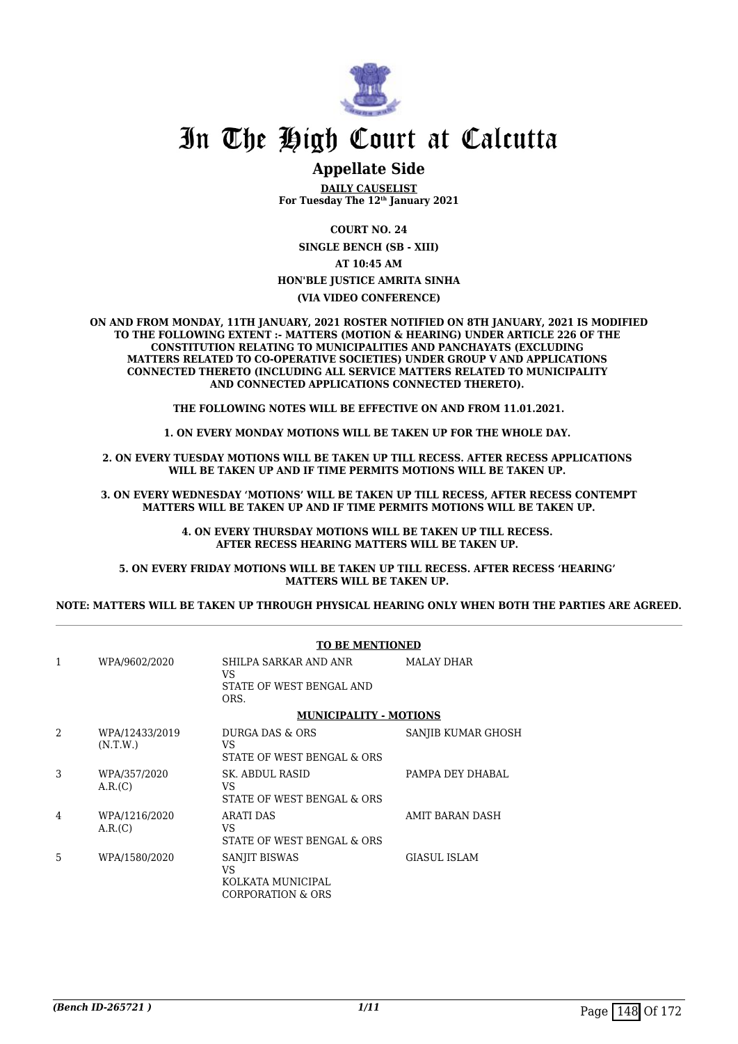# In The High Court at Calcutta

## Appellate Side

**DAILY CAUSELIST**
**For Tuesday The 12th January 2021**

**COURT NO. 24**

**SINGLE BENCH (SB - XIII)**

**AT 10:45 AM**

**HON'BLE JUSTICE AMRITA SINHA**

**(VIA VIDEO CONFERENCE)**

**ON AND FROM MONDAY, 11TH JANUARY, 2021 ROSTER NOTIFIED ON 8TH JANUARY, 2021 IS MODIFIED TO THE FOLLOWING EXTENT :- MATTERS (MOTION & HEARING) UNDER ARTICLE 226 OF THE CONSTITUTION RELATING TO MUNICIPALITIES AND PANCHAYATS (EXCLUDING MATTERS RELATED TO CO-OPERATIVE SOCIETIES) UNDER GROUP V AND APPLICATIONS CONNECTED THERETO (INCLUDING ALL SERVICE MATTERS RELATED TO MUNICIPALITY AND CONNECTED APPLICATIONS CONNECTED THERETO).**

**THE FOLLOWING NOTES WILL BE EFFECTIVE ON AND FROM 11.01.2021.**

**1. ON EVERY MONDAY MOTIONS WILL BE TAKEN UP FOR THE WHOLE DAY.**

**2. ON EVERY TUESDAY MOTIONS WILL BE TAKEN UP TILL RECESS. AFTER RECESS APPLICATIONS WILL BE TAKEN UP AND IF TIME PERMITS MOTIONS WILL BE TAKEN UP.**

**3. ON EVERY WEDNESDAY 'MOTIONS' WILL BE TAKEN UP TILL RECESS, AFTER RECESS CONTEMPT MATTERS WILL BE TAKEN UP AND IF TIME PERMITS MOTIONS WILL BE TAKEN UP.**

**4. ON EVERY THURSDAY MOTIONS WILL BE TAKEN UP TILL RECESS. AFTER RECESS HEARING MATTERS WILL BE TAKEN UP.**

**5. ON EVERY FRIDAY MOTIONS WILL BE TAKEN UP TILL RECESS. AFTER RECESS 'HEARING' MATTERS WILL BE TAKEN UP.**

**NOTE: MATTERS WILL BE TAKEN UP THROUGH PHYSICAL HEARING ONLY WHEN BOTH THE PARTIES ARE AGREED.**

**TO BE MENTIONED**

| | | | |
|---|---|---|---|
| 1 | WPA/9602/2020 | SHILPA SARKAR AND ANR VS STATE OF WEST BENGAL AND ORS. | MALAY DHAR |

**MUNICIPALITY - MOTIONS**

| | | | |
|---|---|---|---|
| 2 | WPA/12433/2019 (N.T.W.) | DURGA DAS & ORS VS STATE OF WEST BENGAL & ORS | SANJIB KUMAR GHOSH |
| 3 | WPA/357/2020 A.R.(C) | SK. ABDUL RASID VS STATE OF WEST BENGAL & ORS | PAMPA DEY DHABAL |
| 4 | WPA/1216/2020 A.R.(C) | ARATI DAS VS STATE OF WEST BENGAL & ORS | AMIT BARAN DASH |
| 5 | WPA/1580/2020 | SANJIT BISWAS VS KOLKATA MUNICIPAL CORPORATION & ORS | GIASUL ISLAM |

*(Bench ID-265721 )* 1/11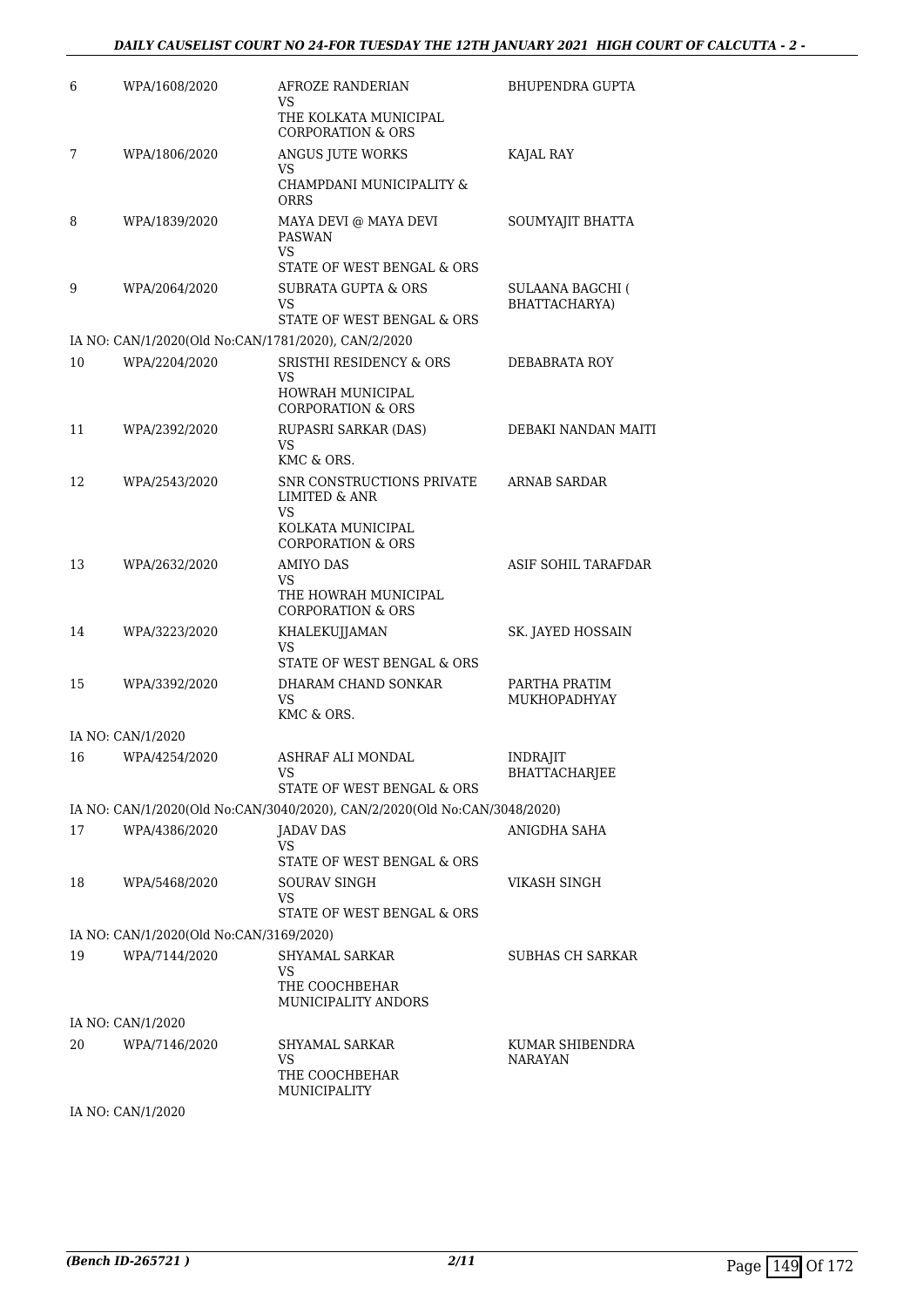| | | | |
|---|---|---|---|
| 6 | WPA/1608/2020 | AFROZE RANDERIAN<br>VS<br>THE KOLKATA MUNICIPAL CORPORATION & ORS | BHUPENDRA GUPTA |
| 7 | WPA/1806/2020 | ANGUS JUTE WORKS<br>VS<br>CHAMPDANI MUNICIPALITY & ORRS | KAJAL RAY |
| 8 | WPA/1839/2020 | MAYA DEVI @ MAYA DEVI PASWAN<br>VS<br>STATE OF WEST BENGAL & ORS | SOUMYAJIT BHATTA |
| 9 | WPA/2064/2020 | SUBRATA GUPTA & ORS<br>VS<br>STATE OF WEST BENGAL & ORS | SULAANA BAGCHI ( BHATTACHARYA) |
| | IA NO: CAN/1/2020(Old No:CAN/1781/2020), CAN/2/2020 | | |
| 10 | WPA/2204/2020 | SRISTHI RESIDENCY & ORS<br>VS<br>HOWRAH MUNICIPAL CORPORATION & ORS | DEBABRATA ROY |
| 11 | WPA/2392/2020 | RUPASRI SARKAR (DAS)<br>VS<br>KMC & ORS. | DEBAKI NANDAN MAITI |
| 12 | WPA/2543/2020 | SNR CONSTRUCTIONS PRIVATE LIMITED & ANR<br>VS<br>KOLKATA MUNICIPAL CORPORATION & ORS | ARNAB SARDAR |
| 13 | WPA/2632/2020 | AMIYO DAS<br>VS<br>THE HOWRAH MUNICIPAL CORPORATION & ORS | ASIF SOHIL TARAFDAR |
| 14 | WPA/3223/2020 | KHALEKUJJAMAN<br>VS<br>STATE OF WEST BENGAL & ORS | SK. JAYED HOSSAIN |
| 15 | WPA/3392/2020 | DHARAM CHAND SONKAR<br>VS<br>KMC & ORS. | PARTHA PRATIM MUKHOPADHYAY |
| | IA NO: CAN/1/2020 | | |
| 16 | WPA/4254/2020 | ASHRAF ALI MONDAL<br>VS<br>STATE OF WEST BENGAL & ORS | INDRAJIT BHATTACHARJEE |
| | IA NO: CAN/1/2020(Old No:CAN/3040/2020), CAN/2/2020(Old No:CAN/3048/2020) | | |
| 17 | WPA/4386/2020 | JADAV DAS<br>VS<br>STATE OF WEST BENGAL & ORS | ANIGDHA SAHA |
| 18 | WPA/5468/2020 | SOURAV SINGH<br>VS<br>STATE OF WEST BENGAL & ORS | VIKASH SINGH |
| | IA NO: CAN/1/2020(Old No:CAN/3169/2020) | | |
| 19 | WPA/7144/2020 | SHYAMAL SARKAR<br>VS<br>THE COOCHBEHAR MUNICIPALITY ANDORS | SUBHAS CH SARKAR |
| | IA NO: CAN/1/2020 | | |
| 20 | WPA/7146/2020 | SHYAMAL SARKAR<br>VS<br>THE COOCHBEHAR MUNICIPALITY | KUMAR SHIBENDRA NARAYAN |
| | IA NO: CAN/1/2020 | | |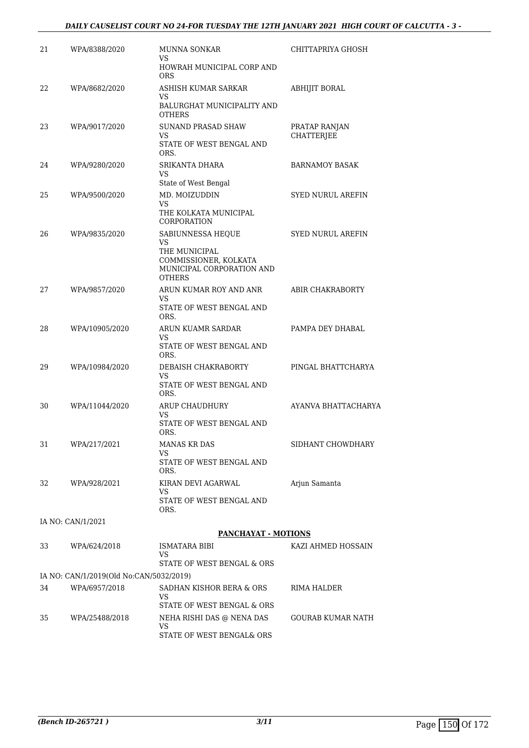| | | | |
|---|---|---|---|
| 21 | WPA/8388/2020 | MUNNA SONKAR<br>VS<br>HOWRAH MUNICIPAL CORP AND ORS | CHITTAPRIYA GHOSH |
| 22 | WPA/8682/2020 | ASHISH KUMAR SARKAR<br>VS<br>BALURGHAT MUNICIPALITY AND OTHERS | ABHIJIT BORAL |
| 23 | WPA/9017/2020 | SUNAND PRASAD SHAW<br>VS<br>STATE OF WEST BENGAL AND ORS. | PRATAP RANJAN CHATTERJEE |
| 24 | WPA/9280/2020 | SRIKANTA DHARA<br>VS<br>State of West Bengal | BARNAMOY BASAK |
| 25 | WPA/9500/2020 | MD. MOIZUDDIN<br>VS<br>THE KOLKATA MUNICIPAL CORPORATION | SYED NURUL AREFIN |
| 26 | WPA/9835/2020 | SABIUNNESSA HEQUE<br>VS<br>THE MUNICIPAL COMMISSIONER, KOLKATA MUNICIPAL CORPORATION AND OTHERS | SYED NURUL AREFIN |
| 27 | WPA/9857/2020 | ARUN KUMAR ROY AND ANR<br>VS<br>STATE OF WEST BENGAL AND ORS. | ABIR CHAKRABORTY |
| 28 | WPA/10905/2020 | ARUN KUAMR SARDAR<br>VS<br>STATE OF WEST BENGAL AND ORS. | PAMPA DEY DHABAL |
| 29 | WPA/10984/2020 | DEBAISH CHAKRABORTY<br>VS<br>STATE OF WEST BENGAL AND ORS. | PINGAL BHATTCHARYA |
| 30 | WPA/11044/2020 | ARUP CHAUDHURY<br>VS<br>STATE OF WEST BENGAL AND ORS. | AYANVA BHATTACHARYA |
| 31 | WPA/217/2021 | MANAS KR DAS<br>VS<br>STATE OF WEST BENGAL AND ORS. | SIDHANT CHOWDHARY |
| 32 | WPA/928/2021 | KIRAN DEVI AGARWAL<br>VS<br>STATE OF WEST BENGAL AND ORS. | Arjun Samanta |

IA NO: CAN/1/2021

**PANCHAYAT - MOTIONS**

| | | | |
|---|---|---|---|
| 33 | WPA/624/2018 | ISMATARA BIBI<br>VS<br>STATE OF WEST BENGAL & ORS | KAZI AHMED HOSSAIN |

IA NO: CAN/1/2019(Old No:CAN/5032/2019)

| | | | |
|---|---|---|---|
| 34 | WPA/6957/2018 | SADHAN KISHOR BERA & ORS<br>VS<br>STATE OF WEST BENGAL & ORS | RIMA HALDER |
| 35 | WPA/25488/2018 | NEHA RISHI DAS @ NENA DAS<br>VS<br>STATE OF WEST BENGAL& ORS | GOURAB KUMAR NATH |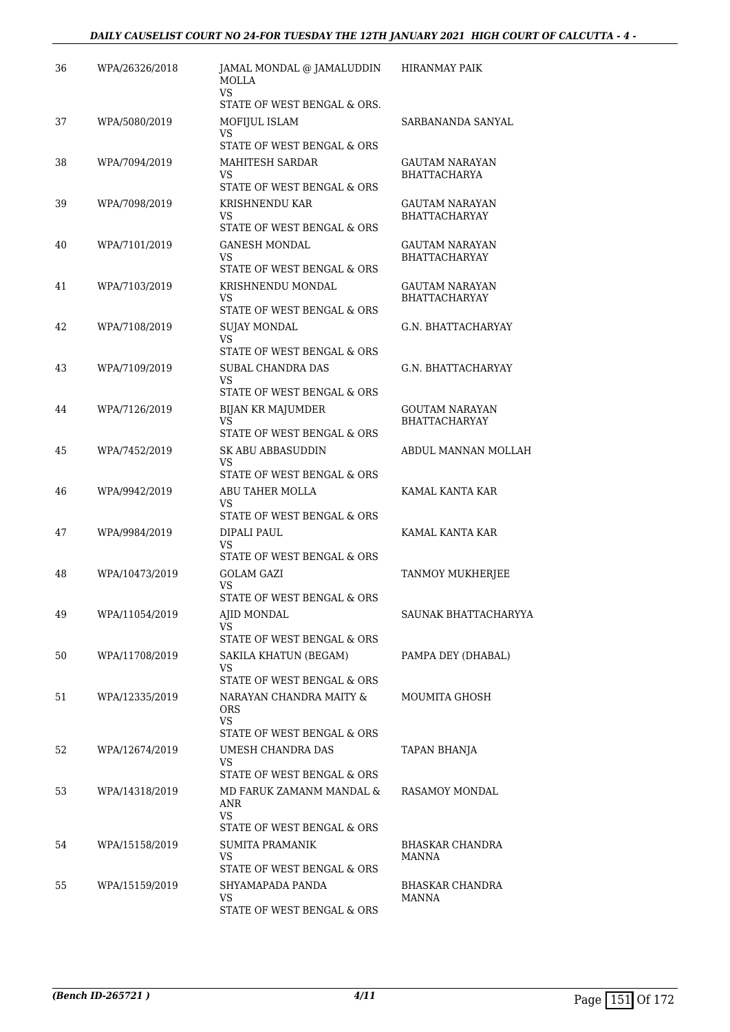| 36 | WPA/26326/2018 | JAMAL MONDAL @ JAMALUDDIN MOLLA<br>VS<br>STATE OF WEST BENGAL & ORS. | HIRANMAY PAIK |
|---|---|---|---|
| 37 | WPA/5080/2019 | MOFIJUL ISLAM<br>VS<br>STATE OF WEST BENGAL & ORS | SARBANANDA SANYAL |
| 38 | WPA/7094/2019 | MAHITESH SARDAR<br>VS<br>STATE OF WEST BENGAL & ORS | GAUTAM NARAYAN BHATTACHARYA |
| 39 | WPA/7098/2019 | KRISHNENDU KAR<br>VS<br>STATE OF WEST BENGAL & ORS | GAUTAM NARAYAN BHATTACHARYAY |
| 40 | WPA/7101/2019 | GANESH MONDAL<br>VS<br>STATE OF WEST BENGAL & ORS | GAUTAM NARAYAN BHATTACHARYAY |
| 41 | WPA/7103/2019 | KRISHNENDU MONDAL<br>VS<br>STATE OF WEST BENGAL & ORS | GAUTAM NARAYAN BHATTACHARYAY |
| 42 | WPA/7108/2019 | SUJAY MONDAL<br>VS<br>STATE OF WEST BENGAL & ORS | G.N. BHATTACHARYAY |
| 43 | WPA/7109/2019 | SUBAL CHANDRA DAS<br>VS<br>STATE OF WEST BENGAL & ORS | G.N. BHATTACHARYAY |
| 44 | WPA/7126/2019 | BIJAN KR MAJUMDER<br>VS<br>STATE OF WEST BENGAL & ORS | GOUTAM NARAYAN BHATTACHARYAY |
| 45 | WPA/7452/2019 | SK ABU ABBASUDDIN<br>VS<br>STATE OF WEST BENGAL & ORS | ABDUL MANNAN MOLLAH |
| 46 | WPA/9942/2019 | ABU TAHER MOLLA<br>VS<br>STATE OF WEST BENGAL & ORS | KAMAL KANTA KAR |
| 47 | WPA/9984/2019 | DIPALI PAUL<br>VS<br>STATE OF WEST BENGAL & ORS | KAMAL KANTA KAR |
| 48 | WPA/10473/2019 | GOLAM GAZI<br>VS<br>STATE OF WEST BENGAL & ORS | TANMOY MUKHERJEE |
| 49 | WPA/11054/2019 | AJID MONDAL<br>VS<br>STATE OF WEST BENGAL & ORS | SAUNAK BHATTACHARYYA |
| 50 | WPA/11708/2019 | SAKILA KHATUN (BEGAM)<br>VS<br>STATE OF WEST BENGAL & ORS | PAMPA DEY (DHABAL) |
| 51 | WPA/12335/2019 | NARAYAN CHANDRA MAITY & ORS<br>VS<br>STATE OF WEST BENGAL & ORS | MOUMITA GHOSH |
| 52 | WPA/12674/2019 | UMESH CHANDRA DAS<br>VS<br>STATE OF WEST BENGAL & ORS | TAPAN BHANJA |
| 53 | WPA/14318/2019 | MD FARUK ZAMANM MANDAL & ANR<br>VS<br>STATE OF WEST BENGAL & ORS | RASAMOY MONDAL |
| 54 | WPA/15158/2019 | SUMITA PRAMANIK<br>VS<br>STATE OF WEST BENGAL & ORS | BHASKAR CHANDRA MANNA |
| 55 | WPA/15159/2019 | SHYAMAPADA PANDA<br>VS<br>STATE OF WEST BENGAL & ORS | BHASKAR CHANDRA MANNA |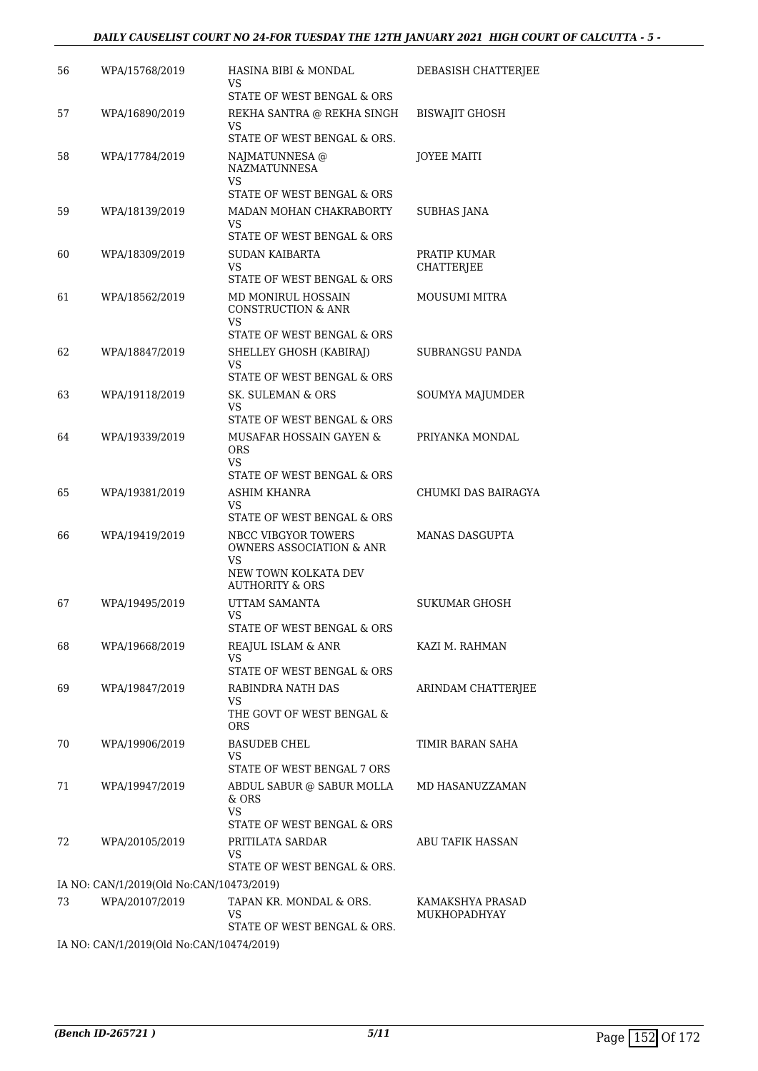| | | | |
|---|---|---|---|
| 56 | WPA/15768/2019 | HASINA BIBI & MONDAL<br>VS<br>STATE OF WEST BENGAL & ORS | DEBASISH CHATTERJEE |
| 57 | WPA/16890/2019 | REKHA SANTRA @ REKHA SINGH<br>VS<br>STATE OF WEST BENGAL & ORS. | BISWAJIT GHOSH |
| 58 | WPA/17784/2019 | NAJMATUNNESA @ NAZMATUNNESA<br>VS<br>STATE OF WEST BENGAL & ORS | JOYEE MAITI |
| 59 | WPA/18139/2019 | MADAN MOHAN CHAKRABORTY<br>VS<br>STATE OF WEST BENGAL & ORS | SUBHAS JANA |
| 60 | WPA/18309/2019 | SUDAN KAIBARTA<br>VS<br>STATE OF WEST BENGAL & ORS | PRATIP KUMAR CHATTERJEE |
| 61 | WPA/18562/2019 | MD MONIRUL HOSSAIN CONSTRUCTION & ANR<br>VS<br>STATE OF WEST BENGAL & ORS | MOUSUMI MITRA |
| 62 | WPA/18847/2019 | SHELLEY GHOSH (KABIRAJ)<br>VS<br>STATE OF WEST BENGAL & ORS | SUBRANGSU PANDA |
| 63 | WPA/19118/2019 | SK. SULEMAN & ORS<br>VS<br>STATE OF WEST BENGAL & ORS | SOUMYA MAJUMDER |
| 64 | WPA/19339/2019 | MUSAFAR HOSSAIN GAYEN & ORS<br>VS<br>STATE OF WEST BENGAL & ORS | PRIYANKA MONDAL |
| 65 | WPA/19381/2019 | ASHIM KHANRA<br>VS<br>STATE OF WEST BENGAL & ORS | CHUMKI DAS BAIRAGYA |
| 66 | WPA/19419/2019 | NBCC VIBGYOR TOWERS OWNERS ASSOCIATION & ANR<br>VS<br>NEW TOWN KOLKATA DEV AUTHORITY & ORS | MANAS DASGUPTA |
| 67 | WPA/19495/2019 | UTTAM SAMANTA<br>VS<br>STATE OF WEST BENGAL & ORS | SUKUMAR GHOSH |
| 68 | WPA/19668/2019 | REAJUL ISLAM & ANR<br>VS<br>STATE OF WEST BENGAL & ORS | KAZI M. RAHMAN |
| 69 | WPA/19847/2019 | RABINDRA NATH DAS<br>VS<br>THE GOVT OF WEST BENGAL & ORS | ARINDAM CHATTERJEE |
| 70 | WPA/19906/2019 | BASUDEB CHEL<br>VS<br>STATE OF WEST BENGAL 7 ORS | TIMIR BARAN SAHA |
| 71 | WPA/19947/2019 | ABDUL SABUR @ SABUR MOLLA & ORS<br>VS<br>STATE OF WEST BENGAL & ORS | MD HASANUZZAMAN |
| 72 | WPA/20105/2019 | PRITILATA SARDAR<br>VS<br>STATE OF WEST BENGAL & ORS. | ABU TAFIK HASSAN |

IA NO: CAN/1/2019(Old No:CAN/10473/2019)

| | | | |
|---|---|---|---|
| 73 | WPA/20107/2019 | TAPAN KR. MONDAL & ORS.<br>VS<br>STATE OF WEST BENGAL & ORS. | KAMAKSHYA PRASAD MUKHOPADHYAY |

IA NO: CAN/1/2019(Old No:CAN/10474/2019)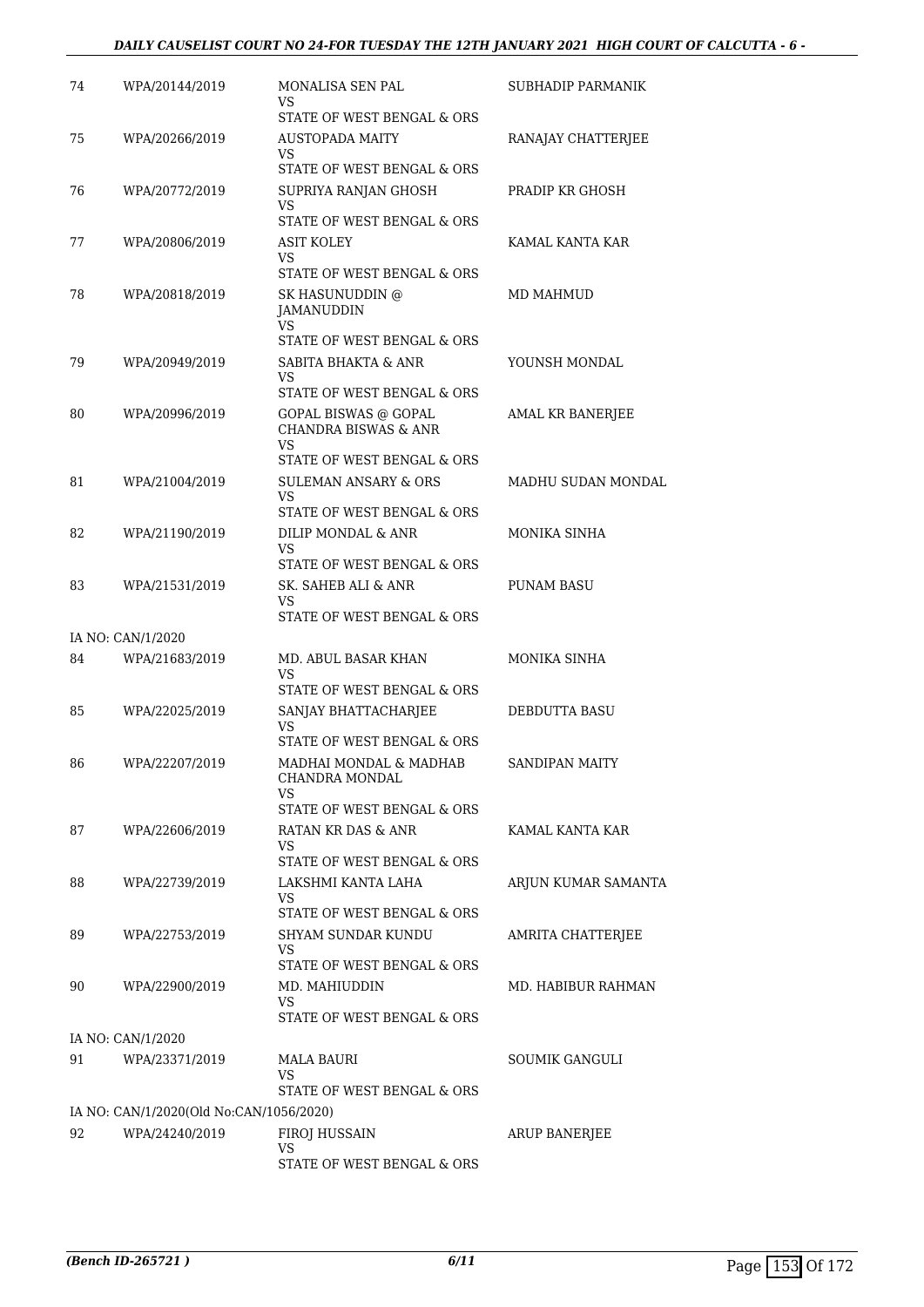| 74 | WPA/20144/2019 | MONALISA SEN PAL<br>VS<br>STATE OF WEST BENGAL & ORS | SUBHADIP PARMANIK |
|---|---|---|---|
| 75 | WPA/20266/2019 | AUSTOPADA MAITY<br>VS<br>STATE OF WEST BENGAL & ORS | RANAJAY CHATTERJEE |
| 76 | WPA/20772/2019 | SUPRIYA RANJAN GHOSH<br>VS<br>STATE OF WEST BENGAL & ORS | PRADIP KR GHOSH |
| 77 | WPA/20806/2019 | ASIT KOLEY<br>VS<br>STATE OF WEST BENGAL & ORS | KAMAL KANTA KAR |
| 78 | WPA/20818/2019 | SK HASUNUDDIN @ JAMANUDDIN<br>VS<br>STATE OF WEST BENGAL & ORS | MD MAHMUD |
| 79 | WPA/20949/2019 | SABITA BHAKTA & ANR<br>VS<br>STATE OF WEST BENGAL & ORS | YOUNSH MONDAL |
| 80 | WPA/20996/2019 | GOPAL BISWAS @ GOPAL CHANDRA BISWAS & ANR<br>VS<br>STATE OF WEST BENGAL & ORS | AMAL KR BANERJEE |
| 81 | WPA/21004/2019 | SULEMAN ANSARY & ORS<br>VS<br>STATE OF WEST BENGAL & ORS | MADHU SUDAN MONDAL |
| 82 | WPA/21190/2019 | DILIP MONDAL & ANR<br>VS<br>STATE OF WEST BENGAL & ORS | MONIKA SINHA |
| 83 | WPA/21531/2019 | SK. SAHEB ALI & ANR<br>VS<br>STATE OF WEST BENGAL & ORS | PUNAM BASU |
| IA NO: CAN/1/2020 | | | |
| 84 | WPA/21683/2019 | MD. ABUL BASAR KHAN<br>VS<br>STATE OF WEST BENGAL & ORS | MONIKA SINHA |
| 85 | WPA/22025/2019 | SANJAY BHATTACHARJEE<br>VS<br>STATE OF WEST BENGAL & ORS | DEBDUTTA BASU |
| 86 | WPA/22207/2019 | MADHAI MONDAL & MADHAB CHANDRA MONDAL<br>VS<br>STATE OF WEST BENGAL & ORS | SANDIPAN MAITY |
| 87 | WPA/22606/2019 | RATAN KR DAS & ANR<br>VS<br>STATE OF WEST BENGAL & ORS | KAMAL KANTA KAR |
| 88 | WPA/22739/2019 | LAKSHMI KANTA LAHA<br>VS<br>STATE OF WEST BENGAL & ORS | ARJUN KUMAR SAMANTA |
| 89 | WPA/22753/2019 | SHYAM SUNDAR KUNDU<br>VS<br>STATE OF WEST BENGAL & ORS | AMRITA CHATTERJEE |
| 90 | WPA/22900/2019 | MD. MAHIUDDIN<br>VS<br>STATE OF WEST BENGAL & ORS | MD. HABIBUR RAHMAN |
| IA NO: CAN/1/2020 | | | |
| 91 | WPA/23371/2019 | MALA BAURI<br>VS<br>STATE OF WEST BENGAL & ORS | SOUMIK GANGULI |
| IA NO: CAN/1/2020(Old No:CAN/1056/2020) | | | |
| 92 | WPA/24240/2019 | FIROJ HUSSAIN<br>VS<br>STATE OF WEST BENGAL & ORS | ARUP BANERJEE |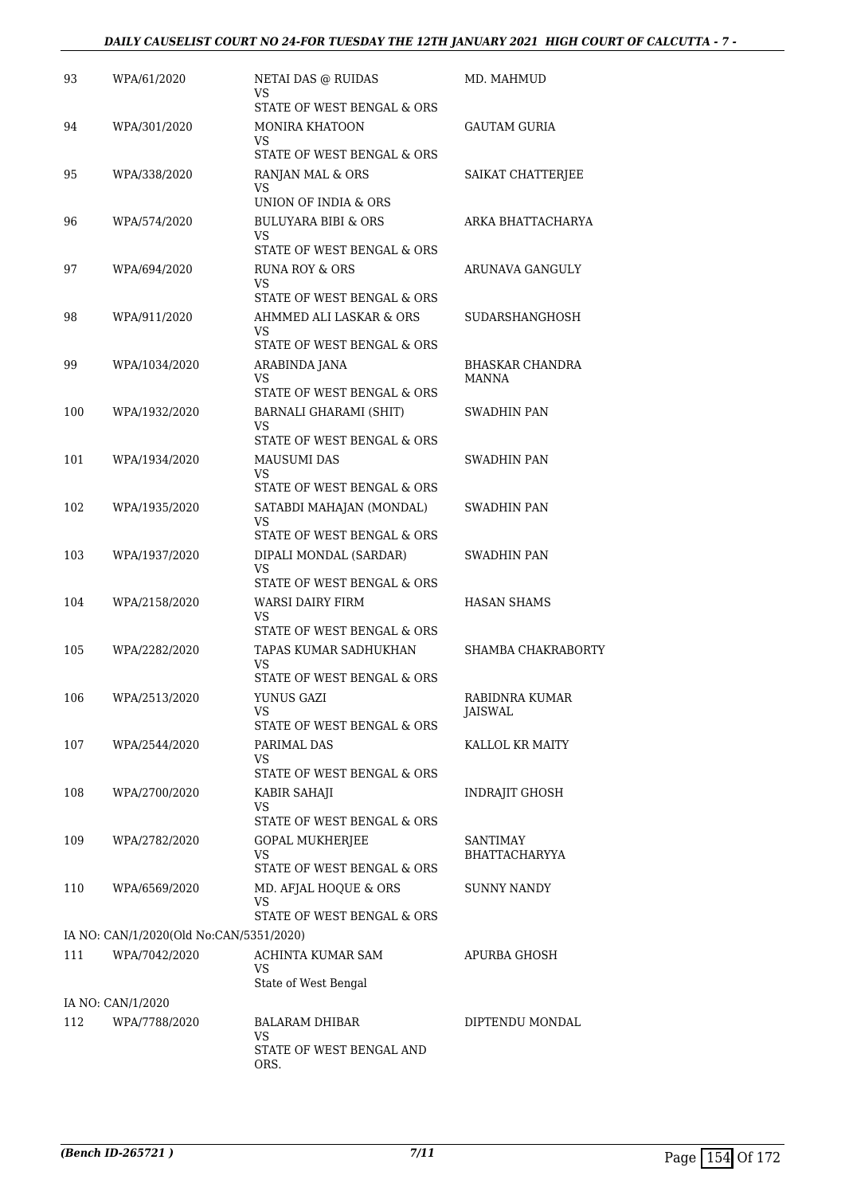| | | | |
|---|---|---|---|
| 93 | WPA/61/2020 | NETAI DAS @ RUIDAS<br>VS<br>STATE OF WEST BENGAL & ORS | MD. MAHMUD |
| 94 | WPA/301/2020 | MONIRA KHATOON<br>VS<br>STATE OF WEST BENGAL & ORS | GAUTAM GURIA |
| 95 | WPA/338/2020 | RANJAN MAL & ORS<br>VS<br>UNION OF INDIA & ORS | SAIKAT CHATTERJEE |
| 96 | WPA/574/2020 | BULUYARA BIBI & ORS<br>VS<br>STATE OF WEST BENGAL & ORS | ARKA BHATTACHARYA |
| 97 | WPA/694/2020 | RUNA ROY & ORS<br>VS<br>STATE OF WEST BENGAL & ORS | ARUNAVA GANGULY |
| 98 | WPA/911/2020 | AHMMED ALI LASKAR & ORS<br>VS<br>STATE OF WEST BENGAL & ORS | SUDARSHANGHOSH |
| 99 | WPA/1034/2020 | ARABINDA JANA<br>VS<br>STATE OF WEST BENGAL & ORS | BHASKAR CHANDRA MANNA |
| 100 | WPA/1932/2020 | BARNALI GHARAMI (SHIT)<br>VS<br>STATE OF WEST BENGAL & ORS | SWADHIN PAN |
| 101 | WPA/1934/2020 | MAUSUMI DAS<br>VS<br>STATE OF WEST BENGAL & ORS | SWADHIN PAN |
| 102 | WPA/1935/2020 | SATABDI MAHAJAN (MONDAL)<br>VS<br>STATE OF WEST BENGAL & ORS | SWADHIN PAN |
| 103 | WPA/1937/2020 | DIPALI MONDAL (SARDAR)<br>VS<br>STATE OF WEST BENGAL & ORS | SWADHIN PAN |
| 104 | WPA/2158/2020 | WARSI DAIRY FIRM<br>VS<br>STATE OF WEST BENGAL & ORS | HASAN SHAMS |
| 105 | WPA/2282/2020 | TAPAS KUMAR SADHUKHAN<br>VS<br>STATE OF WEST BENGAL & ORS | SHAMBA CHAKRABORTY |
| 106 | WPA/2513/2020 | YUNUS GAZI<br>VS<br>STATE OF WEST BENGAL & ORS | RABIDNRA KUMAR JAISWAL |
| 107 | WPA/2544/2020 | PARIMAL DAS<br>VS<br>STATE OF WEST BENGAL & ORS | KALLOL KR MAITY |
| 108 | WPA/2700/2020 | KABIR SAHAJI<br>VS<br>STATE OF WEST BENGAL & ORS | INDRAJIT GHOSH |
| 109 | WPA/2782/2020 | GOPAL MUKHERJEE<br>VS<br>STATE OF WEST BENGAL & ORS | SANTIMAY BHATTACHARYYA |
| 110 | WPA/6569/2020 | MD. AFJAL HOQUE & ORS<br>VS<br>STATE OF WEST BENGAL & ORS | SUNNY NANDY |
| | IA NO: CAN/1/2020(Old No:CAN/5351/2020) | | |
| 111 | WPA/7042/2020 | ACHINTA KUMAR SAM<br>VS<br>State of West Bengal | APURBA GHOSH |
| | IA NO: CAN/1/2020 | | |
| 112 | WPA/7788/2020 | BALARAM DHIBAR<br>VS<br>STATE OF WEST BENGAL AND ORS. | DIPTENDU MONDAL |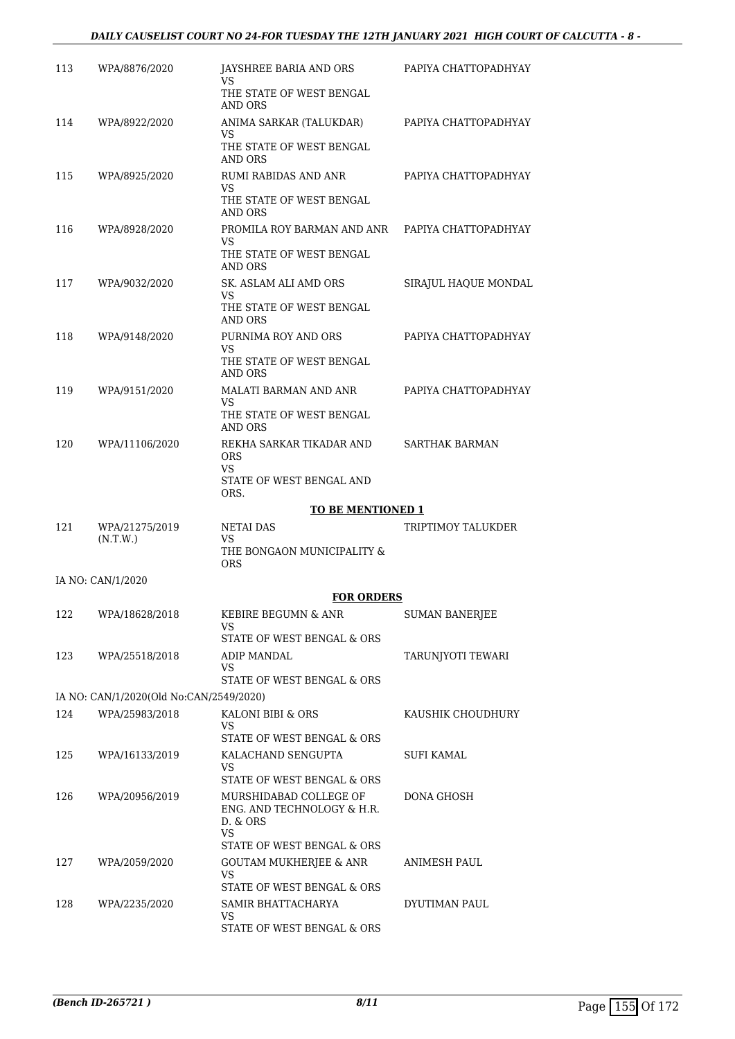| | | | |
|---|---|---|---|
| 113 | WPA/8876/2020 | JAYSHREE BARIA AND ORS<br>VS<br>THE STATE OF WEST BENGAL AND ORS | PAPIYA CHATTOPADHYAY |
| 114 | WPA/8922/2020 | ANIMA SARKAR (TALUKDAR)<br>VS<br>THE STATE OF WEST BENGAL AND ORS | PAPIYA CHATTOPADHYAY |
| 115 | WPA/8925/2020 | RUMI RABIDAS AND ANR<br>VS<br>THE STATE OF WEST BENGAL AND ORS | PAPIYA CHATTOPADHYAY |
| 116 | WPA/8928/2020 | PROMILA ROY BARMAN AND ANR<br>VS<br>THE STATE OF WEST BENGAL AND ORS | PAPIYA CHATTOPADHYAY |
| 117 | WPA/9032/2020 | SK. ASLAM ALI AMD ORS<br>VS<br>THE STATE OF WEST BENGAL AND ORS | SIRAJUL HAQUE MONDAL |
| 118 | WPA/9148/2020 | PURNIMA ROY AND ORS<br>VS<br>THE STATE OF WEST BENGAL AND ORS | PAPIYA CHATTOPADHYAY |
| 119 | WPA/9151/2020 | MALATI BARMAN AND ANR<br>VS<br>THE STATE OF WEST BENGAL AND ORS | PAPIYA CHATTOPADHYAY |
| 120 | WPA/11106/2020 | REKHA SARKAR TIKADAR AND ORS<br>VS<br>STATE OF WEST BENGAL AND ORS. | SARTHAK BARMAN |

**TO BE MENTIONED 1**

| | | | |
|---|---|---|---|
| 121 | WPA/21275/2019 (N.T.W.) | NETAI DAS<br>VS<br>THE BONGAON MUNICIPALITY & ORS | TRIPTIMOY TALUKDER |

IA NO: CAN/1/2020

**FOR ORDERS**

| | | | |
|---|---|---|---|
| 122 | WPA/18628/2018 | KEBIRE BEGUMN & ANR<br>VS<br>STATE OF WEST BENGAL & ORS | SUMAN BANERJEE |
| 123 | WPA/25518/2018 | ADIP MANDAL<br>VS<br>STATE OF WEST BENGAL & ORS | TARUNJYOTI TEWARI |

IA NO: CAN/1/2020(Old No:CAN/2549/2020)

| | | | |
|---|---|---|---|
| 124 | WPA/25983/2018 | KALONI BIBI & ORS<br>VS<br>STATE OF WEST BENGAL & ORS | KAUSHIK CHOUDHURY |
| 125 | WPA/16133/2019 | KALACHAND SENGUPTA<br>VS<br>STATE OF WEST BENGAL & ORS | SUFI KAMAL |
| 126 | WPA/20956/2019 | MURSHIDABAD COLLEGE OF ENG. AND TECHNOLOGY & H.R. D. & ORS<br>VS<br>STATE OF WEST BENGAL & ORS | DONA GHOSH |
| 127 | WPA/2059/2020 | GOUTAM MUKHERJEE & ANR<br>VS<br>STATE OF WEST BENGAL & ORS | ANIMESH PAUL |
| 128 | WPA/2235/2020 | SAMIR BHATTACHARYA<br>VS<br>STATE OF WEST BENGAL & ORS | DYUTIMAN PAUL |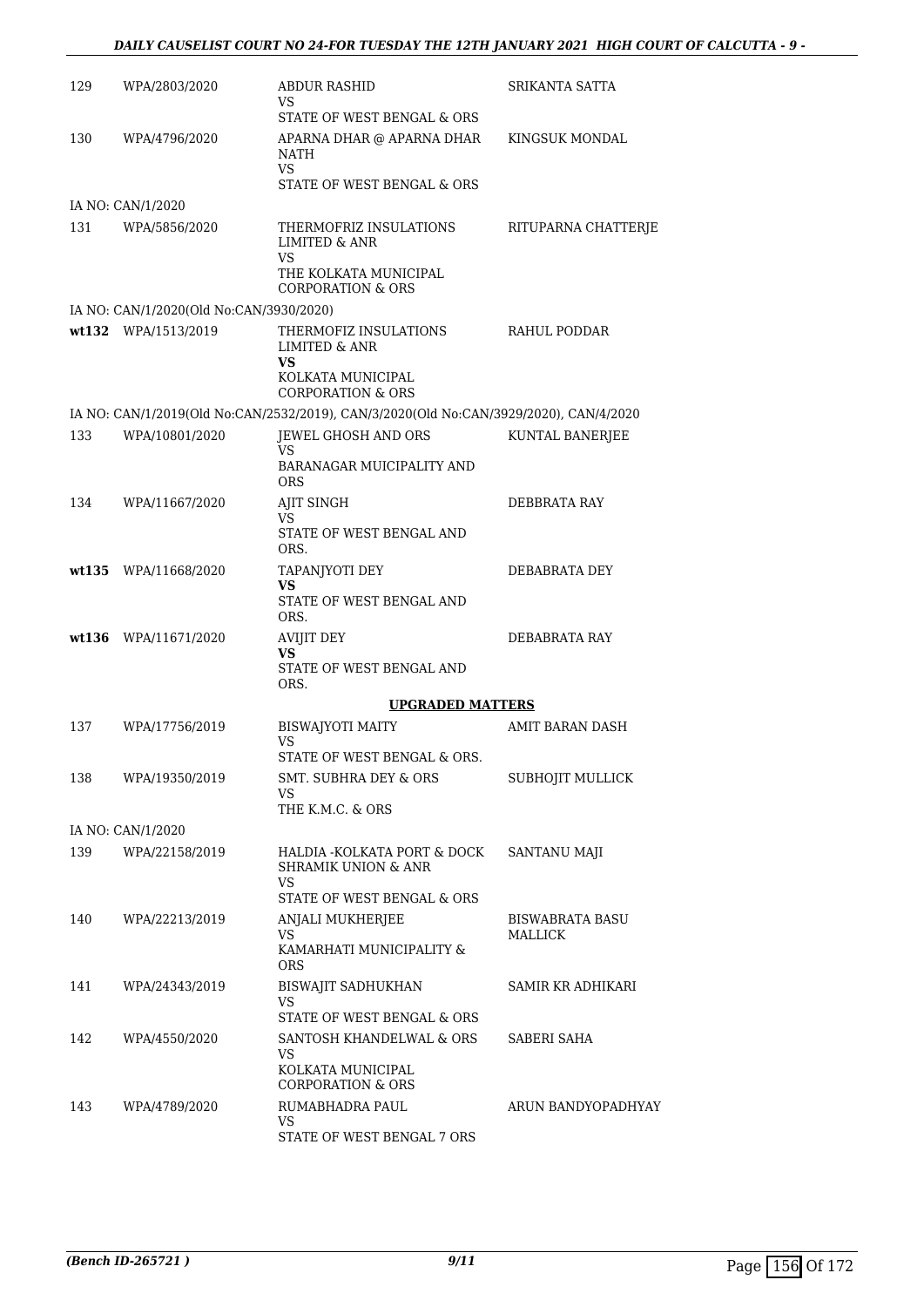| | | | |
|---|---|---|---|
| 129 | WPA/2803/2020 | ABDUR RASHID<br>VS<br>STATE OF WEST BENGAL & ORS | SRIKANTA SATTA |
| 130 | WPA/4796/2020 | APARNA DHAR @ APARNA DHAR NATH<br>VS<br>STATE OF WEST BENGAL & ORS | KINGSUK MONDAL |
| IA NO: CAN/1/2020 | | | |
| 131 | WPA/5856/2020 | THERMOFRIZ INSULATIONS LIMITED & ANR<br>VS<br>THE KOLKATA MUNICIPAL CORPORATION & ORS | RITUPARNA CHATTERJE |
| IA NO: CAN/1/2020(Old No:CAN/3930/2020) | | | |
| **wt132** | WPA/1513/2019 | THERMOFIZ INSULATIONS LIMITED & ANR<br>**VS**<br>KOLKATA MUNICIPAL CORPORATION & ORS | RAHUL PODDAR |
| IA NO: CAN/1/2019(Old No:CAN/2532/2019), CAN/3/2020(Old No:CAN/3929/2020), CAN/4/2020 | | | |
| 133 | WPA/10801/2020 | JEWEL GHOSH AND ORS<br>VS<br>BARANAGAR MUICIPALITY AND ORS | KUNTAL BANERJEE |
| 134 | WPA/11667/2020 | AJIT SINGH<br>VS<br>STATE OF WEST BENGAL AND ORS. | DEBBRATA RAY |
| **wt135** | WPA/11668/2020 | TAPANJYOTI DEY<br>**VS**<br>STATE OF WEST BENGAL AND ORS. | DEBABRATA DEY |
| **wt136** | WPA/11671/2020 | AVIJIT DEY<br>**VS**<br>STATE OF WEST BENGAL AND ORS. | DEBABRATA RAY |
| | | **UPGRADED MATTERS** | |
| 137 | WPA/17756/2019 | BISWAJYOTI MAITY<br>VS<br>STATE OF WEST BENGAL & ORS. | AMIT BARAN DASH |
| 138 | WPA/19350/2019 | SMT. SUBHRA DEY & ORS<br>VS<br>THE K.M.C. & ORS | SUBHOJIT MULLICK |
| IA NO: CAN/1/2020 | | | |
| 139 | WPA/22158/2019 | HALDIA -KOLKATA PORT & DOCK SHRAMIK UNION & ANR<br>VS<br>STATE OF WEST BENGAL & ORS | SANTANU MAJI |
| 140 | WPA/22213/2019 | ANJALI MUKHERJEE<br>VS<br>KAMARHATI MUNICIPALITY & ORS | BISWABRATA BASU MALLICK |
| 141 | WPA/24343/2019 | BISWAJIT SADHUKHAN<br>VS<br>STATE OF WEST BENGAL & ORS | SAMIR KR ADHIKARI |
| 142 | WPA/4550/2020 | SANTOSH KHANDELWAL & ORS<br>VS<br>KOLKATA MUNICIPAL CORPORATION & ORS | SABERI SAHA |
| 143 | WPA/4789/2020 | RUMABHADRA PAUL<br>VS<br>STATE OF WEST BENGAL 7 ORS | ARUN BANDYOPADHYAY |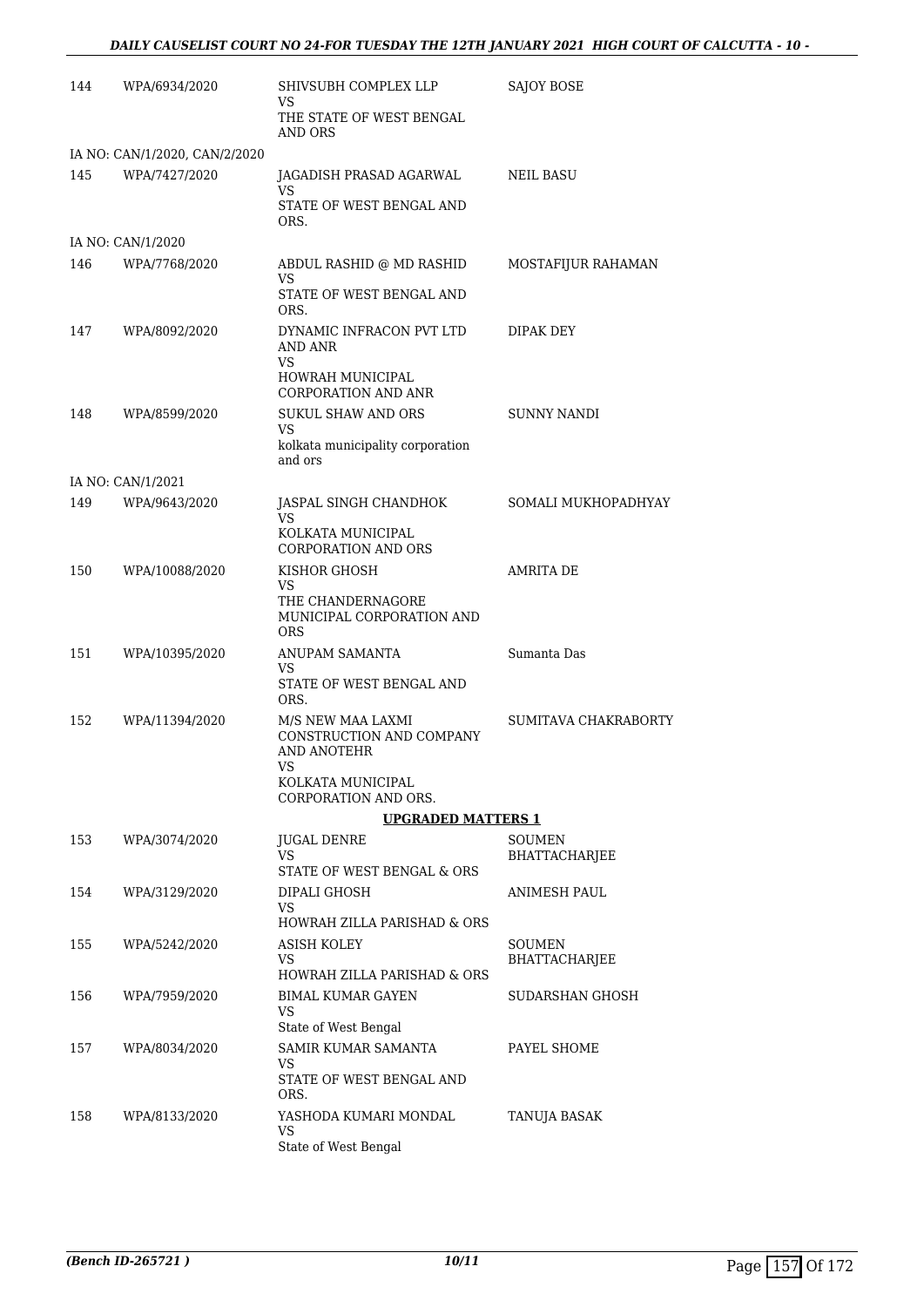| | | | |
|---|---|---|---|
| 144 | WPA/6934/2020 | SHIVSUBH COMPLEX LLP<br>VS<br>THE STATE OF WEST BENGAL AND ORS | SAJOY BOSE |
| | IA NO: CAN/1/2020, CAN/2/2020 | | |
| 145 | WPA/7427/2020 | JAGADISH PRASAD AGARWAL<br>VS<br>STATE OF WEST BENGAL AND ORS. | NEIL BASU |
| | IA NO: CAN/1/2020 | | |
| 146 | WPA/7768/2020 | ABDUL RASHID @ MD RASHID<br>VS<br>STATE OF WEST BENGAL AND ORS. | MOSTAFIJUR RAHAMAN |
| 147 | WPA/8092/2020 | DYNAMIC INFRACON PVT LTD AND ANR<br>VS<br>HOWRAH MUNICIPAL CORPORATION AND ANR | DIPAK DEY |
| 148 | WPA/8599/2020 | SUKUL SHAW AND ORS<br>VS<br>kolkata municipality corporation and ors | SUNNY NANDI |
| | IA NO: CAN/1/2021 | | |
| 149 | WPA/9643/2020 | JASPAL SINGH CHANDHOK<br>VS<br>KOLKATA MUNICIPAL CORPORATION AND ORS | SOMALI MUKHOPADHYAY |
| 150 | WPA/10088/2020 | KISHOR GHOSH<br>VS<br>THE CHANDERNAGORE MUNICIPAL CORPORATION AND ORS | AMRITA DE |
| 151 | WPA/10395/2020 | ANUPAM SAMANTA<br>VS<br>STATE OF WEST BENGAL AND ORS. | Sumanta Das |
| 152 | WPA/11394/2020 | M/S NEW MAA LAXMI CONSTRUCTION AND COMPANY AND ANOTEHR<br>VS<br>KOLKATA MUNICIPAL CORPORATION AND ORS. | SUMITAVA CHAKRABORTY |

**UPGRADED MATTERS 1**

| | | | |
|---|---|---|---|
| 153 | WPA/3074/2020 | JUGAL DENRE<br>VS<br>STATE OF WEST BENGAL & ORS | SOUMEN BHATTACHARJEE |
| 154 | WPA/3129/2020 | DIPALI GHOSH<br>VS<br>HOWRAH ZILLA PARISHAD & ORS | ANIMESH PAUL |
| 155 | WPA/5242/2020 | ASISH KOLEY<br>VS<br>HOWRAH ZILLA PARISHAD & ORS | SOUMEN BHATTACHARJEE |
| 156 | WPA/7959/2020 | BIMAL KUMAR GAYEN<br>VS<br>State of West Bengal | SUDARSHAN GHOSH |
| 157 | WPA/8034/2020 | SAMIR KUMAR SAMANTA<br>VS<br>STATE OF WEST BENGAL AND ORS. | PAYEL SHOME |
| 158 | WPA/8133/2020 | YASHODA KUMARI MONDAL<br>VS<br>State of West Bengal | TANUJA BASAK |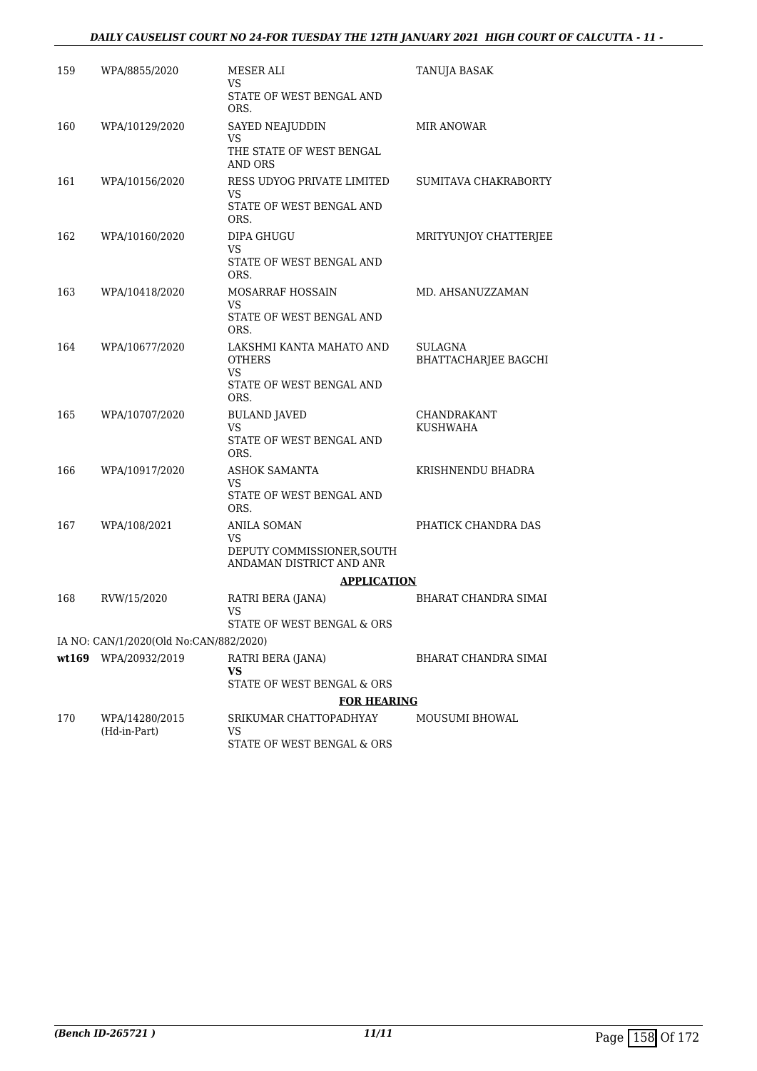| | | | |
|---|---|---|---|
| 159 | WPA/8855/2020 | MESER ALI<br>VS<br>STATE OF WEST BENGAL AND ORS. | TANUJA BASAK |
| 160 | WPA/10129/2020 | SAYED NEAJUDDIN<br>VS<br>THE STATE OF WEST BENGAL AND ORS | MIR ANOWAR |
| 161 | WPA/10156/2020 | RESS UDYOG PRIVATE LIMITED<br>VS<br>STATE OF WEST BENGAL AND ORS. | SUMITAVA CHAKRABORTY |
| 162 | WPA/10160/2020 | DIPA GHUGU<br>VS<br>STATE OF WEST BENGAL AND ORS. | MRITYUNJOY CHATTERJEE |
| 163 | WPA/10418/2020 | MOSARRAF HOSSAIN<br>VS<br>STATE OF WEST BENGAL AND ORS. | MD. AHSANUZZAMAN |
| 164 | WPA/10677/2020 | LAKSHMI KANTA MAHATO AND OTHERS<br>VS<br>STATE OF WEST BENGAL AND ORS. | SULAGNA BHATTACHARJEE BAGCHI |
| 165 | WPA/10707/2020 | BULAND JAVED<br>VS<br>STATE OF WEST BENGAL AND ORS. | CHANDRAKANT KUSHWAHA |
| 166 | WPA/10917/2020 | ASHOK SAMANTA<br>VS<br>STATE OF WEST BENGAL AND ORS. | KRISHNENDU BHADRA |
| 167 | WPA/108/2021 | ANILA SOMAN<br>VS<br>DEPUTY COMMISSIONER,SOUTH ANDAMAN DISTRICT AND ANR | PHATICK CHANDRA DAS |
| | | **APPLICATION** | |
| 168 | RVW/15/2020 | RATRI BERA (JANA)<br>VS<br>STATE OF WEST BENGAL & ORS | BHARAT CHANDRA SIMAI |
| | IA NO: CAN/1/2020(Old No:CAN/882/2020) | | |
| **wt169** | WPA/20932/2019 | RATRI BERA (JANA)<br>**VS**<br>STATE OF WEST BENGAL & ORS | BHARAT CHANDRA SIMAI |
| | | **FOR HEARING** | |
| 170 | WPA/14280/2015<br>(Hd-in-Part) | SRIKUMAR CHATTOPADHYAY<br>VS<br>STATE OF WEST BENGAL & ORS | MOUSUMI BHOWAL |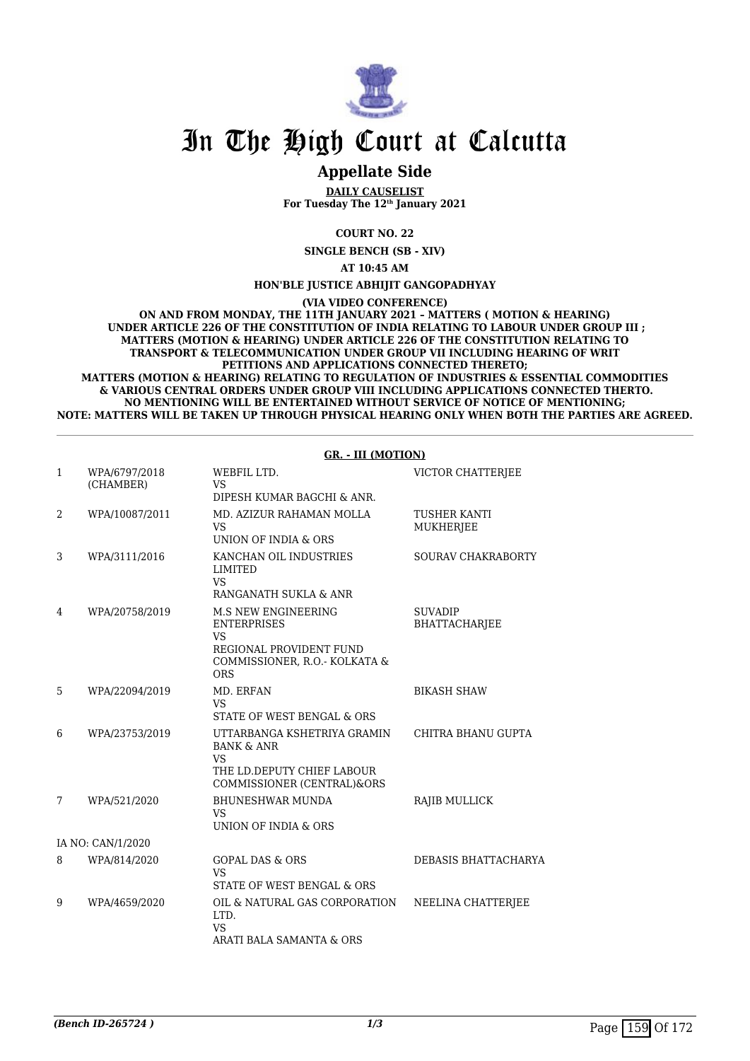# In The High Court at Calcutta

## Appellate Side

**DAILY CAUSELIST**
**For Tuesday The 12th January 2021**

**COURT NO. 22**

**SINGLE BENCH (SB - XIV)**

**AT 10:45 AM**

**HON'BLE JUSTICE ABHIJIT GANGOPADHYAY**

**(VIA VIDEO CONFERENCE)**
**ON AND FROM MONDAY, THE 11TH JANUARY 2021 – MATTERS ( MOTION & HEARING) UNDER ARTICLE 226 OF THE CONSTITUTION OF INDIA RELATING TO LABOUR UNDER GROUP III ; MATTERS (MOTION & HEARING) UNDER ARTICLE 226 OF THE CONSTITUTION RELATING TO TRANSPORT & TELECOMMUNICATION UNDER GROUP VII INCLUDING HEARING OF WRIT PETITIONS AND APPLICATIONS CONNECTED THERETO;**
**MATTERS (MOTION & HEARING) RELATING TO REGULATION OF INDUSTRIES & ESSENTIAL COMMODITIES & VARIOUS CENTRAL ORDERS UNDER GROUP VIII INCLUDING APPLICATIONS CONNECTED THERTO.**
**NO MENTIONING WILL BE ENTERTAINED WITHOUT SERVICE OF NOTICE OF MENTIONING;**
**NOTE: MATTERS WILL BE TAKEN UP THROUGH PHYSICAL HEARING ONLY WHEN BOTH THE PARTIES ARE AGREED.**

**GR. - III (MOTION)**

| | | | |
|---|---|---|---|
| 1 | WPA/6797/2018 (CHAMBER) | WEBFIL LTD.<br>VS<br>DIPESH KUMAR BAGCHI & ANR. | VICTOR CHATTERJEE |
| 2 | WPA/10087/2011 | MD. AZIZUR RAHAMAN MOLLA<br>VS<br>UNION OF INDIA & ORS | TUSHER KANTI MUKHERJEE |
| 3 | WPA/3111/2016 | KANCHAN OIL INDUSTRIES LIMITED<br>VS<br>RANGANATH SUKLA & ANR | SOURAV CHAKRABORTY |
| 4 | WPA/20758/2019 | M.S NEW ENGINEERING ENTERPRISES<br>VS<br>REGIONAL PROVIDENT FUND COMMISSIONER, R.O.- KOLKATA & ORS | SUVADIP BHATTACHARJEE |
| 5 | WPA/22094/2019 | MD. ERFAN<br>VS<br>STATE OF WEST BENGAL & ORS | BIKASH SHAW |
| 6 | WPA/23753/2019 | UTTARBANGA KSHETRIYA GRAMIN BANK & ANR<br>VS<br>THE LD.DEPUTY CHIEF LABOUR COMMISSIONER (CENTRAL)&ORS | CHITRA BHANU GUPTA |
| 7 | WPA/521/2020 | BHUNESHWAR MUNDA<br>VS<br>UNION OF INDIA & ORS | RAJIB MULLICK |
| | IA NO: CAN/1/2020 | | |
| 8 | WPA/814/2020 | GOPAL DAS & ORS<br>VS<br>STATE OF WEST BENGAL & ORS | DEBASIS BHATTACHARYA |
| 9 | WPA/4659/2020 | OIL & NATURAL GAS CORPORATION LTD.<br>VS<br>ARATI BALA SAMANTA & ORS | NEELINA CHATTERJEE |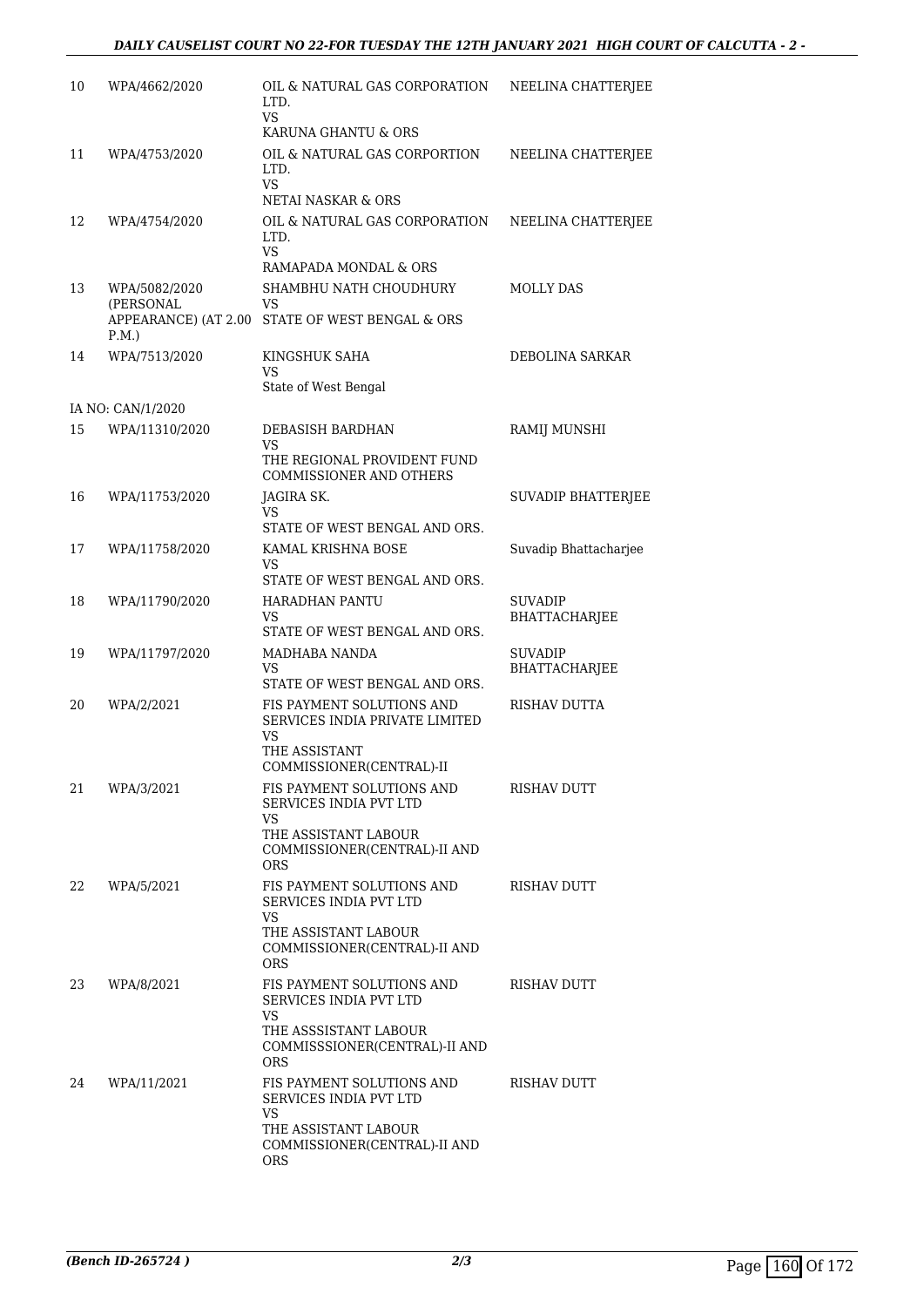| | | | |
|---|---|---|---|
| 10 | WPA/4662/2020 | OIL & NATURAL GAS CORPORATION LTD.<br>VS<br>KARUNA GHANTU & ORS | NEELINA CHATTERJEE |
| 11 | WPA/4753/2020 | OIL & NATURAL GAS CORPORTION LTD.<br>VS<br>NETAI NASKAR & ORS | NEELINA CHATTERJEE |
| 12 | WPA/4754/2020 | OIL & NATURAL GAS CORPORATION LTD.<br>VS<br>RAMAPADA MONDAL & ORS | NEELINA CHATTERJEE |
| 13 | WPA/5082/2020 (PERSONAL APPEARANCE) (AT 2.00 P.M.) | SHAMBHU NATH CHOUDHURY<br>VS<br>STATE OF WEST BENGAL & ORS | MOLLY DAS |
| 14 | WPA/7513/2020 | KINGSHUK SAHA<br>VS<br>State of West Bengal | DEBOLINA SARKAR |
| | IA NO: CAN/1/2020 | | |
| 15 | WPA/11310/2020 | DEBASISH BARDHAN<br>VS<br>THE REGIONAL PROVIDENT FUND COMMISSIONER AND OTHERS | RAMIJ MUNSHI |
| 16 | WPA/11753/2020 | JAGIRA SK.<br>VS<br>STATE OF WEST BENGAL AND ORS. | SUVADIP BHATTERJEE |
| 17 | WPA/11758/2020 | KAMAL KRISHNA BOSE<br>VS<br>STATE OF WEST BENGAL AND ORS. | Suvadip Bhattacharjee |
| 18 | WPA/11790/2020 | HARADHAN PANTU<br>VS<br>STATE OF WEST BENGAL AND ORS. | SUVADIP BHATTACHARJEE |
| 19 | WPA/11797/2020 | MADHABA NANDA<br>VS<br>STATE OF WEST BENGAL AND ORS. | SUVADIP BHATTACHARJEE |
| 20 | WPA/2/2021 | FIS PAYMENT SOLUTIONS AND SERVICES INDIA PRIVATE LIMITED<br>VS<br>THE ASSISTANT COMMISSIONER(CENTRAL)-II | RISHAV DUTTA |
| 21 | WPA/3/2021 | FIS PAYMENT SOLUTIONS AND SERVICES INDIA PVT LTD<br>VS<br>THE ASSISTANT LABOUR COMMISSIONER(CENTRAL)-II AND ORS | RISHAV DUTT |
| 22 | WPA/5/2021 | FIS PAYMENT SOLUTIONS AND SERVICES INDIA PVT LTD<br>VS<br>THE ASSISTANT LABOUR COMMISSIONER(CENTRAL)-II AND ORS | RISHAV DUTT |
| 23 | WPA/8/2021 | FIS PAYMENT SOLUTIONS AND SERVICES INDIA PVT LTD<br>VS<br>THE ASSSISTANT LABOUR COMMISSSIONER(CENTRAL)-II AND ORS | RISHAV DUTT |
| 24 | WPA/11/2021 | FIS PAYMENT SOLUTIONS AND SERVICES INDIA PVT LTD<br>VS<br>THE ASSISTANT LABOUR COMMISSIONER(CENTRAL)-II AND ORS | RISHAV DUTT |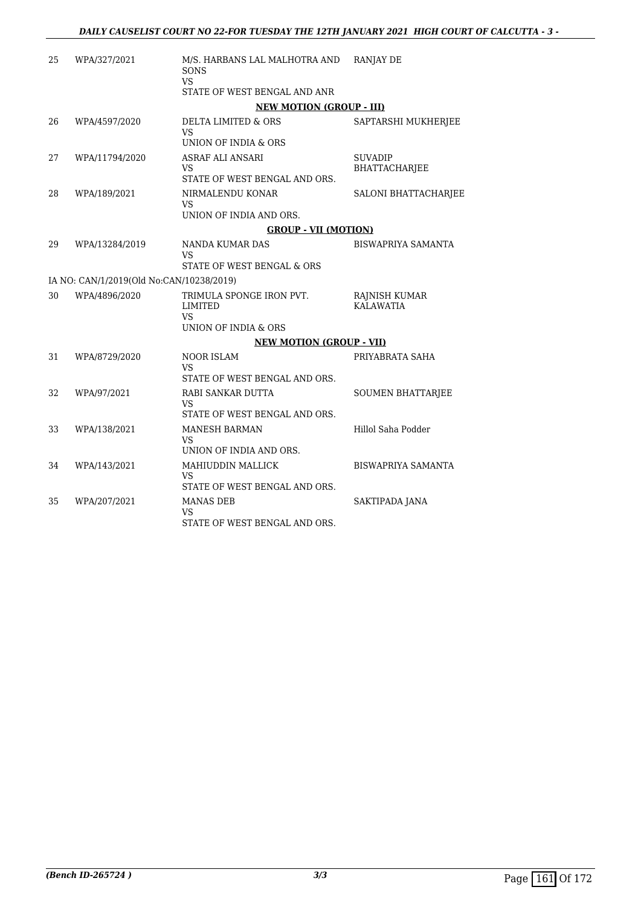| | | | |
|---|---|---|---|
| 25 | WPA/327/2021 | M/S. HARBANS LAL MALHOTRA AND SONS<br>VS<br>STATE OF WEST BENGAL AND ANR | RANJAY DE |

**NEW MOTION (GROUP - III)**

| | | | |
|---|---|---|---|
| 26 | WPA/4597/2020 | DELTA LIMITED & ORS<br>VS<br>UNION OF INDIA & ORS | SAPTARSHI MUKHERJEE |
| 27 | WPA/11794/2020 | ASRAF ALI ANSARI<br>VS<br>STATE OF WEST BENGAL AND ORS. | SUVADIP BHATTACHARJEE |
| 28 | WPA/189/2021 | NIRMALENDU KONAR<br>VS<br>UNION OF INDIA AND ORS. | SALONI BHATTACHARJEE |

**GROUP - VII (MOTION)**

| | | | |
|---|---|---|---|
| 29 | WPA/13284/2019 | NANDA KUMAR DAS<br>VS<br>STATE OF WEST BENGAL & ORS | BISWAPRIYA SAMANTA |

IA NO: CAN/1/2019(Old No:CAN/10238/2019)

| | | | |
|---|---|---|---|
| 30 | WPA/4896/2020 | TRIMULA SPONGE IRON PVT. LIMITED<br>VS<br>UNION OF INDIA & ORS | RAJNISH KUMAR KALAWATIA |

**NEW MOTION (GROUP - VII)**

| | | | |
|---|---|---|---|
| 31 | WPA/8729/2020 | NOOR ISLAM<br>VS<br>STATE OF WEST BENGAL AND ORS. | PRIYABRATA SAHA |
| 32 | WPA/97/2021 | RABI SANKAR DUTTA<br>VS<br>STATE OF WEST BENGAL AND ORS. | SOUMEN BHATTARJEE |
| 33 | WPA/138/2021 | MANESH BARMAN<br>VS<br>UNION OF INDIA AND ORS. | Hillol Saha Podder |
| 34 | WPA/143/2021 | MAHIUDDIN MALLICK<br>VS<br>STATE OF WEST BENGAL AND ORS. | BISWAPRIYA SAMANTA |
| 35 | WPA/207/2021 | MANAS DEB<br>VS<br>STATE OF WEST BENGAL AND ORS. | SAKTIPADA JANA |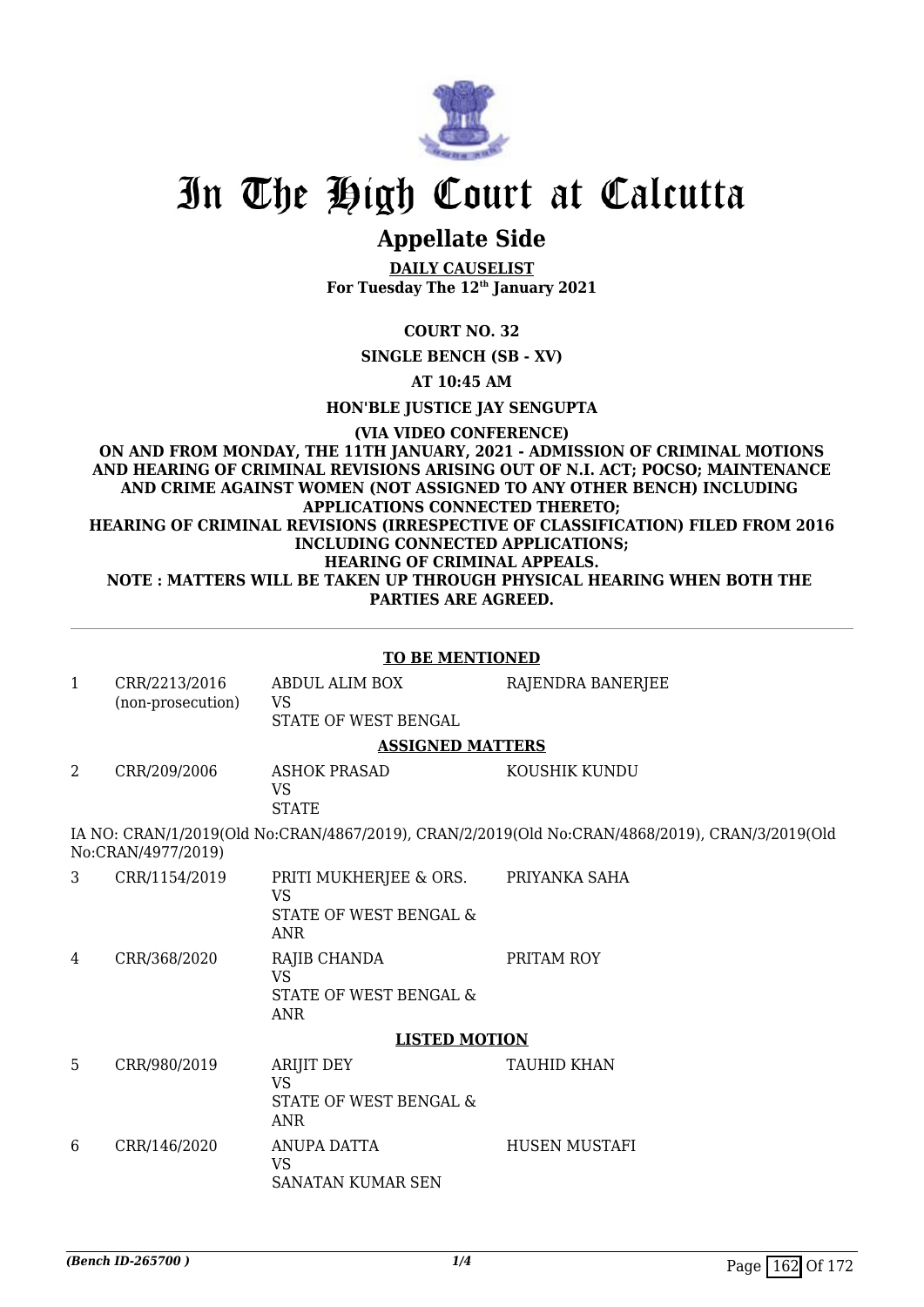# In The High Court at Calcutta

## Appellate Side

**DAILY CAUSELIST**
**For Tuesday The 12th January 2021**

**COURT NO. 32**

**SINGLE BENCH (SB - XV)**

**AT 10:45 AM**

**HON'BLE JUSTICE JAY SENGUPTA**

**(VIA VIDEO CONFERENCE)**
**ON AND FROM MONDAY, THE 11TH JANUARY, 2021 - ADMISSION OF CRIMINAL MOTIONS AND HEARING OF CRIMINAL REVISIONS ARISING OUT OF N.I. ACT; POCSO; MAINTENANCE AND CRIME AGAINST WOMEN (NOT ASSIGNED TO ANY OTHER BENCH) INCLUDING APPLICATIONS CONNECTED THERETO;**
**HEARING OF CRIMINAL REVISIONS (IRRESPECTIVE OF CLASSIFICATION) FILED FROM 2016 INCLUDING CONNECTED APPLICATIONS;**
**HEARING OF CRIMINAL APPEALS.**
**NOTE : MATTERS WILL BE TAKEN UP THROUGH PHYSICAL HEARING WHEN BOTH THE PARTIES ARE AGREED.**

**TO BE MENTIONED**

| | | | |
|---|---|---|---|
| 1 | CRR/2213/2016 (non-prosecution) | ABDUL ALIM BOX VS STATE OF WEST BENGAL | RAJENDRA BANERJEE |

**ASSIGNED MATTERS**

| | | | |
|---|---|---|---|
| 2 | CRR/209/2006 | ASHOK PRASAD VS STATE | KOUSHIK KUNDU |

IA NO: CRAN/1/2019(Old No:CRAN/4867/2019), CRAN/2/2019(Old No:CRAN/4868/2019), CRAN/3/2019(Old No:CRAN/4977/2019)

| | | | |
|---|---|---|---|
| 3 | CRR/1154/2019 | PRITI MUKHERJEE & ORS. VS STATE OF WEST BENGAL & ANR | PRIYANKA SAHA |
| 4 | CRR/368/2020 | RAJIB CHANDA VS STATE OF WEST BENGAL & ANR | PRITAM ROY |

**LISTED MOTION**

| | | | |
|---|---|---|---|
| 5 | CRR/980/2019 | ARIJIT DEY VS STATE OF WEST BENGAL & ANR | TAUHID KHAN |
| 6 | CRR/146/2020 | ANUPA DATTA VS SANATAN KUMAR SEN | HUSEN MUSTAFI |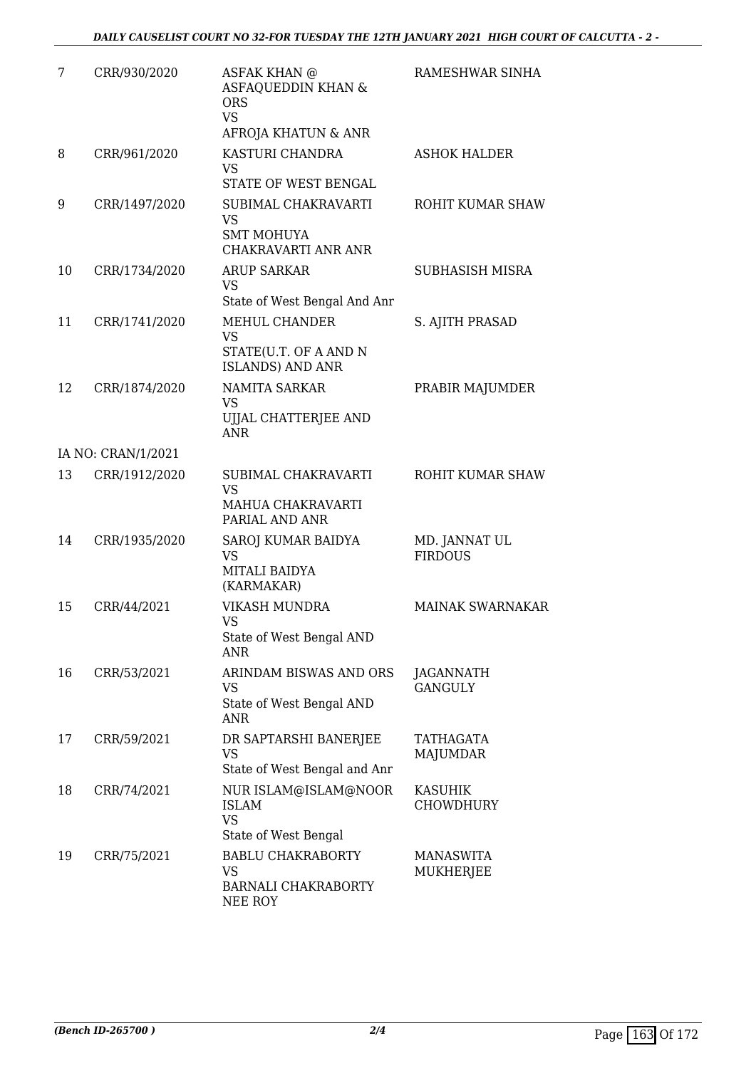| | | | |
|---|---|---|---|
| 7 | CRR/930/2020 | ASFAK KHAN @ ASFAQUEDDIN KHAN & ORS<br>VS<br>AFROJA KHATUN & ANR | RAMESHWAR SINHA |
| 8 | CRR/961/2020 | KASTURI CHANDRA<br>VS<br>STATE OF WEST BENGAL | ASHOK HALDER |
| 9 | CRR/1497/2020 | SUBIMAL CHAKRAVARTI<br>VS<br>SMT MOHUYA CHAKRAVARTI ANR ANR | ROHIT KUMAR SHAW |
| 10 | CRR/1734/2020 | ARUP SARKAR<br>VS<br>State of West Bengal And Anr | SUBHASISH MISRA |
| 11 | CRR/1741/2020 | MEHUL CHANDER<br>VS<br>STATE(U.T. OF A AND N ISLANDS) AND ANR | S. AJITH PRASAD |
| 12 | CRR/1874/2020 | NAMITA SARKAR<br>VS<br>UJJAL CHATTERJEE AND ANR | PRABIR MAJUMDER |
| | IA NO: CRAN/1/2021 | | |
| 13 | CRR/1912/2020 | SUBIMAL CHAKRAVARTI<br>VS<br>MAHUA CHAKRAVARTI PARIAL AND ANR | ROHIT KUMAR SHAW |
| 14 | CRR/1935/2020 | SAROJ KUMAR BAIDYA<br>VS<br>MITALI BAIDYA (KARMAKAR) | MD. JANNAT UL FIRDOUS |
| 15 | CRR/44/2021 | VIKASH MUNDRA<br>VS<br>State of West Bengal AND ANR | MAINAK SWARNAKAR |
| 16 | CRR/53/2021 | ARINDAM BISWAS AND ORS<br>VS<br>State of West Bengal AND ANR | JAGANNATH GANGULY |
| 17 | CRR/59/2021 | DR SAPTARSHI BANERJEE<br>VS<br>State of West Bengal and Anr | TATHAGATA MAJUMDAR |
| 18 | CRR/74/2021 | NUR ISLAM@ISLAM@NOOR ISLAM<br>VS<br>State of West Bengal | KASUHIK CHOWDHURY |
| 19 | CRR/75/2021 | BABLU CHAKRABORTY<br>VS<br>BARNALI CHAKRABORTY NEE ROY | MANASWITA MUKHERJEE |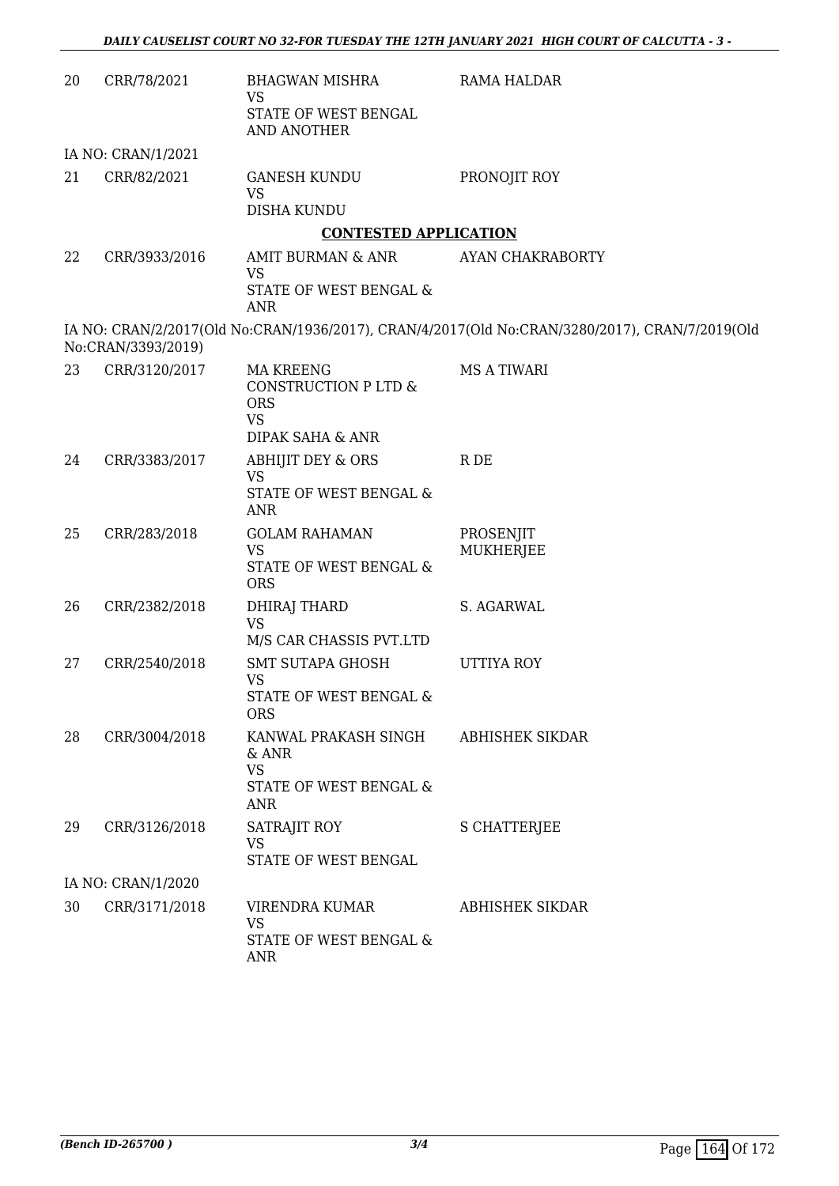| | | | |
|---|---|---|---|
| 20 | CRR/78/2021 | BHAGWAN MISHRA<br>VS<br>STATE OF WEST BENGAL AND ANOTHER | RAMA HALDAR |

IA NO: CRAN/1/2021

| | | | |
|---|---|---|---|
| 21 | CRR/82/2021 | GANESH KUNDU<br>VS<br>DISHA KUNDU | PRONOJIT ROY |

**CONTESTED APPLICATION**

| | | | |
|---|---|---|---|
| 22 | CRR/3933/2016 | AMIT BURMAN & ANR<br>VS<br>STATE OF WEST BENGAL & ANR | AYAN CHAKRABORTY |

IA NO: CRAN/2/2017(Old No:CRAN/1936/2017), CRAN/4/2017(Old No:CRAN/3280/2017), CRAN/7/2019(Old No:CRAN/3393/2019)

| | | | |
|---|---|---|---|
| 23 | CRR/3120/2017 | MA KREENG CONSTRUCTION P LTD & ORS<br>VS<br>DIPAK SAHA & ANR | MS A TIWARI |
| 24 | CRR/3383/2017 | ABHIJIT DEY & ORS<br>VS<br>STATE OF WEST BENGAL & ANR | R DE |
| 25 | CRR/283/2018 | GOLAM RAHAMAN<br>VS<br>STATE OF WEST BENGAL & ORS | PROSENJIT MUKHERJEE |
| 26 | CRR/2382/2018 | DHIRAJ THARD<br>VS<br>M/S CAR CHASSIS PVT.LTD | S. AGARWAL |
| 27 | CRR/2540/2018 | SMT SUTAPA GHOSH<br>VS<br>STATE OF WEST BENGAL & ORS | UTTIYA ROY |
| 28 | CRR/3004/2018 | KANWAL PRAKASH SINGH & ANR<br>VS<br>STATE OF WEST BENGAL & ANR | ABHISHEK SIKDAR |
| 29 | CRR/3126/2018 | SATRAJIT ROY<br>VS<br>STATE OF WEST BENGAL | S CHATTERJEE |

IA NO: CRAN/1/2020

| | | | |
|---|---|---|---|
| 30 | CRR/3171/2018 | VIRENDRA KUMAR<br>VS<br>STATE OF WEST BENGAL & ANR | ABHISHEK SIKDAR |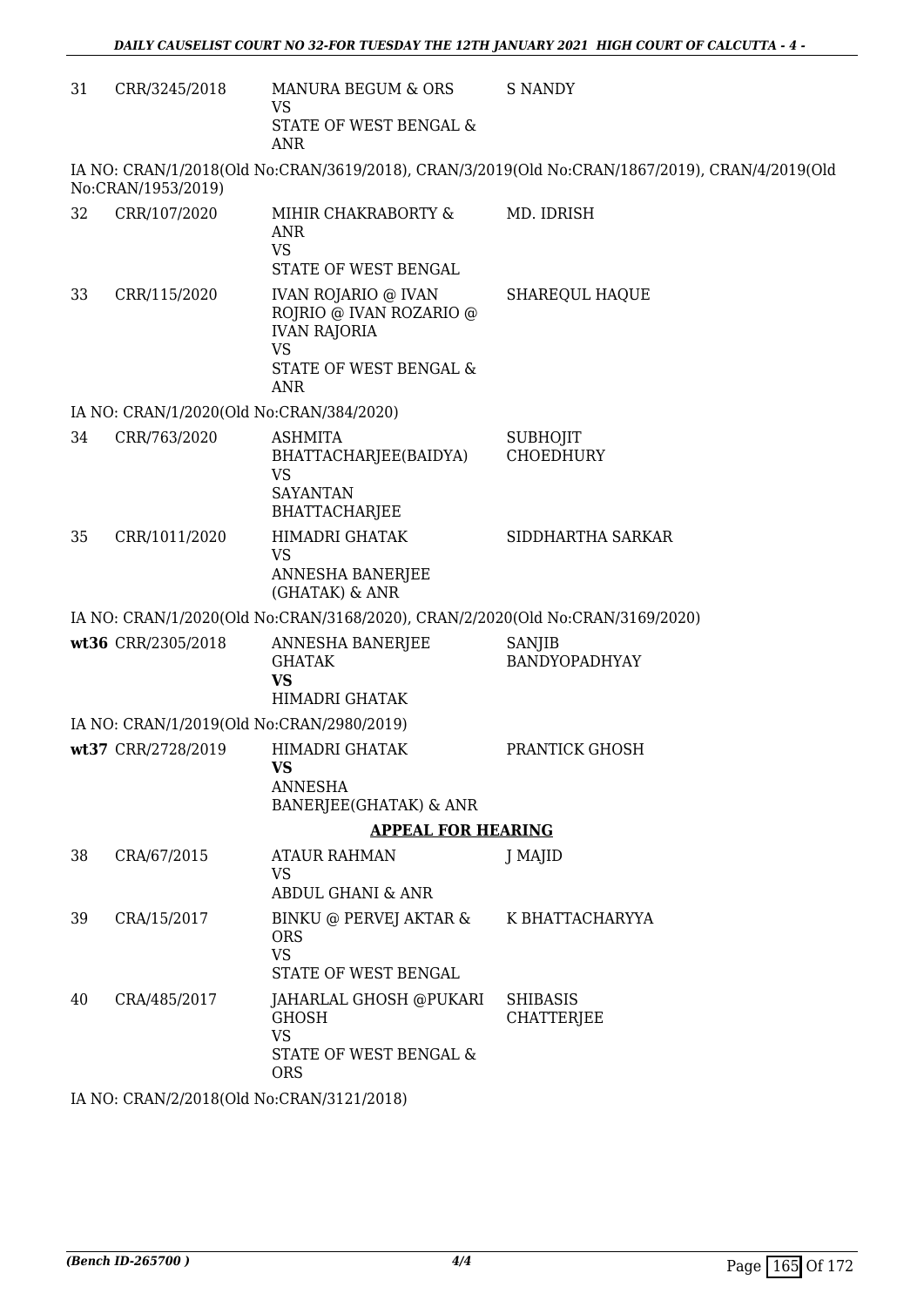| | | | |
|---|---|---|---|
| 31 | CRR/3245/2018 | MANURA BEGUM & ORS<br>VS<br>STATE OF WEST BENGAL & ANR | S NANDY |

IA NO: CRAN/1/2018(Old No:CRAN/3619/2018), CRAN/3/2019(Old No:CRAN/1867/2019), CRAN/4/2019(Old No:CRAN/1953/2019)

| | | | |
|---|---|---|---|
| 32 | CRR/107/2020 | MIHIR CHAKRABORTY & ANR<br>VS<br>STATE OF WEST BENGAL | MD. IDRISH |
| 33 | CRR/115/2020 | IVAN ROJARIO @ IVAN ROJRIO @ IVAN ROZARIO @ IVAN RAJORIA<br>VS<br>STATE OF WEST BENGAL & ANR | SHAREQUL HAQUE |

IA NO: CRAN/1/2020(Old No:CRAN/384/2020)

| | | | |
|---|---|---|---|
| 34 | CRR/763/2020 | ASHMITA BHATTACHARJEE(BAIDYA)<br>VS<br>SAYANTAN BHATTACHARJEE | SUBHOJIT CHOEDHURY |
| 35 | CRR/1011/2020 | HIMADRI GHATAK<br>VS<br>ANNESHA BANERJEE (GHATAK) & ANR | SIDDHARTHA SARKAR |

IA NO: CRAN/1/2020(Old No:CRAN/3168/2020), CRAN/2/2020(Old No:CRAN/3169/2020)

| | | | |
|---|---|---|---|
| **wt36** | CRR/2305/2018 | ANNESHA BANERJEE GHATAK<br>**VS**<br>HIMADRI GHATAK | SANJIB BANDYOPADHYAY |

IA NO: CRAN/1/2019(Old No:CRAN/2980/2019)

| | | | |
|---|---|---|---|
| **wt37** | CRR/2728/2019 | HIMADRI GHATAK<br>**VS**<br>ANNESHA BANERJEE(GHATAK) & ANR | PRANTICK GHOSH |

**APPEAL FOR HEARING**

| | | | |
|---|---|---|---|
| 38 | CRA/67/2015 | ATAUR RAHMAN<br>VS<br>ABDUL GHANI & ANR | J MAJID |
| 39 | CRA/15/2017 | BINKU @ PERVEJ AKTAR & ORS<br>VS<br>STATE OF WEST BENGAL | K BHATTACHARYYA |
| 40 | CRA/485/2017 | JAHARLAL GHOSH @PUKARI GHOSH<br>VS<br>STATE OF WEST BENGAL & ORS | SHIBASIS CHATTERJEE |

IA NO: CRAN/2/2018(Old No:CRAN/3121/2018)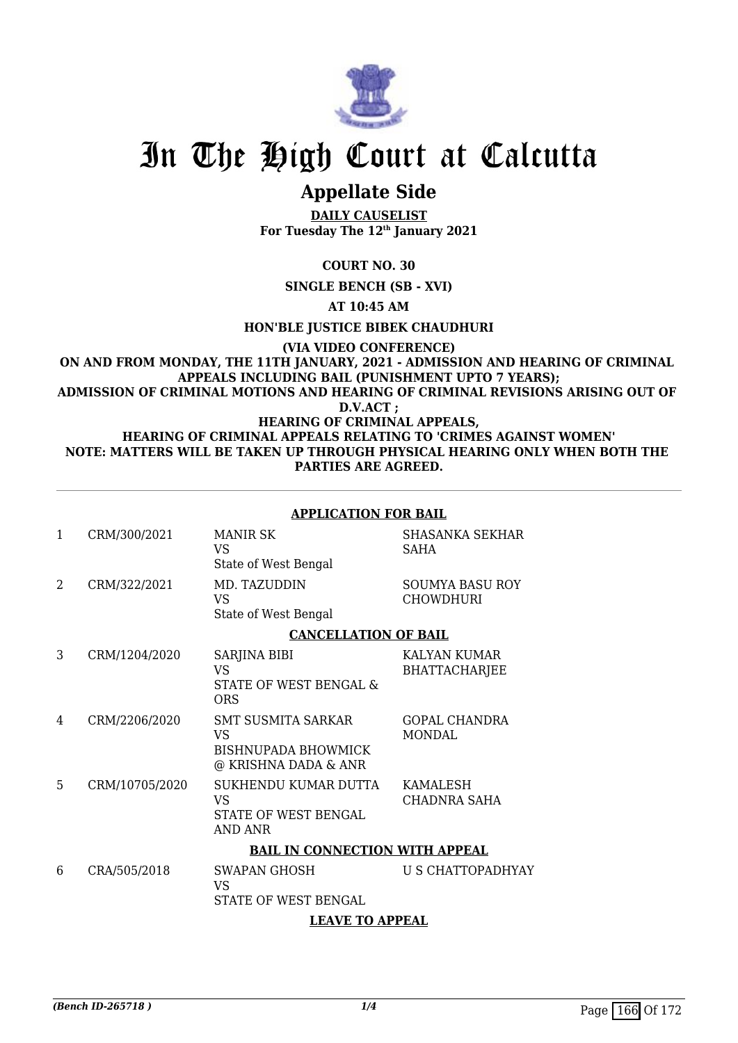# In The High Court at Calcutta

## Appellate Side

**DAILY CAUSELIST**
**For Tuesday The 12th January 2021**

**COURT NO. 30**

**SINGLE BENCH (SB - XVI)**

**AT 10:45 AM**

**HON'BLE JUSTICE BIBEK CHAUDHURI**

**(VIA VIDEO CONFERENCE)**
**ON AND FROM MONDAY, THE 11TH JANUARY, 2021 - ADMISSION AND HEARING OF CRIMINAL APPEALS INCLUDING BAIL (PUNISHMENT UPTO 7 YEARS);**
**ADMISSION OF CRIMINAL MOTIONS AND HEARING OF CRIMINAL REVISIONS ARISING OUT OF D.V.ACT ;**
**HEARING OF CRIMINAL APPEALS,**
**HEARING OF CRIMINAL APPEALS RELATING TO 'CRIMES AGAINST WOMEN'**
**NOTE: MATTERS WILL BE TAKEN UP THROUGH PHYSICAL HEARING ONLY WHEN BOTH THE PARTIES ARE AGREED.**

**APPLICATION FOR BAIL**

| | | | |
|---|---|---|---|
| 1 | CRM/300/2021 | MANIR SK<br>VS<br>State of West Bengal | SHASANKA SEKHAR SAHA |
| 2 | CRM/322/2021 | MD. TAZUDDIN<br>VS<br>State of West Bengal | SOUMYA BASU ROY CHOWDHURI |

**CANCELLATION OF BAIL**

| | | | |
|---|---|---|---|
| 3 | CRM/1204/2020 | SARJINA BIBI<br>VS<br>STATE OF WEST BENGAL & ORS | KALYAN KUMAR BHATTACHARJEE |
| 4 | CRM/2206/2020 | SMT SUSMITA SARKAR<br>VS<br>BISHNUPADA BHOWMICK @ KRISHNA DADA & ANR | GOPAL CHANDRA MONDAL |
| 5 | CRM/10705/2020 | SUKHENDU KUMAR DUTTA<br>VS<br>STATE OF WEST BENGAL AND ANR | KAMALESH CHADNRA SAHA |

**BAIL IN CONNECTION WITH APPEAL**

| | | | |
|---|---|---|---|
| 6 | CRA/505/2018 | SWAPAN GHOSH<br>VS<br>STATE OF WEST BENGAL | U S CHATTOPADHYAY |

**LEAVE TO APPEAL**

*(Bench ID-265718 )*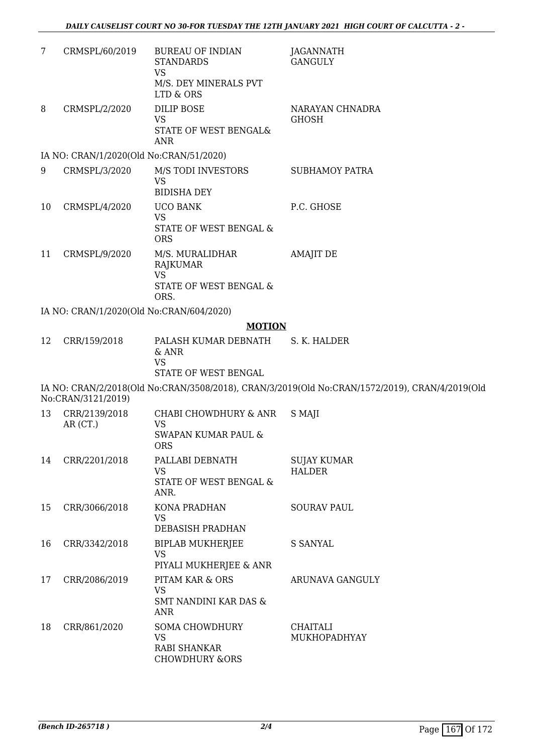| | | | |
|---|---|---|---|
| 7 | CRMSPL/60/2019 | BUREAU OF INDIAN STANDARDS<br>VS<br>M/S. DEY MINERALS PVT LTD & ORS | JAGANNATH GANGULY |
| 8 | CRMSPL/2/2020 | DILIP BOSE<br>VS<br>STATE OF WEST BENGAL& ANR | NARAYAN CHNADRA GHOSH |

IA NO: CRAN/1/2020(Old No:CRAN/51/2020)

| | | | |
|---|---|---|---|
| 9 | CRMSPL/3/2020 | M/S TODI INVESTORS<br>VS<br>BIDISHA DEY | SUBHAMOY PATRA |
| 10 | CRMSPL/4/2020 | UCO BANK<br>VS<br>STATE OF WEST BENGAL & ORS | P.C. GHOSE |
| 11 | CRMSPL/9/2020 | M/S. MURALIDHAR RAJKUMAR<br>VS<br>STATE OF WEST BENGAL & ORS. | AMAJIT DE |

IA NO: CRAN/1/2020(Old No:CRAN/604/2020)

## MOTION

| | | | |
|---|---|---|---|
| 12 | CRR/159/2018 | PALASH KUMAR DEBNATH & ANR<br>VS<br>STATE OF WEST BENGAL | S. K. HALDER |

IA NO: CRAN/2/2018(Old No:CRAN/3508/2018), CRAN/3/2019(Old No:CRAN/1572/2019), CRAN/4/2019(Old No:CRAN/3121/2019)

| | | | |
|---|---|---|---|
| 13 | CRR/2139/2018<br>AR (CT.) | CHABI CHOWDHURY & ANR<br>VS<br>SWAPAN KUMAR PAUL & ORS | S MAJI |
| 14 | CRR/2201/2018 | PALLABI DEBNATH<br>VS<br>STATE OF WEST BENGAL & ANR. | SUJAY KUMAR HALDER |
| 15 | CRR/3066/2018 | KONA PRADHAN<br>VS<br>DEBASISH PRADHAN | SOURAV PAUL |
| 16 | CRR/3342/2018 | BIPLAB MUKHERJEE<br>VS<br>PIYALI MUKHERJEE & ANR | S SANYAL |
| 17 | CRR/2086/2019 | PITAM KAR & ORS<br>VS<br>SMT NANDINI KAR DAS & ANR | ARUNAVA GANGULY |
| 18 | CRR/861/2020 | SOMA CHOWDHURY<br>VS<br>RABI SHANKAR CHOWDHURY &ORS | CHAITALI MUKHOPADHYAY |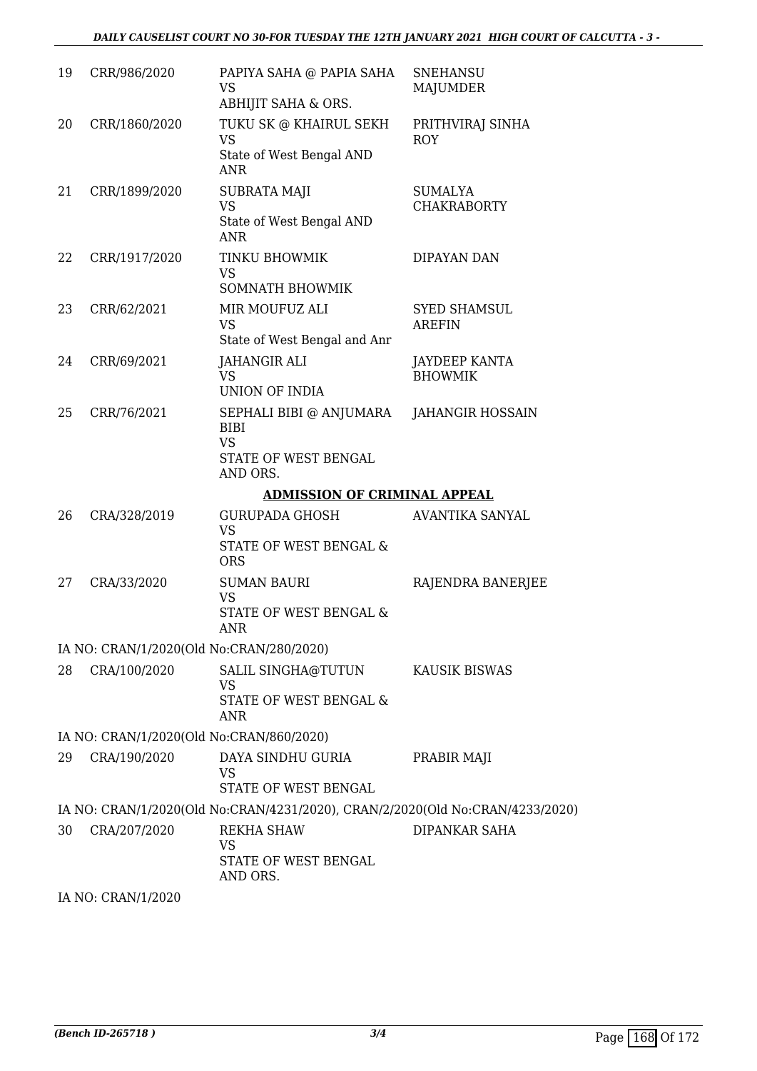| 19 | CRR/986/2020 | PAPIYA SAHA @ PAPIA SAHA VS ABHIJIT SAHA & ORS. | SNEHANSU MAJUMDER |
|---|---|---|---|
| 20 | CRR/1860/2020 | TUKU SK @ KHAIRUL SEKH VS State of West Bengal AND ANR | PRITHVIRAJ SINHA ROY |
| 21 | CRR/1899/2020 | SUBRATA MAJI VS State of West Bengal AND ANR | SUMALYA CHAKRABORTY |
| 22 | CRR/1917/2020 | TINKU BHOWMIK VS SOMNATH BHOWMIK | DIPAYAN DAN |
| 23 | CRR/62/2021 | MIR MOUFUZ ALI VS State of West Bengal and Anr | SYED SHAMSUL AREFIN |
| 24 | CRR/69/2021 | JAHANGIR ALI VS UNION OF INDIA | JAYDEEP KANTA BHOWMIK |
| 25 | CRR/76/2021 | SEPHALI BIBI @ ANJUMARA BIBI VS STATE OF WEST BENGAL AND ORS. | JAHANGIR HOSSAIN |

**ADMISSION OF CRIMINAL APPEAL**

| 26 | CRA/328/2019 | GURUPADA GHOSH VS STATE OF WEST BENGAL & ORS | AVANTIKA SANYAL |
|---|---|---|---|
| 27 | CRA/33/2020 | SUMAN BAURI VS STATE OF WEST BENGAL & ANR | RAJENDRA BANERJEE |

IA NO: CRAN/1/2020(Old No:CRAN/280/2020)

| 28 | CRA/100/2020 | SALIL SINGHA@TUTUN VS STATE OF WEST BENGAL & ANR | KAUSIK BISWAS |
|---|---|---|---|

IA NO: CRAN/1/2020(Old No:CRAN/860/2020)

| 29 | CRA/190/2020 | DAYA SINDHU GURIA VS STATE OF WEST BENGAL | PRABIR MAJI |
|---|---|---|---|

IA NO: CRAN/1/2020(Old No:CRAN/4231/2020), CRAN/2/2020(Old No:CRAN/4233/2020)

| 30 | CRA/207/2020 | REKHA SHAW VS STATE OF WEST BENGAL AND ORS. | DIPANKAR SAHA |
|---|---|---|---|

IA NO: CRAN/1/2020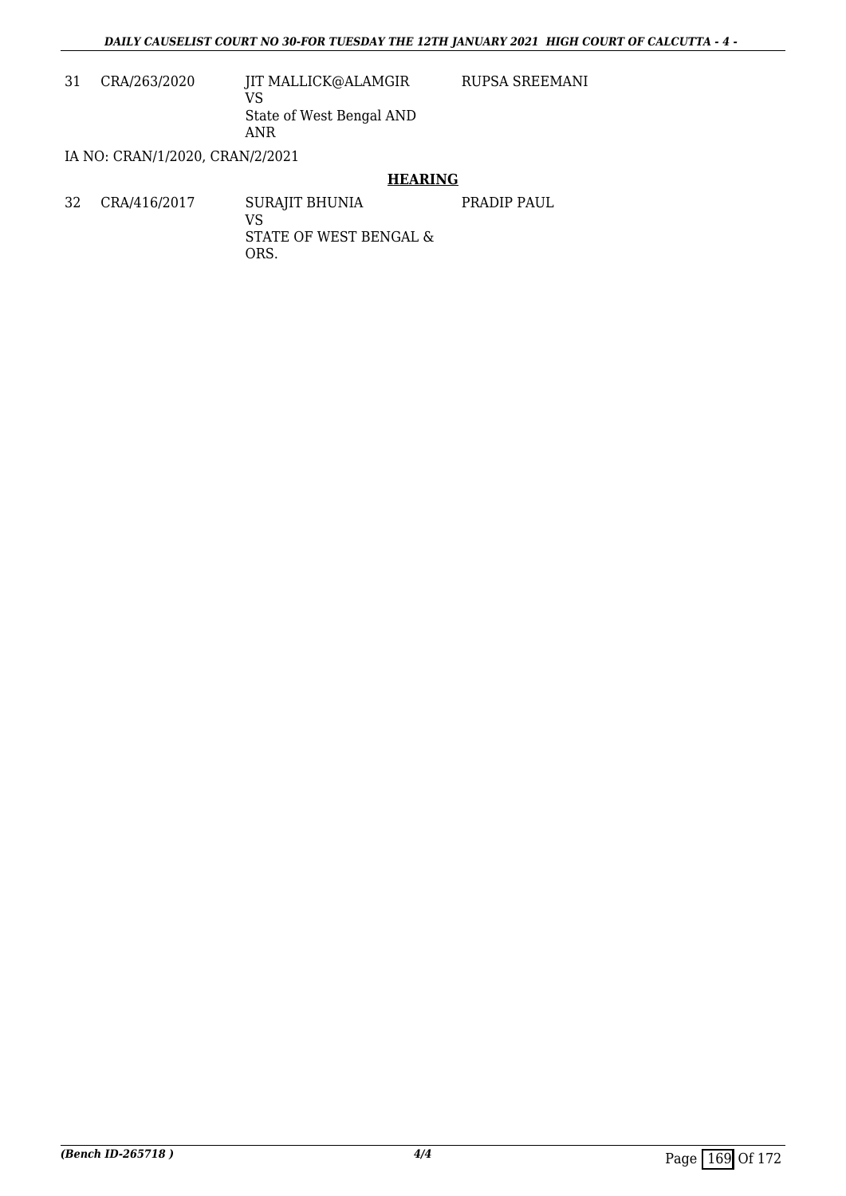| 31 | CRA/263/2020 | JIT MALLICK@ALAMGIR<br>VS<br>State of West Bengal AND ANR | RUPSA SREEMANI |
|---|---|---|---|

IA NO: CRAN/1/2020, CRAN/2/2021

## HEARING

| 32 | CRA/416/2017 | SURAJIT BHUNIA<br>VS<br>STATE OF WEST BENGAL & ORS. | PRADIP PAUL |
|---|---|---|---|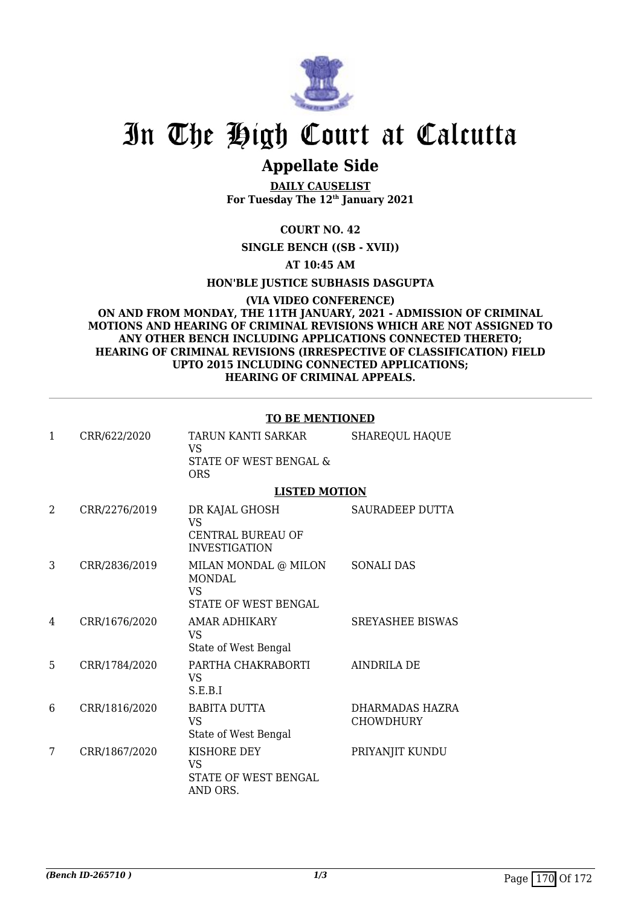# In The High Court at Calcutta

## Appellate Side

**DAILY CAUSELIST**
**For Tuesday The 12th January 2021**

**COURT NO. 42**

**SINGLE BENCH ((SB - XVII))**

**AT 10:45 AM**

**HON'BLE JUSTICE SUBHASIS DASGUPTA**

**(VIA VIDEO CONFERENCE)**
**ON AND FROM MONDAY, THE 11TH JANUARY, 2021 - ADMISSION OF CRIMINAL MOTIONS AND HEARING OF CRIMINAL REVISIONS WHICH ARE NOT ASSIGNED TO ANY OTHER BENCH INCLUDING APPLICATIONS CONNECTED THERETO; HEARING OF CRIMINAL REVISIONS (IRRESPECTIVE OF CLASSIFICATION) FIELD UPTO 2015 INCLUDING CONNECTED APPLICATIONS; HEARING OF CRIMINAL APPEALS.**

**TO BE MENTIONED**

| | | | |
|---|---|---|---|
| 1 | CRR/622/2020 | TARUN KANTI SARKAR<br>VS<br>STATE OF WEST BENGAL & ORS | SHAREQUL HAQUE |

**LISTED MOTION**

| | | | |
|---|---|---|---|
| 2 | CRR/2276/2019 | DR KAJAL GHOSH<br>VS<br>CENTRAL BUREAU OF INVESTIGATION | SAURADEEP DUTTA |
| 3 | CRR/2836/2019 | MILAN MONDAL @ MILON MONDAL<br>VS<br>STATE OF WEST BENGAL | SONALI DAS |
| 4 | CRR/1676/2020 | AMAR ADHIKARY<br>VS<br>State of West Bengal | SREYASHEE BISWAS |
| 5 | CRR/1784/2020 | PARTHA CHAKRABORTI<br>VS<br>S.E.B.I | AINDRILA DE |
| 6 | CRR/1816/2020 | BABITA DUTTA<br>VS<br>State of West Bengal | DHARMADAS HAZRA CHOWDHURY |
| 7 | CRR/1867/2020 | KISHORE DEY<br>VS<br>STATE OF WEST BENGAL AND ORS. | PRIYANJIT KUNDU |

*(Bench ID-265710 )*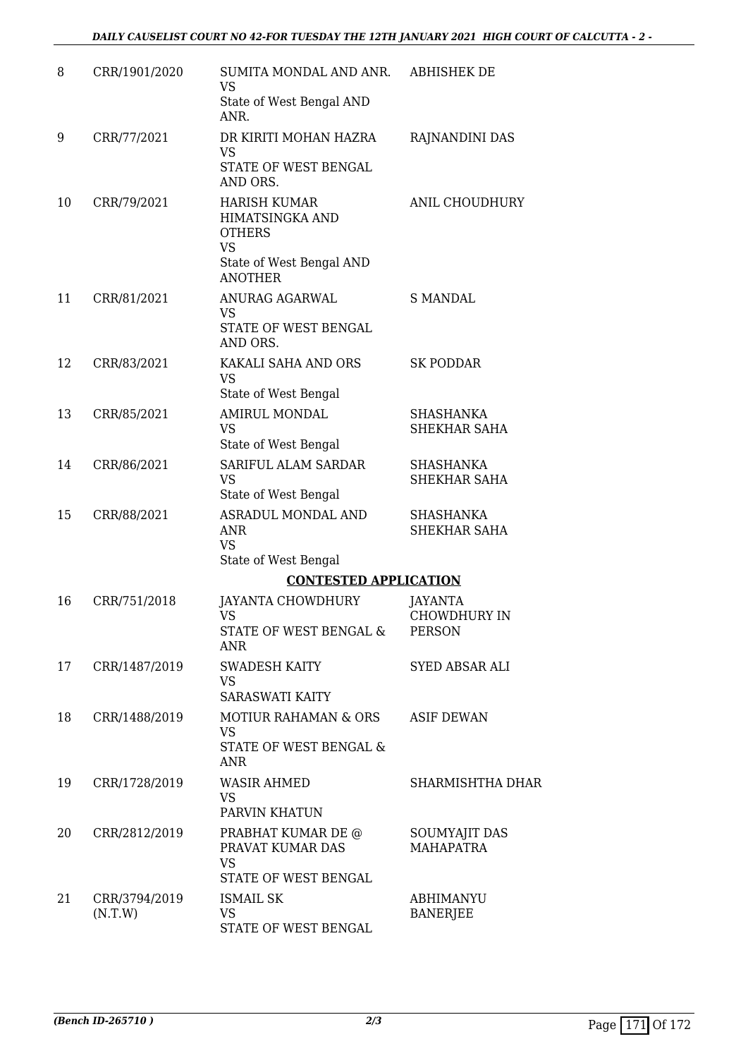| | | | |
|---|---|---|---|
| 8 | CRR/1901/2020 | SUMITA MONDAL AND ANR.<br>VS<br>State of West Bengal AND ANR. | ABHISHEK DE |
| 9 | CRR/77/2021 | DR KIRITI MOHAN HAZRA<br>VS<br>STATE OF WEST BENGAL AND ORS. | RAJNANDINI DAS |
| 10 | CRR/79/2021 | HARISH KUMAR HIMATSINGKA AND OTHERS<br>VS<br>State of West Bengal AND ANOTHER | ANIL CHOUDHURY |
| 11 | CRR/81/2021 | ANURAG AGARWAL<br>VS<br>STATE OF WEST BENGAL AND ORS. | S MANDAL |
| 12 | CRR/83/2021 | KAKALI SAHA AND ORS<br>VS<br>State of West Bengal | SK PODDAR |
| 13 | CRR/85/2021 | AMIRUL MONDAL<br>VS<br>State of West Bengal | SHASHANKA SHEKHAR SAHA |
| 14 | CRR/86/2021 | SARIFUL ALAM SARDAR<br>VS<br>State of West Bengal | SHASHANKA SHEKHAR SAHA |
| 15 | CRR/88/2021 | ASRADUL MONDAL AND ANR<br>VS<br>State of West Bengal | SHASHANKA SHEKHAR SAHA |

**CONTESTED APPLICATION**

| | | | |
|---|---|---|---|
| 16 | CRR/751/2018 | JAYANTA CHOWDHURY<br>VS<br>STATE OF WEST BENGAL & ANR | JAYANTA CHOWDHURY IN PERSON |
| 17 | CRR/1487/2019 | SWADESH KAITY<br>VS<br>SARASWATI KAITY | SYED ABSAR ALI |
| 18 | CRR/1488/2019 | MOTIUR RAHAMAN & ORS<br>VS<br>STATE OF WEST BENGAL & ANR | ASIF DEWAN |
| 19 | CRR/1728/2019 | WASIR AHMED<br>VS<br>PARVIN KHATUN | SHARMISHTHA DHAR |
| 20 | CRR/2812/2019 | PRABHAT KUMAR DE @ PRAVAT KUMAR DAS<br>VS<br>STATE OF WEST BENGAL | SOUMYAJIT DAS MAHAPATRA |
| 21 | CRR/3794/2019 (N.T.W) | ISMAIL SK<br>VS<br>STATE OF WEST BENGAL | ABHIMANYU BANERJEE |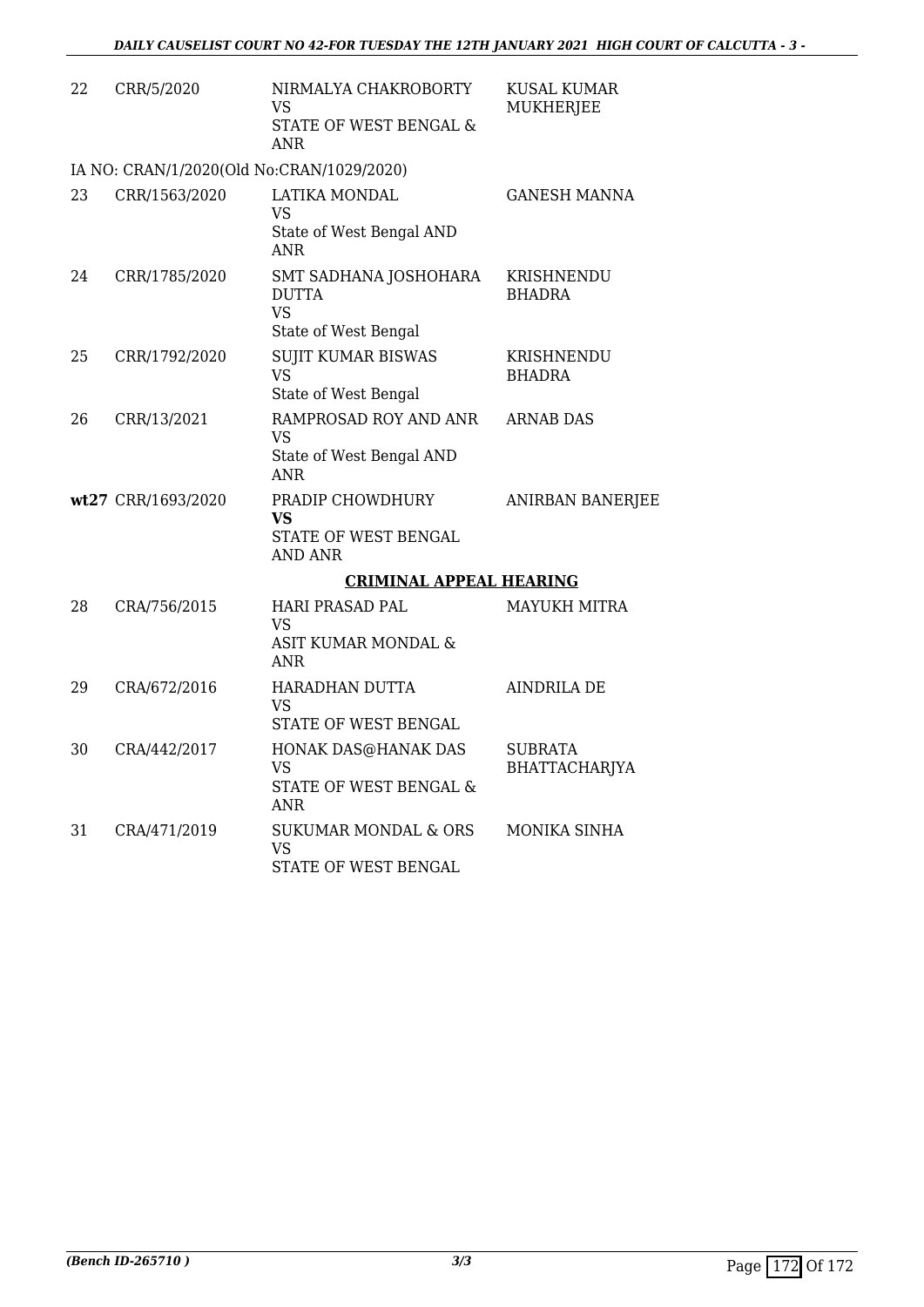| | | | |
|---|---|---|---|
| 22 | CRR/5/2020 | NIRMALYA CHAKROBORTY<br>VS<br>STATE OF WEST BENGAL & ANR | KUSAL KUMAR MUKHERJEE |

IA NO: CRAN/1/2020(Old No:CRAN/1029/2020)

| | | | |
|---|---|---|---|
| 23 | CRR/1563/2020 | LATIKA MONDAL<br>VS<br>State of West Bengal AND ANR | GANESH MANNA |
| 24 | CRR/1785/2020 | SMT SADHANA JOSHOHARA DUTTA<br>VS<br>State of West Bengal | KRISHNENDU BHADRA |
| 25 | CRR/1792/2020 | SUJIT KUMAR BISWAS<br>VS<br>State of West Bengal | KRISHNENDU BHADRA |
| 26 | CRR/13/2021 | RAMPROSAD ROY AND ANR<br>VS<br>State of West Bengal AND ANR | ARNAB DAS |
| **wt27** | CRR/1693/2020 | PRADIP CHOWDHURY<br>**VS**<br>STATE OF WEST BENGAL AND ANR | ANIRBAN BANERJEE |

**CRIMINAL APPEAL HEARING**

| | | | |
|---|---|---|---|
| 28 | CRA/756/2015 | HARI PRASAD PAL<br>VS<br>ASIT KUMAR MONDAL & ANR | MAYUKH MITRA |
| 29 | CRA/672/2016 | HARADHAN DUTTA<br>VS<br>STATE OF WEST BENGAL | AINDRILA DE |
| 30 | CRA/442/2017 | HONAK DAS@HANAK DAS<br>VS<br>STATE OF WEST BENGAL & ANR | SUBRATA BHATTACHARJYA |
| 31 | CRA/471/2019 | SUKUMAR MONDAL & ORS<br>VS<br>STATE OF WEST BENGAL | MONIKA SINHA |